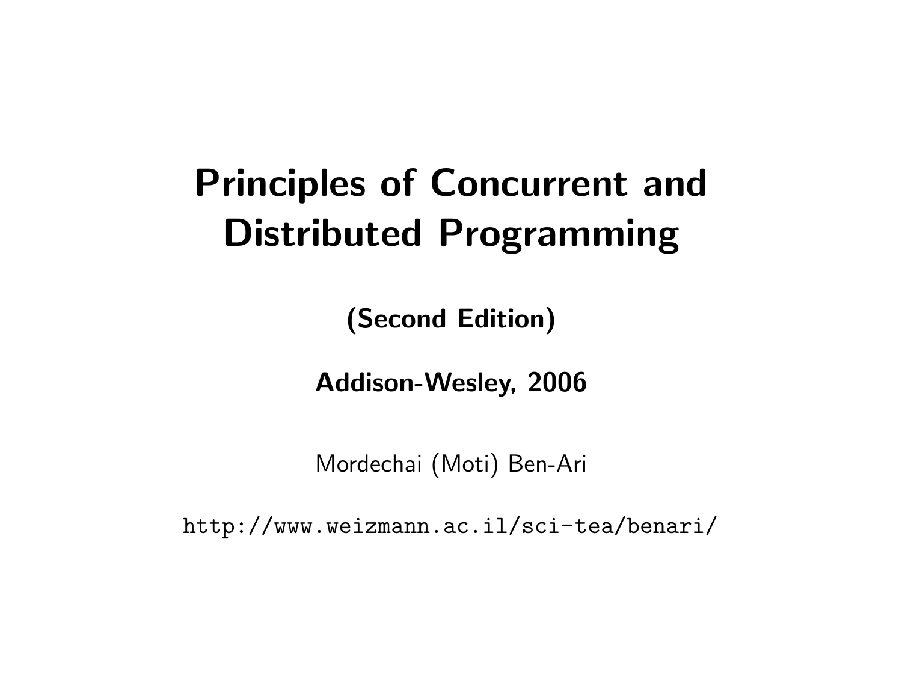# Principles of Concurrent and Distributed Programming

**(Second Edition)**

**Addison-Wesley, 2006**

Mordechai (Moti) Ben-Ari

`http://www.weizmann.ac.il/sci-tea/benari/`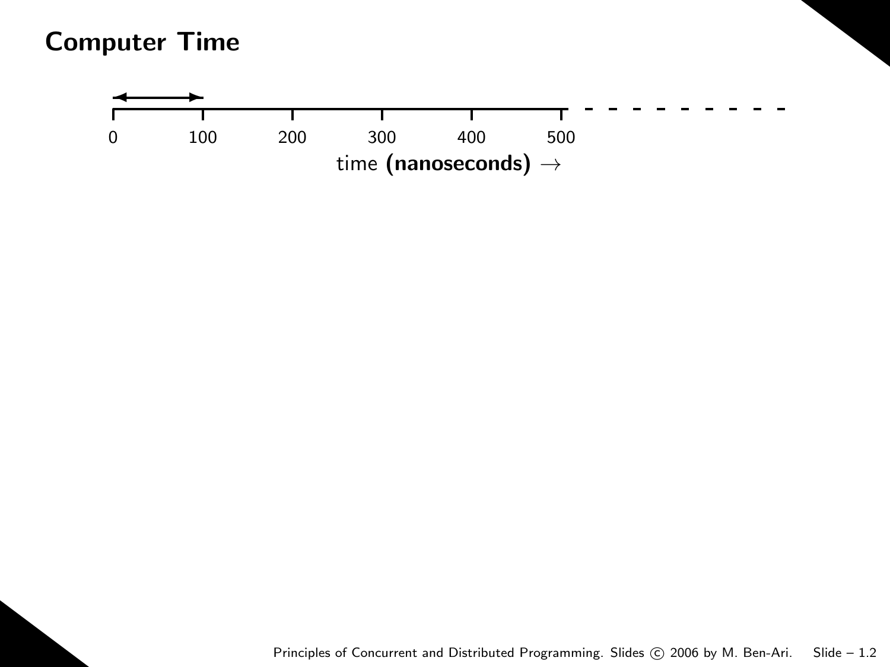# Computer Time

0
100
200
300
400
500
time **(nanoseconds)** →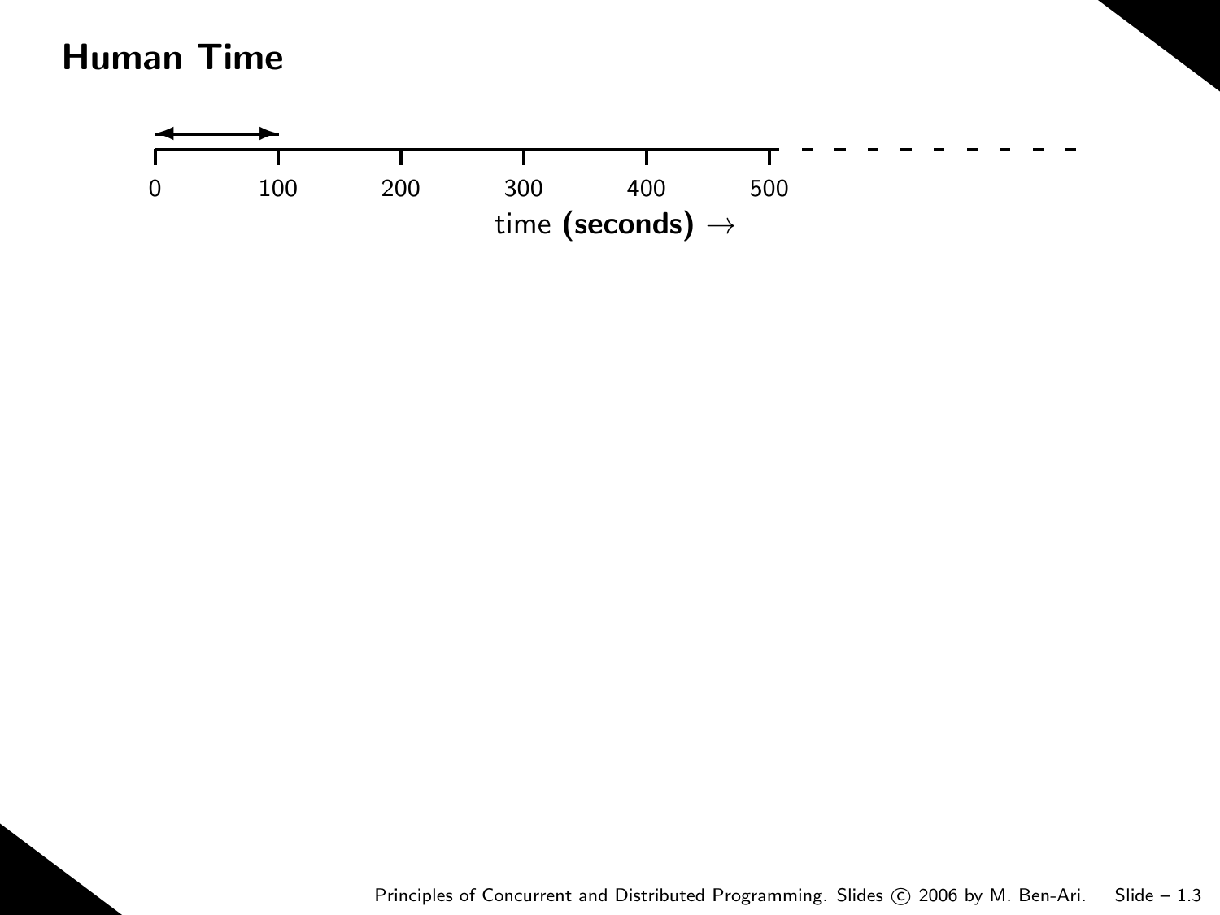# Human Time

0 100 200 300 400 500

time **(seconds)** $\rightarrow$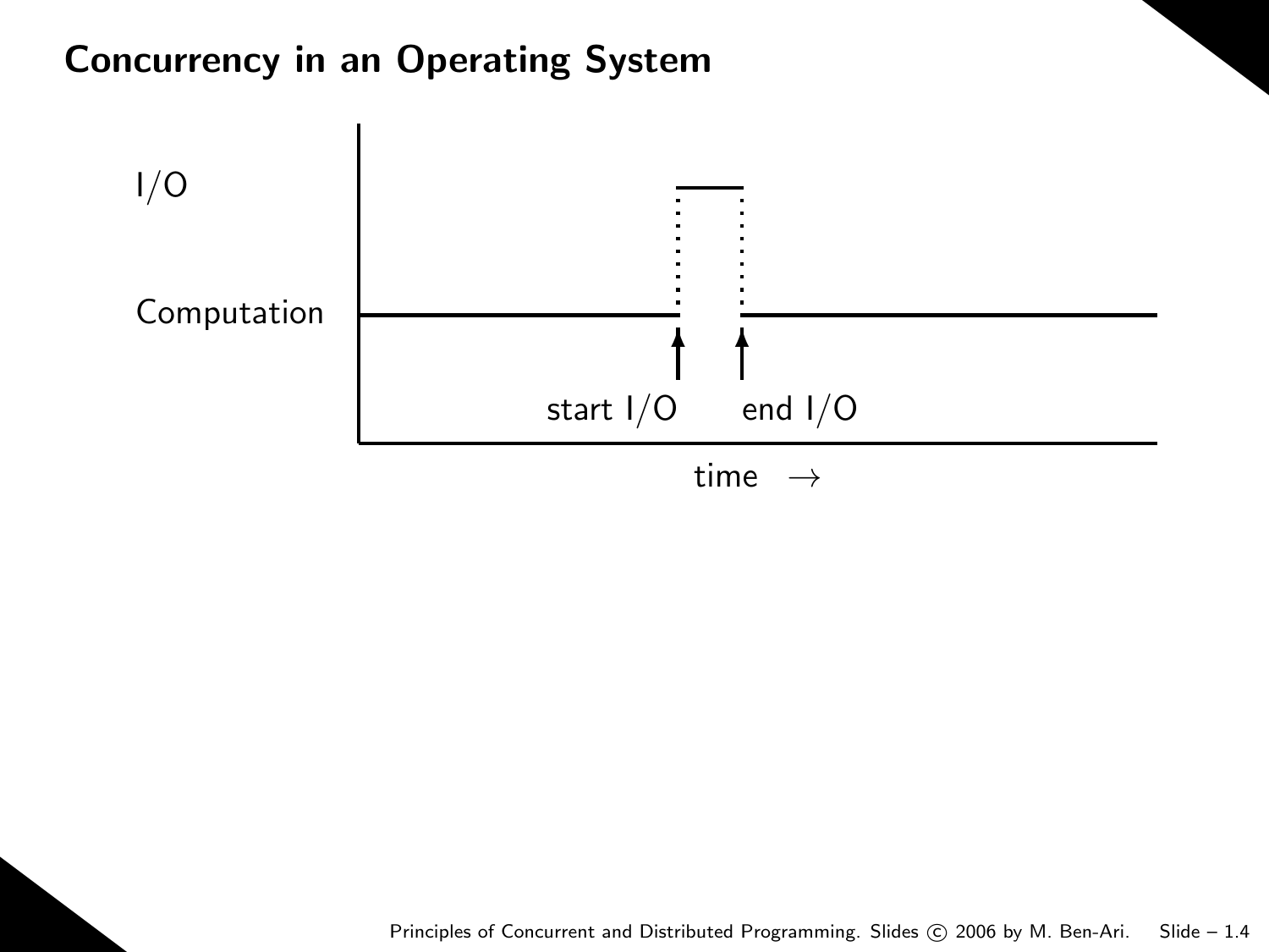# Concurrency in an Operating System

I/O

Computation

start I/O

end I/O

time $\rightarrow$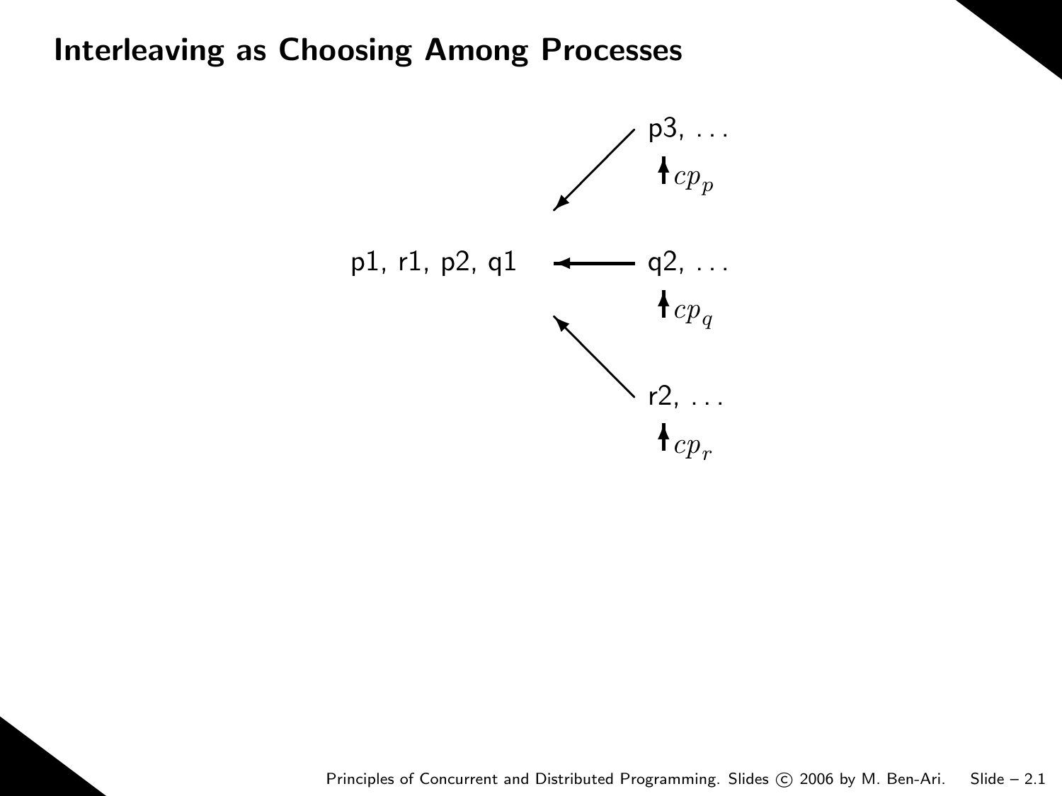# Interleaving as Choosing Among Processes

p3, . . .

$\uparrow cp_p$

p1, r1, p2, q1

q2, . . .

$\uparrow cp_q$

r2, . . .

$\uparrow cp_r$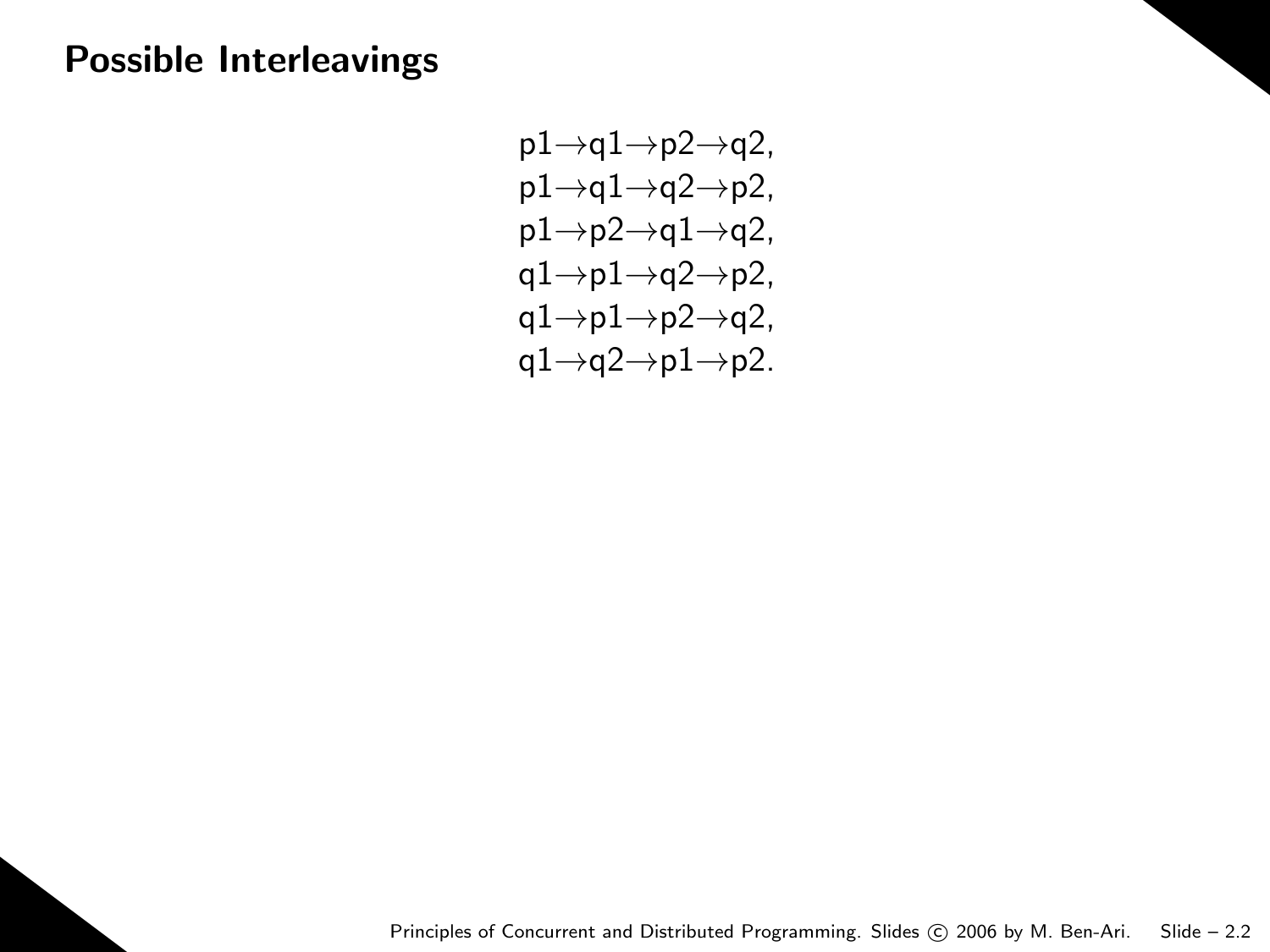# Possible Interleavings

p1→q1→p2→q2,
p1→q1→q2→p2,
p1→p2→q1→q2,
q1→p1→q2→p2,
q1→p1→p2→q2,
q1→q2→p1→p2.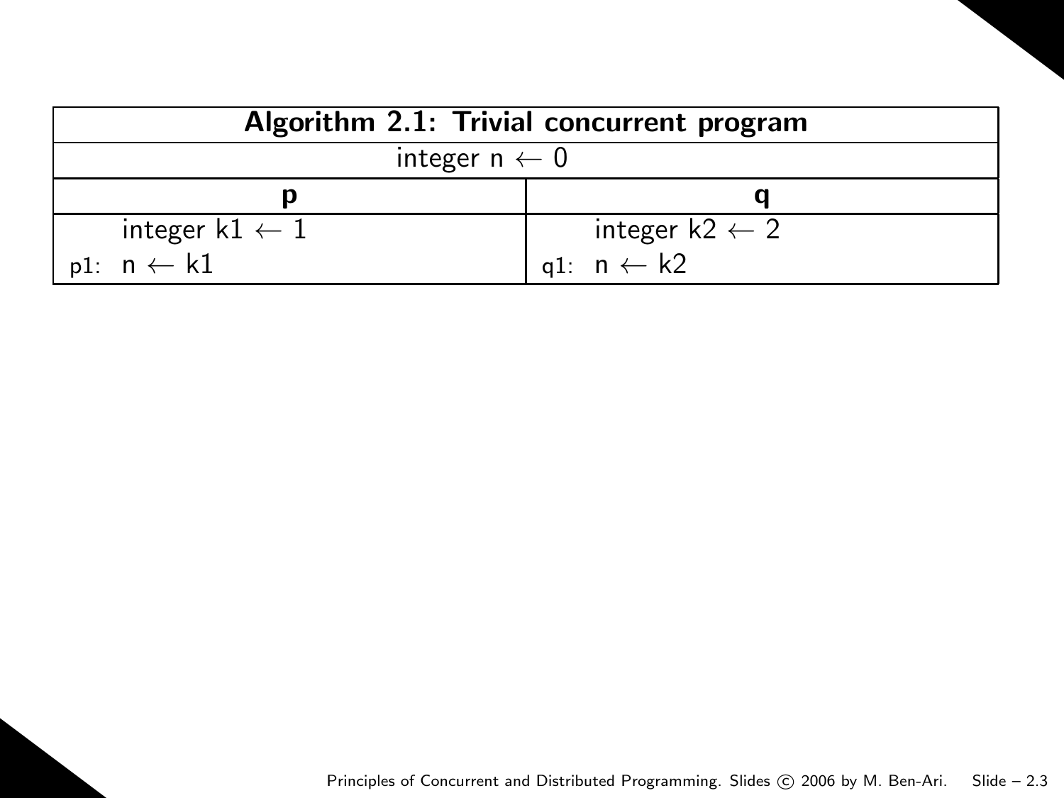| Algorithm 2.1: Trivial concurrent program | |
|---|---|
| integer n ← 0 | |
| **p** | **q** |
| integer k1 ← 1 | integer k2 ← 2 |
| p1: n ← k1 | q1: n ← k2 |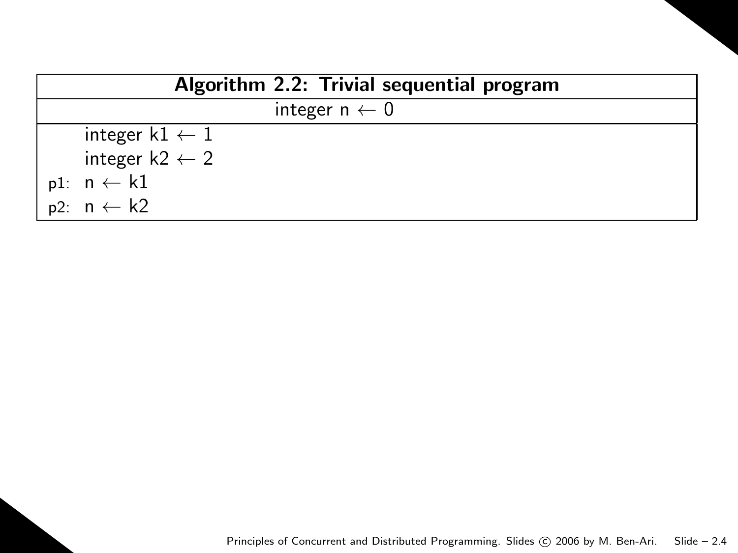| Algorithm 2.2: Trivial sequential program | |
|---|---|
| integer n ← 0 | |
| | integer k1 ← 1 |
| | integer k2 ← 2 |
| p1: | n ← k1 |
| p2: | n ← k2 |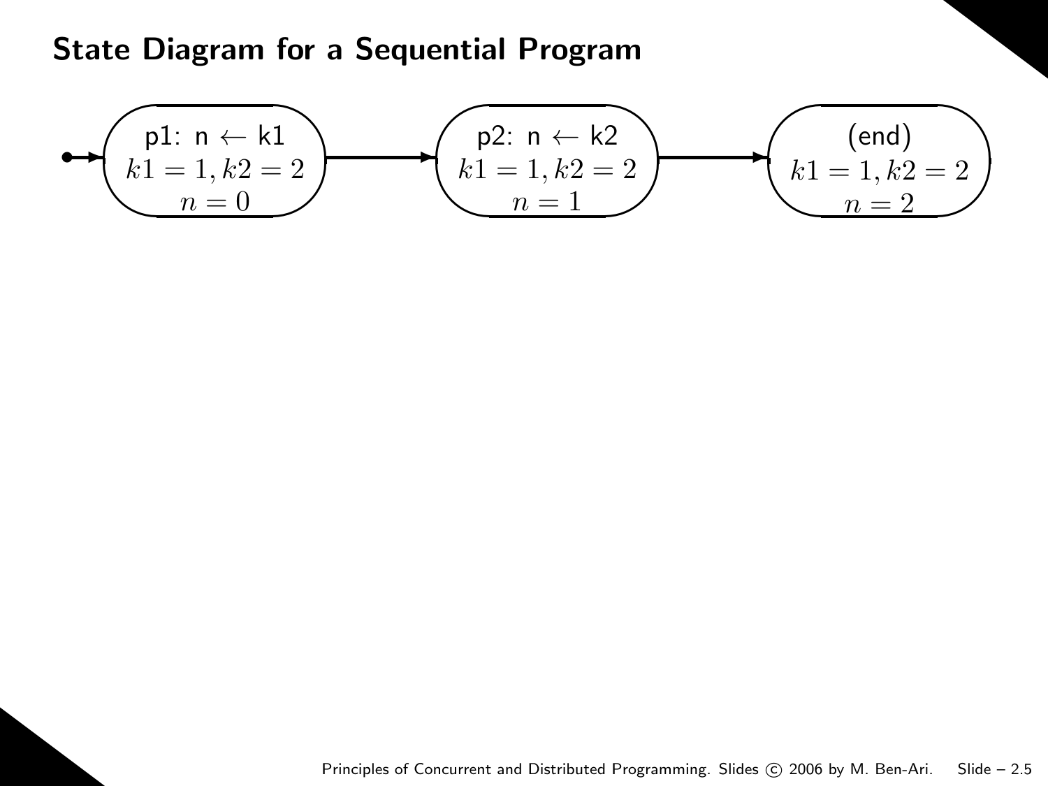# State Diagram for a Sequential Program

p1: n ← k1
$k1 = 1, k2 = 2$
$n = 0$

p2: n ← k2
$k1 = 1, k2 = 2$
$n = 1$

(end)
$k1 = 1, k2 = 2$
$n = 2$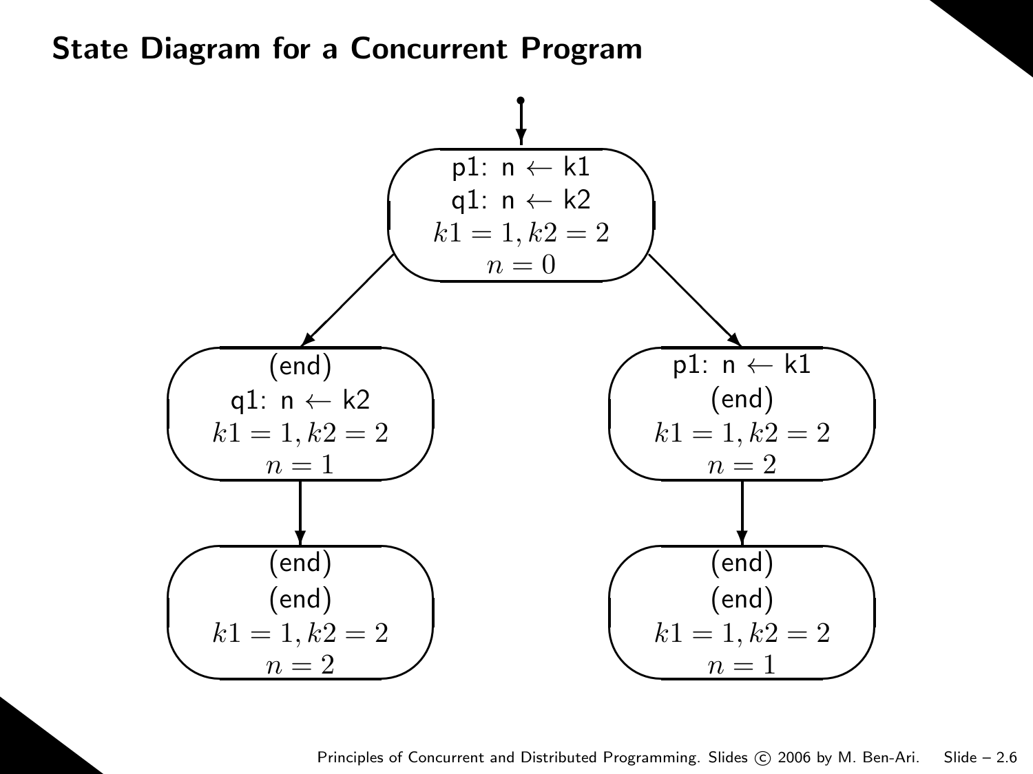## State Diagram for a Concurrent Program

p1: n ← k1
q1: n ← k2
$k1 = 1, k2 = 2$
$n = 0$

(end)
q1: n ← k2
$k1 = 1, k2 = 2$
$n = 1$

p1: n ← k1
(end)
$k1 = 1, k2 = 2$
$n = 2$

(end)
(end)
$k1 = 1, k2 = 2$
$n = 2$

(end)
(end)
$k1 = 1, k2 = 2$
$n = 1$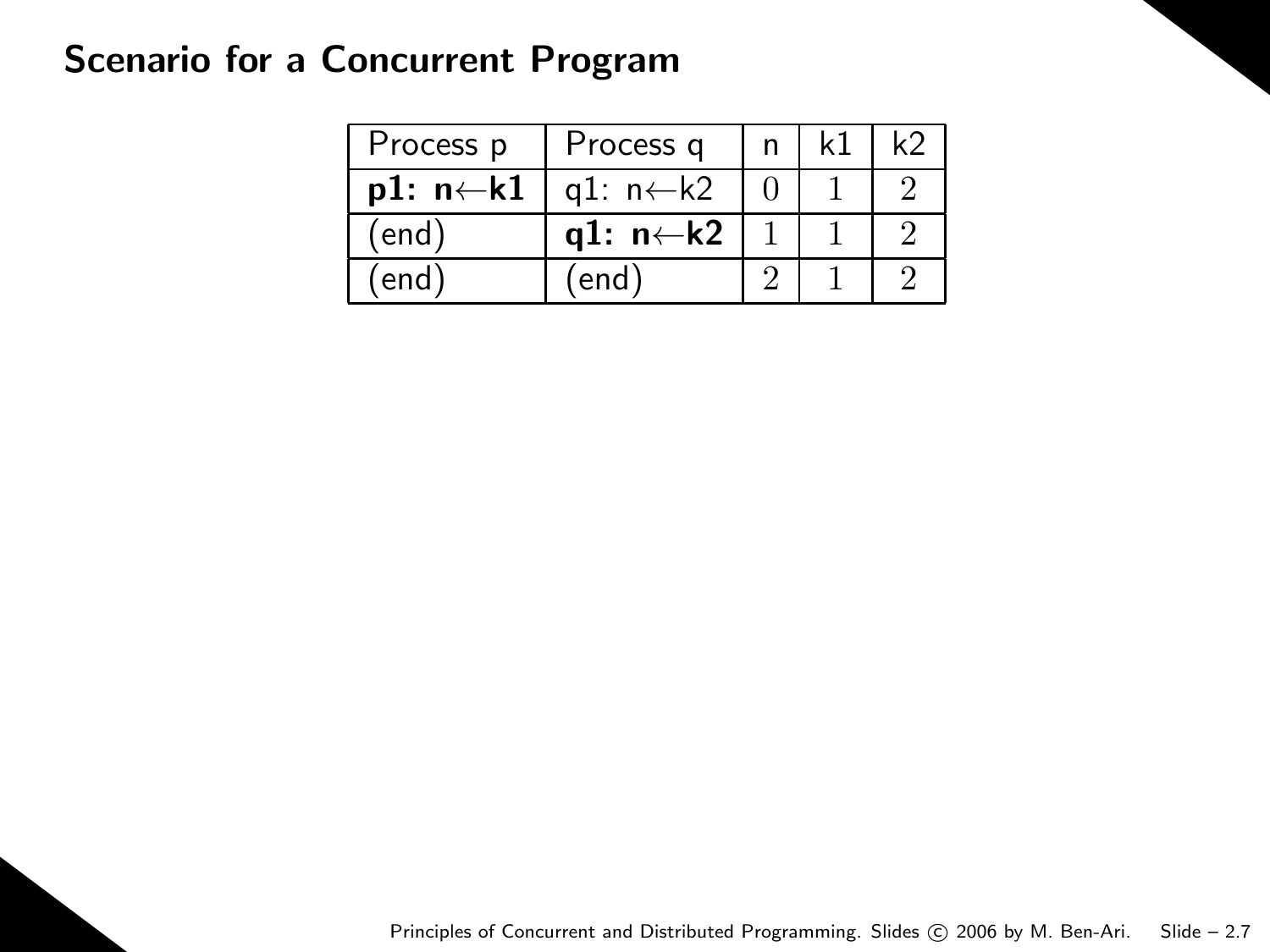# Scenario for a Concurrent Program

| Process p | Process q | n | k1 | k2 |
|---|---|---|---|---|
| **p1: n←k1** | q1: n←k2 | 0 | 1 | 2 |
| (end) | **q1: n←k2** | 1 | 1 | 2 |
| (end) | (end) | 2 | 1 | 2 |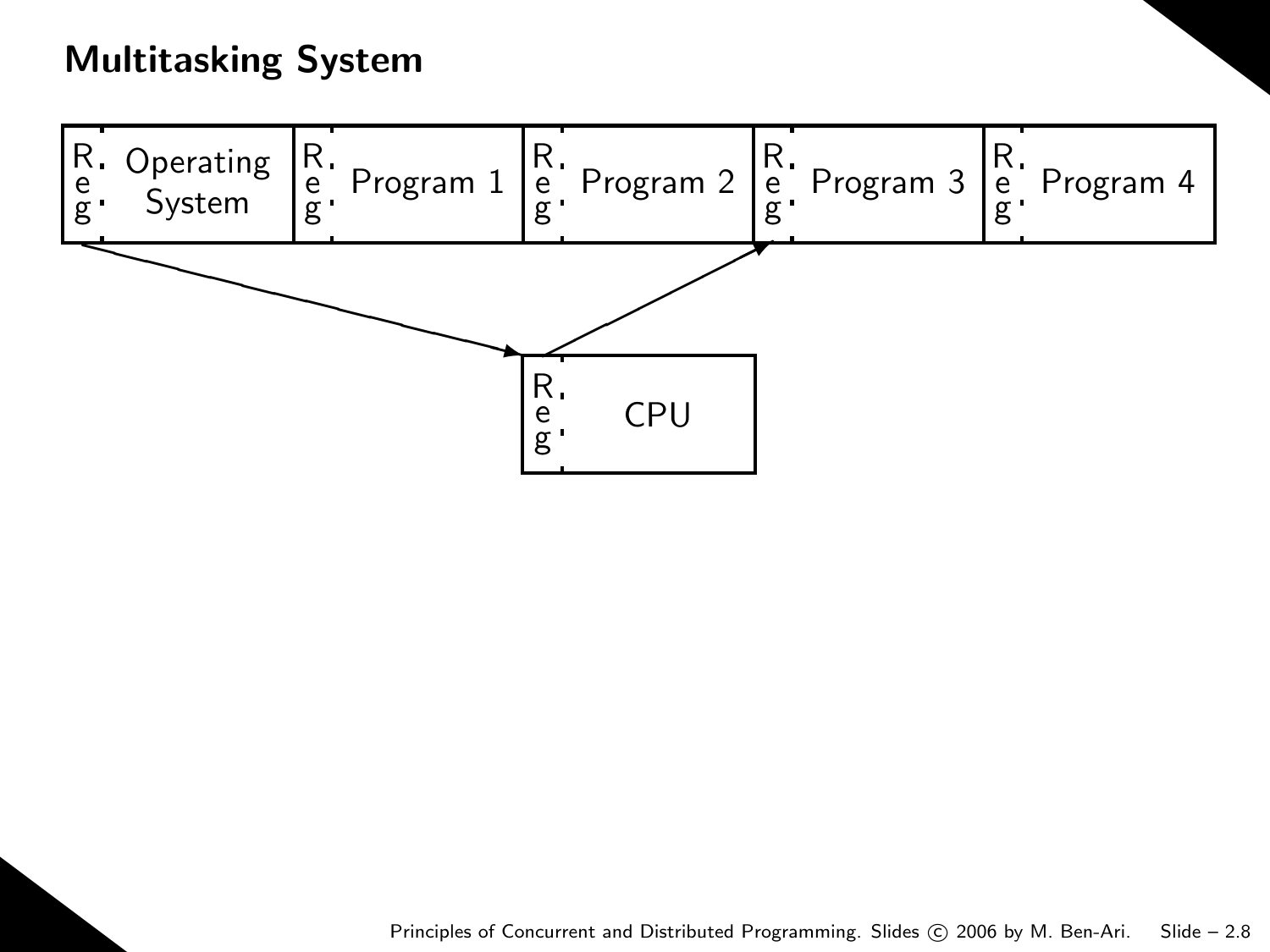# Multitasking System

Reg Operating System

Reg Program 1

Reg Program 2

Reg Program 3

Reg Program 4

Reg CPU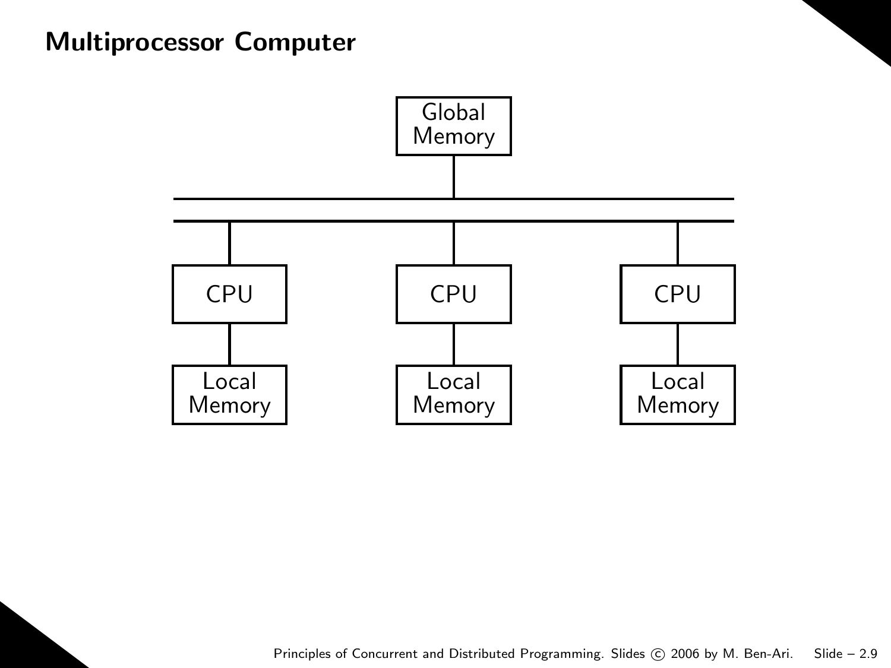# Multiprocessor Computer

Global Memory

CPU

CPU

CPU

Local Memory

Local Memory

Local Memory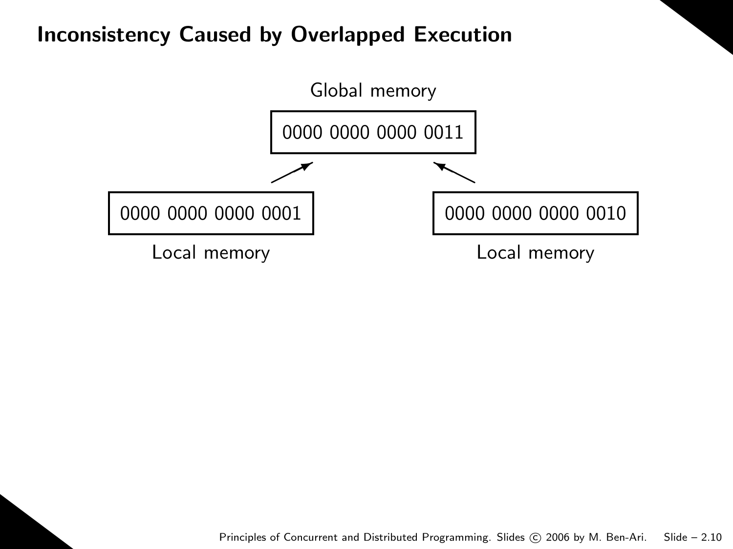# Inconsistency Caused by Overlapped Execution

Global memory

0000 0000 0000 0011

0000 0000 0000 0001

Local memory

0000 0000 0000 0010

Local memory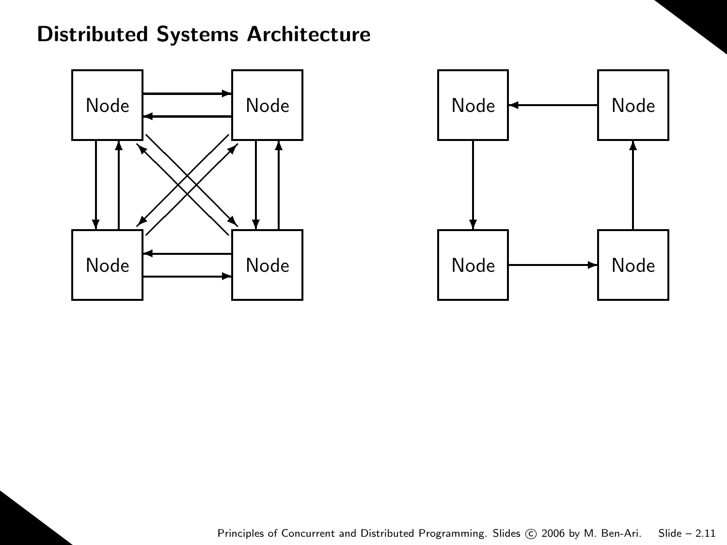# Distributed Systems Architecture

Node

Node

Node

Node

Node

Node

Node

Node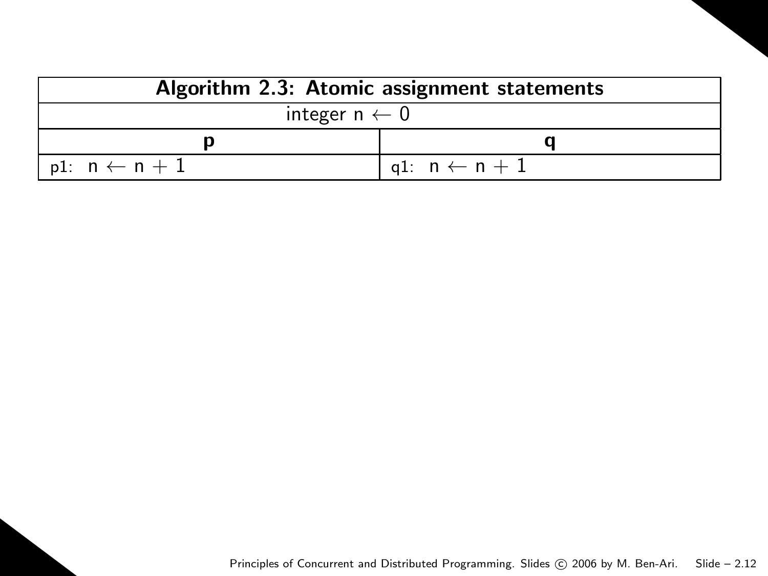| Algorithm 2.3: Atomic assignment statements | |
|---|---|
| integer n ← 0 | |
| **p** | **q** |
| p1: n ← n + 1 | q1: n ← n + 1 |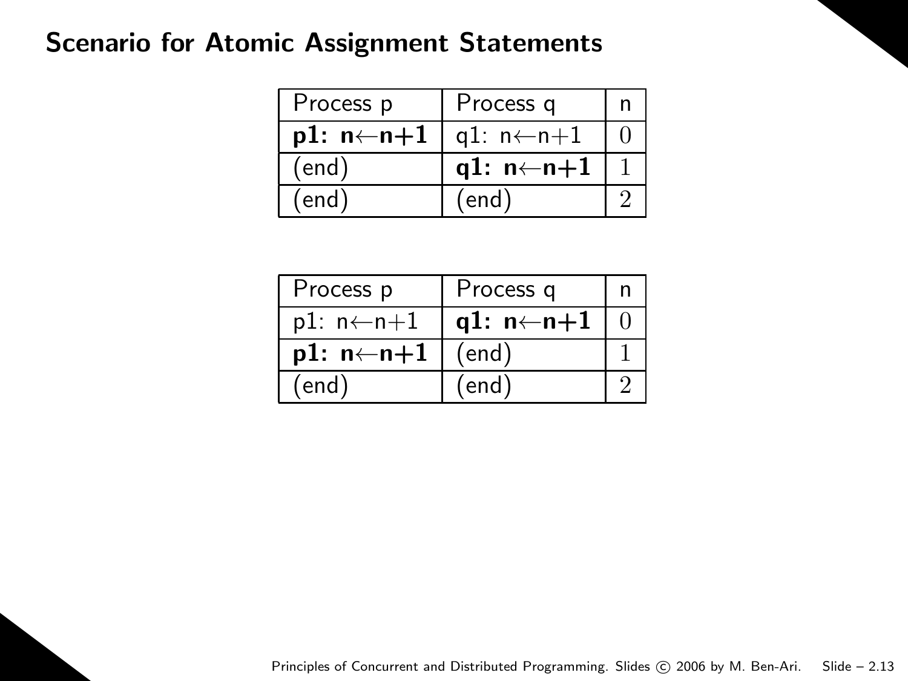# Scenario for Atomic Assignment Statements

| Process p | Process q | n |
|---|---|---|
| **p1: n←n+1** | q1: n←n+1 | 0 |
| (end) | **q1: n←n+1** | 1 |
| (end) | (end) | 2 |

| Process p | Process q | n |
|---|---|---|
| p1: n←n+1 | **q1: n←n+1** | 0 |
| **p1: n←n+1** | (end) | 1 |
| (end) | (end) | 2 |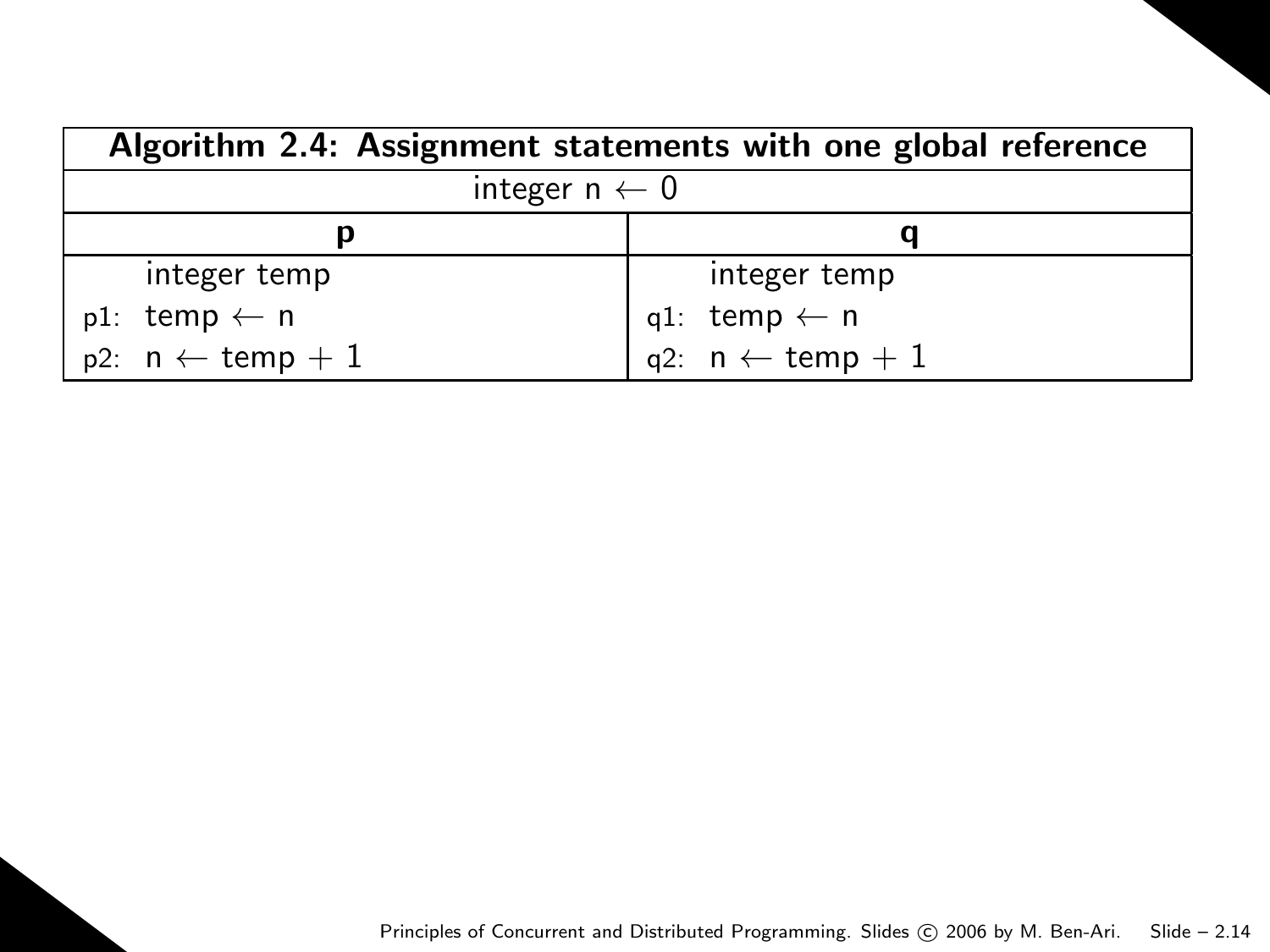| Algorithm 2.4: Assignment statements with one global reference | |
|---|---|
| integer n ← 0 | |
| **p** | **q** |
| integer temp | integer temp |
| p1: temp ← n | q1: temp ← n |
| p2: n ← temp + 1 | q2: n ← temp + 1 |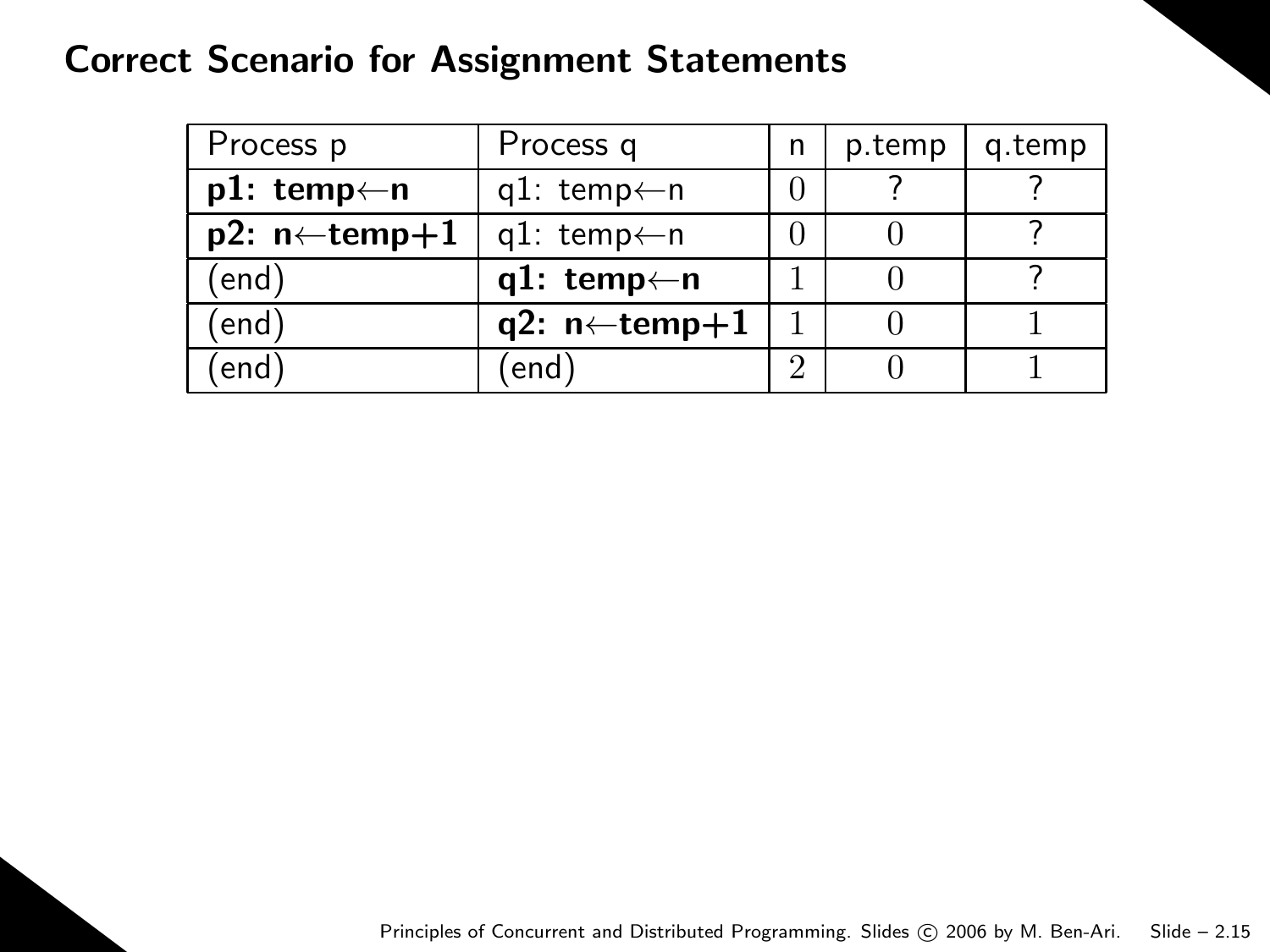# Correct Scenario for Assignment Statements

| Process p | Process q | n | p.temp | q.temp |
|---|---|---|---|---|
| **p1: temp←n** | q1: temp←n | 0 | ? | ? |
| **p2: n←temp+1** | q1: temp←n | 0 | 0 | ? |
| (end) | **q1: temp←n** | 1 | 0 | ? |
| (end) | **q2: n←temp+1** | 1 | 0 | 1 |
| (end) | (end) | 2 | 0 | 1 |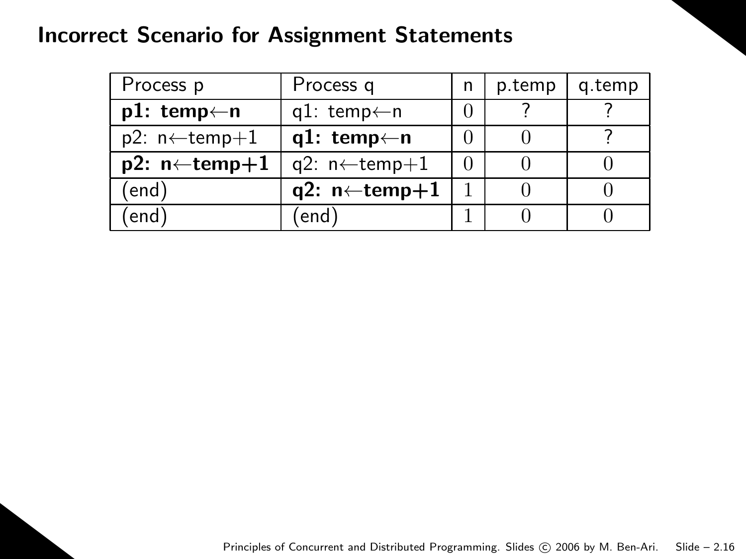# Incorrect Scenario for Assignment Statements

| Process p | Process q | n | p.temp | q.temp |
|---|---|---|---|---|
| **p1: temp←n** | q1: temp←n | 0 | ? | ? |
| p2: n←temp+1 | **q1: temp←n** | 0 | 0 | ? |
| **p2: n←temp+1** | q2: n←temp+1 | 0 | 0 | 0 |
| (end) | **q2: n←temp+1** | 1 | 0 | 0 |
| (end) | (end) | 1 | 0 | 0 |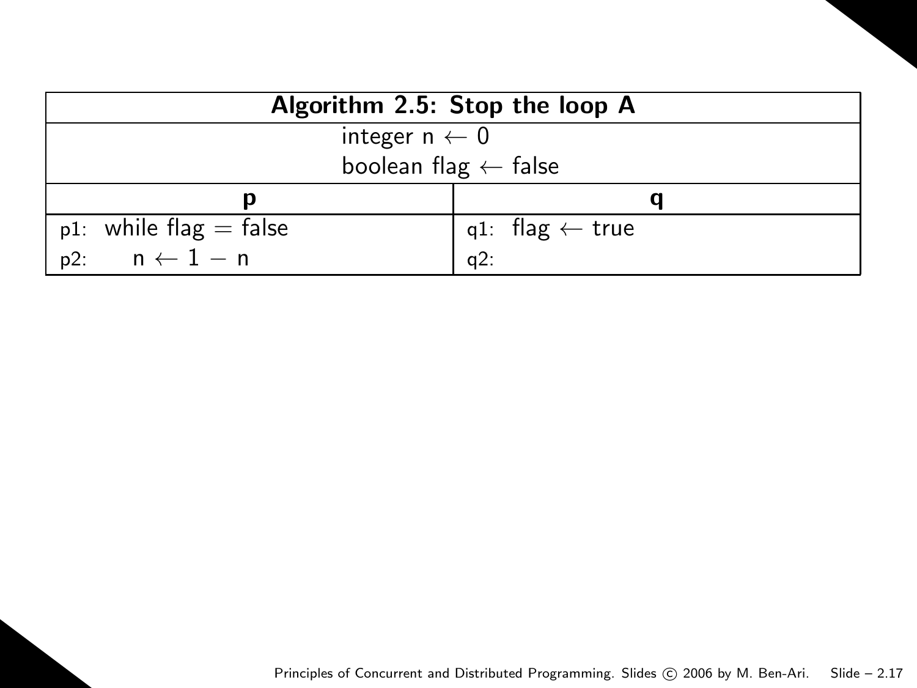| Algorithm 2.5: Stop the loop A | |
| --- | --- |
| integer n ← 0<br>boolean flag ← false | |
| **p** | **q** |
| p1: while flag = false | q1: flag ← true |
| p2: n ← 1 − n | q2: |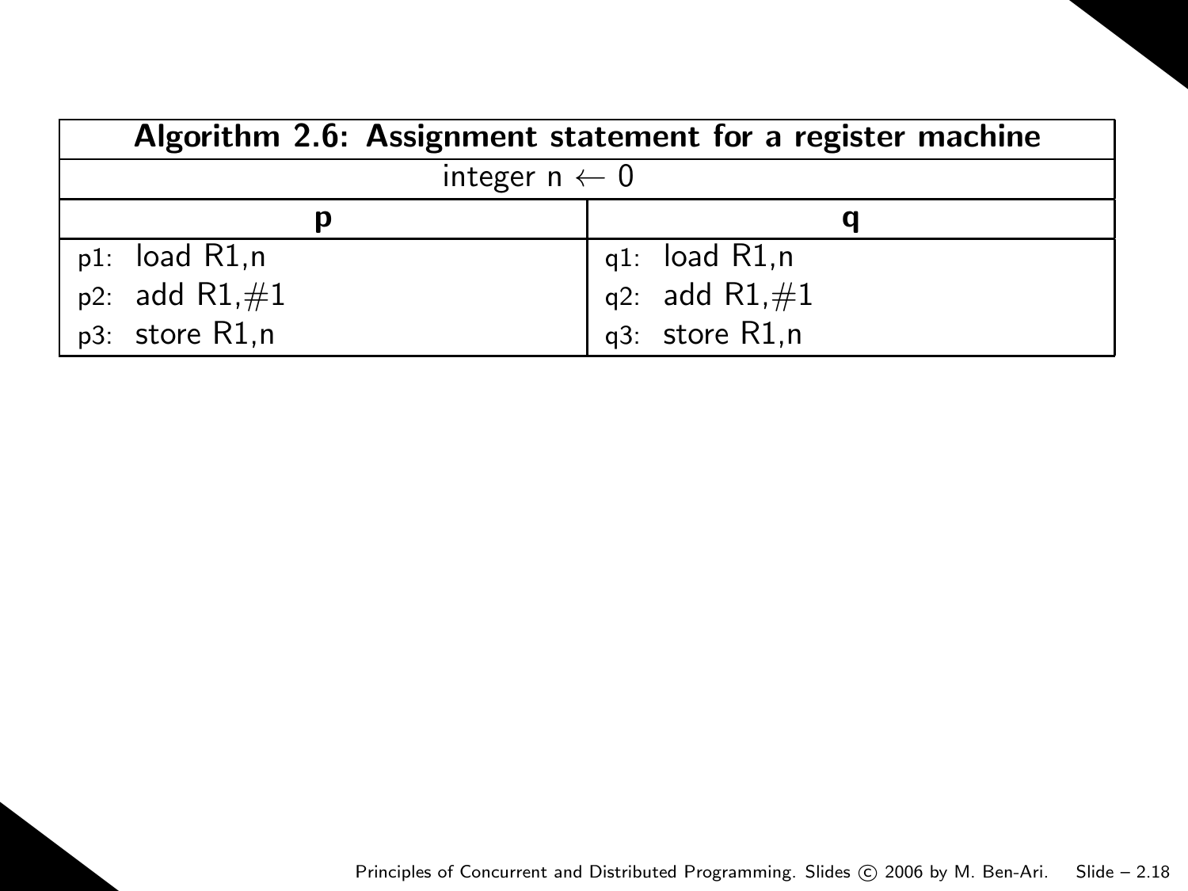| Algorithm 2.6: Assignment statement for a register machine | |
|---|---|
| integer n ← 0 | |
| **p** | **q** |
| p1: load R1,n | q1: load R1,n |
| p2: add R1,#1 | q2: add R1,#1 |
| p3: store R1,n | q3: store R1,n |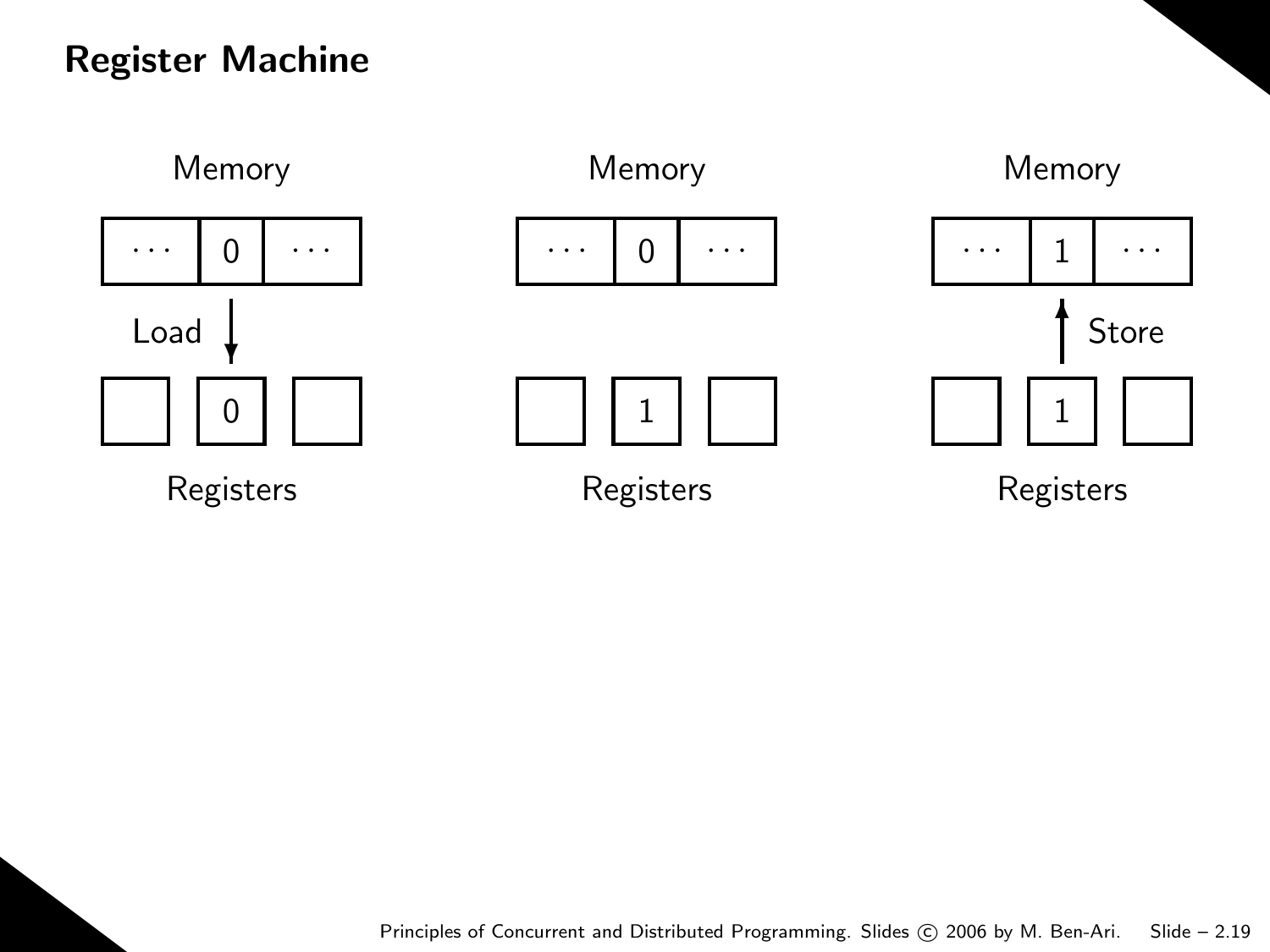# Register Machine

Memory

| | | |
|---|---|---|
| · · · | 0 | · · · |

Load

| | | |
|---|---|---|
| | 0 | |

Registers

Memory

| | | |
|---|---|---|
| · · · | 0 | · · · |

| | | |
|---|---|---|
| | 1 | |

Registers

Memory

| | | |
|---|---|---|
| · · · | 1 | · · · |

Store

| | | |
|---|---|---|
| | 1 | |

Registers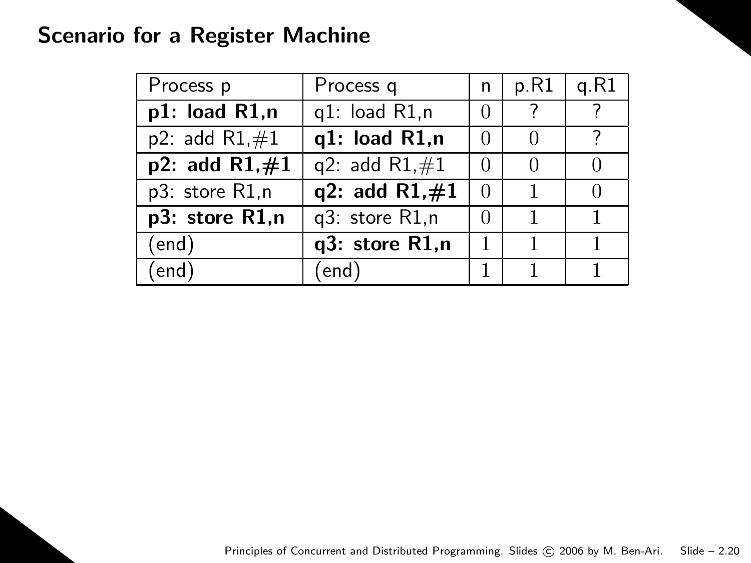## Scenario for a Register Machine

| Process p | Process q | n | p.R1 | q.R1 |
|---|---|---|---|---|
| **p1: load R1,n** | q1: load R1,n | 0 | ? | ? |
| p2: add R1,#1 | **q1: load R1,n** | 0 | 0 | ? |
| **p2: add R1,#1** | q2: add R1,#1 | 0 | 0 | 0 |
| p3: store R1,n | **q2: add R1,#1** | 0 | 1 | 0 |
| **p3: store R1,n** | q3: store R1,n | 0 | 1 | 1 |
| (end) | **q3: store R1,n** | 1 | 1 | 1 |
| (end) | (end) | 1 | 1 | 1 |

Principles of Concurrent and Distributed Programming. Slides © 2006 by M. Ben-Ari.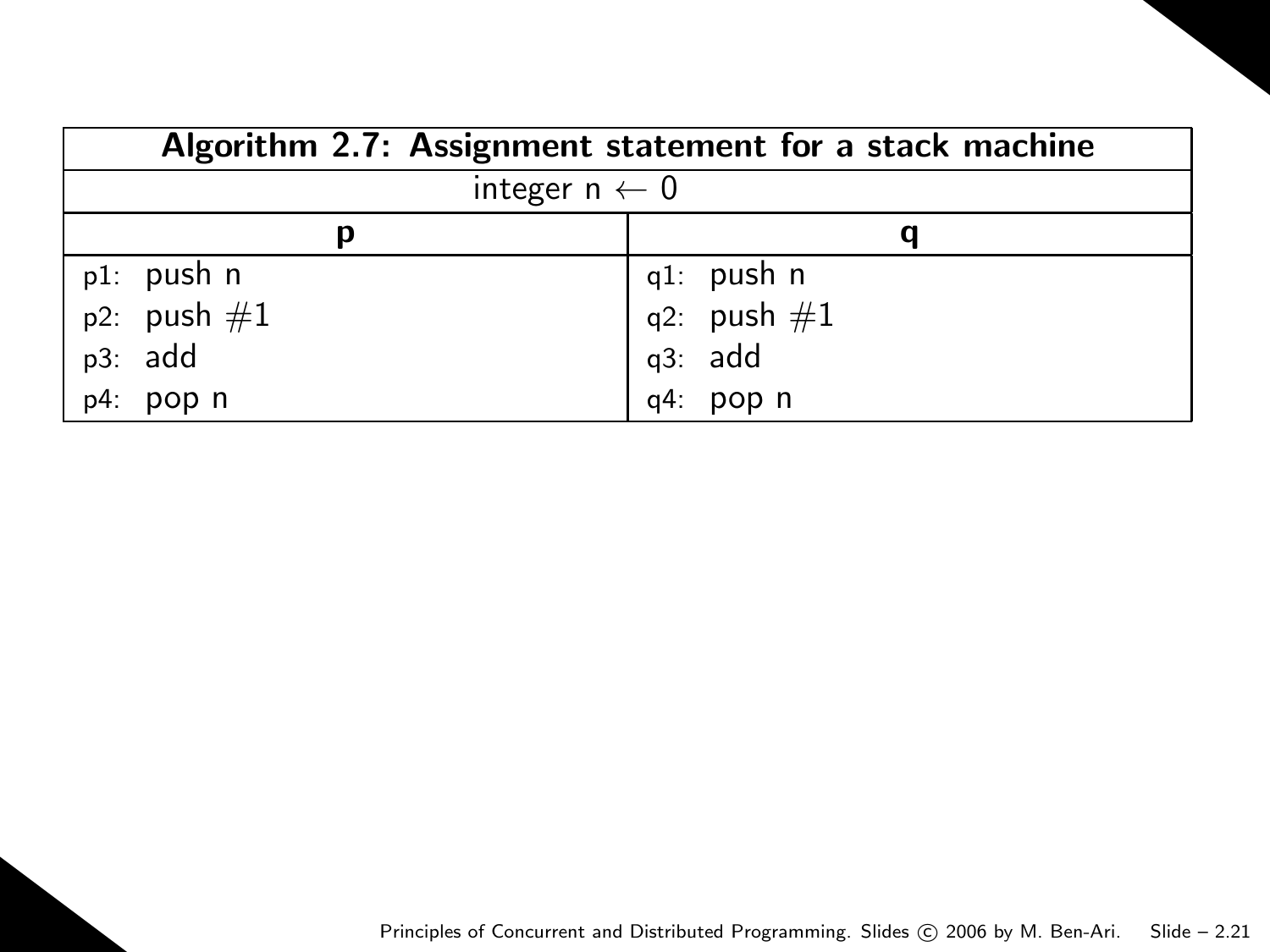| Algorithm 2.7: Assignment statement for a stack machine | |
|---|---|
| integer n ← 0 | |
| **p** | **q** |
| p1: push n | q1: push n |
| p2: push #1 | q2: push #1 |
| p3: add | q3: add |
| p4: pop n | q4: pop n |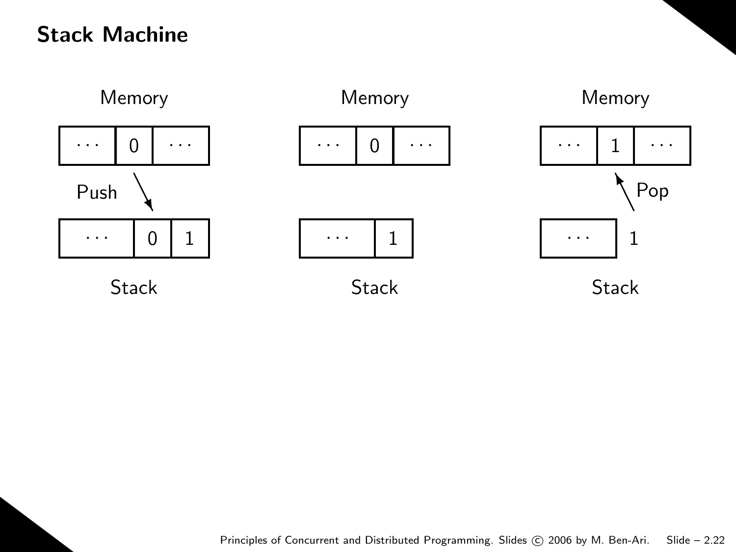# Stack Machine

Memory

| ··· | 0 | ··· |

Push

| ··· | 0 | 1 |

Stack

Memory

| ··· | 0 | ··· |

| ··· | 1 |

Stack

Memory

| ··· | 1 | ··· |

Pop

| ··· | 1

Stack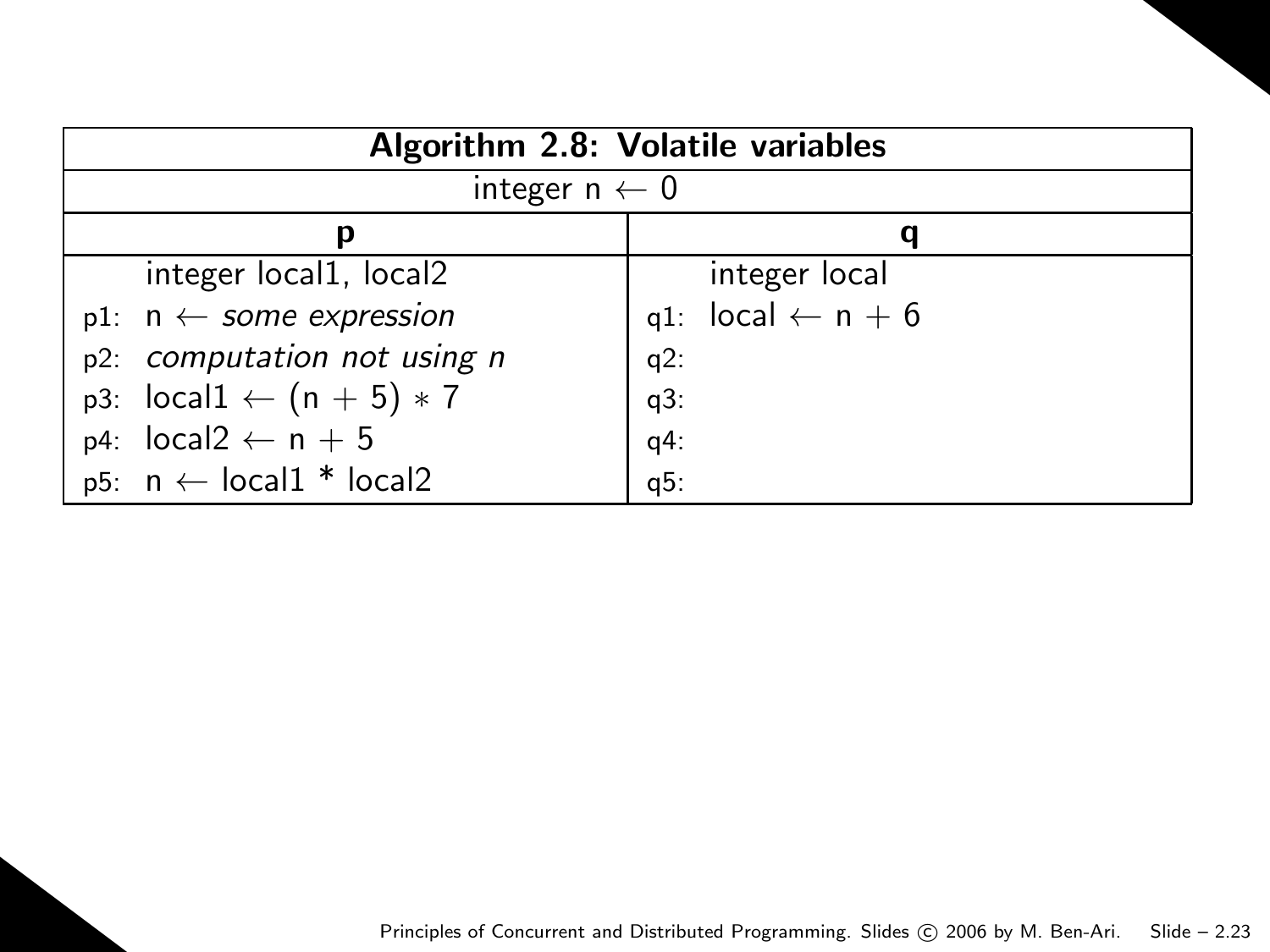| Algorithm 2.8: Volatile variables | |
|---|---|
| integer n ← 0 | |
| **p** | **q** |
| integer local1, local2 | integer local |
| p1: n ← *some expression* | q1: local ← n + 6 |
| p2: *computation not using n* | q2: |
| p3: local1 ← (n + 5) ∗ 7 | q3: |
| p4: local2 ← n + 5 | q4: |
| p5: n ← local1 * local2 | q5: |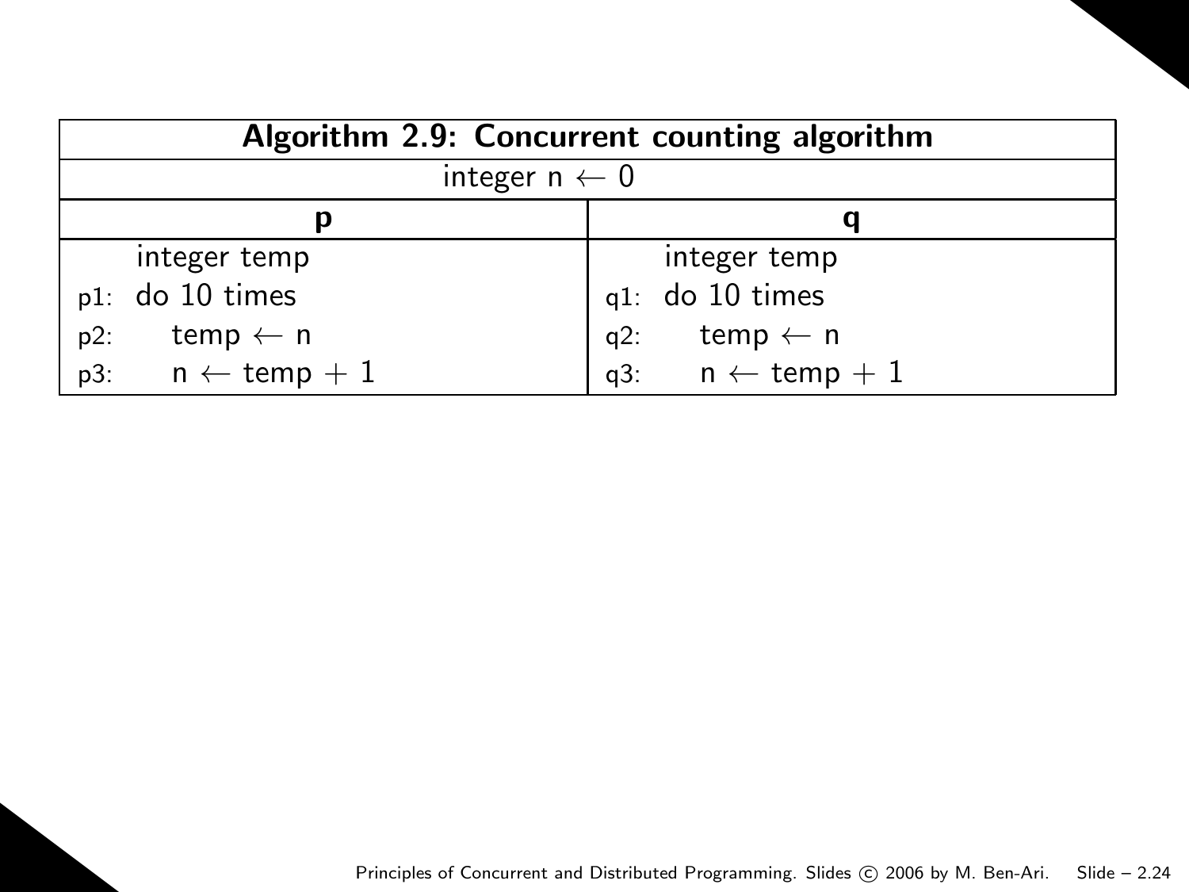| Algorithm 2.9: Concurrent counting algorithm | |
|---|---|
| integer n ← 0 | |
| **p** | **q** |
| integer temp | integer temp |
| p1: do 10 times | q1: do 10 times |
| p2: temp ← n | q2: temp ← n |
| p3: n ← temp + 1 | q3: n ← temp + 1 |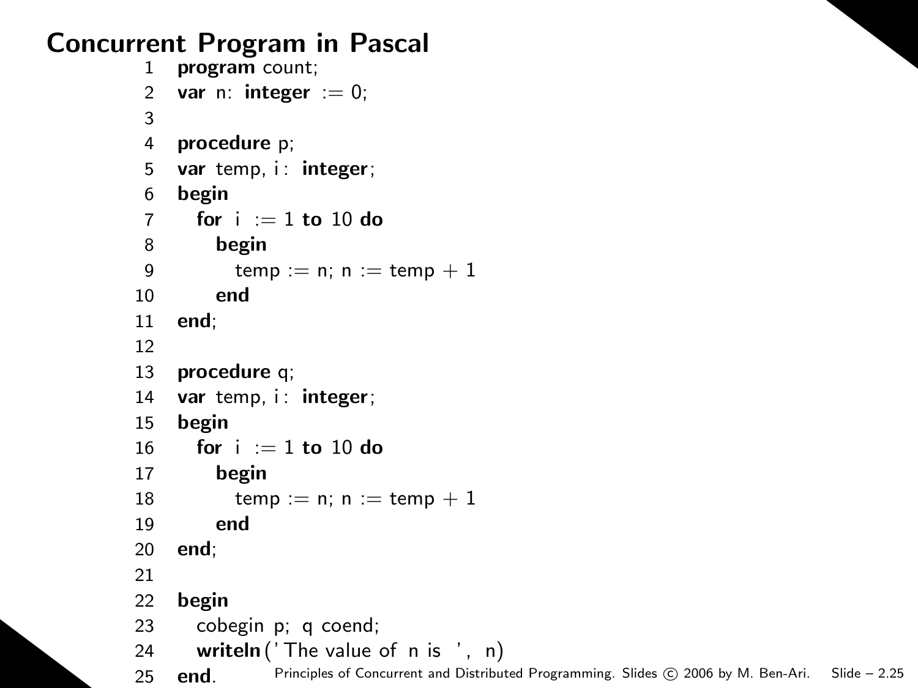# Concurrent Program in Pascal

```
 1  program count;
 2  var n: integer := 0;
 3
 4  procedure p;
 5  var temp, i : integer;
 6  begin
 7    for i := 1 to 10 do
 8      begin
 9        temp := n; n := temp + 1
10      end
11  end;
12
13  procedure q;
14  var temp, i : integer;
15  begin
16    for i := 1 to 10 do
17      begin
18        temp := n; n := temp + 1
19      end
20  end;
21
22  begin
23    cobegin p; q coend;
24    writeln('The value of n is ', n)
25  end.
```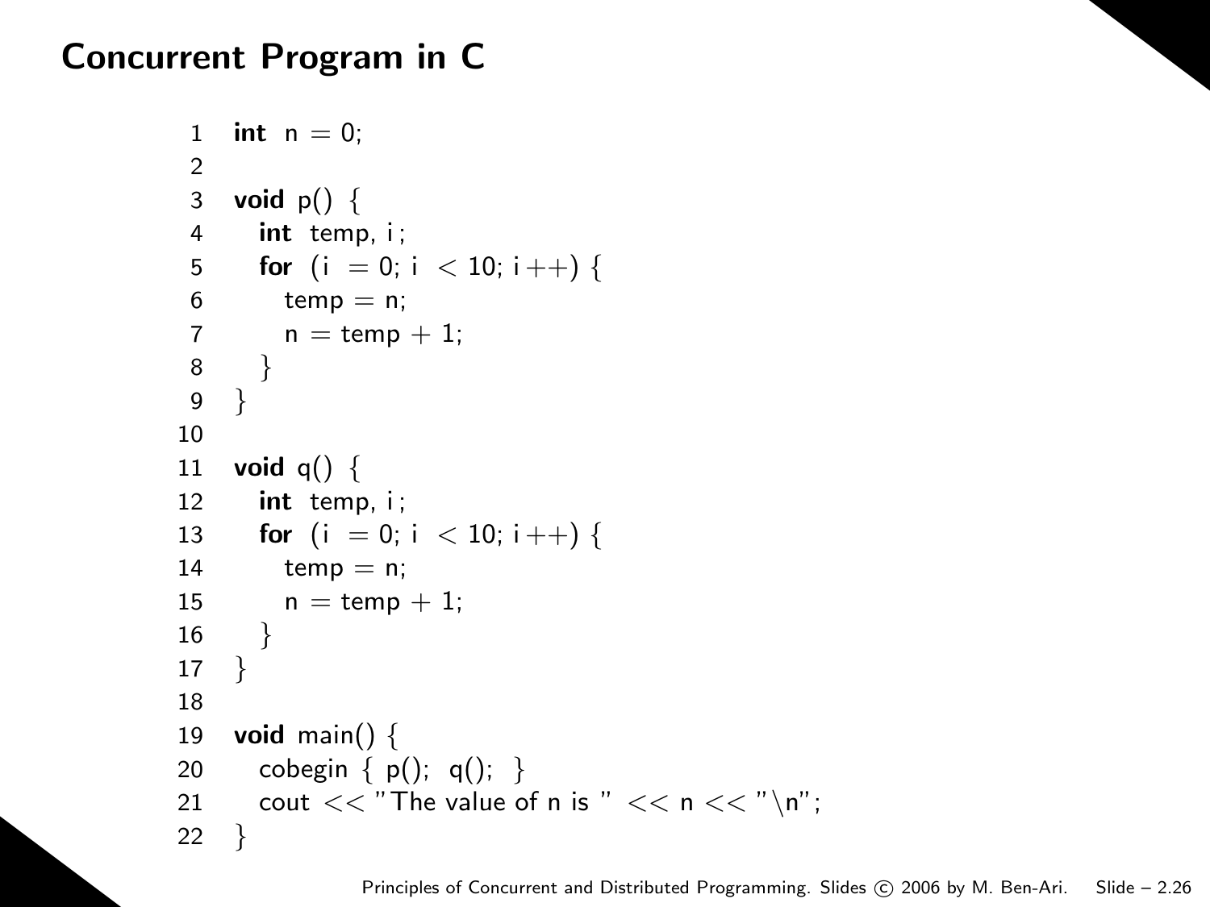# Concurrent Program in C

```
1   int n = 0;
2
3   void p() {
4     int temp, i;
5     for (i = 0; i < 10; i++) {
6       temp = n;
7       n = temp + 1;
8     }
9   }
10
11  void q() {
12    int temp, i;
13    for (i = 0; i < 10; i++) {
14      temp = n;
15      n = temp + 1;
16    }
17  }
18
19  void main() {
20    cobegin { p(); q(); }
21    cout << "The value of n is " << n << "\n";
22  }
```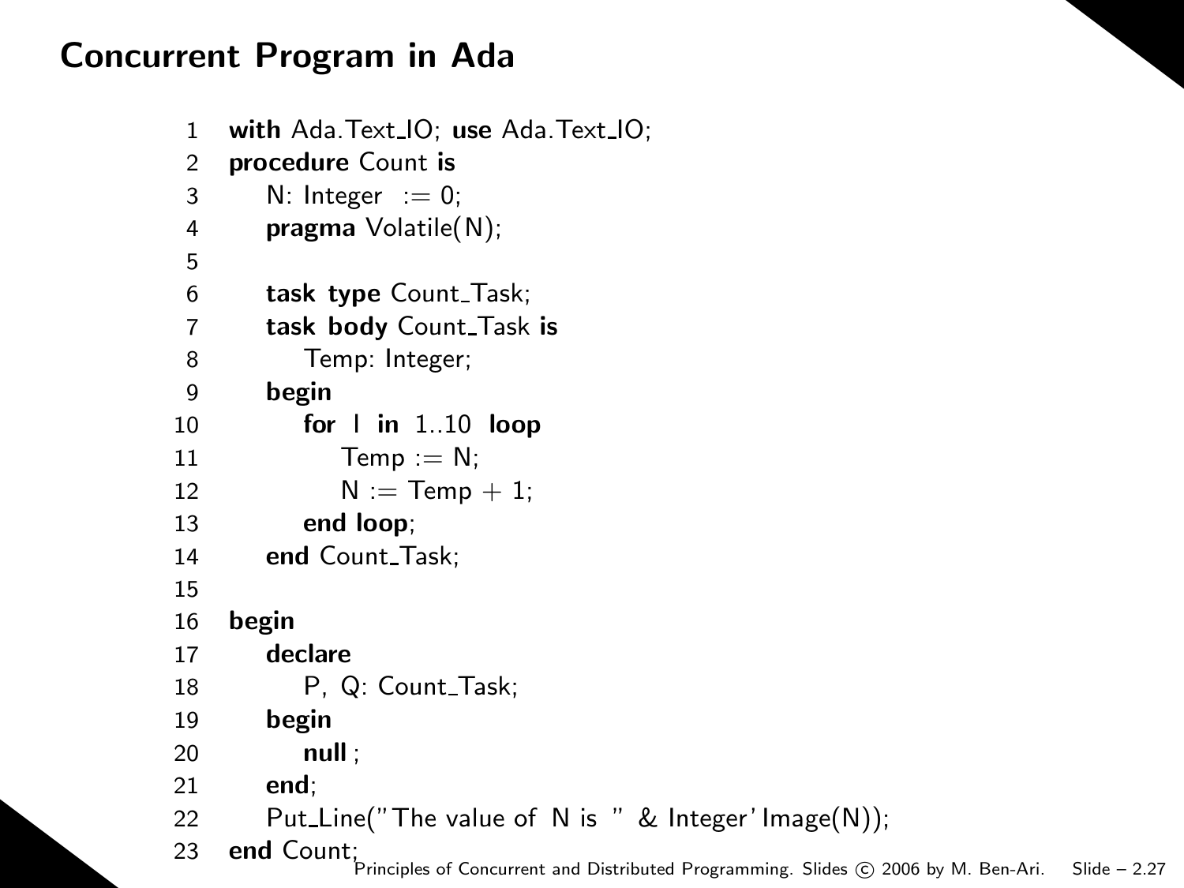# Concurrent Program in Ada

```
1   with Ada.Text_IO; use Ada.Text_IO;
2   procedure Count is
3       N: Integer  := 0;
4       pragma Volatile(N);
5
6       task type Count_Task;
7       task body Count_Task is
8           Temp: Integer;
9       begin
10          for I in 1..10 loop
11              Temp := N;
12              N := Temp + 1;
13          end loop;
14      end Count_Task;
15
16  begin
17      declare
18          P, Q: Count_Task;
19      begin
20          null;
21      end;
22      Put_Line("The value of N is " & Integer'Image(N));
23  end Count;
```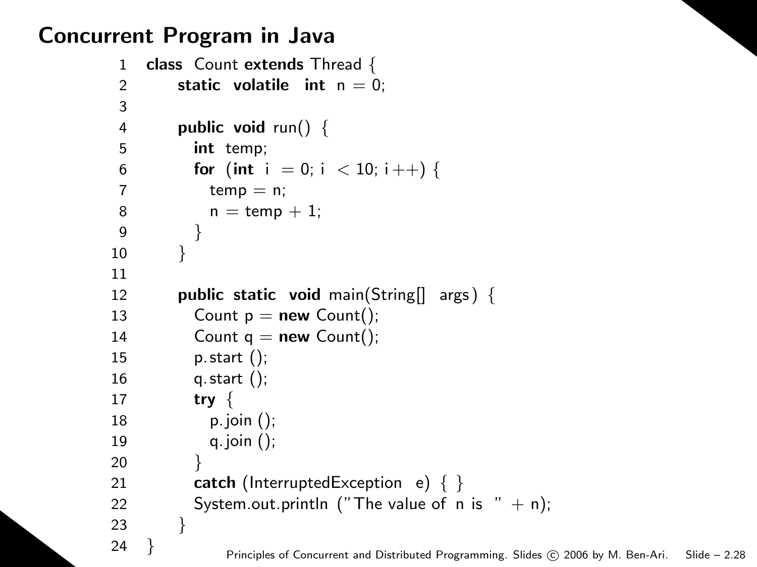# Concurrent Program in Java

```java
class Count extends Thread {
    static volatile int n = 0;

    public void run() {
        int temp;
        for (int i = 0; i < 10; i++) {
            temp = n;
            n = temp + 1;
        }
    }

    public static void main(String[] args) {
        Count p = new Count();
        Count q = new Count();
        p.start();
        q.start();
        try {
            p.join();
            q.join();
        }
        catch (InterruptedException e) { }
        System.out.println("The value of n is " + n);
    }
}
```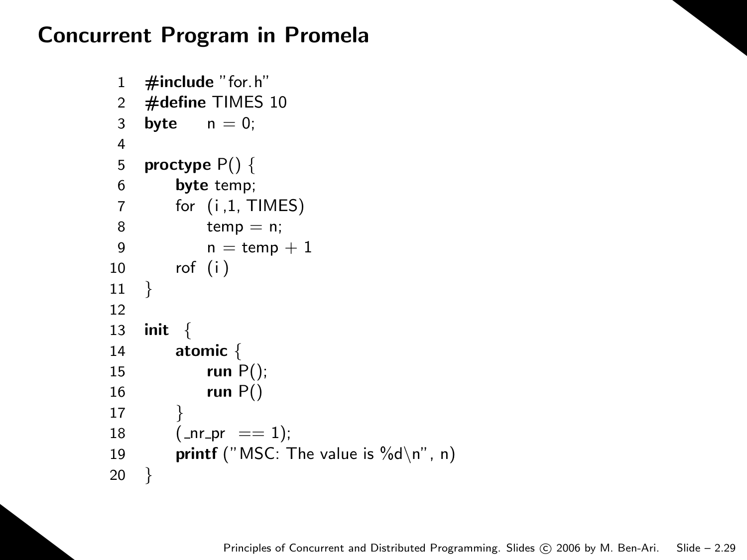# Concurrent Program in Promela

```
1   #include "for.h"
2   #define TIMES 10
3   byte    n = 0;
4
5   proctype P() {
6       byte temp;
7       for (i,1, TIMES)
8           temp = n;
9           n = temp + 1
10      rof (i)
11  }
12
13  init {
14      atomic {
15          run P();
16          run P()
17      }
18      (_nr_pr == 1);
19      printf ("MSC: The value is %d\n", n)
20  }
```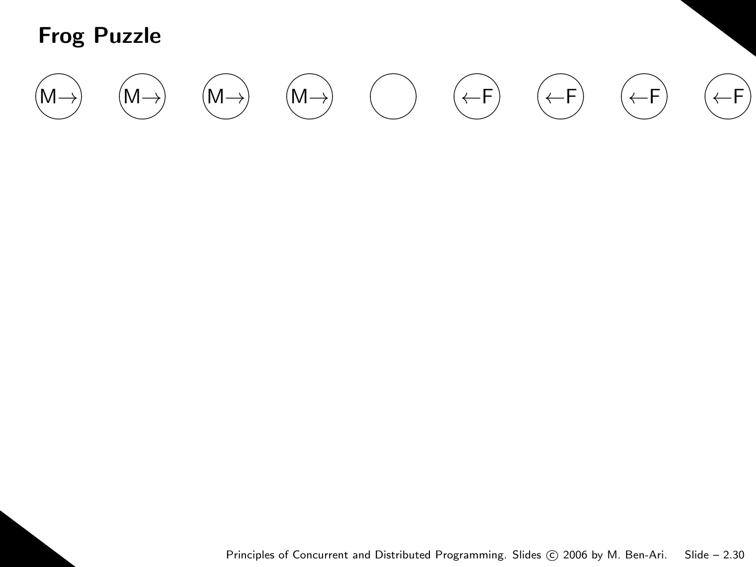# Frog Puzzle

M→ M→ M→ M→ ○ ←F ←F ←F ←F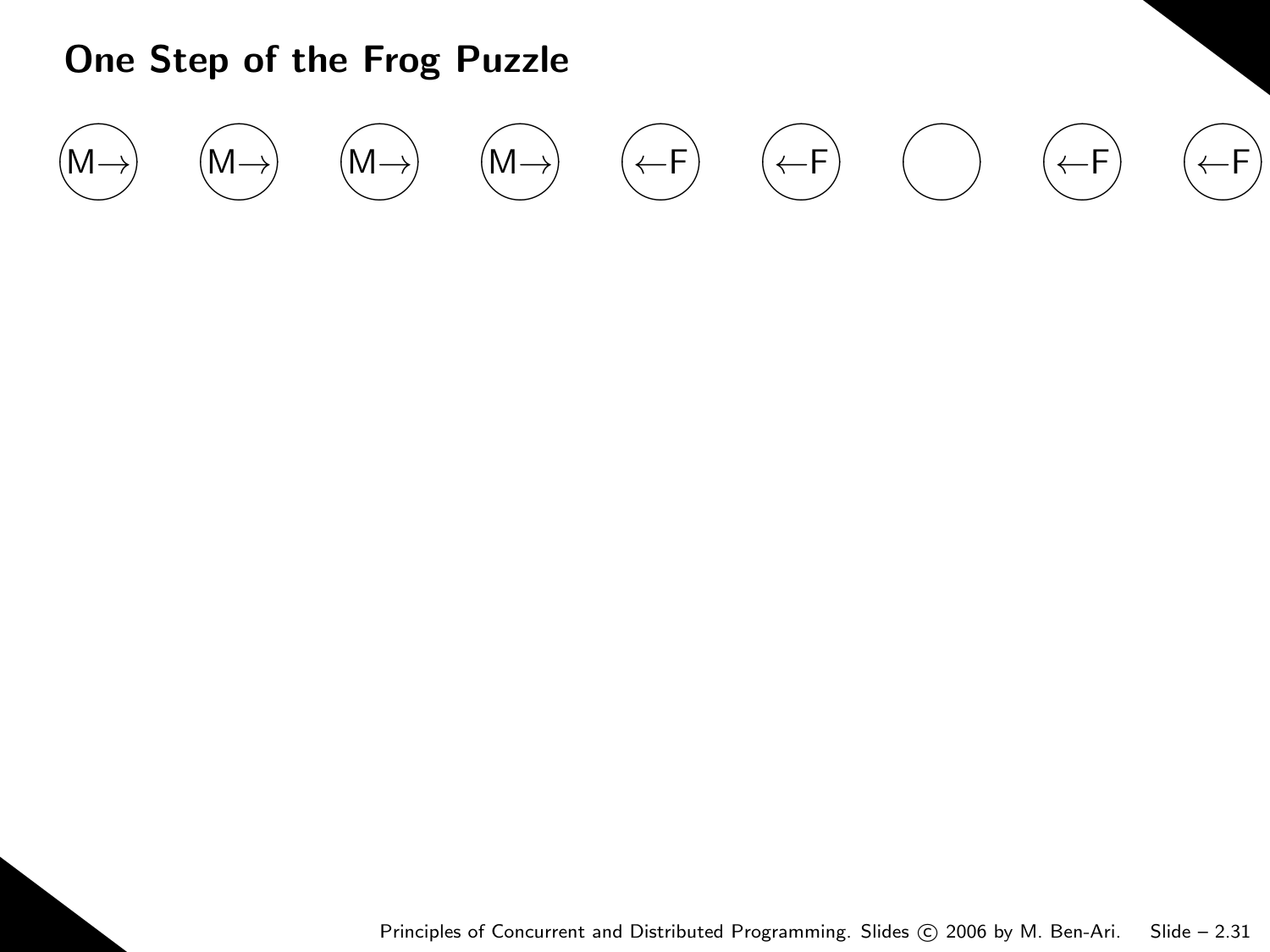# One Step of the Frog Puzzle

M→ M→ M→ M→ ←F ←F &nbsp; ←F ←F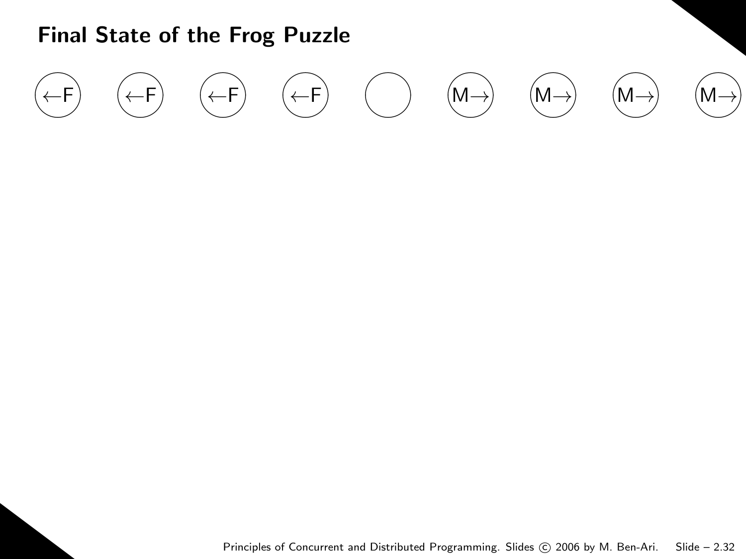# Final State of the Frog Puzzle

←F ←F ←F ←F M→ M→ M→ M→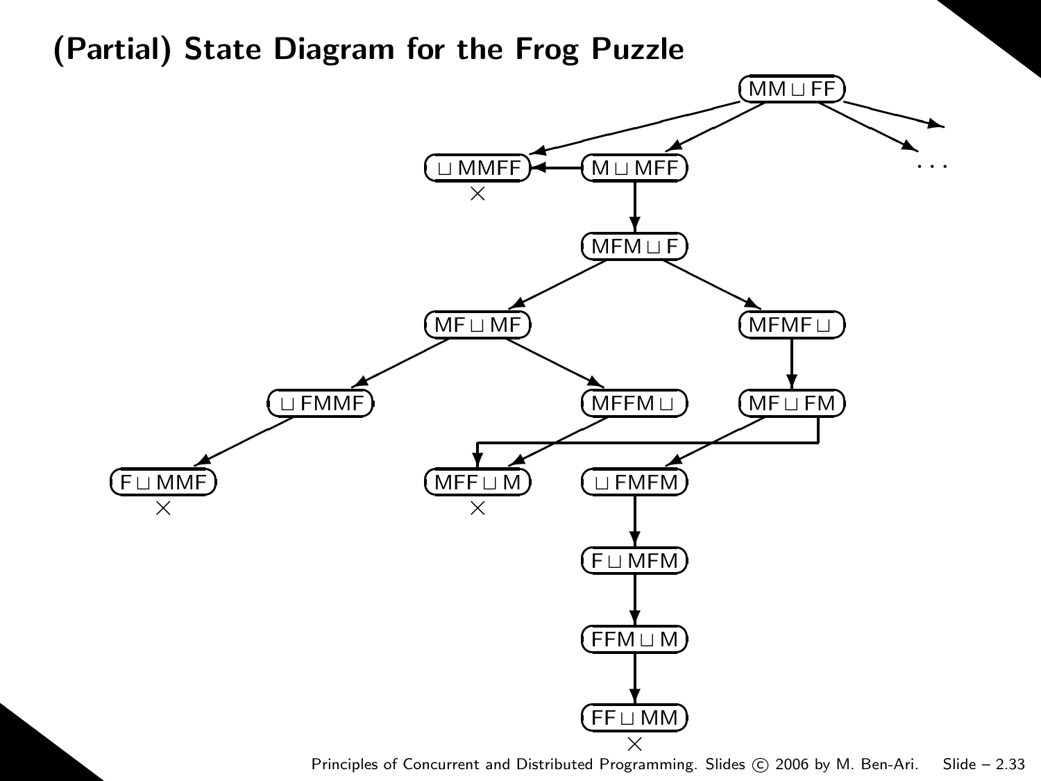# (Partial) State Diagram for the Frog Puzzle

MM ⊔ FF

⊔ MMFF

×

M ⊔ MFF

. . .

MFM ⊔ F

MF ⊔ MF

MFMF ⊔

⊔ FMMF

MFFM ⊔

MF ⊔ FM

F ⊔ MMF

×

MFF ⊔ M

×

⊔ FMFM

F ⊔ MFM

FFM ⊔ M

FF ⊔ MM

×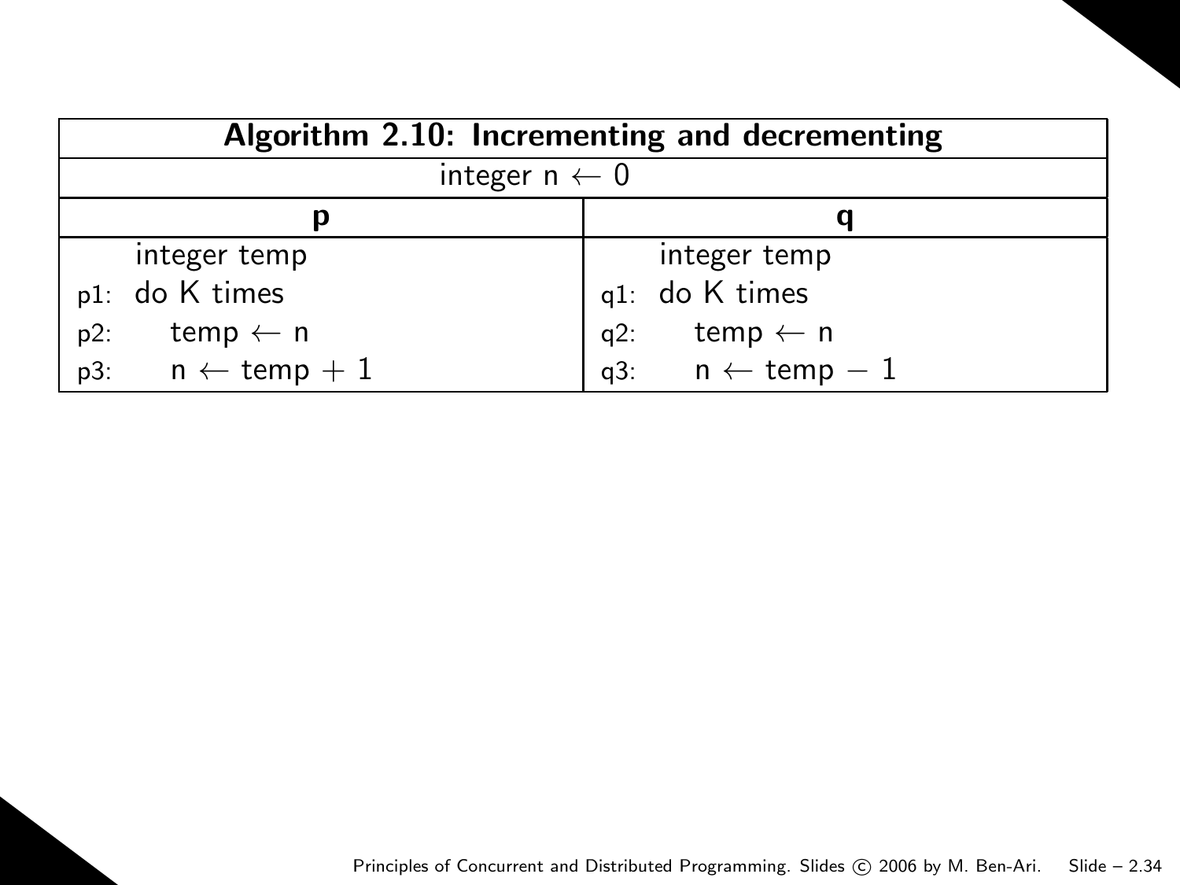| Algorithm 2.10: Incrementing and decrementing | |
|---|---|
| integer n ← 0 | |
| **p** | **q** |
| integer temp | integer temp |
| p1: do K times | q1: do K times |
| p2: temp ← n | q2: temp ← n |
| p3: n ← temp + 1 | q3: n ← temp − 1 |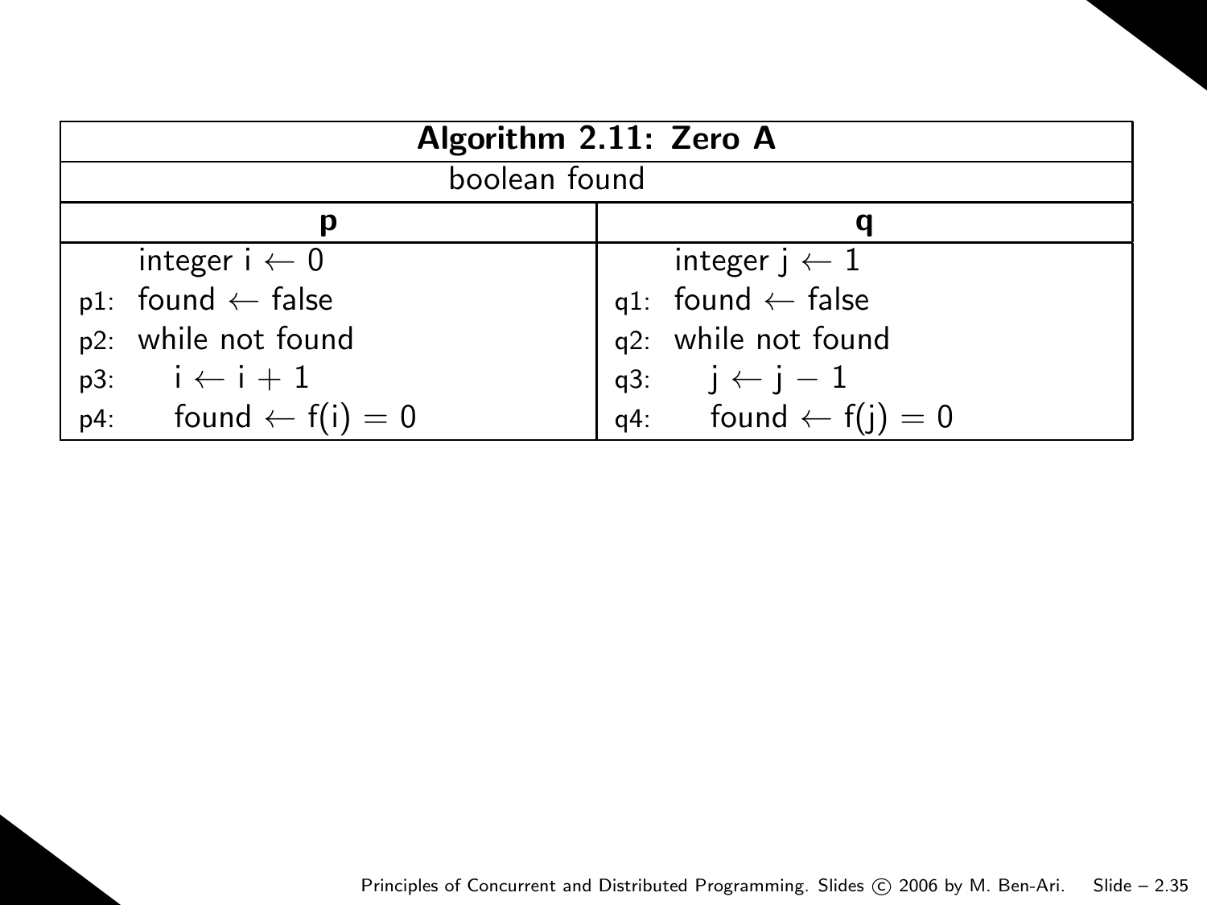| Algorithm 2.11: Zero A | |
|---|---|
| boolean found | |
| **p** | **q** |
| integer i ← 0 | integer j ← 1 |
| p1: found ← false | q1: found ← false |
| p2: while not found | q2: while not found |
| p3: $\quad$ i ← i + 1 | q3: $\quad$ j ← j − 1 |
| p4: $\quad$ found ← f(i) = 0 | q4: $\quad$ found ← f(j) = 0 |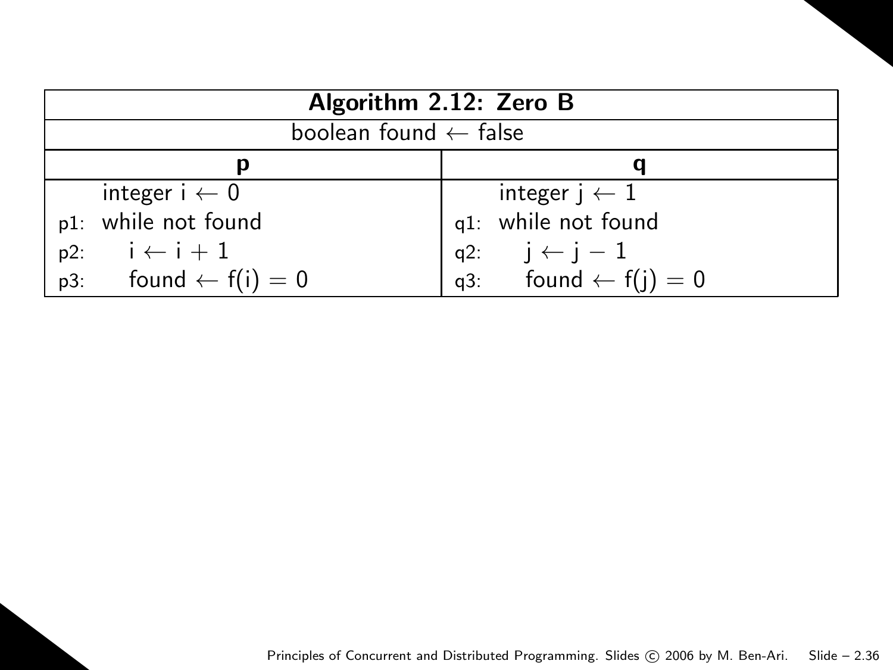| Algorithm 2.12: Zero B | |
|---|---|
| boolean found ← false | |
| **p** | **q** |
| integer i ← 0 | integer j ← 1 |
| p1: while not found | q1: while not found |
| p2: i ← i + 1 | q2: j ← j − 1 |
| p3: found ← f(i) = 0 | q3: found ← f(j) = 0 |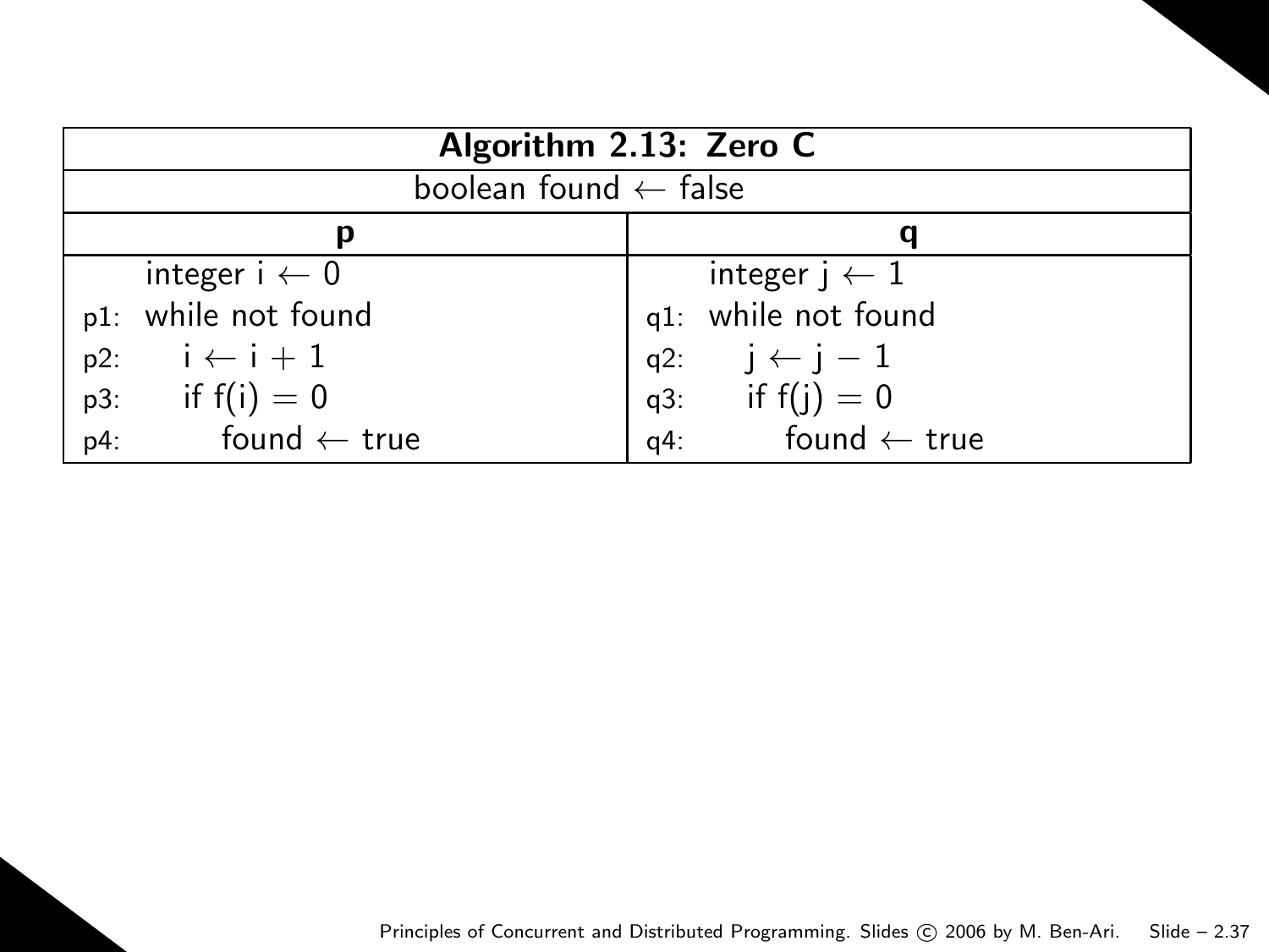| Algorithm 2.13: Zero C | |
|---|---|
| boolean found ← false | |
| **p** | **q** |
| integer i ← 0 | integer j ← 1 |
| p1: while not found | q1: while not found |
| p2: i ← i + 1 | q2: j ← j − 1 |
| p3: if f(i) = 0 | q3: if f(j) = 0 |
| p4: found ← true | q4: found ← true |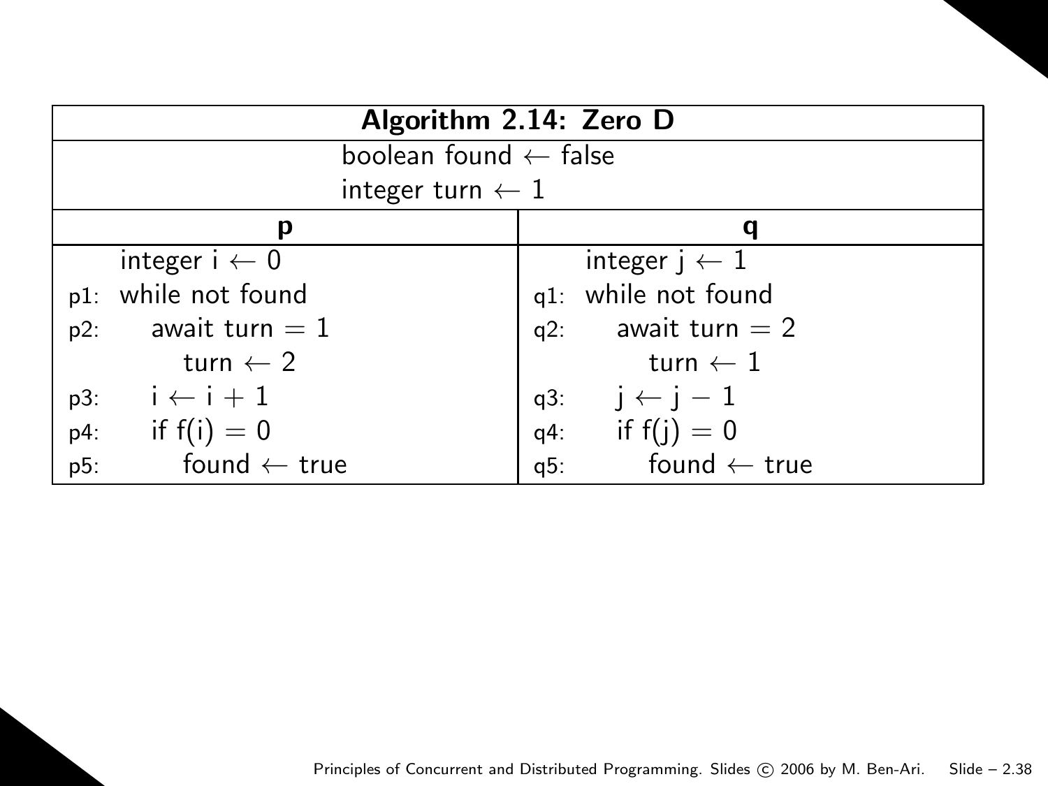| Algorithm 2.14: Zero D | |
|---|---|
| boolean found ← false | |
| integer turn ← 1 | |
| **p** | **q** |
| integer i ← 0 | integer j ← 1 |
| p1: while not found | q1: while not found |
| p2: await turn = 1 | q2: await turn = 2 |
| turn ← 2 | turn ← 1 |
| p3: i ← i + 1 | q3: j ← j − 1 |
| p4: if f(i) = 0 | q4: if f(j) = 0 |
| p5: found ← true | q5: found ← true |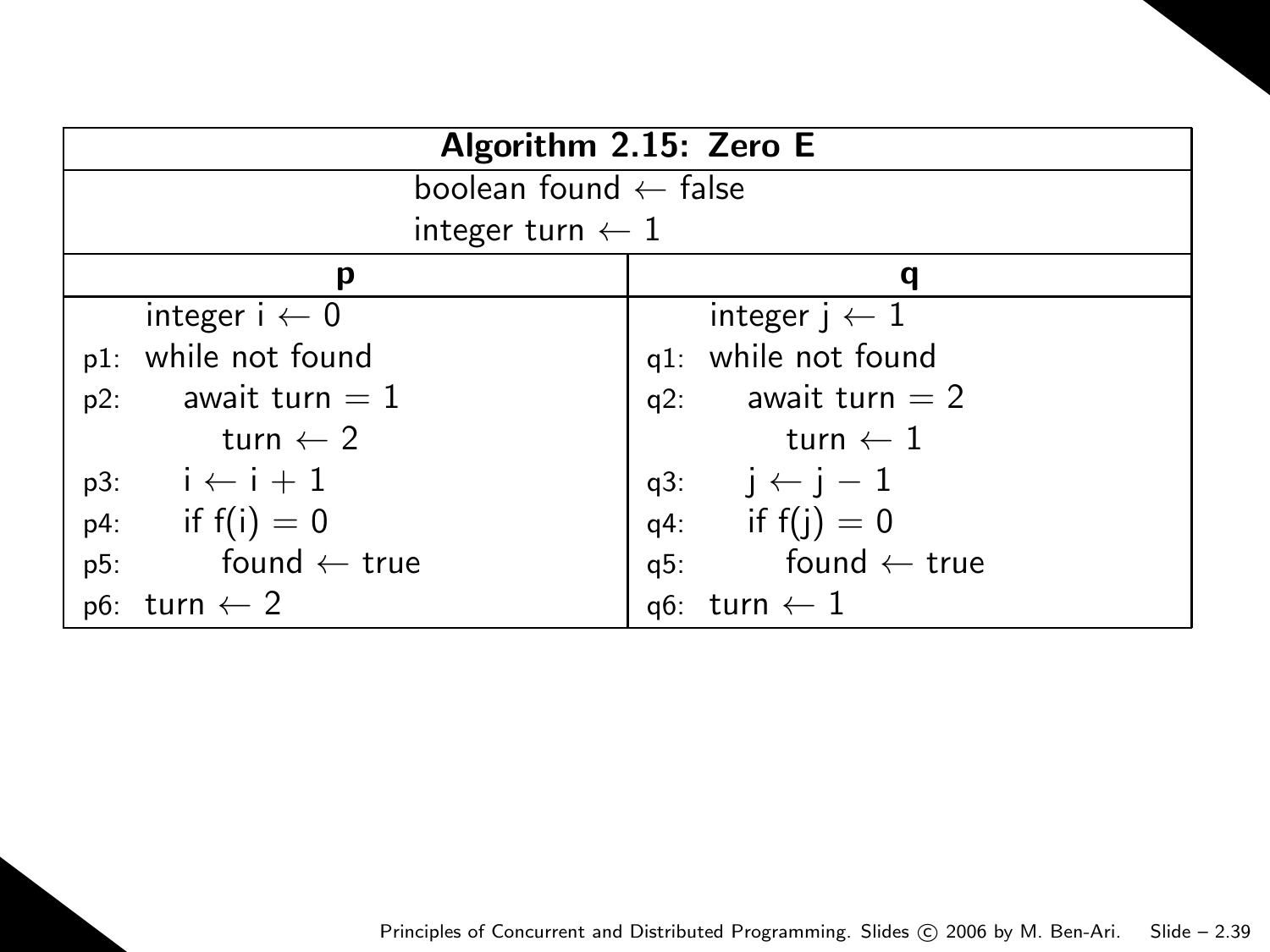| Algorithm 2.15: Zero E | |
|---|---|
| boolean found ← false<br>integer turn ← 1 | |
| **p** | **q** |
| integer i ← 0 | integer j ← 1 |
| p1: while not found | q1: while not found |
| p2: await turn = 1<br>turn ← 2 | q2: await turn = 2<br>turn ← 1 |
| p3: i ← i + 1 | q3: j ← j − 1 |
| p4: if f(i) = 0 | q4: if f(j) = 0 |
| p5: found ← true | q5: found ← true |
| p6: turn ← 2 | q6: turn ← 1 |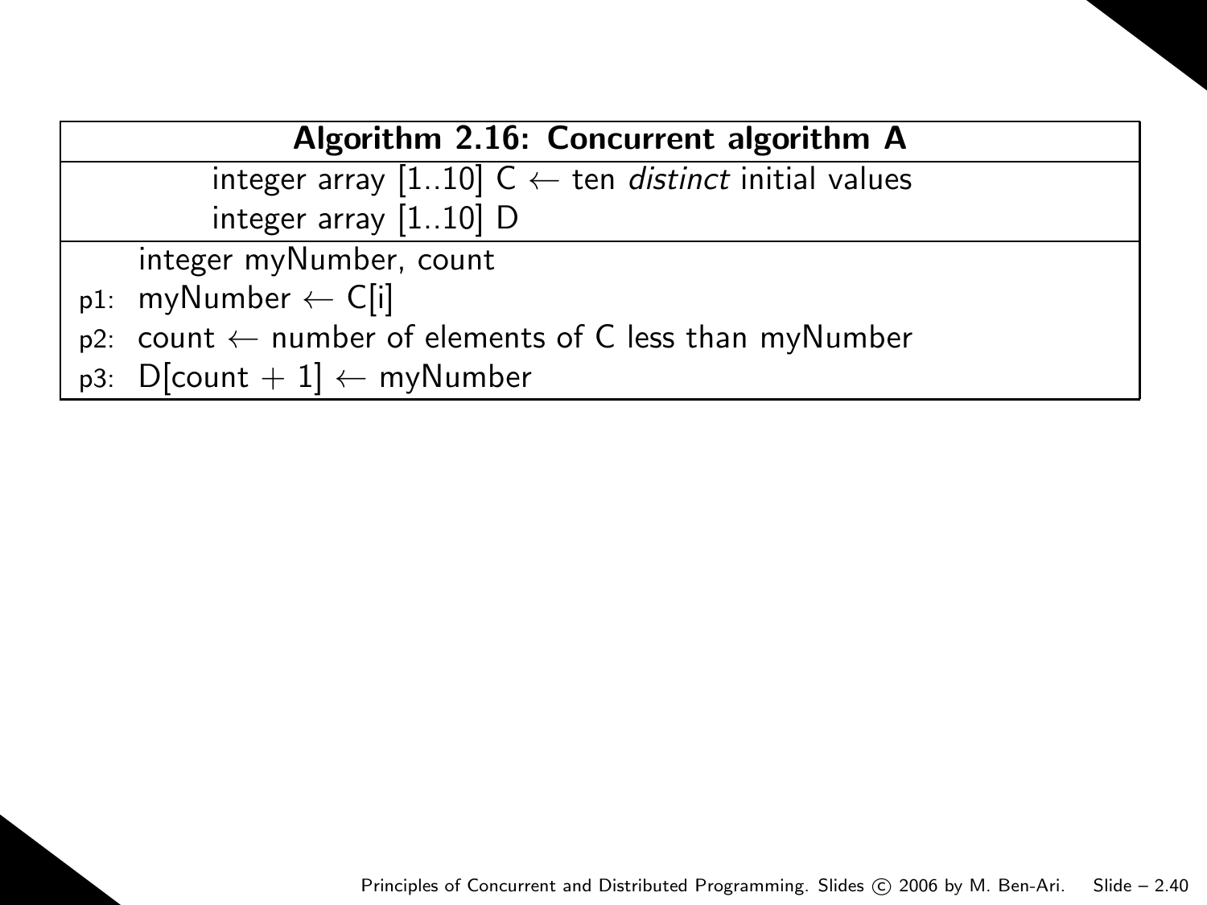**Algorithm 2.16: Concurrent algorithm A**

```
        integer array [1..10] C ← ten distinct initial values
        integer array [1..10] D
    integer myNumber, count
p1: myNumber ← C[i]
p2: count ← number of elements of C less than myNumber
p3: D[count + 1] ← myNumber
```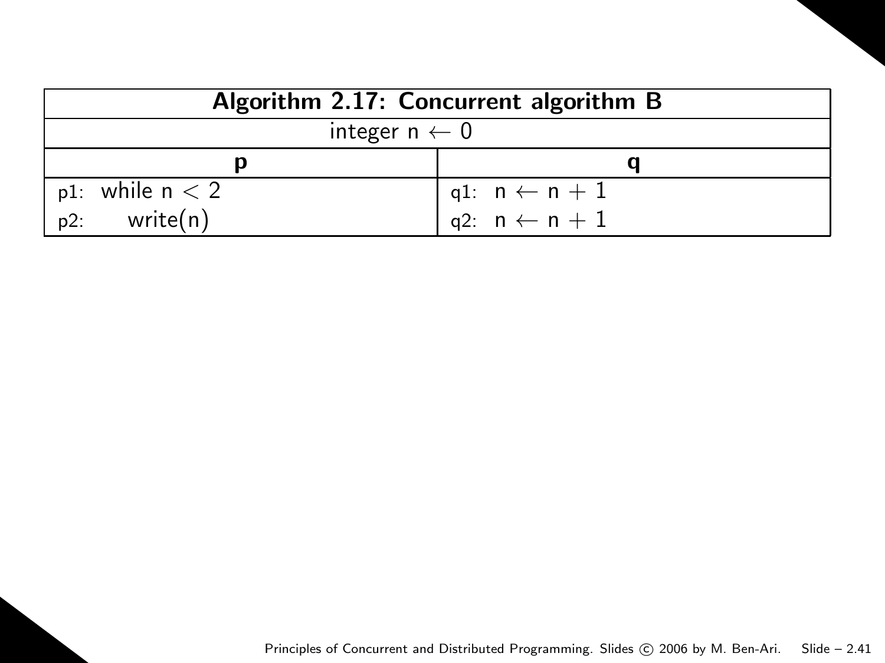| Algorithm 2.17: Concurrent algorithm B | |
|---|---|
| integer n ← 0 | |
| **p** | **q** |
| p1: while n < 2 | q1: n ← n + 1 |
| p2: &nbsp;&nbsp;&nbsp;&nbsp;write(n) | q2: n ← n + 1 |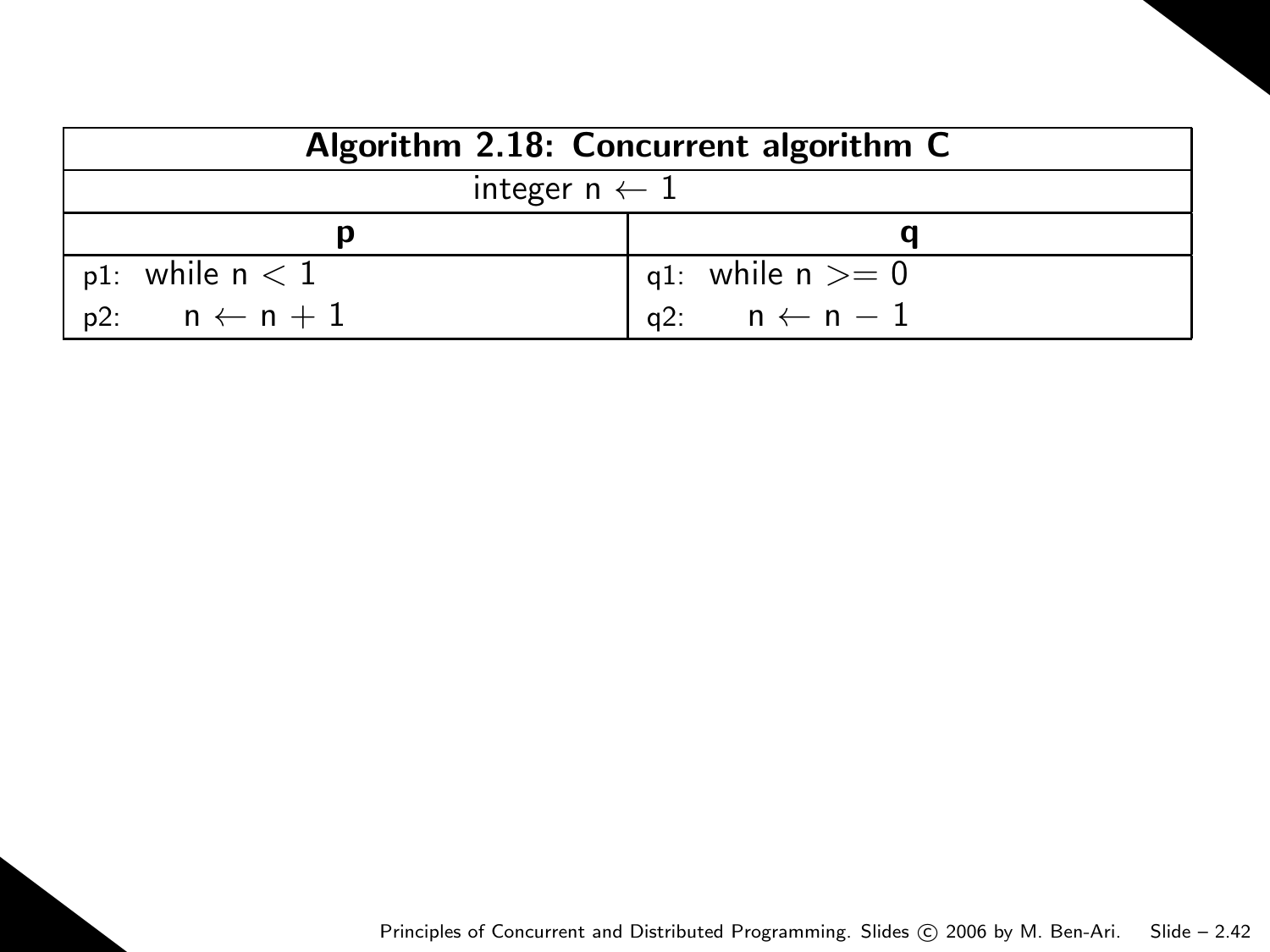| **Algorithm 2.18: Concurrent algorithm C** | |
|---|---|
| integer n $\leftarrow$ 1 | |
| **p** | **q** |
| p1: while n $<$ 1 | q1: while n $>=$ 0 |
| p2: n $\leftarrow$ n $+$ 1 | q2: n $\leftarrow$ n $-$ 1 |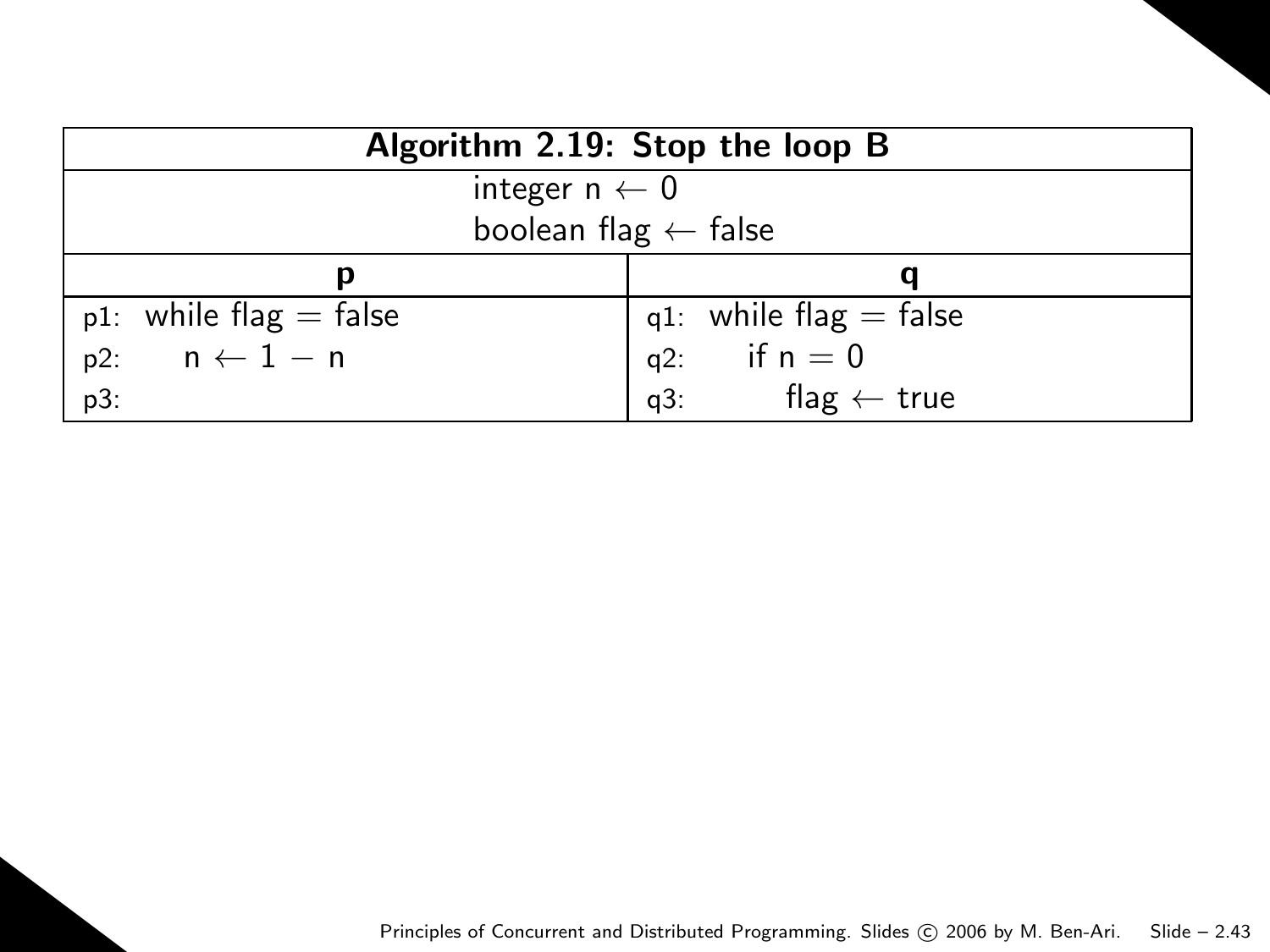| Algorithm 2.19: Stop the loop B | |
|---|---|
| integer n ← 0<br>boolean flag ← false | |
| **p** | **q** |
| p1: while flag = false | q1: while flag = false |
| p2: n ← 1 − n | q2: if n = 0 |
| p3: | q3: flag ← true |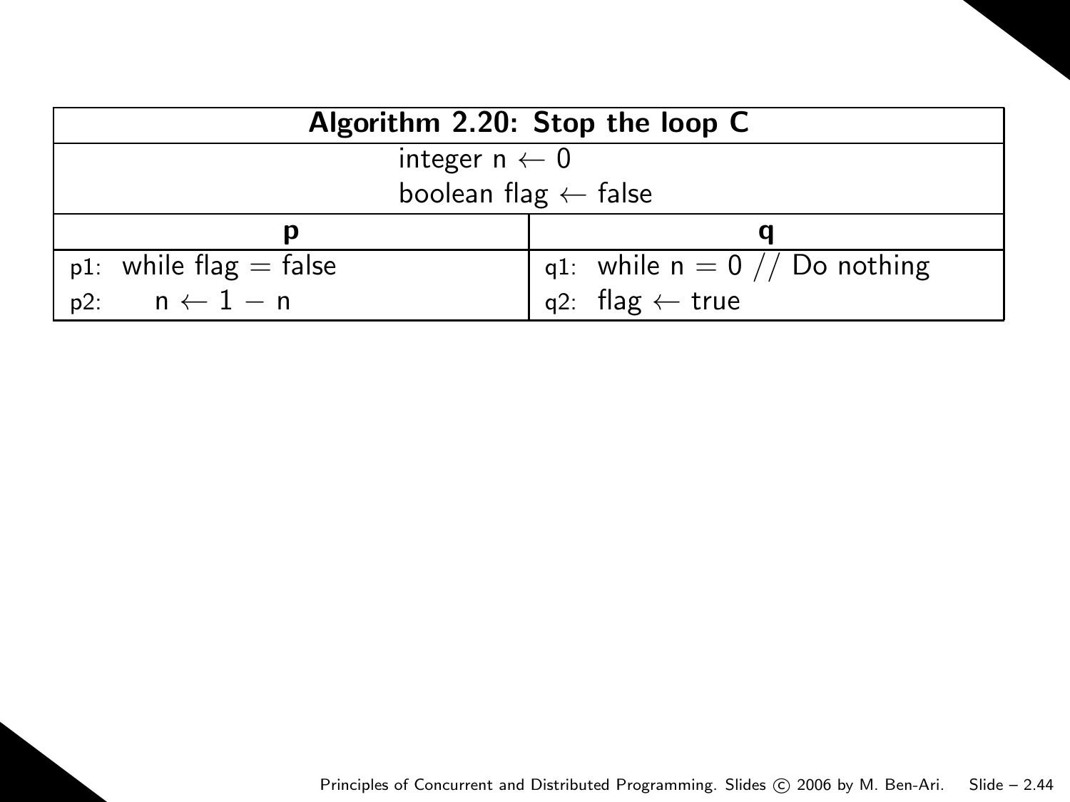| Algorithm 2.20: Stop the loop C | |
|---|---|
| integer n ← 0<br>boolean flag ← false | |
| **p** | **q** |
| p1: while flag = false | q1: while n = 0 // Do nothing |
| p2: n ← 1 − n | q2: flag ← true |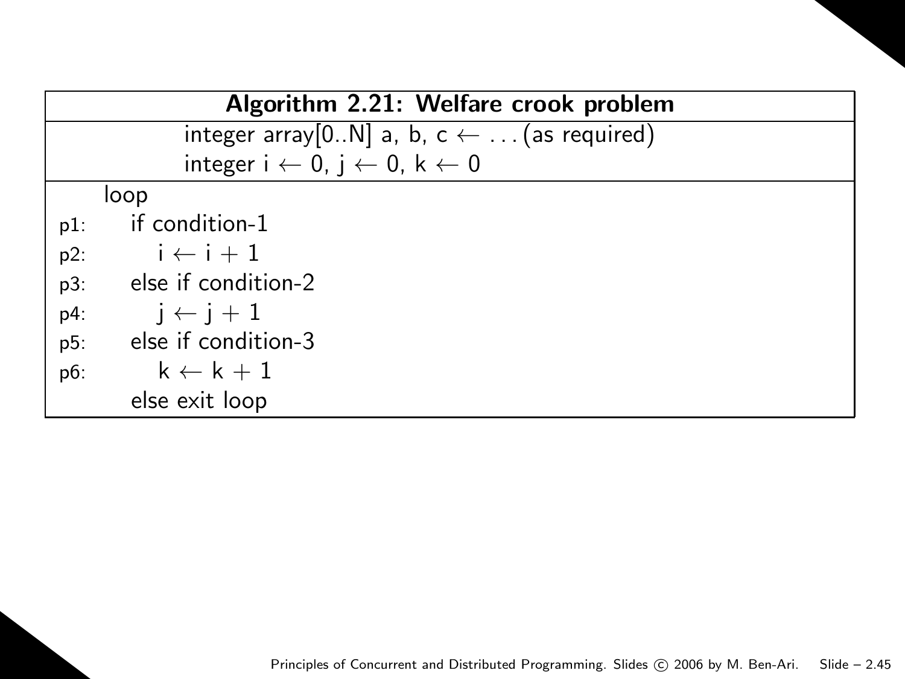**Algorithm 2.21: Welfare crook problem**

```
            integer array[0..N] a, b, c ← . . . (as required)
            integer i ← 0, j ← 0, k ← 0

     loop
p1:     if condition-1
p2:        i ← i + 1
p3:     else if condition-2
p4:        j ← j + 1
p5:     else if condition-3
p6:        k ← k + 1
        else exit loop
```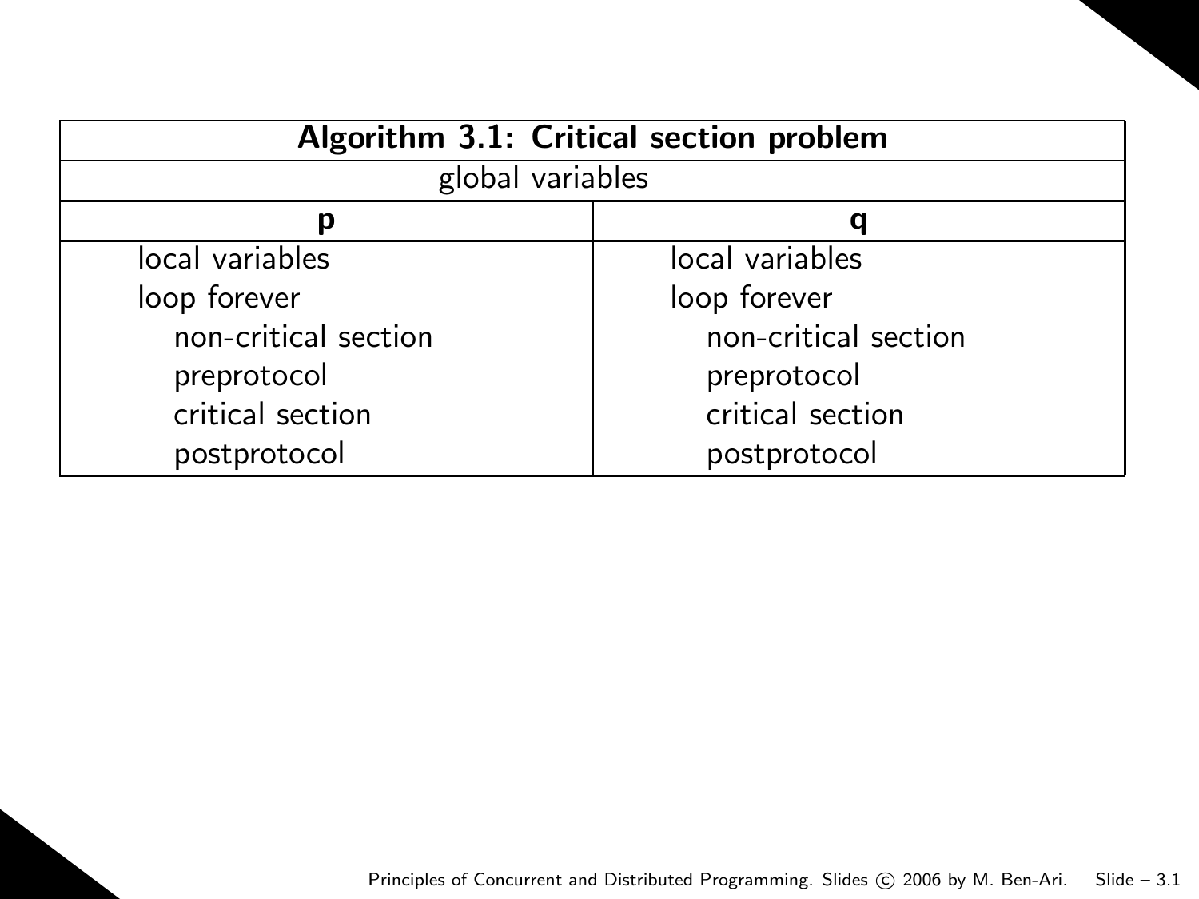| Algorithm 3.1: Critical section problem | |
|---|---|
| global variables | |
| **p** | **q** |
| local variables | local variables |
| loop forever | loop forever |
| non-critical section | non-critical section |
| preprotocol | preprotocol |
| critical section | critical section |
| postprotocol | postprotocol |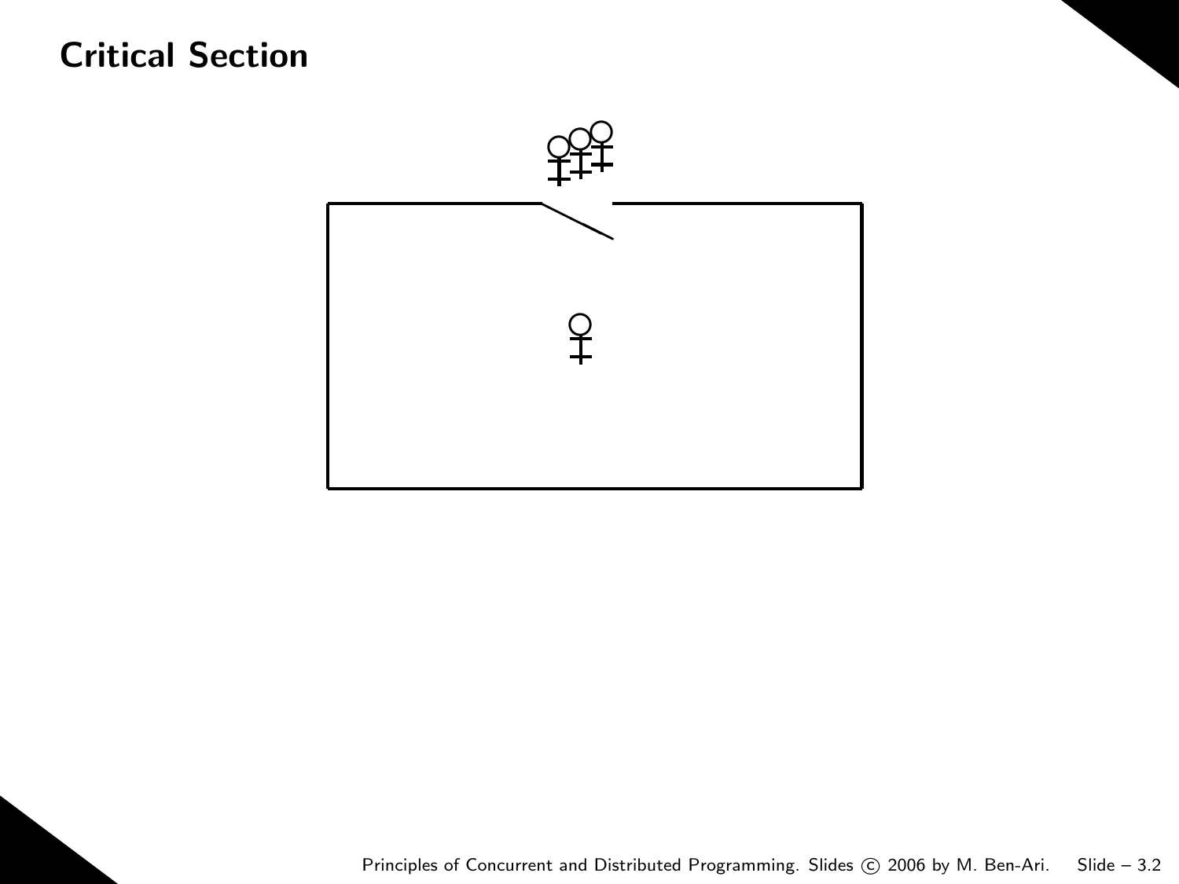# Critical Section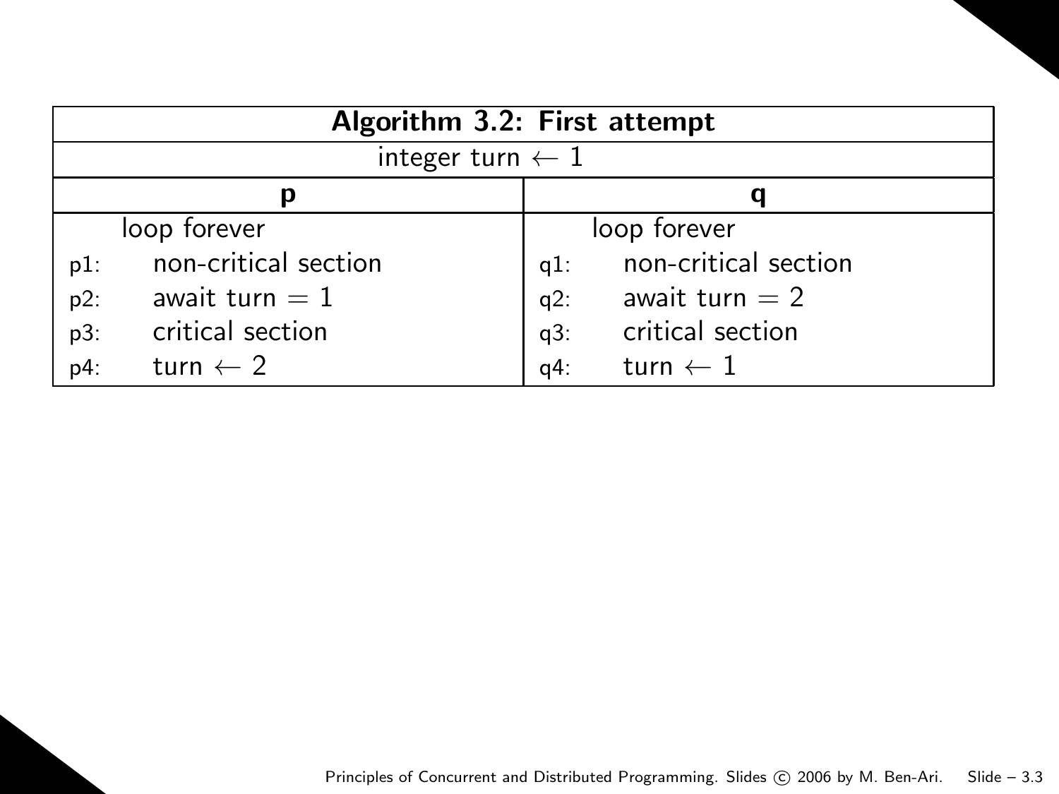| Algorithm 3.2: First attempt | |
| --- | --- |
| integer turn $\leftarrow$ 1 | |
| **p** | **q** |
| loop forever | loop forever |
| p1: non-critical section | q1: non-critical section |
| p2: await turn $= 1$ | q2: await turn $= 2$ |
| p3: critical section | q3: critical section |
| p4: turn $\leftarrow$ 2 | q4: turn $\leftarrow$ 1 |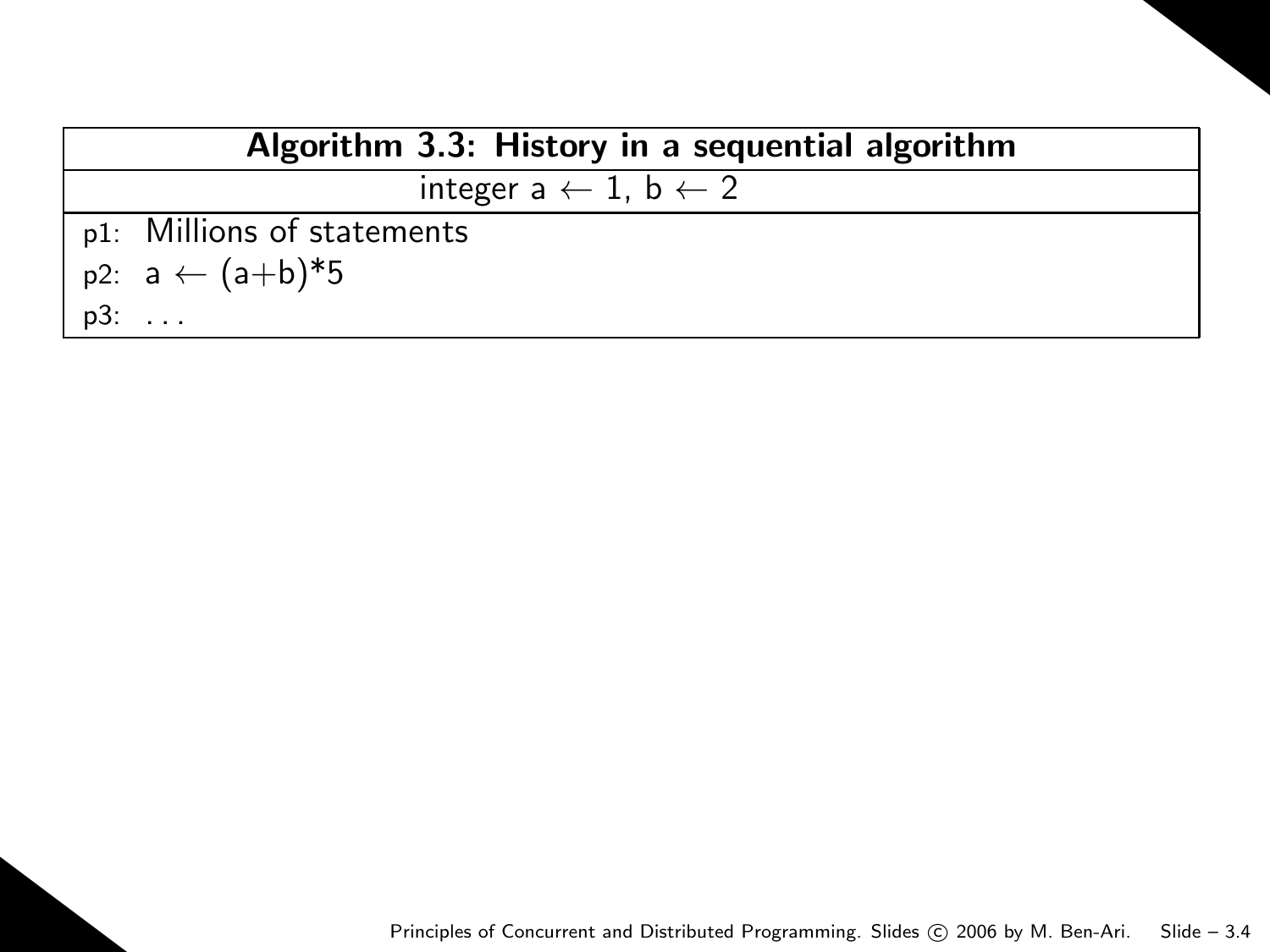| Algorithm 3.3: History in a sequential algorithm | |
|---|---|
| integer a ← 1, b ← 2 | |
| p1: | Millions of statements |
| p2: | a ← (a+b)*5 |
| p3: | . . . |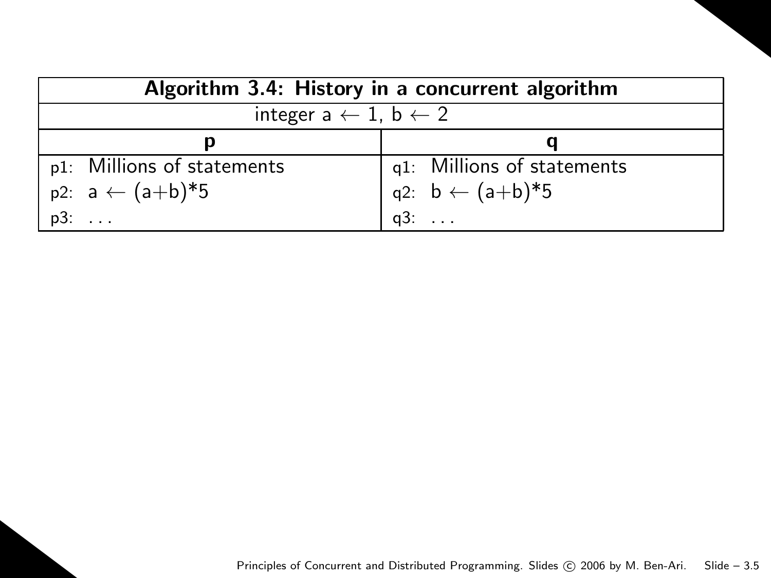| Algorithm 3.4: History in a concurrent algorithm | |
|---|---|
| integer a ← 1, b ← 2 | |
| **p** | **q** |
| p1: Millions of statements | q1: Millions of statements |
| p2: a ← (a+b)*5 | q2: b ← (a+b)*5 |
| p3: . . . | q3: . . . |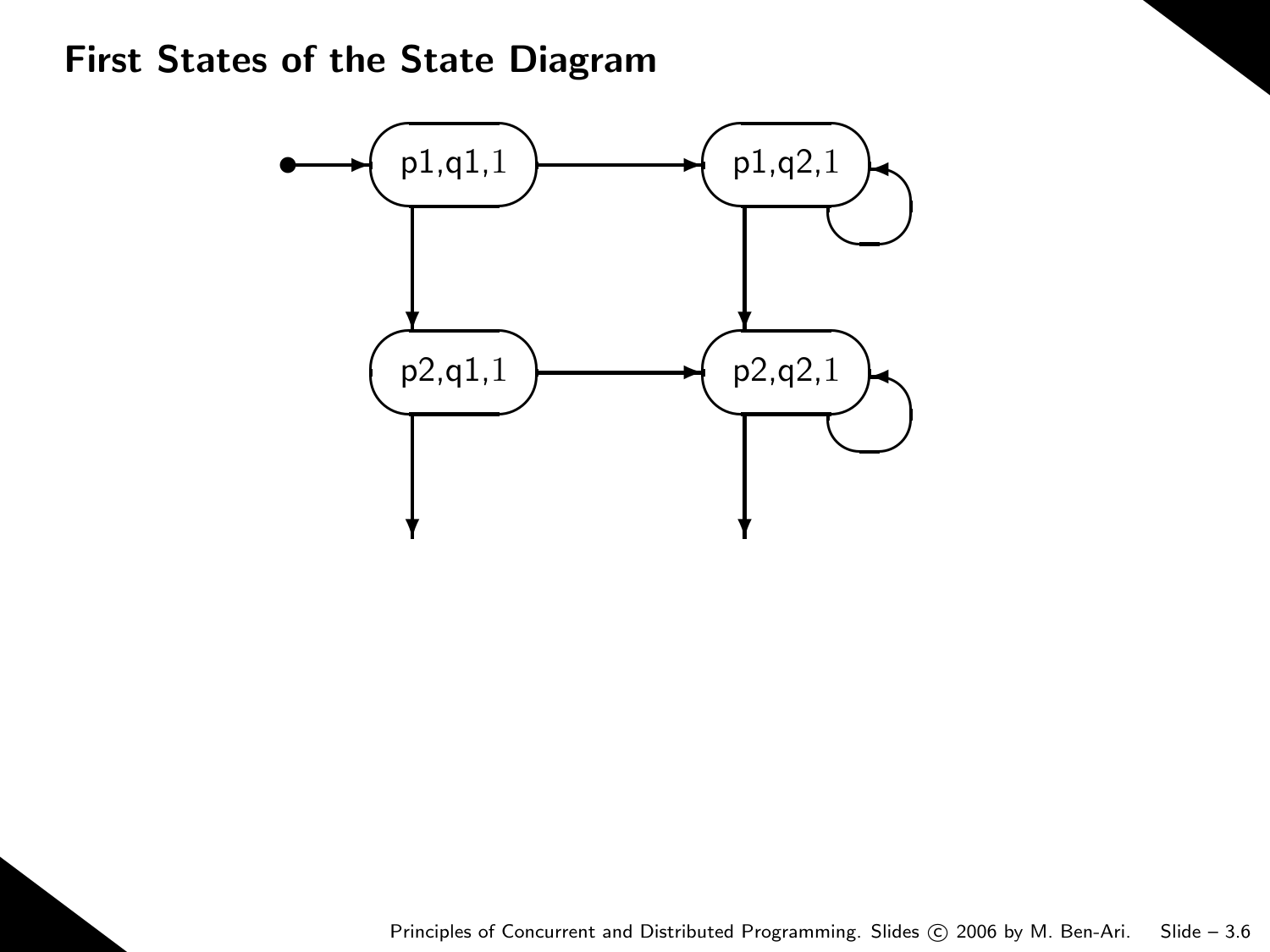# First States of the State Diagram

p1,q1,1

p1,q2,1

p2,q1,1

p2,q2,1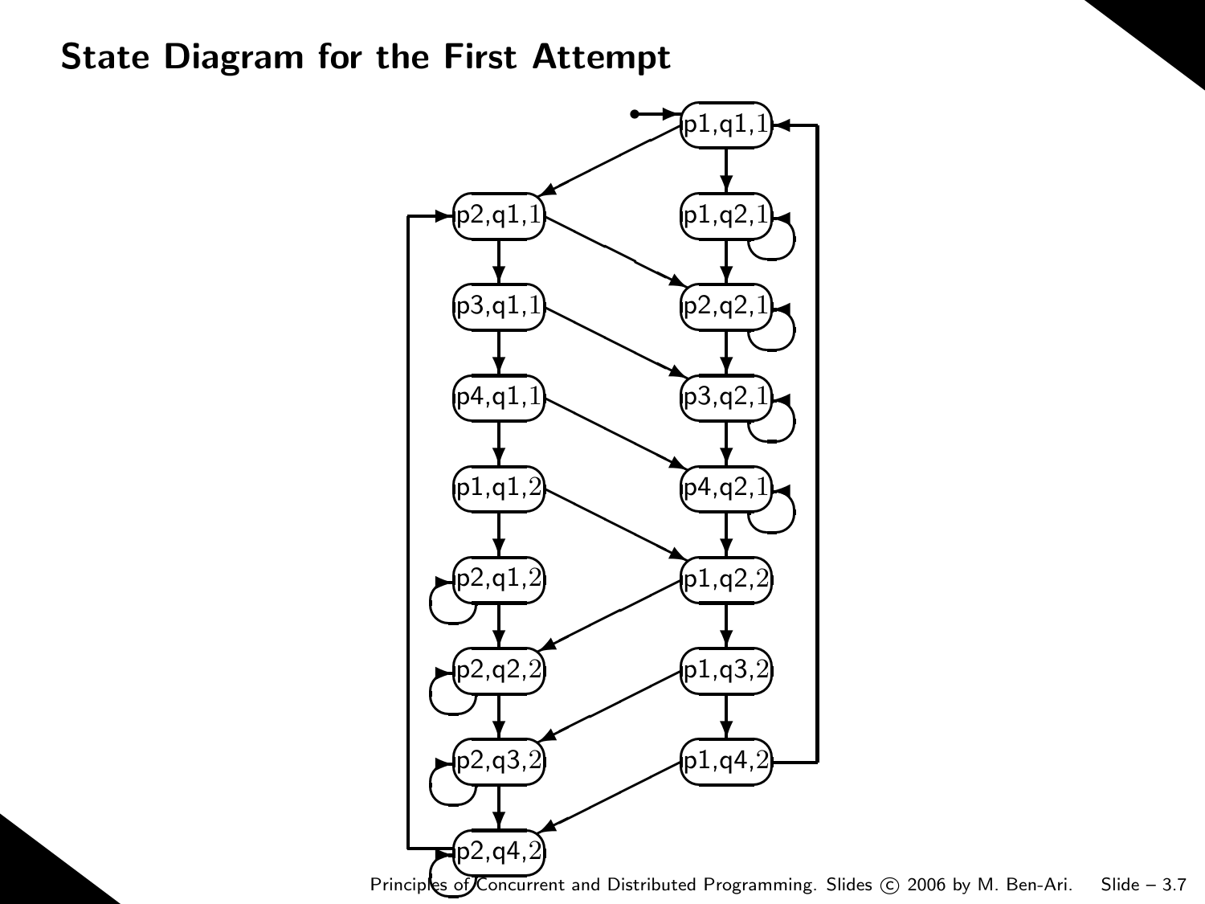## State Diagram for the First Attempt

p1,q1,1

p2,q1,1

p1,q2,1

p3,q1,1

p2,q2,1

p4,q1,1

p3,q2,1

p1,q1,2

p4,q2,1

p2,q1,2

p1,q2,2

p2,q2,2

p1,q3,2

p2,q3,2

p1,q4,2

p2,q4,2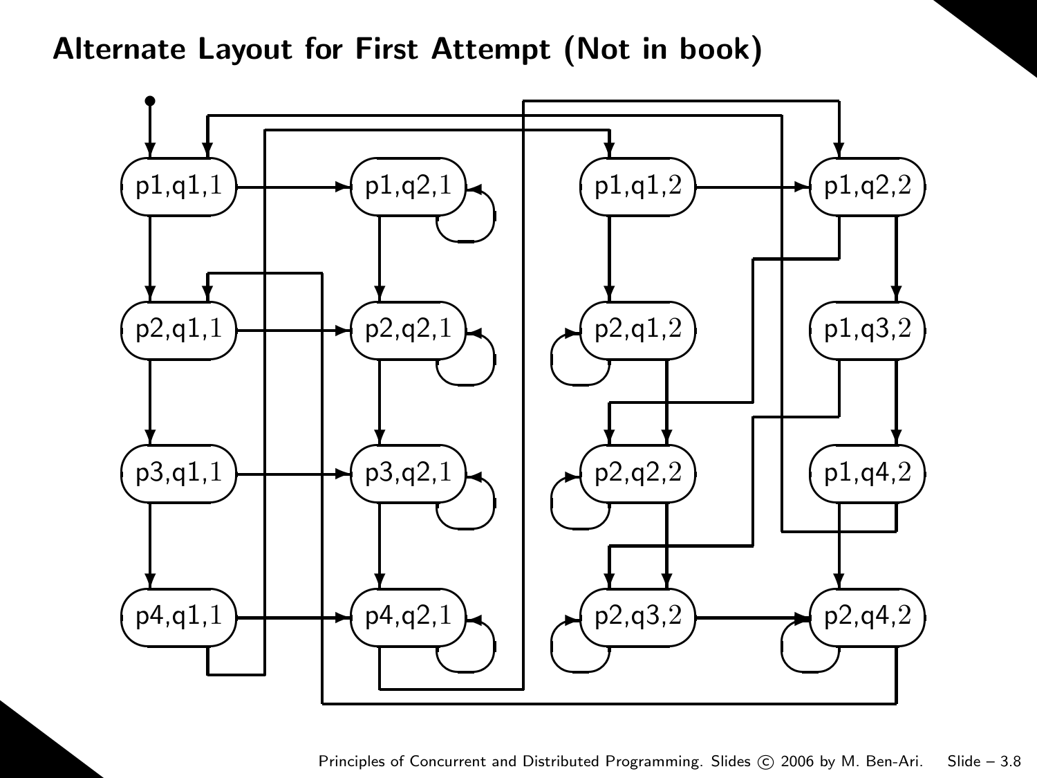# Alternate Layout for First Attempt (Not in book)

p1,q1,1

p1,q2,1

p1,q1,2

p1,q2,2

p2,q1,1

p2,q2,1

p2,q1,2

p1,q3,2

p3,q1,1

p3,q2,1

p2,q2,2

p1,q4,2

p4,q1,1

p4,q2,1

p2,q3,2

p2,q4,2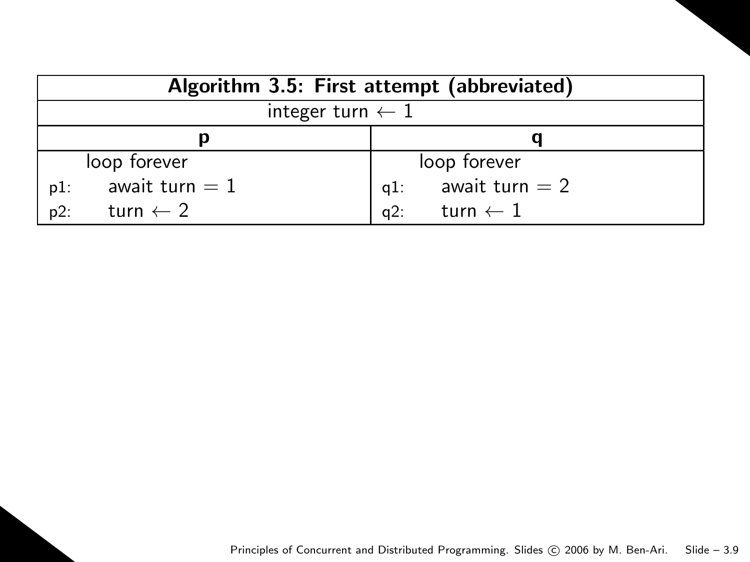| Algorithm 3.5: First attempt (abbreviated) | | | |
|---|---|---|---|
| integer turn $\leftarrow 1$ | | | |
| **p** | | **q** | |
| | loop forever | | loop forever |
| p1: | await turn $= 1$ | q1: | await turn $= 2$ |
| p2: | turn $\leftarrow 2$ | q2: | turn $\leftarrow 1$ |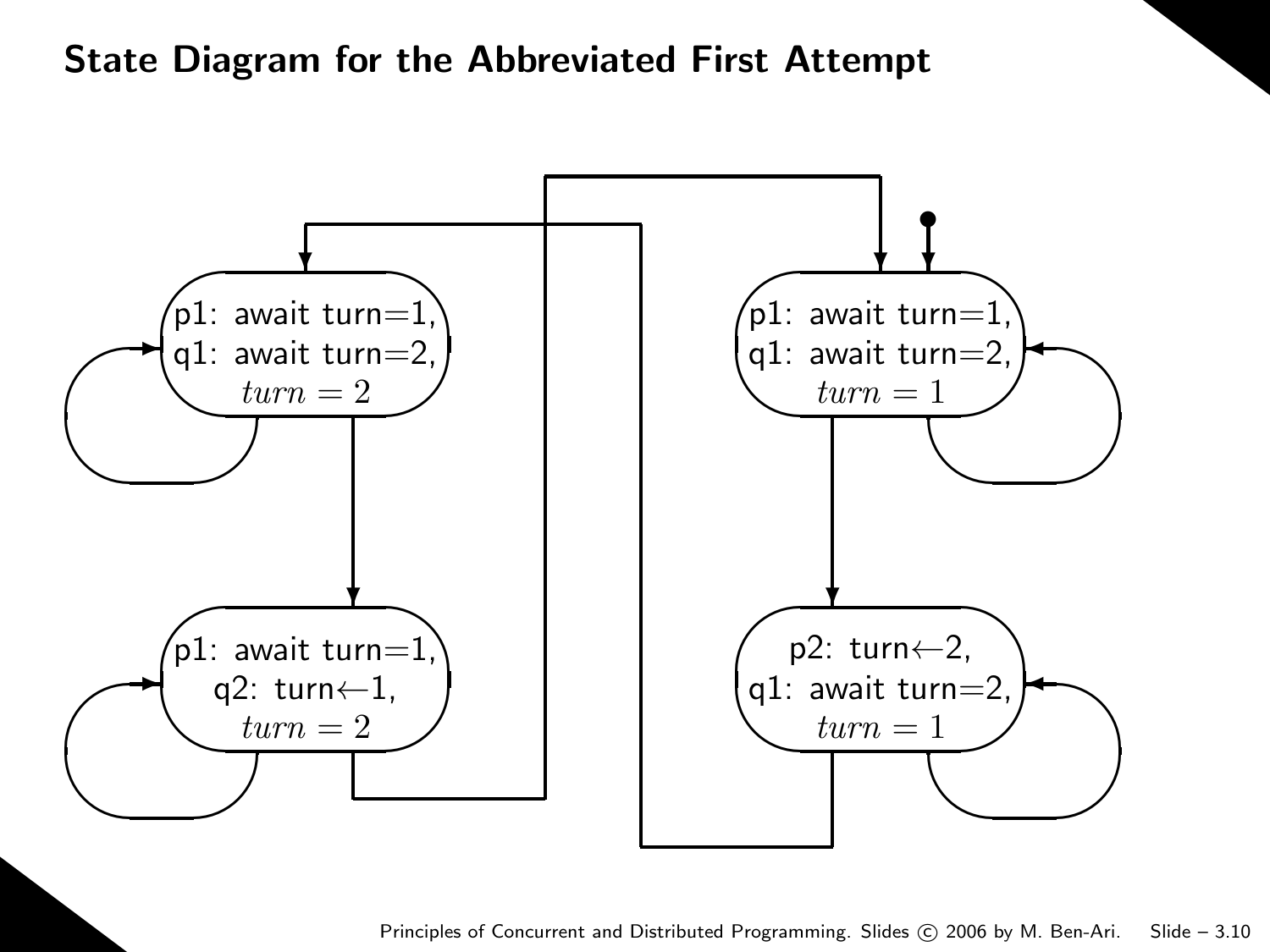# State Diagram for the Abbreviated First Attempt

p1: await turn=1,
q1: await turn=2,
$turn = 2$

p1: await turn=1,
q2: turn←1,
$turn = 2$

p1: await turn=1,
q1: await turn=2,
$turn = 1$

p2: turn←2,
q1: await turn=2,
$turn = 1$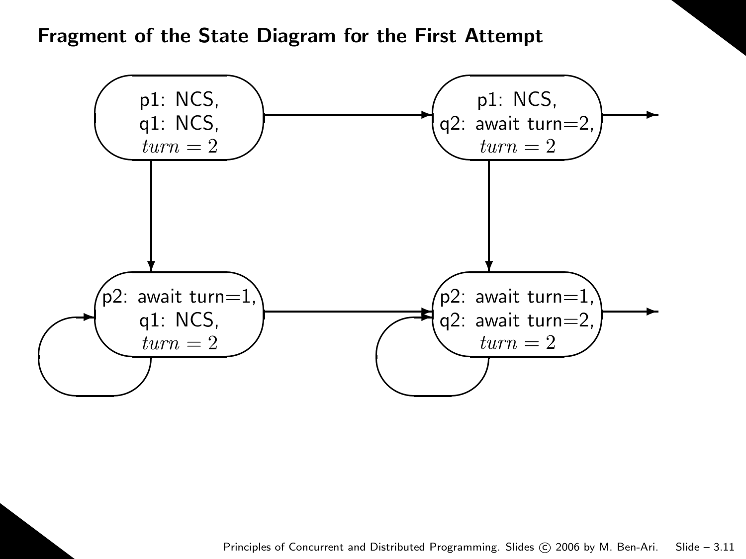## Fragment of the State Diagram for the First Attempt

p1: NCS,
q1: NCS,
$turn = 2$

p1: NCS,
q2: await turn=2,
$turn = 2$

p2: await turn=1,
q1: NCS,
$turn = 2$

p2: await turn=1,
q2: await turn=2,
$turn = 2$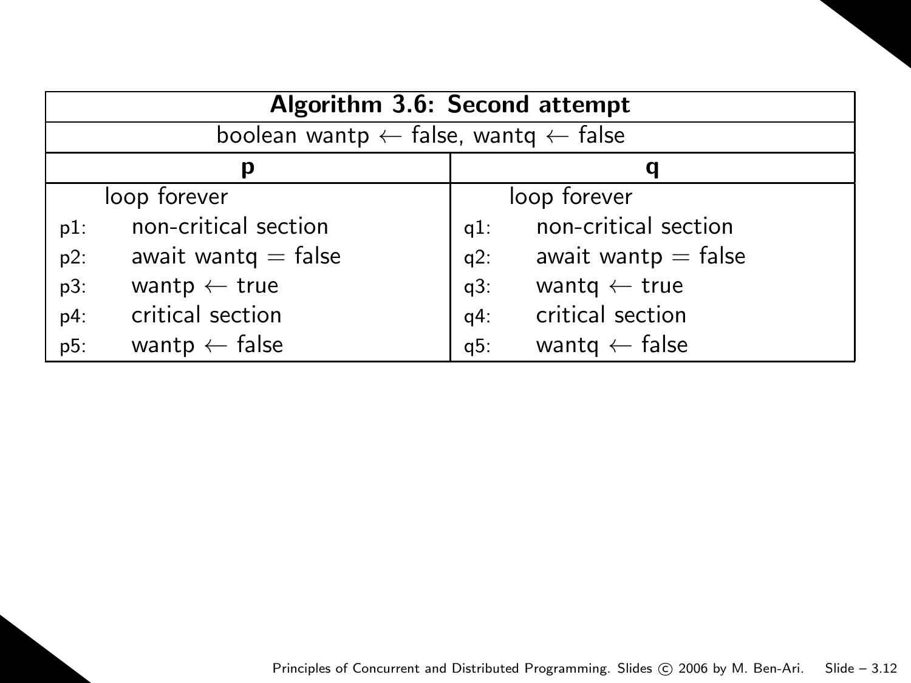| Algorithm 3.6: Second attempt | | | |
| --- | --- | --- | --- |
| boolean wantp ← false, wantq ← false | | | |
| **p** | | **q** | |
| | loop forever | | loop forever |
| p1: | non-critical section | q1: | non-critical section |
| p2: | await wantq = false | q2: | await wantp = false |
| p3: | wantp ← true | q3: | wantq ← true |
| p4: | critical section | q4: | critical section |
| p5: | wantp ← false | q5: | wantq ← false |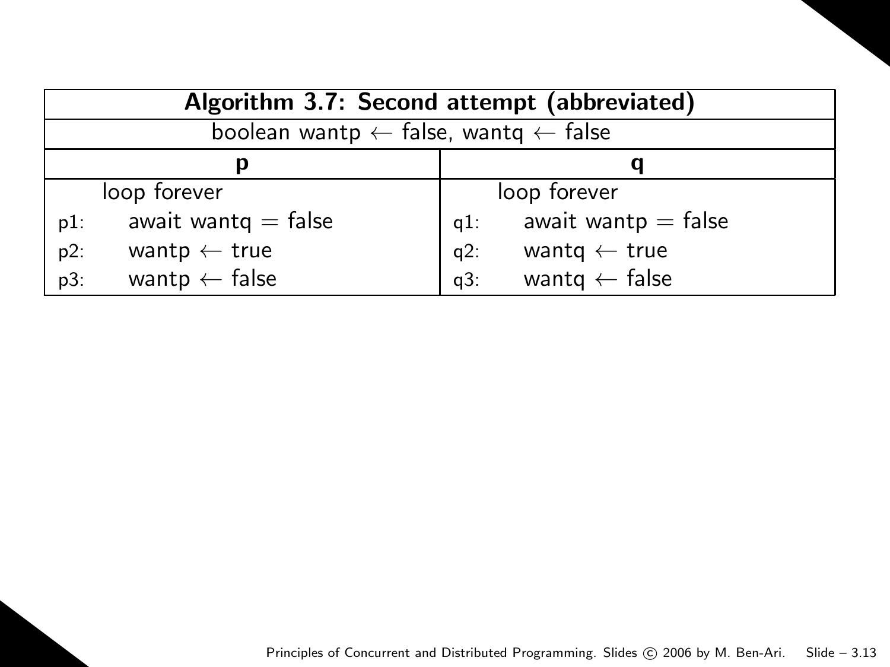| Algorithm 3.7: Second attempt (abbreviated) | |
|---|---|
| boolean wantp ← false, wantq ← false | |
| **p** | **q** |
| loop forever | loop forever |
| p1: await wantq = false | q1: await wantp = false |
| p2: wantp ← true | q2: wantq ← true |
| p3: wantp ← false | q3: wantq ← false |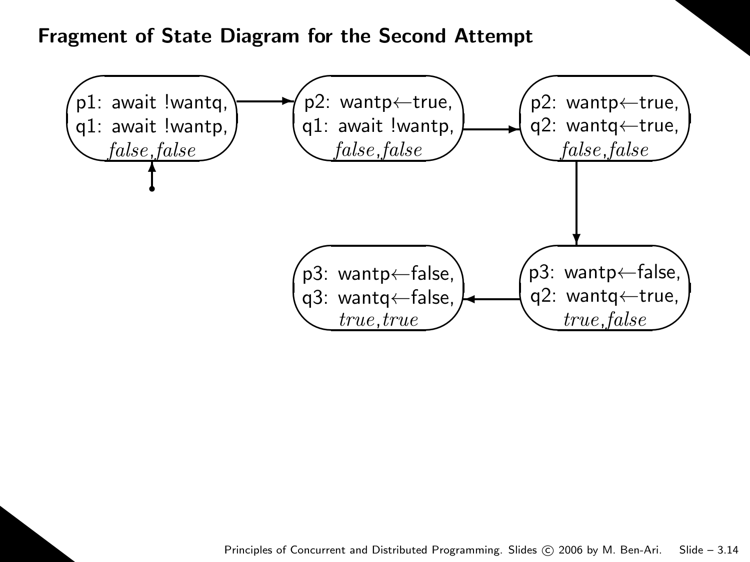## Fragment of State Diagram for the Second Attempt

p1: await !wantq,
q1: await !wantp,
*false*,*false*

p2: wantp←true,
q1: await !wantp,
*false*,*false*

p2: wantp←true,
q2: wantq←true,
*false*,*false*

p3: wantp←false,
q2: wantq←true,
*true*,*false*

p3: wantp←false,
q3: wantq←false,
*true*,*true*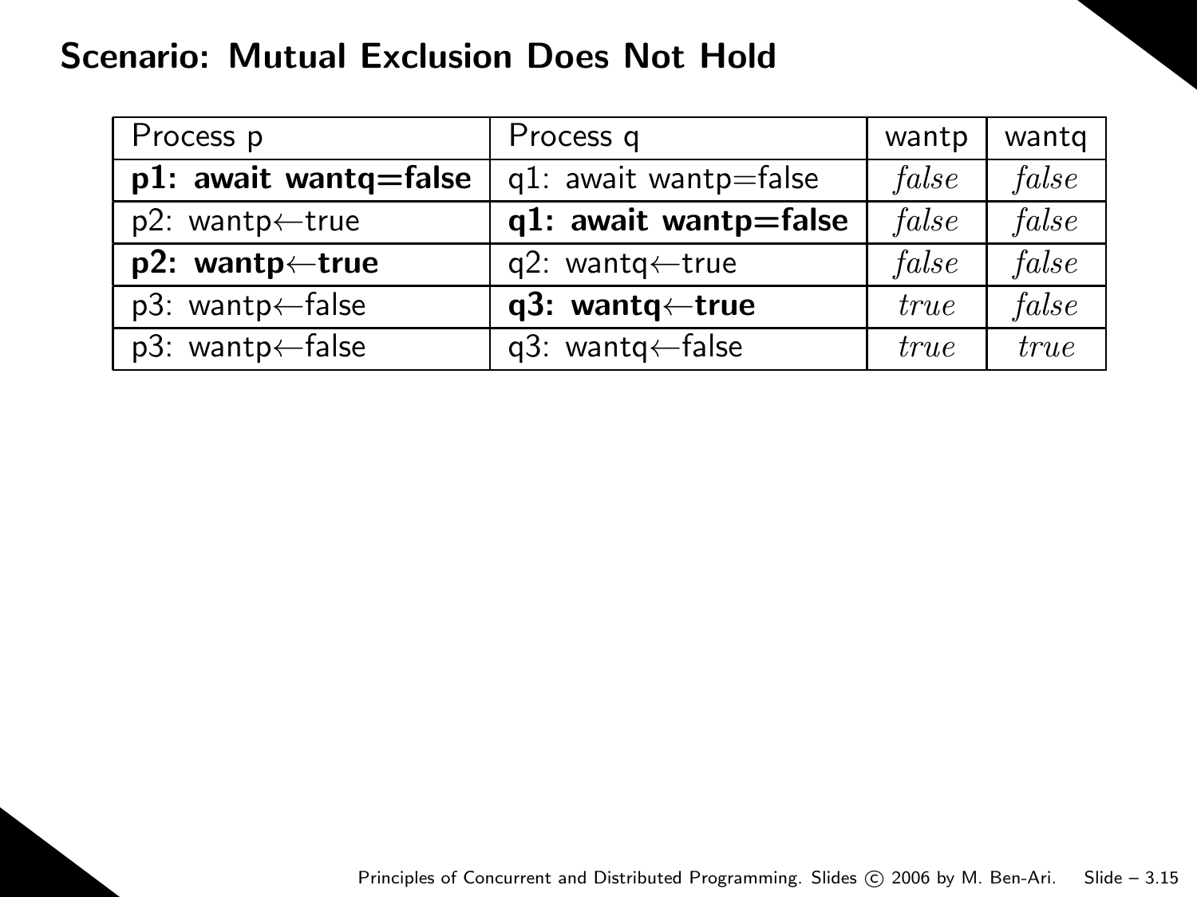## Scenario: Mutual Exclusion Does Not Hold

| Process p | Process q | wantp | wantq |
|---|---|---|---|
| **p1: await wantq=false** | q1: await wantp=false | *false* | *false* |
| p2: wantp←true | **q1: await wantp=false** | *false* | *false* |
| **p2: wantp←true** | q2: wantq←true | *false* | *false* |
| p3: wantp←false | **q3: wantq←true** | *true* | *false* |
| p3: wantp←false | q3: wantq←false | *true* | *true* |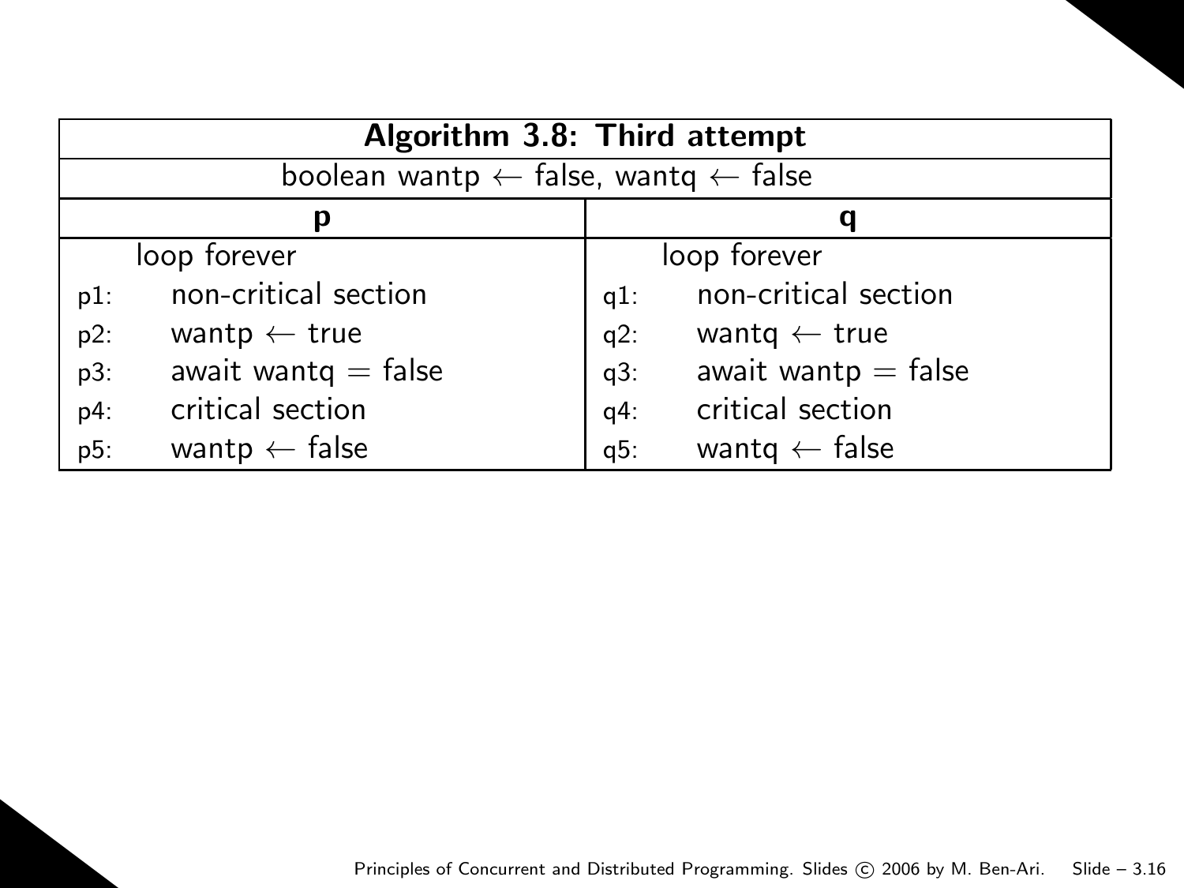| Algorithm 3.8: Third attempt | | | |
|---|---|---|---|
| boolean wantp ← false, wantq ← false | | | |
| **p** | | **q** | |
| | loop forever | | loop forever |
| p1: | non-critical section | q1: | non-critical section |
| p2: | wantp ← true | q2: | wantq ← true |
| p3: | await wantq = false | q3: | await wantp = false |
| p4: | critical section | q4: | critical section |
| p5: | wantp ← false | q5: | wantq ← false |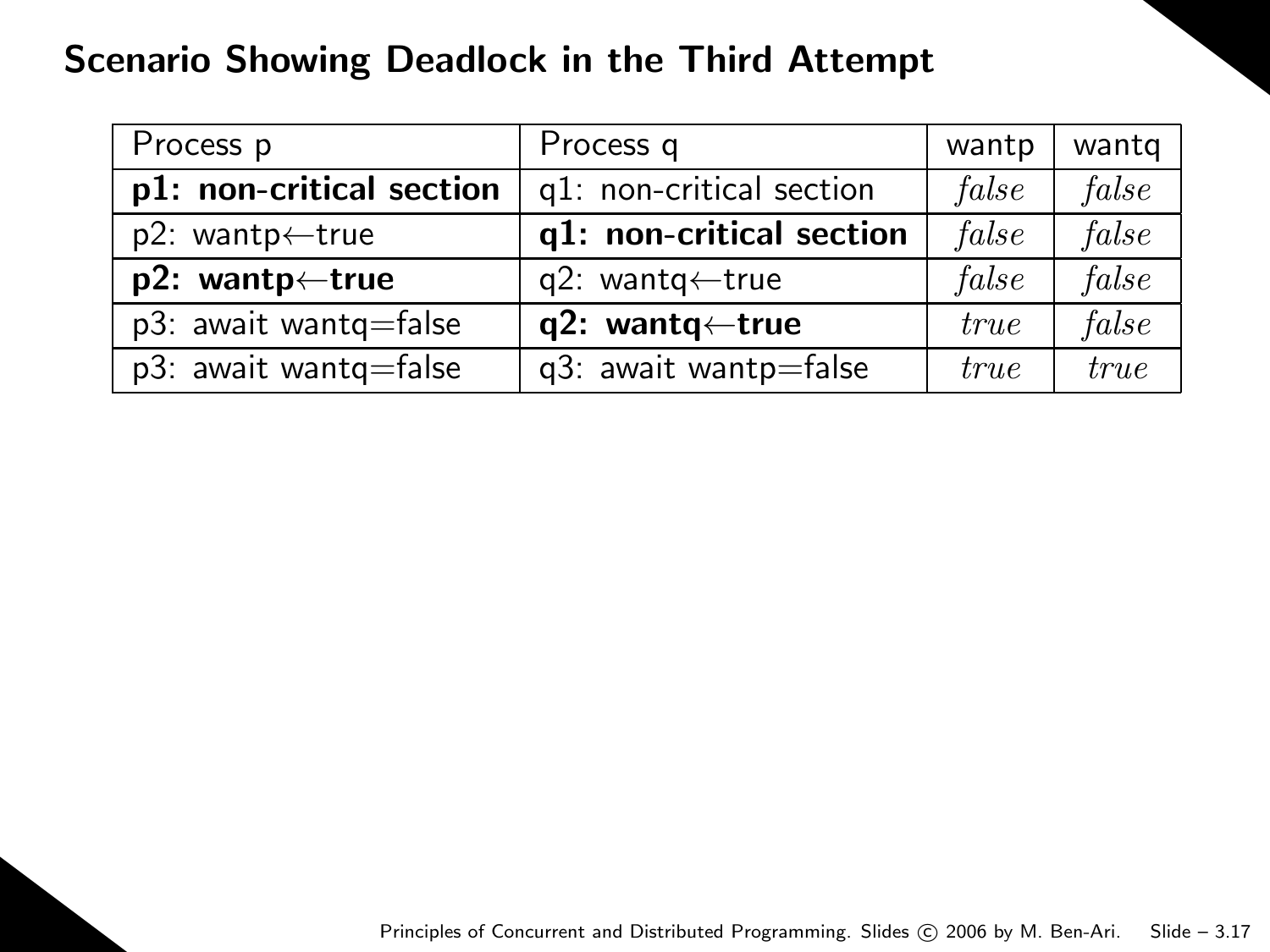# Scenario Showing Deadlock in the Third Attempt

| Process p | Process q | wantp | wantq |
|---|---|---|---|
| **p1: non-critical section** | q1: non-critical section | *false* | *false* |
| p2: wantp←true | **q1: non-critical section** | *false* | *false* |
| **p2: wantp←true** | q2: wantq←true | *false* | *false* |
| p3: await wantq=false | **q2: wantq←true** | *true* | *false* |
| p3: await wantq=false | q3: await wantp=false | *true* | *true* |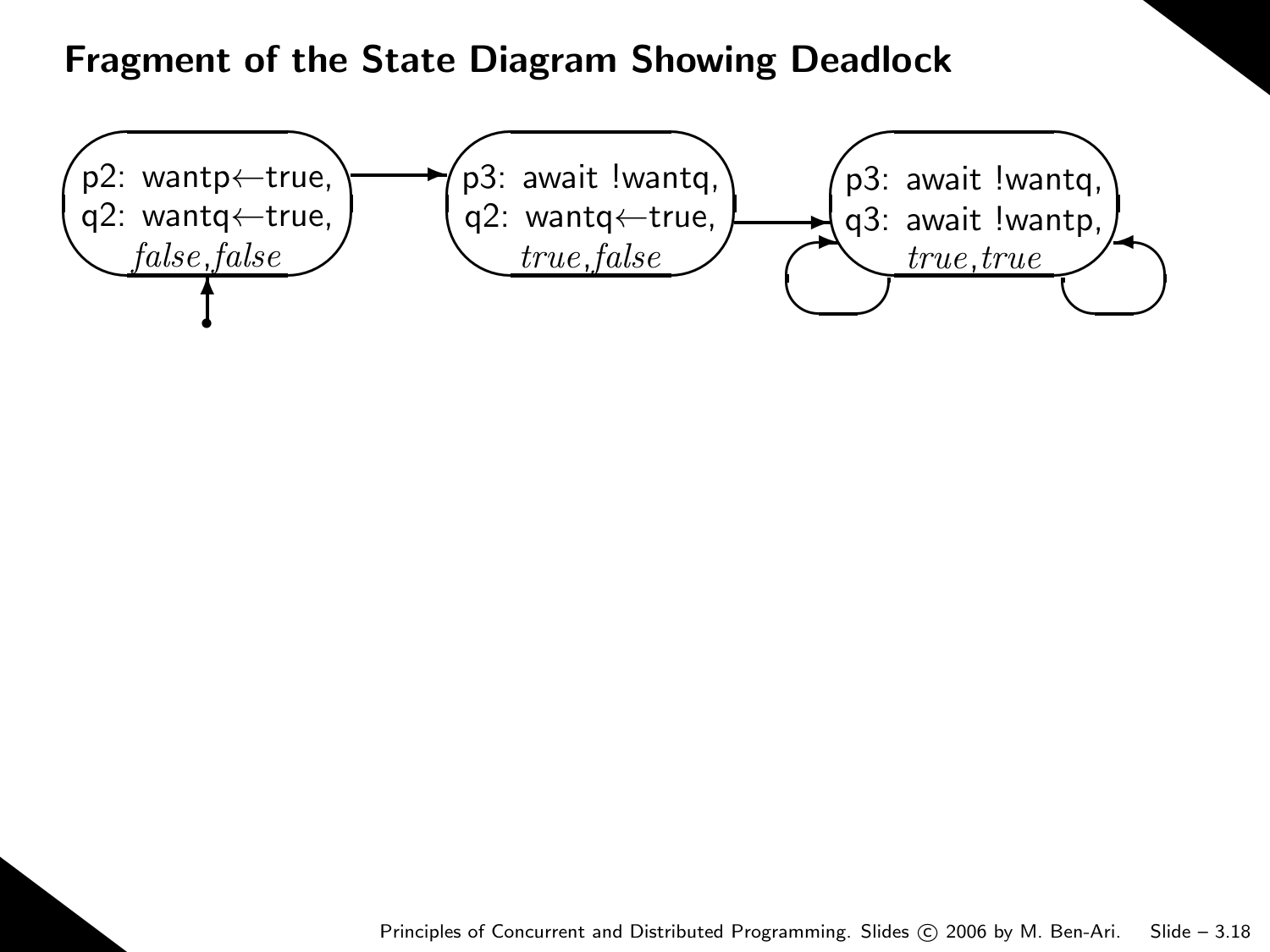# Fragment of the State Diagram Showing Deadlock

p2: wantp←true,
q2: wantq←true,
$false$,$false$

p3: await !wantq,
q2: wantq←true,
$true$,$false$

p3: await !wantq,
q3: await !wantp,
$true$,$true$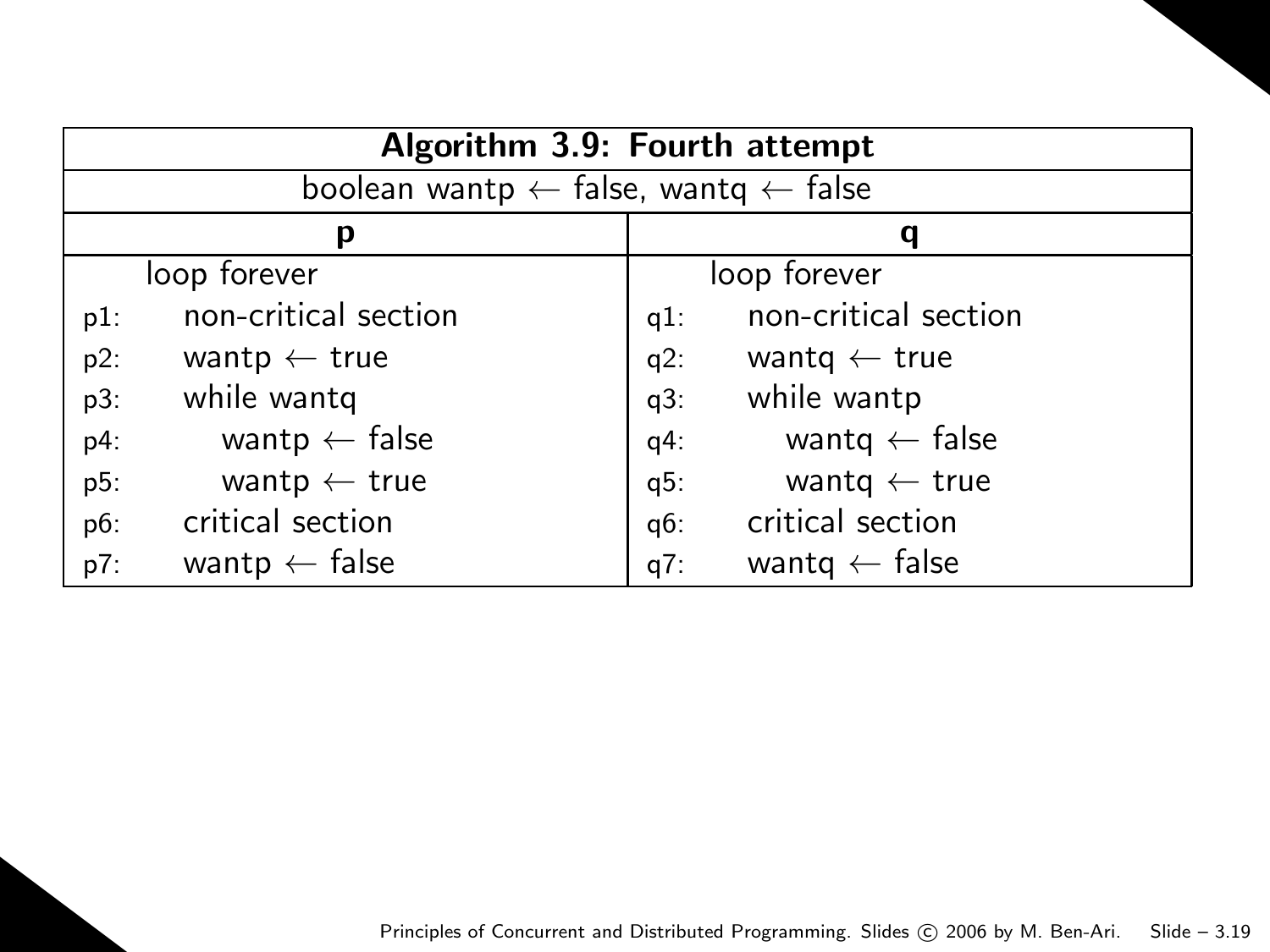| Algorithm 3.9: Fourth attempt | |
|---|---|
| boolean wantp ← false, wantq ← false | |
| **p** | **q** |
| loop forever | loop forever |
| p1: non-critical section | q1: non-critical section |
| p2: wantp ← true | q2: wantq ← true |
| p3: while wantq | q3: while wantp |
| p4: wantp ← false | q4: wantq ← false |
| p5: wantp ← true | q5: wantq ← true |
| p6: critical section | q6: critical section |
| p7: wantp ← false | q7: wantq ← false |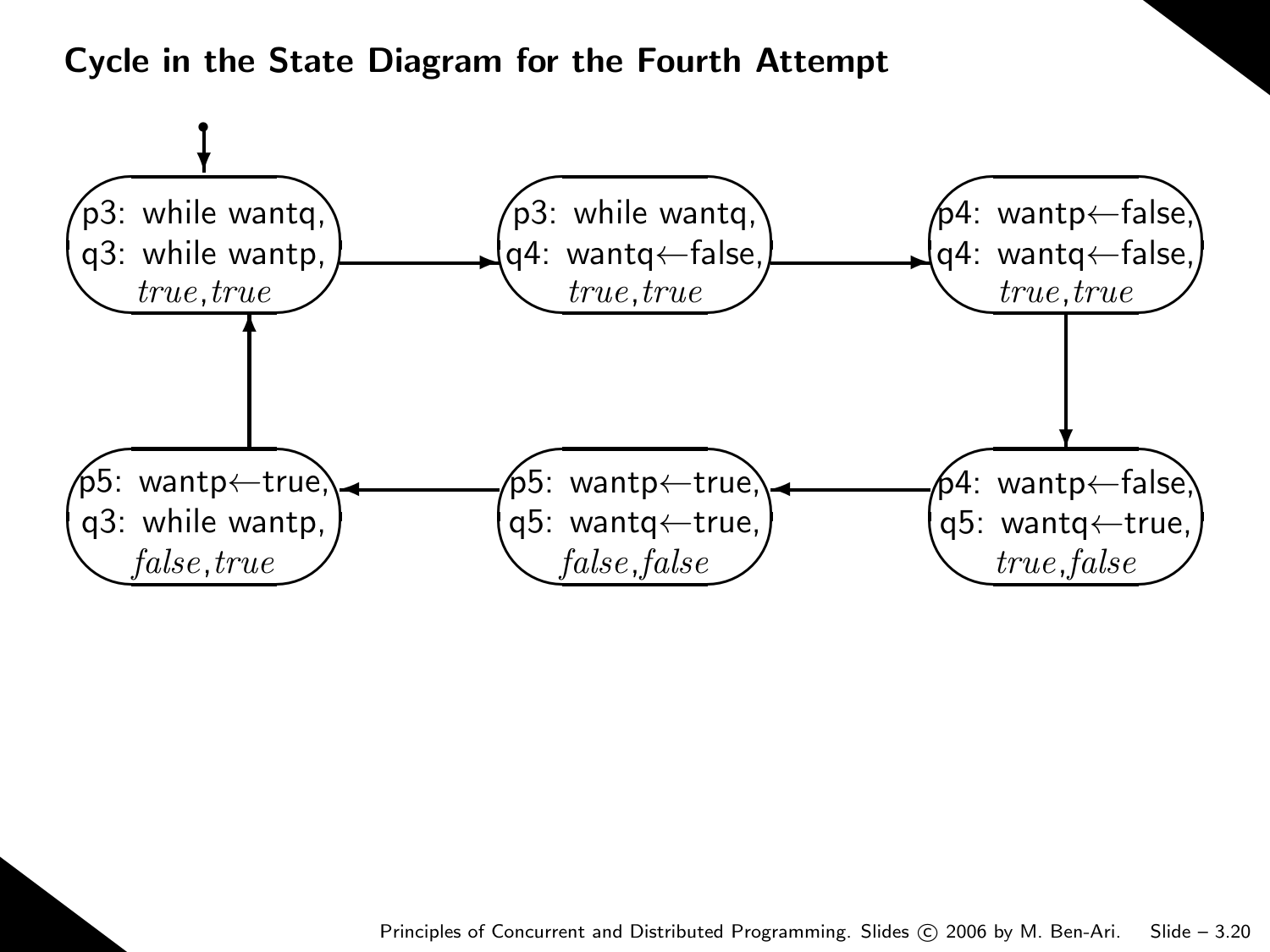## Cycle in the State Diagram for the Fourth Attempt

p3: while wantq,
q3: while wantp,
$true, true$

p3: while wantq,
q4: wantq←false,
$true, true$

p4: wantp←false,
q4: wantq←false,
$true, true$

p4: wantp←false,
q5: wantq←true,
$true, false$

p5: wantp←true,
q5: wantq←true,
$false, false$

p5: wantp←true,
q3: while wantp,
$false, true$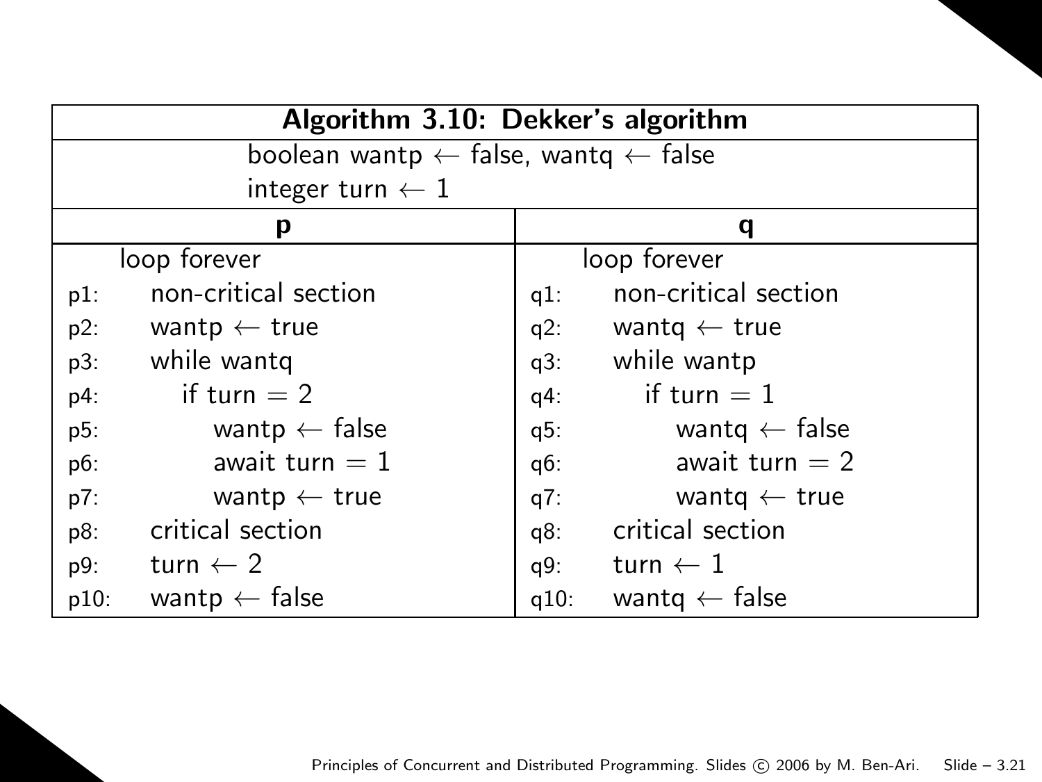| Algorithm 3.10: Dekker's algorithm | |
|---|---|
| boolean wantp ← false, wantq ← false<br>integer turn ← 1 | |
| **p** | **q** |
| loop forever | loop forever |
| p1: non-critical section | q1: non-critical section |
| p2: wantp ← true | q2: wantq ← true |
| p3: while wantq | q3: while wantp |
| p4: if turn = 2 | q4: if turn = 1 |
| p5: wantp ← false | q5: wantq ← false |
| p6: await turn = 1 | q6: await turn = 2 |
| p7: wantp ← true | q7: wantq ← true |
| p8: critical section | q8: critical section |
| p9: turn ← 2 | q9: turn ← 1 |
| p10: wantp ← false | q10: wantq ← false |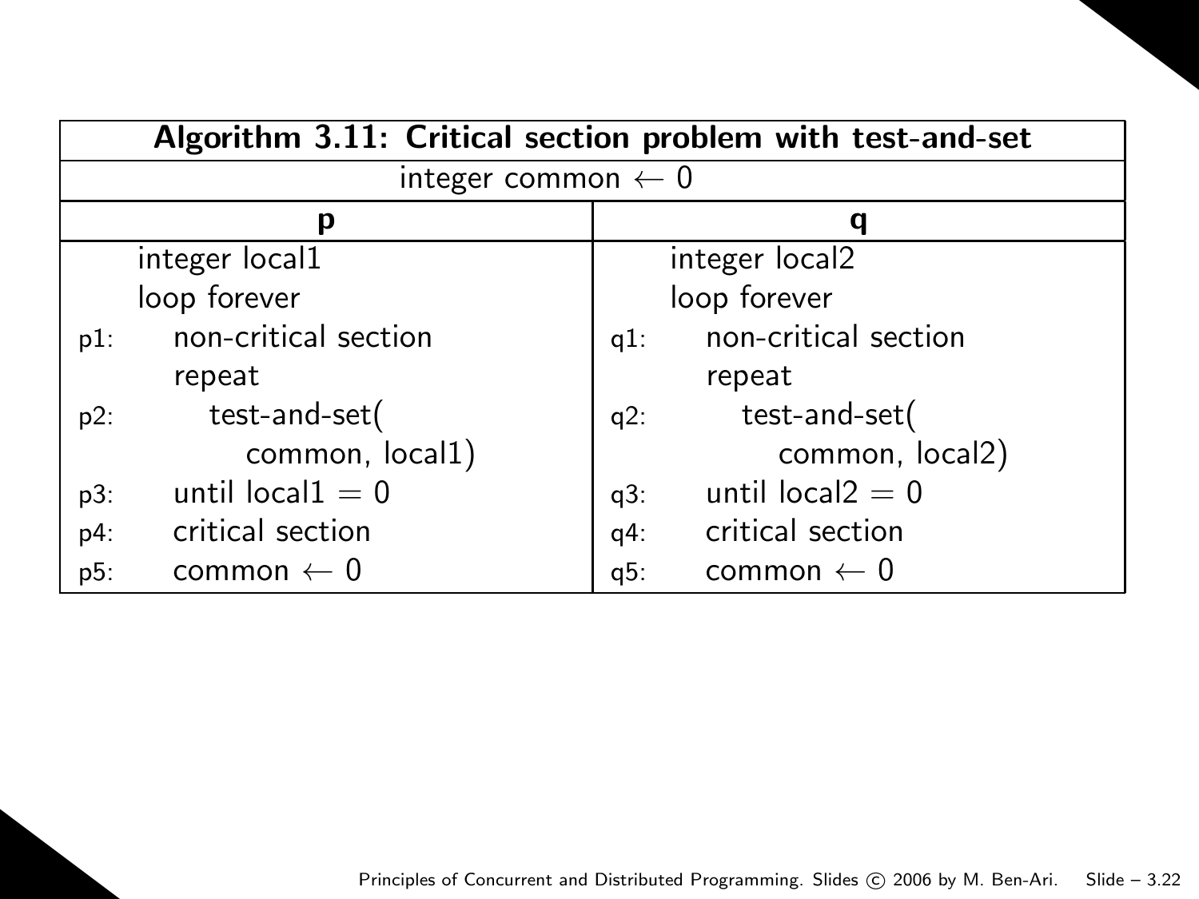| Algorithm 3.11: Critical section problem with test-and-set | |
| --- | --- |
| integer common ← 0 | |
| **p** | **q** |
| integer local1 | integer local2 |
| loop forever | loop forever |
| p1: non-critical section | q1: non-critical section |
| repeat | repeat |
| p2: test-and-set( common, local1) | q2: test-and-set( common, local2) |
| p3: until local1 = 0 | q3: until local2 = 0 |
| p4: critical section | q4: critical section |
| p5: common ← 0 | q5: common ← 0 |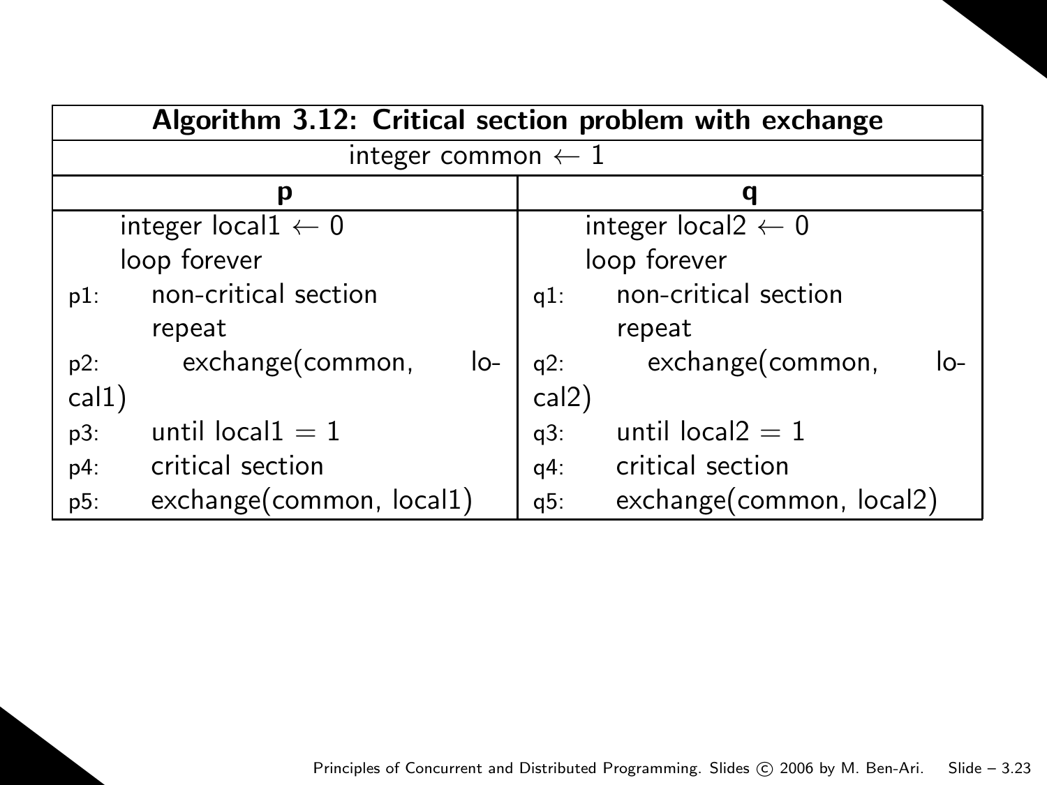| Algorithm 3.12: Critical section problem with exchange | |
|---|---|
| integer common ← 1 | |
| **p** | **q** |
| integer local1 ← 0 | integer local2 ← 0 |
| loop forever | loop forever |
| p1: non-critical section | q1: non-critical section |
| repeat | repeat |
| p2: exchange(common, local1) | q2: exchange(common, local2) |
| p3: until local1 = 1 | q3: until local2 = 1 |
| p4: critical section | q4: critical section |
| p5: exchange(common, local1) | q5: exchange(common, local2) |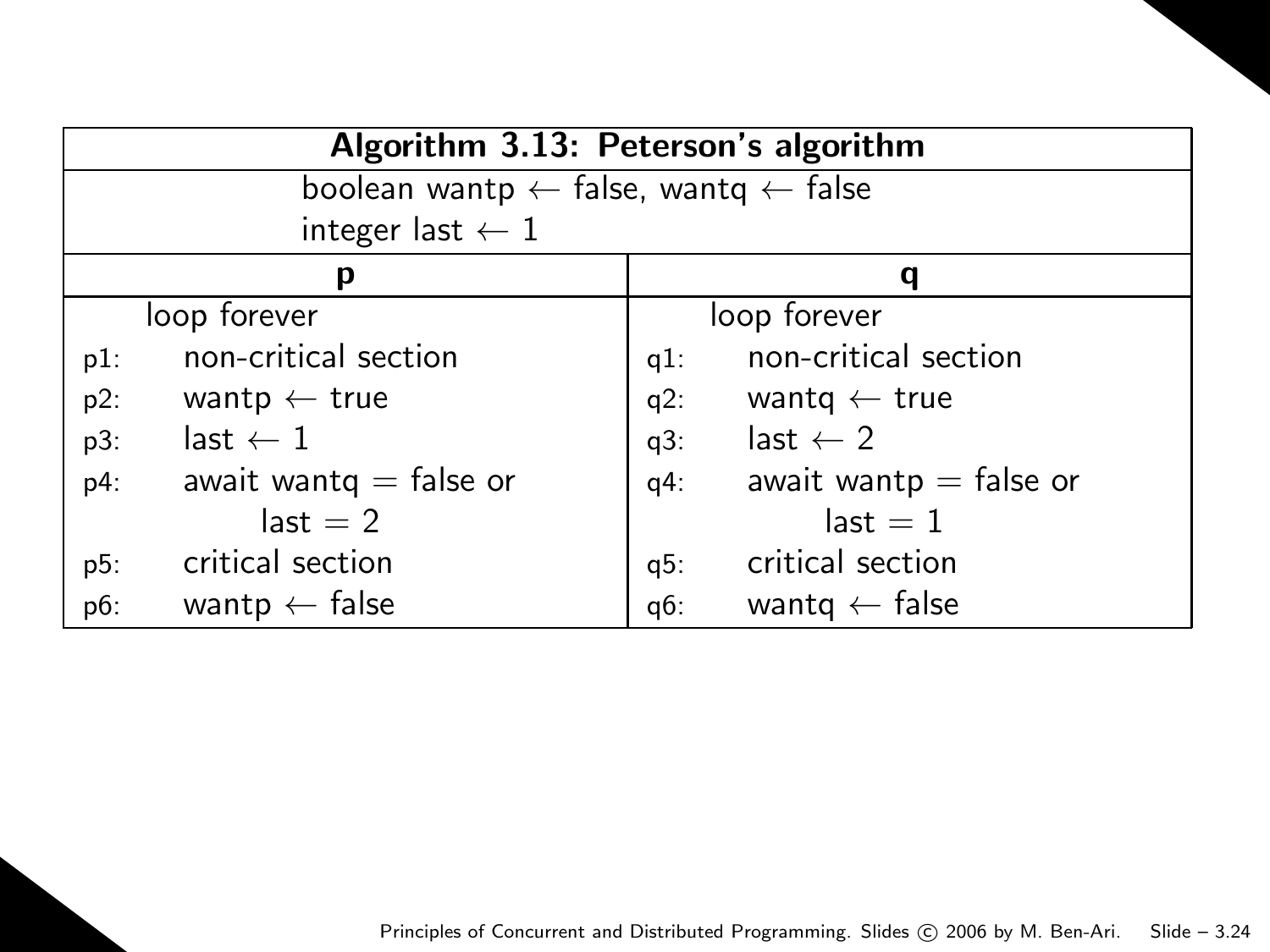| Algorithm 3.13: Peterson's algorithm | | | |
|---|---|---|---|
| boolean wantp ← false, wantq ← false | | | |
| integer last ← 1 | | | |
| **p** | | **q** | |
| | loop forever | | loop forever |
| p1: | non-critical section | q1: | non-critical section |
| p2: | wantp ← true | q2: | wantq ← true |
| p3: | last ← 1 | q3: | last ← 2 |
| p4: | await wantq = false or last = 2 | q4: | await wantp = false or last = 1 |
| p5: | critical section | q5: | critical section |
| p6: | wantp ← false | q6: | wantq ← false |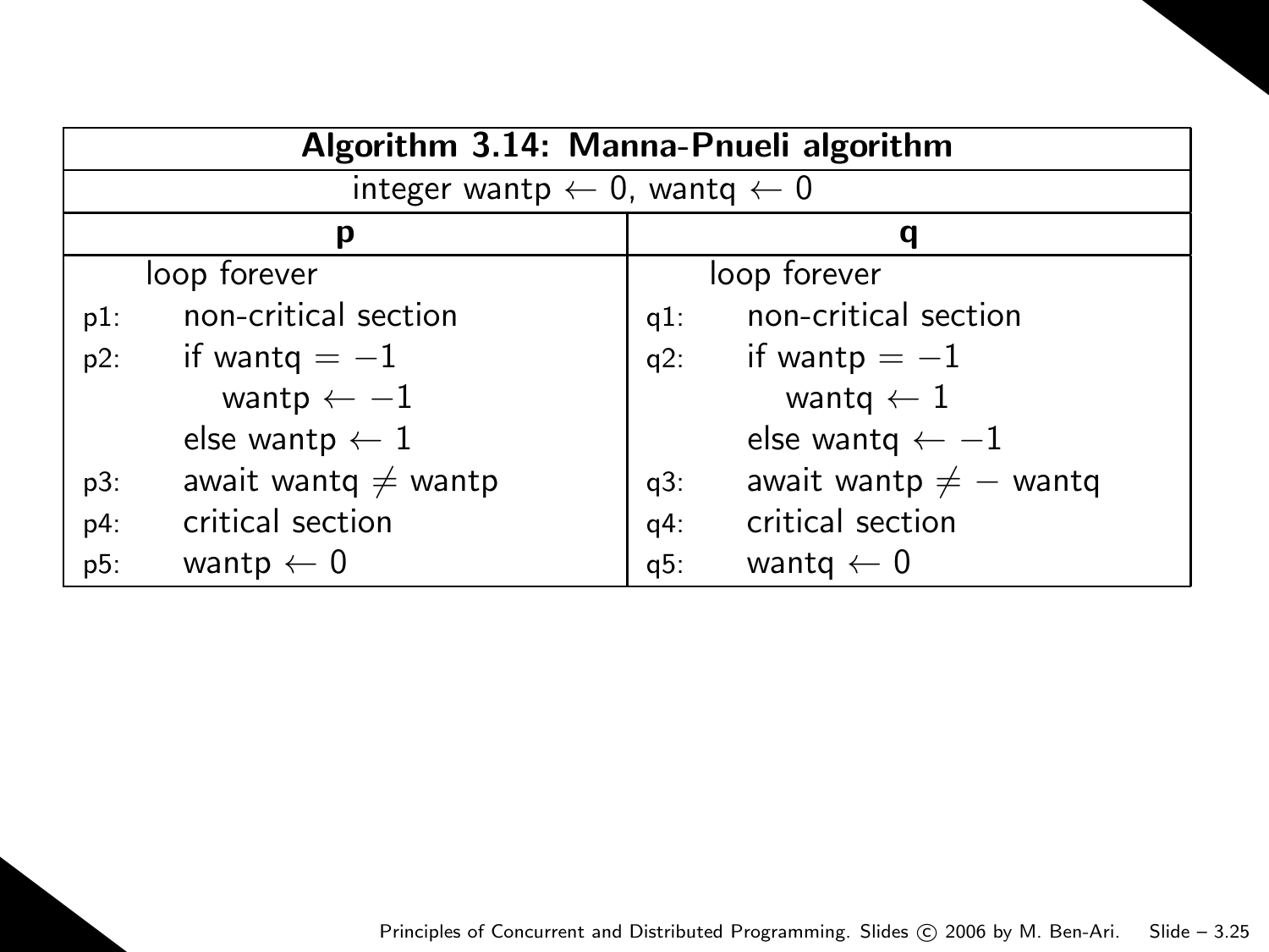| Algorithm 3.14: Manna-Pnueli algorithm | |
|---|---|
| integer wantp $\leftarrow$ 0, wantq $\leftarrow$ 0 | |
| **p** | **q** |
| loop forever | loop forever |
| p1: non-critical section | q1: non-critical section |
| p2: if wantq $= -1$ | q2: if wantp $= -1$ |
| wantp $\leftarrow -1$ | wantq $\leftarrow 1$ |
| else wantp $\leftarrow 1$ | else wantq $\leftarrow -1$ |
| p3: await wantq $\neq$ wantp | q3: await wantp $\neq -$ wantq |
| p4: critical section | q4: critical section |
| p5: wantp $\leftarrow 0$ | q5: wantq $\leftarrow 0$ |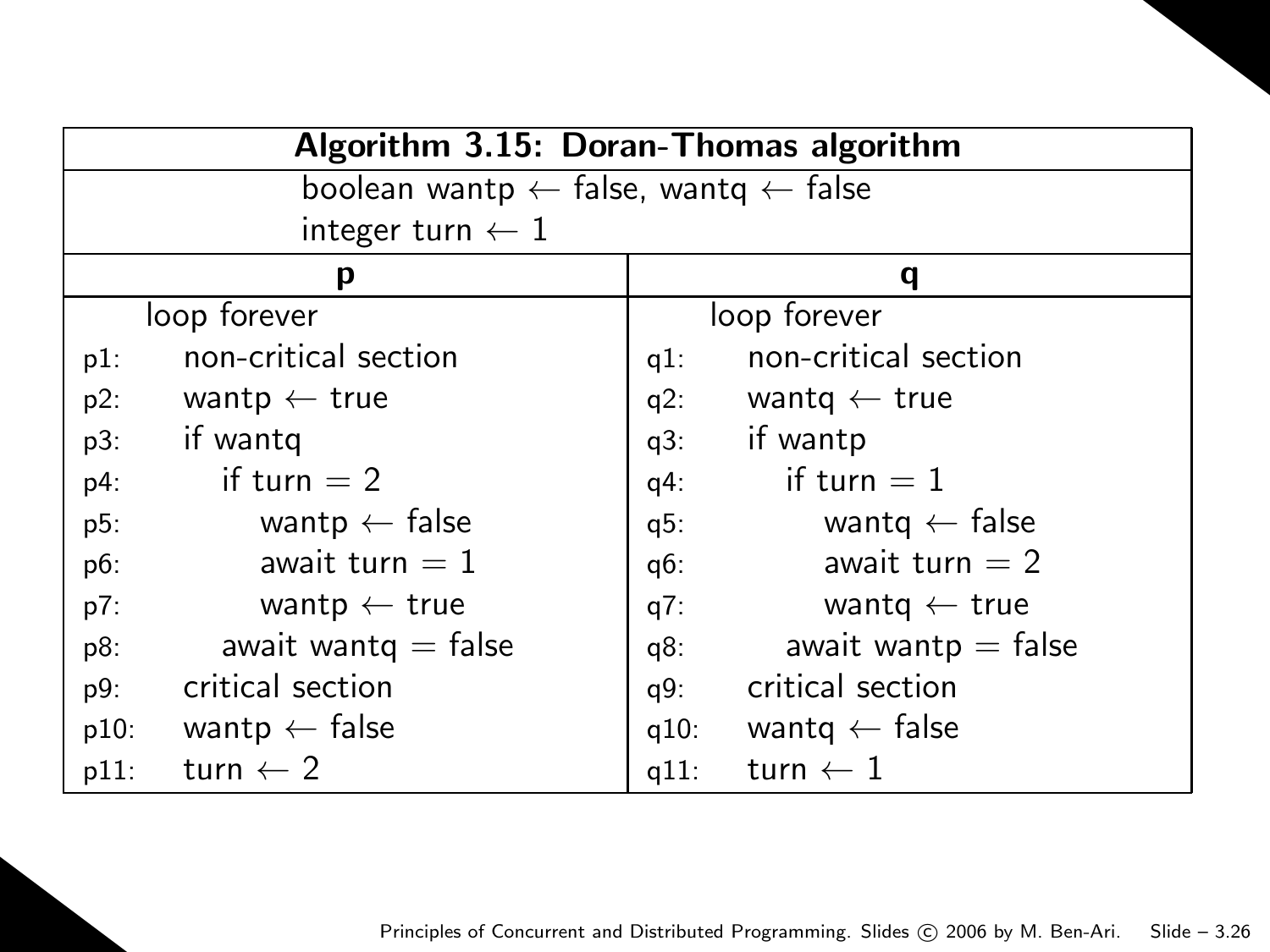**Algorithm 3.15: Doran-Thomas algorithm**

boolean wantp ← false, wantq ← false
integer turn ← 1

| **p** | **q** |
|---|---|
| loop forever | loop forever |
| p1: non-critical section | q1: non-critical section |
| p2: wantp ← true | q2: wantq ← true |
| p3: if wantq | q3: if wantp |
| p4: if turn = 2 | q4: if turn = 1 |
| p5: wantp ← false | q5: wantq ← false |
| p6: await turn = 1 | q6: await turn = 2 |
| p7: wantp ← true | q7: wantq ← true |
| p8: await wantq = false | q8: await wantp = false |
| p9: critical section | q9: critical section |
| p10: wantp ← false | q10: wantq ← false |
| p11: turn ← 2 | q11: turn ← 1 |

```
p                                   q
loop forever                        loop forever
p1:  non-critical section           q1:  non-critical section
p2:  wantp ← true                   q2:  wantq ← true
p3:  if wantq                       q3:  if wantp
p4:     if turn = 2                 q4:     if turn = 1
p5:        wantp ← false            q5:        wantq ← false
p6:        await turn = 1           q6:        await turn = 2
p7:        wantp ← true             q7:        wantq ← true
p8:     await wantq = false         q8:     await wantp = false
p9:  critical section               q9:  critical section
p10: wantp ← false                  q10: wantq ← false
p11: turn ← 2                       q11: turn ← 1
```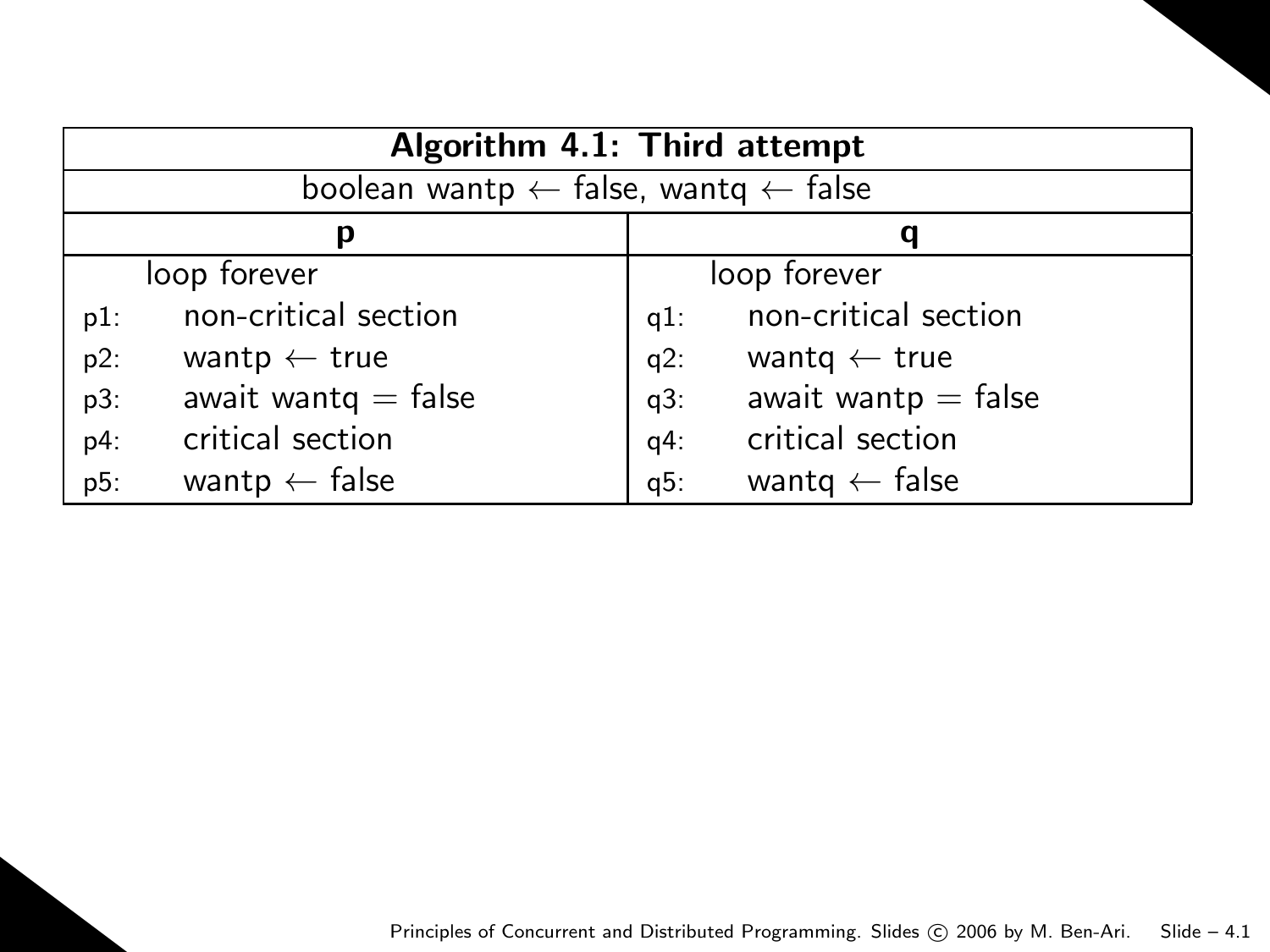| Algorithm 4.1: Third attempt | |
|---|---|
| boolean wantp ← false, wantq ← false | |
| **p** | **q** |
| loop forever | loop forever |
| p1: non-critical section | q1: non-critical section |
| p2: wantp ← true | q2: wantq ← true |
| p3: await wantq = false | q3: await wantp = false |
| p4: critical section | q4: critical section |
| p5: wantp ← false | q5: wantq ← false |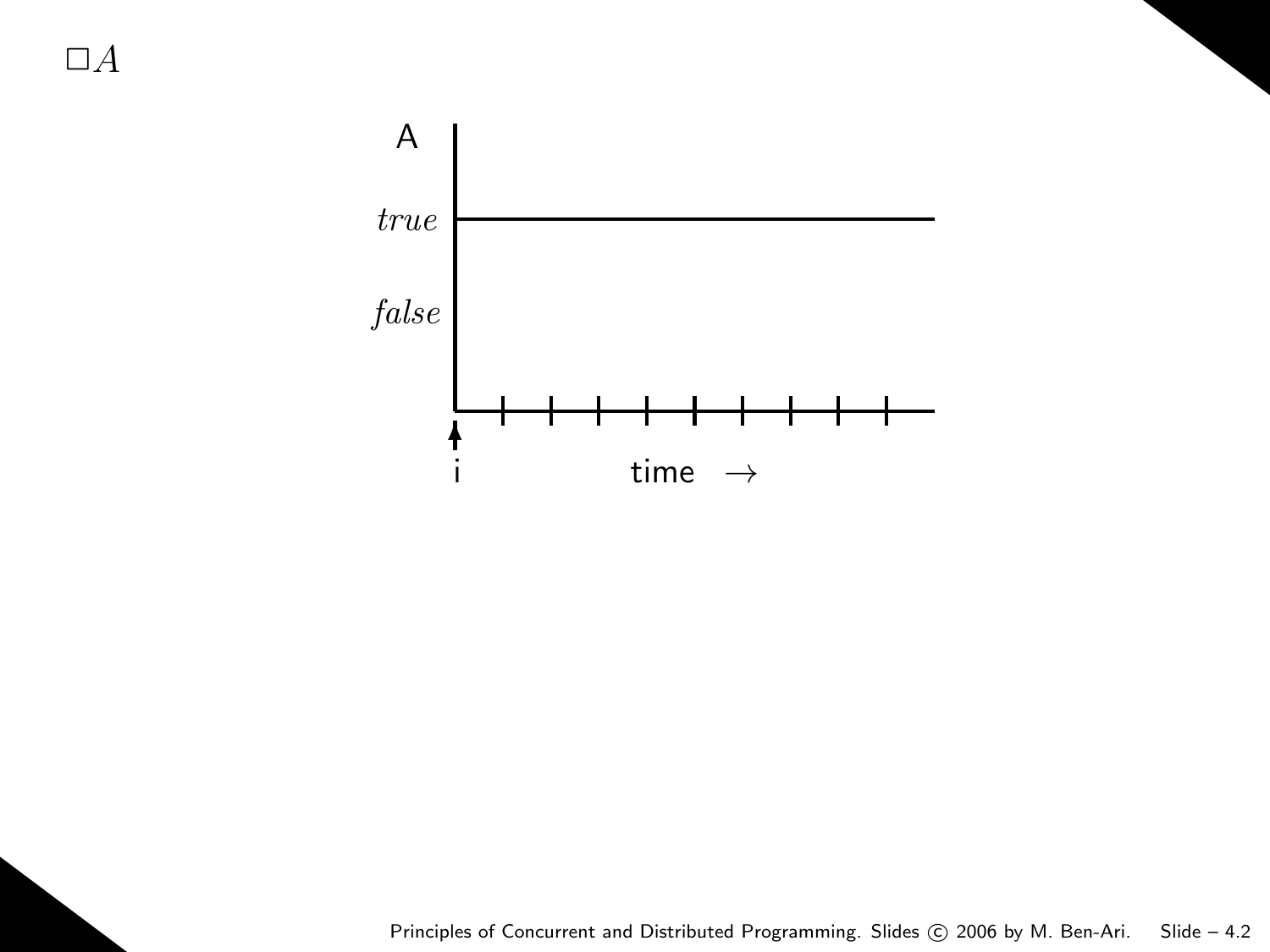$\Box A$

A

$true$

$false$

i

time $\rightarrow$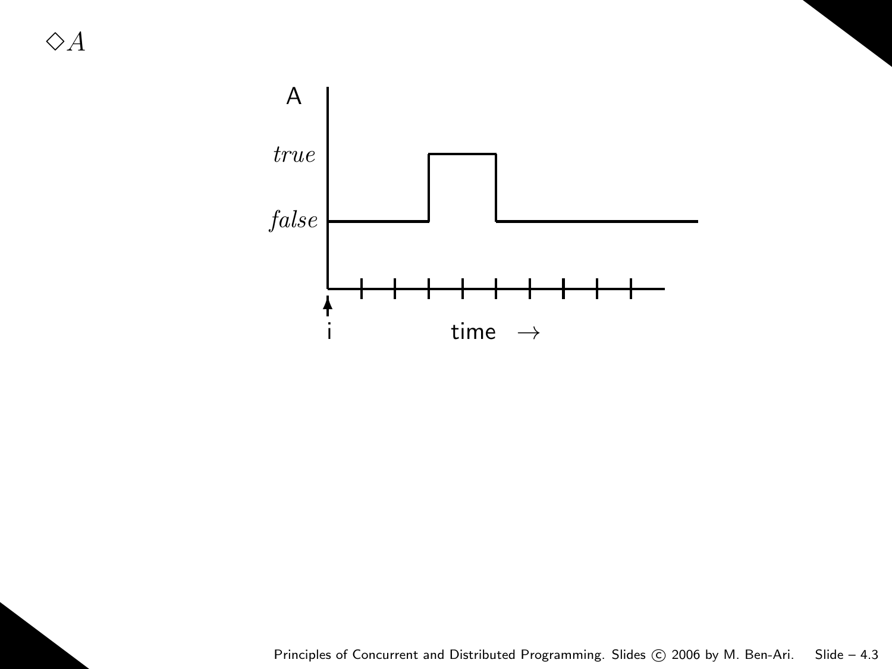$\diamond A$

A

$true$

$false$

i

time $\rightarrow$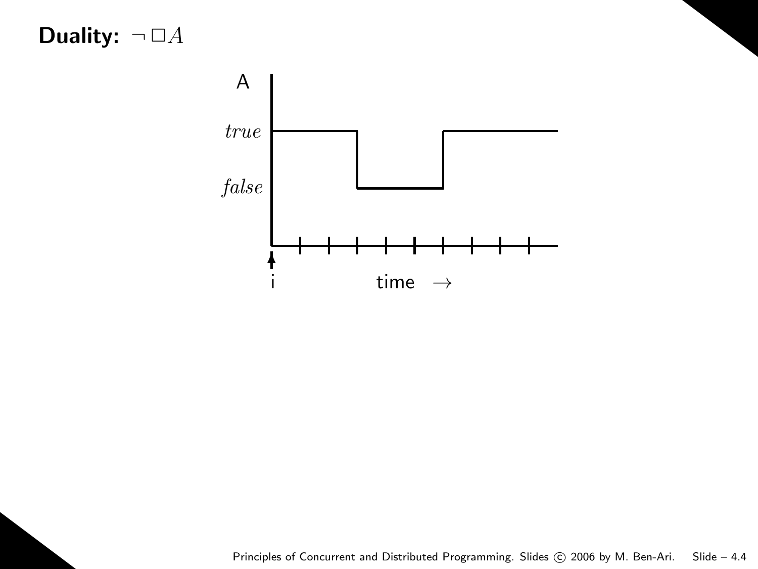**Duality:** $\neg \Box A$

A

*true*

*false*

i

time $\rightarrow$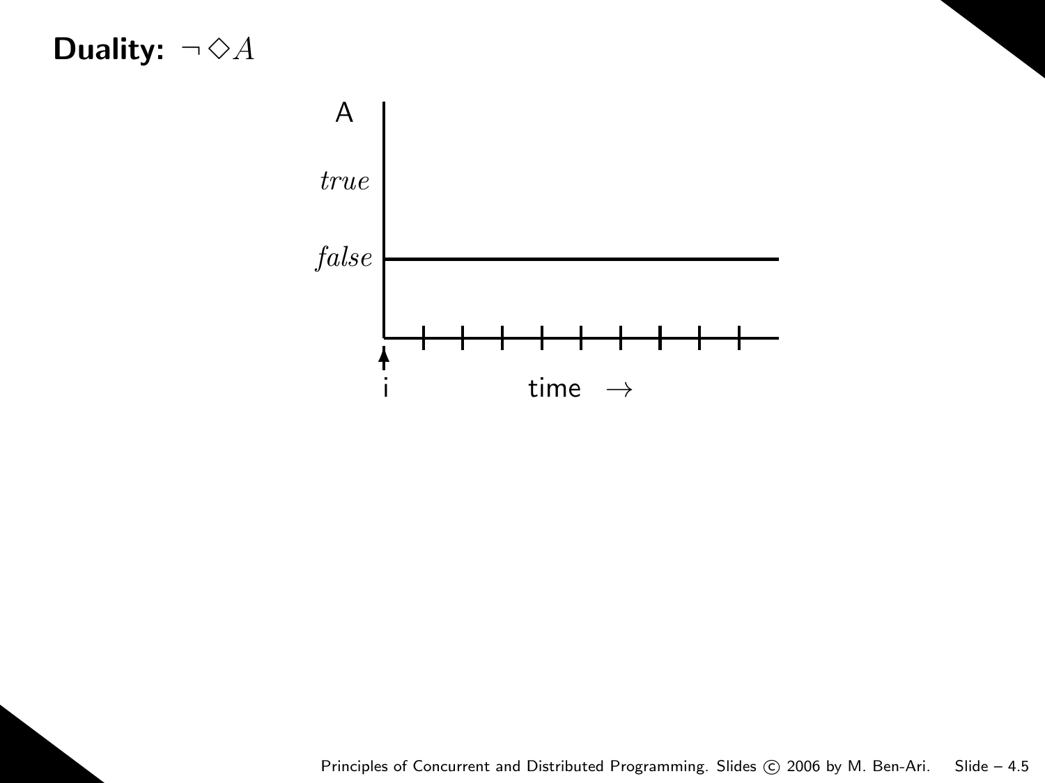# Duality: $\neg \Diamond A$

A

$true$

$false$

i

time $\rightarrow$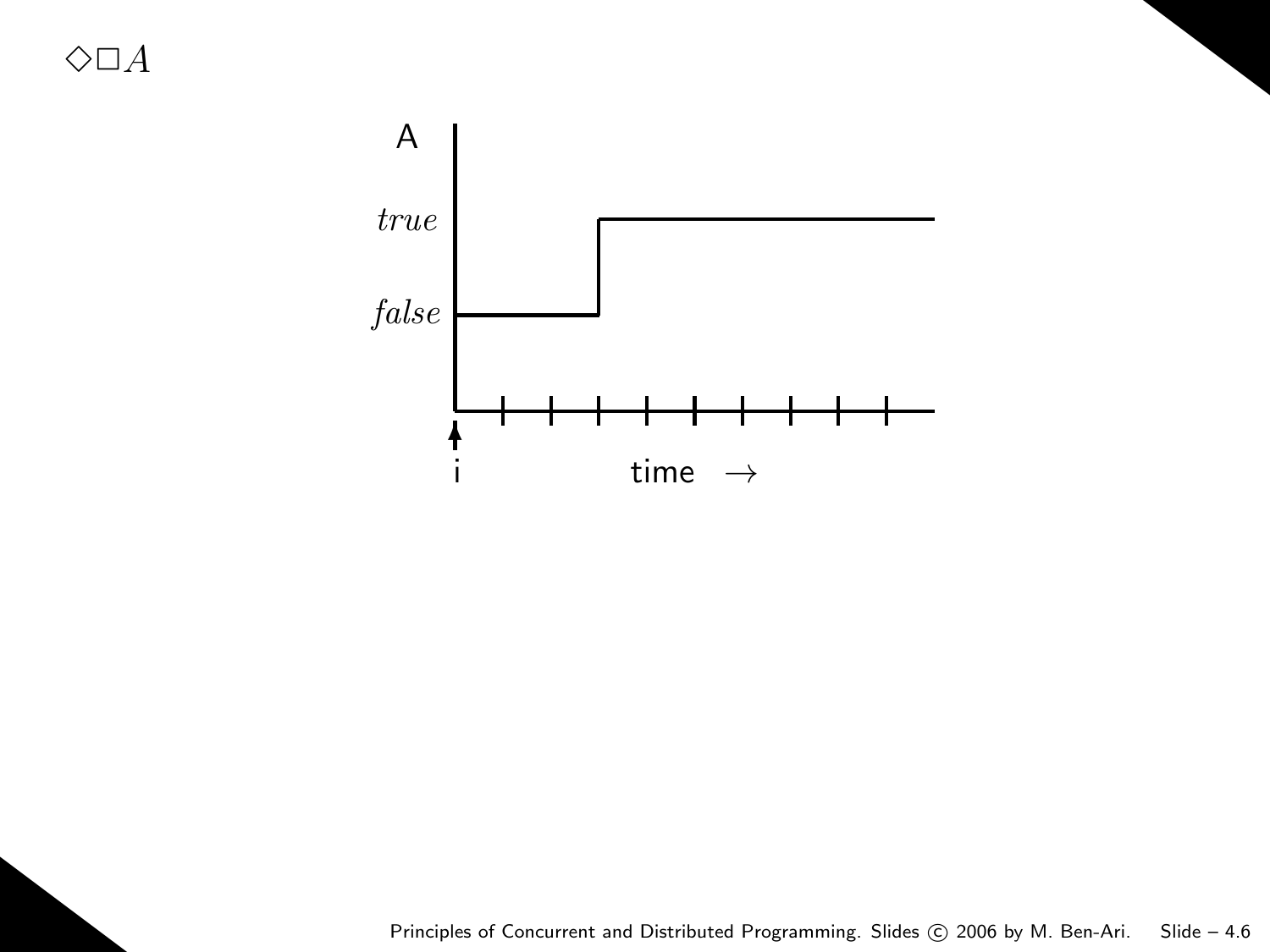# $\Diamond\Box A$

A

*true*

*false*

i time $\rightarrow$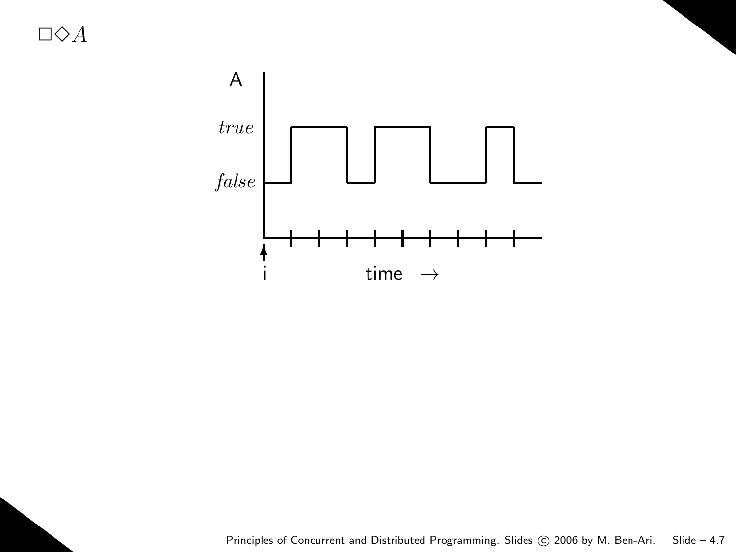$\Box\Diamond A$

A

$true$

$false$

i

time $\rightarrow$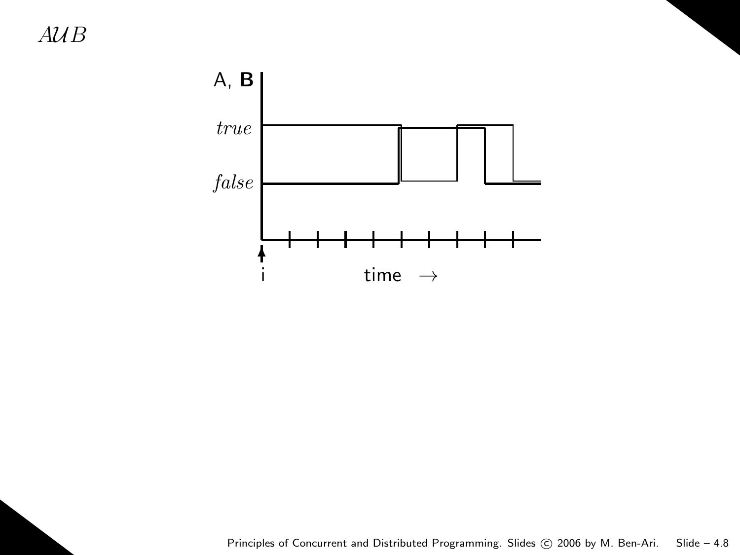# $A \mathcal{U} B$

A, **B**

$true$

$false$

i

time $\rightarrow$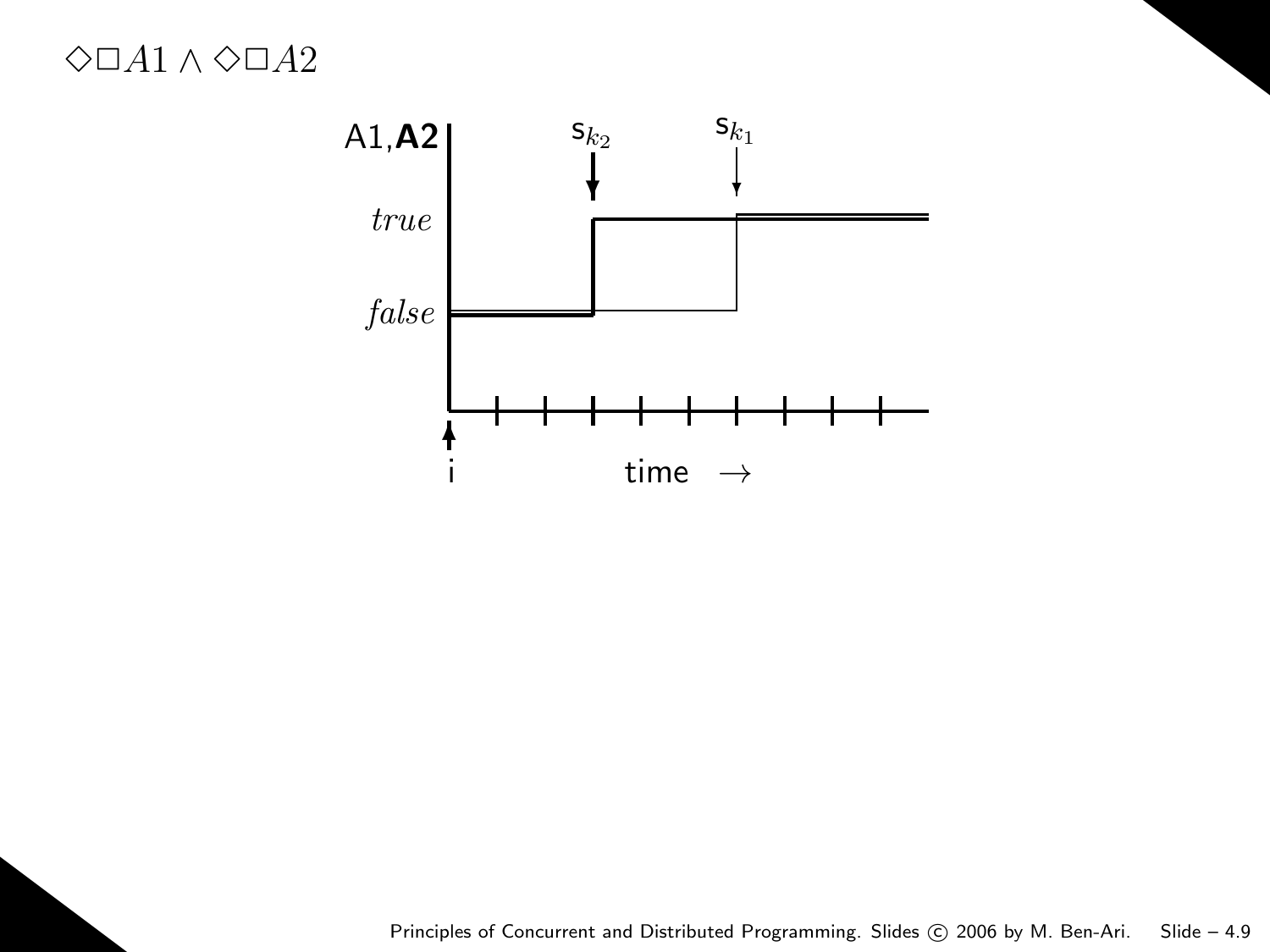$\Diamond\Box A1 \wedge \Diamond\Box A2$

A1,**A2**

$s_{k_2}$

$s_{k_1}$

*true*

*false*

i

time $\rightarrow$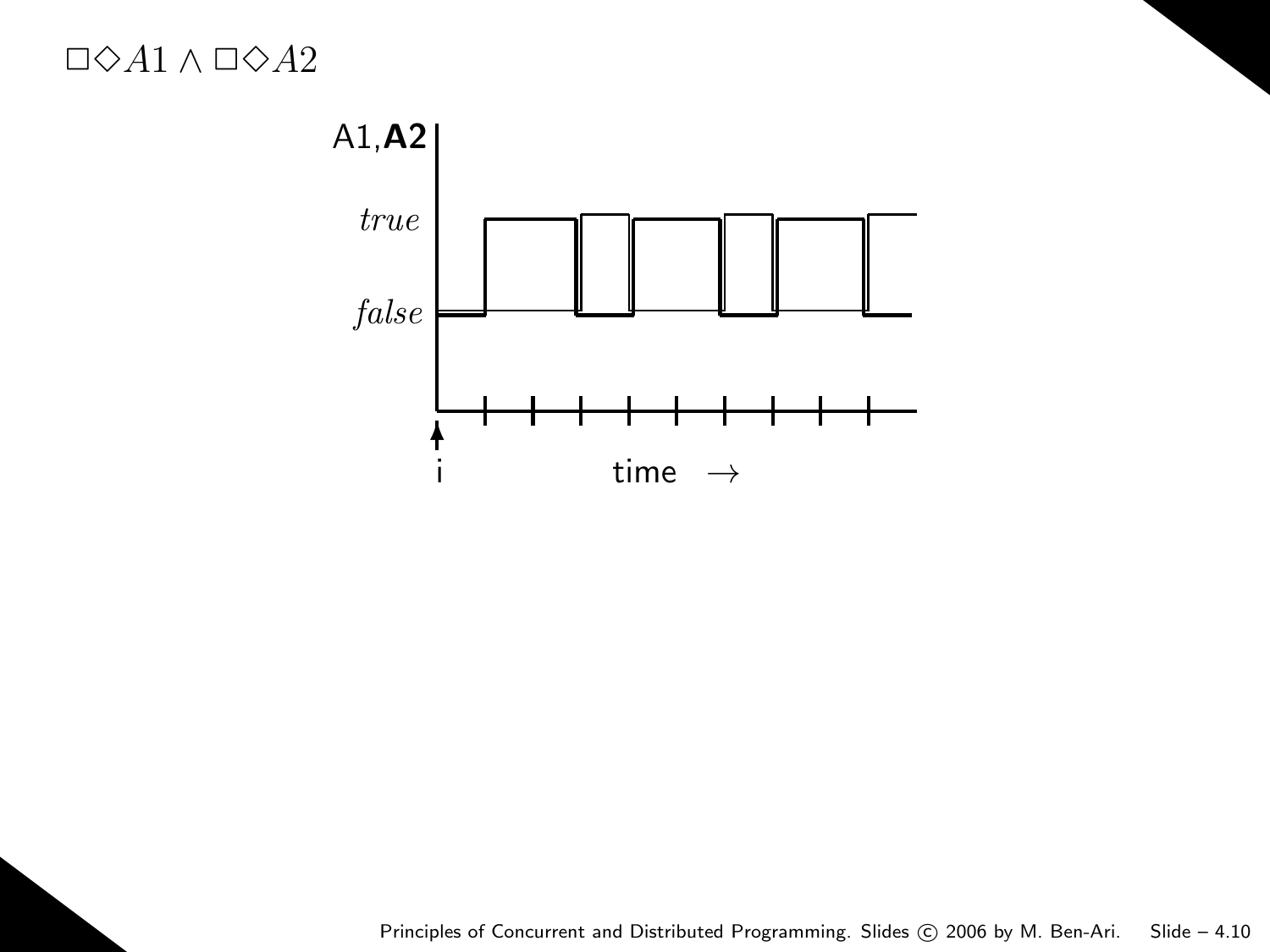$\Box\Diamond A1 \wedge \Box\Diamond A2$

A1,**A2**

*true*

*false*

i

time $\rightarrow$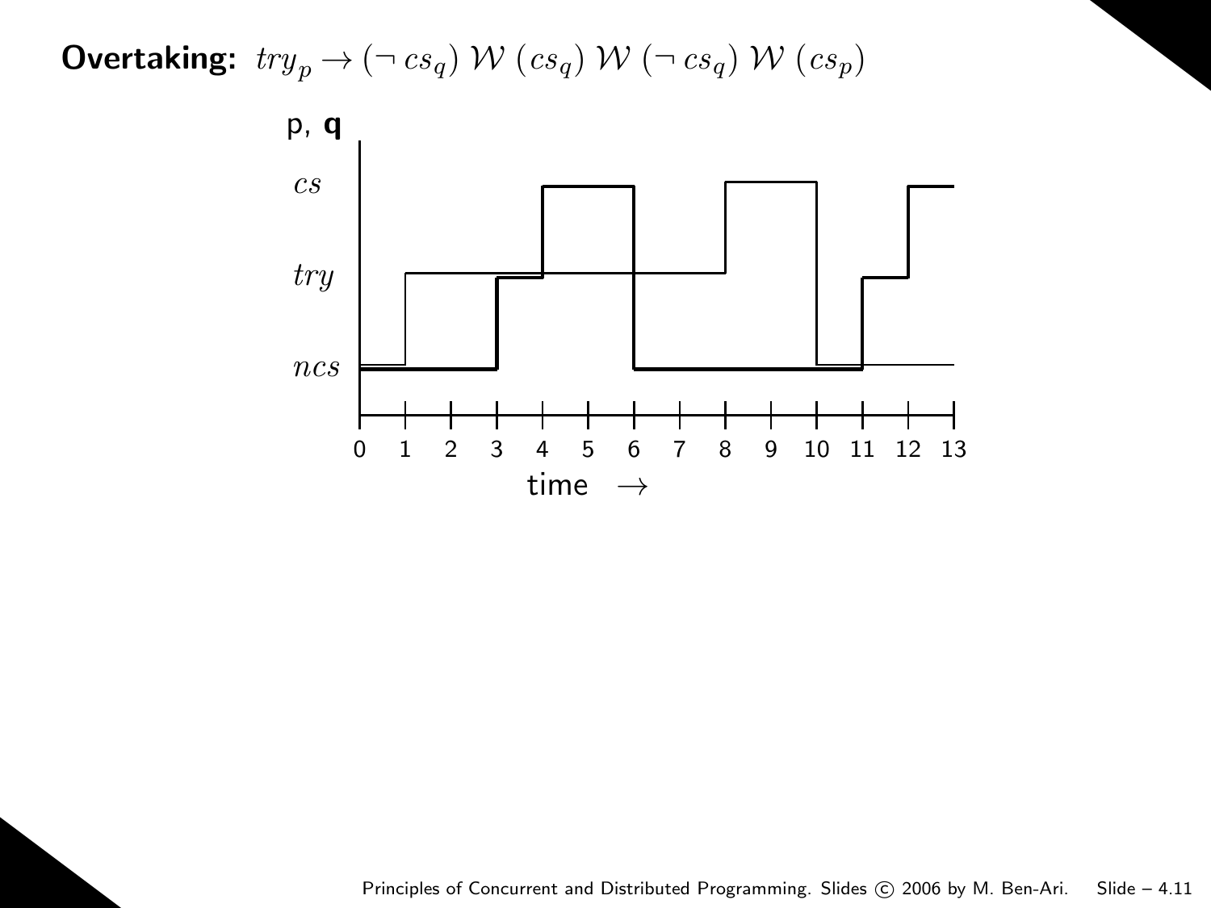**Overtaking:** $try_p \rightarrow (\neg\, cs_q)\ \mathcal{W}\ (cs_q)\ \mathcal{W}\ (\neg\, cs_q)\ \mathcal{W}\ (cs_p)$

p, **q**

$cs$

$try$

$ncs$

0 1 2 3 4 5 6 7 8 9 10 11 12 13

time $\rightarrow$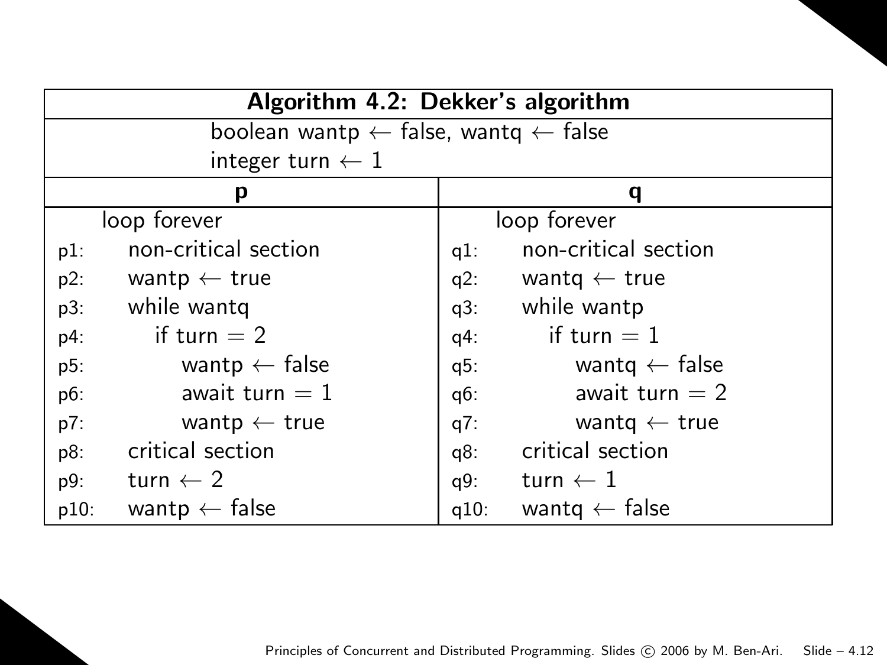| Algorithm 4.2: Dekker's algorithm | |
|---|---|
| boolean wantp ← false, wantq ← false | |
| integer turn ← 1 | |
| **p** | **q** |
| loop forever | loop forever |
| p1: non-critical section | q1: non-critical section |
| p2: wantp ← true | q2: wantq ← true |
| p3: while wantq | q3: while wantp |
| p4: if turn = 2 | q4: if turn = 1 |
| p5: wantp ← false | q5: wantq ← false |
| p6: await turn = 1 | q6: await turn = 2 |
| p7: wantp ← true | q7: wantq ← true |
| p8: critical section | q8: critical section |
| p9: turn ← 2 | q9: turn ← 1 |
| p10: wantp ← false | q10: wantq ← false |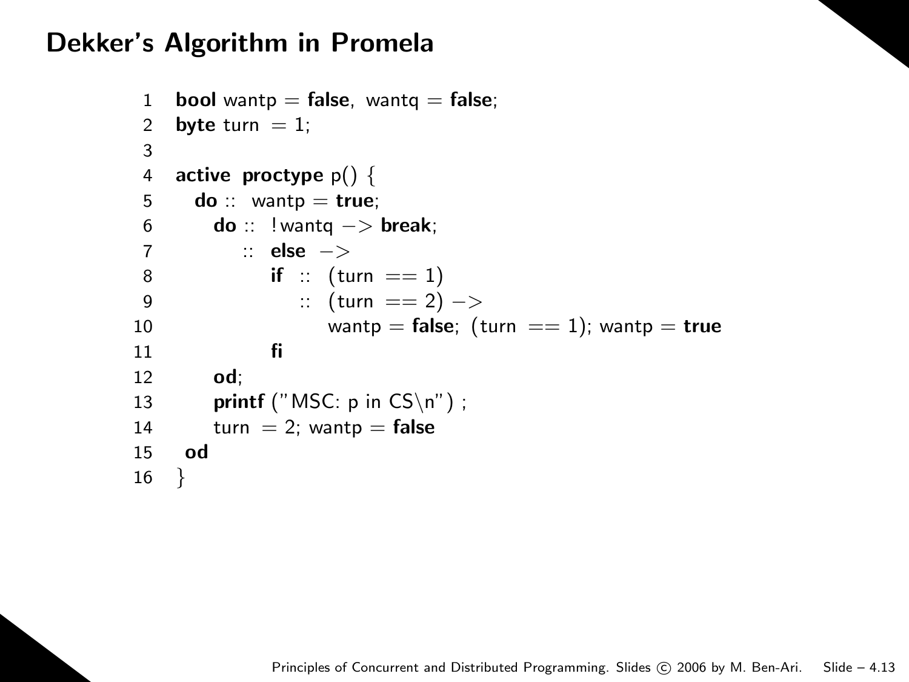# Dekker's Algorithm in Promela

```
1   bool wantp = false, wantq = false;
2   byte turn = 1;
3
4   active proctype p() {
5     do :: wantp = true;
6       do :: !wantq -> break;
7          :: else ->
8             if :: (turn == 1)
9                :: (turn == 2) ->
10                  wantp = false; (turn == 1); wantp = true
11            fi
12      od;
13      printf ("MSC: p in CS\n") ;
14      turn = 2; wantp = false
15   od
16  }
```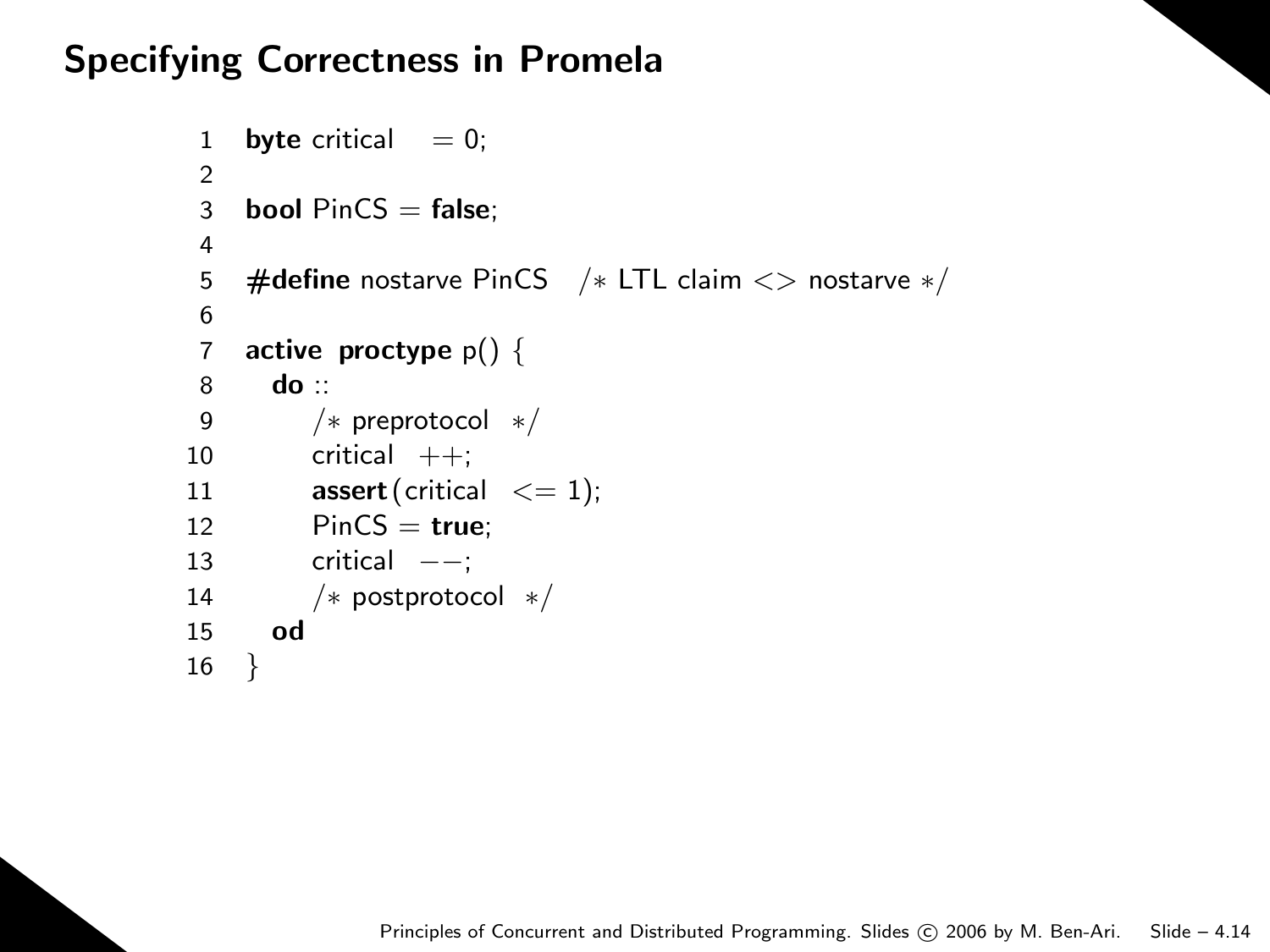# Specifying Correctness in Promela

```
1   byte critical   = 0;
2
3   bool PinCS = false;
4
5   #define nostarve PinCS   /* LTL claim <> nostarve */
6
7   active proctype p() {
8     do ::
9         /* preprotocol  */
10        critical  ++;
11        assert(critical  <= 1);
12        PinCS = true;
13        critical  --;
14        /* postprotocol  */
15    od
16  }
```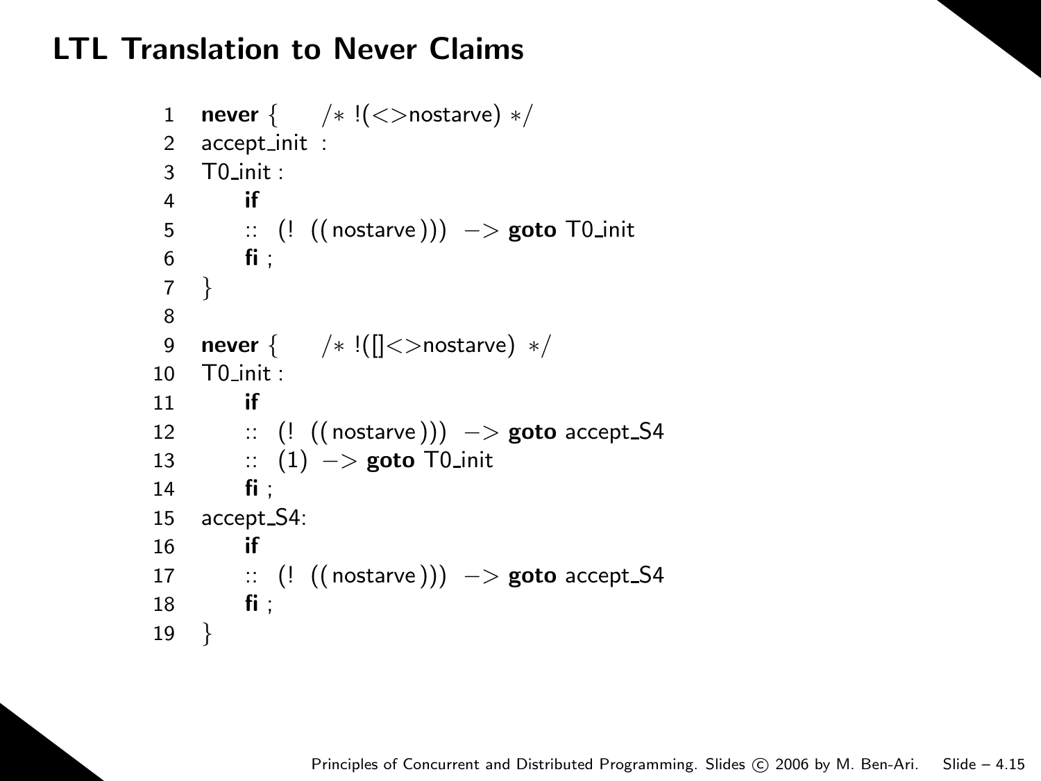# LTL Translation to Never Claims

```
 1  never {     /* !(<>nostarve) */
 2  accept_init :
 3  T0_init :
 4      if
 5      :: (! ((nostarve))) -> goto T0_init
 6      fi ;
 7  }
 8
 9  never {     /* !([]<>nostarve) */
10  T0_init :
11      if
12      :: (! ((nostarve))) -> goto accept_S4
13      :: (1) -> goto T0_init
14      fi ;
15  accept_S4:
16      if
17      :: (! ((nostarve))) -> goto accept_S4
18      fi ;
19  }
```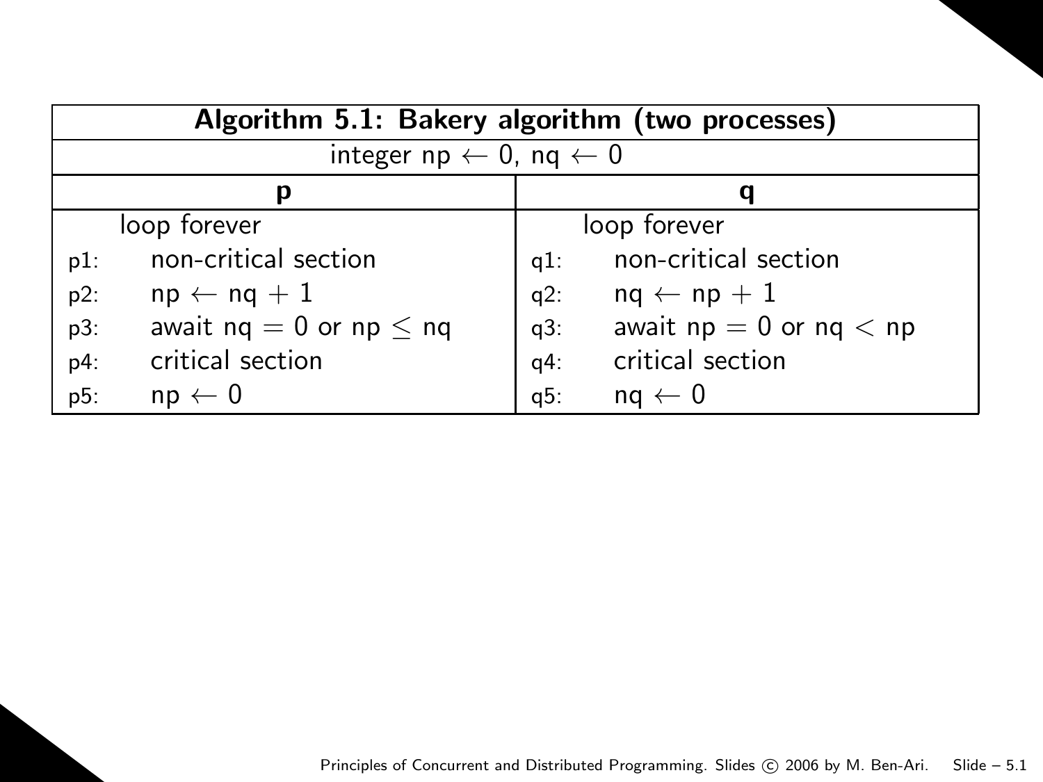| Algorithm 5.1: Bakery algorithm (two processes) | | | |
|---|---|---|---|
| integer np $\leftarrow$ 0, nq $\leftarrow$ 0 | | | |
| **p** | | **q** | |
| | loop forever | | loop forever |
| p1: | non-critical section | q1: | non-critical section |
| p2: | np $\leftarrow$ nq + 1 | q2: | nq $\leftarrow$ np + 1 |
| p3: | await nq = 0 or np $\leq$ nq | q3: | await np = 0 or nq < np |
| p4: | critical section | q4: | critical section |
| p5: | np $\leftarrow$ 0 | q5: | nq $\leftarrow$ 0 |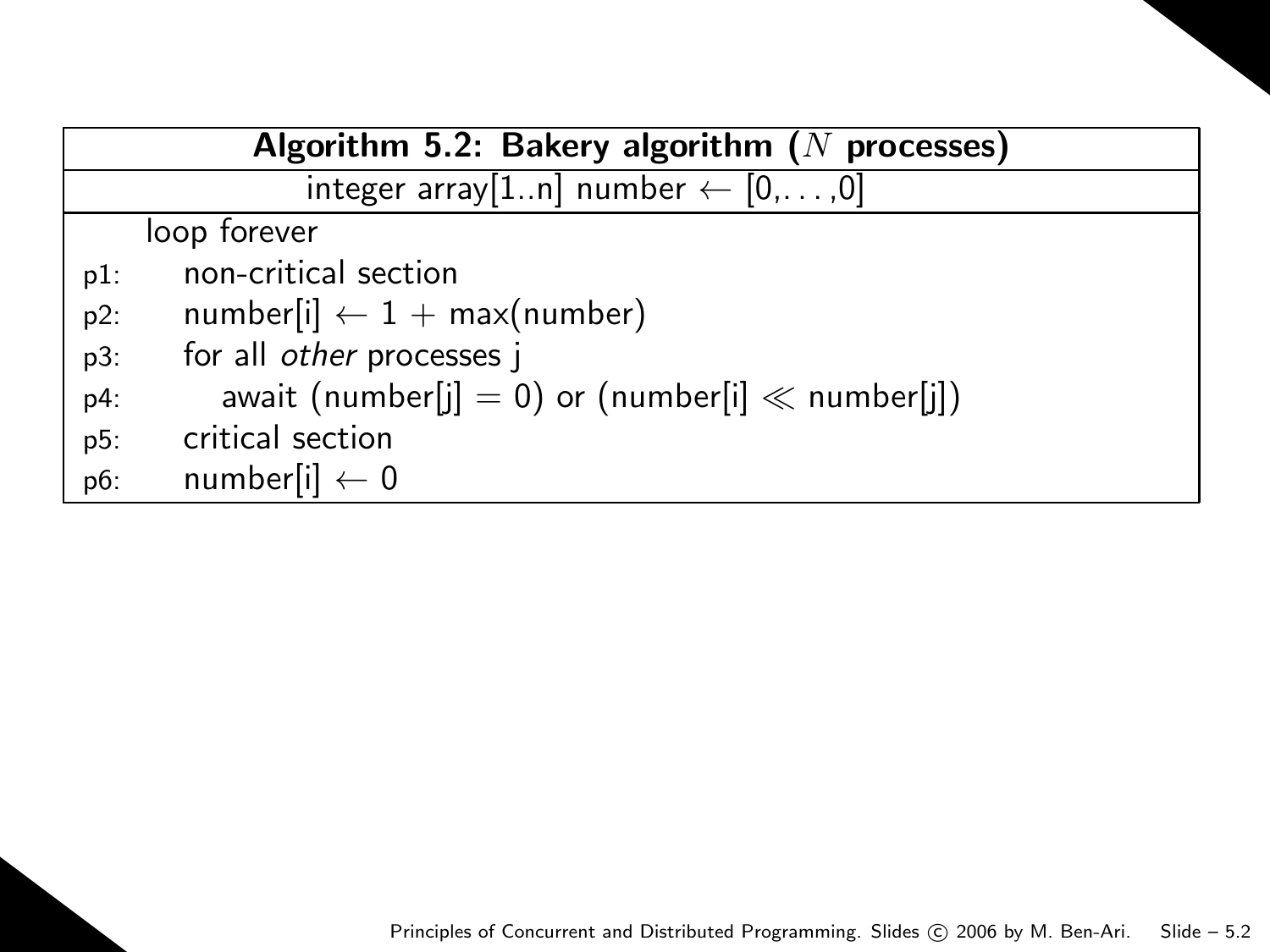**Algorithm 5.2: Bakery algorithm ($N$ processes)**

integer array[1..n] number ← [0,. . . ,0]

```
     loop forever
p1:     non-critical section
p2:     number[i] ← 1 + max(number)
p3:     for all other processes j
p4:        await (number[j] = 0) or (number[i] ≪ number[j])
p5:     critical section
p6:     number[i] ← 0
```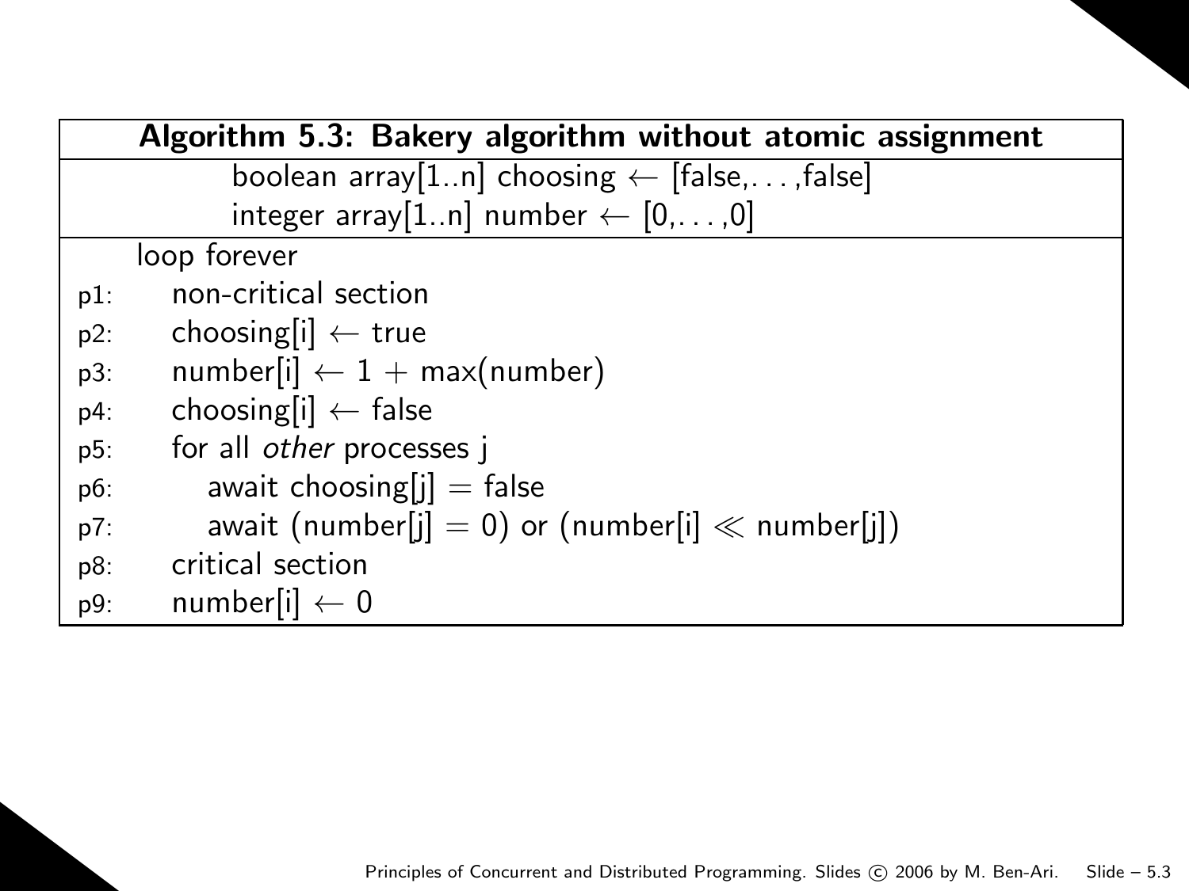**Algorithm 5.3: Bakery algorithm without atomic assignment**

```
        boolean array[1..n] choosing ← [false,...,false]
        integer array[1..n] number ← [0,...,0]

    loop forever
p1:     non-critical section
p2:     choosing[i] ← true
p3:     number[i] ← 1 + max(number)
p4:     choosing[i] ← false
p5:     for all other processes j
p6:        await choosing[j] = false
p7:        await (number[j] = 0) or (number[i] ≪ number[j])
p8:     critical section
p9:     number[i] ← 0
```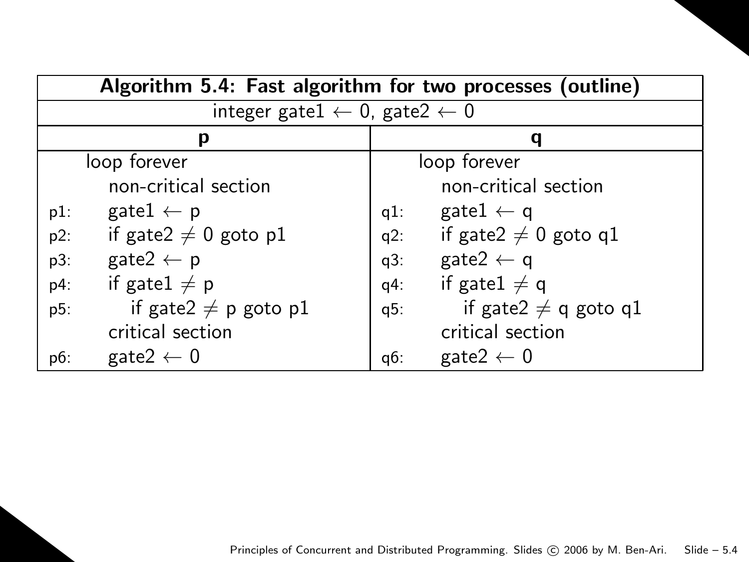| Algorithm 5.4: Fast algorithm for two processes (outline) | |
|---|---|
| integer gate1 ← 0, gate2 ← 0 | |
| **p** | **q** |
| loop forever | loop forever |
| non-critical section | non-critical section |
| p1: gate1 ← p | q1: gate1 ← q |
| p2: if gate2 ≠ 0 goto p1 | q2: if gate2 ≠ 0 goto q1 |
| p3: gate2 ← p | q3: gate2 ← q |
| p4: if gate1 ≠ p | q4: if gate1 ≠ q |
| p5: if gate2 ≠ p goto p1 | q5: if gate2 ≠ q goto q1 |
| critical section | critical section |
| p6: gate2 ← 0 | q6: gate2 ← 0 |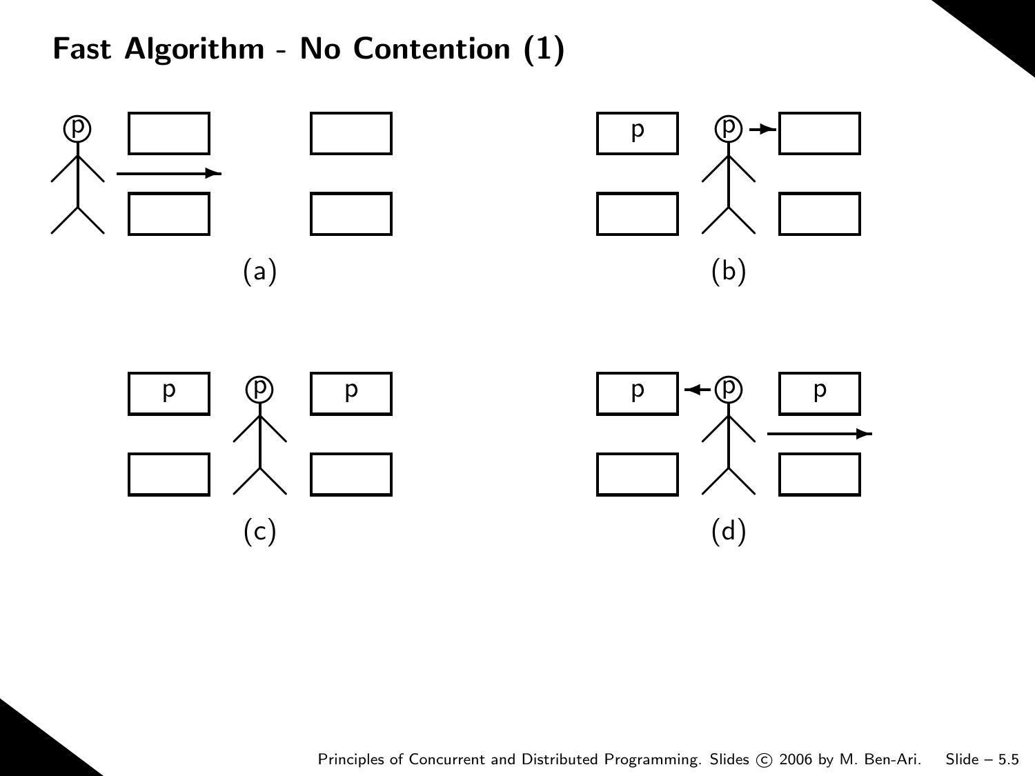# Fast Algorithm - No Contention (1)

p

(a)

p p

(b)

p p p

(c)

p p p

(d)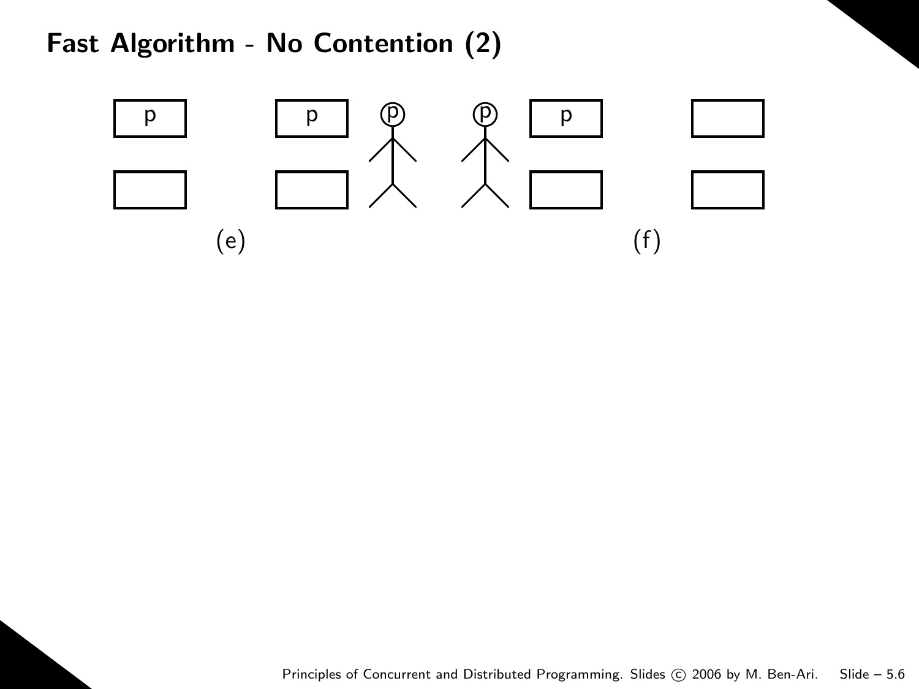# Fast Algorithm - No Contention (2)

p

p

p

p

p

(e)

(f)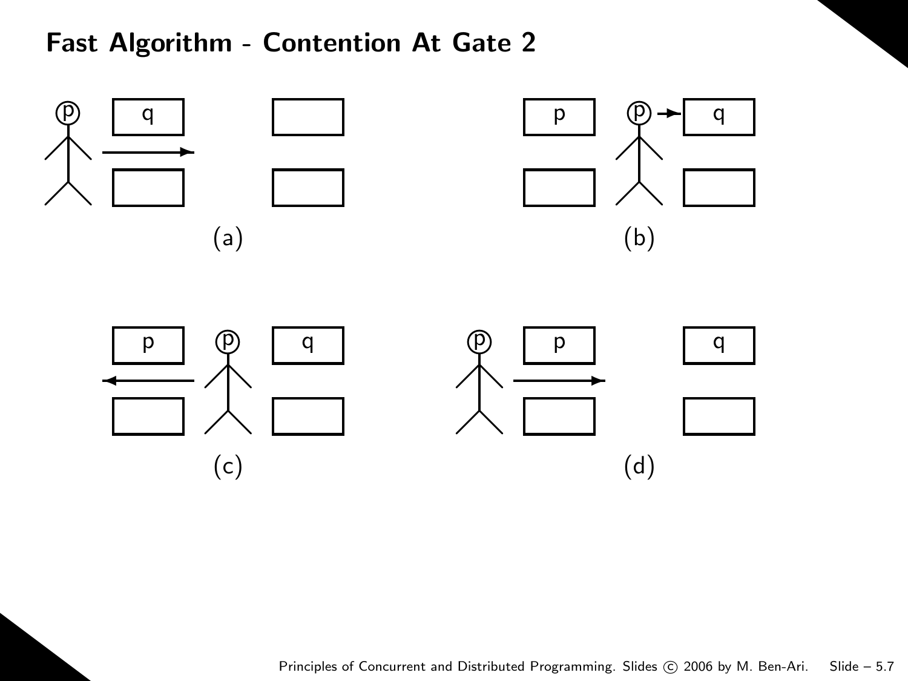# Fast Algorithm - Contention At Gate 2

p

q

(a)

p

p

q

(b)

p

p

q

(c)

p

p

q

(d)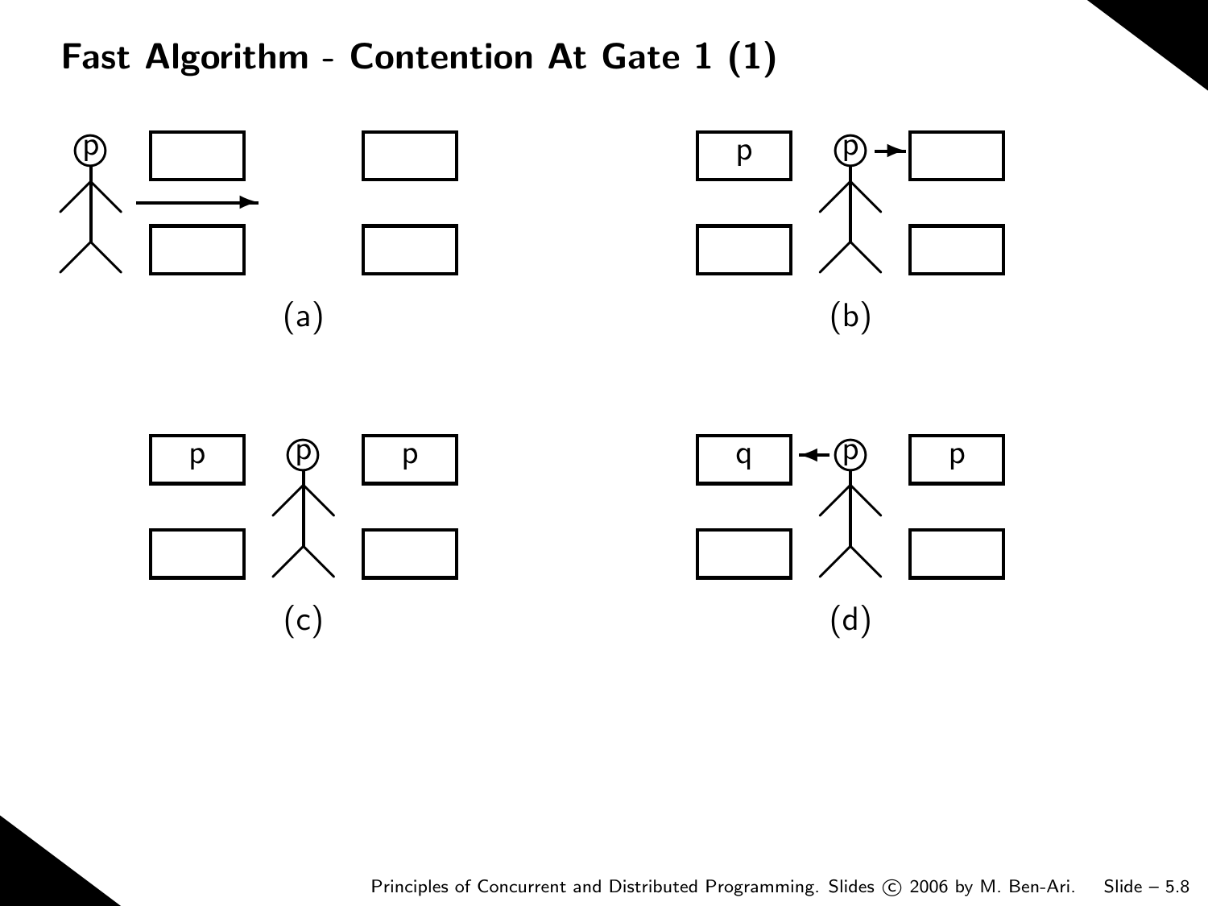# Fast Algorithm - Contention At Gate 1 (1)

p

(a)

p p

(b)

p p p

(c)

q p p

(d)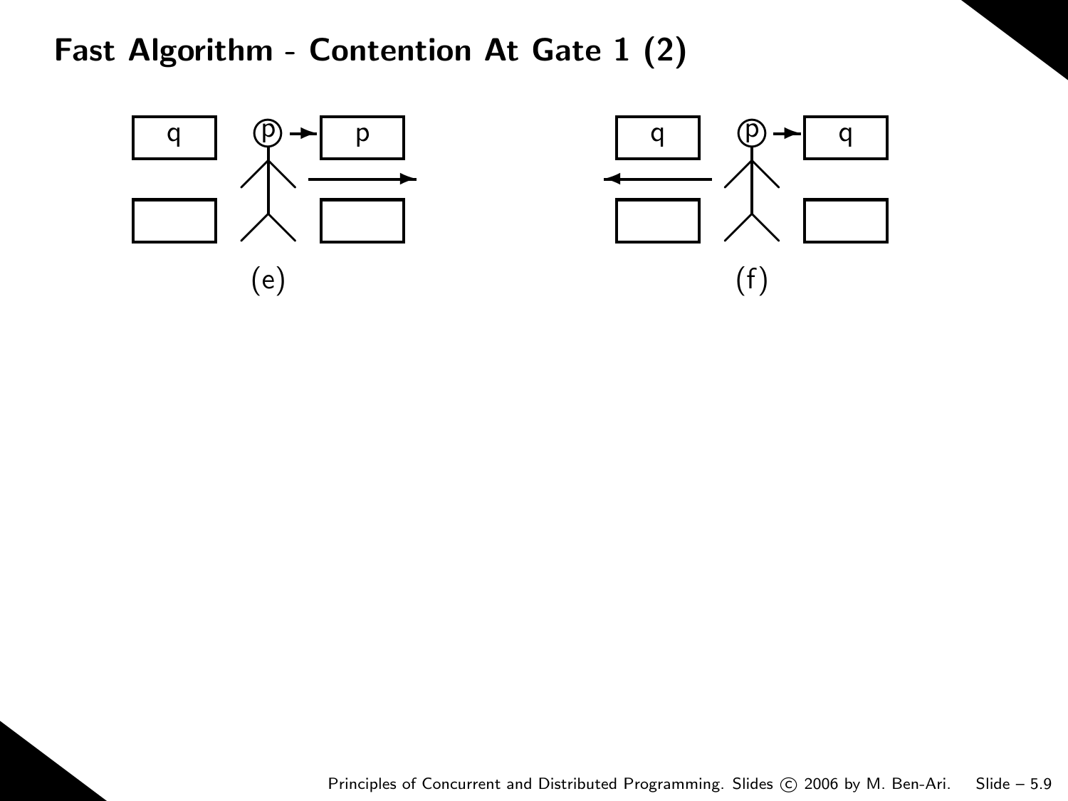# Fast Algorithm - Contention At Gate 1 (2)

q

p

p

(e)

q

p

q

(f)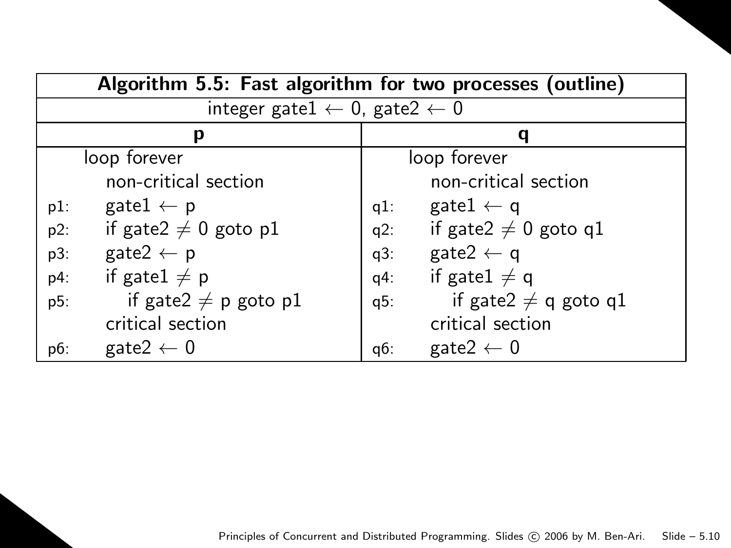| Algorithm 5.5: Fast algorithm for two processes (outline) | |
|---|---|
| integer gate1 ← 0, gate2 ← 0 | |
| **p** | **q** |
| loop forever | loop forever |
| non-critical section | non-critical section |
| p1: gate1 ← p | q1: gate1 ← q |
| p2: if gate2 ≠ 0 goto p1 | q2: if gate2 ≠ 0 goto q1 |
| p3: gate2 ← p | q3: gate2 ← q |
| p4: if gate1 ≠ p | q4: if gate1 ≠ q |
| p5: if gate2 ≠ p goto p1 | q5: if gate2 ≠ q goto q1 |
| critical section | critical section |
| p6: gate2 ← 0 | q6: gate2 ← 0 |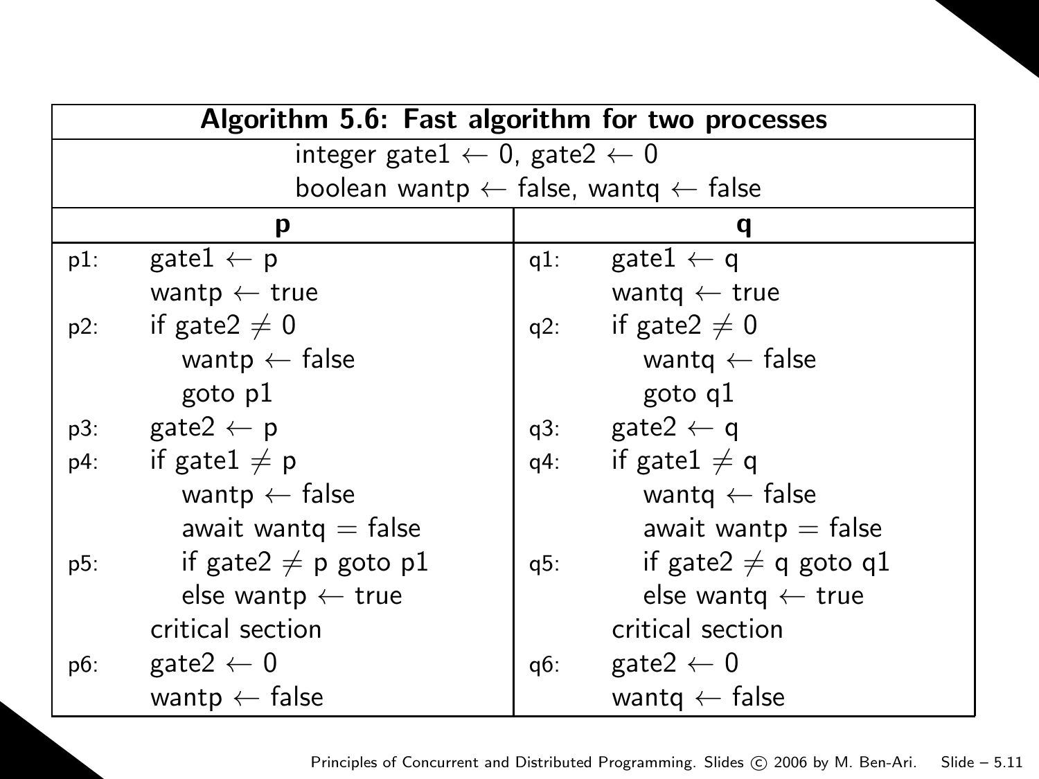**Algorithm 5.6: Fast algorithm for two processes**

integer gate1 ← 0, gate2 ← 0
boolean wantp ← false, wantq ← false

| p | | q | |
|---|---|---|---|
| p1: | gate1 ← p | q1: | gate1 ← q |
| | wantp ← true | | wantq ← true |
| p2: | if gate2 ≠ 0 | q2: | if gate2 ≠ 0 |
| | &nbsp;&nbsp;&nbsp;wantp ← false | | &nbsp;&nbsp;&nbsp;wantq ← false |
| | &nbsp;&nbsp;&nbsp;goto p1 | | &nbsp;&nbsp;&nbsp;goto q1 |
| p3: | gate2 ← p | q3: | gate2 ← q |
| p4: | if gate1 ≠ p | q4: | if gate1 ≠ q |
| | &nbsp;&nbsp;&nbsp;wantp ← false | | &nbsp;&nbsp;&nbsp;wantq ← false |
| | &nbsp;&nbsp;&nbsp;await wantq = false | | &nbsp;&nbsp;&nbsp;await wantp = false |
| p5: | &nbsp;&nbsp;&nbsp;if gate2 ≠ p goto p1 | q5: | &nbsp;&nbsp;&nbsp;if gate2 ≠ q goto q1 |
| | &nbsp;&nbsp;&nbsp;else wantp ← true | | &nbsp;&nbsp;&nbsp;else wantq ← true |
| | critical section | | critical section |
| p6: | gate2 ← 0 | q6: | gate2 ← 0 |
| | wantp ← false | | wantq ← false |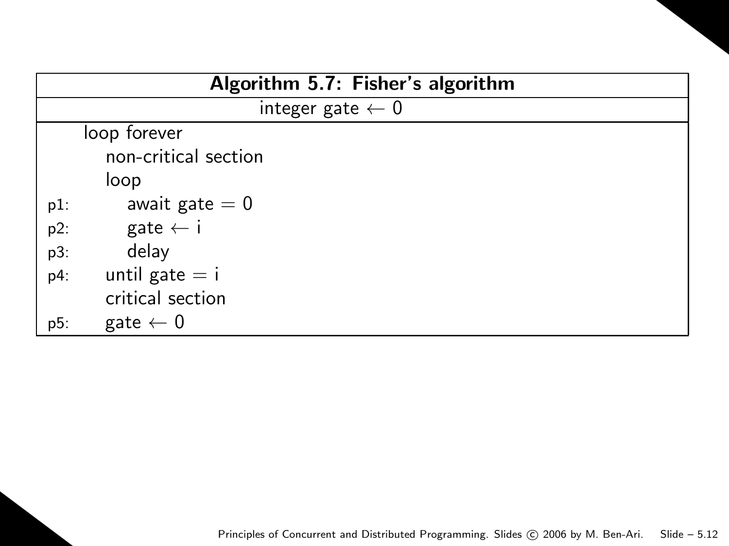| **Algorithm 5.7: Fisher's algorithm** | |
|---|---|
| integer gate ← 0 | |
| | loop forever |
| | non-critical section |
| | loop |
| p1: | await gate = 0 |
| p2: | gate ← i |
| p3: | delay |
| p4: | until gate = i |
| | critical section |
| p5: | gate ← 0 |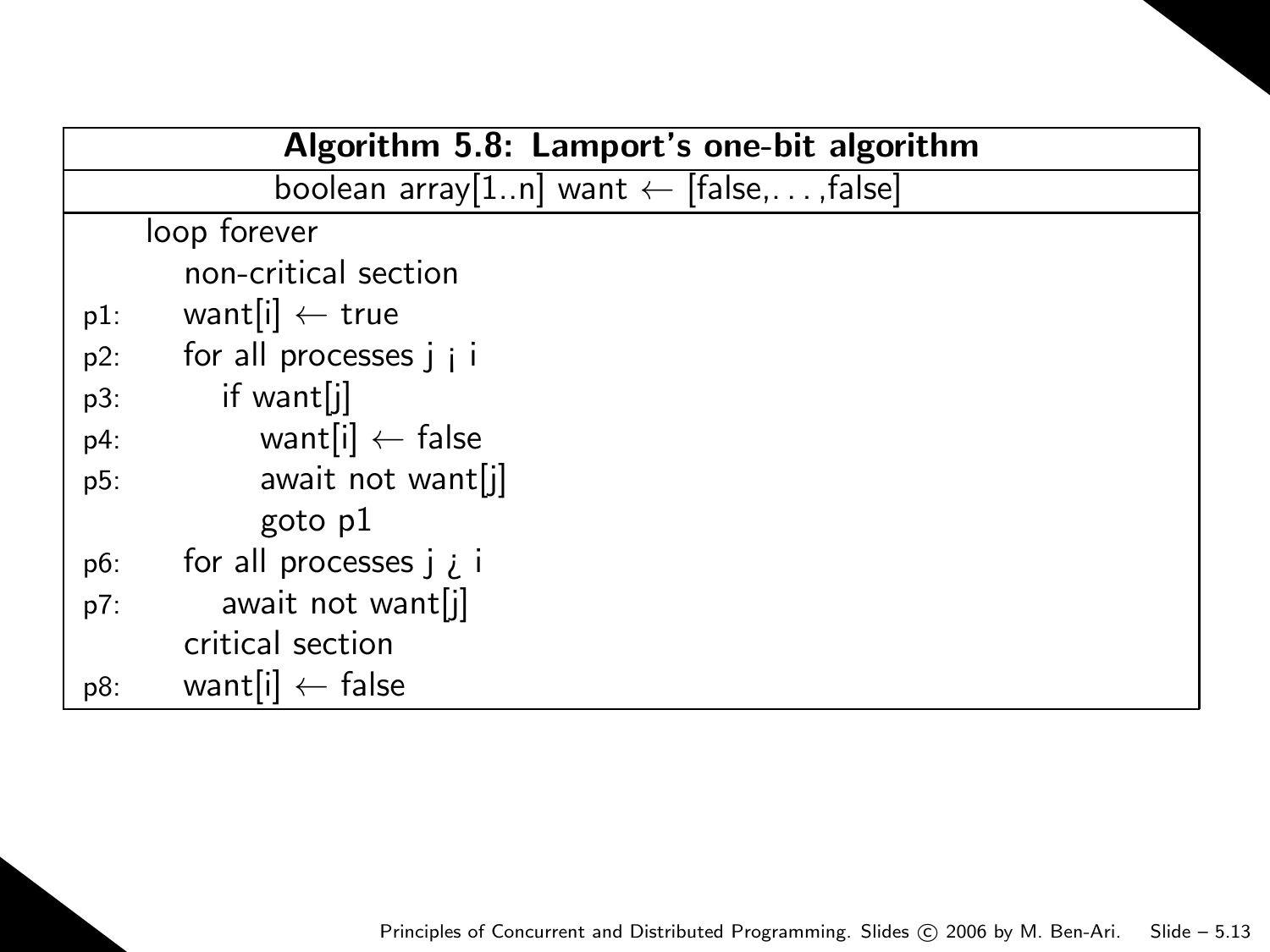**Algorithm 5.8: Lamport's one-bit algorithm**

boolean array[1..n] want ← [false,. . . ,false]

```
     loop forever
        non-critical section
p1:     want[i] ← true
p2:     for all processes j ¡ i
p3:        if want[j]
p4:           want[i] ← false
p5:           await not want[j]
              goto p1
p6:     for all processes j ¿ i
p7:        await not want[j]
        critical section
p8:     want[i] ← false
```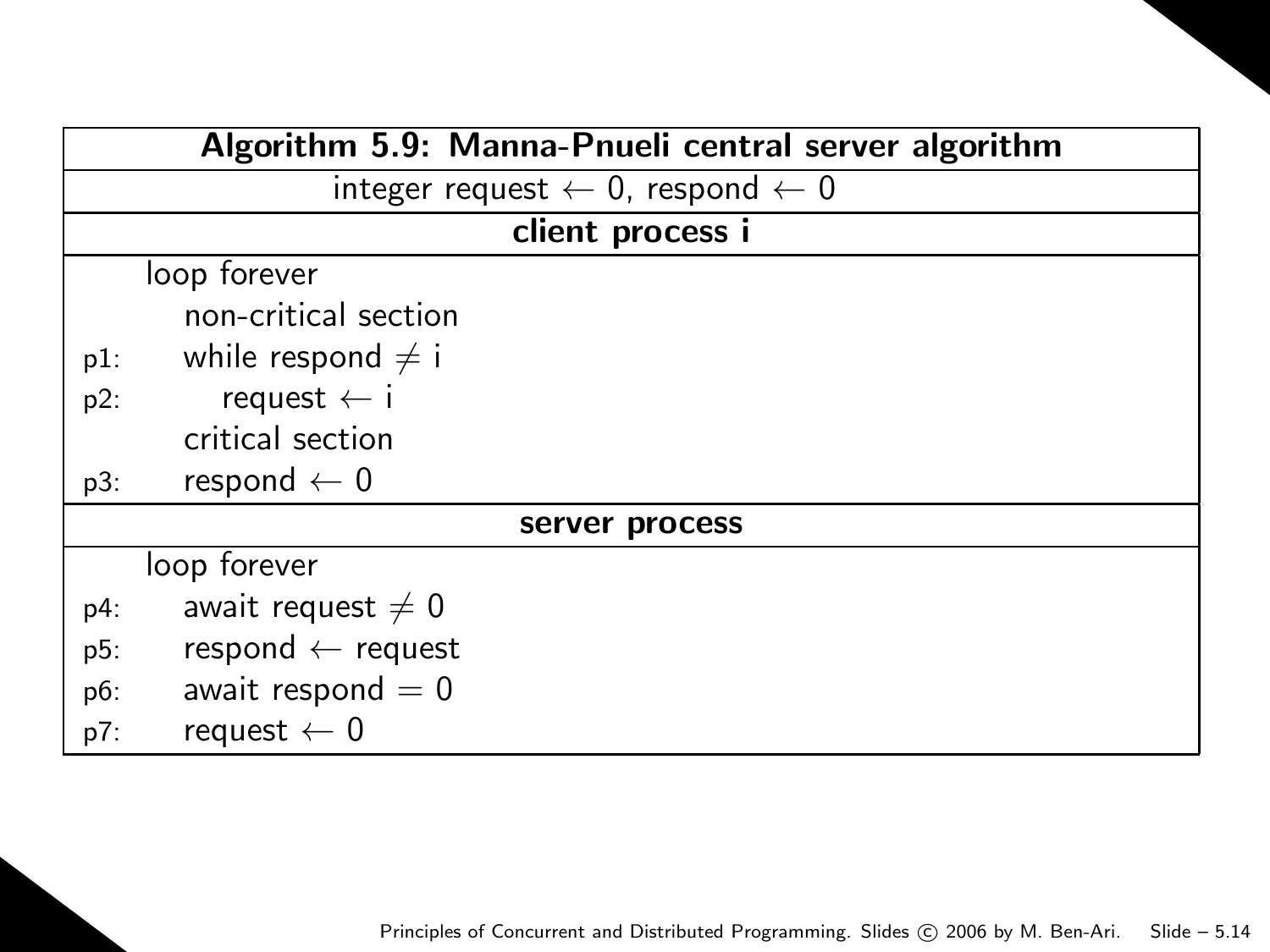**Algorithm 5.9: Manna-Pnueli central server algorithm**

integer request ← 0, respond ← 0

**client process i**

```
    loop forever
        non-critical section
p1:     while respond ≠ i
p2:         request ← i
        critical section
p3:     respond ← 0
```

**server process**

```
    loop forever
p4:     await request ≠ 0
p5:     respond ← request
p6:     await respond = 0
p7:     request ← 0
```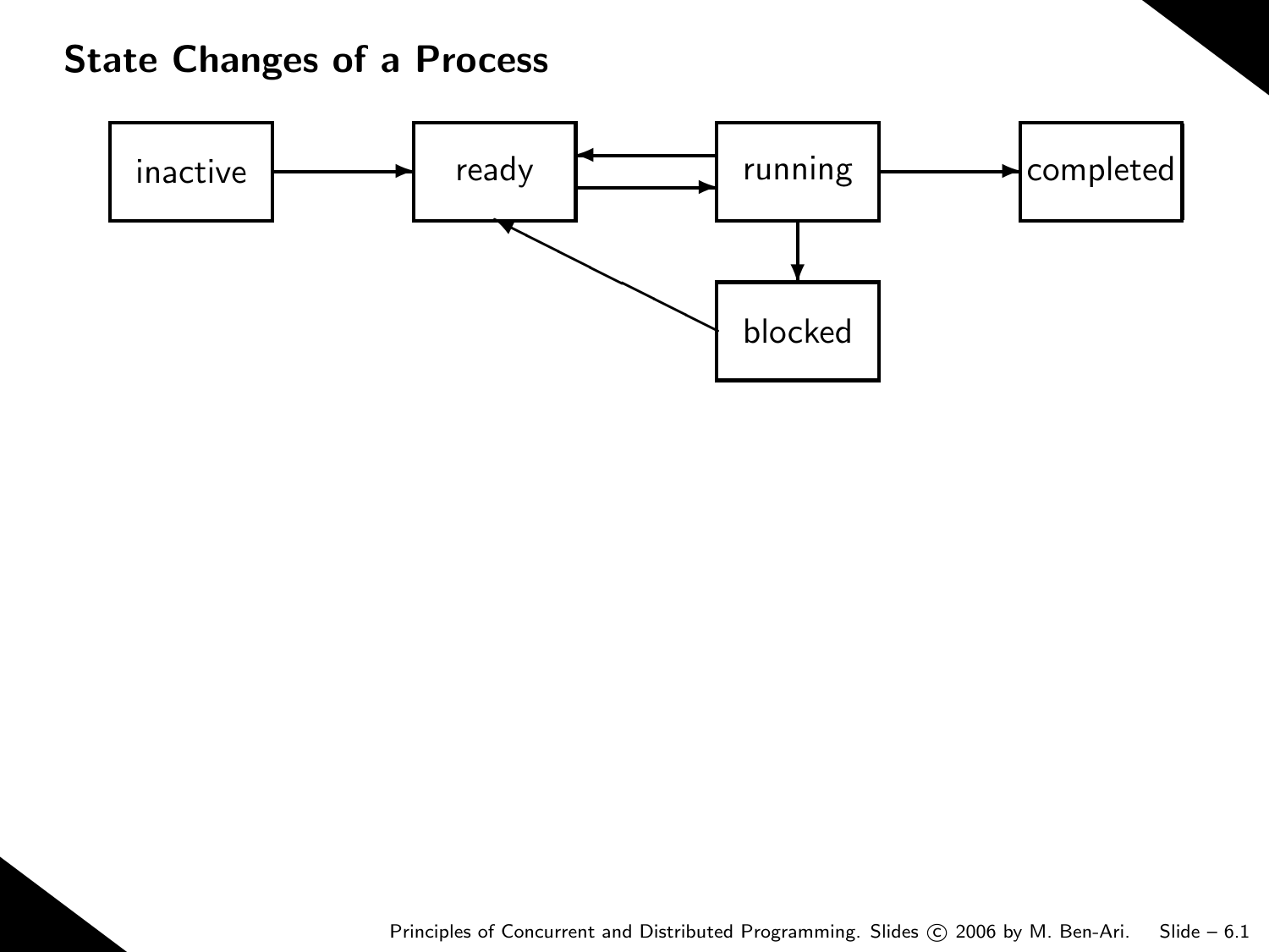# State Changes of a Process

inactive

ready

running

completed

blocked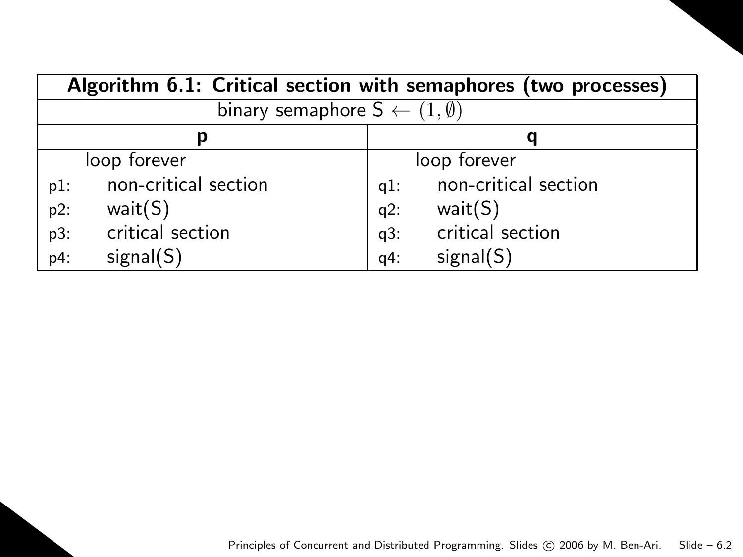| Algorithm 6.1: Critical section with semaphores (two processes) | |
|---|---|
| binary semaphore S ← $(1, \emptyset)$ | |
| **p** | **q** |
| loop forever | loop forever |
| p1: non-critical section | q1: non-critical section |
| p2: wait(S) | q2: wait(S) |
| p3: critical section | q3: critical section |
| p4: signal(S) | q4: signal(S) |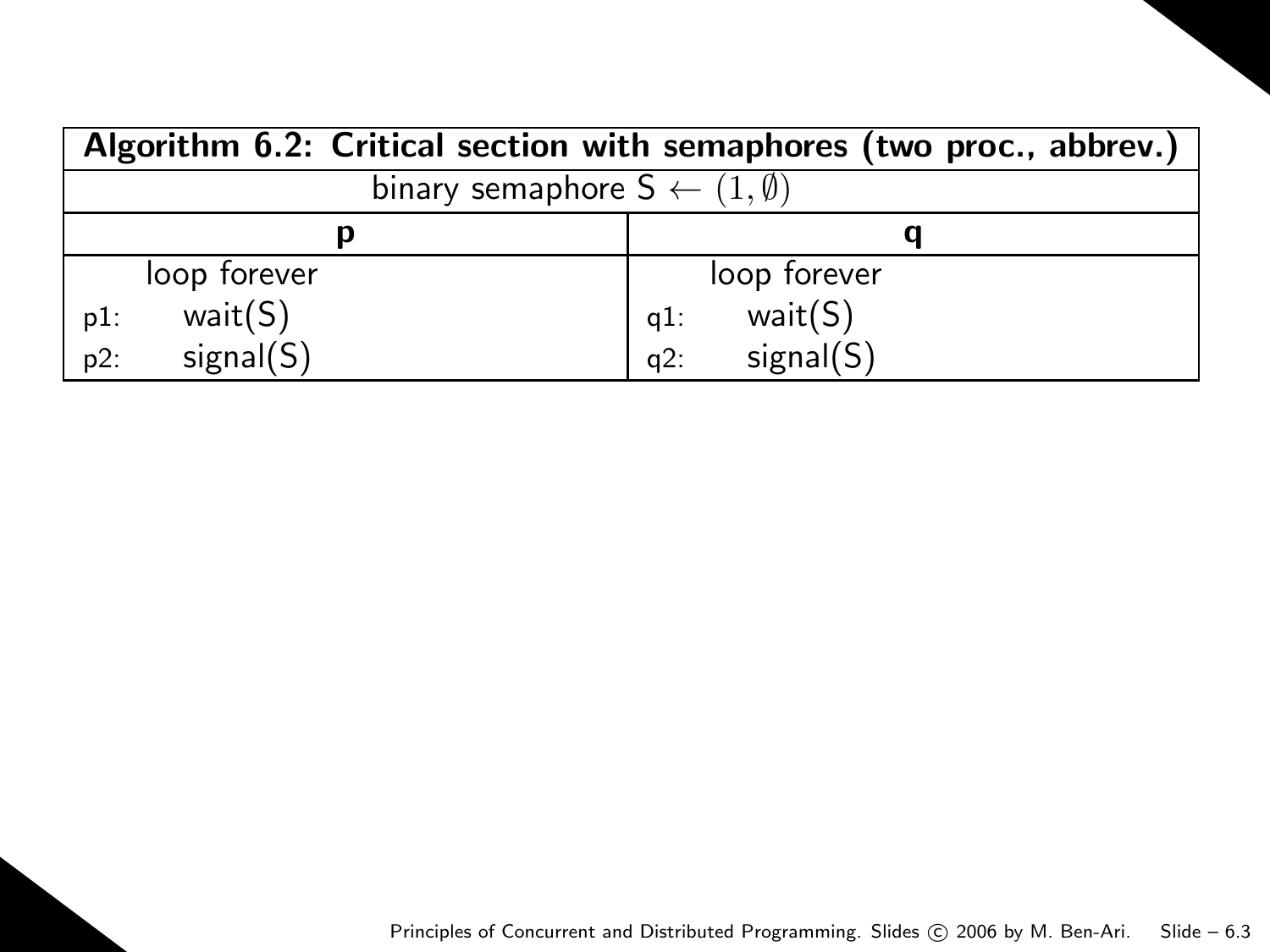| Algorithm 6.2: Critical section with semaphores (two proc., abbrev.) | |
|---|---|
| binary semaphore S ← $(1, \emptyset)$ | |
| **p** | **q** |
| loop forever | loop forever |
| p1: wait(S) | q1: wait(S) |
| p2: signal(S) | q2: signal(S) |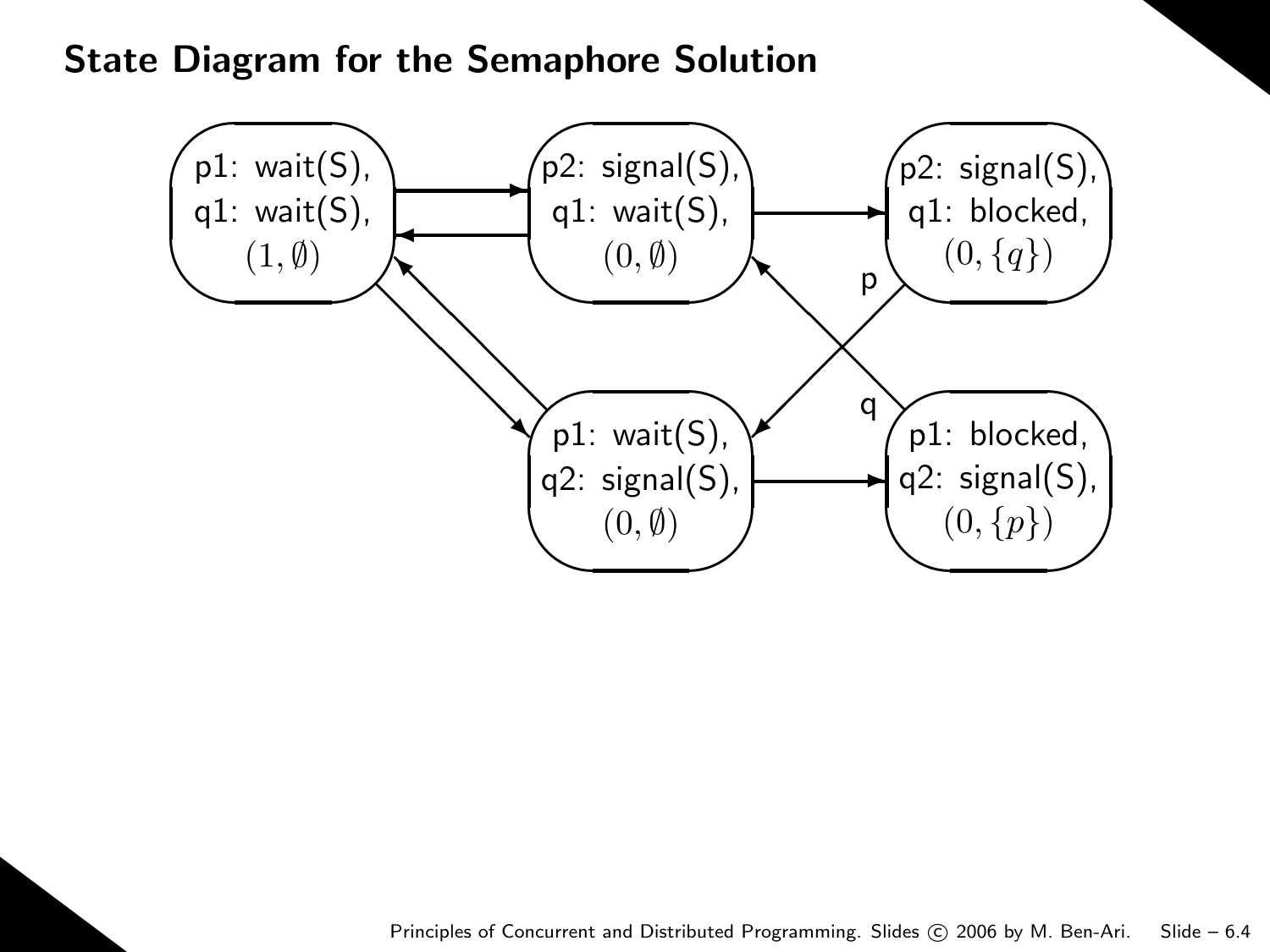## State Diagram for the Semaphore Solution

p1: wait(S),
q1: wait(S),
$(1, \emptyset)$

p2: signal(S),
q1: wait(S),
$(0, \emptyset)$

p2: signal(S),
q1: blocked,
$(0, \{q\})$

p1: wait(S),
q2: signal(S),
$(0, \emptyset)$

p1: blocked,
q2: signal(S),
$(0, \{p\})$

p

q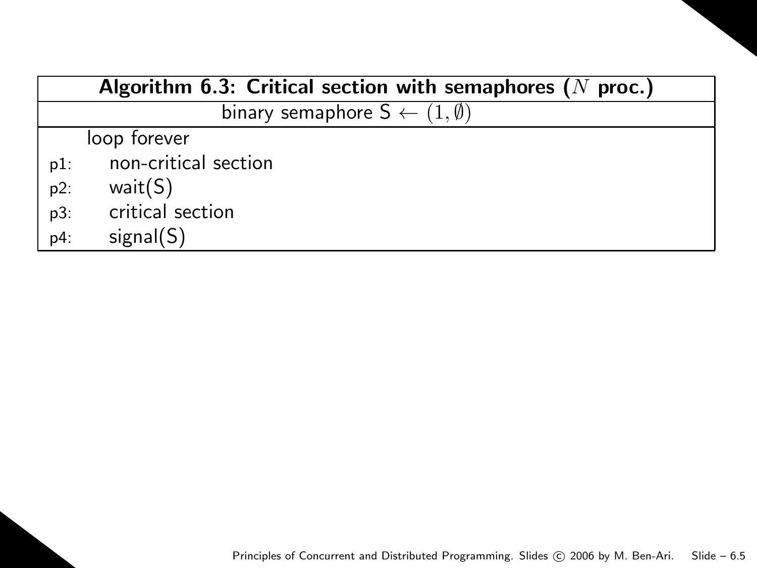| Algorithm 6.3: Critical section with semaphores ($N$ proc.) | |
|---|---|
| binary semaphore S $\leftarrow (1, \emptyset)$ | |
| | loop forever |
| p1: | non-critical section |
| p2: | wait(S) |
| p3: | critical section |
| p4: | signal(S) |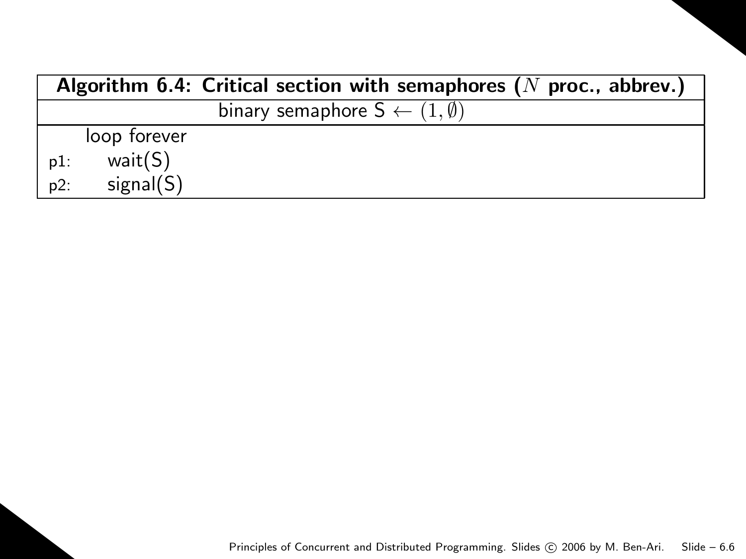**Algorithm 6.4: Critical section with semaphores ($N$ proc., abbrev.)**

binary semaphore S $\leftarrow (1, \emptyset)$

```
     loop forever
p1:     wait(S)
p2:     signal(S)
```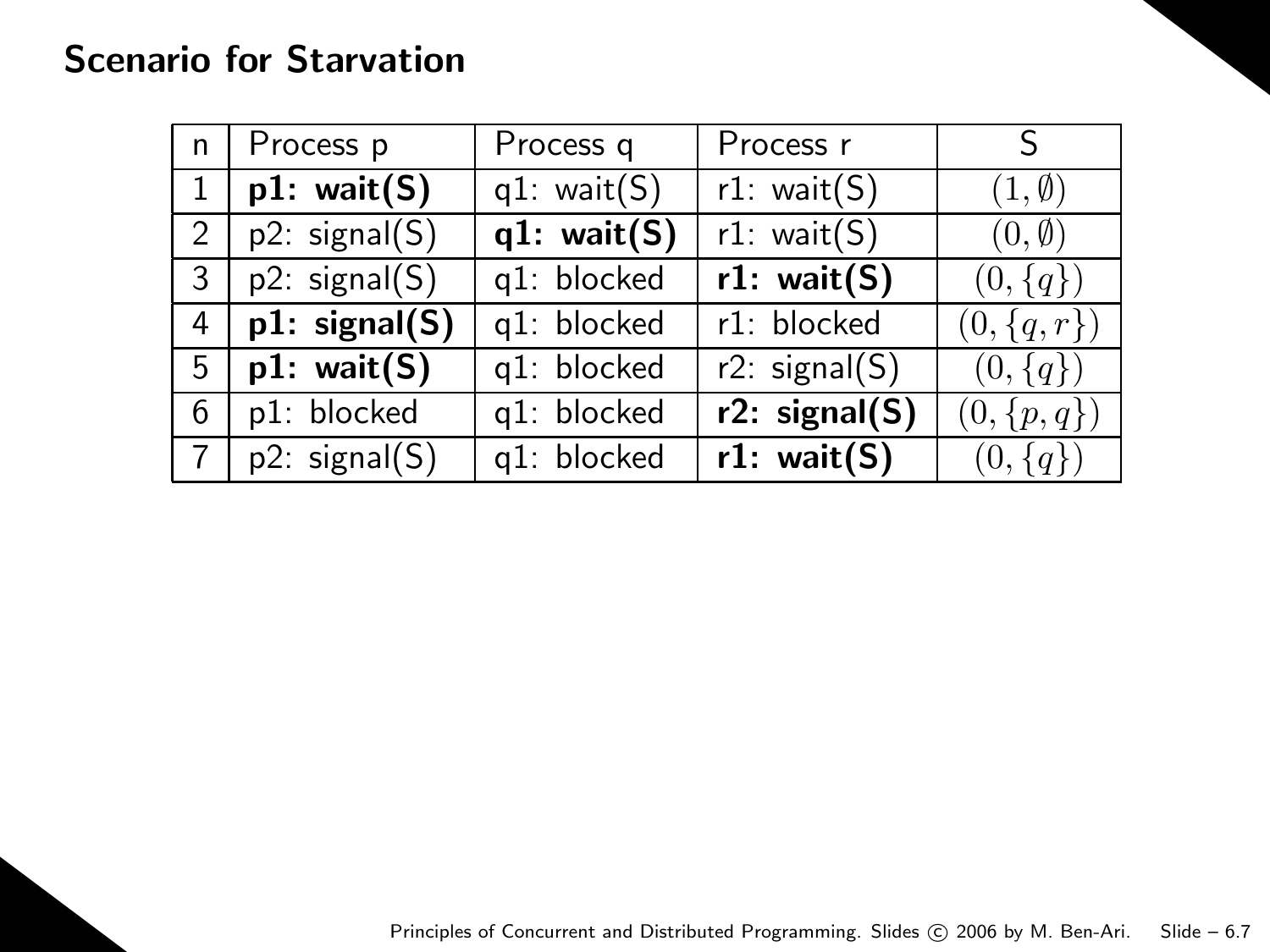# Scenario for Starvation

| n | Process p | Process q | Process r | S |
|---|---|---|---|---|
| 1 | **p1: wait(S)** | q1: wait(S) | r1: wait(S) | $(1, \emptyset)$ |
| 2 | p2: signal(S) | **q1: wait(S)** | r1: wait(S) | $(0, \emptyset)$ |
| 3 | p2: signal(S) | q1: blocked | **r1: wait(S)** | $(0, \{q\})$ |
| 4 | **p1: signal(S)** | q1: blocked | r1: blocked | $(0, \{q, r\})$ |
| 5 | **p1: wait(S)** | q1: blocked | r2: signal(S) | $(0, \{q\})$ |
| 6 | p1: blocked | q1: blocked | **r2: signal(S)** | $(0, \{p, q\})$ |
| 7 | p2: signal(S) | q1: blocked | **r1: wait(S)** | $(0, \{q\})$ |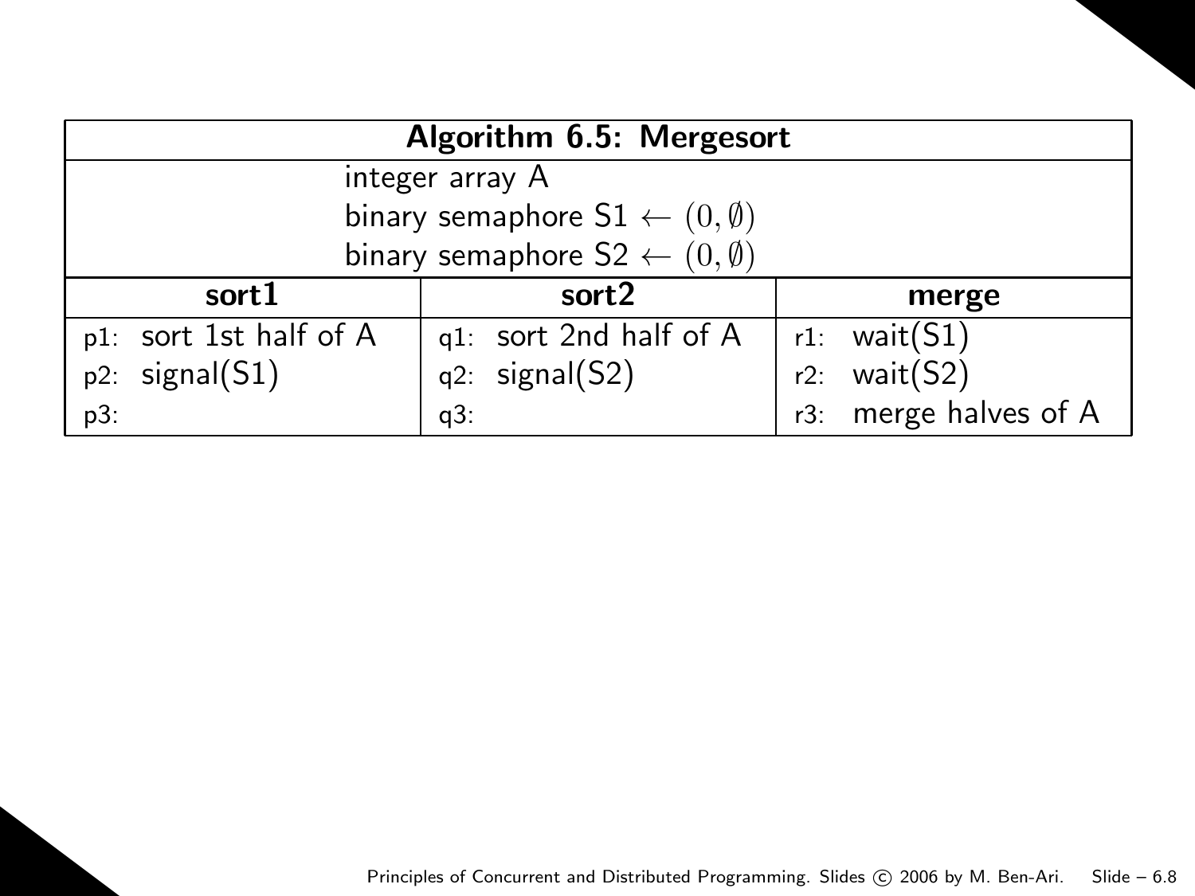| Algorithm 6.5: Mergesort | | |
|---|---|---|
| integer array A<br>binary semaphore S1 ← $(0, \emptyset)$<br>binary semaphore S2 ← $(0, \emptyset)$ | | |
| **sort1** | **sort2** | **merge** |
| p1: sort 1st half of A | q1: sort 2nd half of A | r1: wait(S1) |
| p2: signal(S1) | q2: signal(S2) | r2: wait(S2) |
| p3: | q3: | r3: merge halves of A |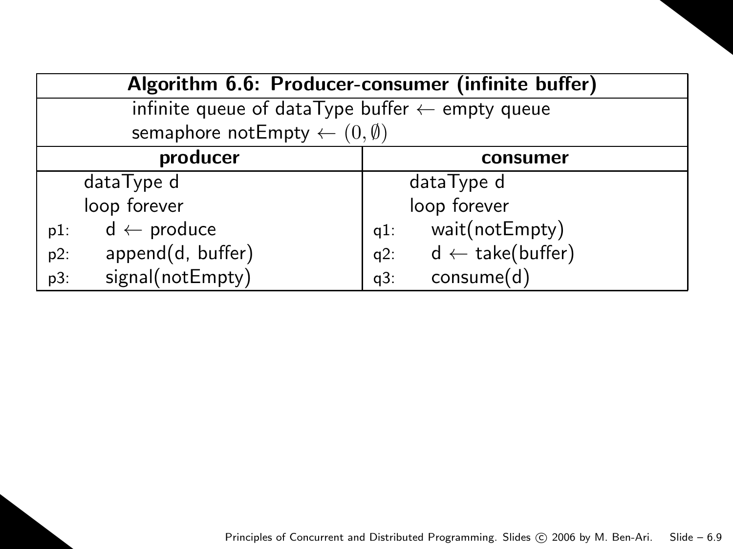| **Algorithm 6.6: Producer-consumer (infinite buffer)** | |
|---|---|
| infinite queue of dataType buffer $\leftarrow$ empty queue | |
| semaphore notEmpty $\leftarrow (0, \emptyset)$ | |
| **producer** | **consumer** |
| dataType d | dataType d |
| loop forever | loop forever |
| p1: d $\leftarrow$ produce | q1: wait(notEmpty) |
| p2: append(d, buffer) | q2: d $\leftarrow$ take(buffer) |
| p3: signal(notEmpty) | q3: consume(d) |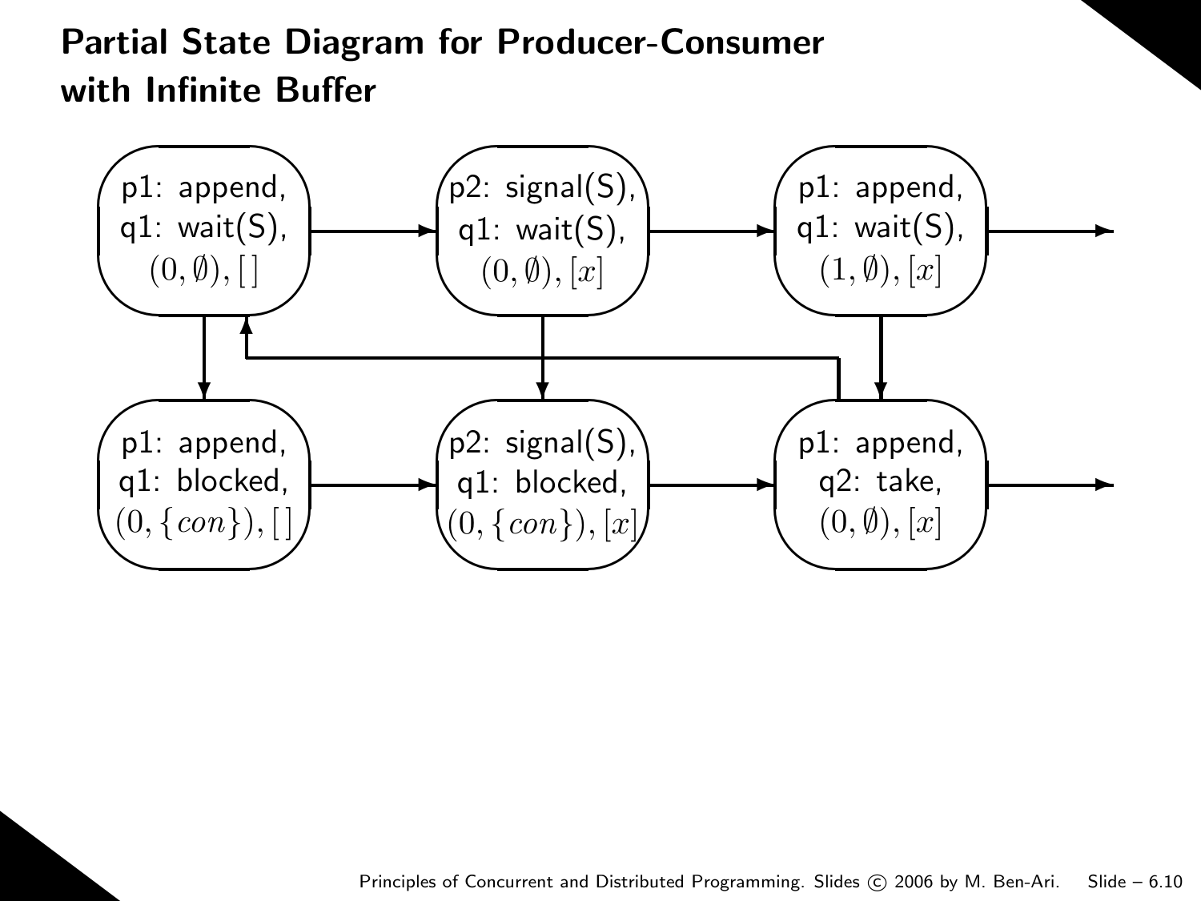# Partial State Diagram for Producer-Consumer with Infinite Buffer

p1: append,
q1: wait(S),
$(0, \emptyset), [\,]$

p2: signal(S),
q1: wait(S),
$(0, \emptyset), [x]$

p1: append,
q1: wait(S),
$(1, \emptyset), [x]$

p1: append,
q1: blocked,
$(0, \{con\}), [\,]$

p2: signal(S),
q1: blocked,
$(0, \{con\}), [x]$

p1: append,
q2: take,
$(0, \emptyset), [x]$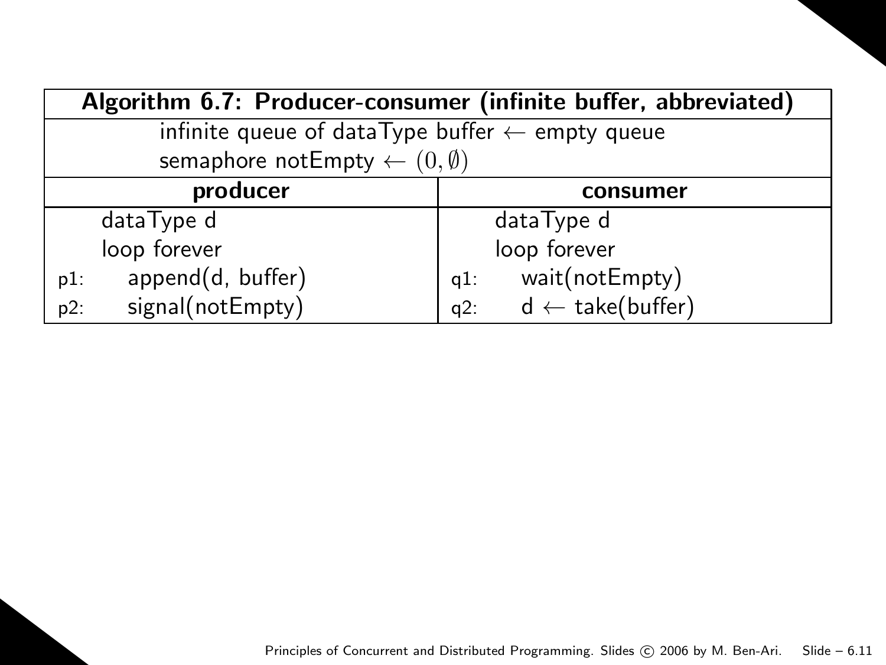| Algorithm 6.7: Producer-consumer (infinite buffer, abbreviated) | |
|---|---|
| infinite queue of dataType buffer ← empty queue<br>semaphore notEmpty ← $(0, \emptyset)$ | |
| **producer** | **consumer** |
| dataType d | dataType d |
| loop forever | loop forever |
| p1: append(d, buffer) | q1: wait(notEmpty) |
| p2: signal(notEmpty) | q2: d ← take(buffer) |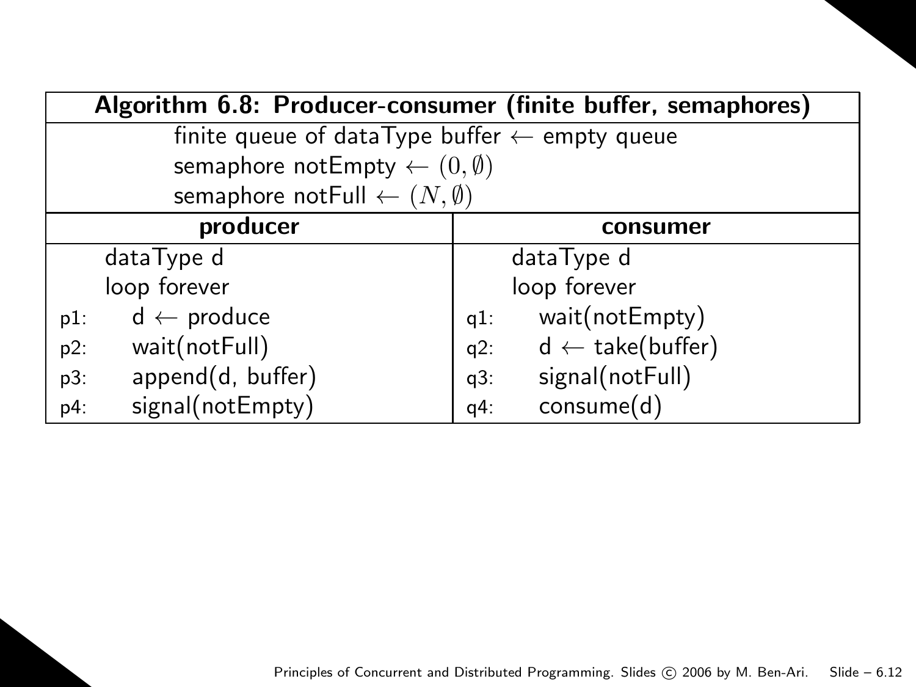| Algorithm 6.8: Producer-consumer (finite buffer, semaphores) | |
|---|---|
| finite queue of dataType buffer ← empty queue<br>semaphore notEmpty ← $(0, \emptyset)$<br>semaphore notFull ← $(N, \emptyset)$ | |
| **producer** | **consumer** |
| dataType d | dataType d |
| loop forever | loop forever |
| p1: d ← produce | q1: wait(notEmpty) |
| p2: wait(notFull) | q2: d ← take(buffer) |
| p3: append(d, buffer) | q3: signal(notFull) |
| p4: signal(notEmpty) | q4: consume(d) |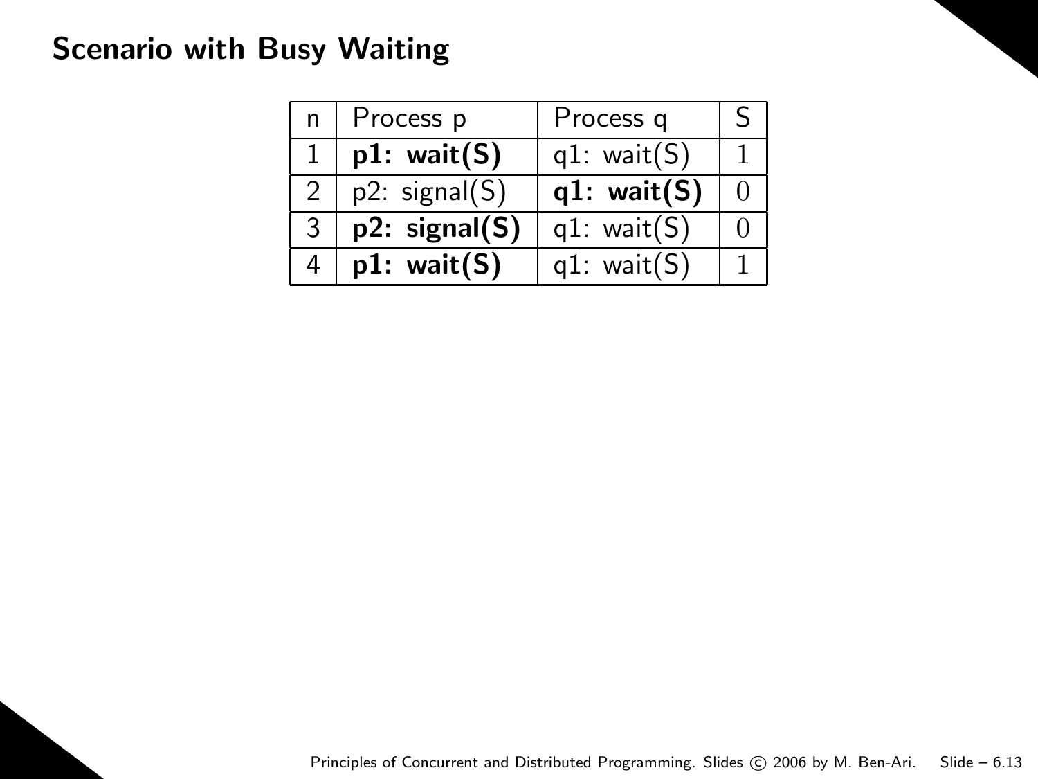# Scenario with Busy Waiting

| n | Process p | Process q | S |
|---|---|---|---|
| 1 | **p1: wait(S)** | q1: wait(S) | 1 |
| 2 | p2: signal(S) | **q1: wait(S)** | 0 |
| 3 | **p2: signal(S)** | q1: wait(S) | 0 |
| 4 | **p1: wait(S)** | q1: wait(S) | 1 |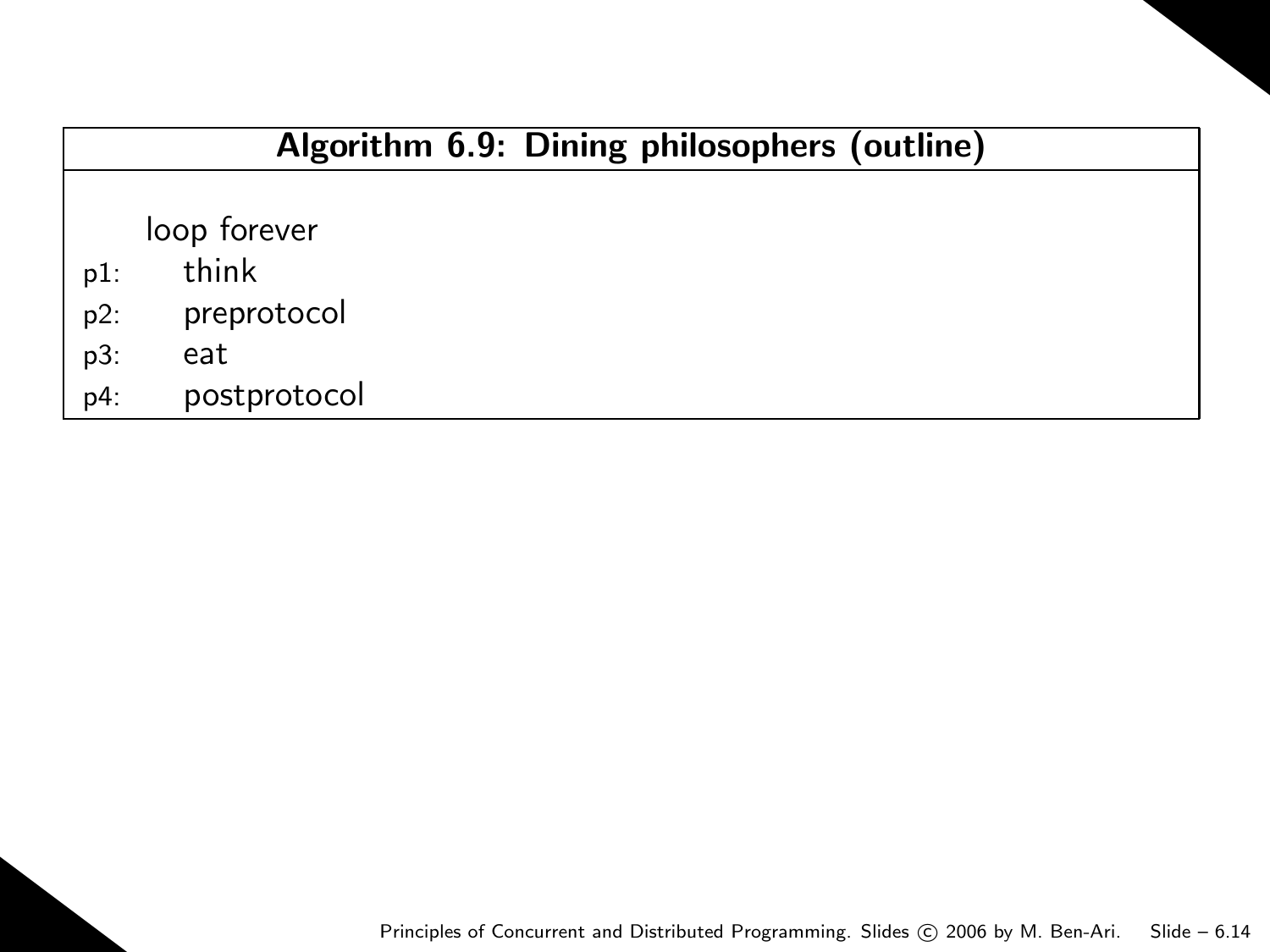**Algorithm 6.9: Dining philosophers (outline)**

```
    loop forever
p1:    think
p2:    preprotocol
p3:    eat
p4:    postprotocol
```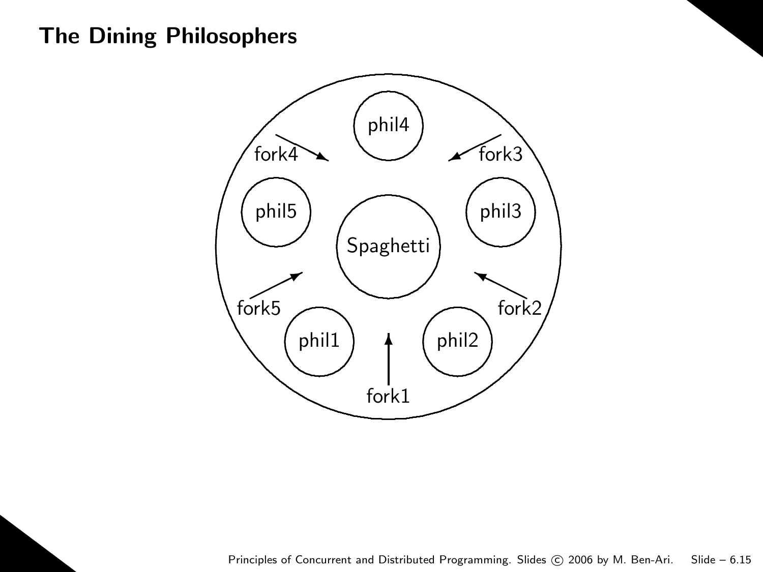# The Dining Philosophers

phil4

fork4

fork3

phil5

phil3

Spaghetti

fork5

fork2

phil1

phil2

fork1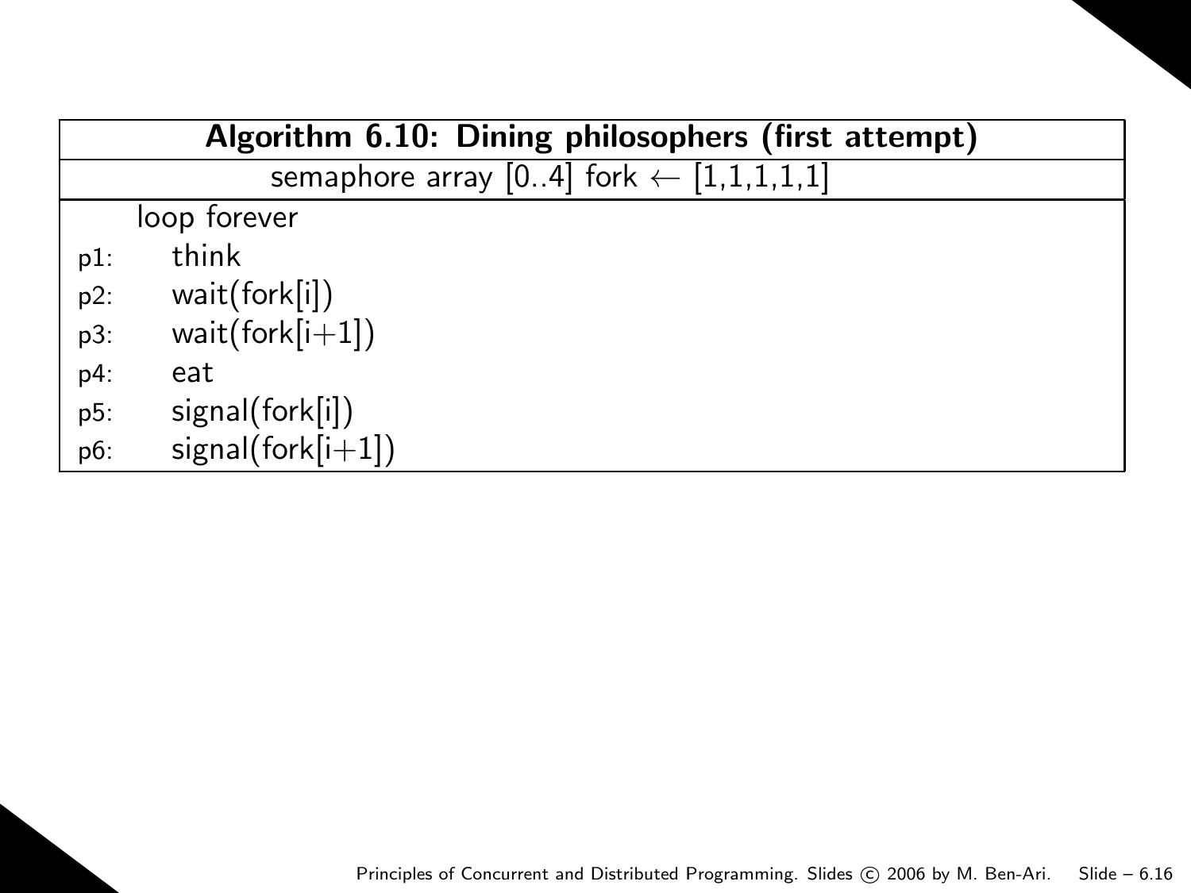**Algorithm 6.10: Dining philosophers (first attempt)**

semaphore array [0..4] fork ← [1,1,1,1,1]

```
    loop forever
p1:    think
p2:    wait(fork[i])
p3:    wait(fork[i+1])
p4:    eat
p5:    signal(fork[i])
p6:    signal(fork[i+1])
```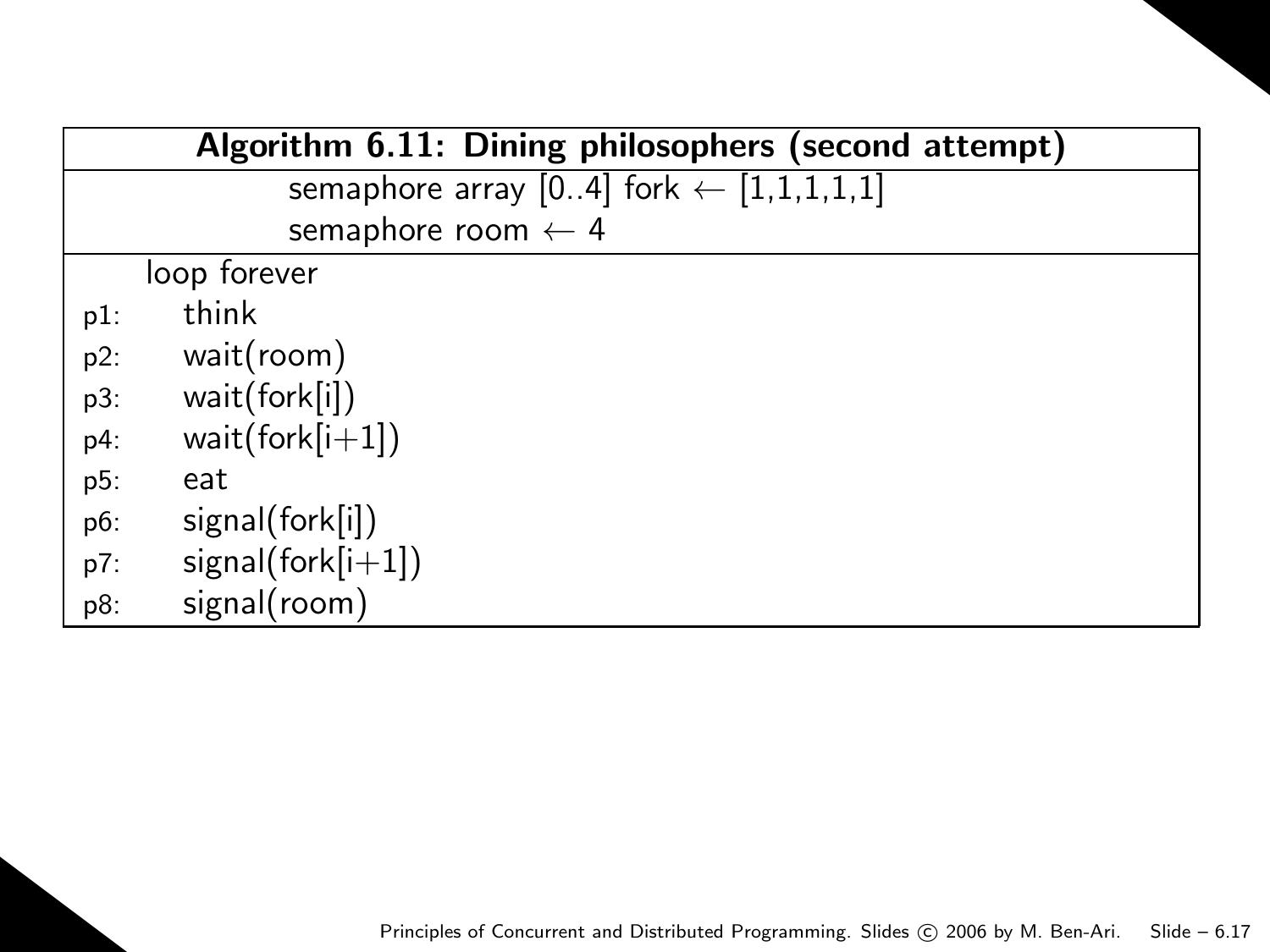**Algorithm 6.11: Dining philosophers (second attempt)**

```
            semaphore array [0..4] fork ← [1,1,1,1,1]
            semaphore room ← 4

    loop forever
p1:     think
p2:     wait(room)
p3:     wait(fork[i])
p4:     wait(fork[i+1])
p5:     eat
p6:     signal(fork[i])
p7:     signal(fork[i+1])
p8:     signal(room)
```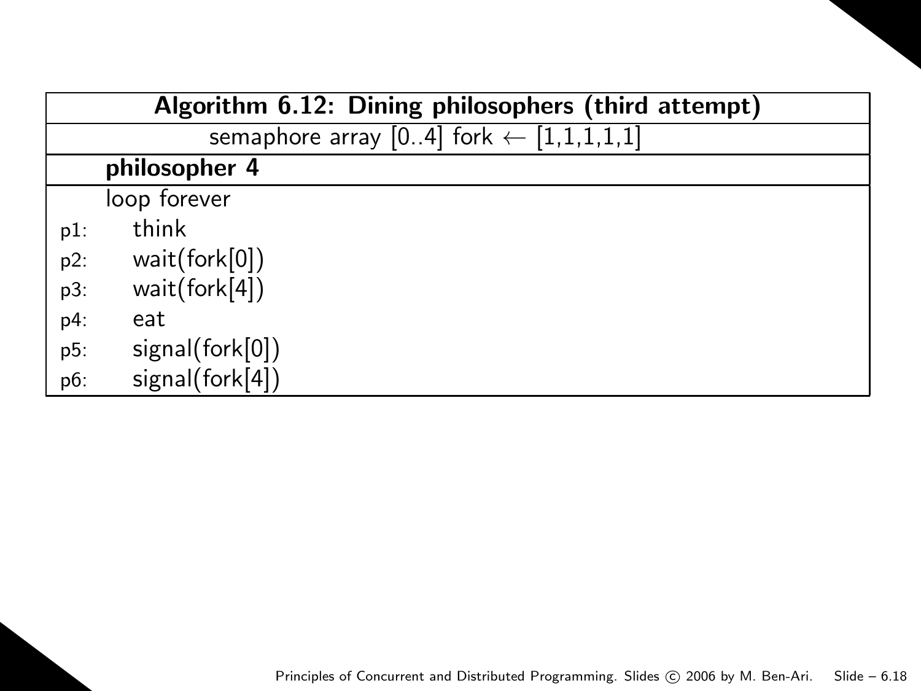| Algorithm 6.12: Dining philosophers (third attempt) | |
|---|---|
| semaphore array [0..4] fork ← [1,1,1,1,1] | |
| | **philosopher 4** |
| | loop forever |
| p1: | think |
| p2: | wait(fork[0]) |
| p3: | wait(fork[4]) |
| p4: | eat |
| p5: | signal(fork[0]) |
| p6: | signal(fork[4]) |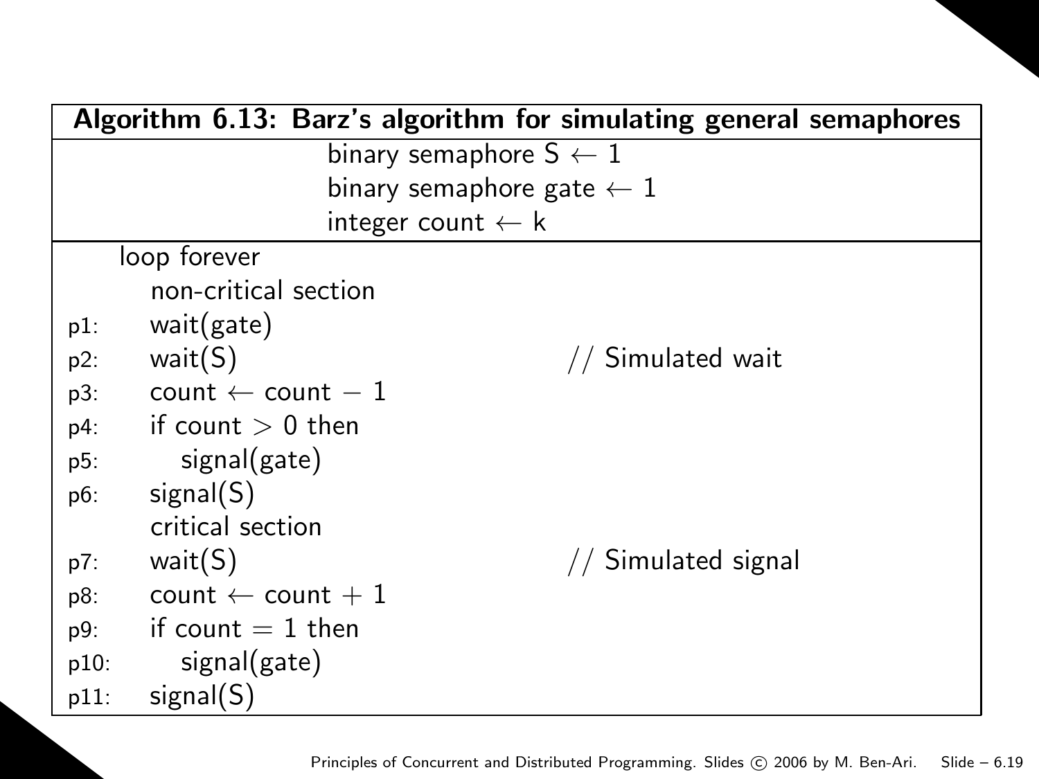**Algorithm 6.13: Barz's algorithm for simulating general semaphores**

```
                    binary semaphore S ← 1
                    binary semaphore gate ← 1
                    integer count ← k

     loop forever
        non-critical section
p1:     wait(gate)
p2:     wait(S)                          // Simulated wait
p3:     count ← count − 1
p4:     if count > 0 then
p5:        signal(gate)
p6:     signal(S)
        critical section
p7:     wait(S)                          // Simulated signal
p8:     count ← count + 1
p9:     if count = 1 then
p10:       signal(gate)
p11:    signal(S)
```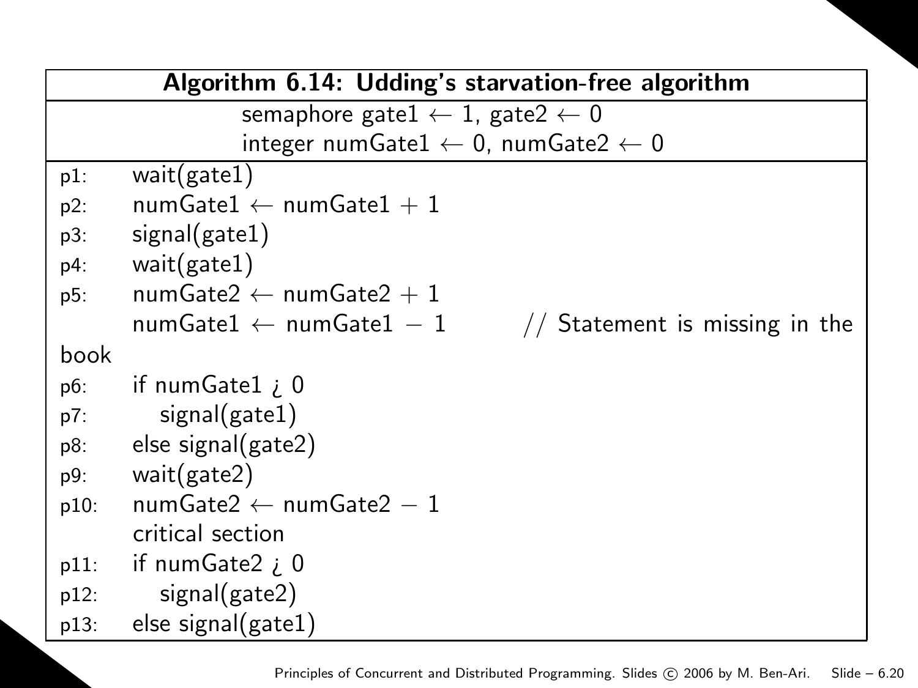**Algorithm 6.14: Udding's starvation-free algorithm**

```
                semaphore gate1 ← 1, gate2 ← 0
                integer numGate1 ← 0, numGate2 ← 0

p1:   wait(gate1)
p2:   numGate1 ← numGate1 + 1
p3:   signal(gate1)
p4:   wait(gate1)
p5:   numGate2 ← numGate2 + 1
      numGate1 ← numGate1 − 1        // Statement is missing in the book
p6:   if numGate1 ¿ 0
p7:      signal(gate1)
p8:   else signal(gate2)
p9:   wait(gate2)
p10:  numGate2 ← numGate2 − 1
      critical section
p11:  if numGate2 ¿ 0
p12:     signal(gate2)
p13:  else signal(gate1)
```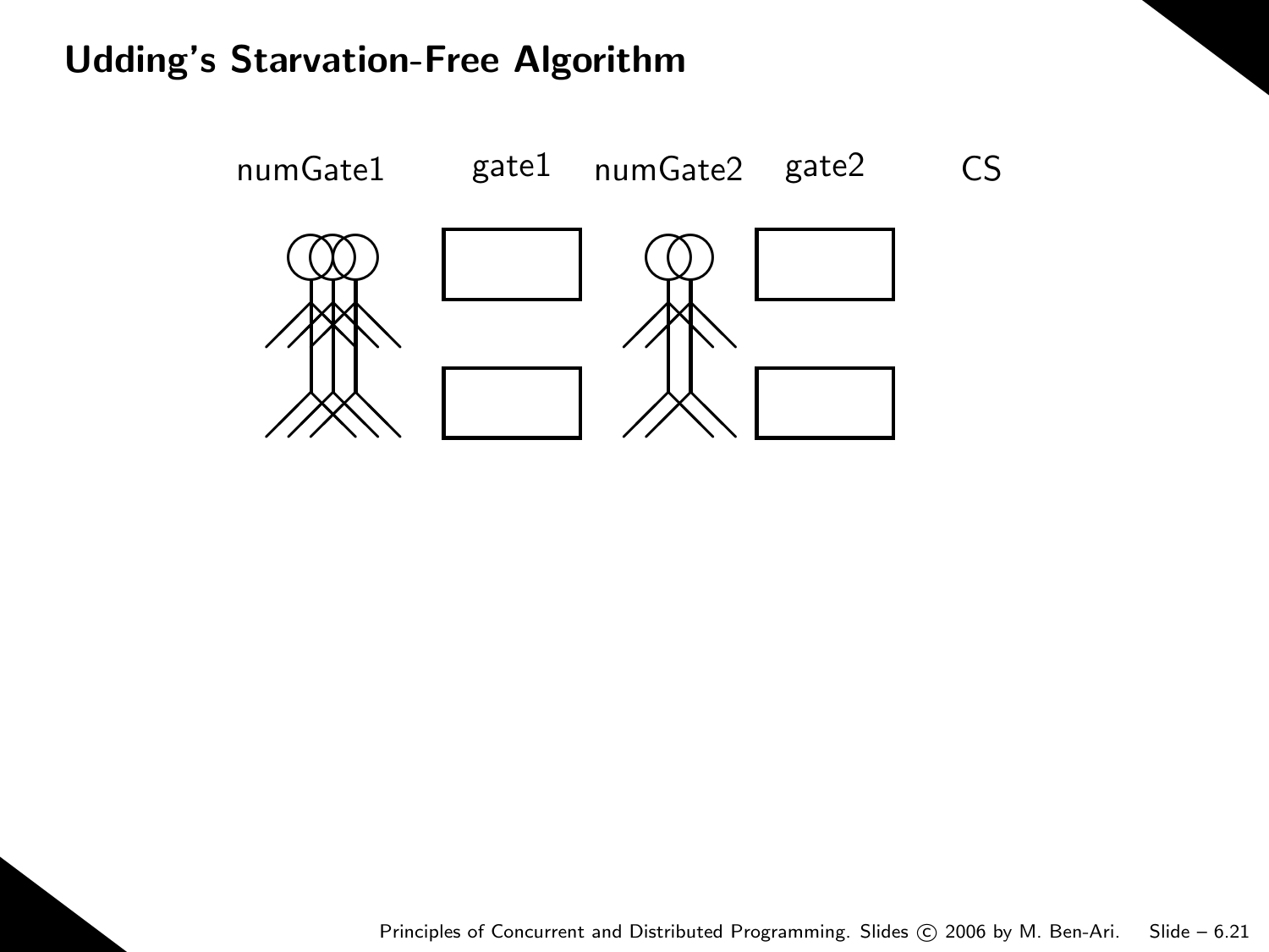# Udding's Starvation-Free Algorithm

numGate1

gate1

numGate2

gate2

CS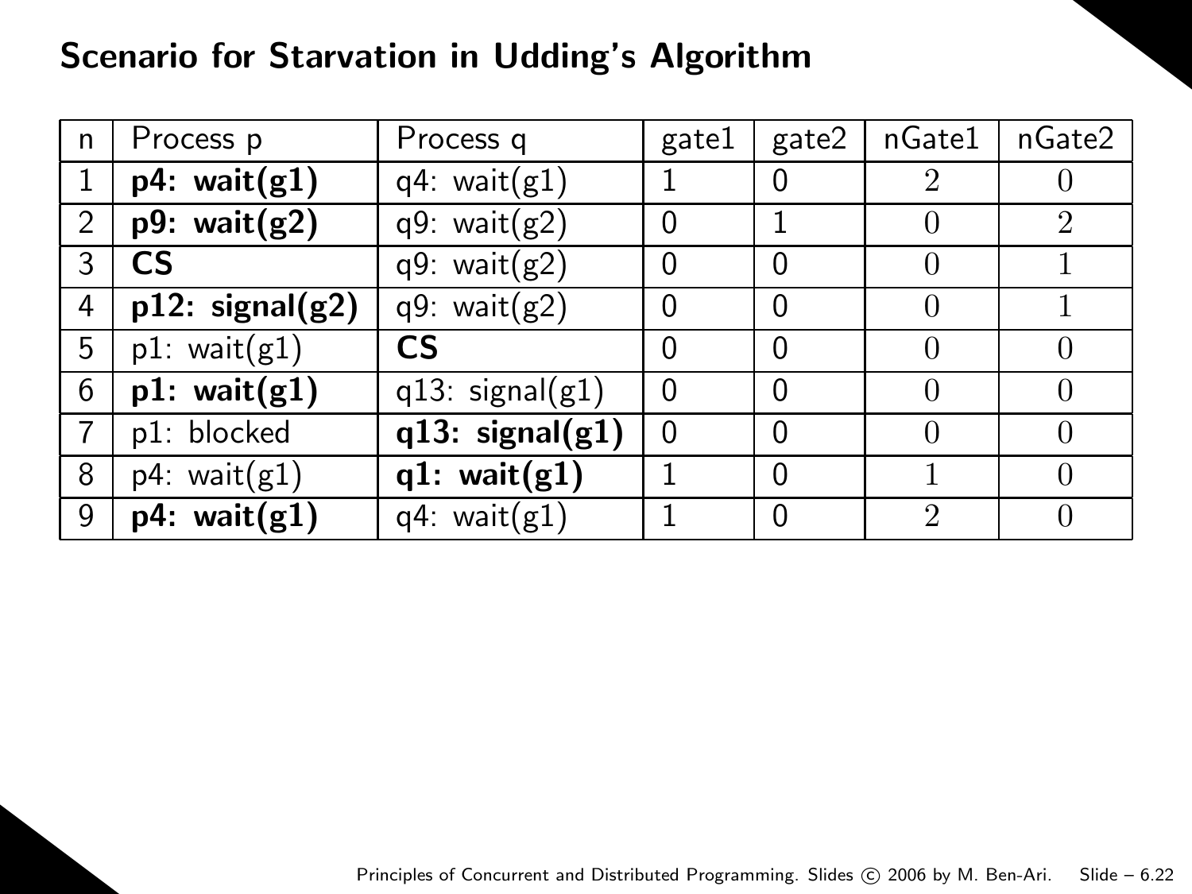## Scenario for Starvation in Udding's Algorithm

| n | Process p | Process q | gate1 | gate2 | nGate1 | nGate2 |
|---|---|---|---|---|---|---|
| 1 | **p4: wait(g1)** | q4: wait(g1) | 1 | 0 | 2 | 0 |
| 2 | **p9: wait(g2)** | q9: wait(g2) | 0 | 1 | 0 | 2 |
| 3 | **CS** | q9: wait(g2) | 0 | 0 | 0 | 1 |
| 4 | **p12: signal(g2)** | q9: wait(g2) | 0 | 0 | 0 | 1 |
| 5 | p1: wait(g1) | **CS** | 0 | 0 | 0 | 0 |
| 6 | **p1: wait(g1)** | q13: signal(g1) | 0 | 0 | 0 | 0 |
| 7 | p1: blocked | **q13: signal(g1)** | 0 | 0 | 0 | 0 |
| 8 | p4: wait(g1) | **q1: wait(g1)** | 1 | 0 | 1 | 0 |
| 9 | **p4: wait(g1)** | q4: wait(g1) | 1 | 0 | 2 | 0 |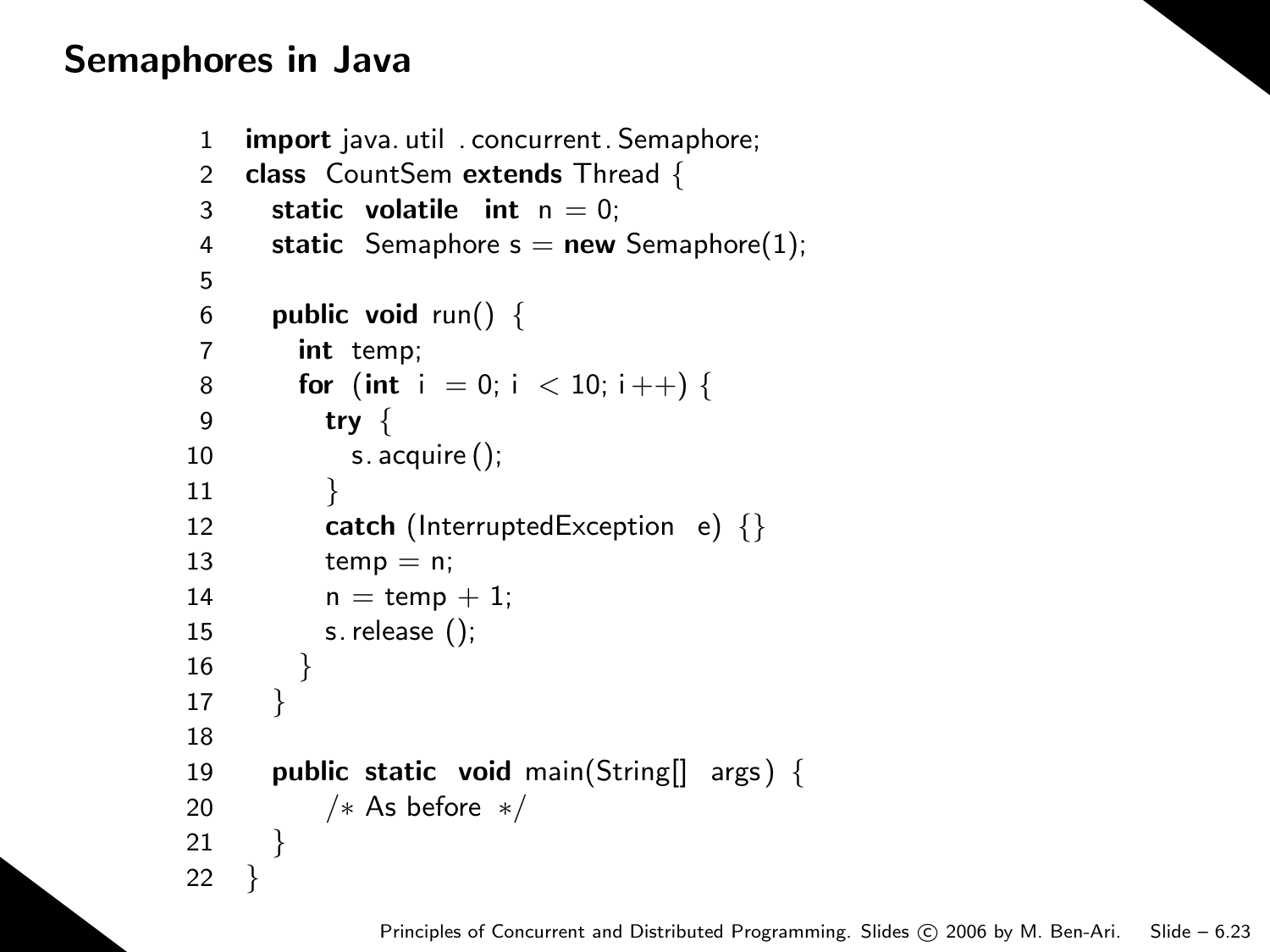# Semaphores in Java

```
1  import java.util.concurrent.Semaphore;
2  class CountSem extends Thread {
3    static volatile int n = 0;
4    static Semaphore s = new Semaphore(1);
5
6    public void run() {
7      int temp;
8      for (int i = 0; i < 10; i++) {
9        try {
10         s.acquire();
11       }
12       catch (InterruptedException e) {}
13       temp = n;
14       n = temp + 1;
15       s.release();
16     }
17   }
18
19   public static void main(String[] args) {
20       /* As before */
21   }
22 }
```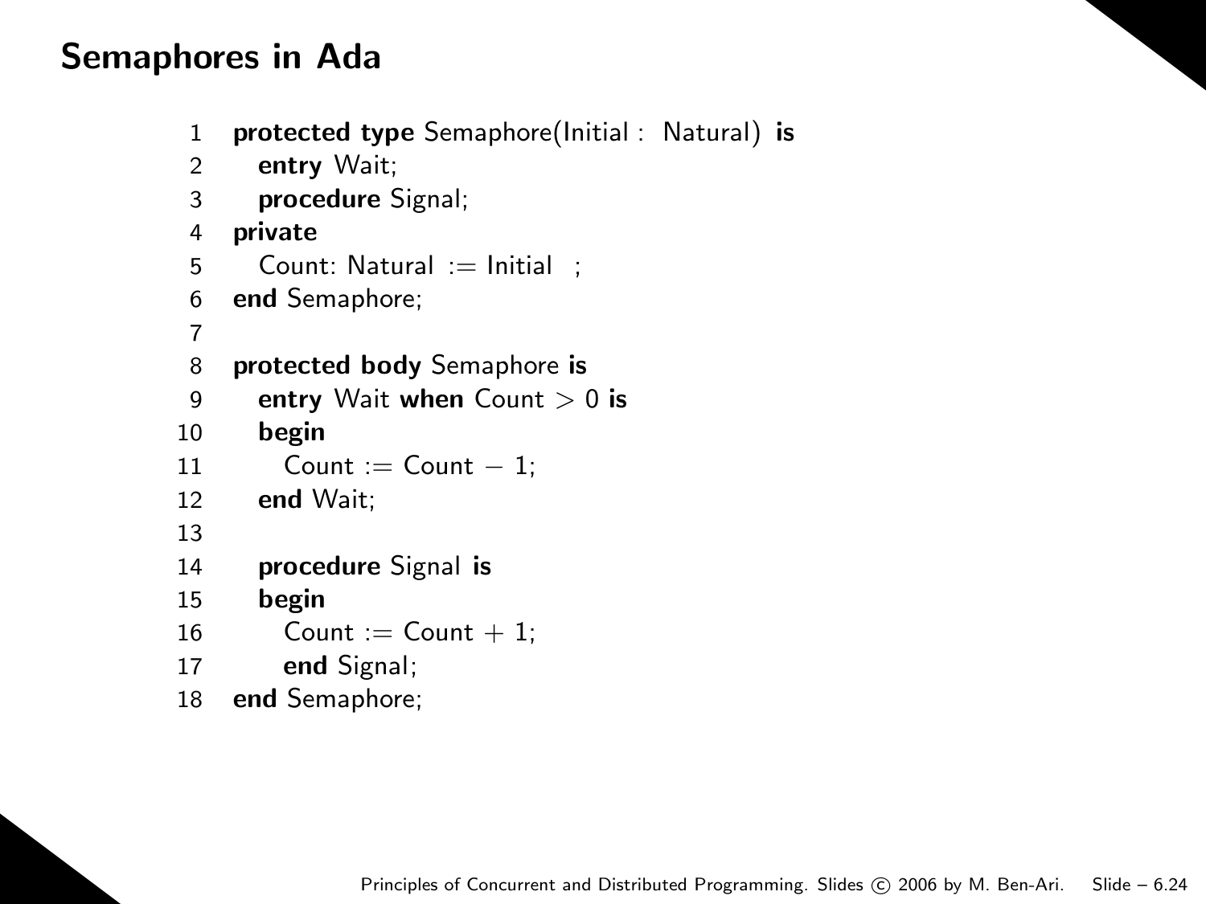## Semaphores in Ada

```
1   protected type Semaphore(Initial : Natural) is
2     entry Wait;
3     procedure Signal;
4   private
5     Count: Natural := Initial  ;
6   end Semaphore;
7
8   protected body Semaphore is
9     entry Wait when Count > 0 is
10    begin
11      Count := Count − 1;
12    end Wait;
13
14    procedure Signal is
15    begin
16      Count := Count + 1;
17      end Signal;
18  end Semaphore;
```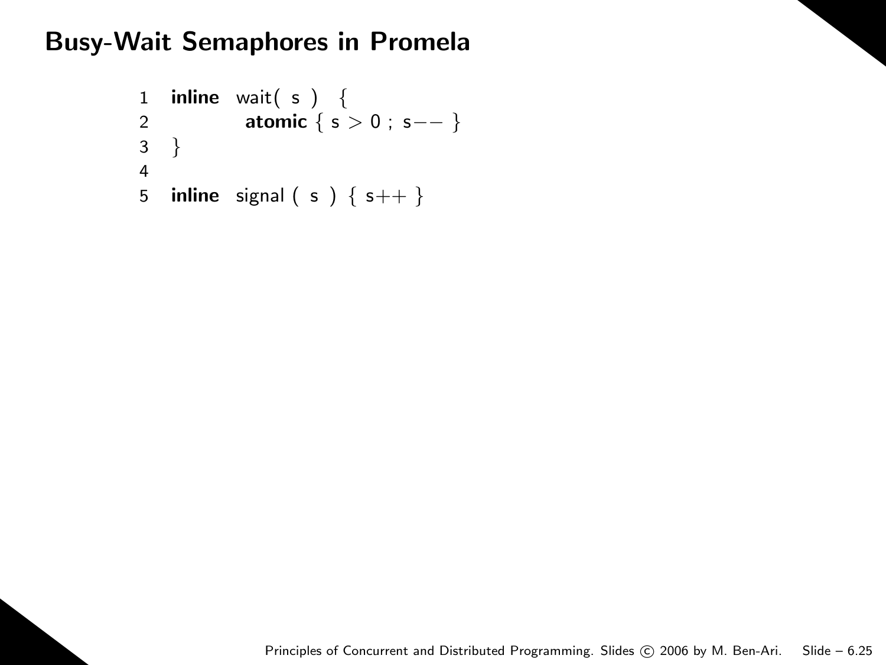# Busy-Wait Semaphores in Promela

```
1   inline  wait( s )  {
2           atomic { s > 0 ; s−− }
3   }
4
5   inline  signal ( s ) { s++ }
```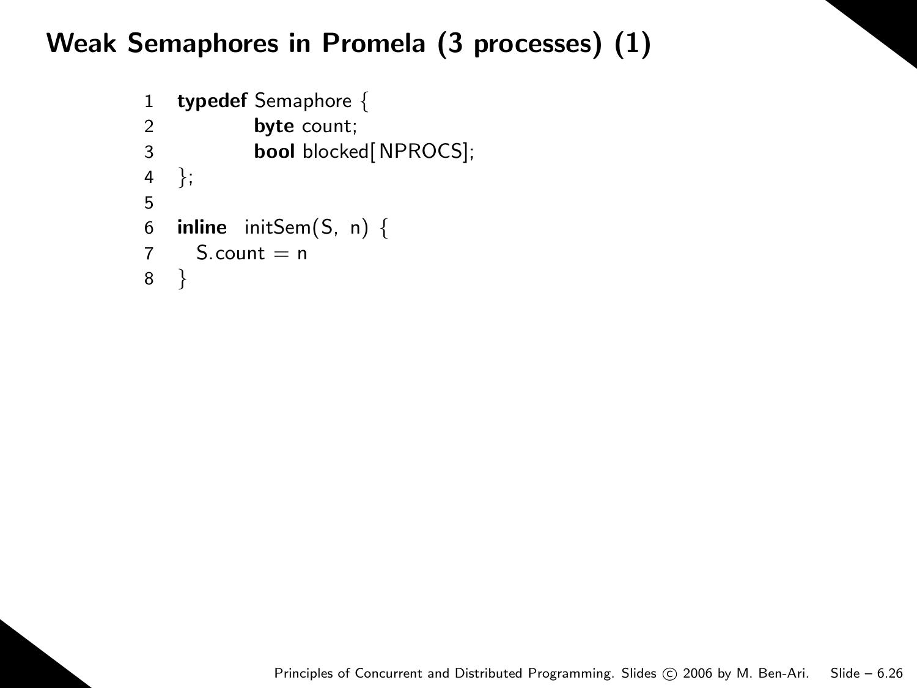# Weak Semaphores in Promela (3 processes) (1)

```
1  typedef Semaphore {
2          byte count;
3          bool blocked[NPROCS];
4  };
5
6  inline initSem(S, n) {
7    S.count = n
8  }
```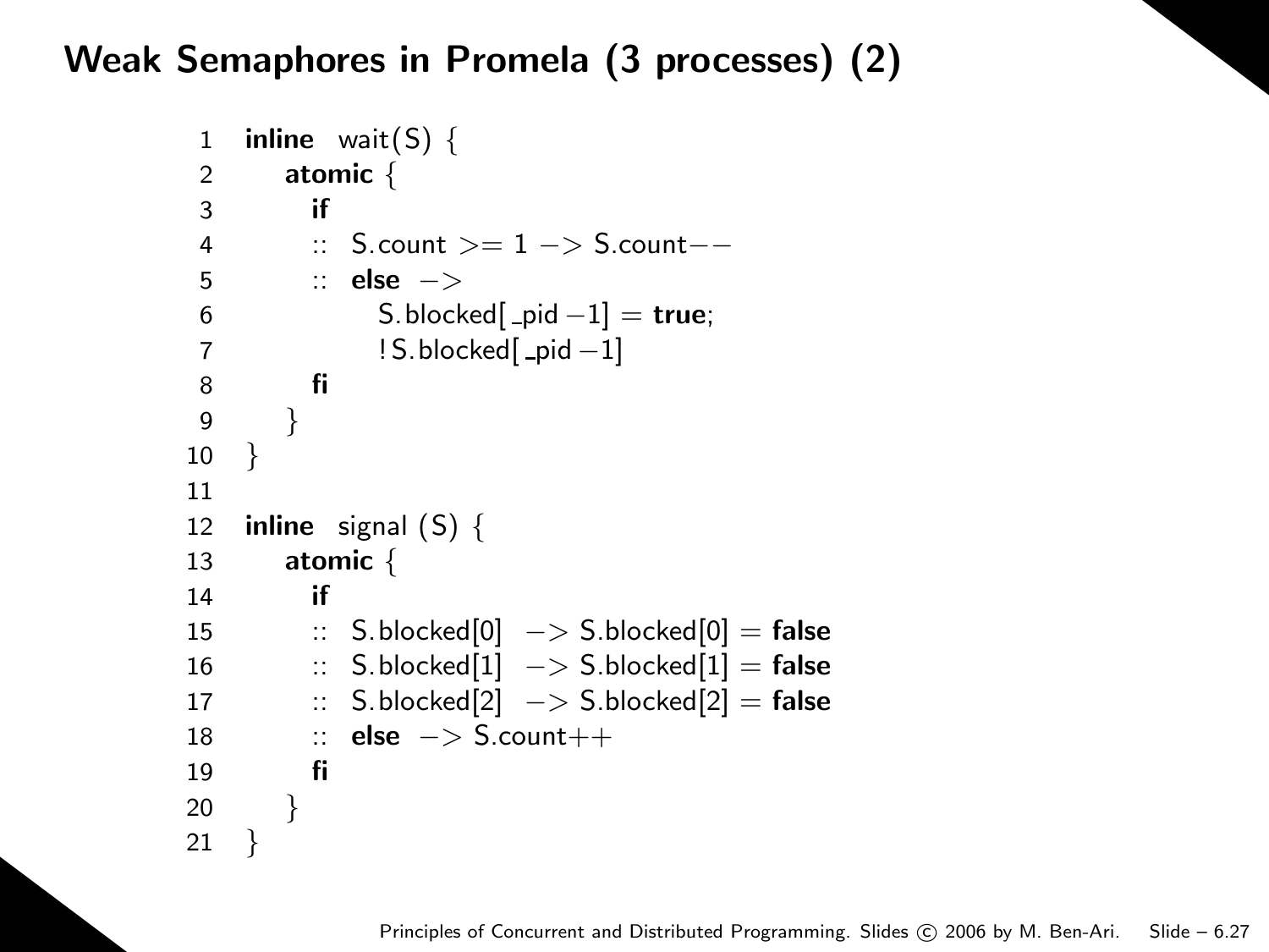# Weak Semaphores in Promela (3 processes) (2)

```
1   inline wait(S) {
2     atomic {
3       if
4       :: S.count >= 1 -> S.count--
5       :: else ->
6            S.blocked[_pid-1] = true;
7            !S.blocked[_pid-1]
8       fi
9     }
10  }
11
12  inline signal(S) {
13    atomic {
14      if
15      :: S.blocked[0] -> S.blocked[0] = false
16      :: S.blocked[1] -> S.blocked[1] = false
17      :: S.blocked[2] -> S.blocked[2] = false
18      :: else -> S.count++
19      fi
20    }
21  }
```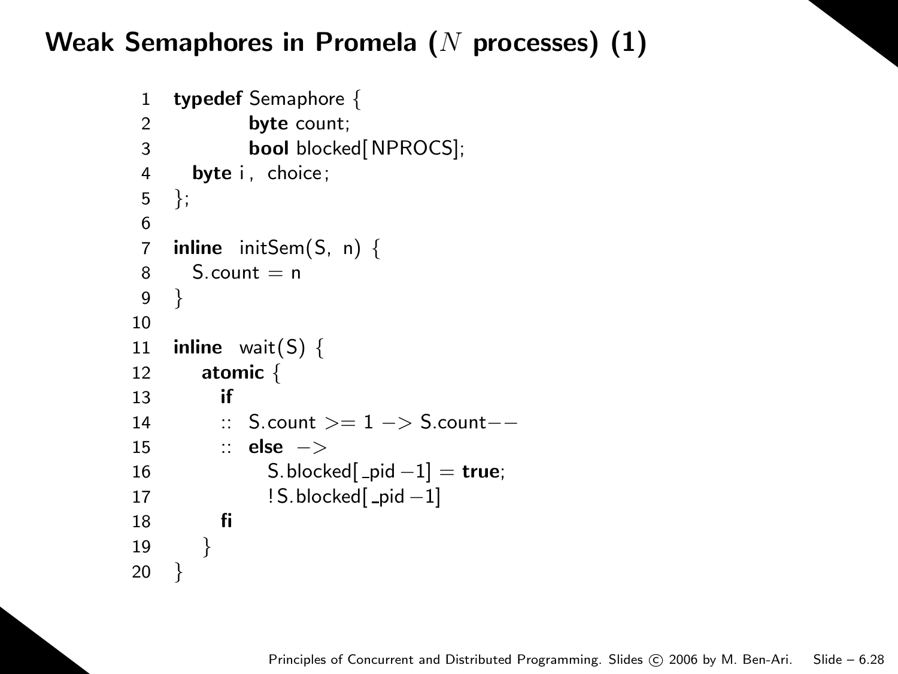# Weak Semaphores in Promela ($N$ processes) (1)

```
1   typedef Semaphore {
2           byte count;
3           bool blocked[NPROCS];
4     byte i, choice;
5   };
6
7   inline initSem(S, n) {
8     S.count = n
9   }
10
11  inline wait(S) {
12     atomic {
13       if
14       :: S.count >= 1 -> S.count--
15       :: else ->
16             S.blocked[_pid-1] = true;
17             !S.blocked[_pid-1]
18       fi
19     }
20  }
```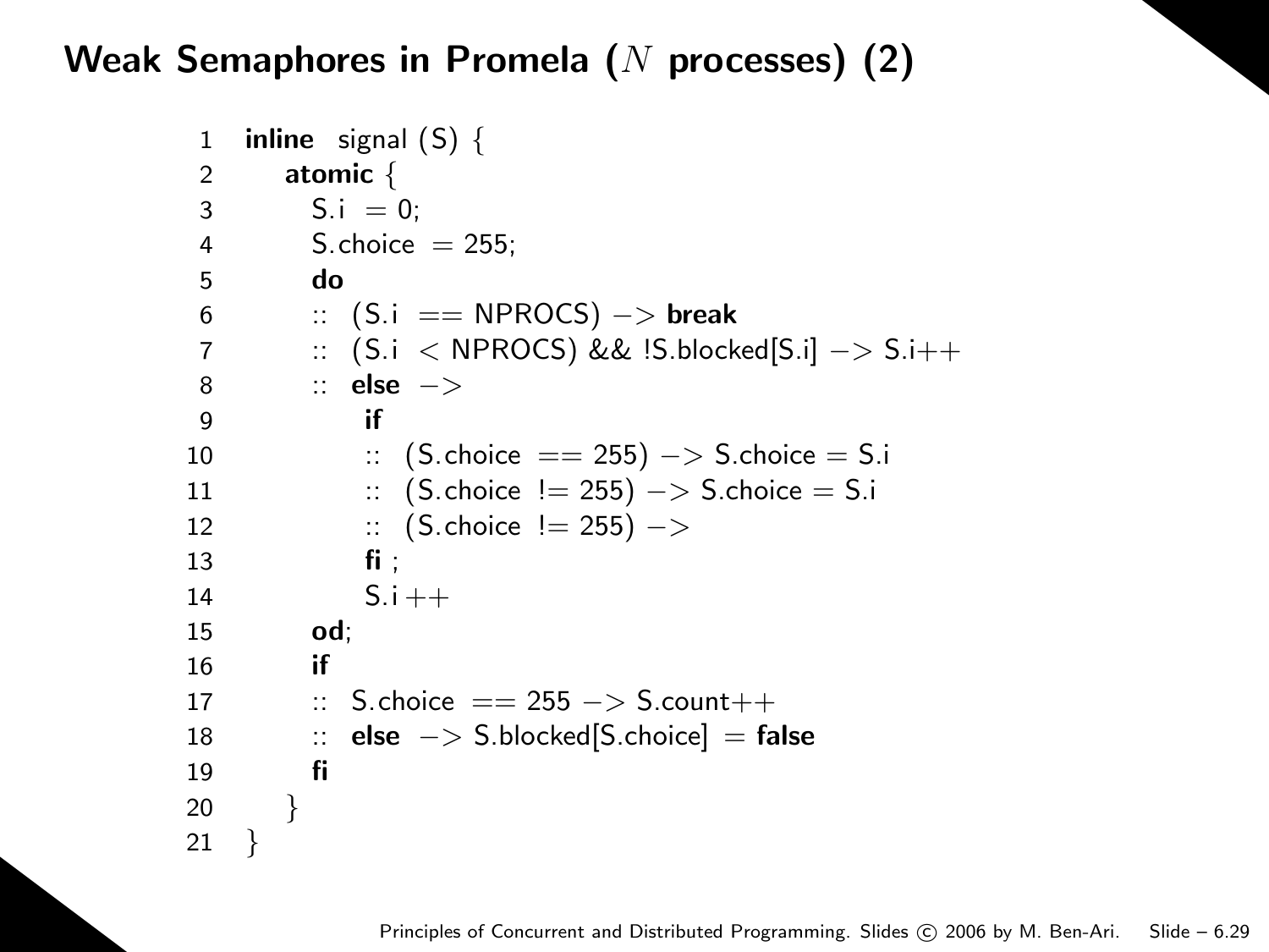# Weak Semaphores in Promela ($N$ processes) (2)

```
1  inline signal (S) {
2     atomic {
3        S.i = 0;
4        S.choice = 255;
5        do
6        :: (S.i == NPROCS) -> break
7        :: (S.i < NPROCS) && !S.blocked[S.i] -> S.i++
8        :: else ->
9             if
10            :: (S.choice == 255) -> S.choice = S.i
11            :: (S.choice != 255) -> S.choice = S.i
12            :: (S.choice != 255) ->
13            fi ;
14            S.i ++
15       od;
16       if
17       :: S.choice == 255 -> S.count++
18       :: else -> S.blocked[S.choice] = false
19       fi
20    }
21 }
```

Principles of Concurrent and Distributed Programming. Slides © 2006 by M. Ben-Ari.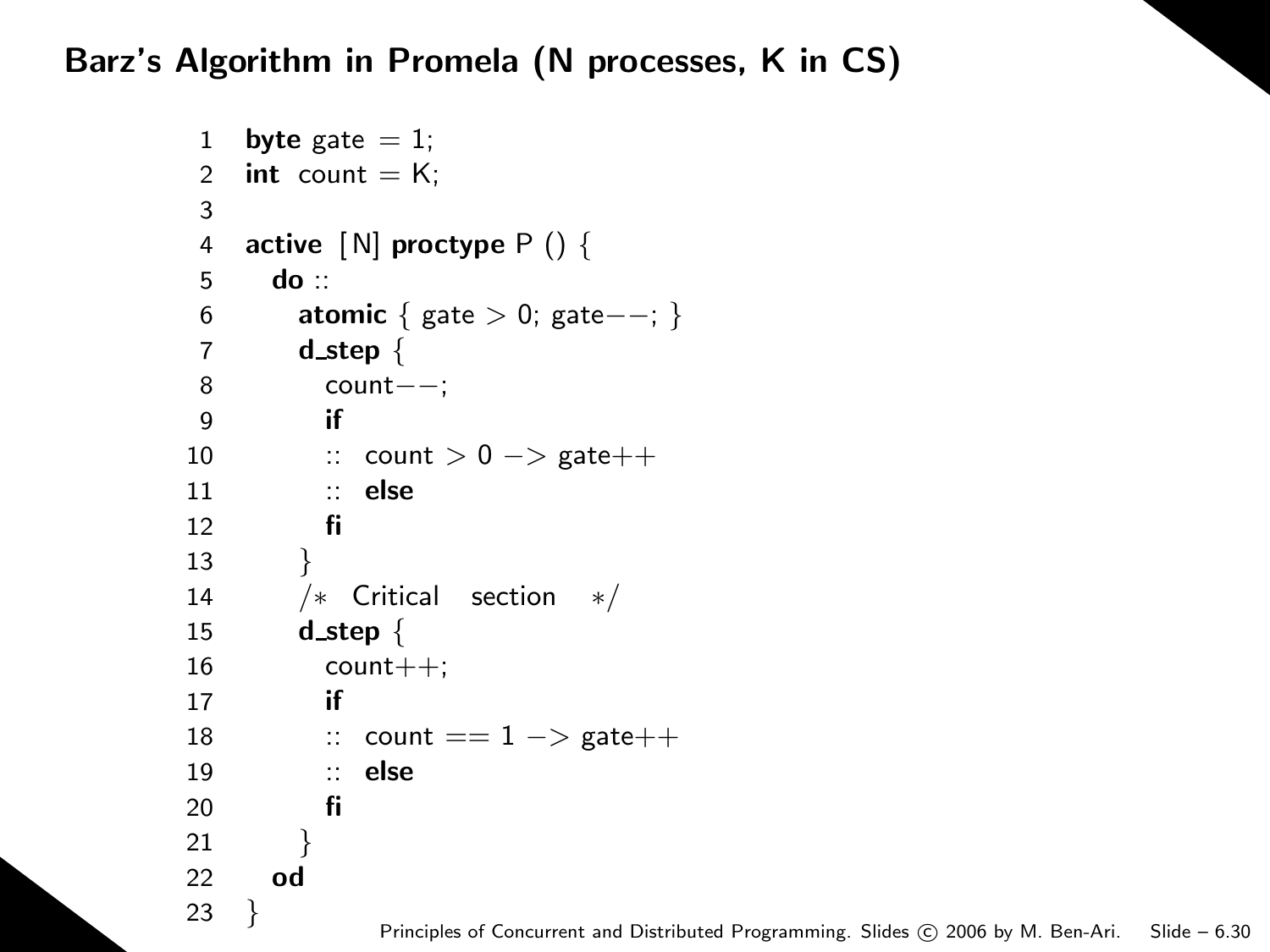# Barz's Algorithm in Promela (N processes, K in CS)

```
1   byte gate = 1;
2   int  count = K;
3
4   active [N] proctype P () {
5     do ::
6       atomic { gate > 0; gate--; }
7       d_step {
8         count--;
9         if
10        :: count > 0 -> gate++
11        :: else
12        fi
13      }
14      /*  Critical   section   */
15      d_step {
16        count++;
17        if
18        :: count == 1 -> gate++
19        :: else
20        fi
21      }
22    od
23  }
```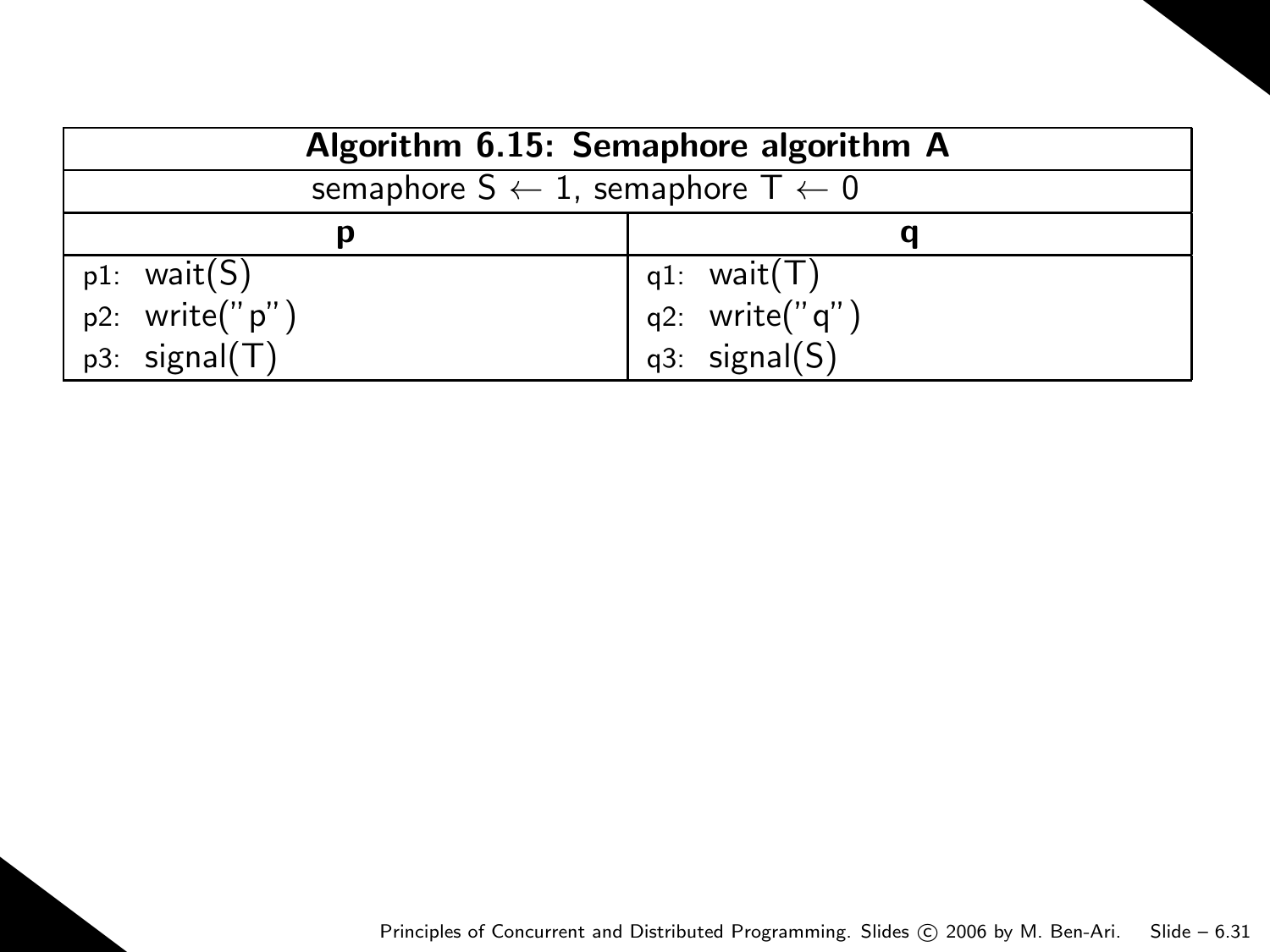| Algorithm 6.15: Semaphore algorithm A | |
|---|---|
| semaphore S ← 1, semaphore T ← 0 | |
| **p** | **q** |
| p1: wait(S) | q1: wait(T) |
| p2: write("p") | q2: write("q") |
| p3: signal(T) | q3: signal(S) |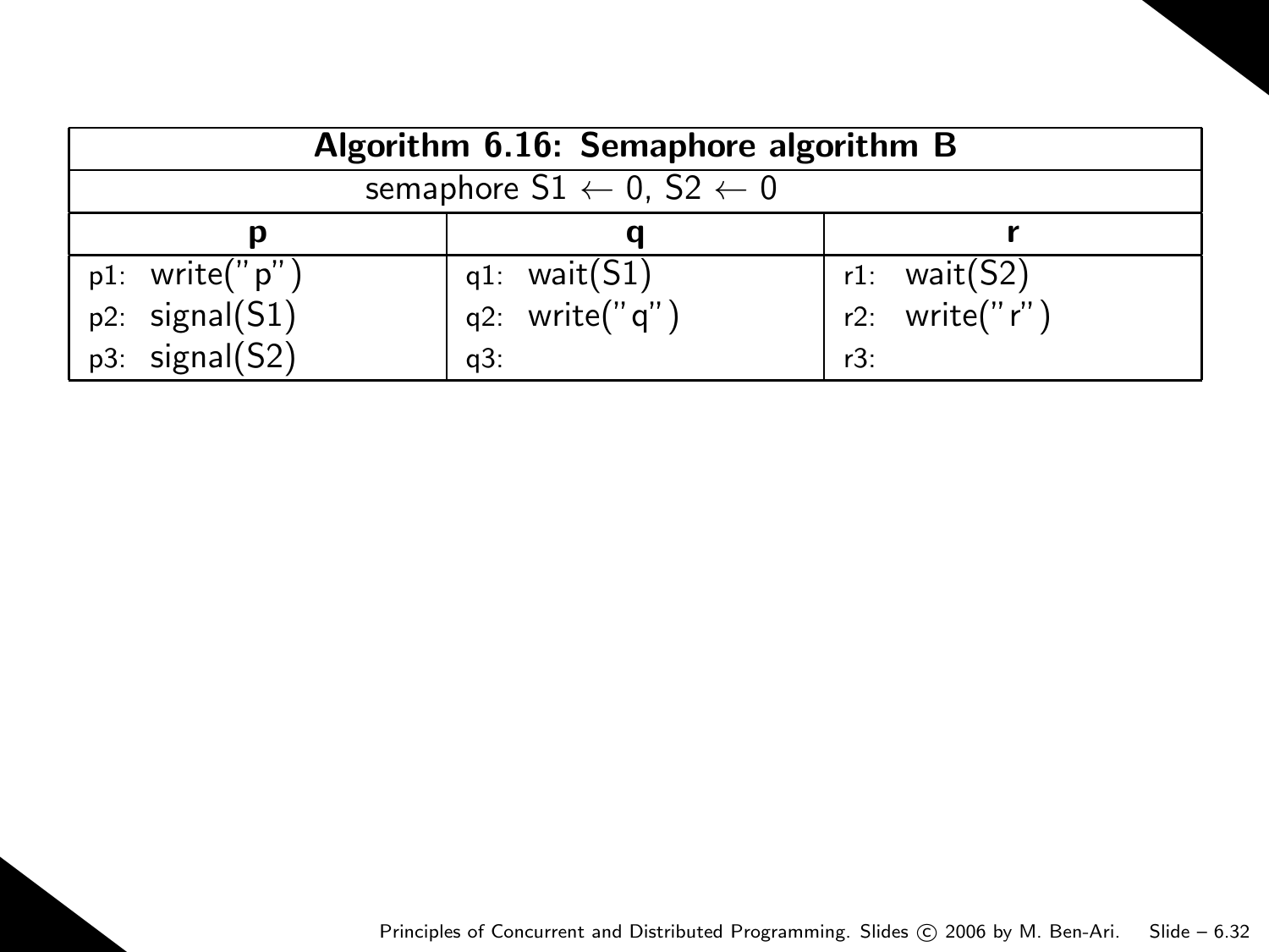| Algorithm 6.16: Semaphore algorithm B | | |
|---|---|---|
| semaphore S1 ← 0, S2 ← 0 | | |
| **p** | **q** | **r** |
| p1: write("p") | q1: wait(S1) | r1: wait(S2) |
| p2: signal(S1) | q2: write("q") | r2: write("r") |
| p3: signal(S2) | q3: | r3: |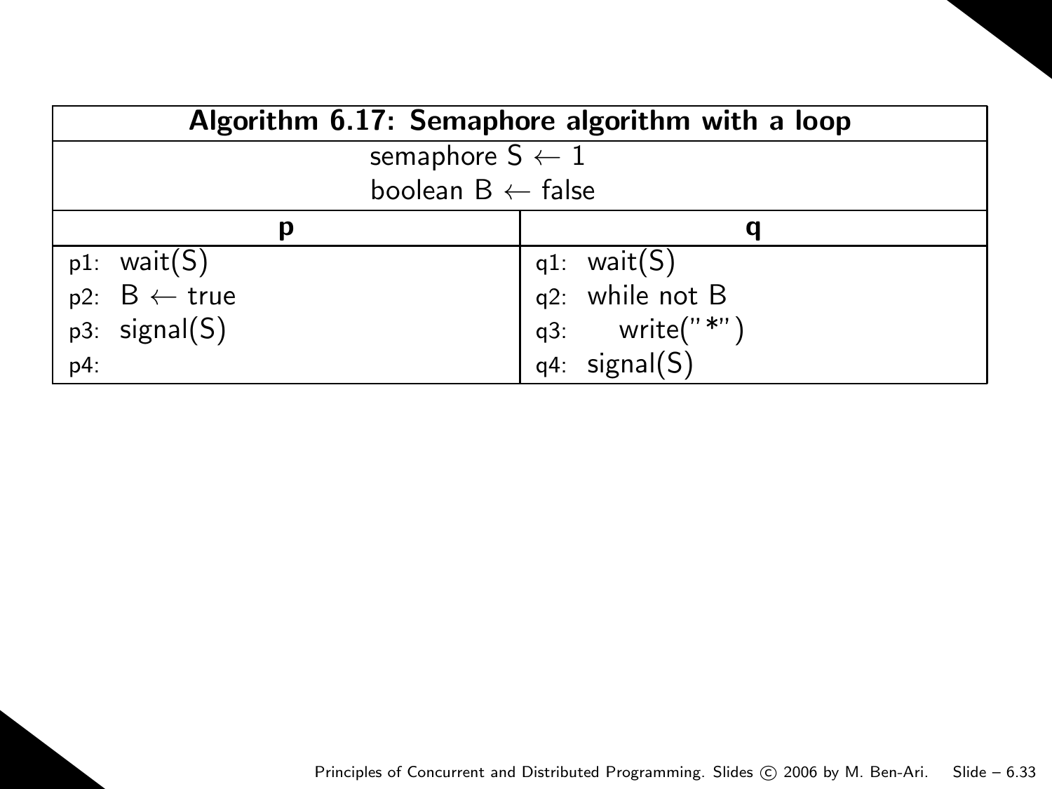| Algorithm 6.17: Semaphore algorithm with a loop | |
|---|---|
| semaphore S ← 1<br>boolean B ← false | |
| **p** | **q** |
| p1: wait(S) | q1: wait(S) |
| p2: B ← true | q2: while not B |
| p3: signal(S) | q3: write("*") |
| p4: | q4: signal(S) |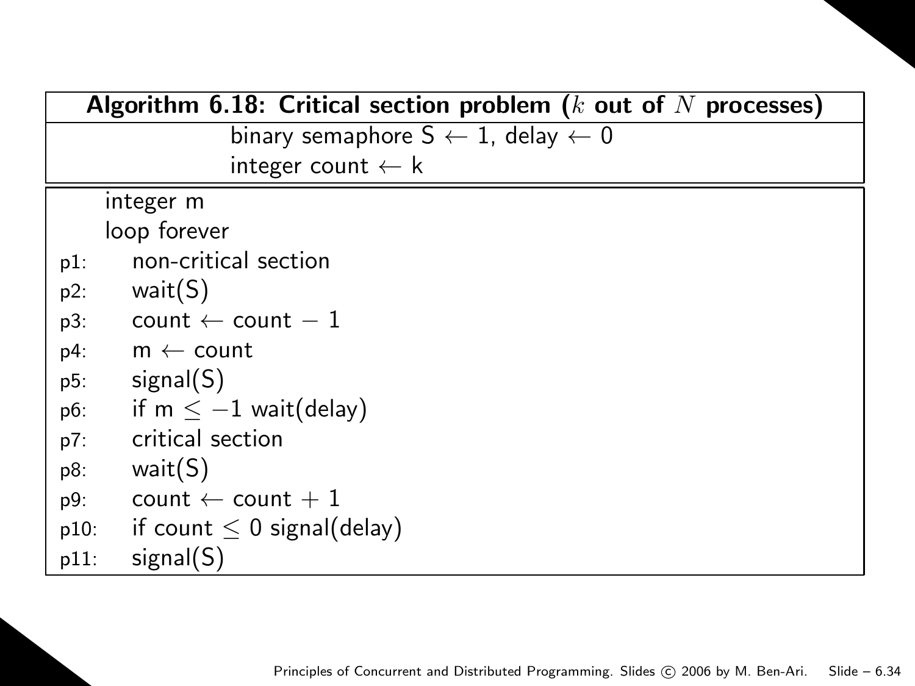**Algorithm 6.18: Critical section problem ($k$ out of $N$ processes)**

```
binary semaphore S ← 1, delay ← 0
integer count ← k
```

```
     integer m
     loop forever
p1:     non-critical section
p2:     wait(S)
p3:     count ← count − 1
p4:     m ← count
p5:     signal(S)
p6:     if m ≤ −1 wait(delay)
p7:     critical section
p8:     wait(S)
p9:     count ← count + 1
p10:    if count ≤ 0 signal(delay)
p11:    signal(S)
```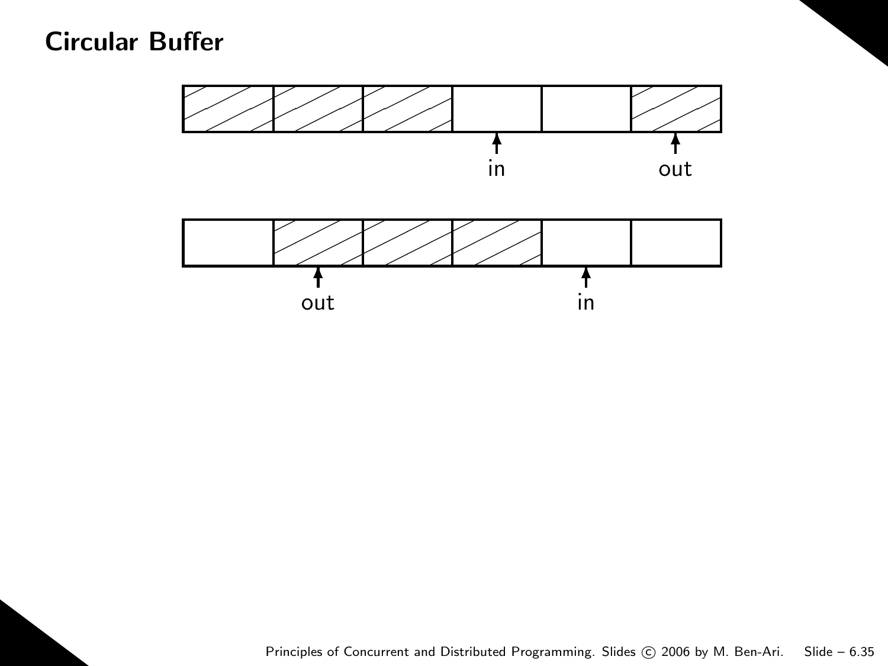# Circular Buffer

in

out

out

in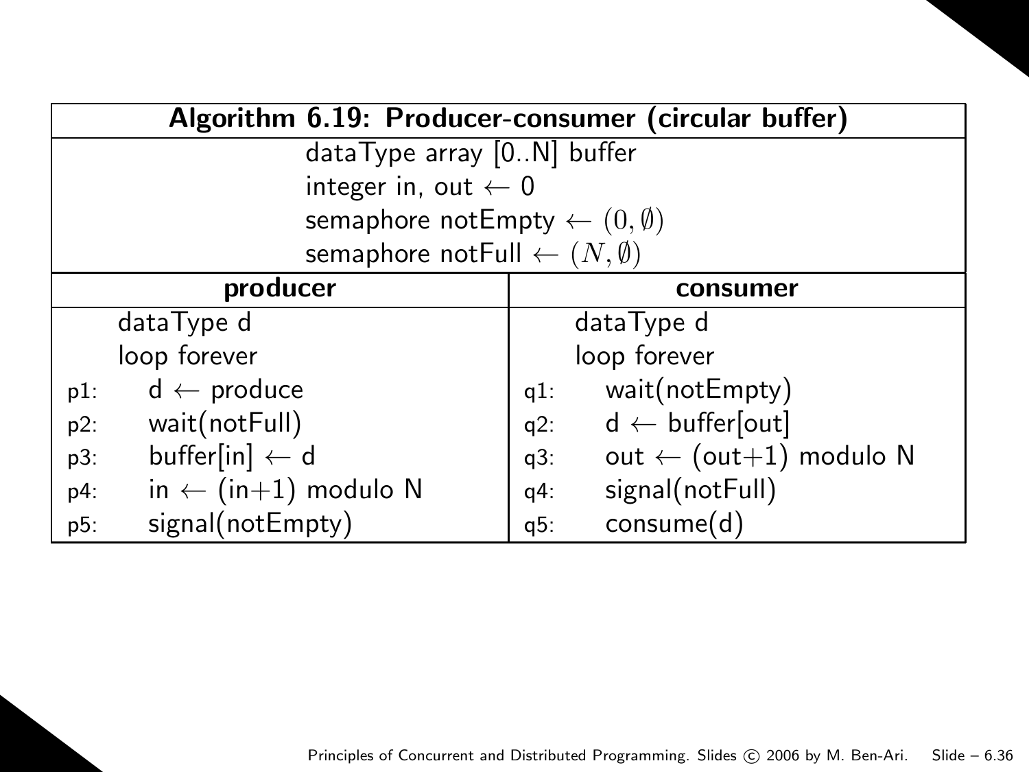**Algorithm 6.19: Producer-consumer (circular buffer)**

dataType array [0..N] buffer
integer in, out ← 0
semaphore notEmpty ← $(0, \emptyset)$
semaphore notFull ← $(N, \emptyset)$

| producer | consumer |
|---|---|
| dataType d | dataType d |
| loop forever | loop forever |
| p1: d ← produce | q1: wait(notEmpty) |
| p2: wait(notFull) | q2: d ← buffer[out] |
| p3: buffer[in] ← d | q3: out ← (out+1) modulo N |
| p4: in ← (in+1) modulo N | q4: signal(notFull) |
| p5: signal(notEmpty) | q5: consume(d) |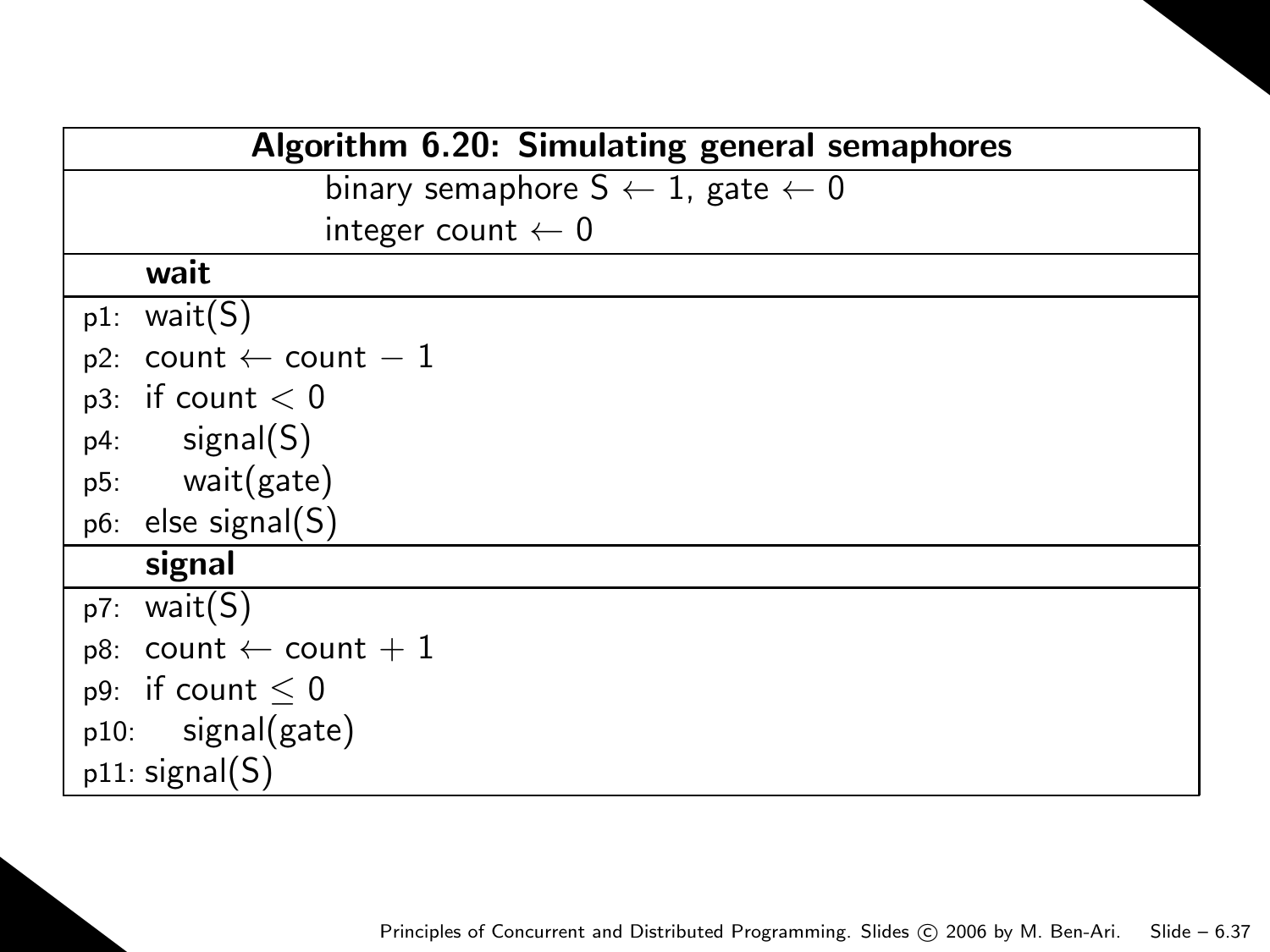**Algorithm 6.20: Simulating general semaphores**

```
binary semaphore S ← 1, gate ← 0
integer count ← 0
```

**wait**

```
p1:  wait(S)
p2:  count ← count − 1
p3:  if count < 0
p4:     signal(S)
p5:     wait(gate)
p6:  else signal(S)
```

**signal**

```
p7:  wait(S)
p8:  count ← count + 1
p9:  if count ≤ 0
p10:    signal(gate)
p11: signal(S)
```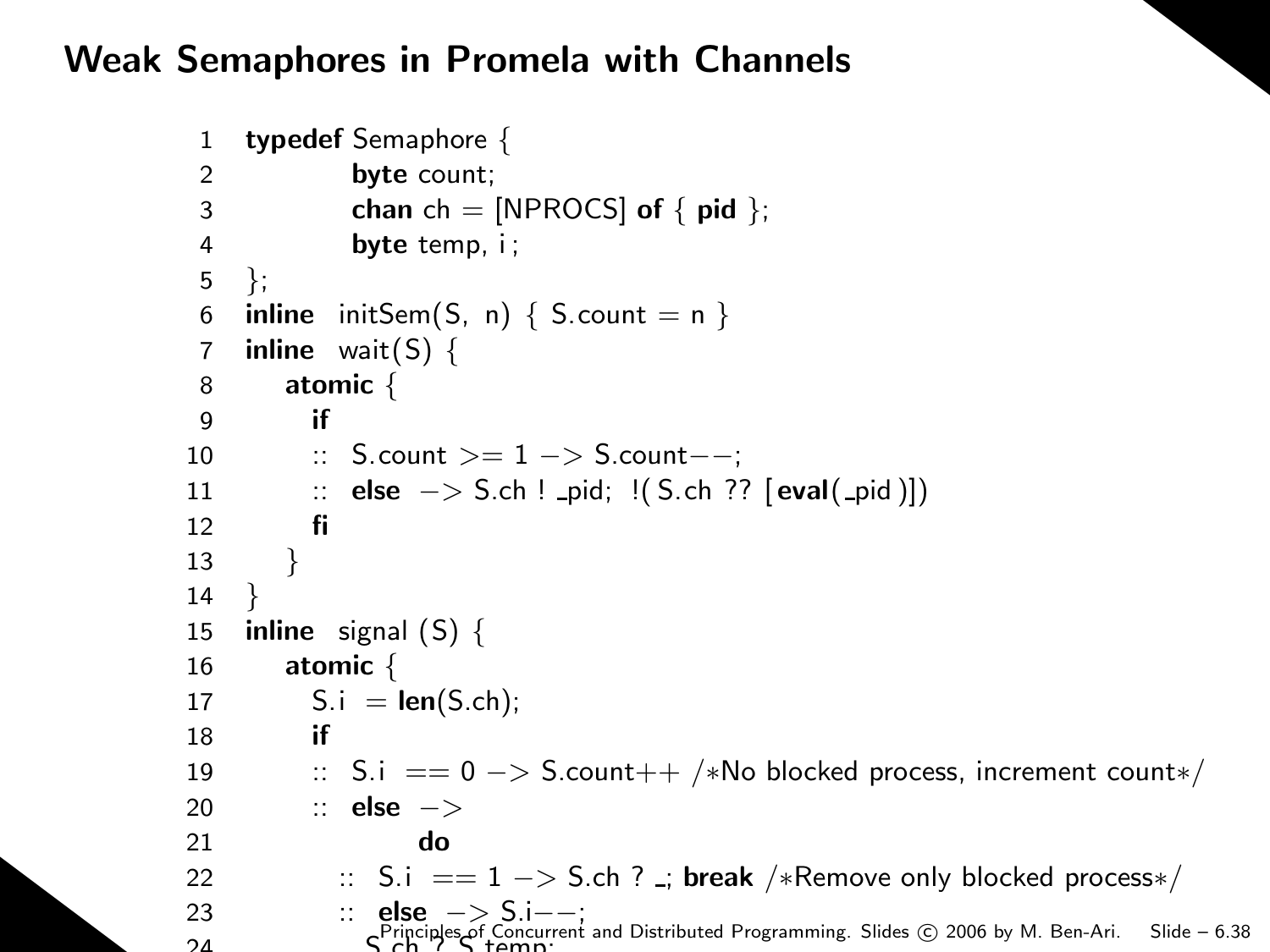# Weak Semaphores in Promela with Channels

```
1   typedef Semaphore {
2           byte count;
3           chan ch = [NPROCS] of { pid };
4           byte temp, i;
5   };
6   inline  initSem(S, n) { S.count = n }
7   inline  wait(S) {
8       atomic {
9         if
10        :: S.count >= 1 -> S.count--;
11        :: else -> S.ch ! _pid; !(S.ch ?? [eval(_pid)])
12        fi
13      }
14  }
15  inline  signal (S) {
16      atomic {
17        S.i = len(S.ch);
18        if
19        :: S.i == 0 -> S.count++ /*No blocked process, increment count*/
20        :: else ->
21                do
22          :: S.i == 1 -> S.ch ? _; break /*Remove only blocked process*/
23          :: else -> S.i--;
24            S.ch ? S.temp;
```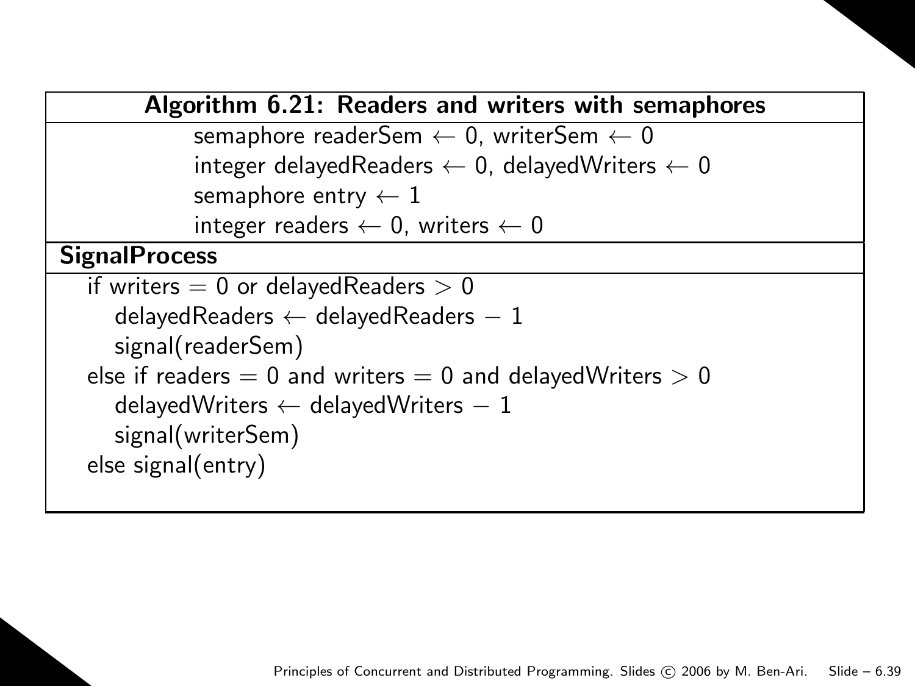**Algorithm 6.21: Readers and writers with semaphores**

```
semaphore readerSem ← 0, writerSem ← 0
integer delayedReaders ← 0, delayedWriters ← 0
semaphore entry ← 1
integer readers ← 0, writers ← 0
```

**SignalProcess**

```
if writers = 0 or delayedReaders > 0
   delayedReaders ← delayedReaders − 1
   signal(readerSem)
else if readers = 0 and writers = 0 and delayedWriters > 0
   delayedWriters ← delayedWriters − 1
   signal(writerSem)
else signal(entry)
```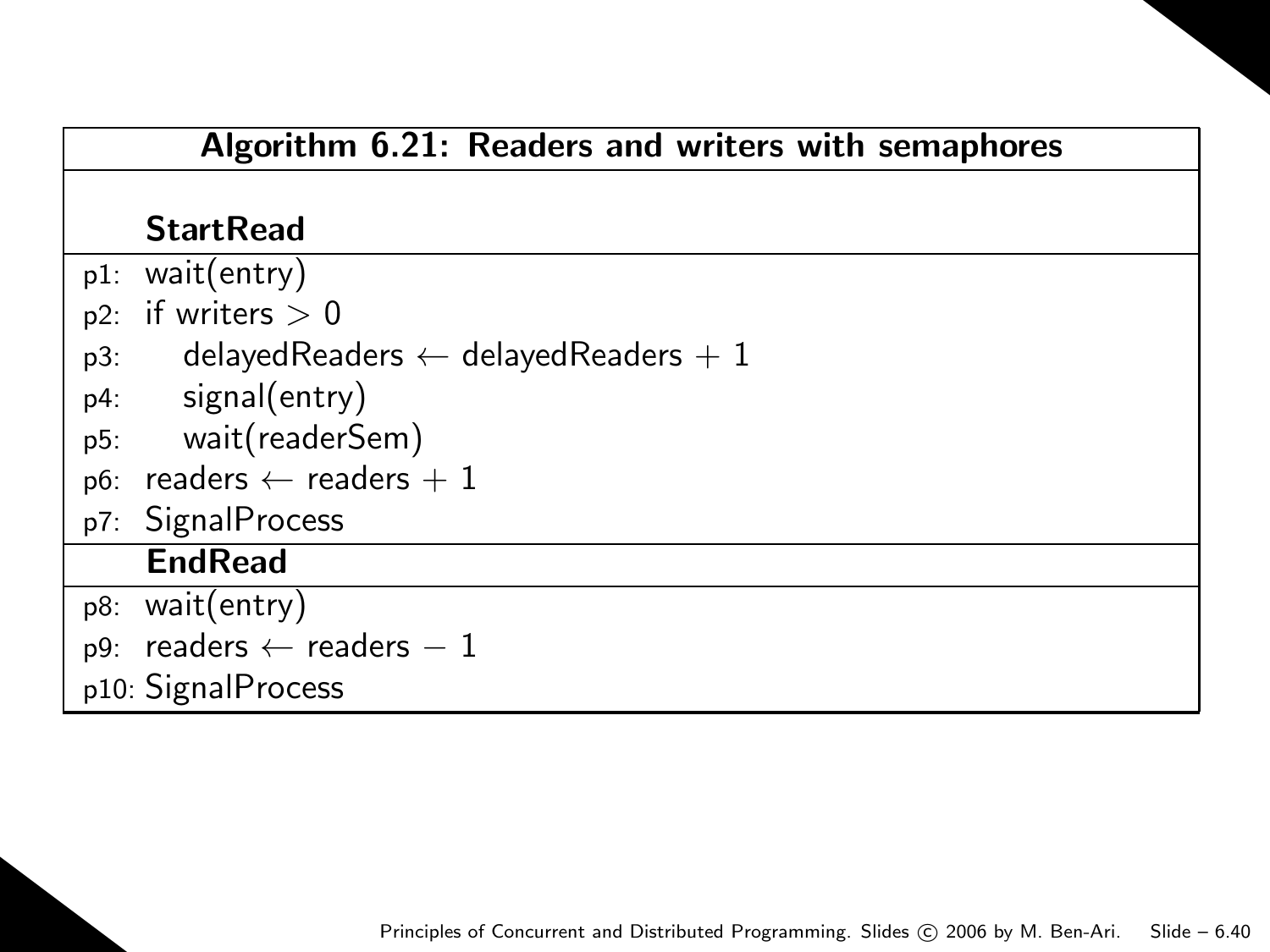**Algorithm 6.21: Readers and writers with semaphores**

**StartRead**

```
p1:  wait(entry)
p2:  if writers > 0
p3:     delayedReaders ← delayedReaders + 1
p4:     signal(entry)
p5:     wait(readerSem)
p6:  readers ← readers + 1
p7:  SignalProcess
```

**EndRead**

```
p8:  wait(entry)
p9:  readers ← readers − 1
p10: SignalProcess
```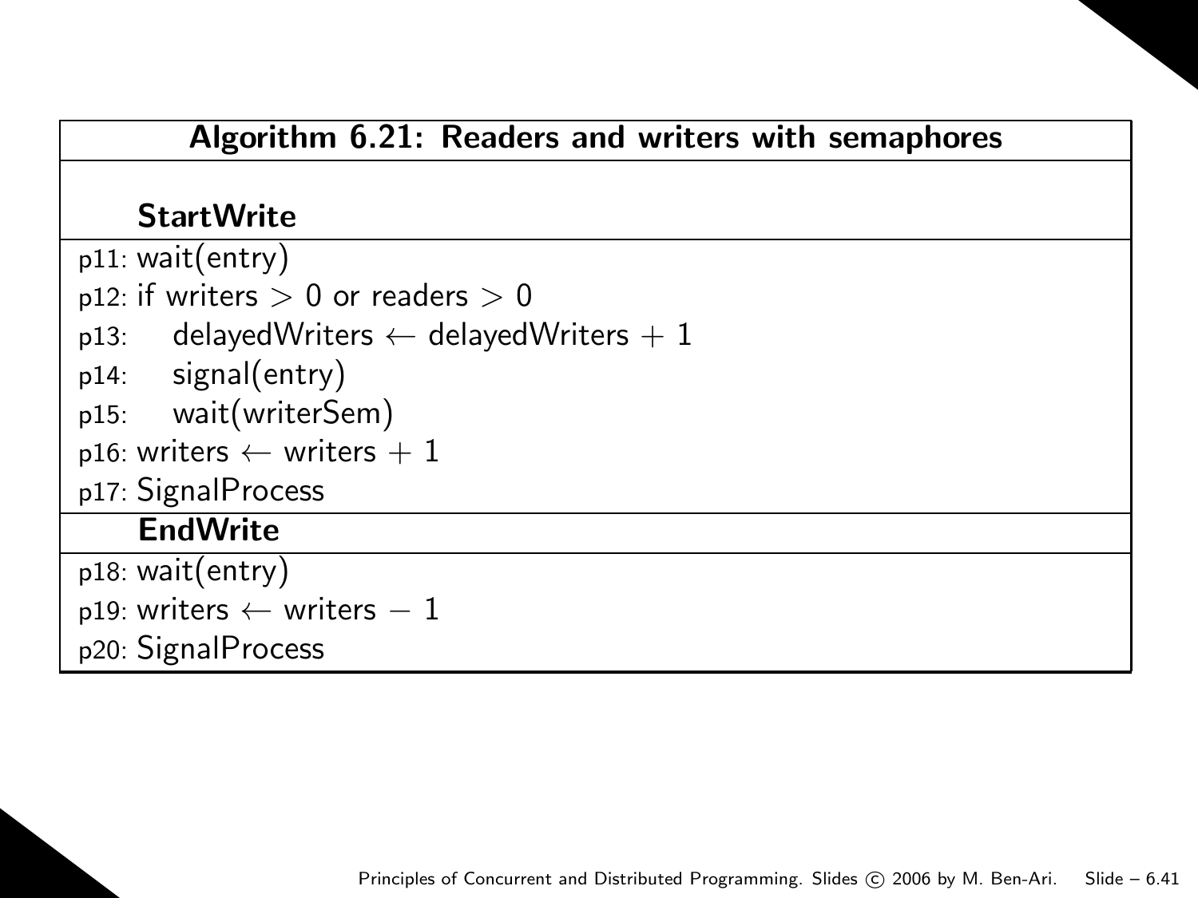**Algorithm 6.21: Readers and writers with semaphores**

**StartWrite**

```
p11: wait(entry)
p12: if writers > 0 or readers > 0
p13:     delayedWriters ← delayedWriters + 1
p14:     signal(entry)
p15:     wait(writerSem)
p16: writers ← writers + 1
p17: SignalProcess
```

**EndWrite**

```
p18: wait(entry)
p19: writers ← writers − 1
p20: SignalProcess
```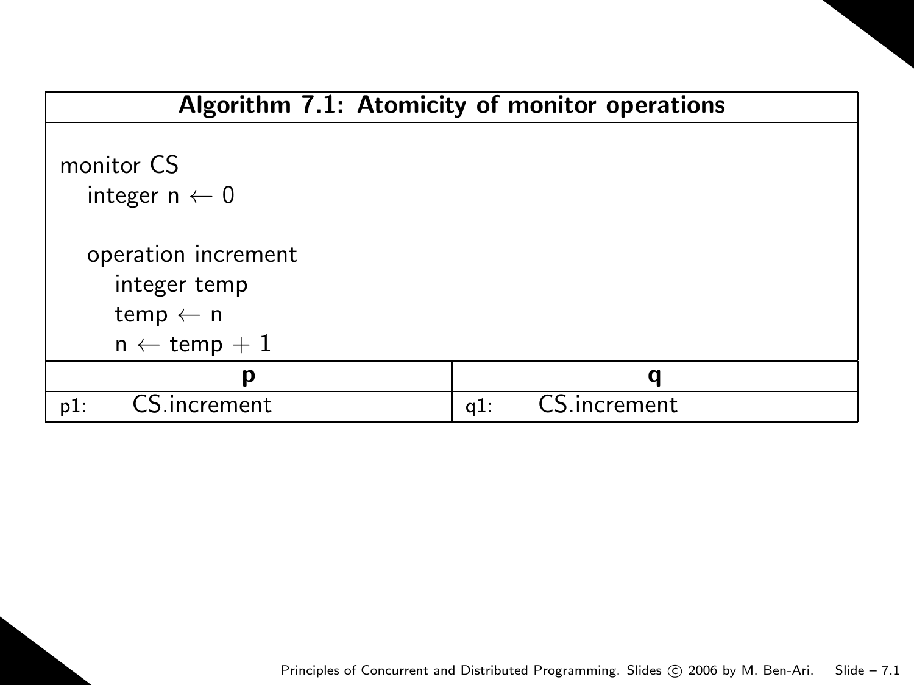**Algorithm 7.1: Atomicity of monitor operations**

```
monitor CS
   integer n ← 0

   operation increment
      integer temp
      temp ← n
      n ← temp + 1
```

| p | q |
|---|---|
| p1: CS.increment | q1: CS.increment |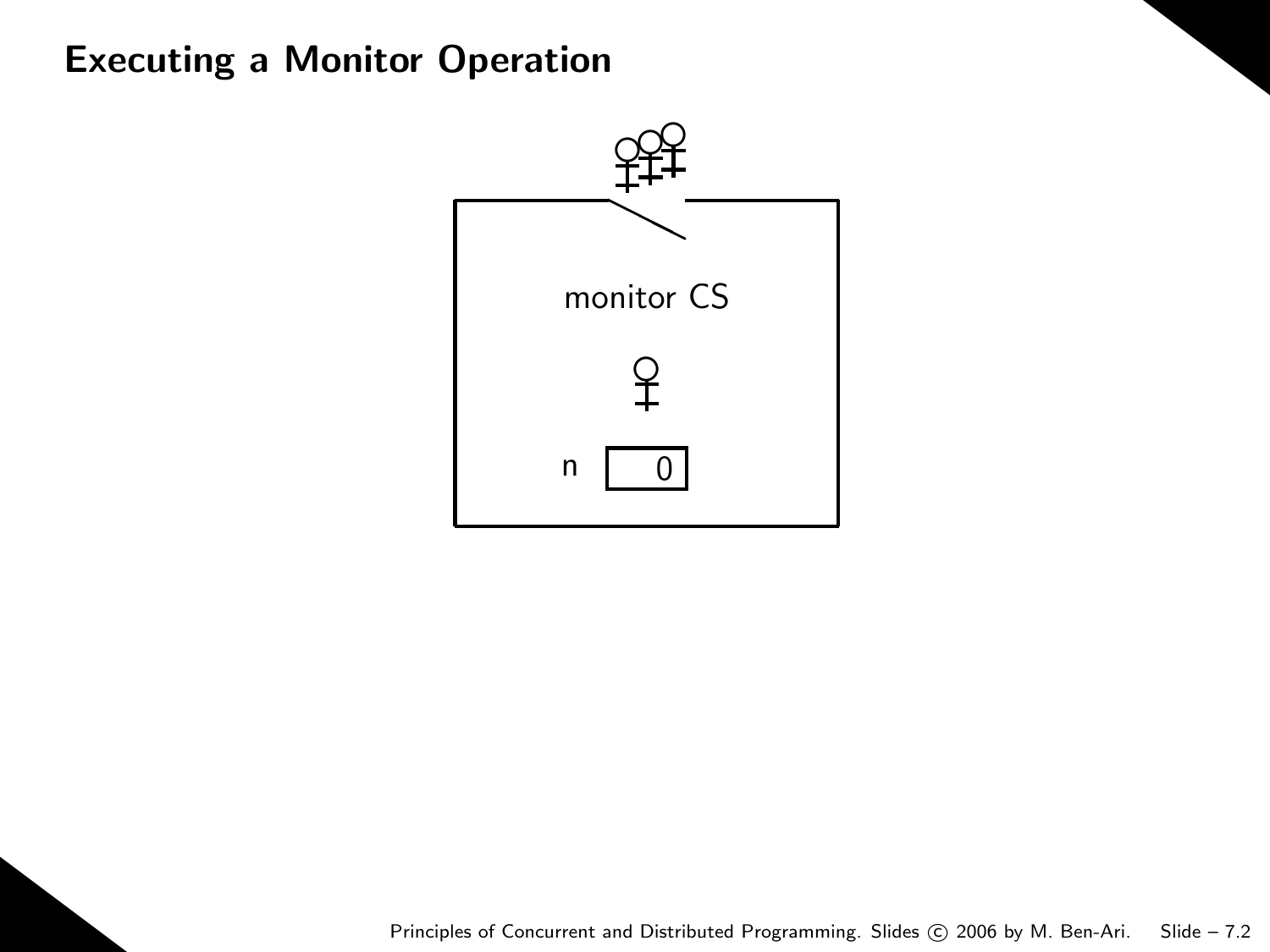# Executing a Monitor Operation

monitor CS

n 0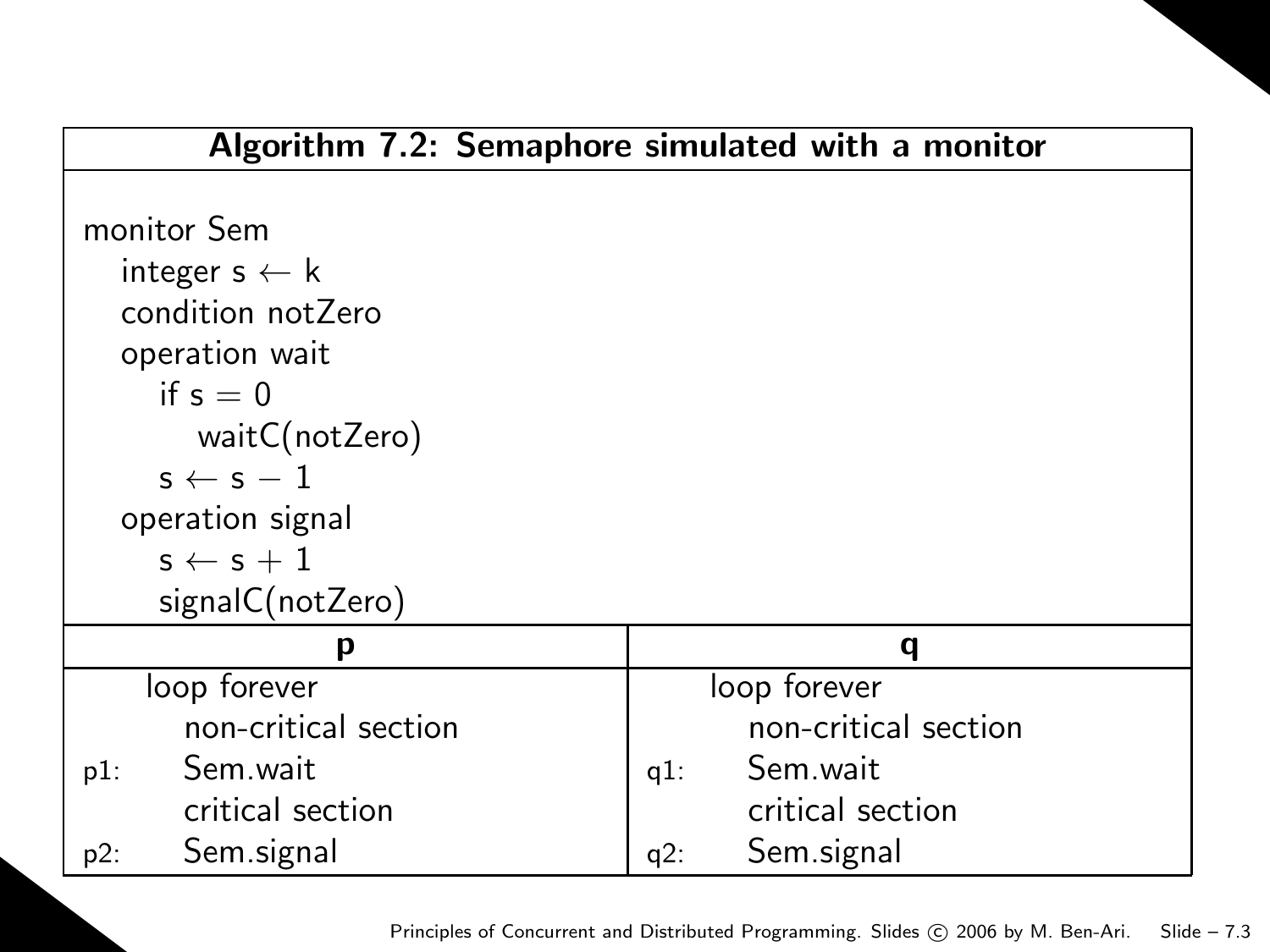**Algorithm 7.2: Semaphore simulated with a monitor**

```
monitor Sem
   integer s ← k
   condition notZero
   operation wait
      if s = 0
         waitC(notZero)
      s ← s − 1
   operation signal
      s ← s + 1
      signalC(notZero)
```

| p | q |
|---|---|
| loop forever | loop forever |
| non-critical section | non-critical section |
| p1: Sem.wait | q1: Sem.wait |
| critical section | critical section |
| p2: Sem.signal | q2: Sem.signal |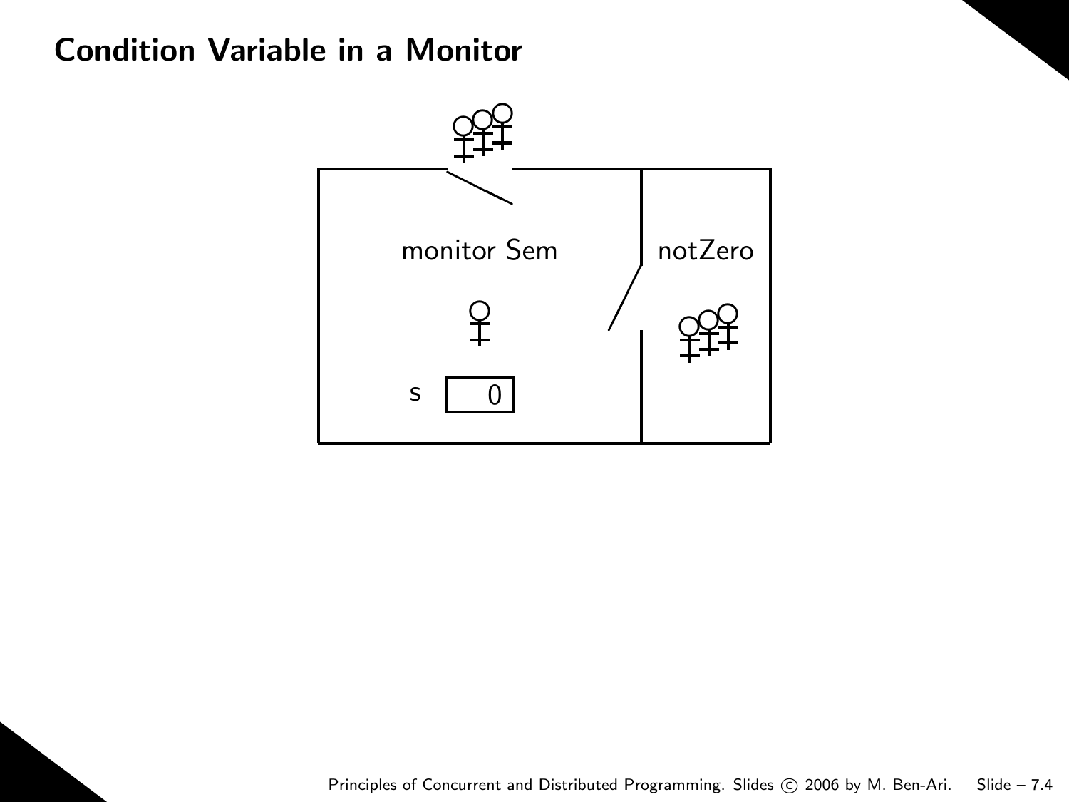# Condition Variable in a Monitor

monitor Sem

notZero

s

0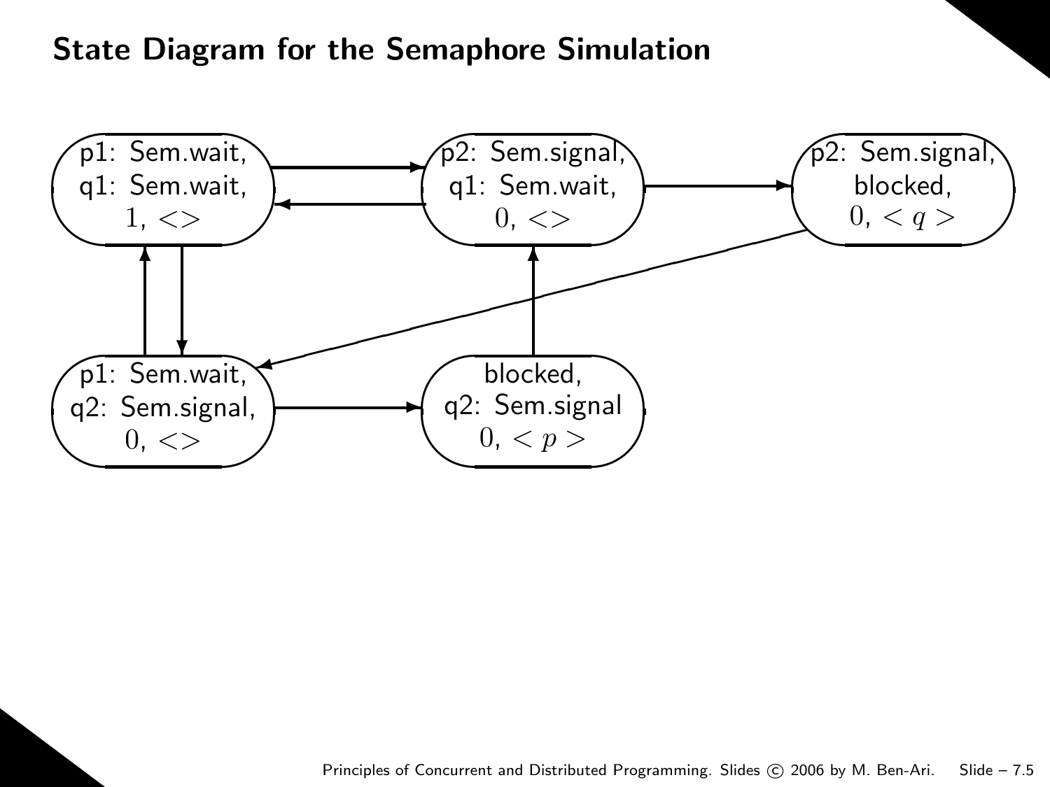## State Diagram for the Semaphore Simulation

p1: Sem.wait,
q1: Sem.wait,
$1$, $<>$

p2: Sem.signal,
q1: Sem.wait,
$0$, $<>$

p2: Sem.signal,
blocked,
$0$, $< q >$

p1: Sem.wait,
q2: Sem.signal,
$0$, $<>$

blocked,
q2: Sem.signal
$0$, $< p >$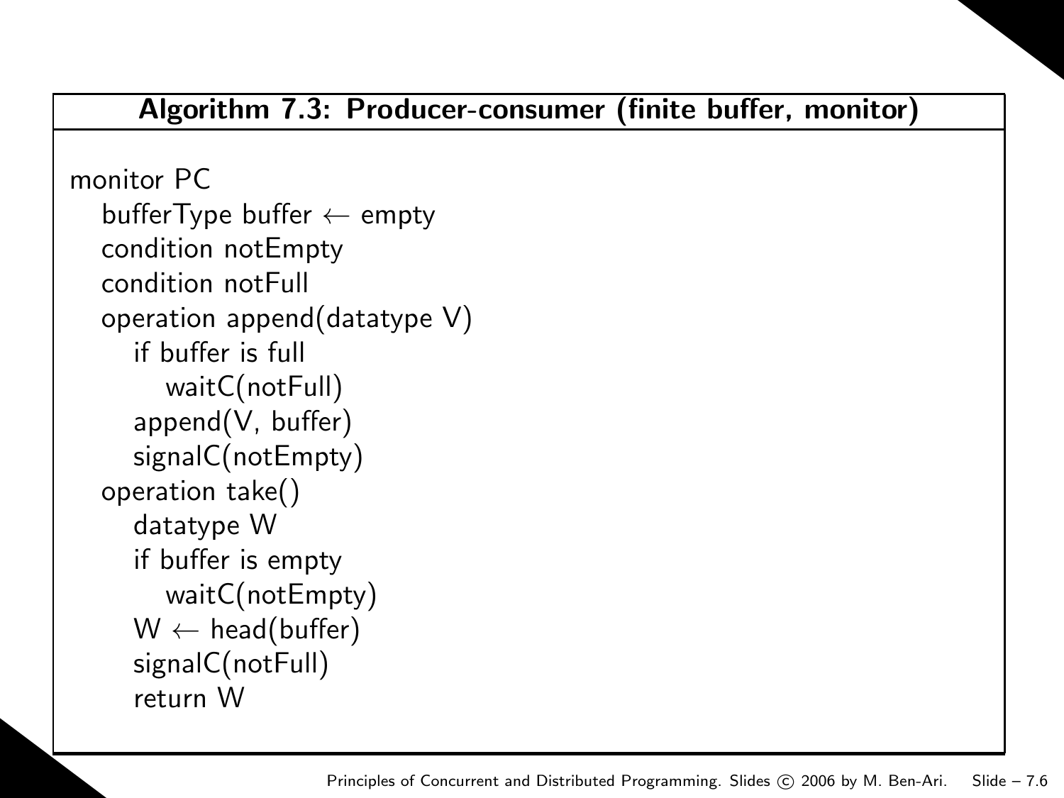**Algorithm 7.3: Producer-consumer (finite buffer, monitor)**

```
monitor PC
   bufferType buffer ← empty
   condition notEmpty
   condition notFull
   operation append(datatype V)
      if buffer is full
         waitC(notFull)
      append(V, buffer)
      signalC(notEmpty)
   operation take()
      datatype W
      if buffer is empty
         waitC(notEmpty)
      W ← head(buffer)
      signalC(notFull)
      return W
```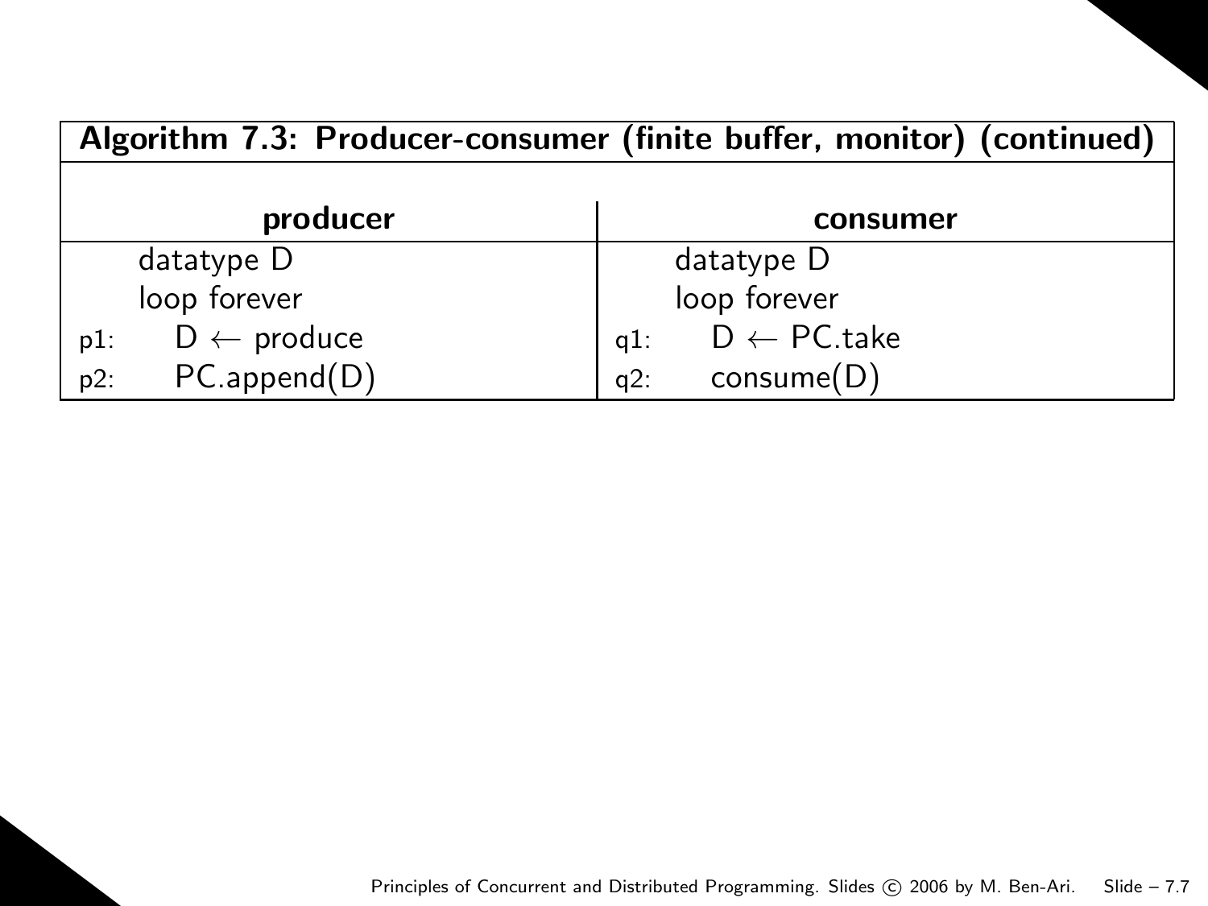| Algorithm 7.3: Producer-consumer (finite buffer, monitor) (continued) | | | |
|---|---|---|---|
| **producer** | | **consumer** | |
| | datatype D | | datatype D |
| | loop forever | | loop forever |
| p1: | D ← produce | q1: | D ← PC.take |
| p2: | PC.append(D) | q2: | consume(D) |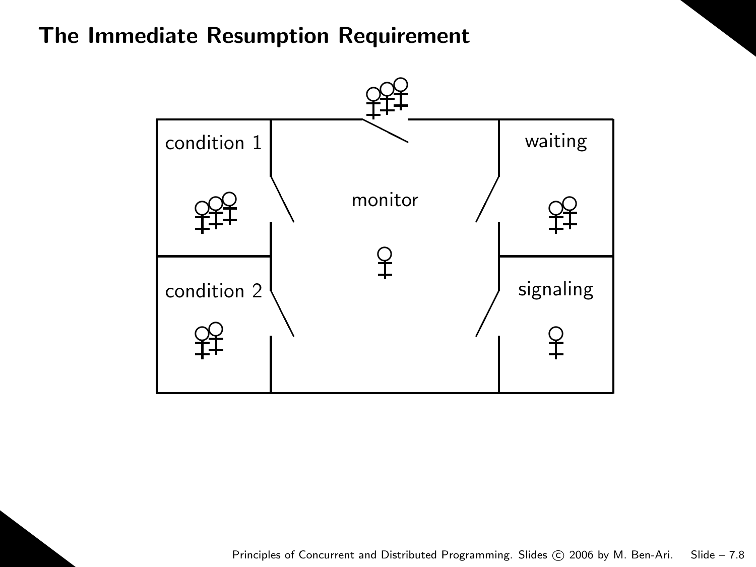## The Immediate Resumption Requirement

condition 1

condition 2

monitor

waiting

signaling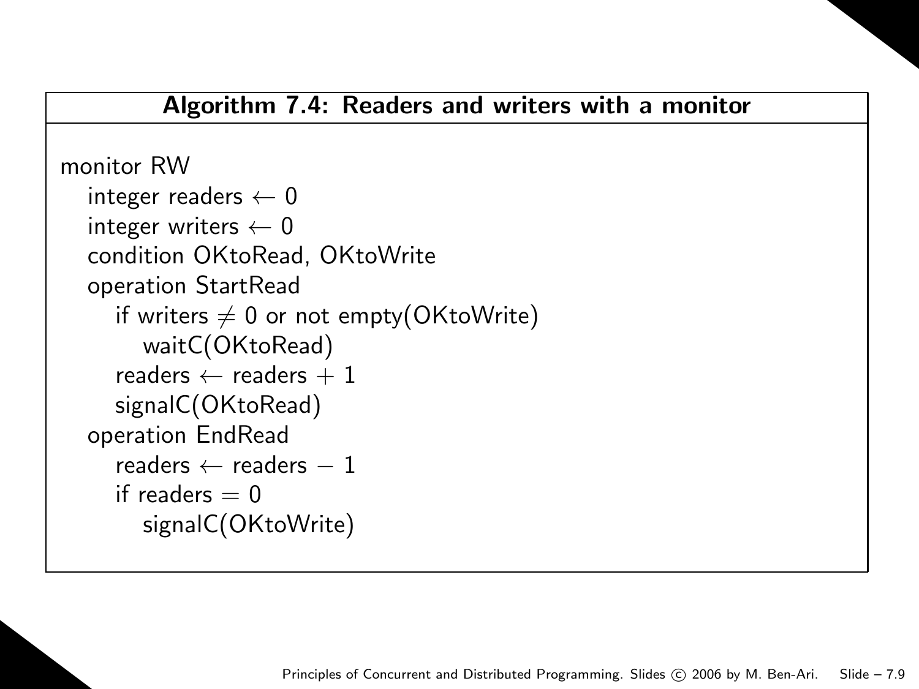**Algorithm 7.4: Readers and writers with a monitor**

```
monitor RW
   integer readers ← 0
   integer writers ← 0
   condition OKtoRead, OKtoWrite
   operation StartRead
      if writers ≠ 0 or not empty(OKtoWrite)
         waitC(OKtoRead)
      readers ← readers + 1
      signalC(OKtoRead)
   operation EndRead
      readers ← readers − 1
      if readers = 0
         signalC(OKtoWrite)
```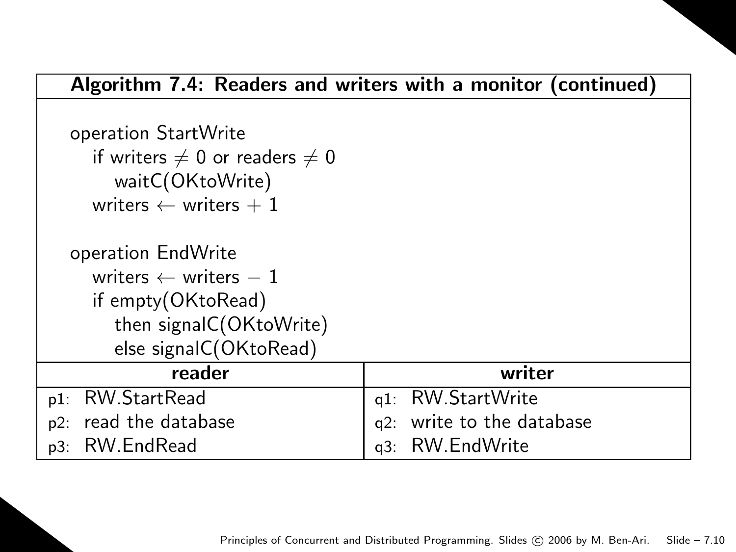**Algorithm 7.4: Readers and writers with a monitor (continued)**

```
operation StartWrite
   if writers ≠ 0 or readers ≠ 0
      waitC(OKtoWrite)
   writers ← writers + 1

operation EndWrite
   writers ← writers − 1
   if empty(OKtoRead)
      then signalC(OKtoWrite)
      else signalC(OKtoRead)
```

| reader | writer |
|---|---|
| p1: RW.StartRead | q1: RW.StartWrite |
| p2: read the database | q2: write to the database |
| p3: RW.EndRead | q3: RW.EndWrite |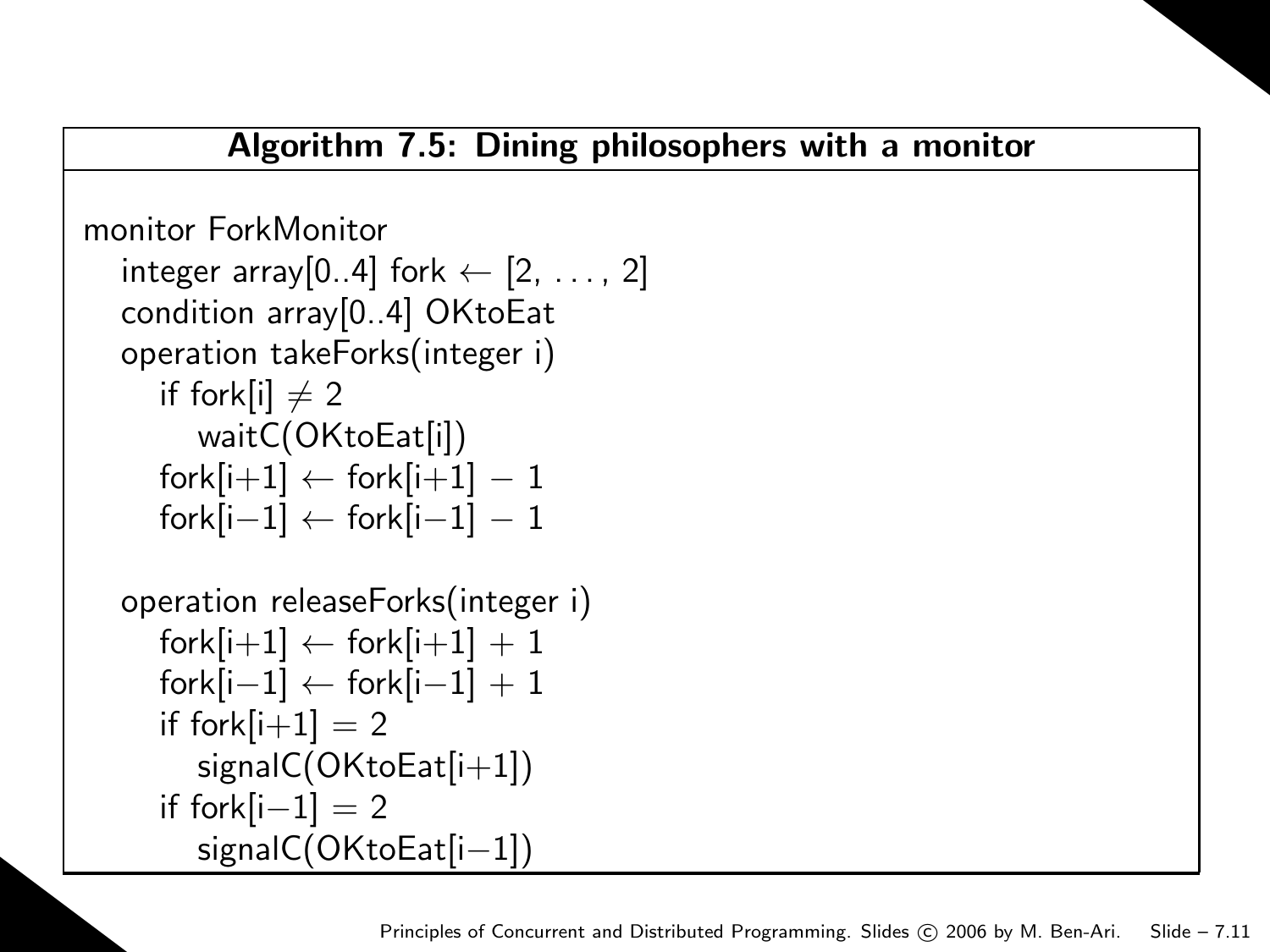**Algorithm 7.5: Dining philosophers with a monitor**

```
monitor ForkMonitor
   integer array[0..4] fork ← [2, . . . , 2]
   condition array[0..4] OKtoEat
   operation takeForks(integer i)
      if fork[i] ≠ 2
         waitC(OKtoEat[i])
      fork[i+1] ← fork[i+1] − 1
      fork[i−1] ← fork[i−1] − 1

   operation releaseForks(integer i)
      fork[i+1] ← fork[i+1] + 1
      fork[i−1] ← fork[i−1] + 1
      if fork[i+1] = 2
         signalC(OKtoEat[i+1])
      if fork[i−1] = 2
         signalC(OKtoEat[i−1])
```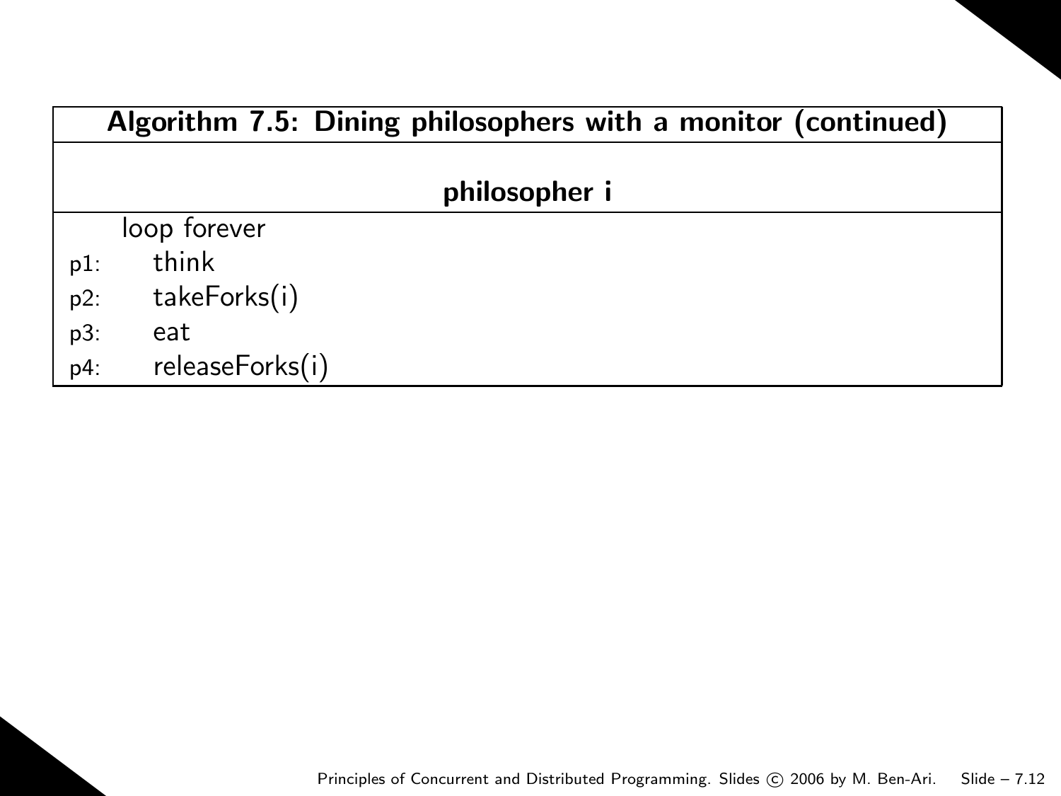**Algorithm 7.5: Dining philosophers with a monitor (continued)**

**philosopher i**

```
    loop forever
p1:     think
p2:     takeForks(i)
p3:     eat
p4:     releaseForks(i)
```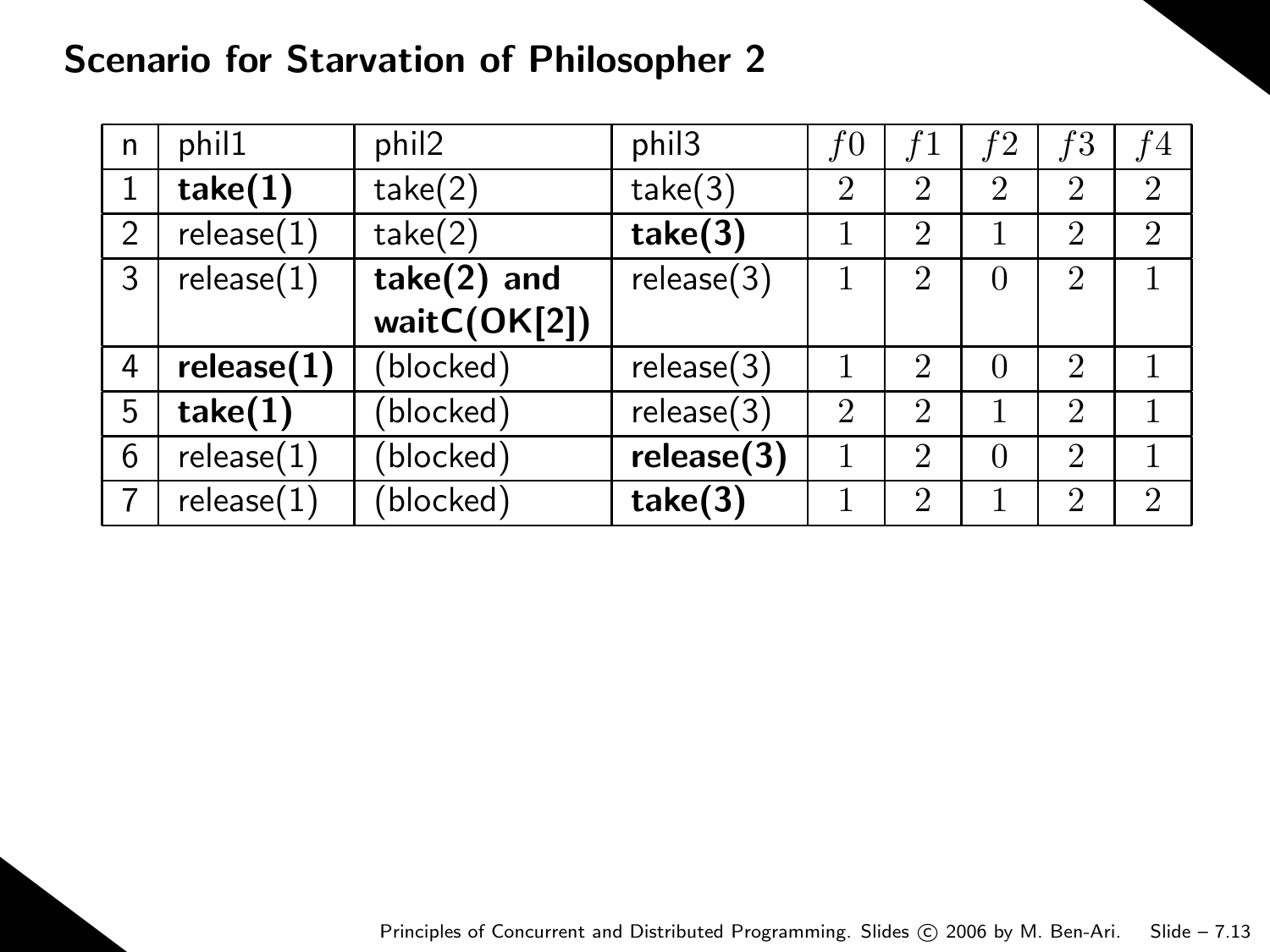# Scenario for Starvation of Philosopher 2

| n | phil1 | phil2 | phil3 | $f0$ | $f1$ | $f2$ | $f3$ | $f4$ |
|---|---|---|---|---|---|---|---|---|
| 1 | **take(1)** | take(2) | take(3) | 2 | 2 | 2 | 2 | 2 |
| 2 | release(1) | take(2) | **take(3)** | 1 | 2 | 1 | 2 | 2 |
| 3 | release(1) | **take(2) and waitC(OK[2])** | release(3) | 1 | 2 | 0 | 2 | 1 |
| 4 | **release(1)** | (blocked) | release(3) | 1 | 2 | 0 | 2 | 1 |
| 5 | **take(1)** | (blocked) | release(3) | 2 | 2 | 1 | 2 | 1 |
| 6 | release(1) | (blocked) | **release(3)** | 1 | 2 | 0 | 2 | 1 |
| 7 | release(1) | (blocked) | **take(3)** | 1 | 2 | 1 | 2 | 2 |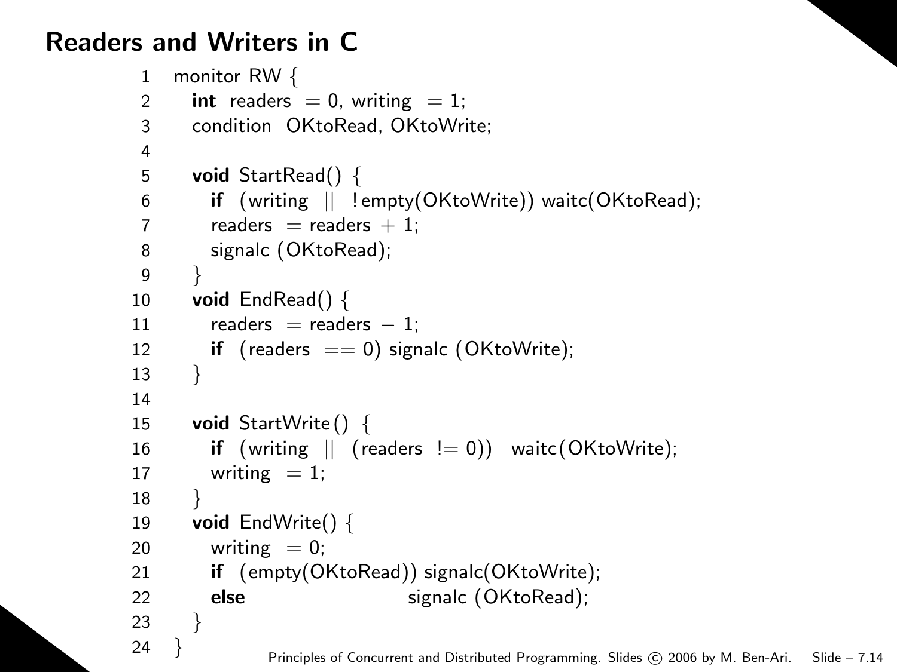# Readers and Writers in C

```
 1  monitor RW {
 2    int readers = 0, writing = 1;
 3    condition OKtoRead, OKtoWrite;
 4
 5    void StartRead() {
 6      if (writing || !empty(OKtoWrite)) waitc(OKtoRead);
 7      readers = readers + 1;
 8      signalc (OKtoRead);
 9    }
10    void EndRead() {
11      readers = readers - 1;
12      if (readers == 0) signalc (OKtoWrite);
13    }
14
15    void StartWrite() {
16      if (writing || (readers != 0)) waitc(OKtoWrite);
17      writing = 1;
18    }
19    void EndWrite() {
20      writing = 0;
21      if (empty(OKtoRead)) signalc(OKtoWrite);
22      else                 signalc (OKtoRead);
23    }
24  }
```

Principles of Concurrent and Distributed Programming. Slides © 2006 by M. Ben-Ari.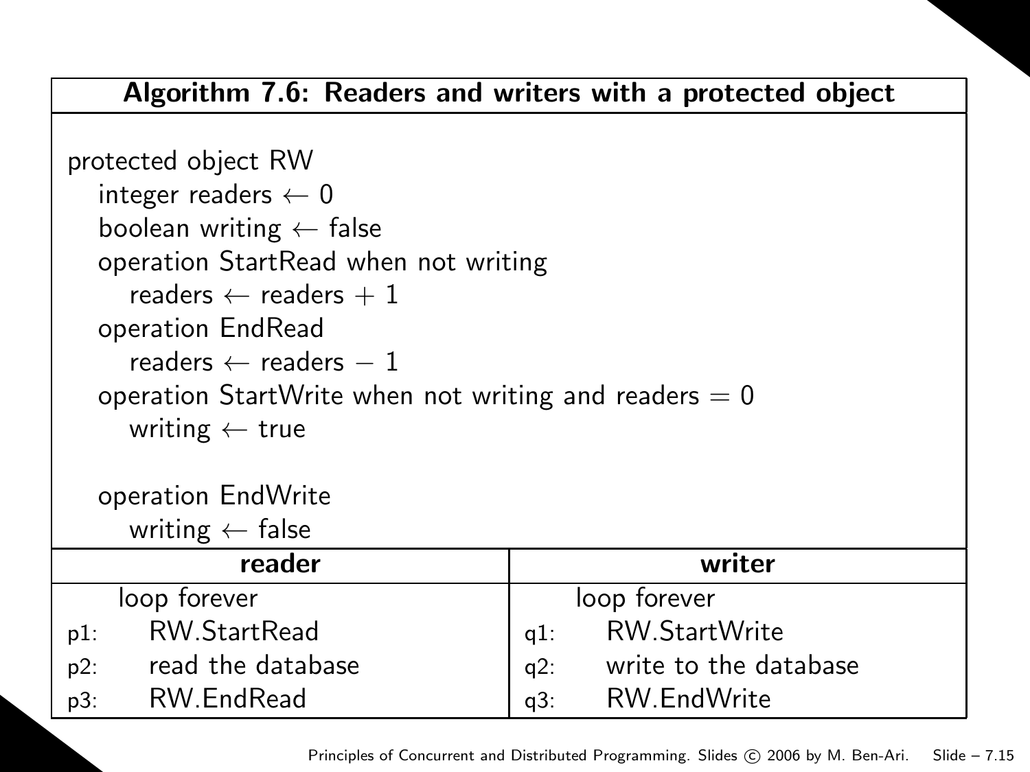**Algorithm 7.6: Readers and writers with a protected object**

```
protected object RW
   integer readers ← 0
   boolean writing ← false
   operation StartRead when not writing
      readers ← readers + 1
   operation EndRead
      readers ← readers − 1
   operation StartWrite when not writing and readers = 0
      writing ← true

   operation EndWrite
      writing ← false
```

| reader | writer |
|---|---|
| loop forever | loop forever |
| p1: RW.StartRead | q1: RW.StartWrite |
| p2: read the database | q2: write to the database |
| p3: RW.EndRead | q3: RW.EndWrite |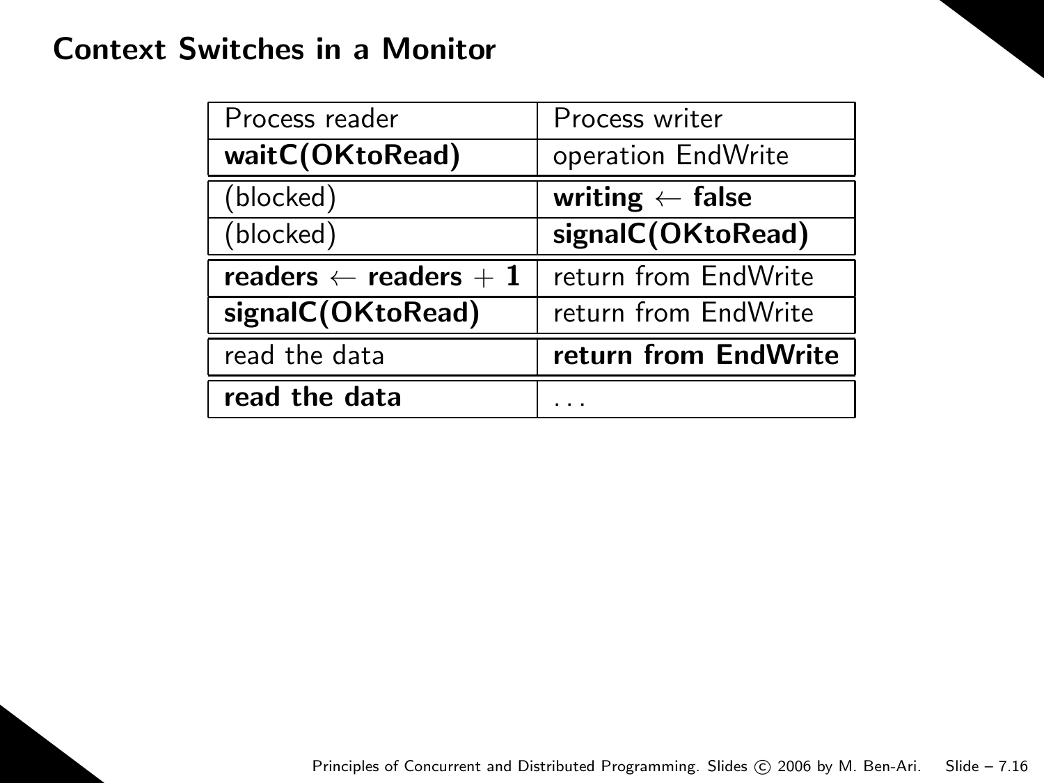## Context Switches in a Monitor

| Process reader | Process writer |
|---|---|
| **waitC(OKtoRead)** | operation EndWrite |
| (blocked) | **writing ← false** |
| (blocked) | **signalC(OKtoRead)** |
| **readers ← readers + 1** | return from EndWrite |
| **signalC(OKtoRead)** | return from EndWrite |
| read the data | **return from EndWrite** |
| **read the data** | ... |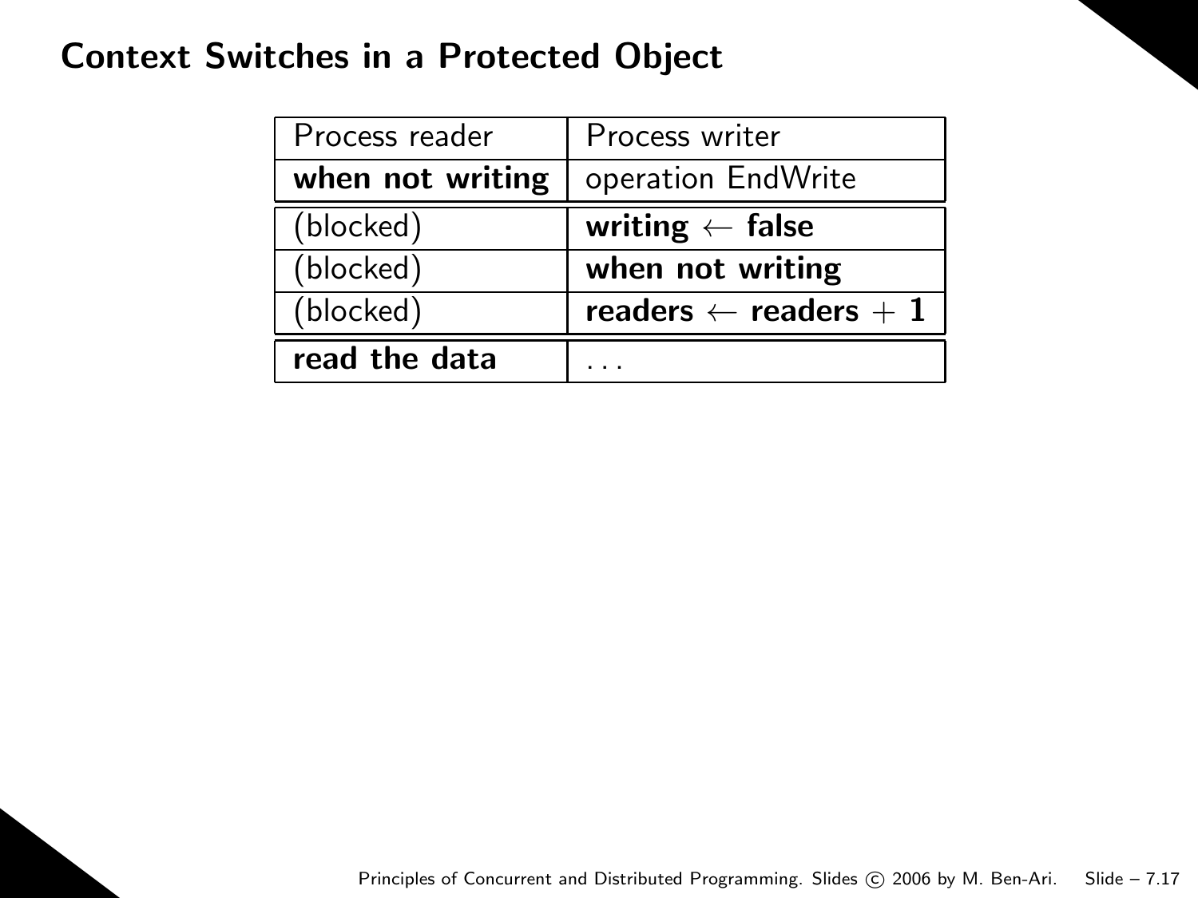# Context Switches in a Protected Object

| Process reader | Process writer |
|---|---|
| **when not writing** | operation EndWrite |
| (blocked) | **writing** $\leftarrow$ **false** |
| (blocked) | **when not writing** |
| (blocked) | **readers** $\leftarrow$ **readers** $+$ **1** |
| **read the data** | ... |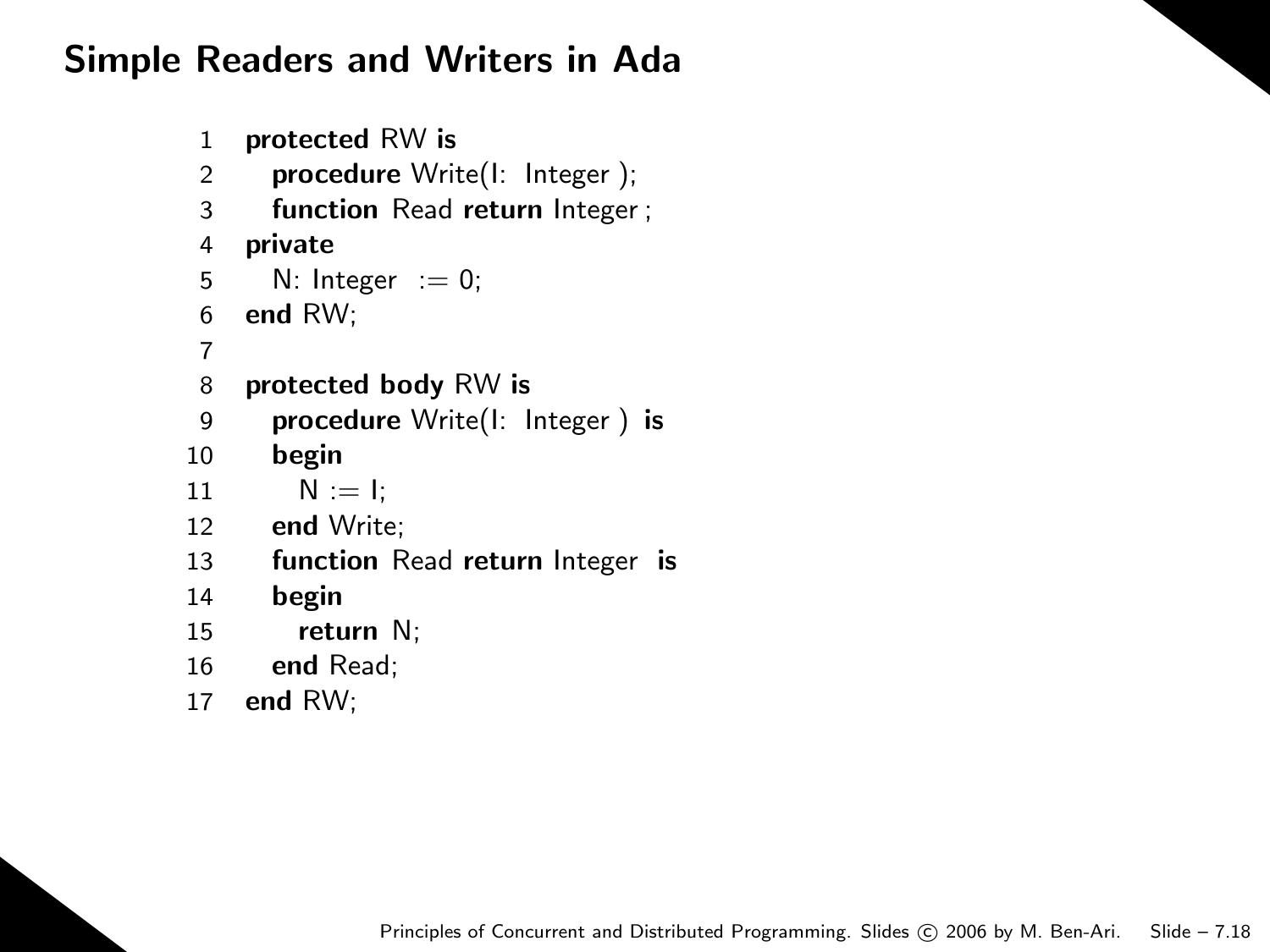# Simple Readers and Writers in Ada

```
1   protected RW is
2     procedure Write(I: Integer );
3     function Read return Integer ;
4   private
5     N: Integer := 0;
6   end RW;
7
8   protected body RW is
9     procedure Write(I: Integer ) is
10    begin
11      N := I;
12    end Write;
13    function Read return Integer is
14    begin
15      return N;
16    end Read;
17  end RW;
```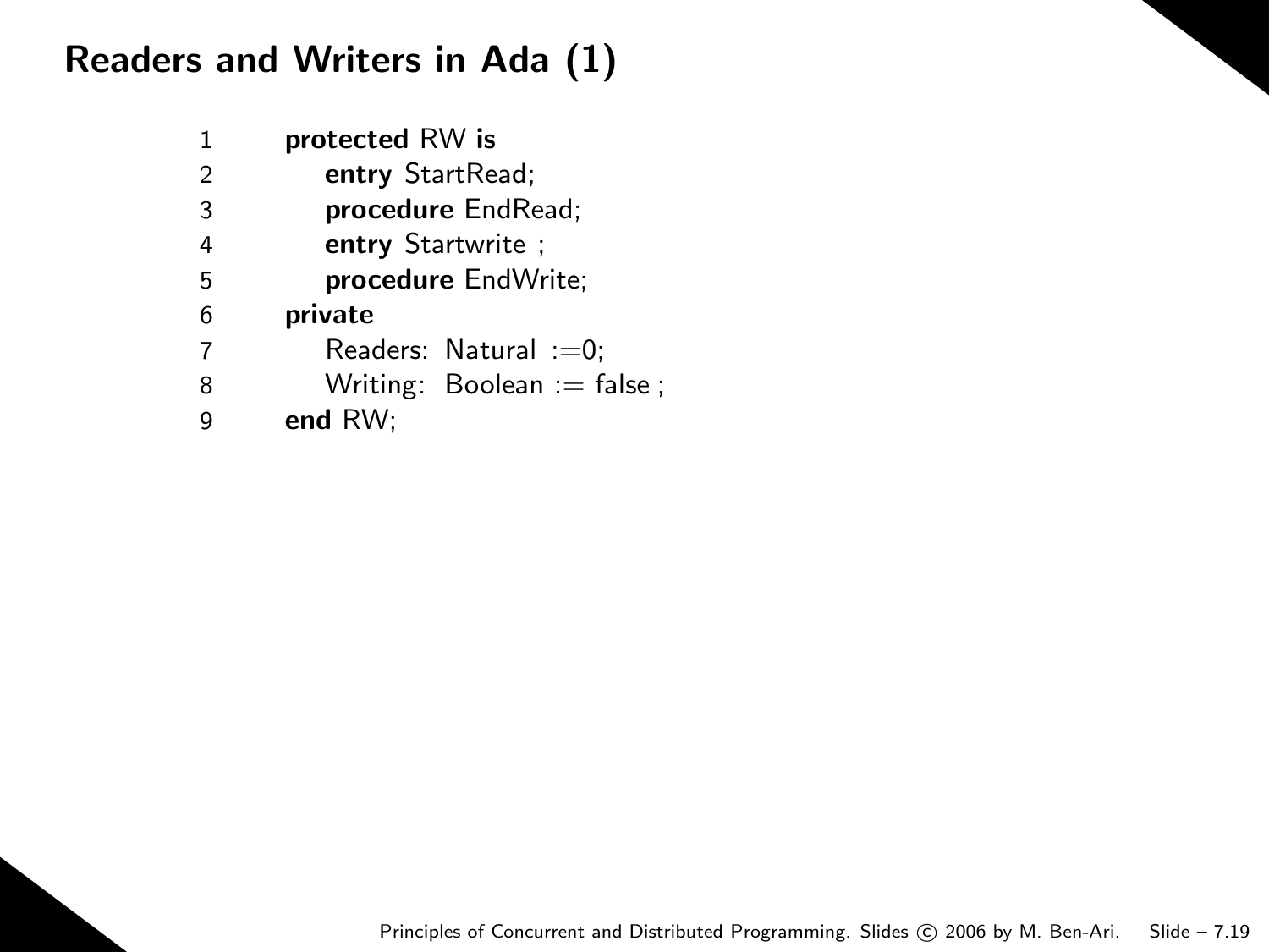# Readers and Writers in Ada (1)

```
1    protected RW is
2        entry StartRead;
3        procedure EndRead;
4        entry Startwrite ;
5        procedure EndWrite;
6    private
7        Readers: Natural :=0;
8        Writing: Boolean := false ;
9    end RW;
```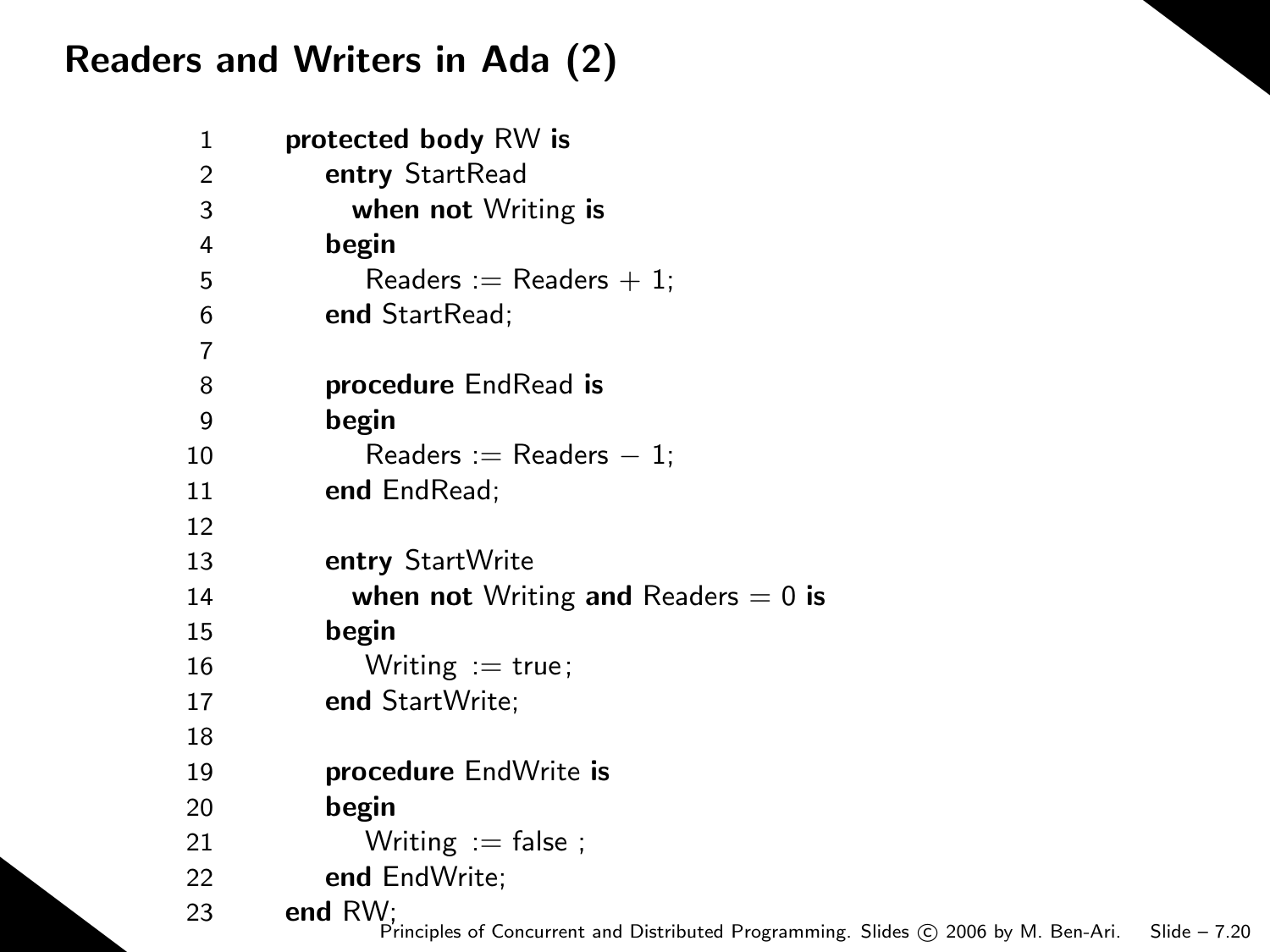## Readers and Writers in Ada (2)

```
1    protected body RW is
2       entry StartRead
3         when not Writing is
4       begin
5          Readers := Readers + 1;
6       end StartRead;
7
8       procedure EndRead is
9       begin
10         Readers := Readers − 1;
11      end EndRead;
12
13      entry StartWrite
14        when not Writing and Readers = 0 is
15      begin
16         Writing := true;
17      end StartWrite;
18
19      procedure EndWrite is
20      begin
21         Writing := false;
22      end EndWrite;
23   end RW;
```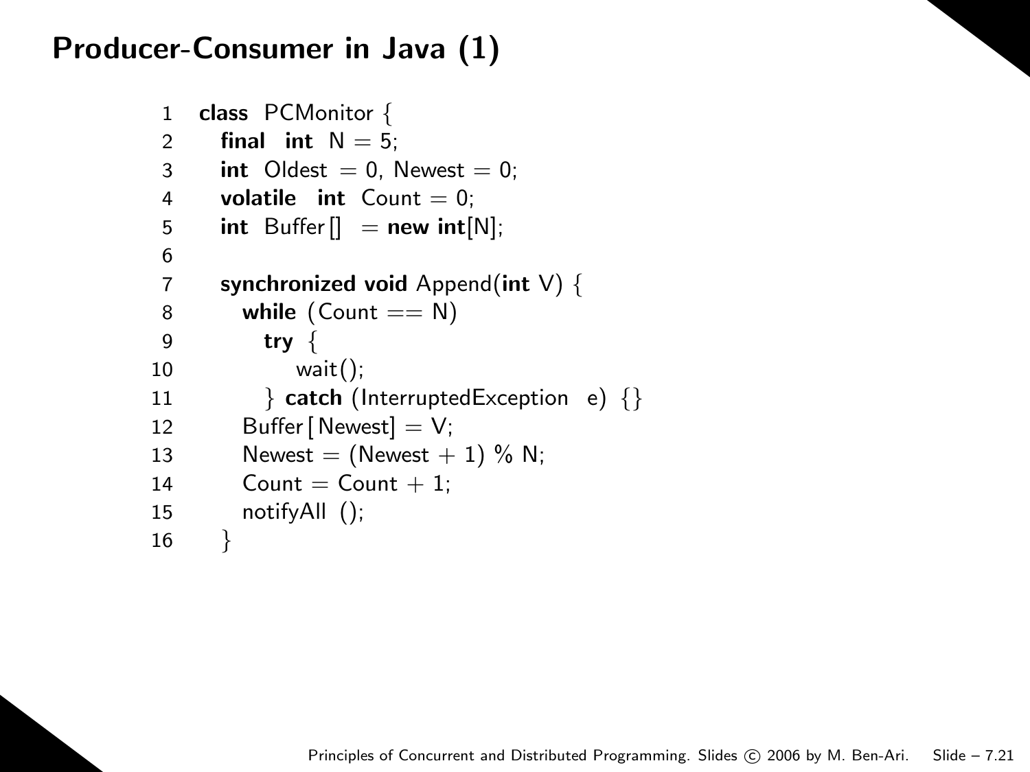# Producer-Consumer in Java (1)

```
1  class PCMonitor {
2    final int N = 5;
3    int Oldest = 0, Newest = 0;
4    volatile int Count = 0;
5    int Buffer[] = new int[N];
6
7    synchronized void Append(int V) {
8      while (Count == N)
9        try {
10           wait();
11       } catch (InterruptedException e) {}
12     Buffer[Newest] = V;
13     Newest = (Newest + 1) % N;
14     Count = Count + 1;
15     notifyAll ();
16   }
```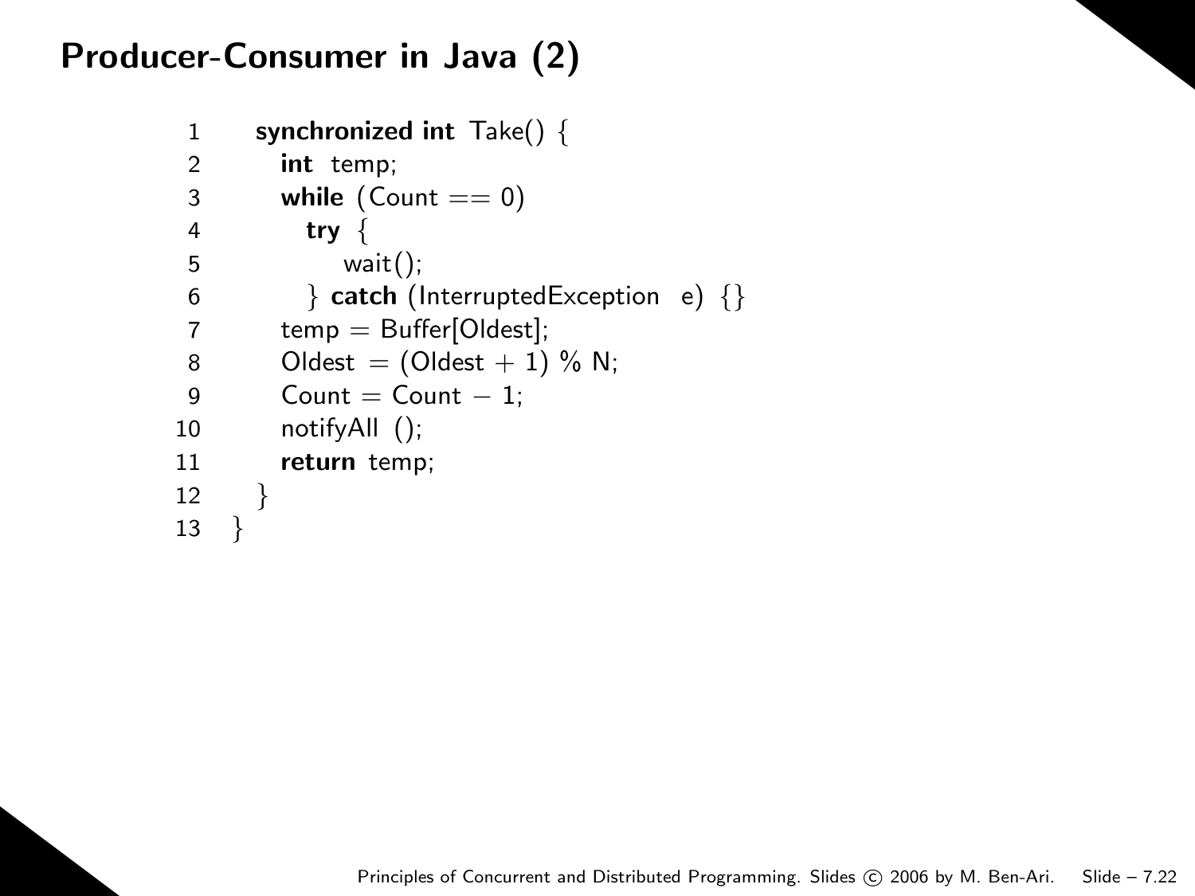# Producer-Consumer in Java (2)

```
1     synchronized int Take() {
2       int temp;
3       while (Count == 0)
4         try {
5             wait();
6         } catch (InterruptedException e) {}
7       temp = Buffer[Oldest];
8       Oldest = (Oldest + 1) % N;
9       Count = Count - 1;
10      notifyAll ();
11      return temp;
12    }
13  }
```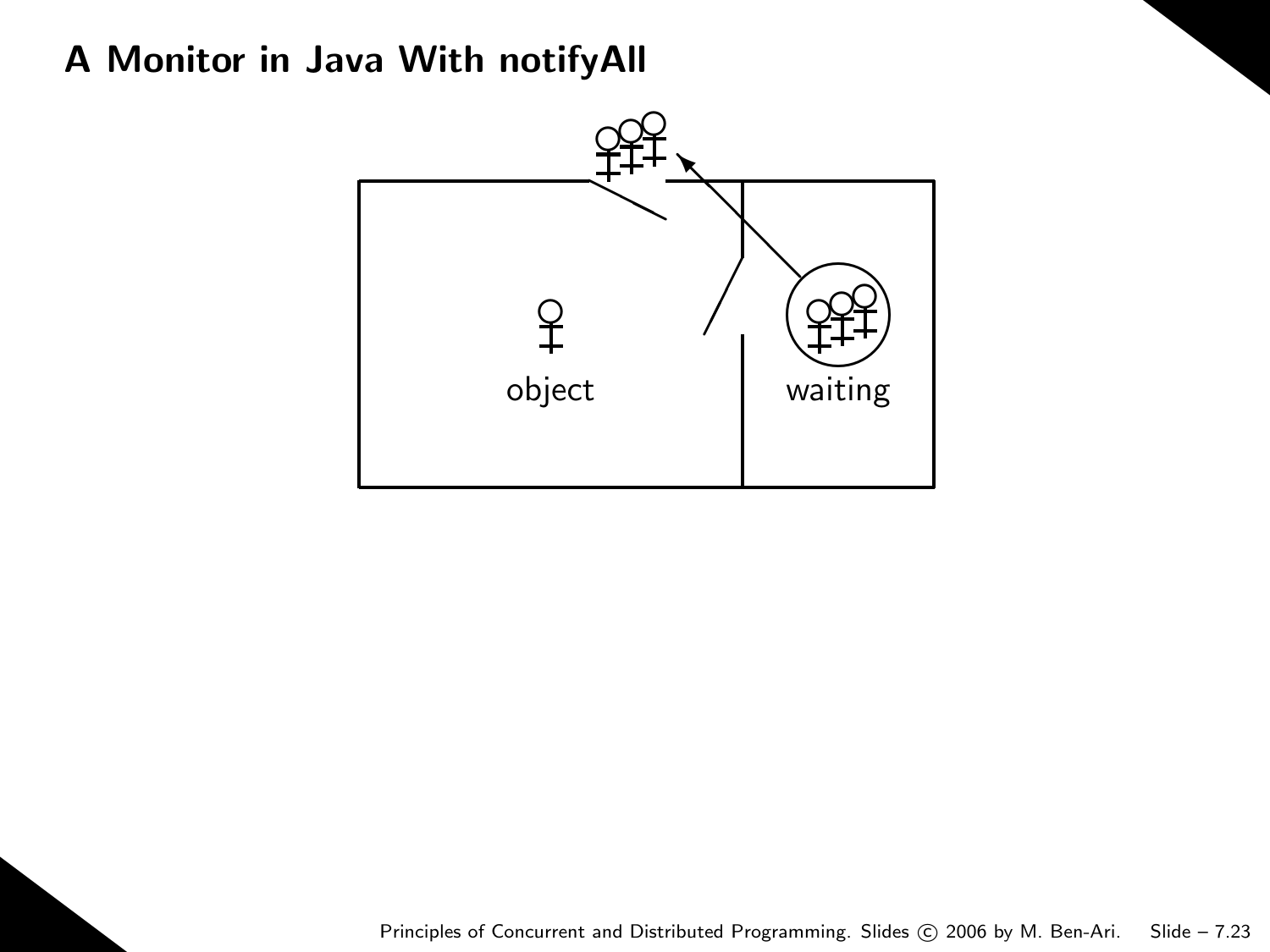# A Monitor in Java With notifyAll

object

waiting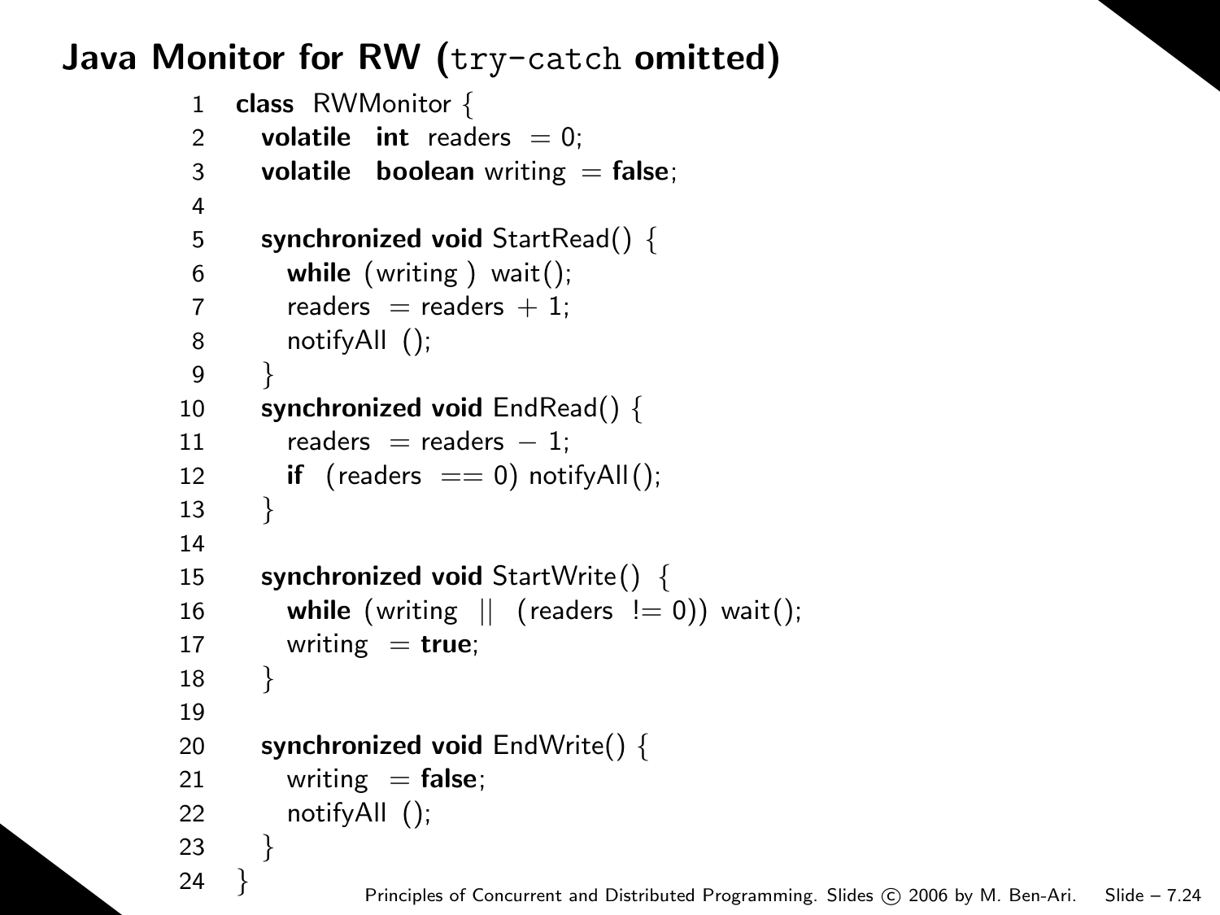# Java Monitor for RW (`try-catch` omitted)

```
1  class RWMonitor {
2    volatile int readers = 0;
3    volatile boolean writing = false;
4
5    synchronized void StartRead() {
6      while (writing ) wait();
7      readers = readers + 1;
8      notifyAll ();
9    }
10   synchronized void EndRead() {
11     readers = readers − 1;
12     if (readers == 0) notifyAll();
13   }
14
15   synchronized void StartWrite() {
16     while (writing || (readers != 0)) wait();
17     writing = true;
18   }
19
20   synchronized void EndWrite() {
21     writing = false;
22     notifyAll ();
23   }
24 }
```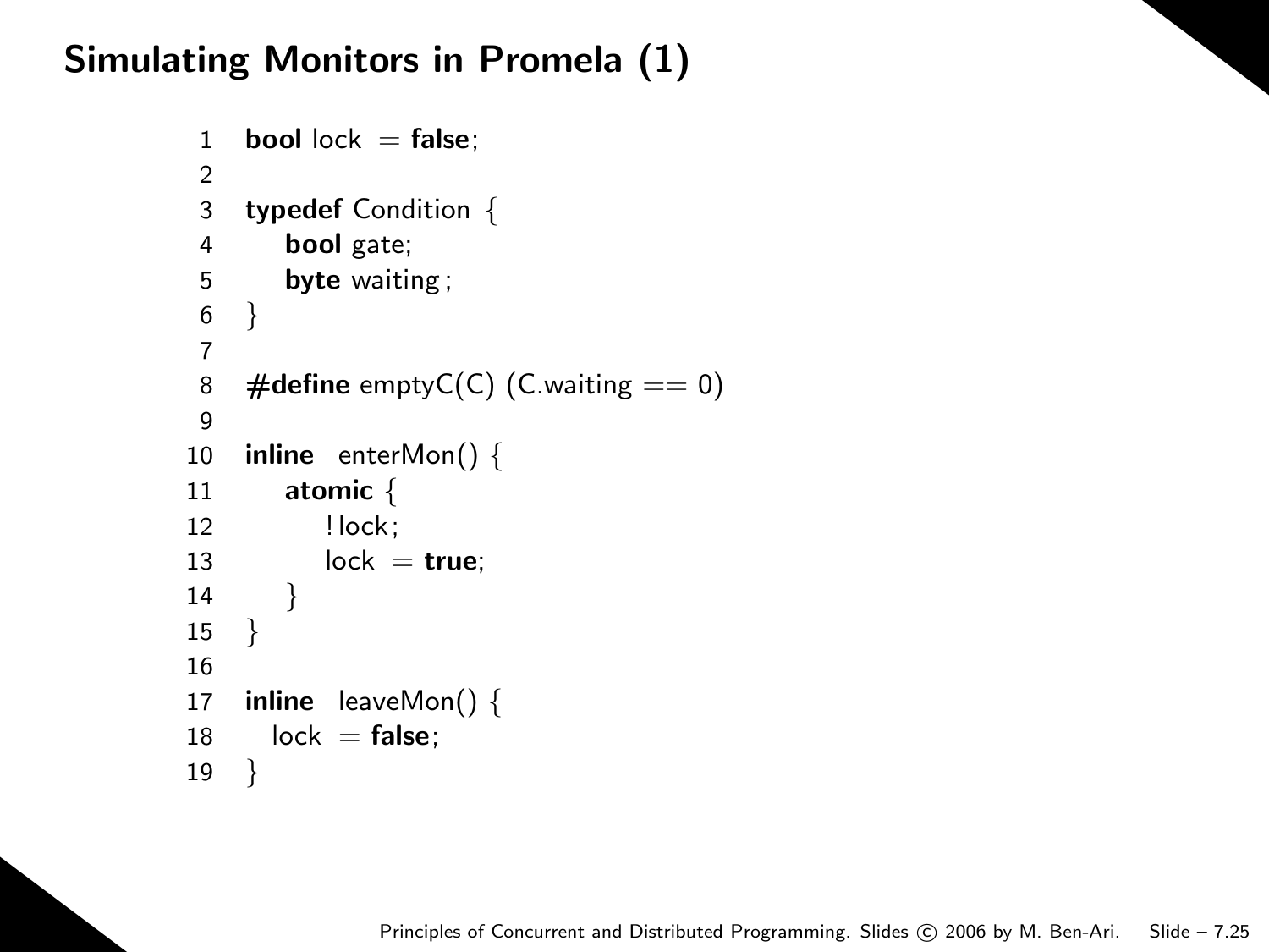# Simulating Monitors in Promela (1)

```
1   bool lock = false;
2
3   typedef Condition {
4       bool gate;
5       byte waiting;
6   }
7
8   #define emptyC(C) (C.waiting == 0)
9
10  inline enterMon() {
11      atomic {
12          !lock;
13          lock = true;
14      }
15  }
16
17  inline leaveMon() {
18    lock = false;
19  }
```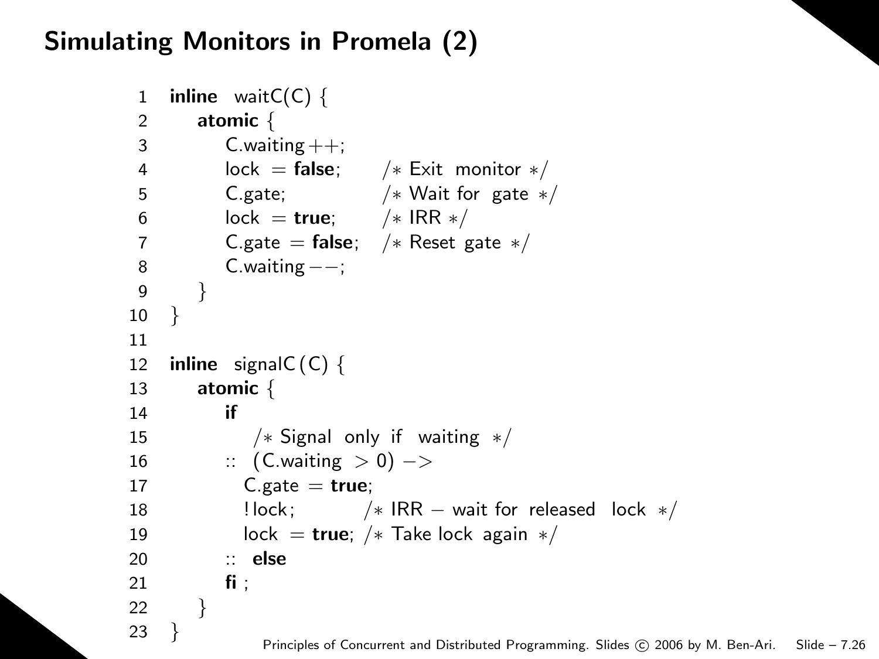# Simulating Monitors in Promela (2)

```
1   inline waitC(C) {
2       atomic {
3           C.waiting++;
4           lock = false;      /* Exit monitor */
5           C.gate;            /* Wait for gate */
6           lock = true;       /* IRR */
7           C.gate = false;    /* Reset gate */
8           C.waiting--;
9       }
10  }
11
12  inline signalC(C) {
13      atomic {
14          if
15              /* Signal only if waiting */
16          :: (C.waiting > 0) ->
17             C.gate = true;
18             !lock;          /* IRR - wait for released lock */
19             lock = true; /* Take lock again */
20          :: else
21          fi;
22      }
23  }
```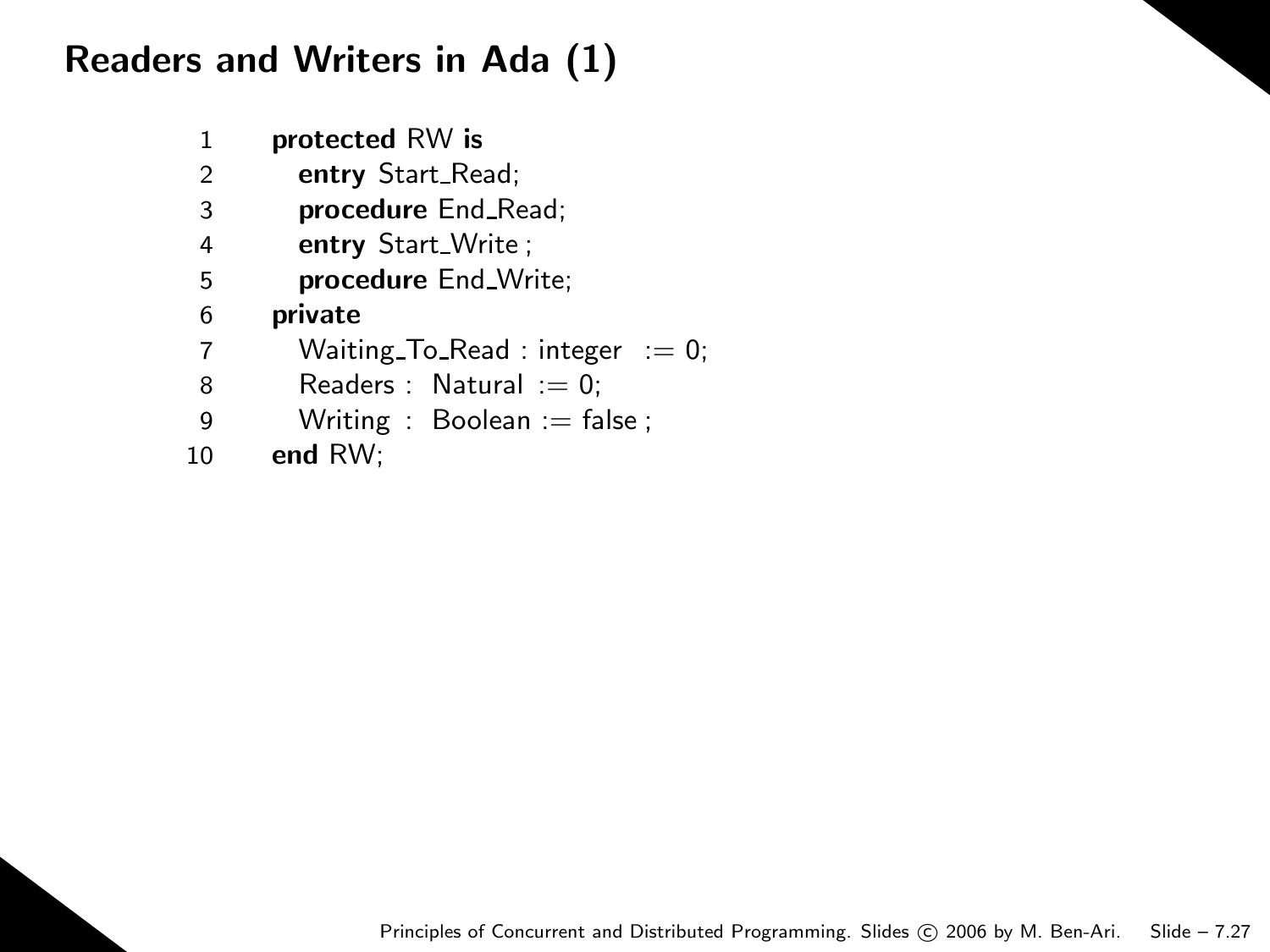# Readers and Writers in Ada (1)

```
1    protected RW is
2       entry Start_Read;
3       procedure End_Read;
4       entry Start_Write ;
5       procedure End_Write;
6    private
7       Waiting_To_Read : integer  := 0;
8       Readers :  Natural  := 0;
9       Writing  :  Boolean := false ;
10   end RW;
```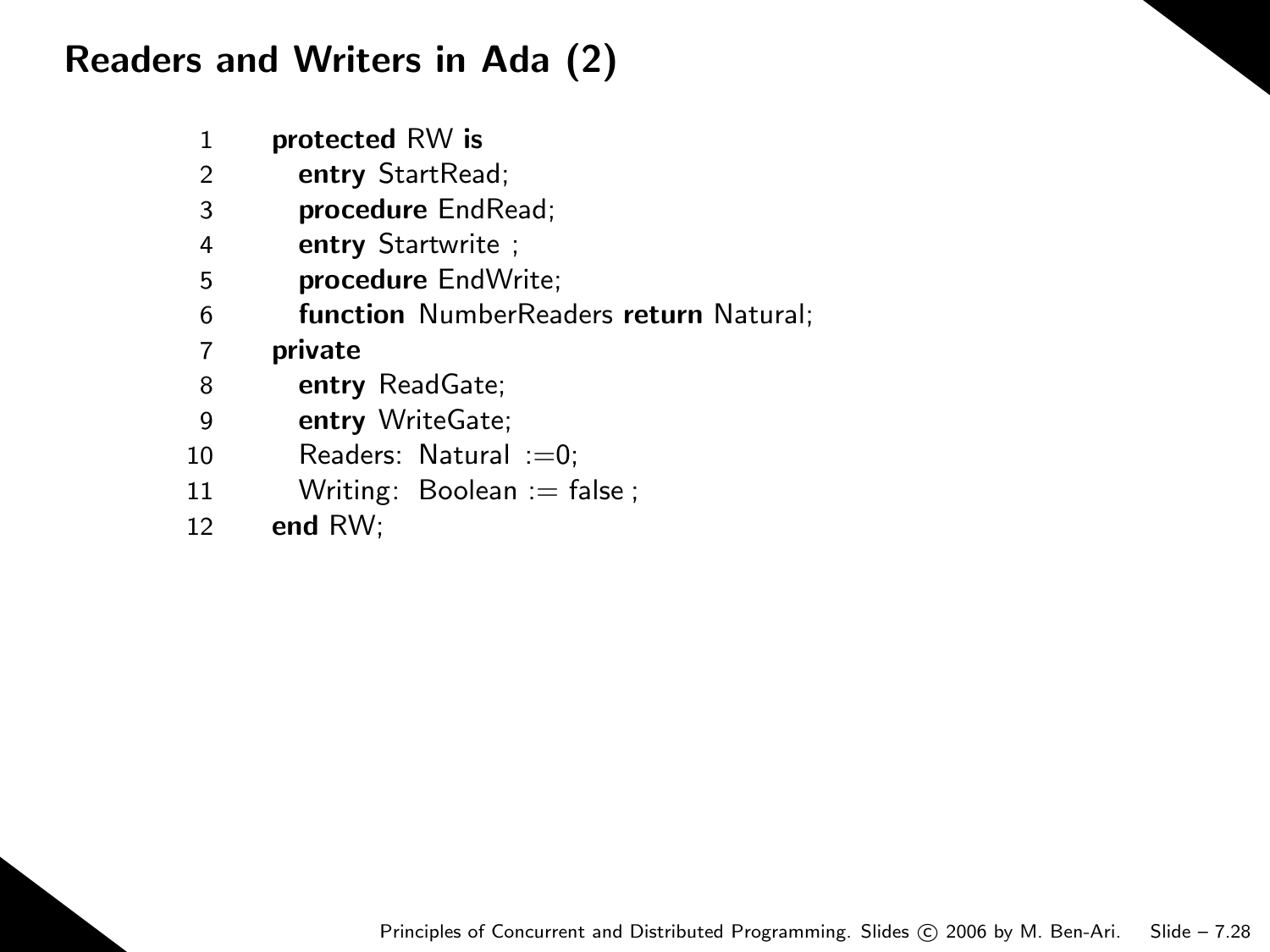# Readers and Writers in Ada (2)

```
1   protected RW is
2      entry StartRead;
3      procedure EndRead;
4      entry Startwrite ;
5      procedure EndWrite;
6      function NumberReaders return Natural;
7   private
8      entry ReadGate;
9      entry WriteGate;
10     Readers: Natural :=0;
11     Writing: Boolean := false ;
12  end RW;
```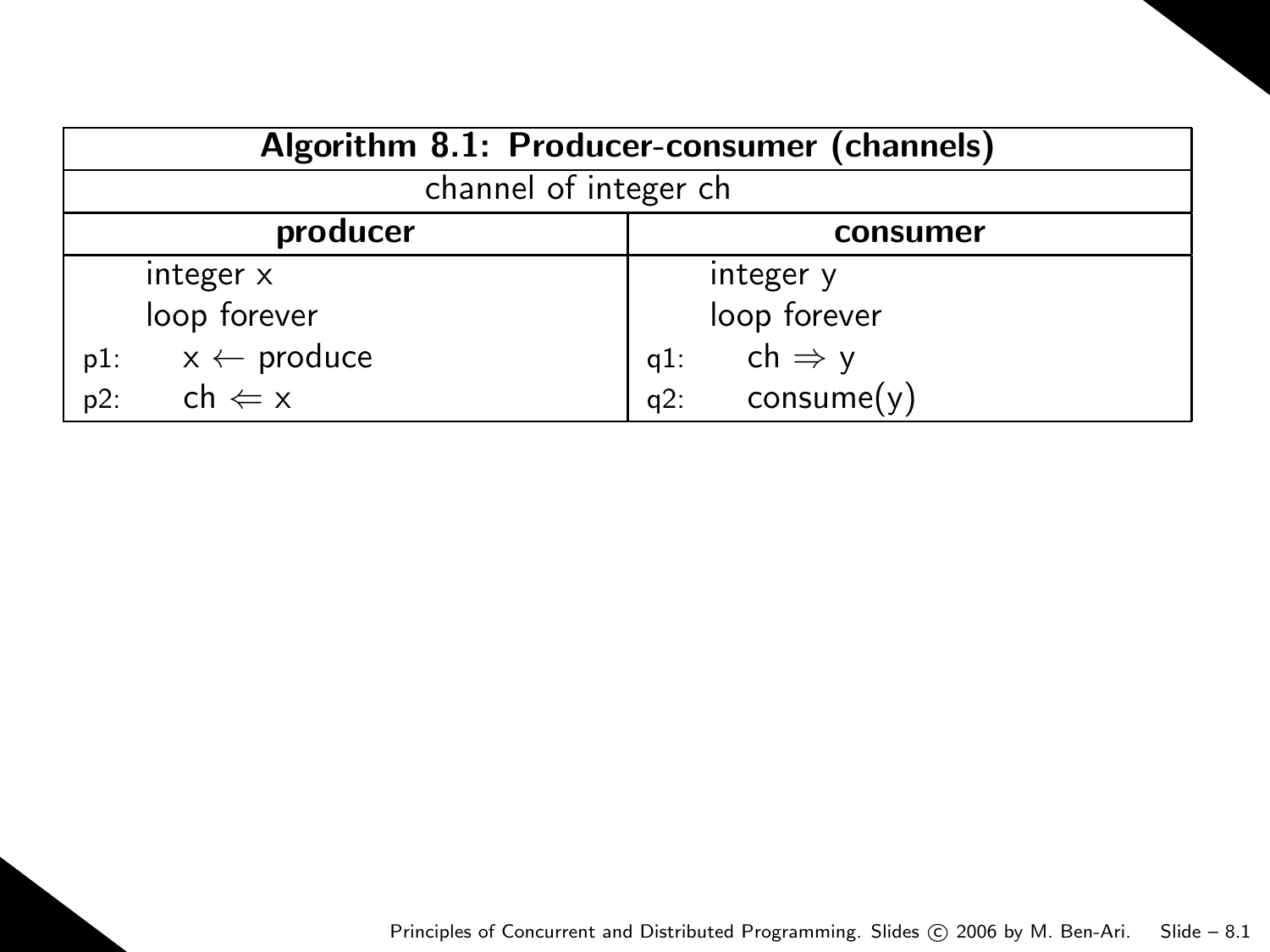| Algorithm 8.1: Producer-consumer (channels) | |
|---|---|
| channel of integer ch | |
| **producer** | **consumer** |
| integer x | integer y |
| loop forever | loop forever |
| p1: $x \leftarrow$ produce | q1: ch $\Rightarrow$ y |
| p2: ch $\Leftarrow$ x | q2: consume(y) |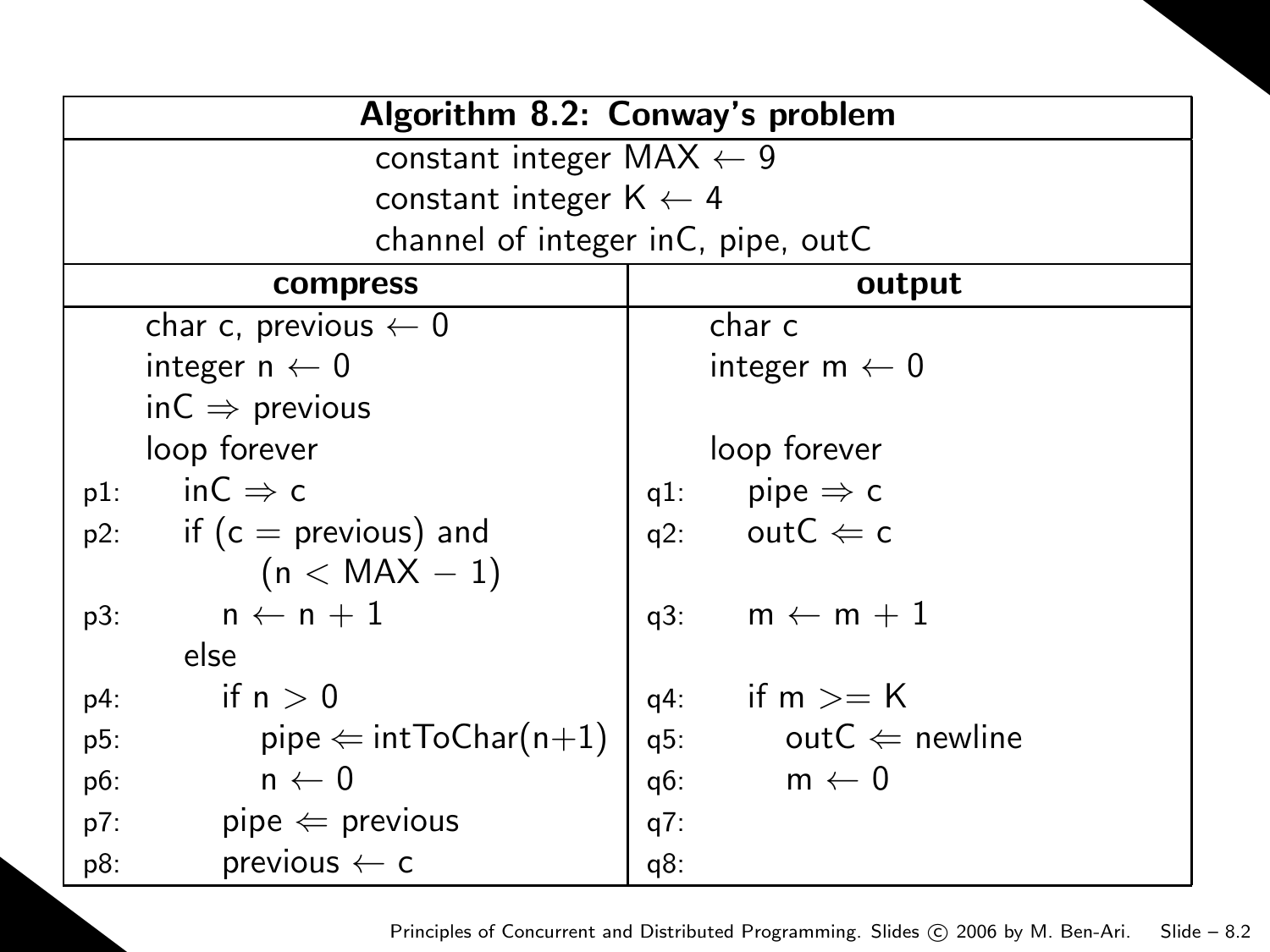**Algorithm 8.2: Conway's problem**

```
constant integer MAX ← 9
constant integer K ← 4
channel of integer inC, pipe, outC
```

| compress | output |
|---|---|
| char c, previous ← 0 | char c |
| integer n ← 0 | integer m ← 0 |
| inC ⇒ previous | |
| loop forever | loop forever |
| p1: inC ⇒ c | q1: pipe ⇒ c |
| p2: if (c = previous) and (n < MAX − 1) | q2: outC ⇐ c |
| p3: n ← n + 1 | q3: m ← m + 1 |
| else | |
| p4: if n > 0 | q4: if m >= K |
| p5: pipe ⇐ intToChar(n+1) | q5: outC ⇐ newline |
| p6: n ← 0 | q6: m ← 0 |
| p7: pipe ⇐ previous | q7: |
| p8: previous ← c | q8: |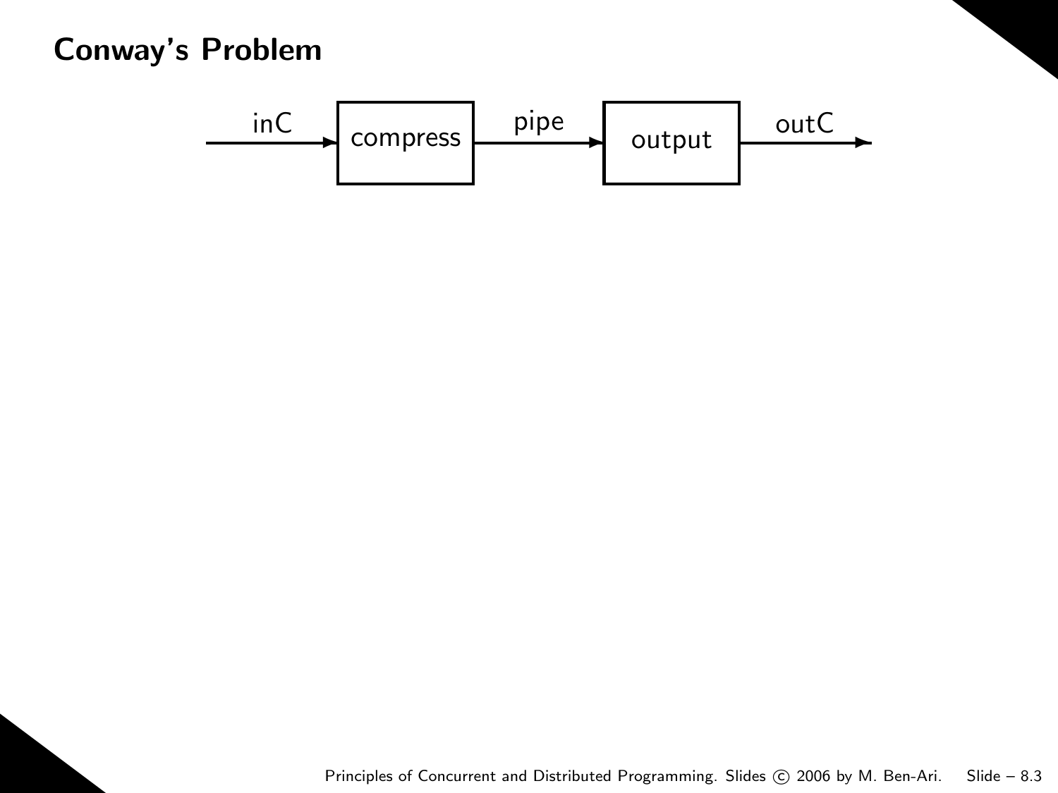# Conway's Problem

inC

compress

pipe

output

outC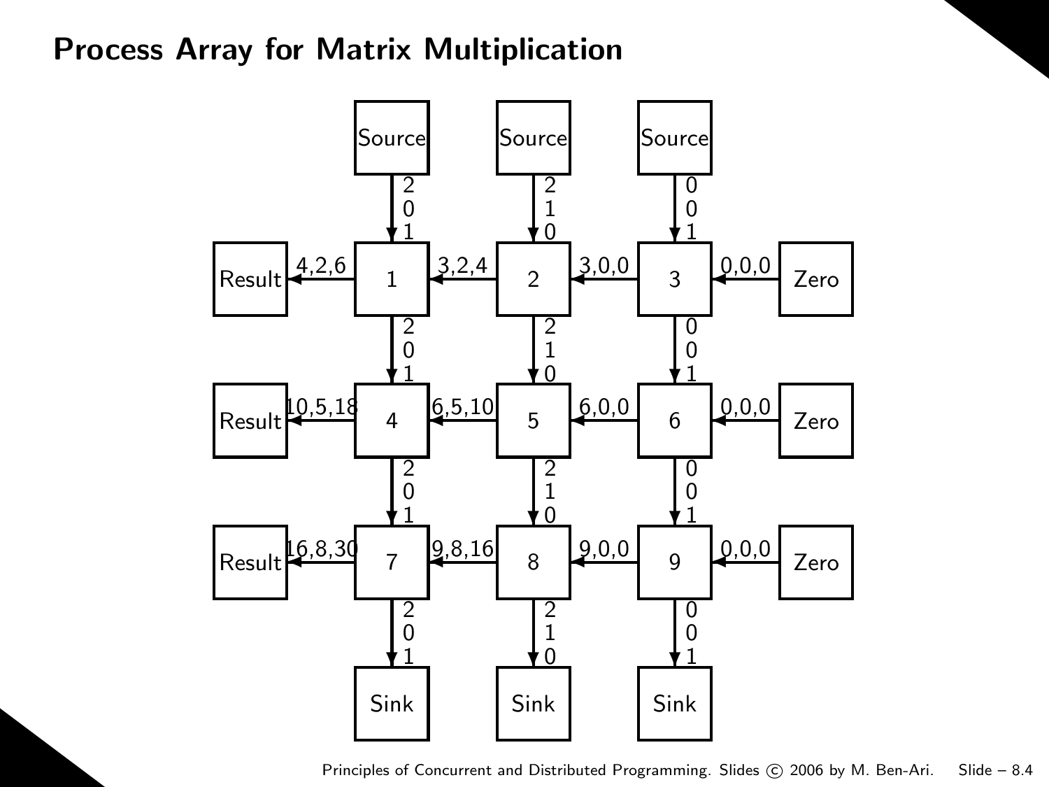# Process Array for Matrix Multiplication

Source
Source
Source

2
0
1

2
1
0

0
0
1

Result
4,2,6
1
3,2,4
2
3,0,0
3
0,0,0
Zero

2
0
1

2
1
0

0
0
1

Result
10,5,18
4
6,5,10
5
6,0,0
6
0,0,0
Zero

2
0
1

2
1
0

0
0
1

Result
16,8,30
7
9,8,16
8
9,0,0
9
0,0,0
Zero

2
0
1

2
1
0

0
0
1

Sink
Sink
Sink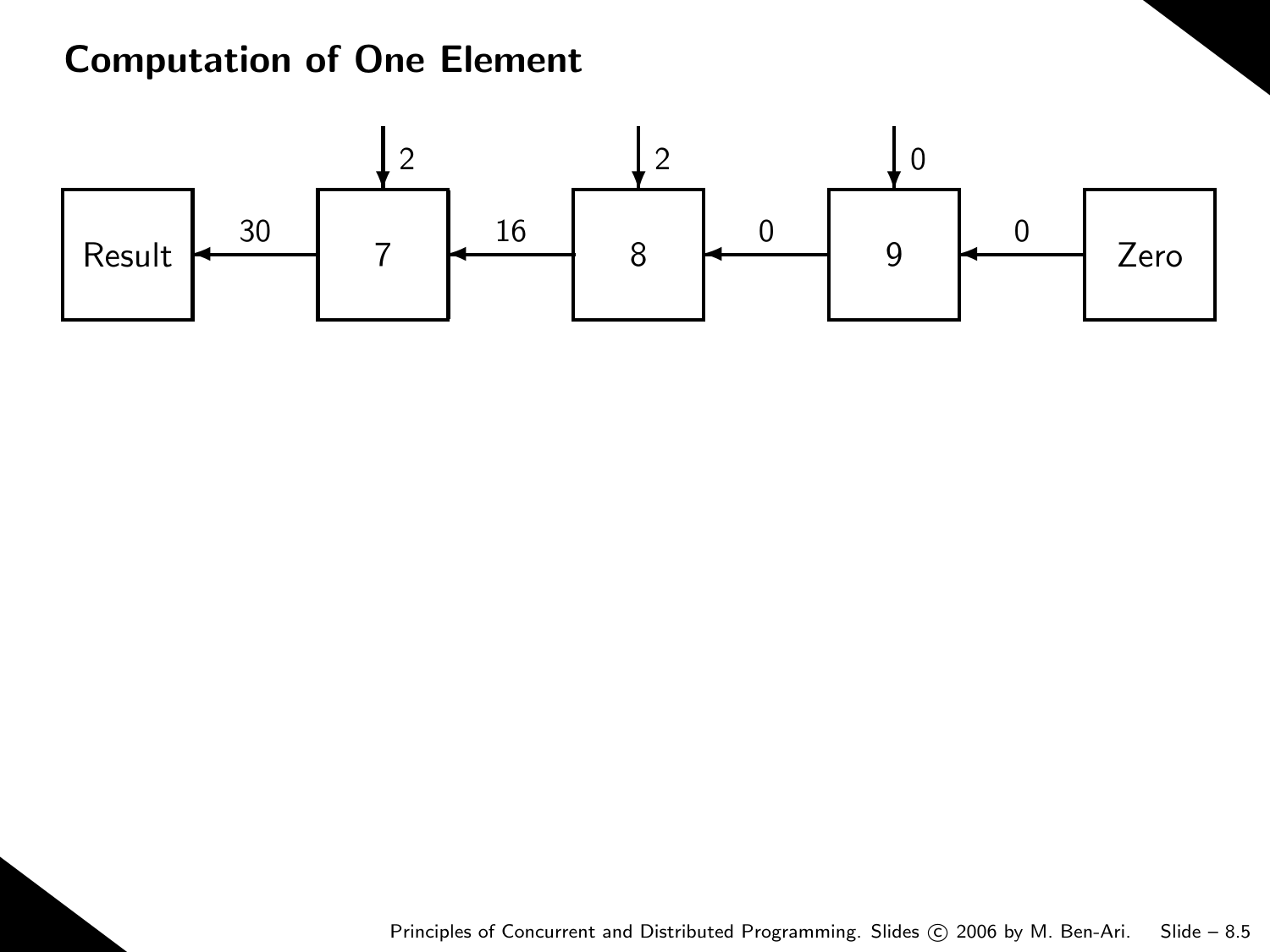# Computation of One Element

Result

30

7

16

8

0

9

0

Zero

2

2

0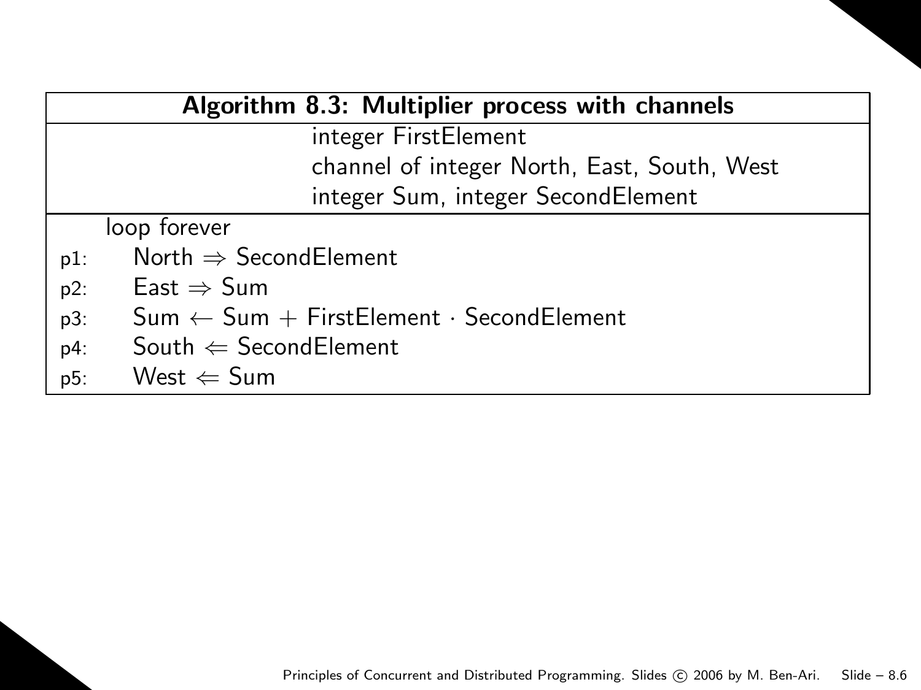**Algorithm 8.3: Multiplier process with channels**

```
integer FirstElement
channel of integer North, East, South, West
integer Sum, integer SecondElement

    loop forever
p1:     North ⇒ SecondElement
p2:     East ⇒ Sum
p3:     Sum ← Sum + FirstElement · SecondElement
p4:     South ⇐ SecondElement
p5:     West ⇐ Sum
```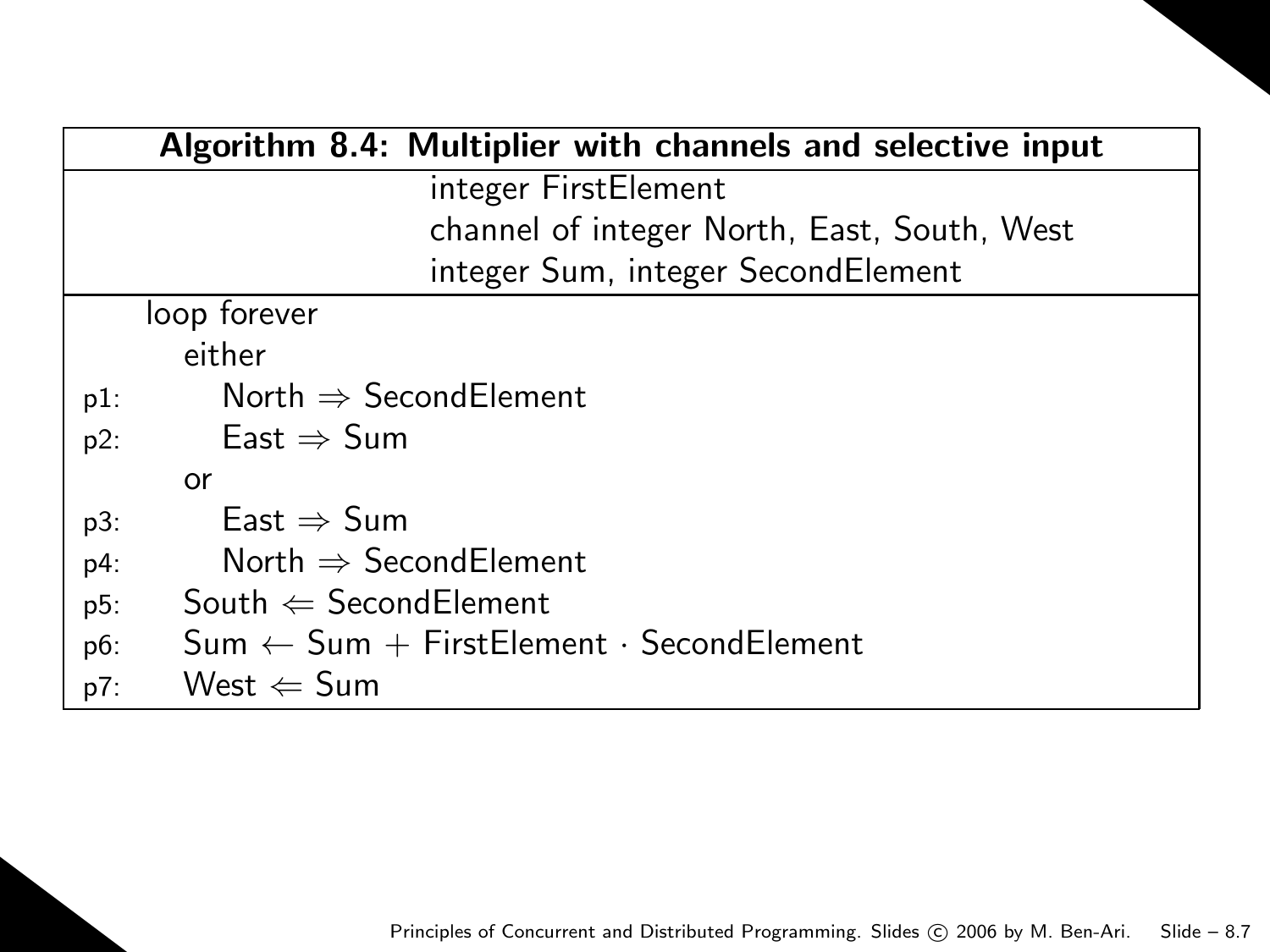**Algorithm 8.4: Multiplier with channels and selective input**

```
                    integer FirstElement
                    channel of integer North, East, South, West
                    integer Sum, integer SecondElement

      loop forever
         either
p1:         North ⇒ SecondElement
p2:         East ⇒ Sum
         or
p3:         East ⇒ Sum
p4:         North ⇒ SecondElement
p5:      South ⇐ SecondElement
p6:      Sum ← Sum + FirstElement · SecondElement
p7:      West ⇐ Sum
```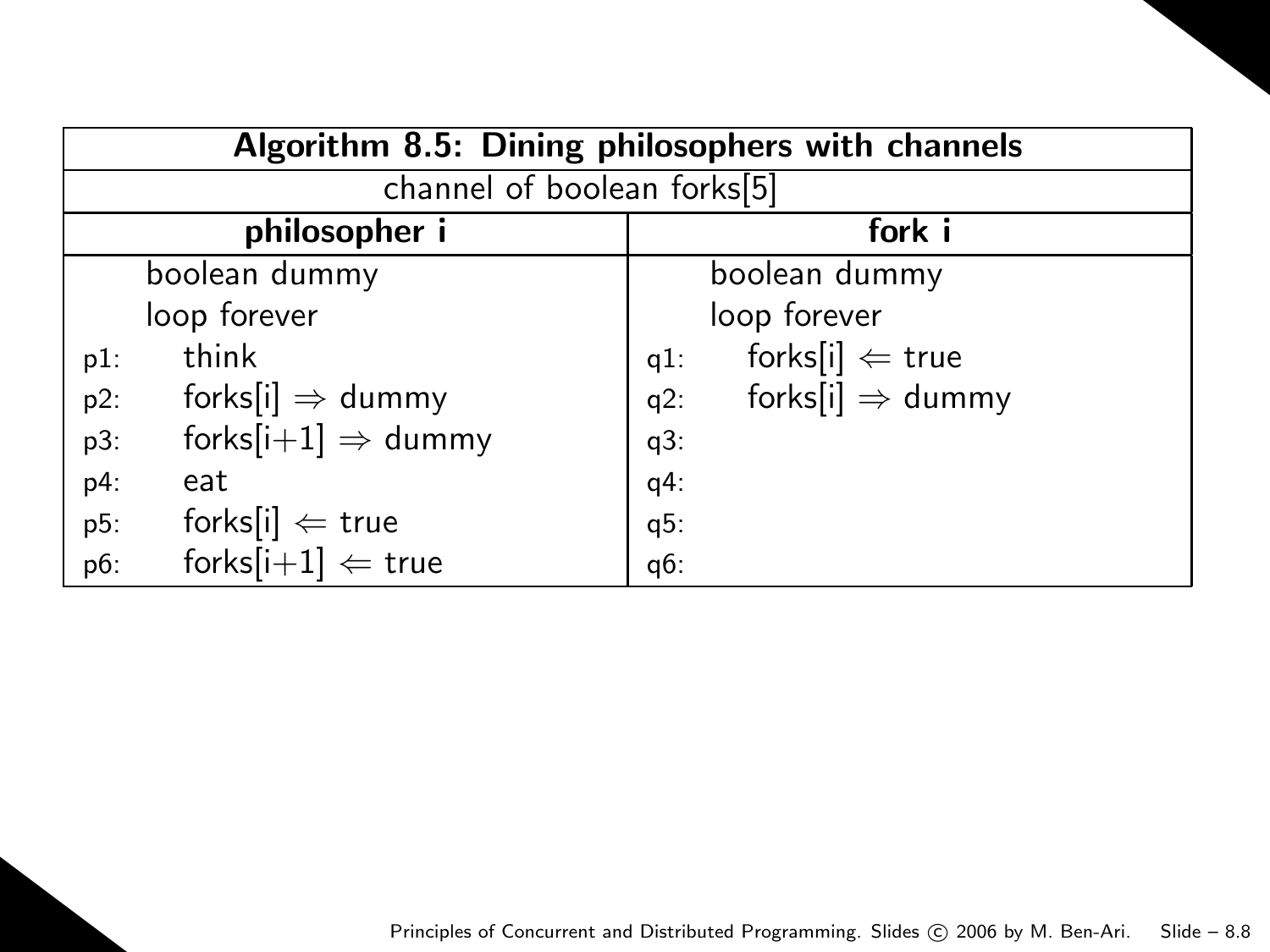| **Algorithm 8.5: Dining philosophers with channels** | | | |
|---|---|---|---|
| channel of boolean forks[5] | | | |
| **philosopher i** | | **fork i** | |
| | boolean dummy | | boolean dummy |
| | loop forever | | loop forever |
| p1: | think | q1: | forks[i] ⇐ true |
| p2: | forks[i] ⇒ dummy | q2: | forks[i] ⇒ dummy |
| p3: | forks[i+1] ⇒ dummy | q3: | |
| p4: | eat | q4: | |
| p5: | forks[i] ⇐ true | q5: | |
| p6: | forks[i+1] ⇐ true | q6: | |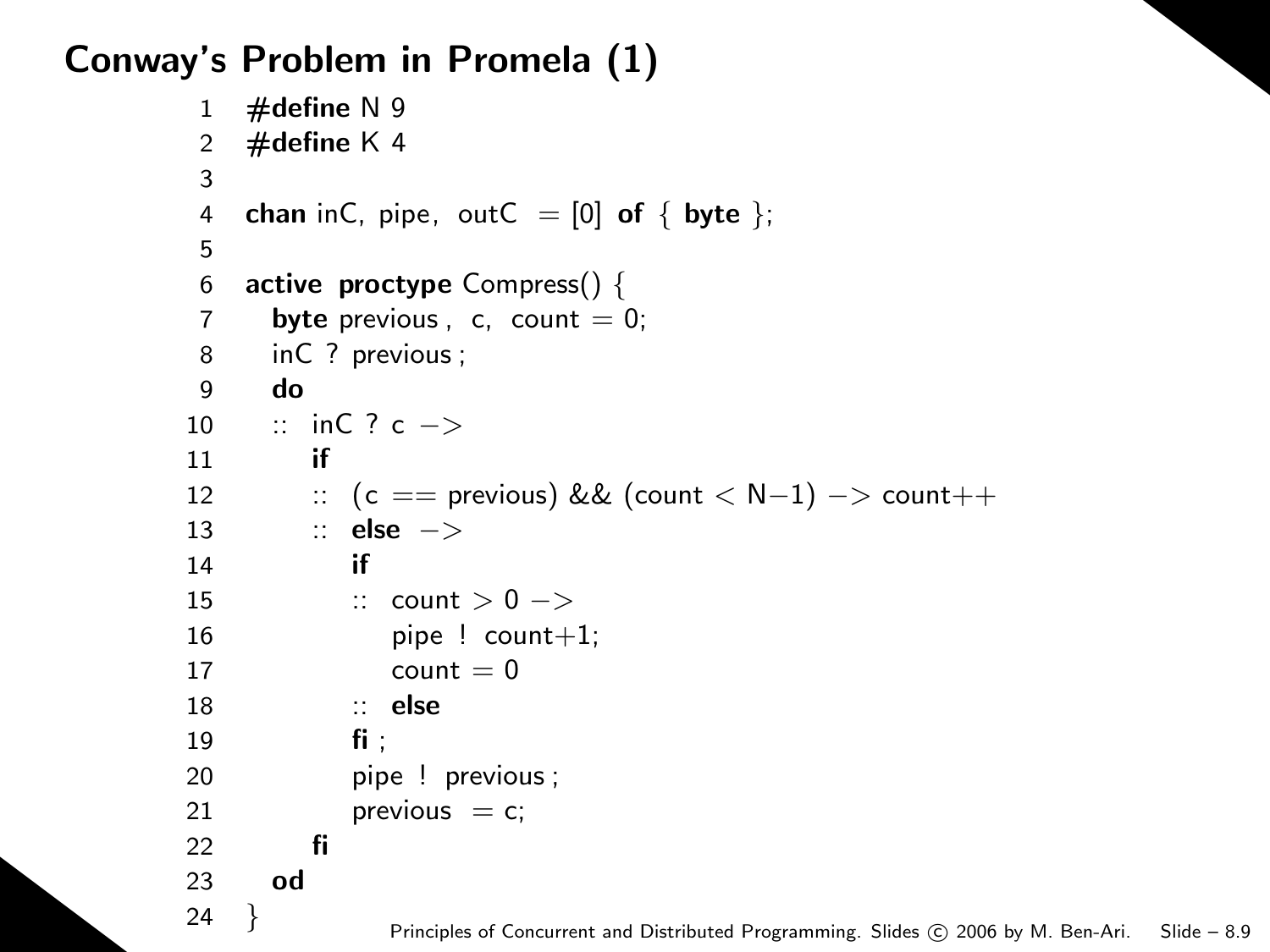# Conway's Problem in Promela (1)

```
1   #define N 9
2   #define K 4
3
4   chan inC, pipe, outC = [0] of { byte };
5
6   active proctype Compress() {
7     byte previous, c, count = 0;
8     inC ? previous;
9     do
10    :: inC ? c ->
11       if
12       :: (c == previous) && (count < N-1) -> count++
13       :: else ->
14          if
15          :: count > 0 ->
16             pipe ! count+1;
17             count = 0
18          :: else
19          fi;
20          pipe ! previous;
21          previous = c;
22       fi
23    od
24  }
```

Principles of Concurrent and Distributed Programming. Slides © 2006 by M. Ben-Ari.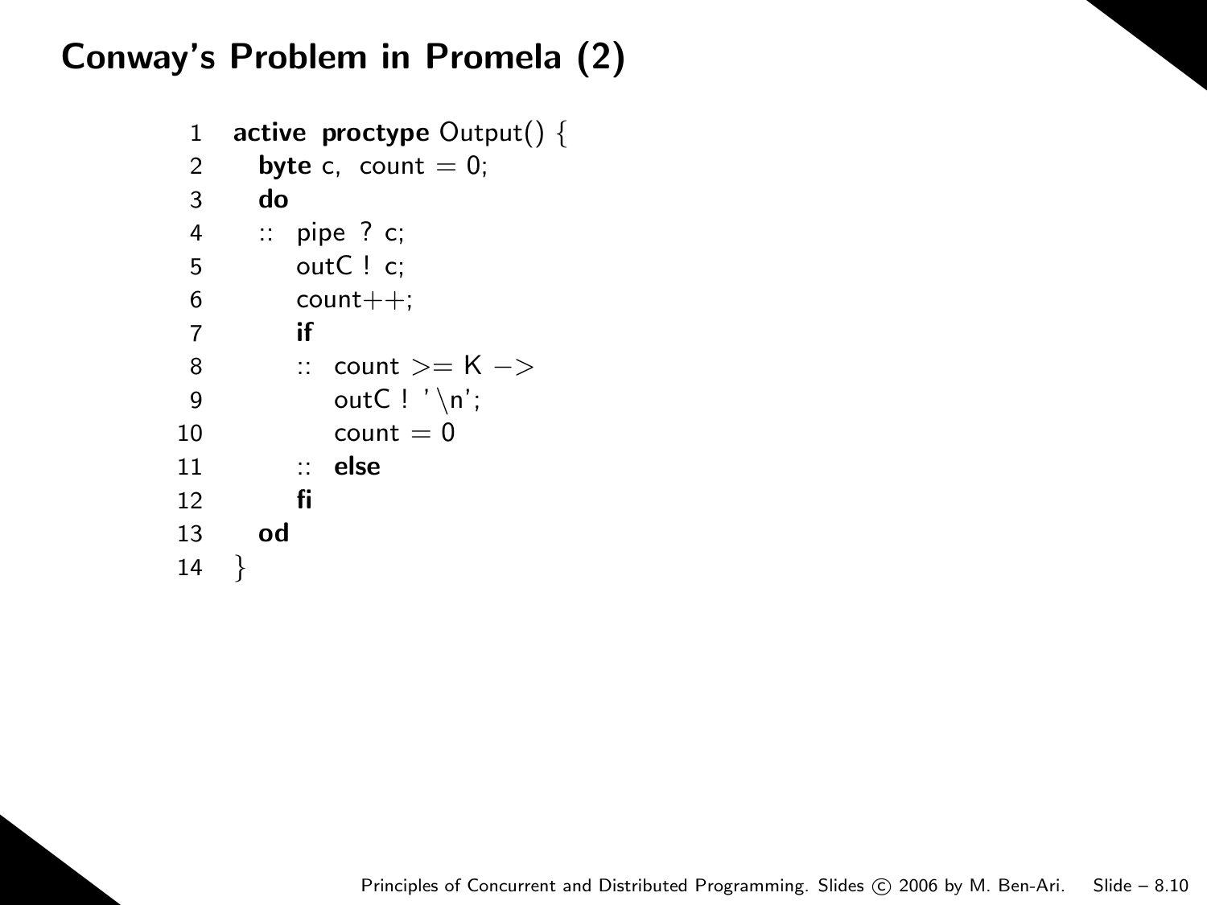# Conway's Problem in Promela (2)

```
1   active proctype Output() {
2     byte c, count = 0;
3     do
4     :: pipe ? c;
5        outC ! c;
6        count++;
7        if
8        :: count >= K ->
9           outC ! '\n';
10          count = 0
11       :: else
12       fi
13    od
14  }
```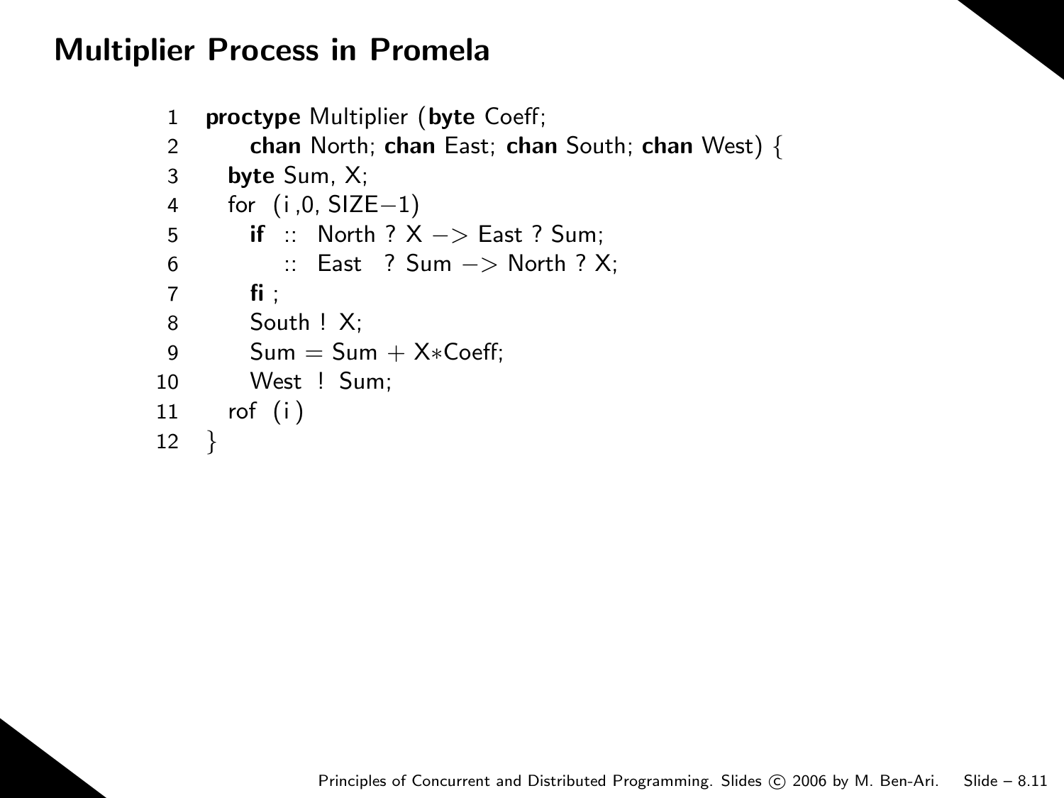# Multiplier Process in Promela

```
1   proctype Multiplier (byte Coeff;
2         chan North; chan East; chan South; chan West) {
3     byte Sum, X;
4     for (i,0, SIZE-1)
5       if :: North ? X -> East ? Sum;
6          :: East  ? Sum -> North ? X;
7       fi ;
8       South ! X;
9       Sum = Sum + X*Coeff;
10      West ! Sum;
11    rof (i)
12  }
```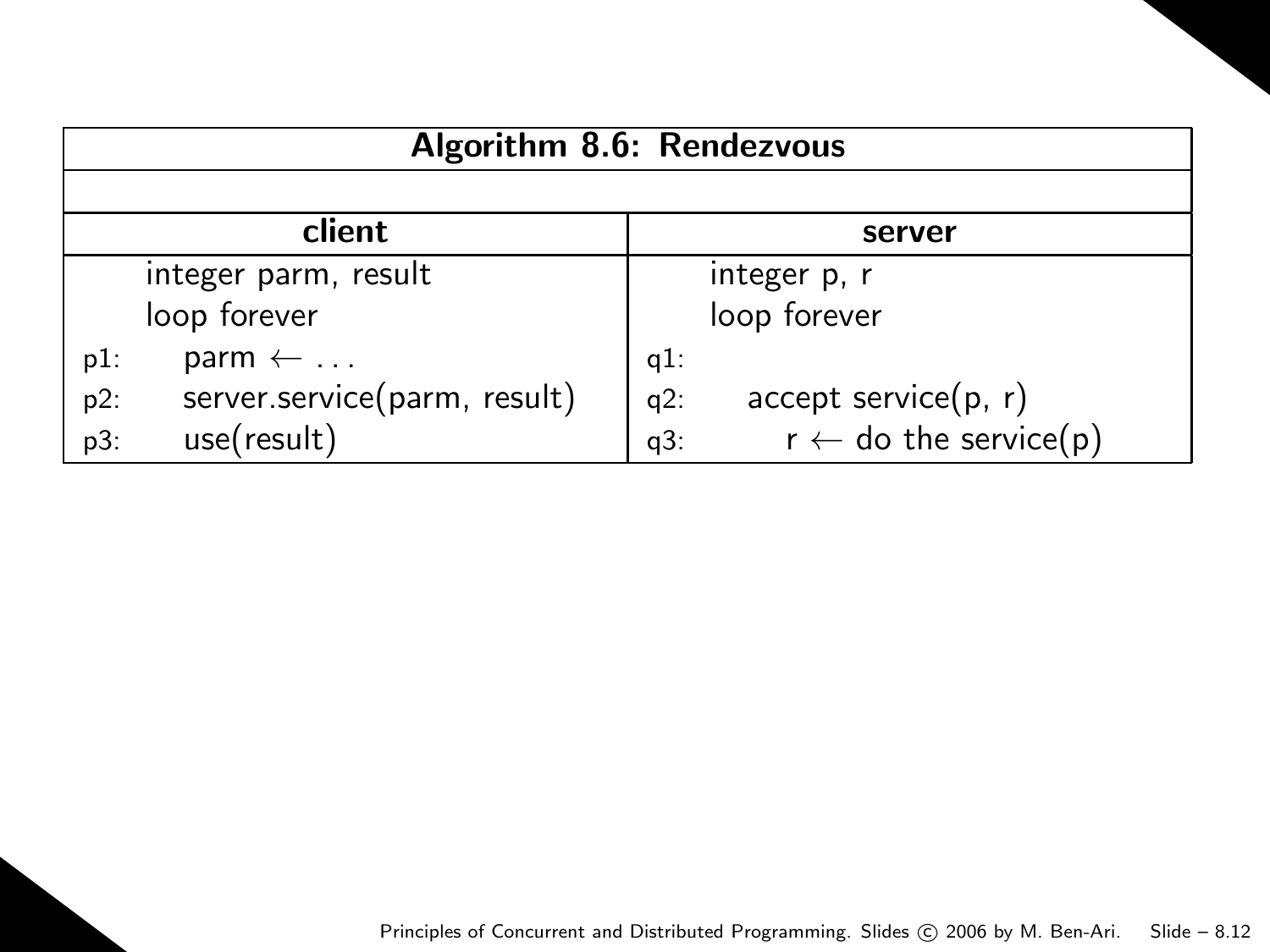| Algorithm 8.6: Rendezvous | | | |
|---|---|---|---|
| | | | |
| **client** | | **server** | |
| | integer parm, result | | integer p, r |
| | loop forever | | loop forever |
| p1: | parm ← . . . | q1: | |
| p2: | server.service(parm, result) | q2: | accept service(p, r) |
| p3: | use(result) | q3: | r ← do the service(p) |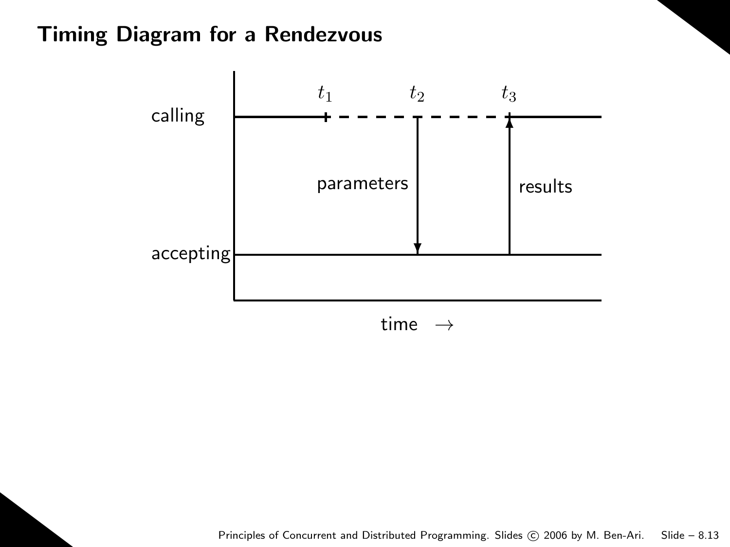## Timing Diagram for a Rendezvous

$t_1$

$t_2$

$t_3$

calling

parameters

results

accepting

time $\rightarrow$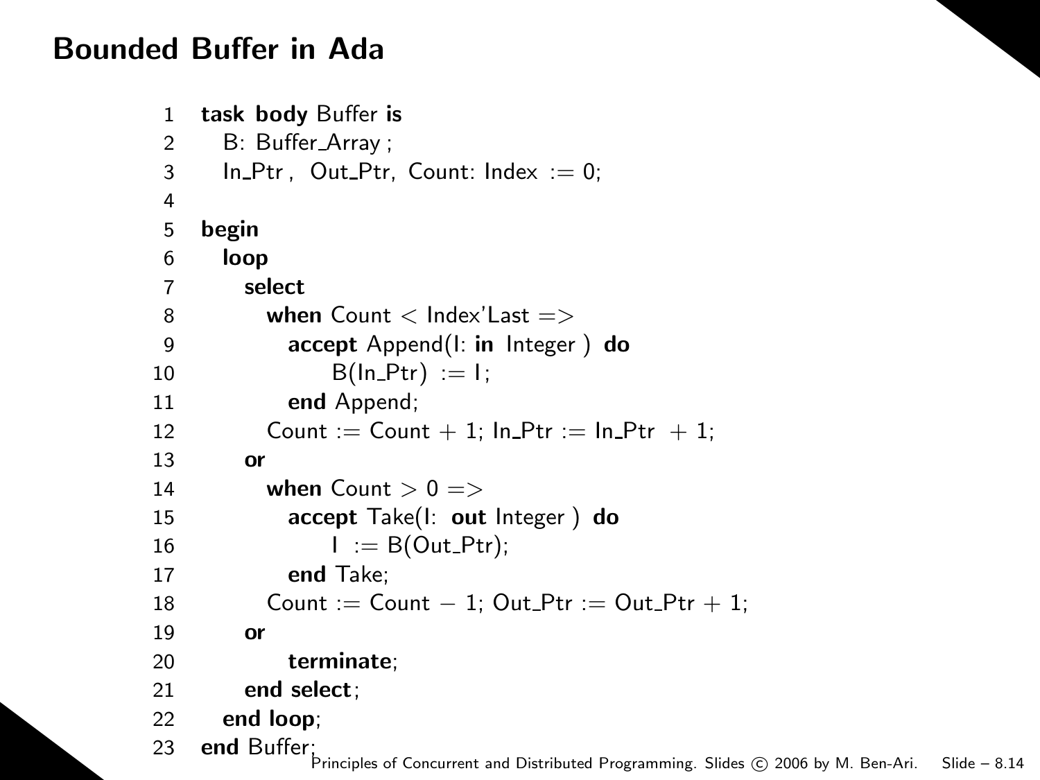# Bounded Buffer in Ada

```
1   task body Buffer is
2     B: Buffer_Array ;
3     In_Ptr , Out_Ptr, Count: Index := 0;
4
5   begin
6     loop
7       select
8         when Count < Index'Last =>
9           accept Append(I: in Integer ) do
10              B(In_Ptr) := I;
11          end Append;
12        Count := Count + 1; In_Ptr := In_Ptr + 1;
13      or
14        when Count > 0 =>
15          accept Take(I: out Integer ) do
16              I := B(Out_Ptr);
17          end Take;
18        Count := Count - 1; Out_Ptr := Out_Ptr + 1;
19      or
20          terminate;
21      end select;
22    end loop;
23  end Buffer;
```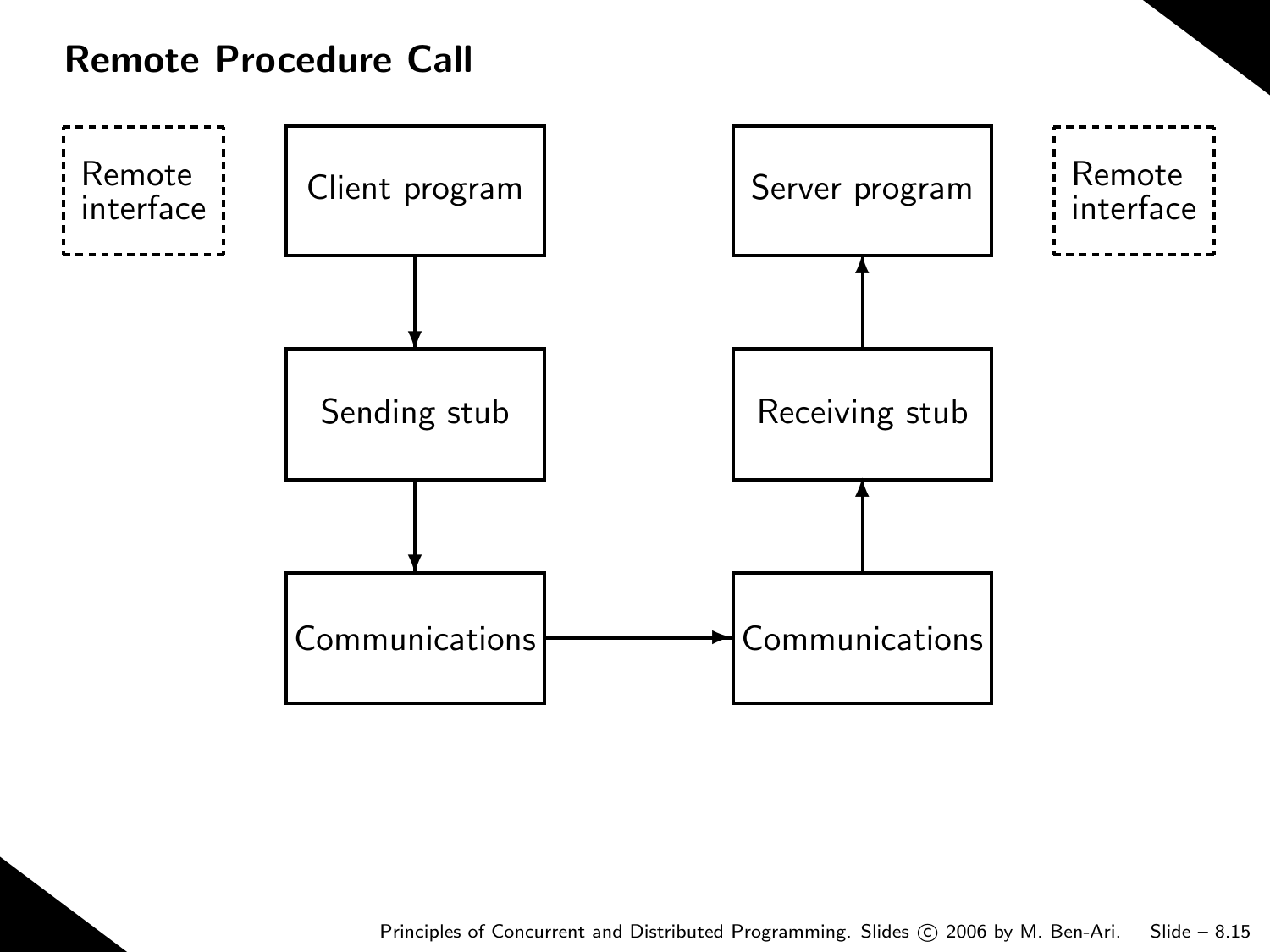# Remote Procedure Call

Remote interface

Client program

Sending stub

Communications

Communications

Receiving stub

Server program

Remote interface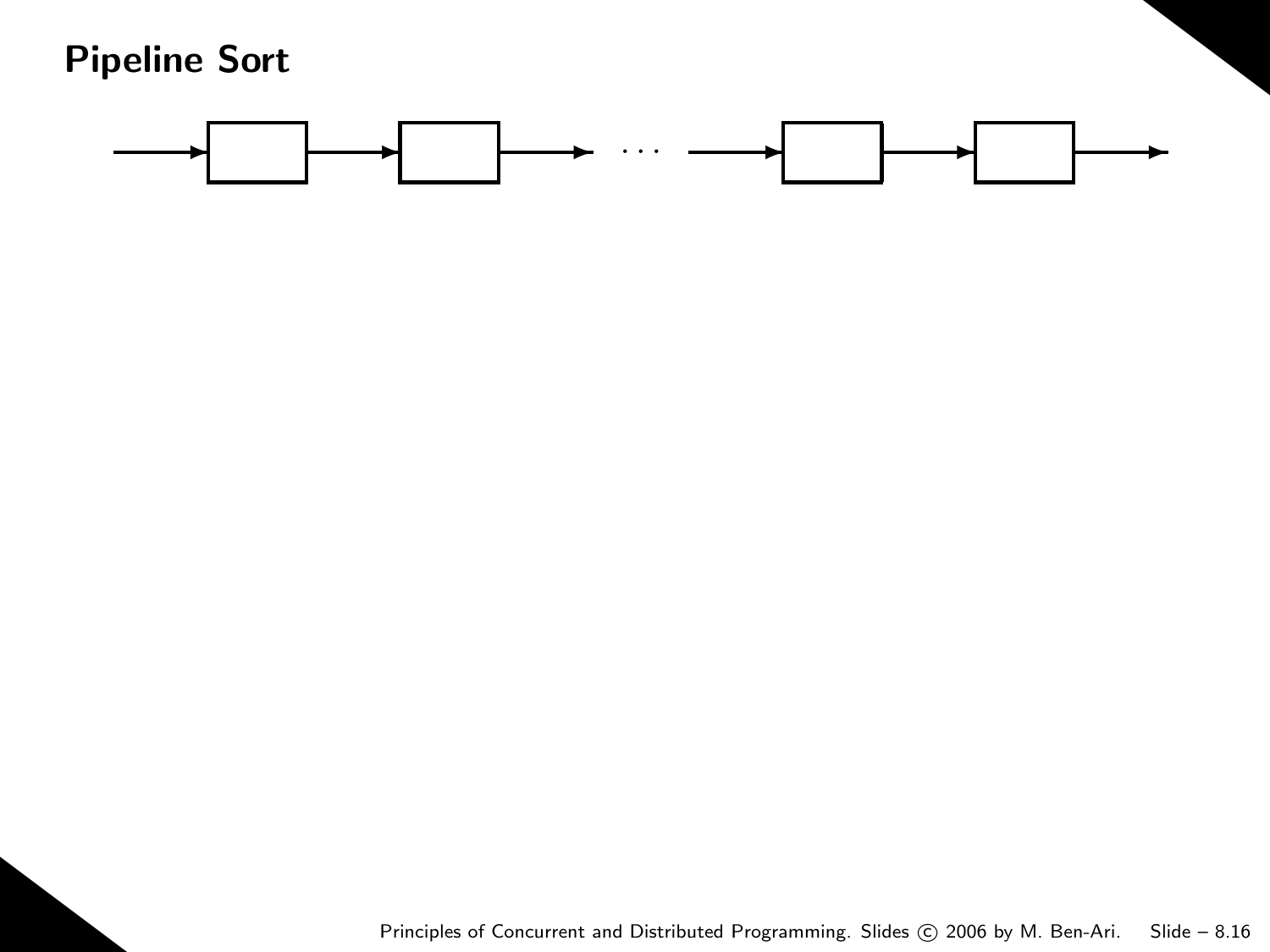# Pipeline Sort

. . .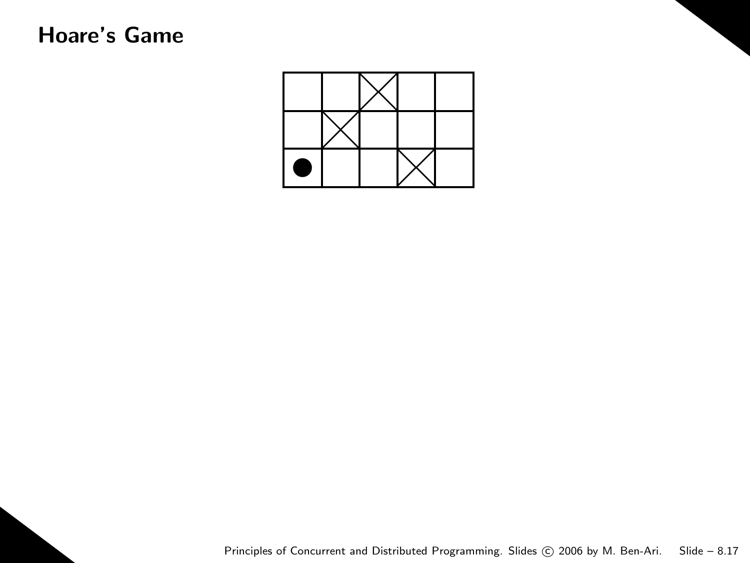# Hoare's Game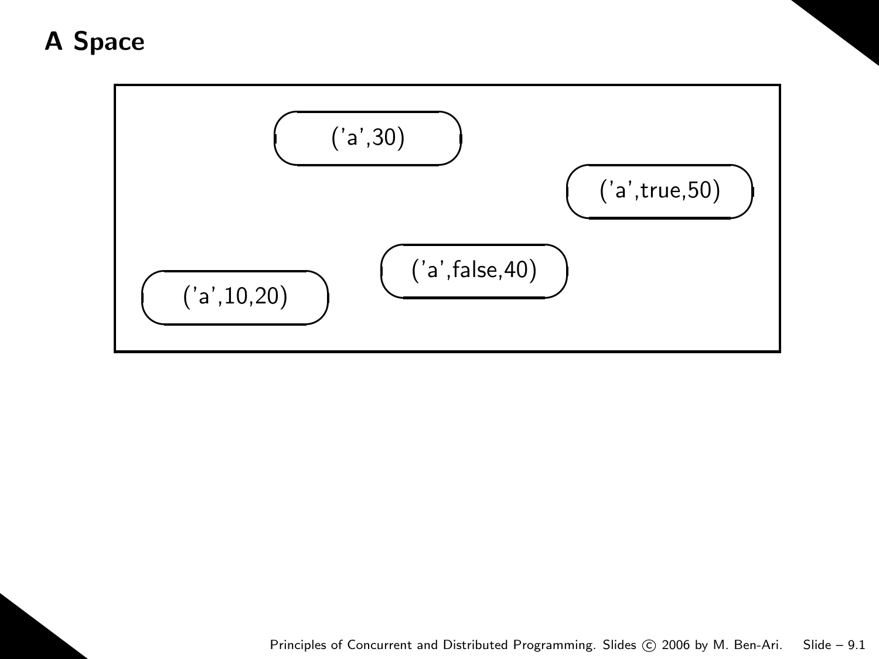# A Space

('a',30)

('a',true,50)

('a',false,40)

('a',10,20)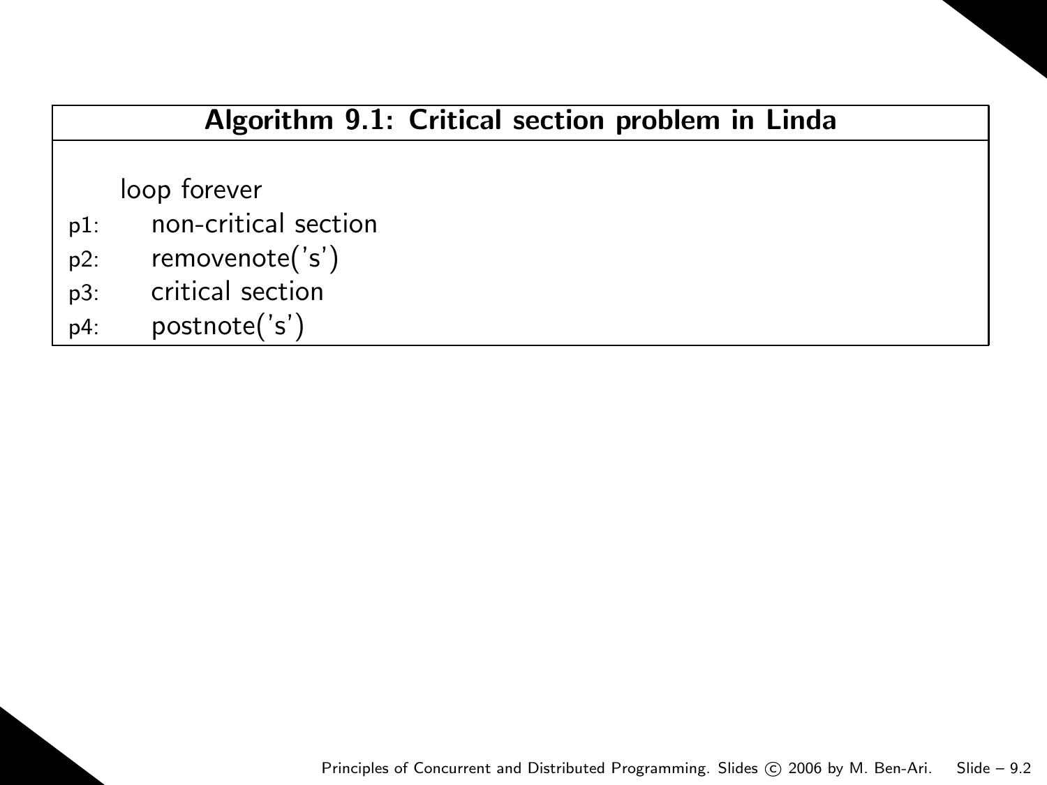**Algorithm 9.1: Critical section problem in Linda**

```
    loop forever
p1:     non-critical section
p2:     removenote('s')
p3:     critical section
p4:     postnote('s')
```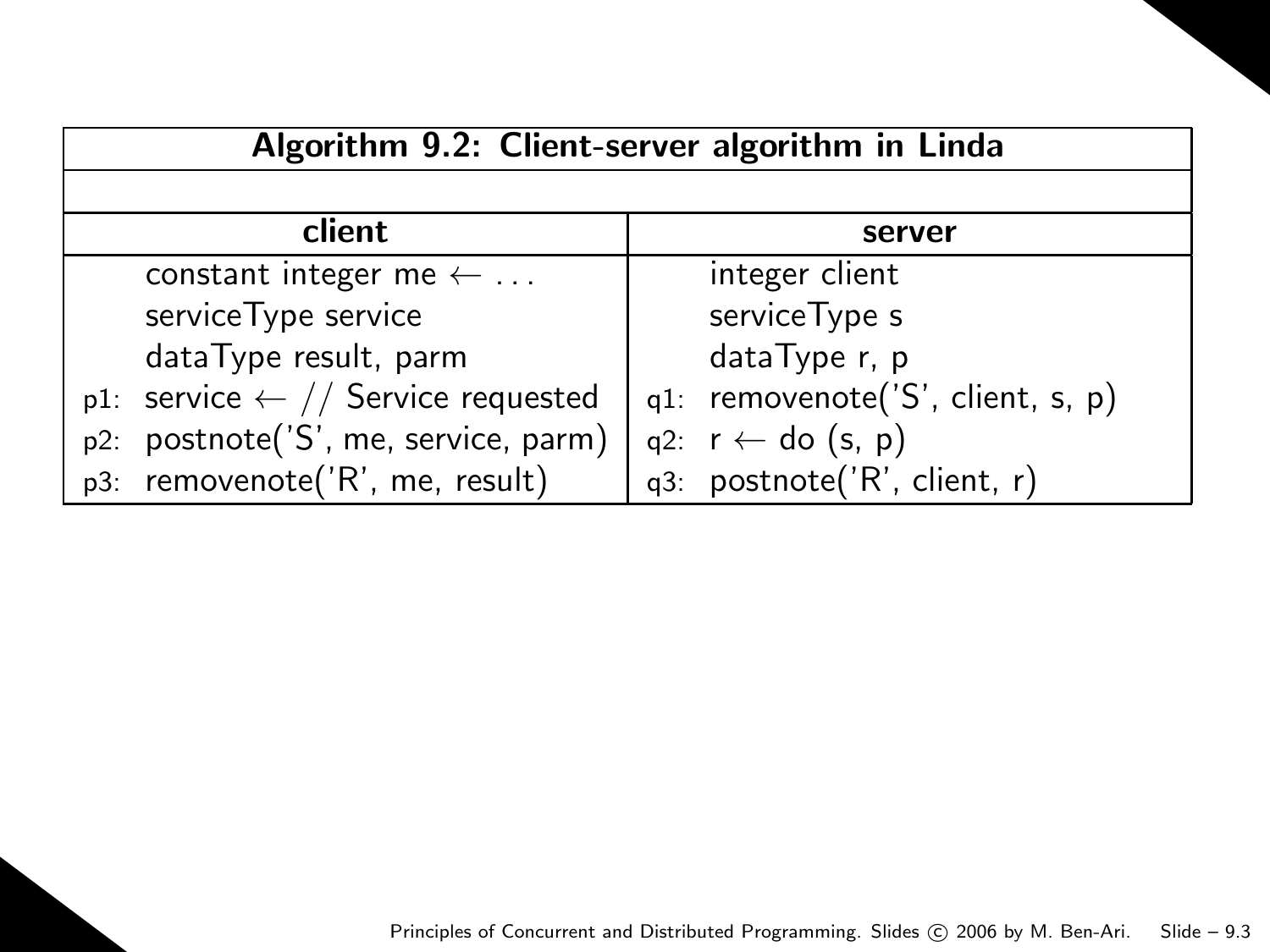| Algorithm 9.2: Client-server algorithm in Linda | |
|---|---|
| **client** | **server** |
| constant integer me ← . . . | integer client |
| serviceType service | serviceType s |
| dataType result, parm | dataType r, p |
| p1: service ← // Service requested | q1: removenote('S', client, s, p) |
| p2: postnote('S', me, service, parm) | q2: r ← do (s, p) |
| p3: removenote('R', me, result) | q3: postnote('R', client, r) |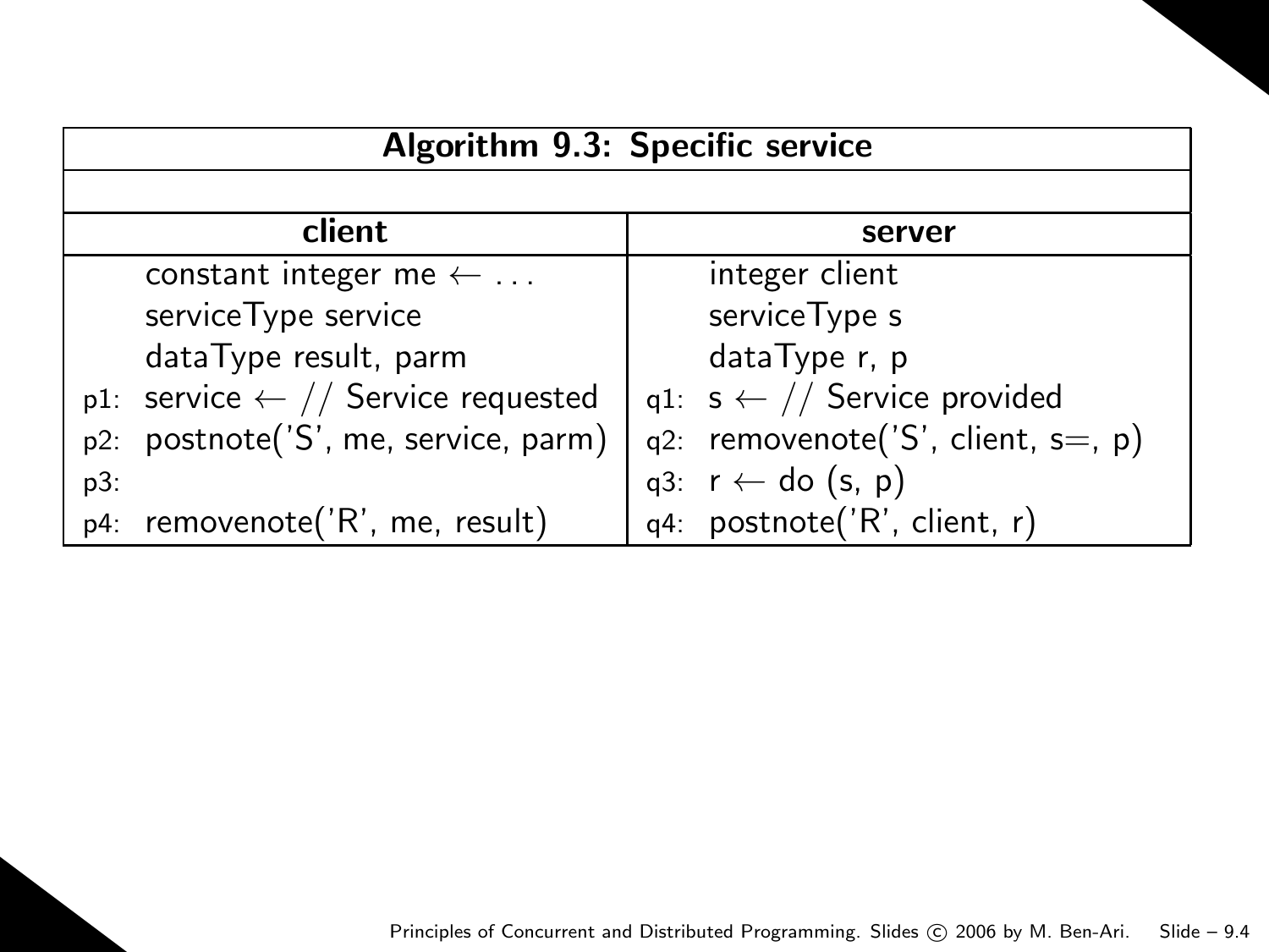| Algorithm 9.3: Specific service | |
|---|---|
| | |
| **client** | **server** |
| constant integer me ← . . . | integer client |
| serviceType service | serviceType s |
| dataType result, parm | dataType r, p |
| p1: service ← // Service requested | q1: s ← // Service provided |
| p2: postnote('S', me, service, parm) | q2: removenote('S', client, s=, p) |
| p3: | q3: r ← do (s, p) |
| p4: removenote('R', me, result) | q4: postnote('R', client, r) |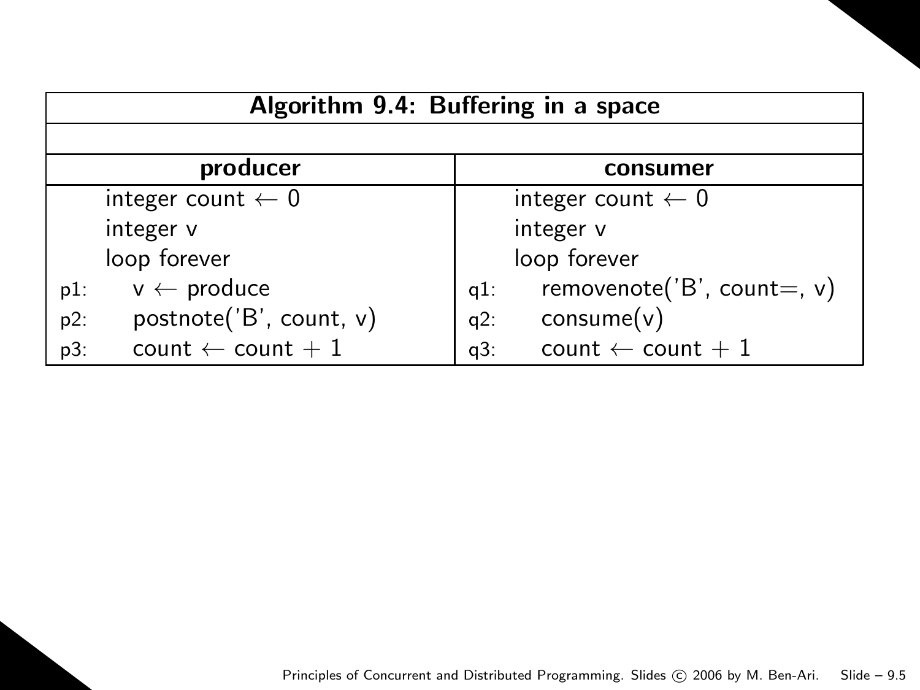| **Algorithm 9.4: Buffering in a space** | | | |
|---|---|---|---|
| | | | |
| **producer** | | **consumer** | |
| | integer count ← 0 | | integer count ← 0 |
| | integer v | | integer v |
| | loop forever | | loop forever |
| p1: | v ← produce | q1: | removenote('B', count=, v) |
| p2: | postnote('B', count, v) | q2: | consume(v) |
| p3: | count ← count + 1 | q3: | count ← count + 1 |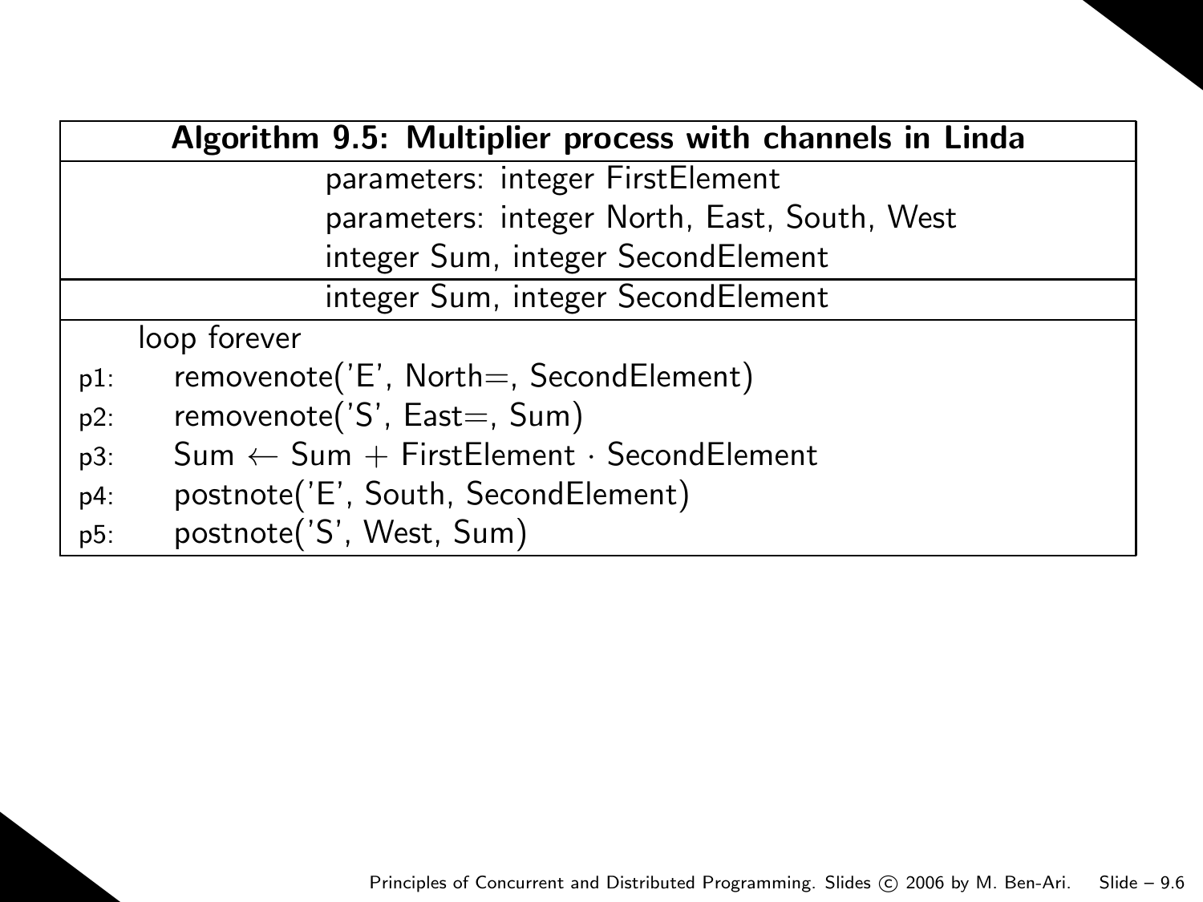**Algorithm 9.5: Multiplier process with channels in Linda**

```
                    parameters: integer FirstElement
                    parameters: integer North, East, South, West
                    integer Sum, integer SecondElement

                    integer Sum, integer SecondElement

    loop forever
p1:   removenote('E', North=, SecondElement)
p2:   removenote('S', East=, Sum)
p3:   Sum ← Sum + FirstElement · SecondElement
p4:   postnote('E', South, SecondElement)
p5:   postnote('S', West, Sum)
```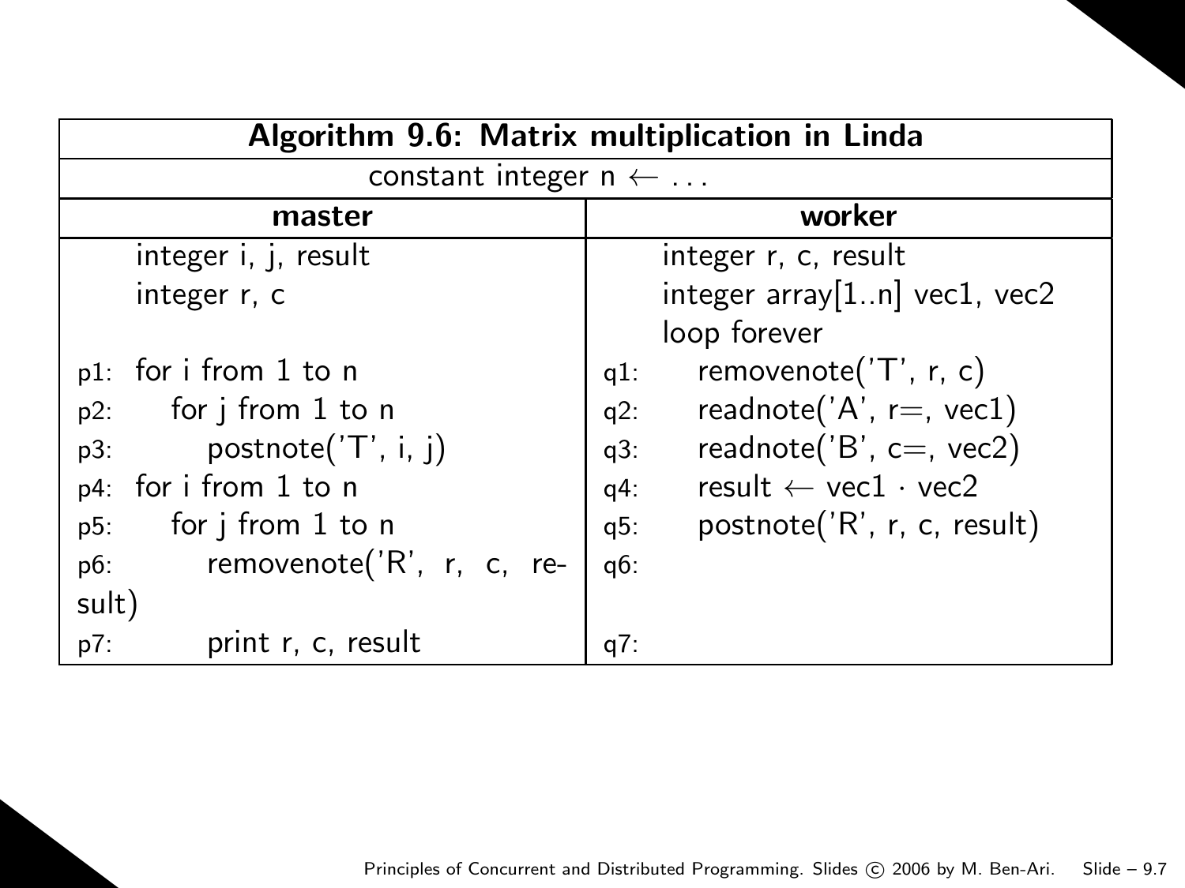| **Algorithm 9.6: Matrix multiplication in Linda** | |
|---|---|
| constant integer n ← . . . | |
| **master** | **worker** |
| integer i, j, result | integer r, c, result |
| integer r, c | integer array[1..n] vec1, vec2 |
| | loop forever |
| p1: for i from 1 to n | q1: removenote('T', r, c) |
| p2: for j from 1 to n | q2: readnote('A', r=, vec1) |
| p3: postnote('T', i, j) | q3: readnote('B', c=, vec2) |
| p4: for i from 1 to n | q4: result ← vec1 · vec2 |
| p5: for j from 1 to n | q5: postnote('R', r, c, result) |
| p6: removenote('R', r, c, result) | q6: |
| p7: print r, c, result | q7: |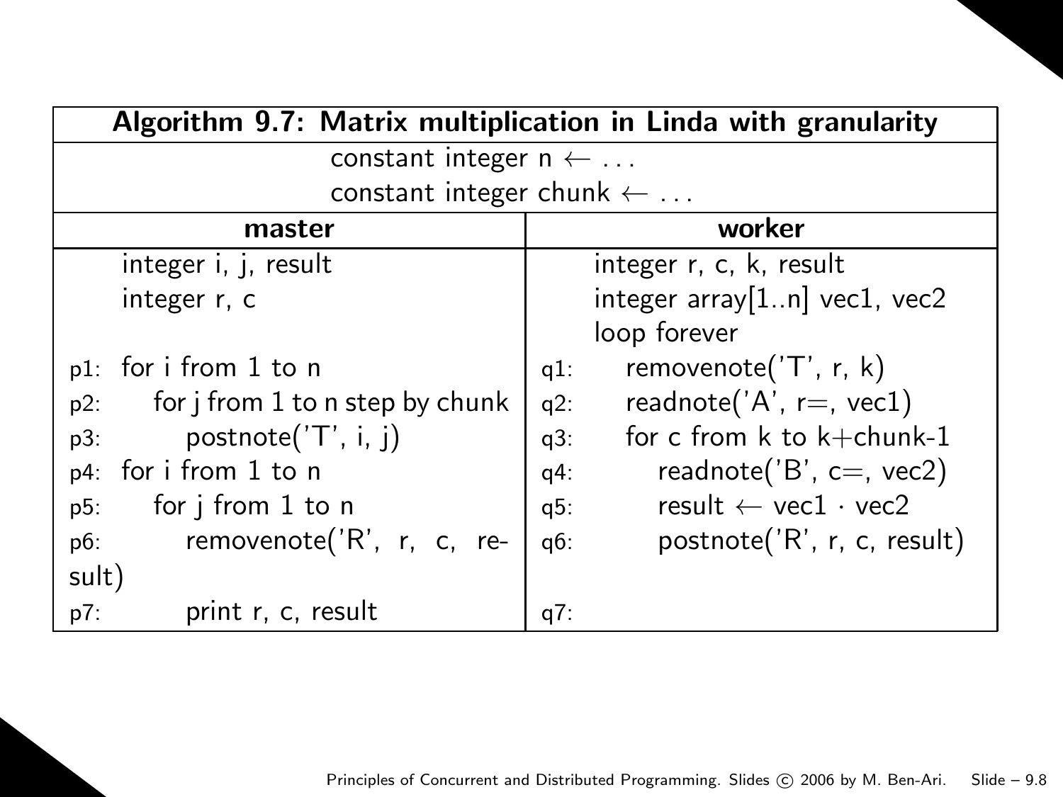| Algorithm 9.7: Matrix multiplication in Linda with granularity | |
|---|---|
| constant integer n ← . . . | |
| constant integer chunk ← . . . | |
| **master** | **worker** |
| integer i, j, result | integer r, c, k, result |
| integer r, c | integer array[1..n] vec1, vec2 |
| | loop forever |
| p1: for i from 1 to n | q1: removenote('T', r, k) |
| p2: for j from 1 to n step by chunk | q2: readnote('A', r=, vec1) |
| p3: postnote('T', i, j) | q3: for c from k to k+chunk-1 |
| p4: for i from 1 to n | q4: readnote('B', c=, vec2) |
| p5: for j from 1 to n | q5: result ← vec1 · vec2 |
| p6: removenote('R', r, c, result) | q6: postnote('R', r, c, result) |
| p7: print r, c, result | q7: |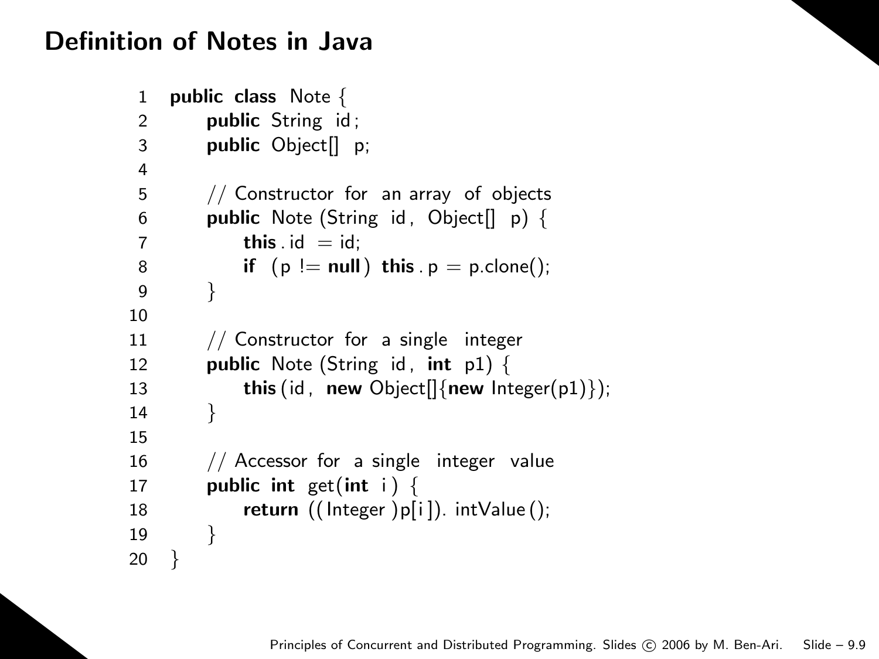# Definition of Notes in Java

```
1   public class Note {
2       public String id;
3       public Object[] p;
4
5       // Constructor for an array of objects
6       public Note (String id, Object[] p) {
7           this.id = id;
8           if (p != null) this.p = p.clone();
9       }
10
11      // Constructor for a single integer
12      public Note (String id, int p1) {
13          this(id, new Object[]{new Integer(p1)});
14      }
15
16      // Accessor for a single integer value
17      public int get(int i) {
18          return ((Integer)p[i]).intValue();
19      }
20  }
```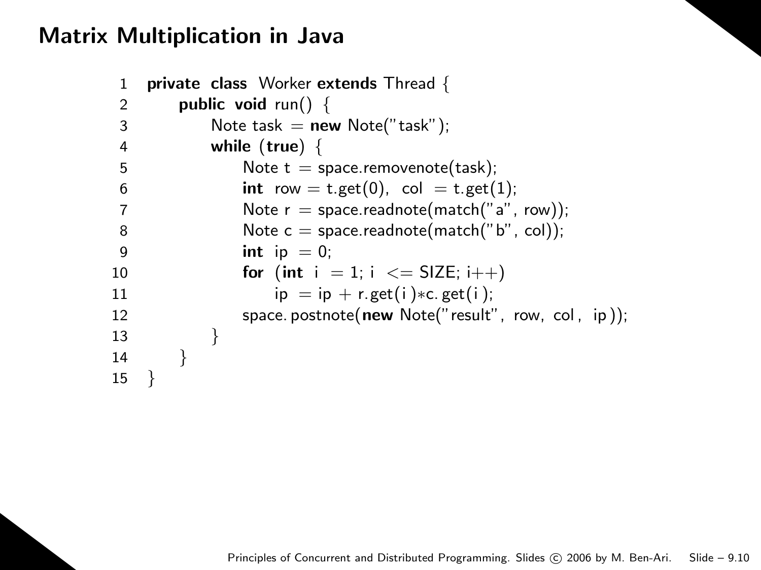# Matrix Multiplication in Java

```
1   private class Worker extends Thread {
2       public void run() {
3           Note task = new Note("task");
4           while (true) {
5               Note t = space.removenote(task);
6               int row = t.get(0), col = t.get(1);
7               Note r = space.readnote(match("a", row));
8               Note c = space.readnote(match("b", col));
9               int ip = 0;
10              for (int i = 1; i <= SIZE; i++)
11                  ip = ip + r.get(i)*c.get(i);
12              space.postnote(new Note("result", row, col, ip));
13          }
14      }
15  }
```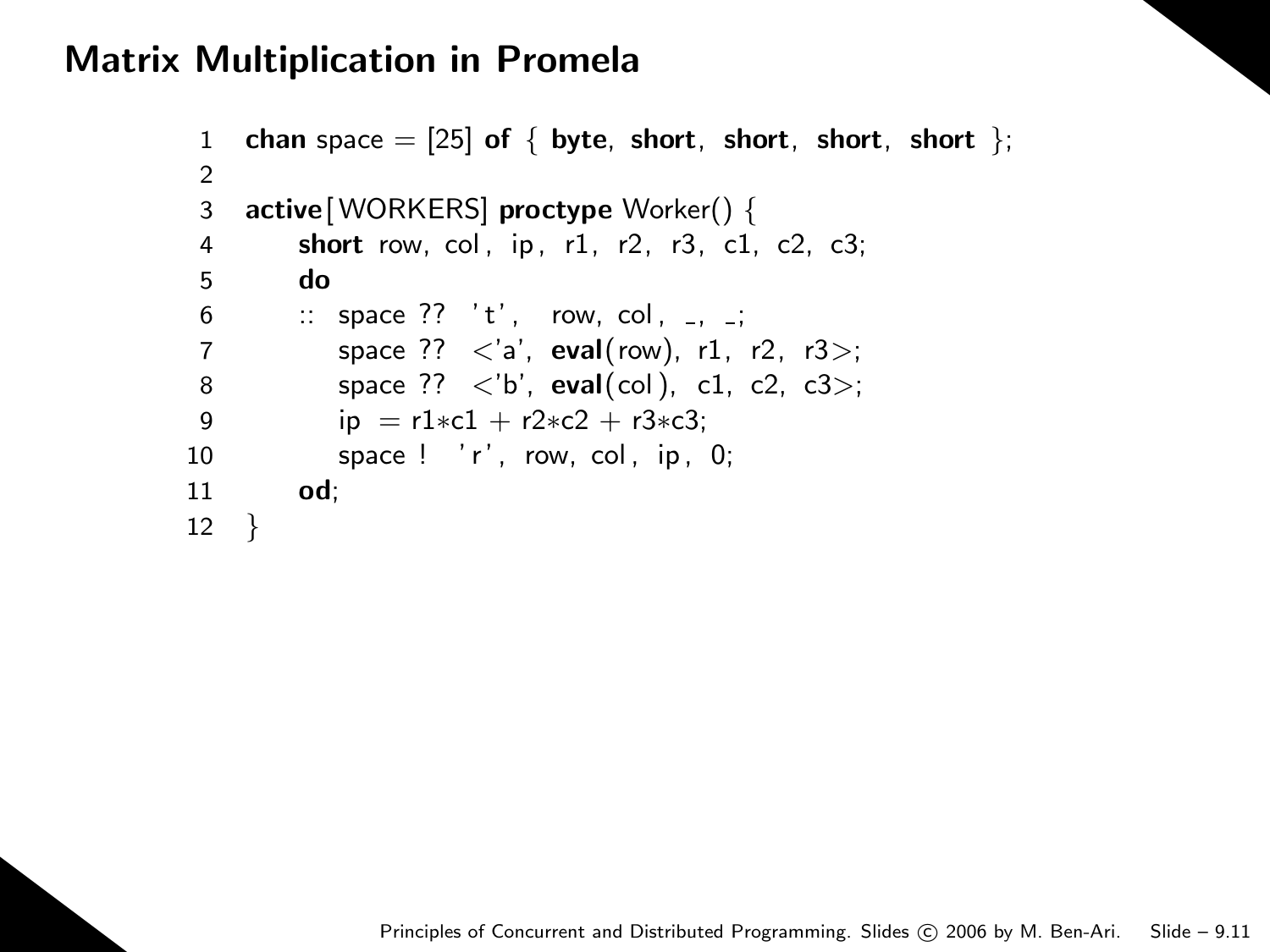# Matrix Multiplication in Promela

```
1   chan space = [25] of { byte, short, short, short, short };
2
3   active[WORKERS] proctype Worker() {
4       short row, col, ip, r1, r2, r3, c1, c2, c3;
5       do
6       :: space ??  't',   row, col, _, _;
7           space ??  <'a', eval(row), r1, r2, r3>;
8           space ??  <'b', eval(col), c1, c2, c3>;
9           ip  = r1*c1 + r2*c2 + r3*c3;
10          space !   'r', row, col, ip, 0;
11      od;
12  }
```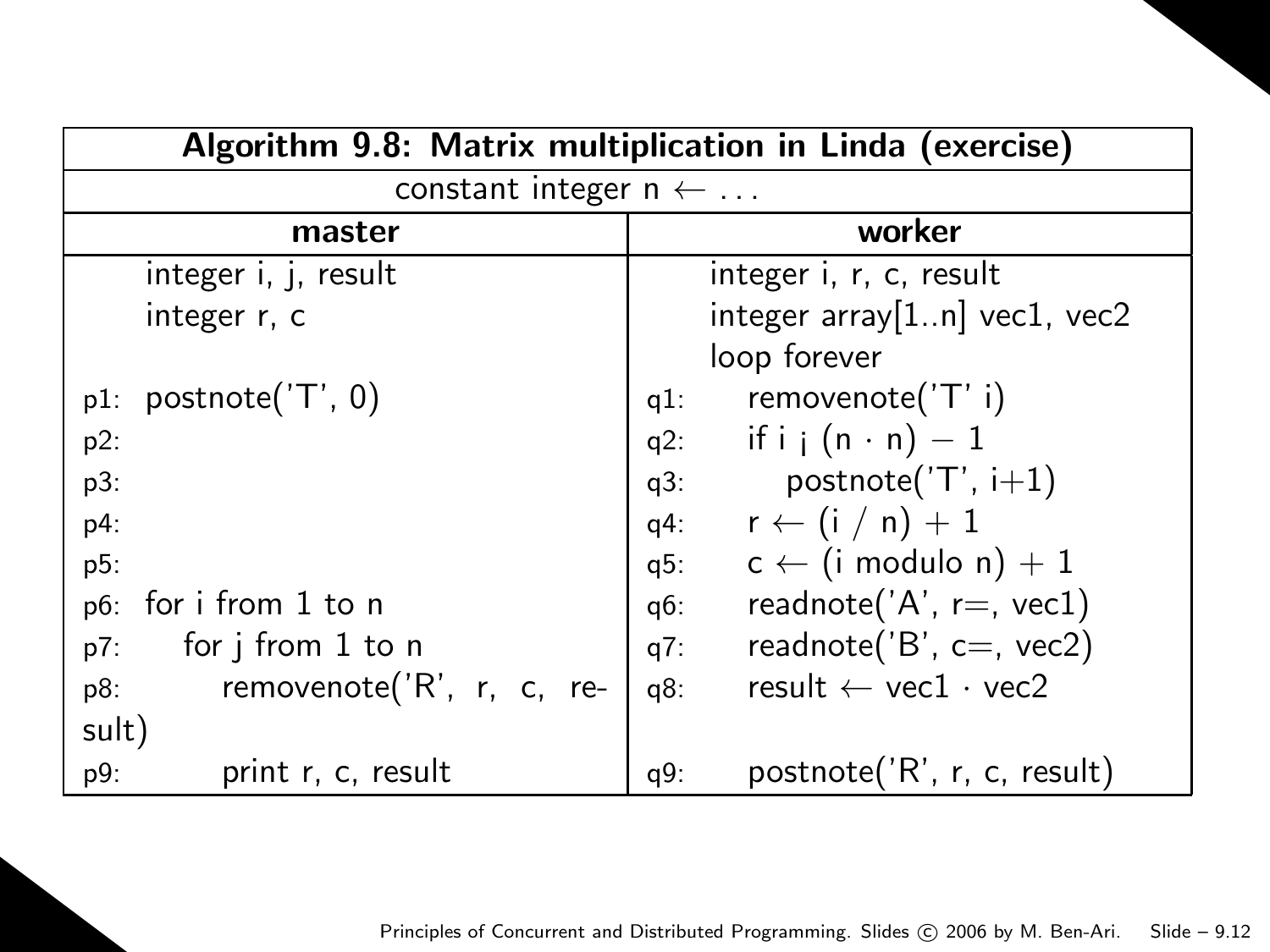| Algorithm 9.8: Matrix multiplication in Linda (exercise) | | | |
|---|---|---|---|
| constant integer n ← . . . | | | |
| **master** | | **worker** | |
| | integer i, j, result | | integer i, r, c, result |
| | integer r, c | | integer array[1..n] vec1, vec2 |
| | | | loop forever |
| p1: | postnote('T', 0) | q1: | removenote('T' i) |
| p2: | | q2: | if i ¡ (n · n) − 1 |
| p3: | | q3: | postnote('T', i+1) |
| p4: | | q4: | r ← (i / n) + 1 |
| p5: | | q5: | c ← (i modulo n) + 1 |
| p6: | for i from 1 to n | q6: | readnote('A', r=, vec1) |
| p7: | for j from 1 to n | q7: | readnote('B', c=, vec2) |
| p8: | removenote('R', r, c, result) | q8: | result ← vec1 · vec2 |
| p9: | print r, c, result | q9: | postnote('R', r, c, result) |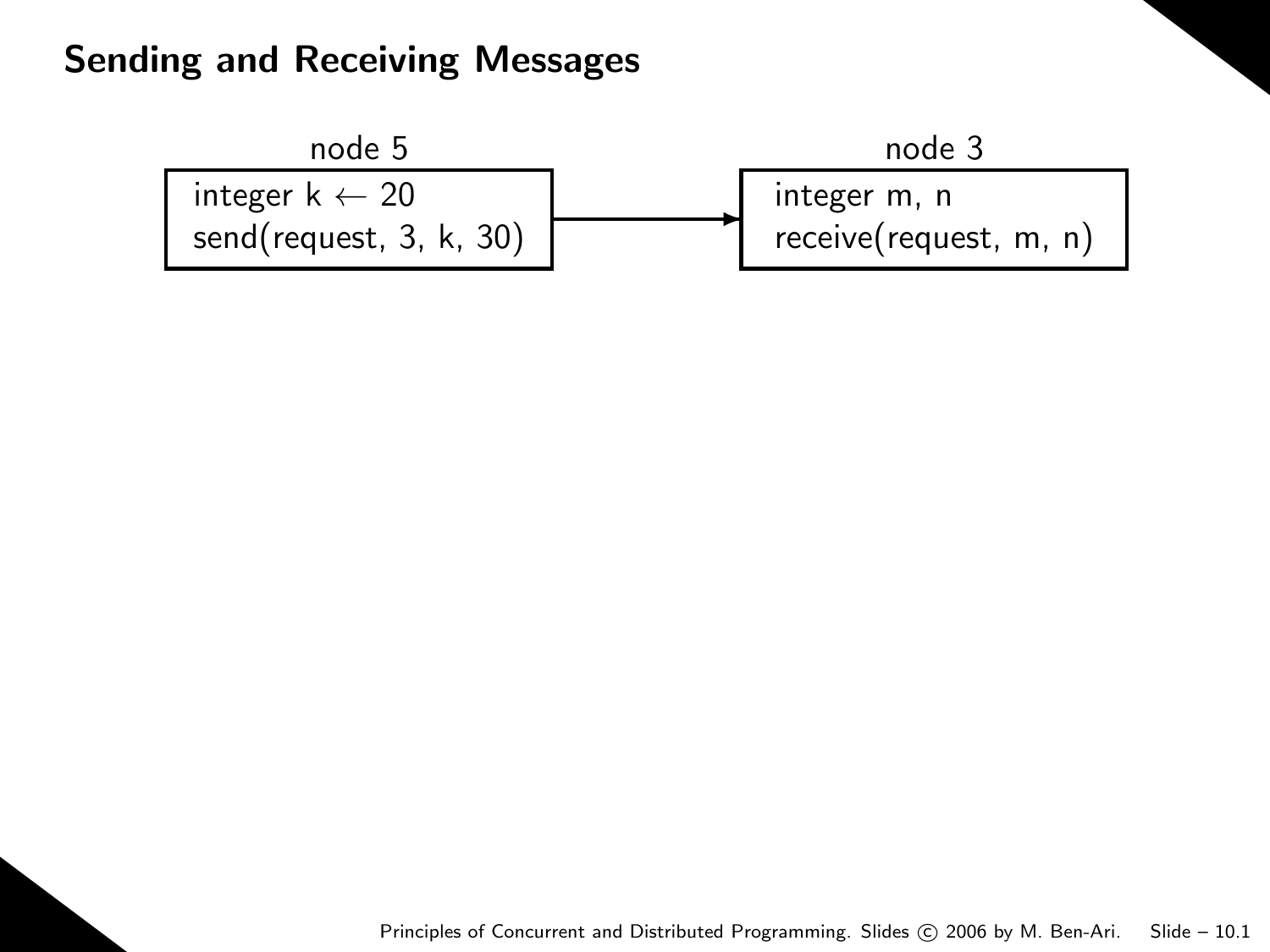# Sending and Receiving Messages

node 5

```
integer k ← 20
send(request, 3, k, 30)
```

node 3

```
integer m, n
receive(request, m, n)
```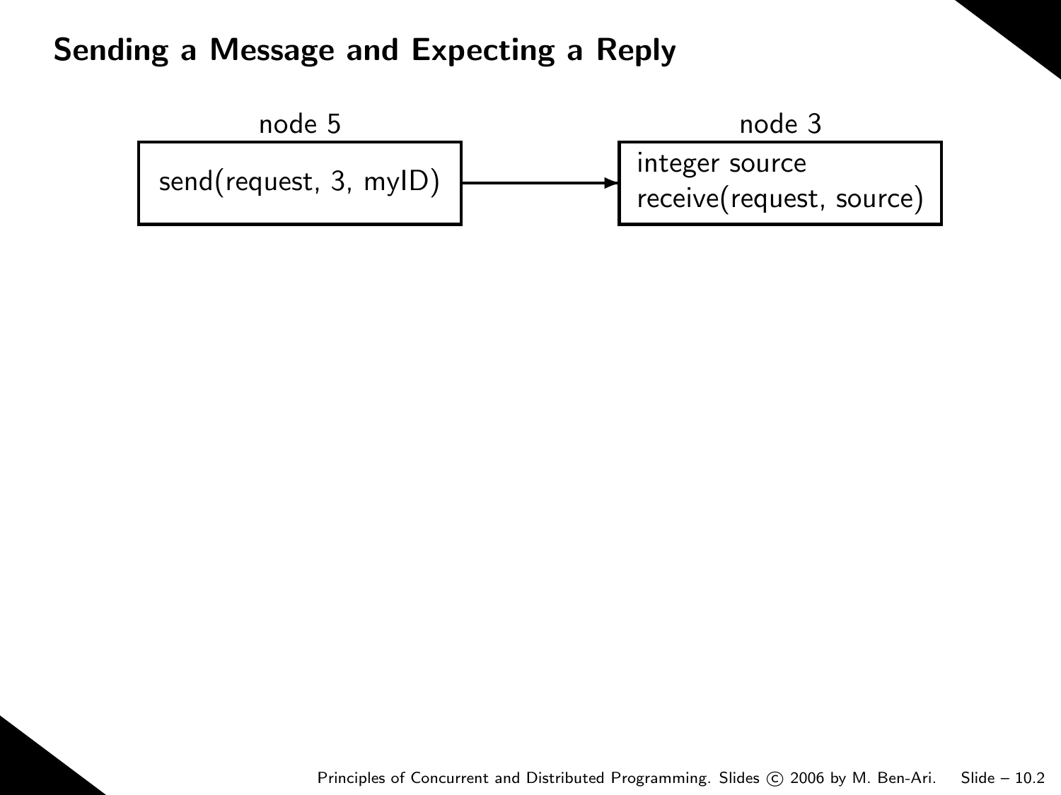# Sending a Message and Expecting a Reply

node 5

send(request, 3, myID)

node 3

integer source
receive(request, source)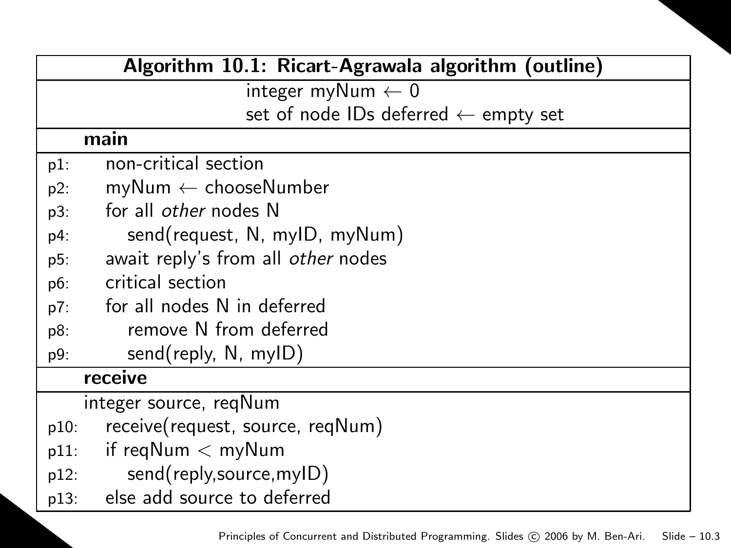**Algorithm 10.1: Ricart-Agrawala algorithm (outline)**

```
                    integer myNum ← 0
                    set of node IDs deferred ← empty set
    main
p1:     non-critical section
p2:     myNum ← chooseNumber
p3:     for all other nodes N
p4:         send(request, N, myID, myNum)
p5:     await reply's from all other nodes
p6:     critical section
p7:     for all nodes N in deferred
p8:         remove N from deferred
p9:         send(reply, N, myID)
    receive
    integer source, reqNum
p10:    receive(request, source, reqNum)
p11:    if reqNum < myNum
p12:        send(reply,source,myID)
p13:    else add source to deferred
```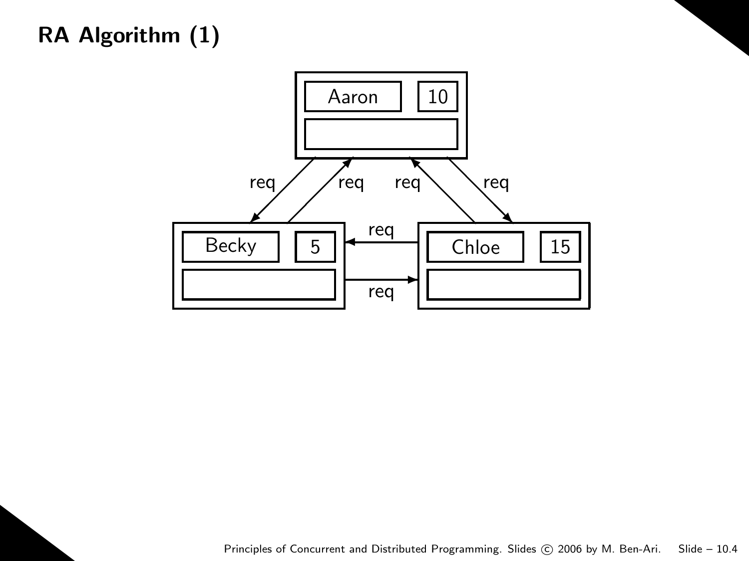# RA Algorithm (1)

Aaron 10

Becky 5

Chloe 15

req req req req

req

req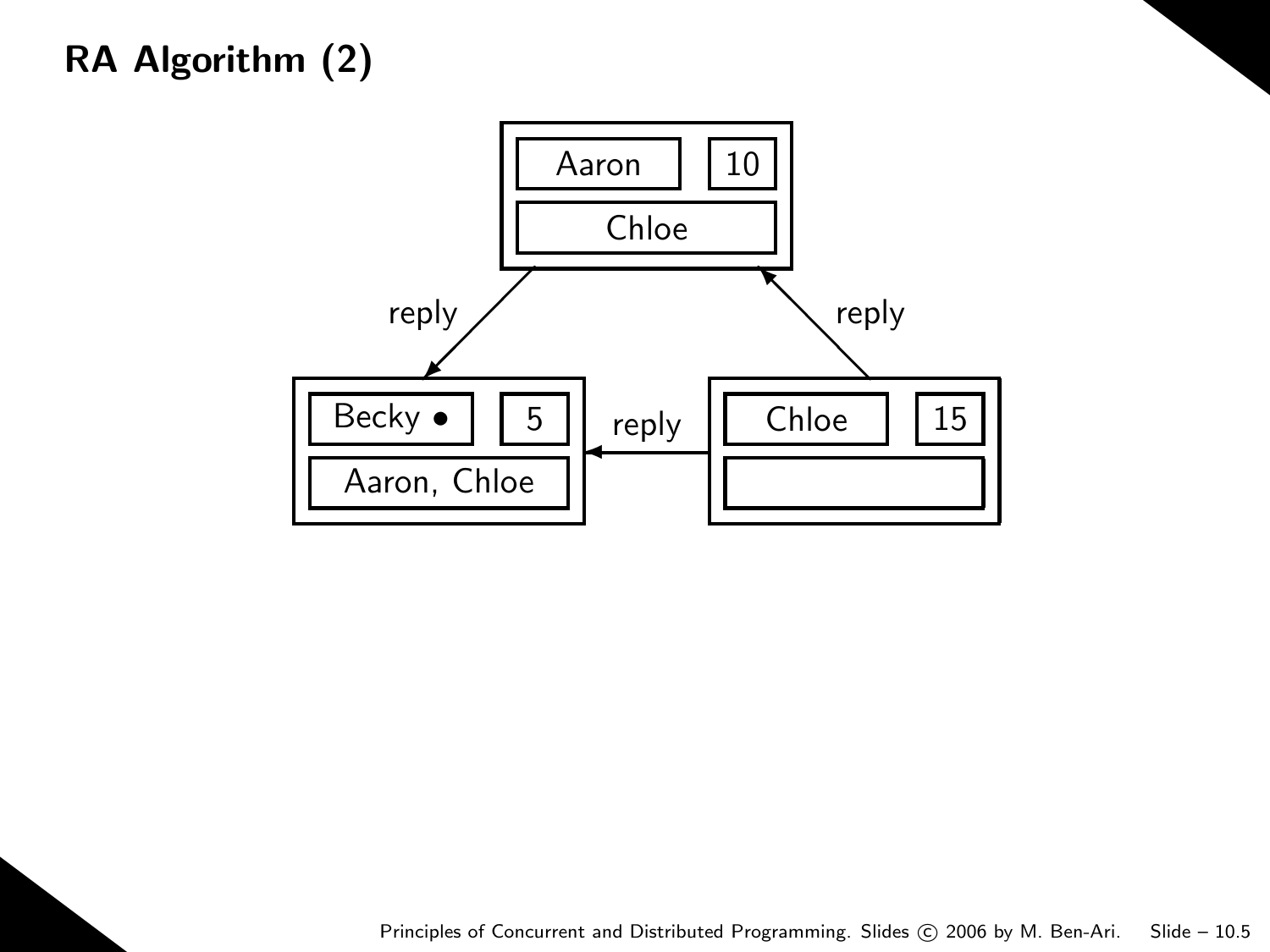# RA Algorithm (2)

Aaron
10
Chloe

reply
reply

Becky •
5
Aaron, Chloe

reply

Chloe
15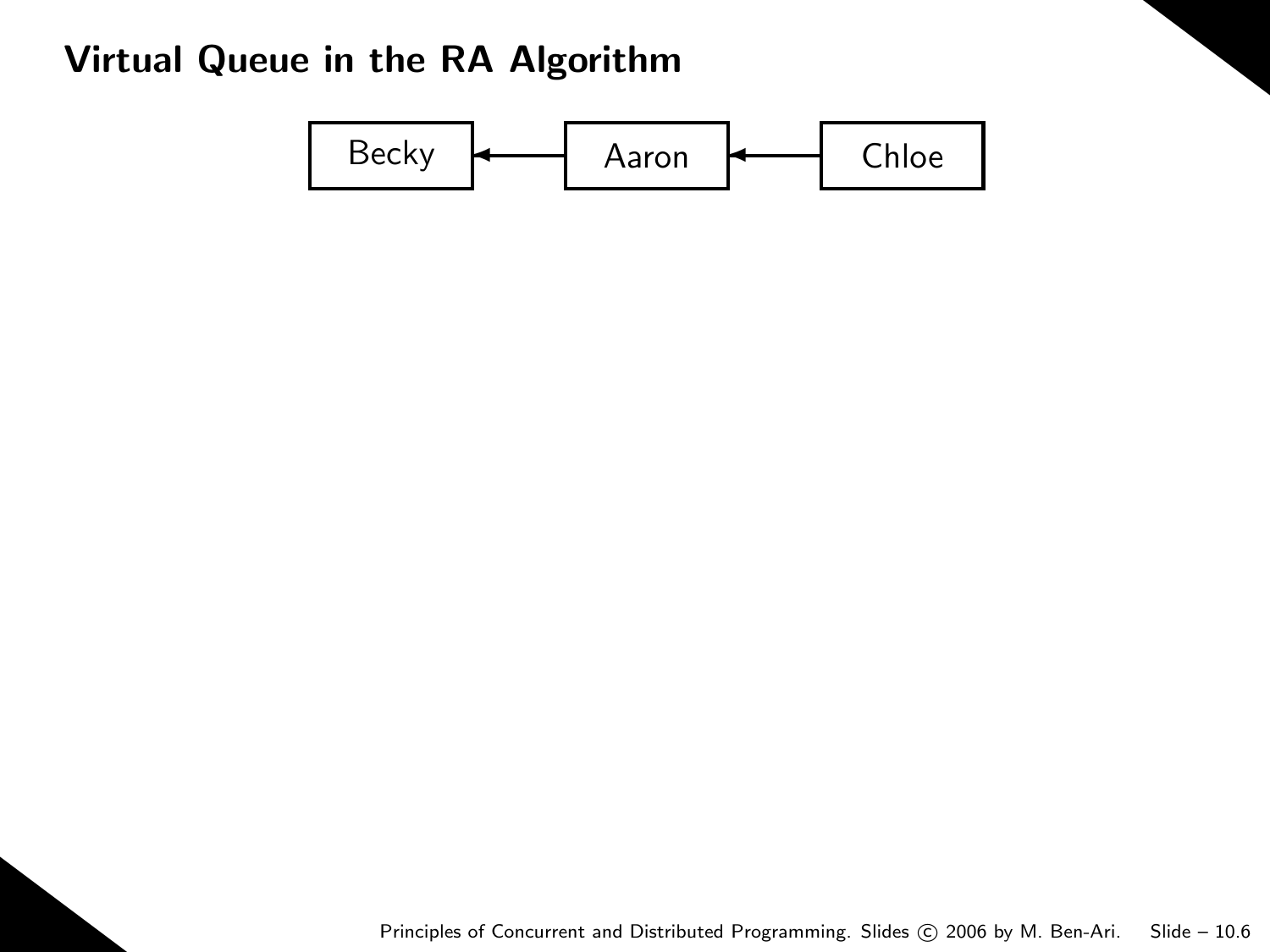# Virtual Queue in the RA Algorithm

Becky ← Aaron ← Chloe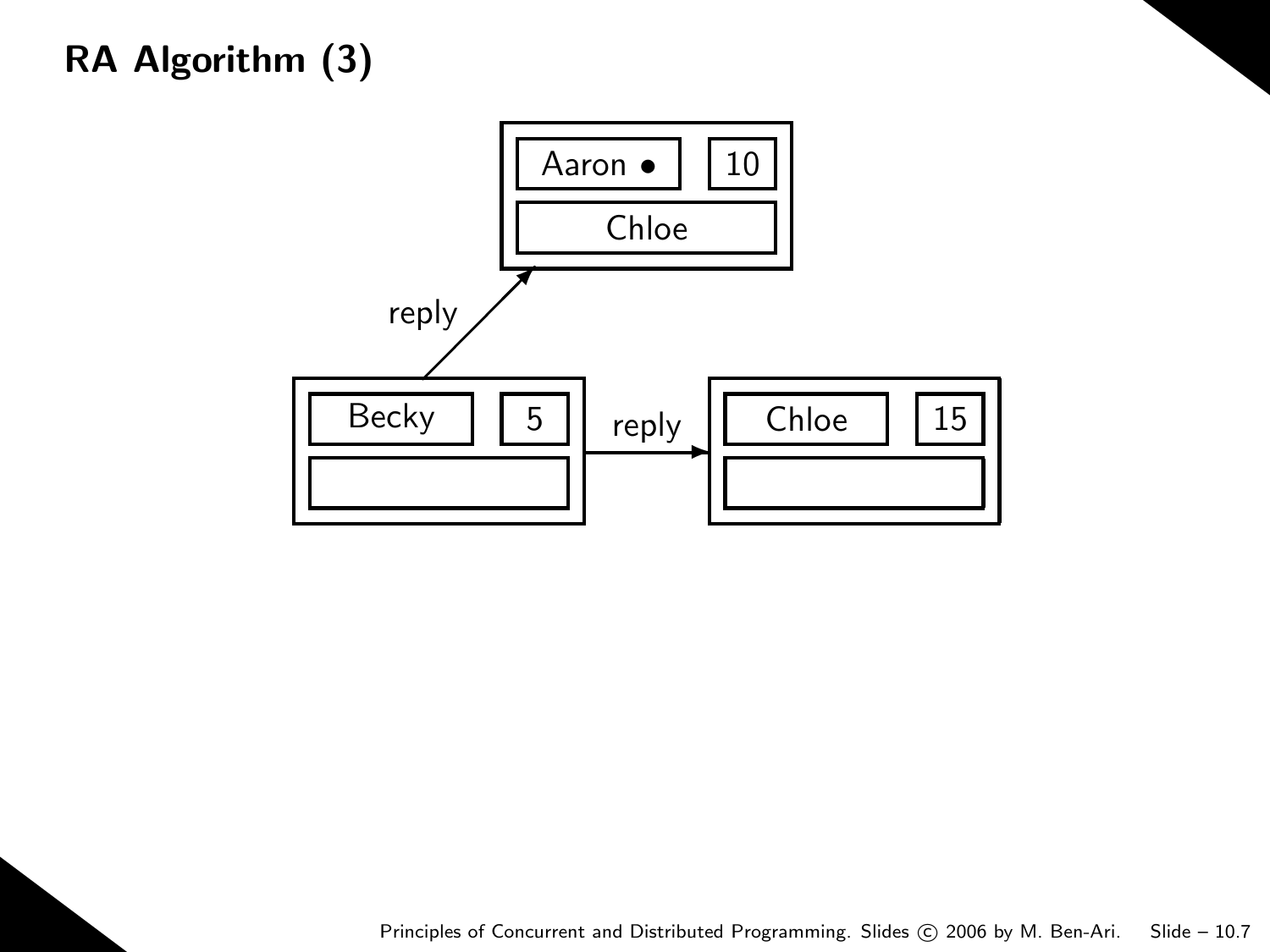# RA Algorithm (3)

Aaron • 10

Chloe

reply

Becky 5

reply

Chloe 15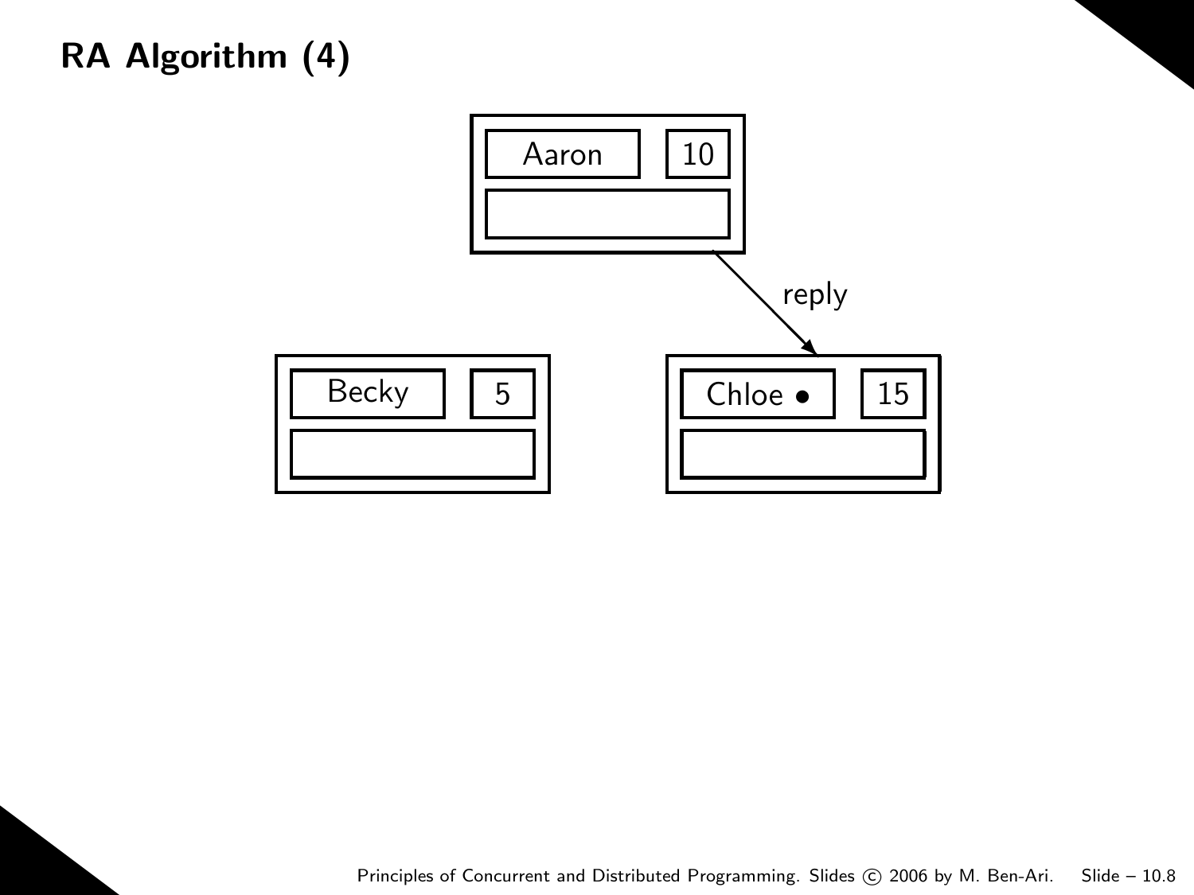# RA Algorithm (4)

Aaron
10

reply

Becky
5

Chloe •
15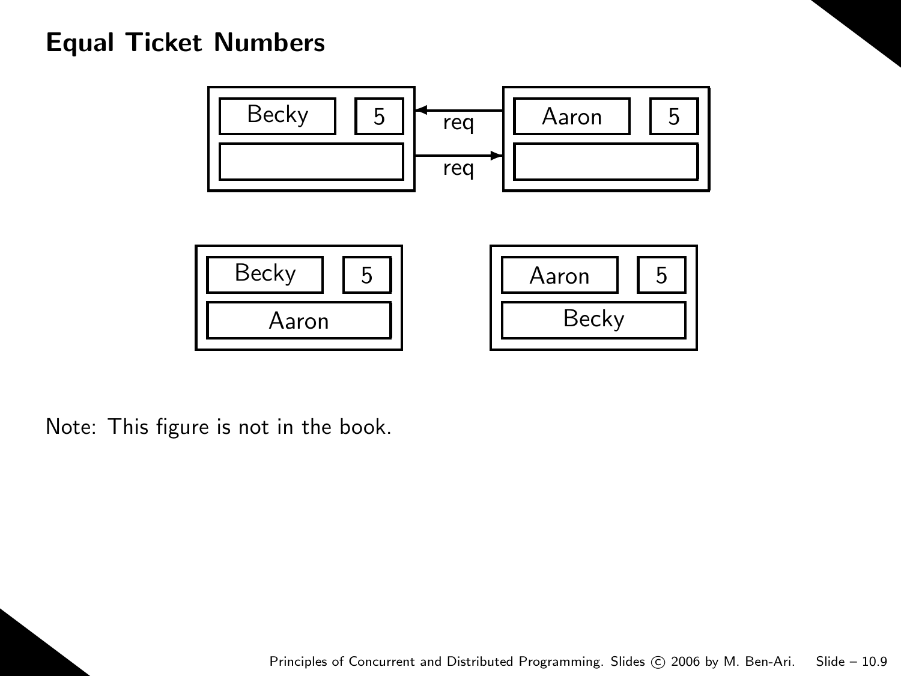## Equal Ticket Numbers

Becky 5

req

req

Aaron 5

Becky 5

Aaron

Aaron 5

Becky

Note: This figure is not in the book.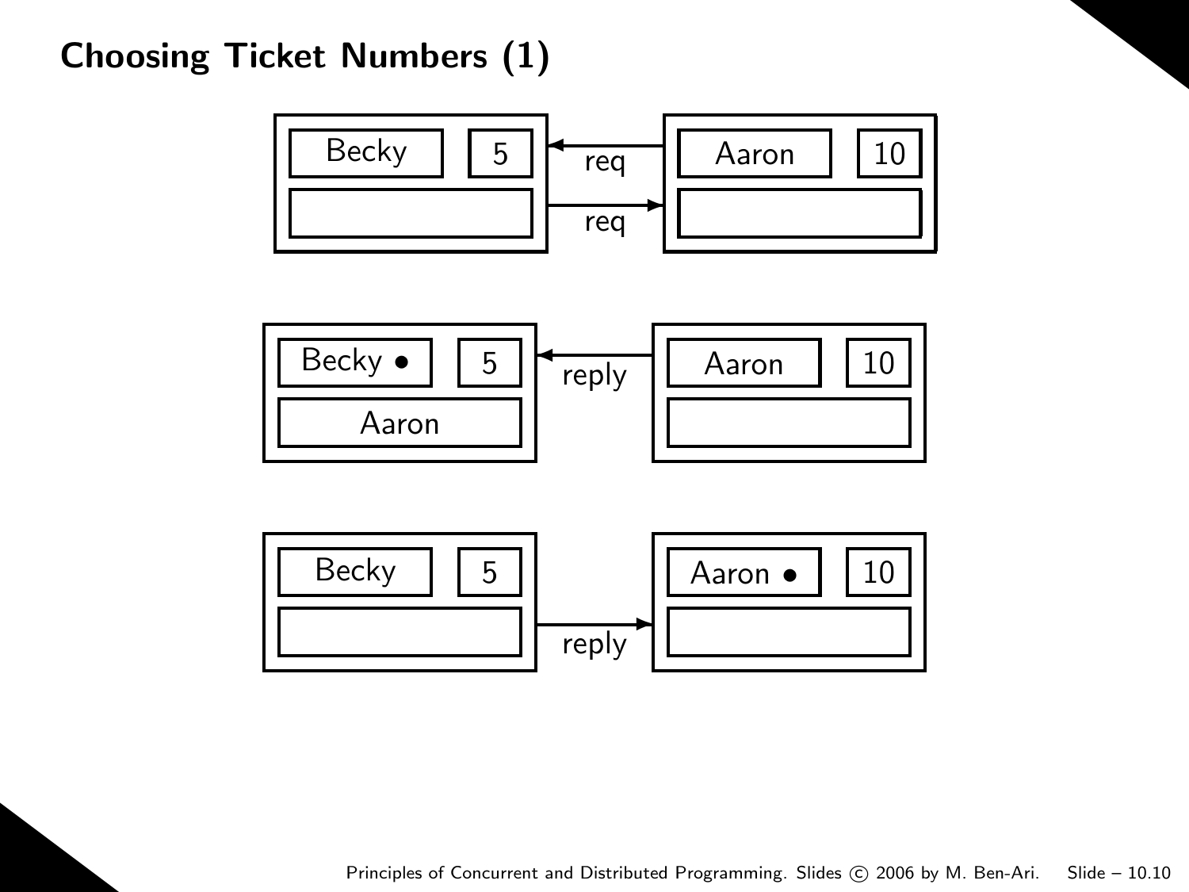# Choosing Ticket Numbers (1)

Becky | 5 ← req — Aaron | 10

Becky | 5 — req → Aaron | 10

Becky • | 5, Aaron ← reply — Aaron | 10

Becky | 5 — reply → Aaron • | 10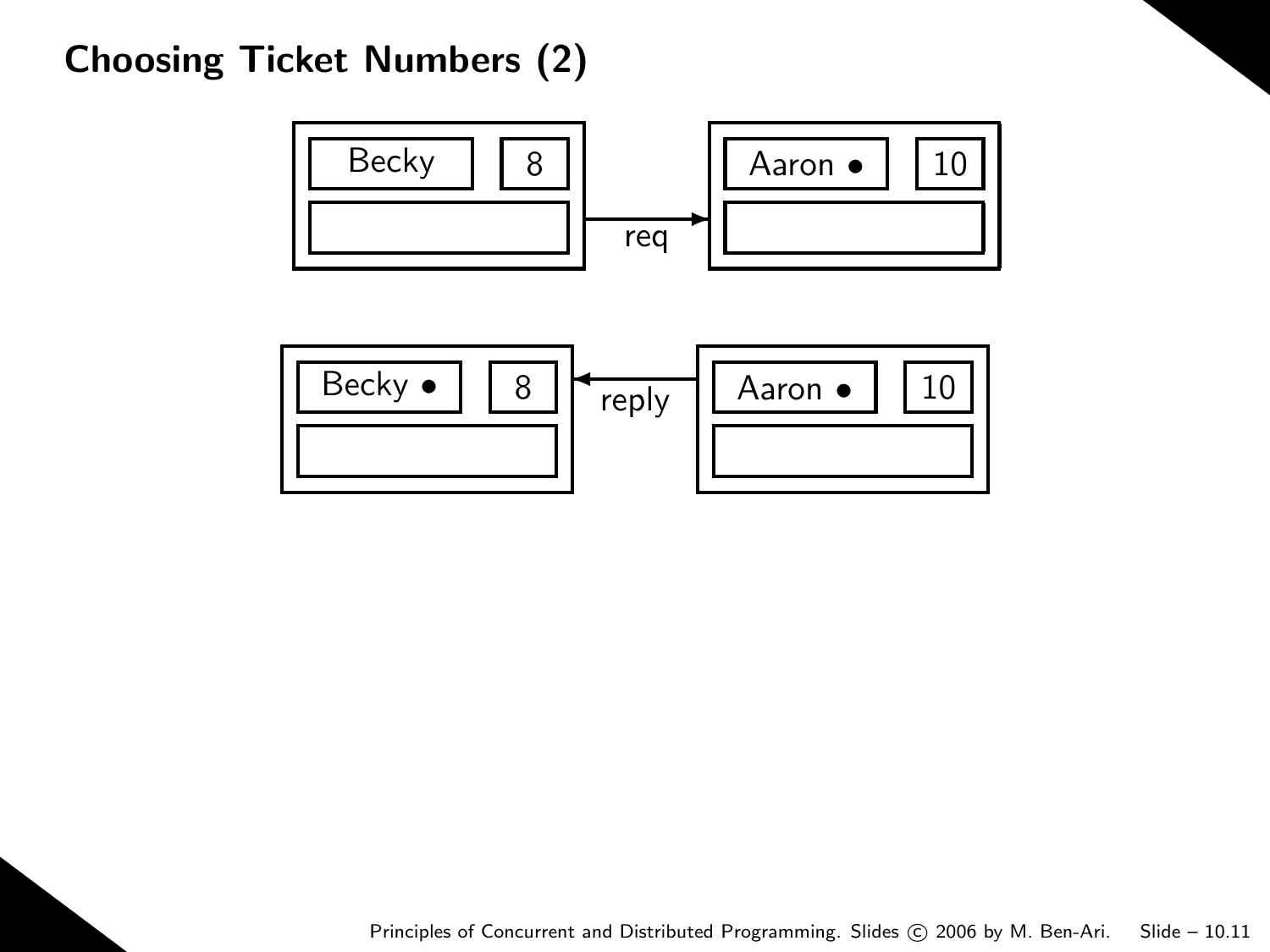# Choosing Ticket Numbers (2)

Becky

8

req

Aaron •

10

Becky •

8

reply

Aaron •

10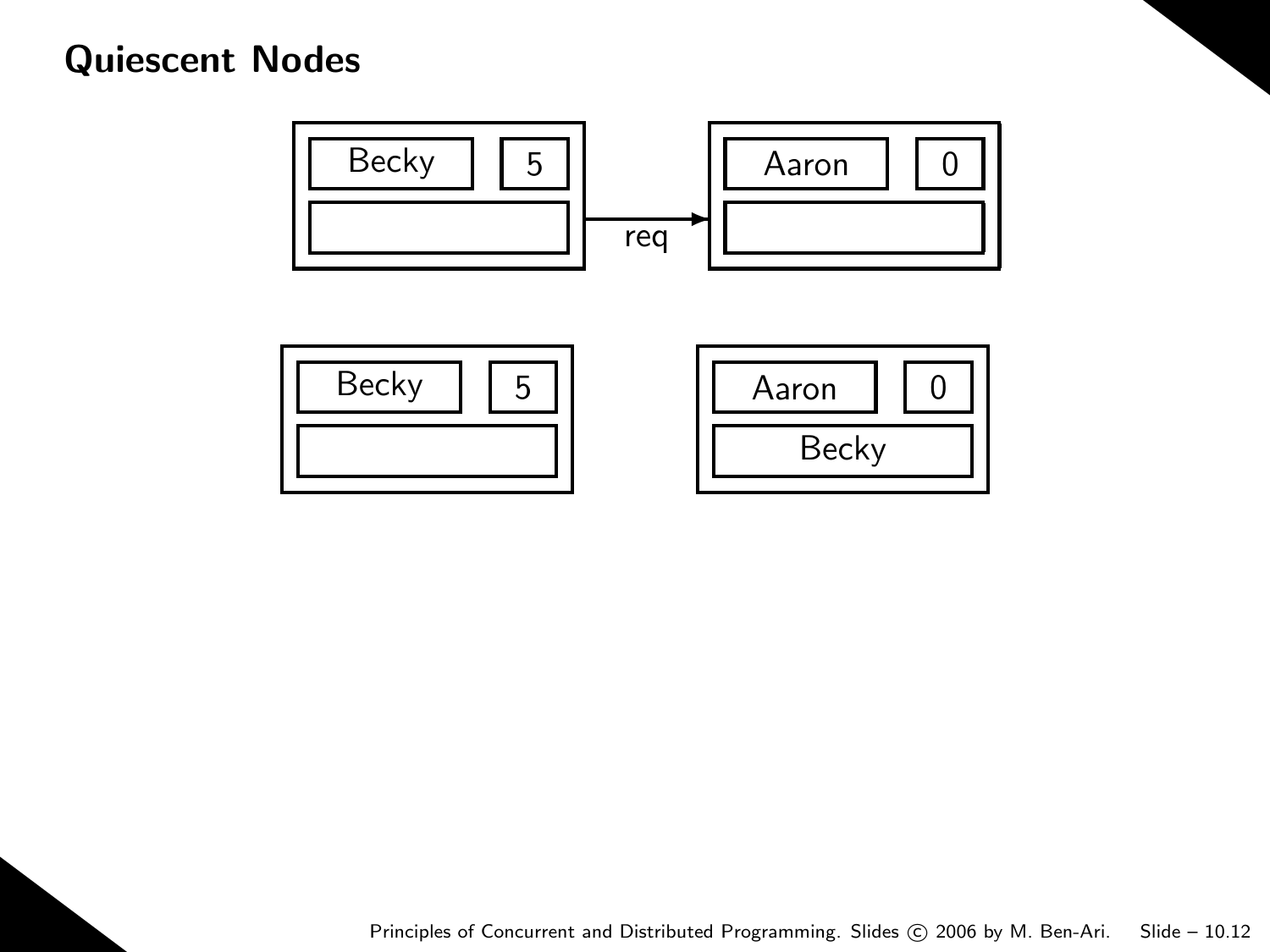# Quiescent Nodes

Becky 5

req

Aaron 0

Becky 5

Aaron 0

Becky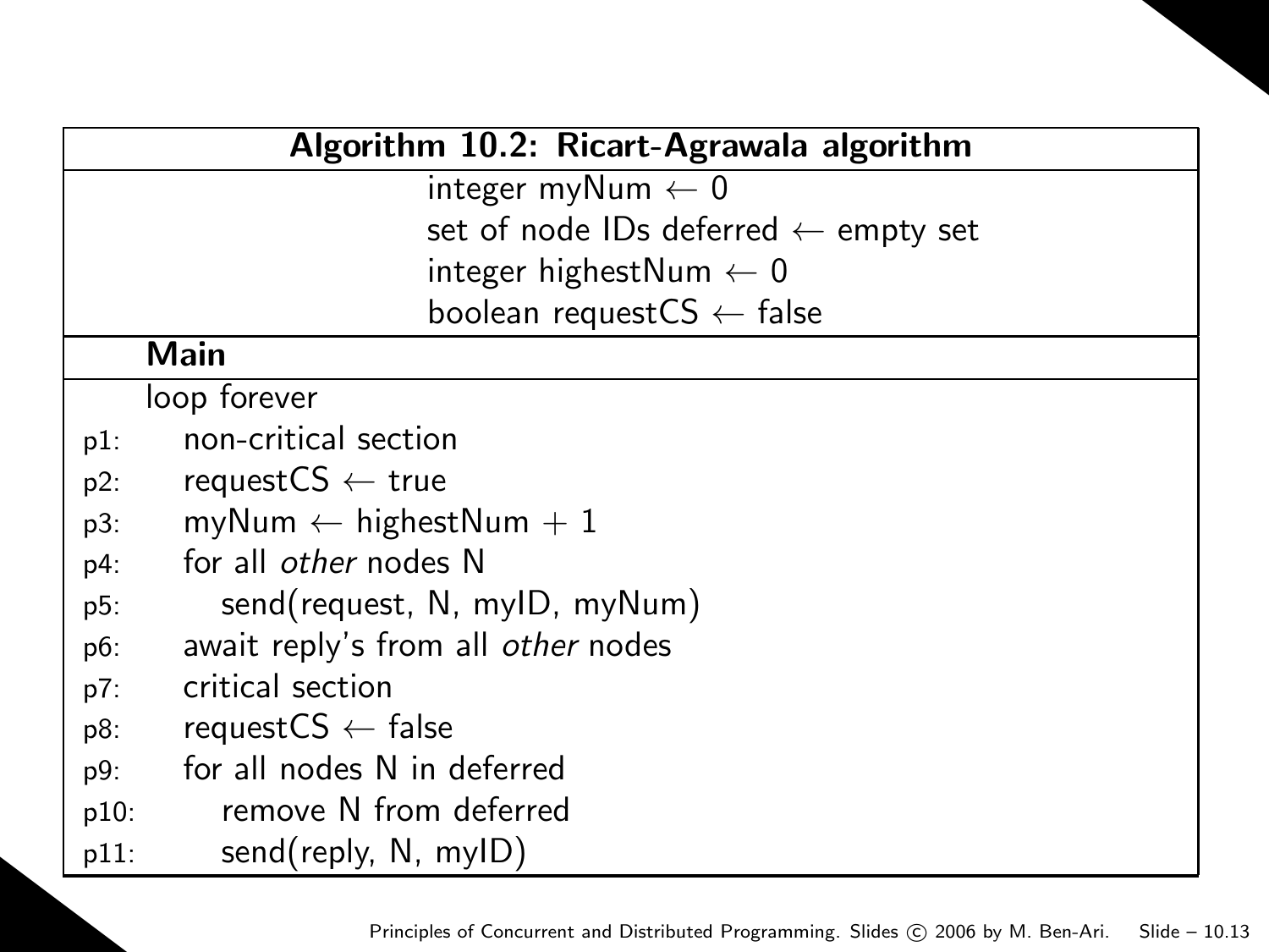**Algorithm 10.2: Ricart-Agrawala algorithm**

```
                 integer myNum ← 0
                 set of node IDs deferred ← empty set
                 integer highestNum ← 0
                 boolean requestCS ← false

     Main

     loop forever
p1:     non-critical section
p2:     requestCS ← true
p3:     myNum ← highestNum + 1
p4:     for all other nodes N
p5:        send(request, N, myID, myNum)
p6:     await reply's from all other nodes
p7:     critical section
p8:     requestCS ← false
p9:     for all nodes N in deferred
p10:       remove N from deferred
p11:       send(reply, N, myID)
```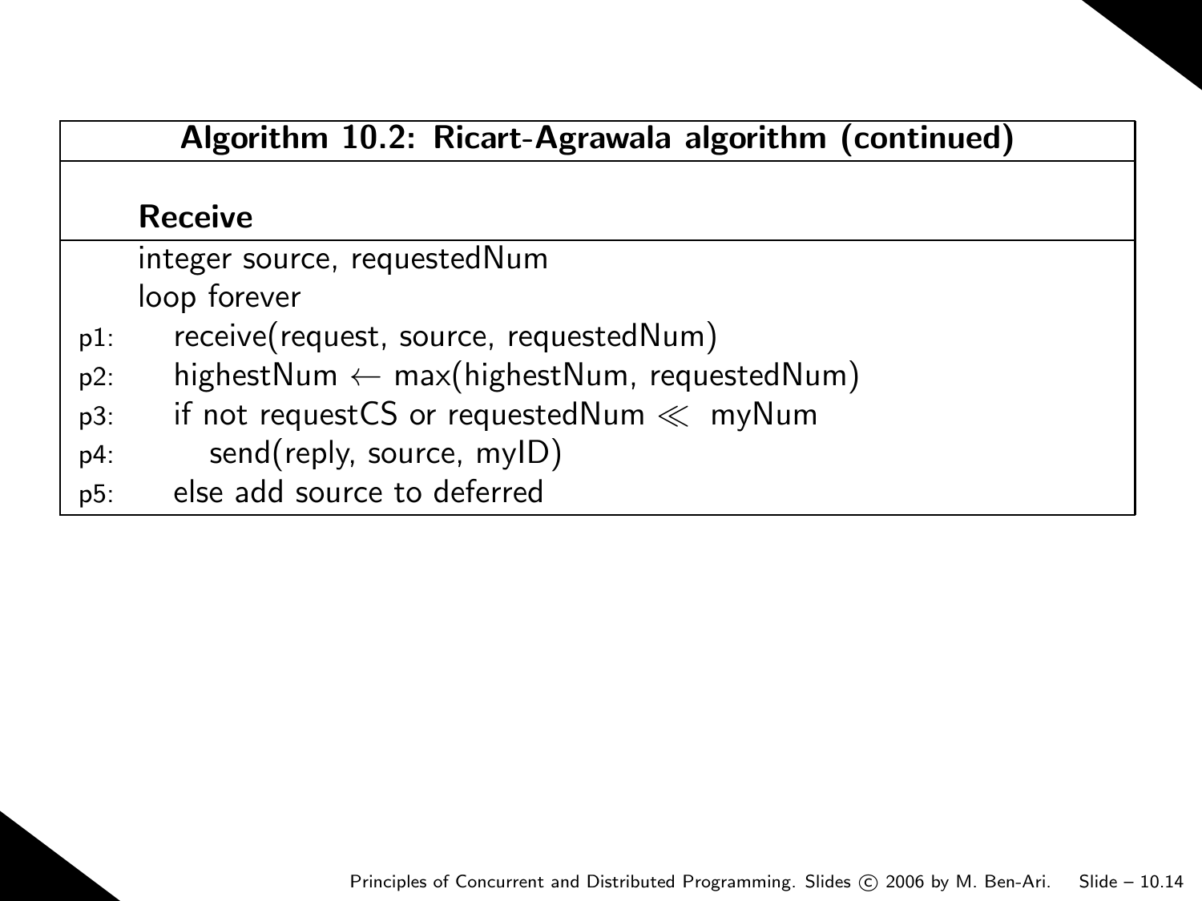**Algorithm 10.2: Ricart-Agrawala algorithm (continued)**

**Receive**

```
    integer source, requestedNum
    loop forever
p1:    receive(request, source, requestedNum)
p2:    highestNum ← max(highestNum, requestedNum)
p3:    if not requestCS or requestedNum ≪ myNum
p4:       send(reply, source, myID)
p5:    else add source to deferred
```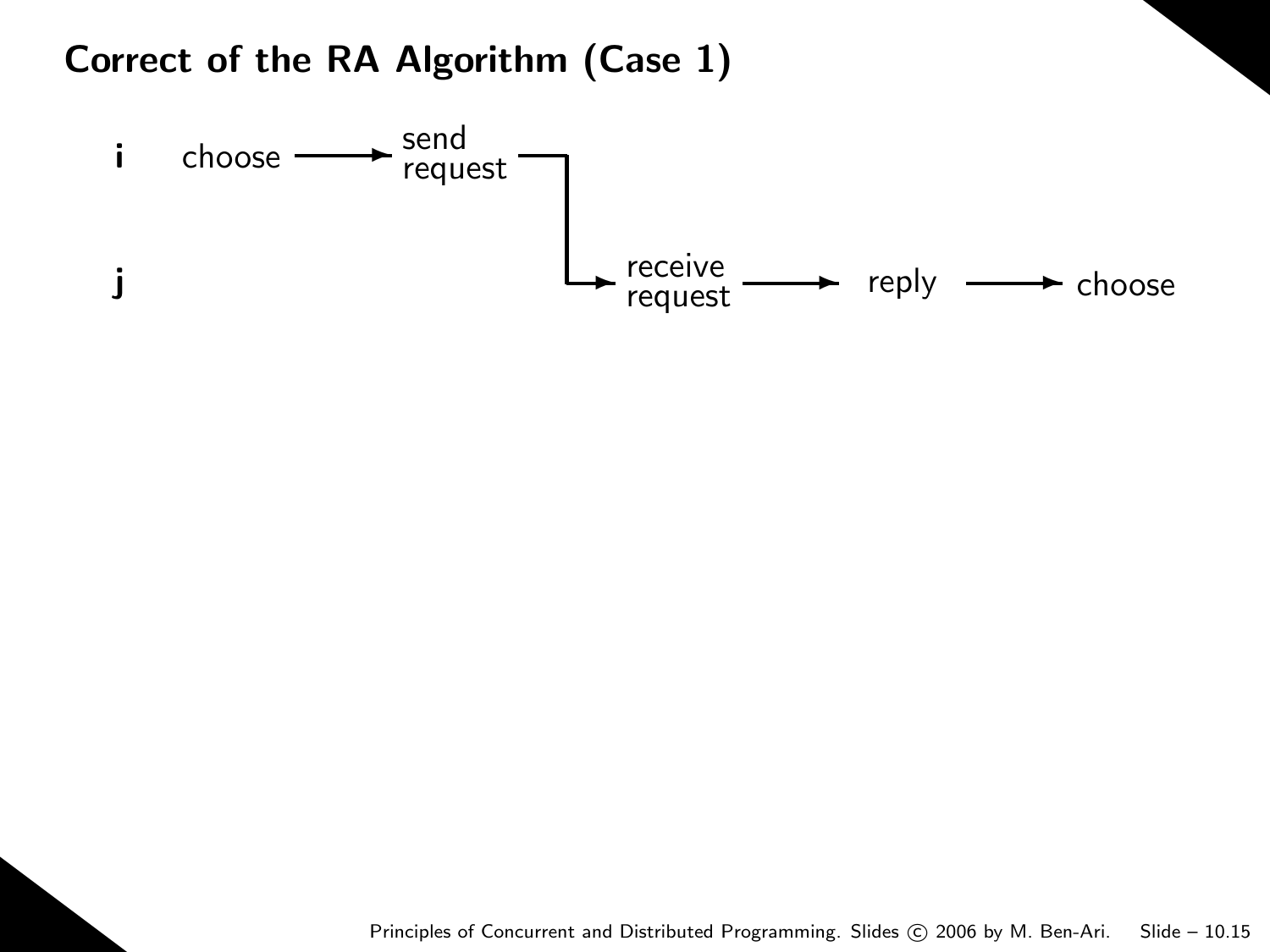# Correct of the RA Algorithm (Case 1)

i choose → send request

j receive request → reply → choose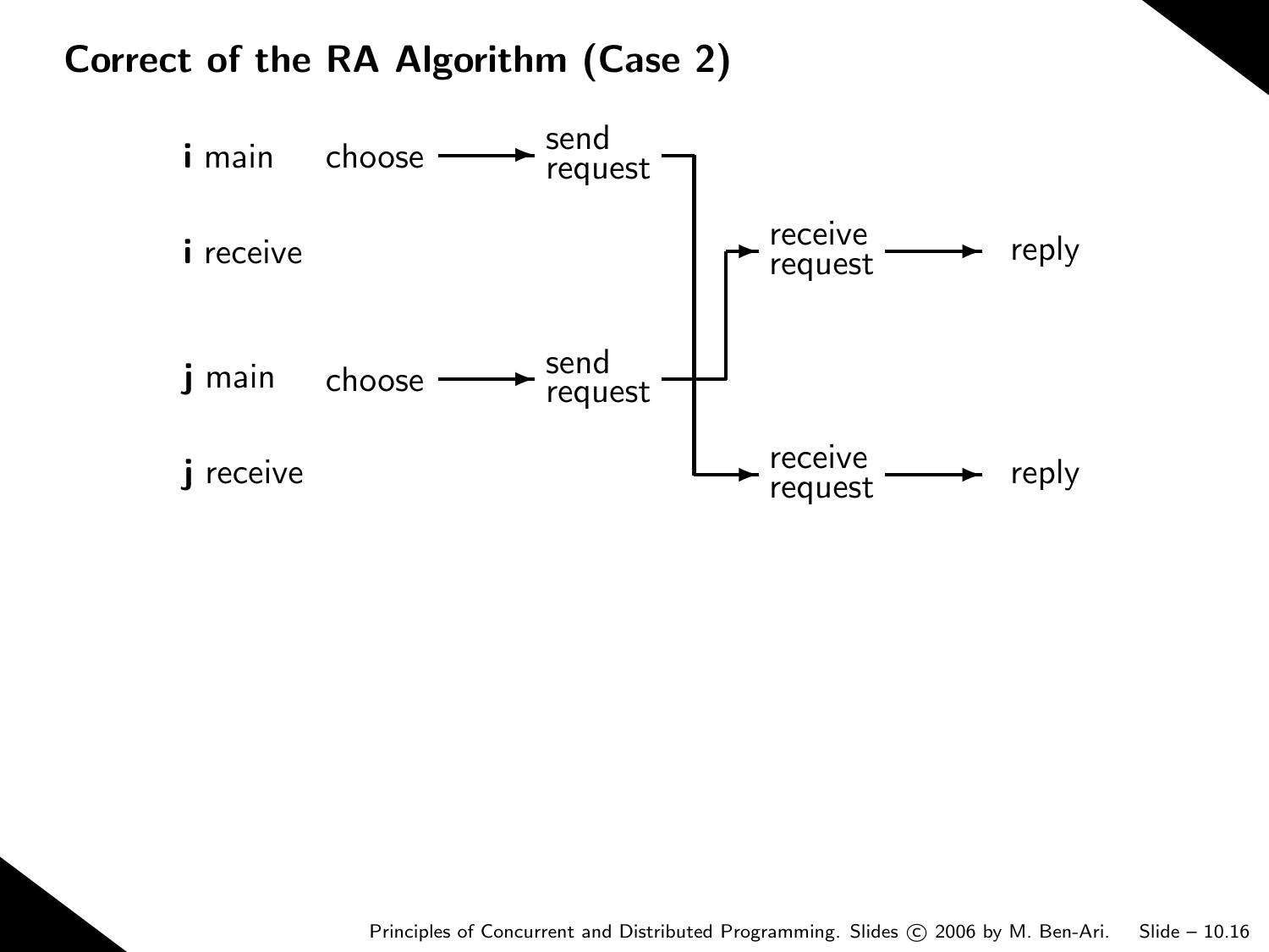# Correct of the RA Algorithm (Case 2)

**i** main choose send request

**i** receive receive request reply

**j** main choose send request

**j** receive receive request reply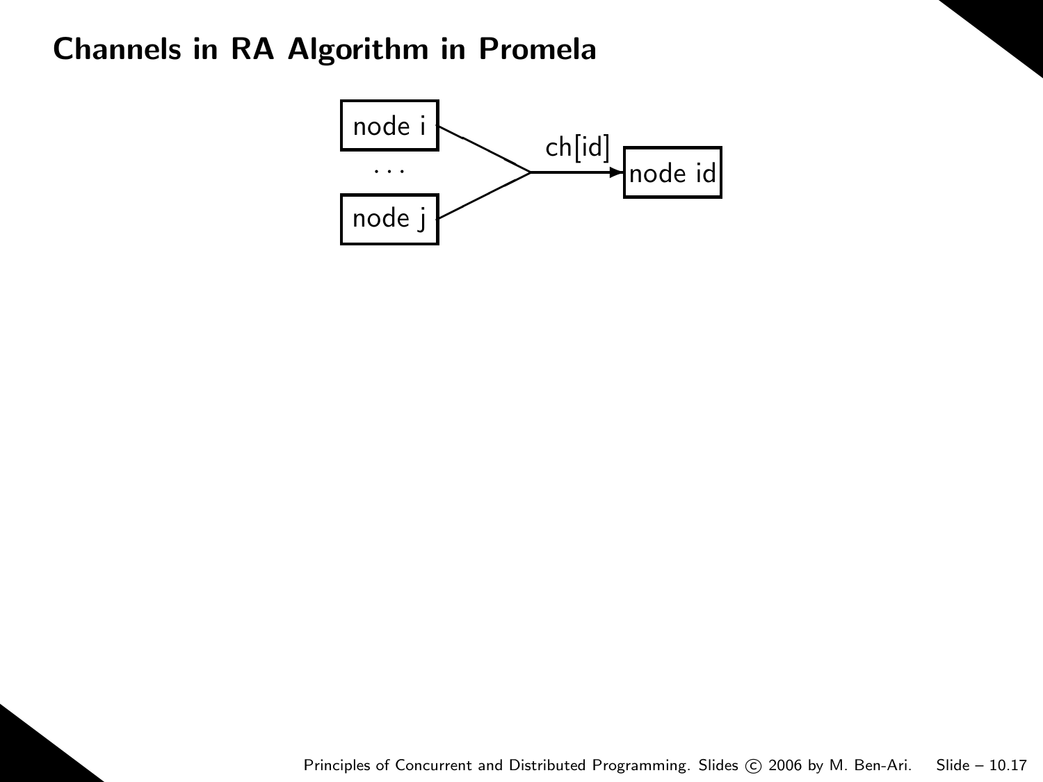# Channels in RA Algorithm in Promela

node i

. . .

node j

ch[id]

node id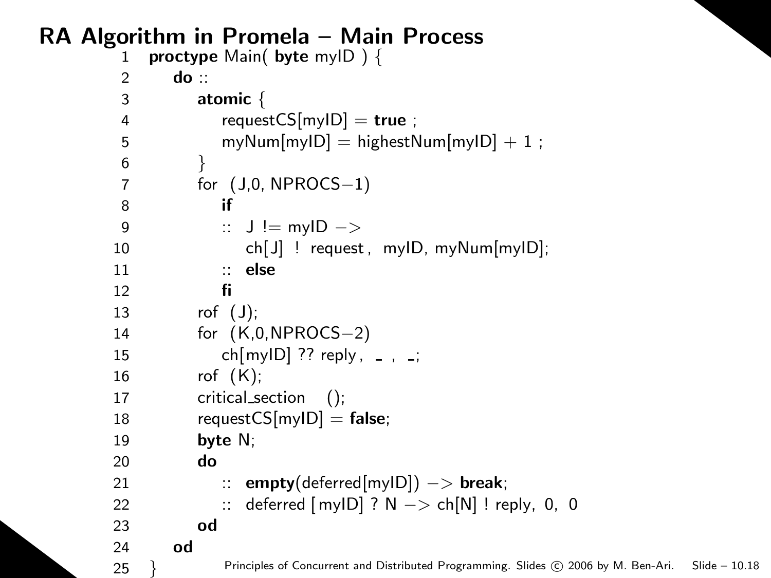# RA Algorithm in Promela – Main Process

```
1  proctype Main( byte myID ) {
2     do ::
3        atomic {
4           requestCS[myID] = true ;
5           myNum[myID] = highestNum[myID] + 1 ;
6        }
7        for (J,0, NPROCS-1)
8           if
9           :: J != myID ->
10             ch[J] ! request, myID, myNum[myID];
11          :: else
12          fi
13       rof (J);
14       for (K,0,NPROCS-2)
15          ch[myID] ?? reply, _ , _;
16       rof (K);
17       critical_section ();
18       requestCS[myID] = false;
19       byte N;
20       do
21          :: empty(deferred[myID]) -> break;
22          :: deferred [myID] ? N -> ch[N] ! reply, 0, 0
23       od
24    od
25 }
```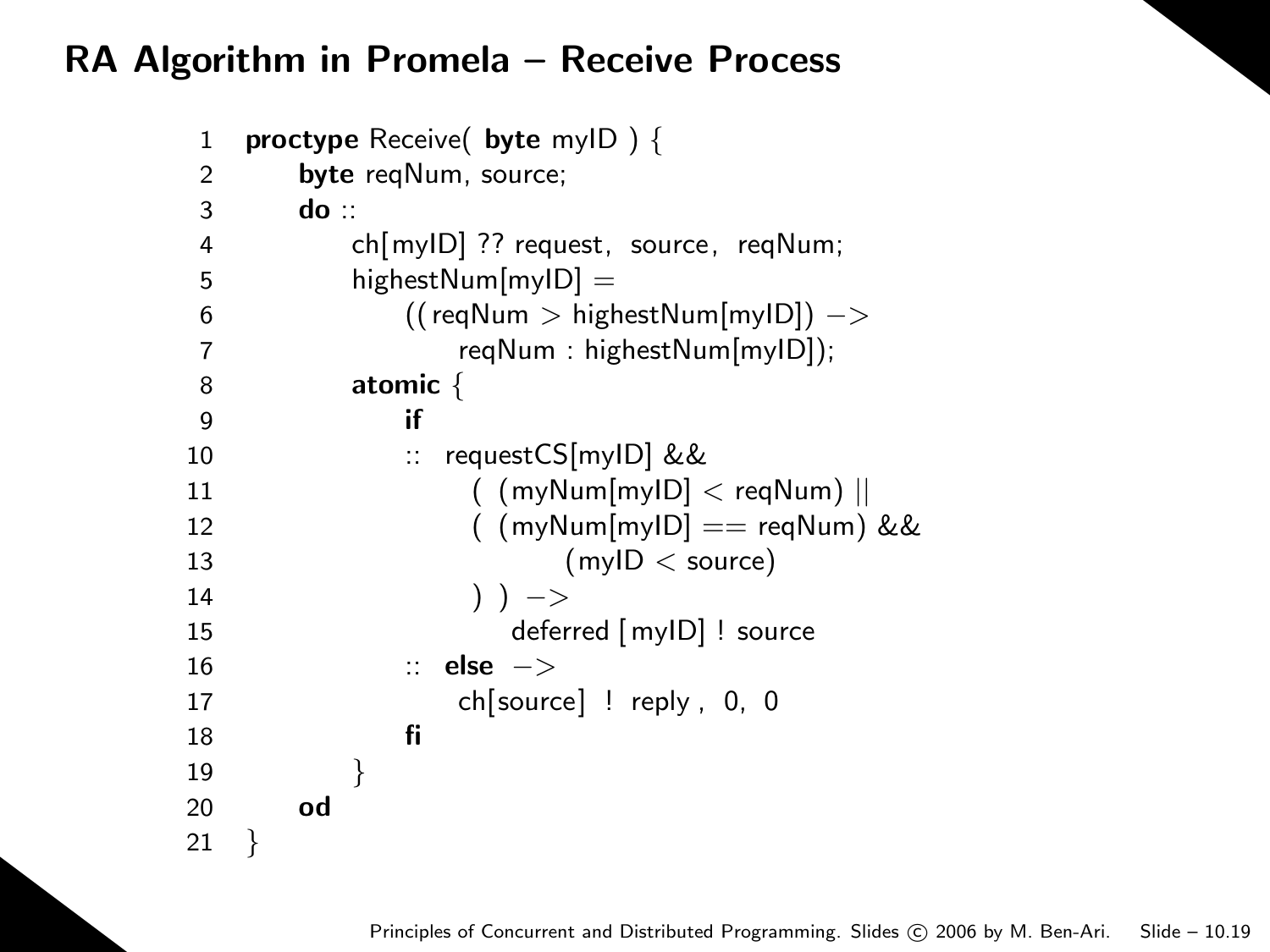# RA Algorithm in Promela – Receive Process

```
1   proctype Receive( byte myID ) {
2       byte reqNum, source;
3       do ::
4           ch[myID] ?? request, source, reqNum;
5           highestNum[myID] =
6               ((reqNum > highestNum[myID]) ->
7                   reqNum : highestNum[myID]);
8           atomic {
9               if
10              :: requestCS[myID] &&
11                   ( (myNum[myID] < reqNum) ||
12                   ( (myNum[myID] == reqNum) &&
13                        (myID < source)
14                   ) ) ->
15                      deferred [myID] ! source
16              :: else ->
17                   ch[source] ! reply , 0, 0
18              fi
19          }
20      od
21  }
```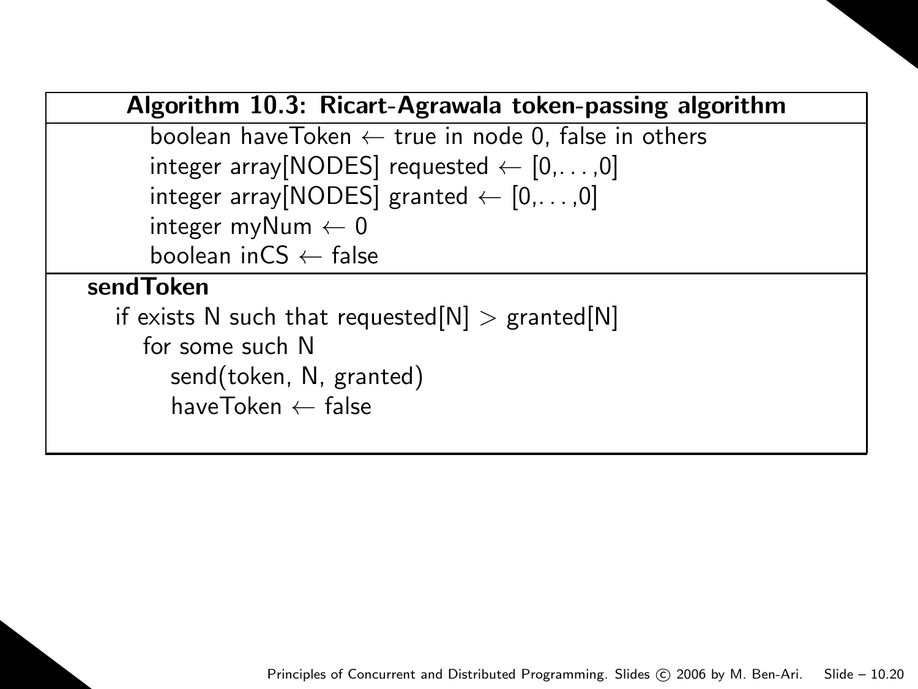**Algorithm 10.3: Ricart-Agrawala token-passing algorithm**

```
    boolean haveToken ← true in node 0, false in others
    integer array[NODES] requested ← [0,. . . ,0]
    integer array[NODES] granted ← [0,. . . ,0]
    integer myNum ← 0
    boolean inCS ← false
```

**sendToken**

```
  if exists N such that requested[N] > granted[N]
     for some such N
        send(token, N, granted)
        haveToken ← false
```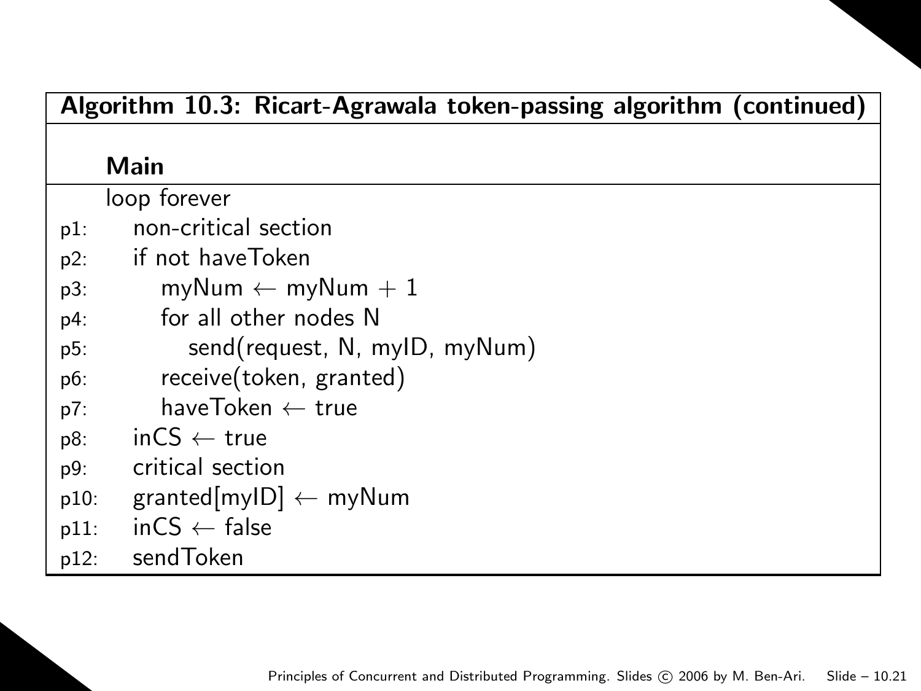**Algorithm 10.3: Ricart-Agrawala token-passing algorithm (continued)**

**Main**

```
     loop forever
p1:     non-critical section
p2:     if not haveToken
p3:        myNum ← myNum + 1
p4:        for all other nodes N
p5:           send(request, N, myID, myNum)
p6:        receive(token, granted)
p7:        haveToken ← true
p8:     inCS ← true
p9:     critical section
p10:    granted[myID] ← myNum
p11:    inCS ← false
p12:    sendToken
```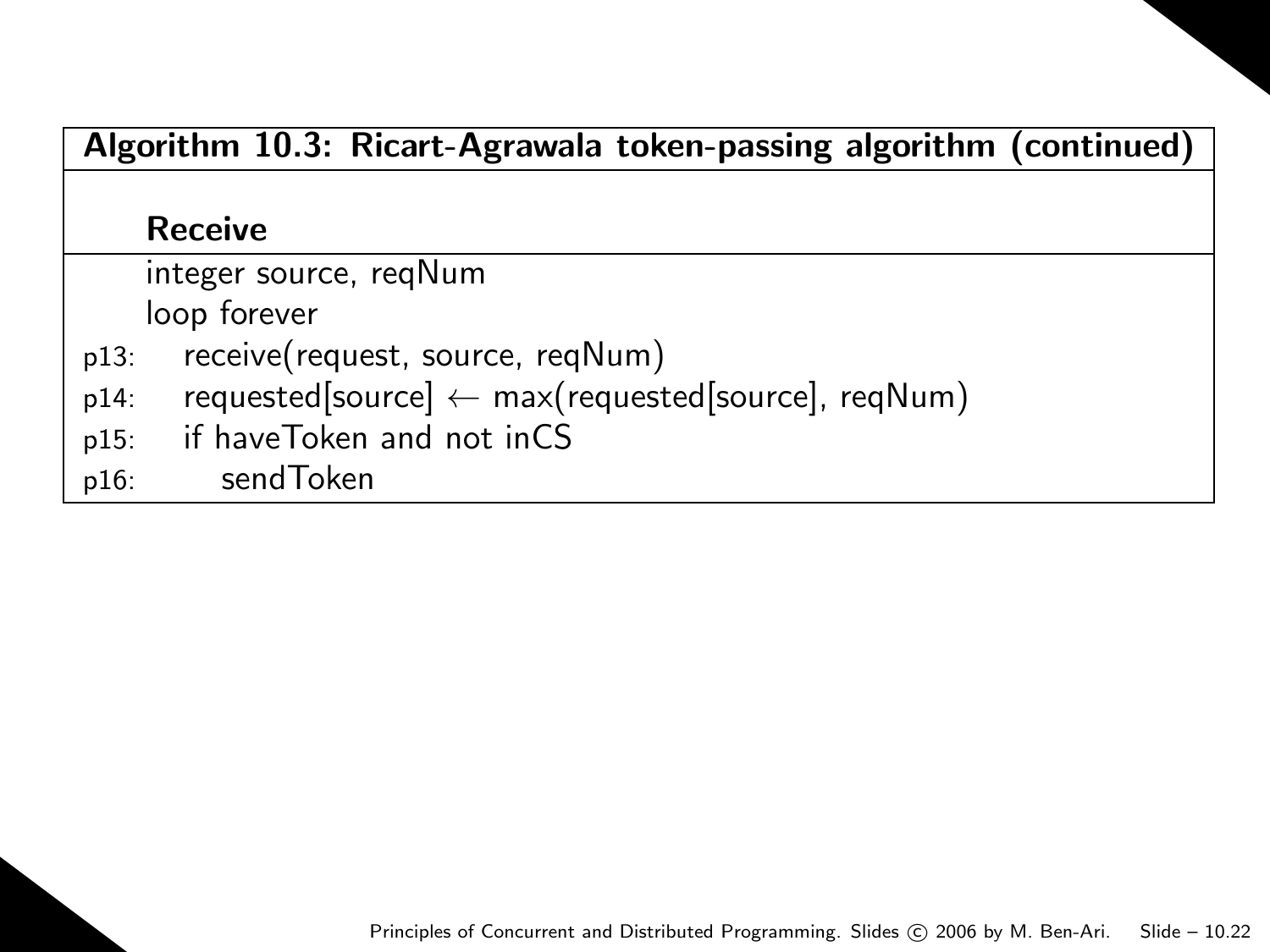**Algorithm 10.3: Ricart-Agrawala token-passing algorithm (continued)**

**Receive**

```
      integer source, reqNum
      loop forever
p13:     receive(request, source, reqNum)
p14:     requested[source] ← max(requested[source], reqNum)
p15:     if haveToken and not inCS
p16:        sendToken
```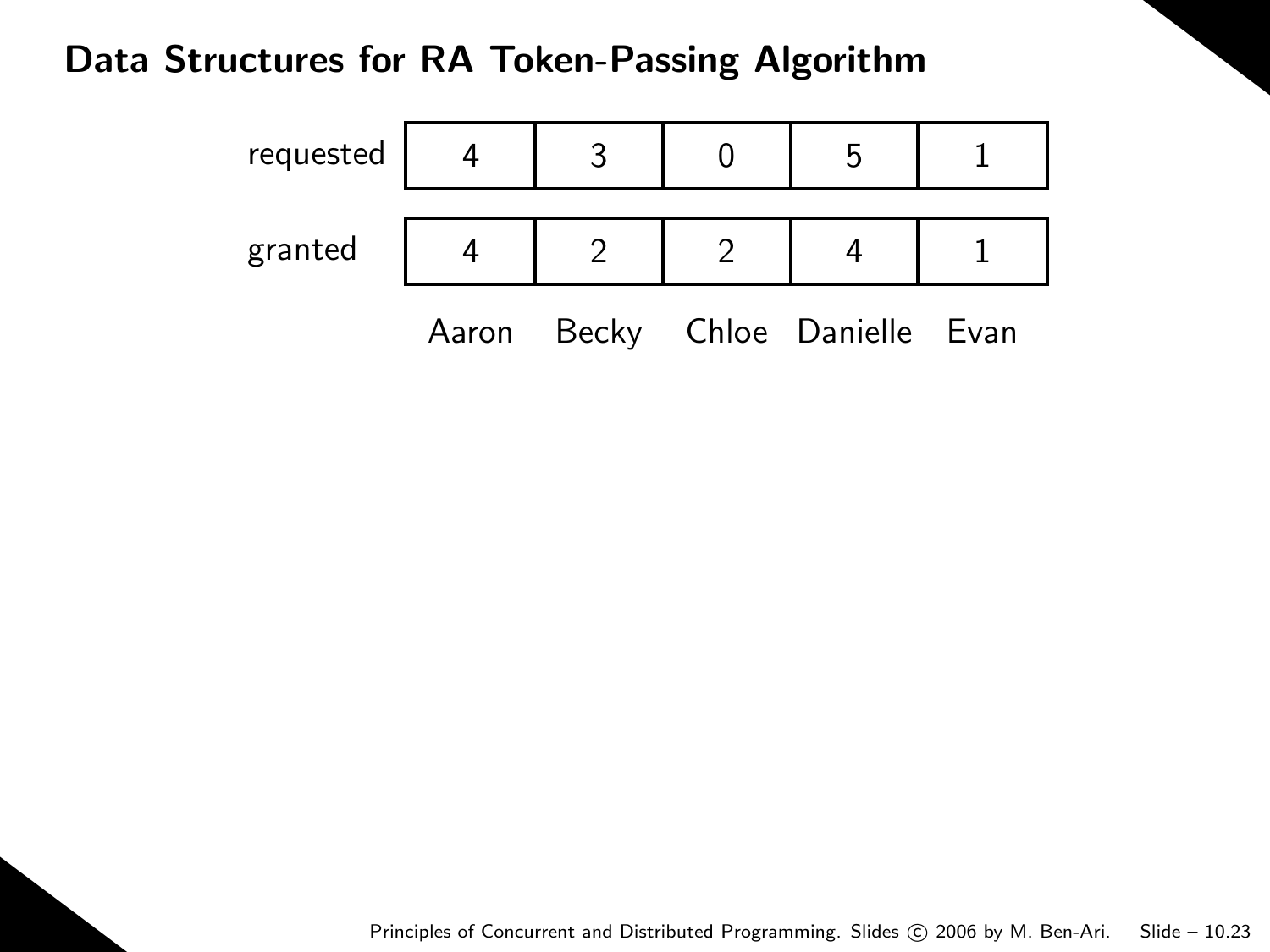# Data Structures for RA Token-Passing Algorithm

| | Aaron | Becky | Chloe | Danielle | Evan |
|---|---|---|---|---|---|
| requested | 4 | 3 | 0 | 5 | 1 |
| granted | 4 | 2 | 2 | 4 | 1 |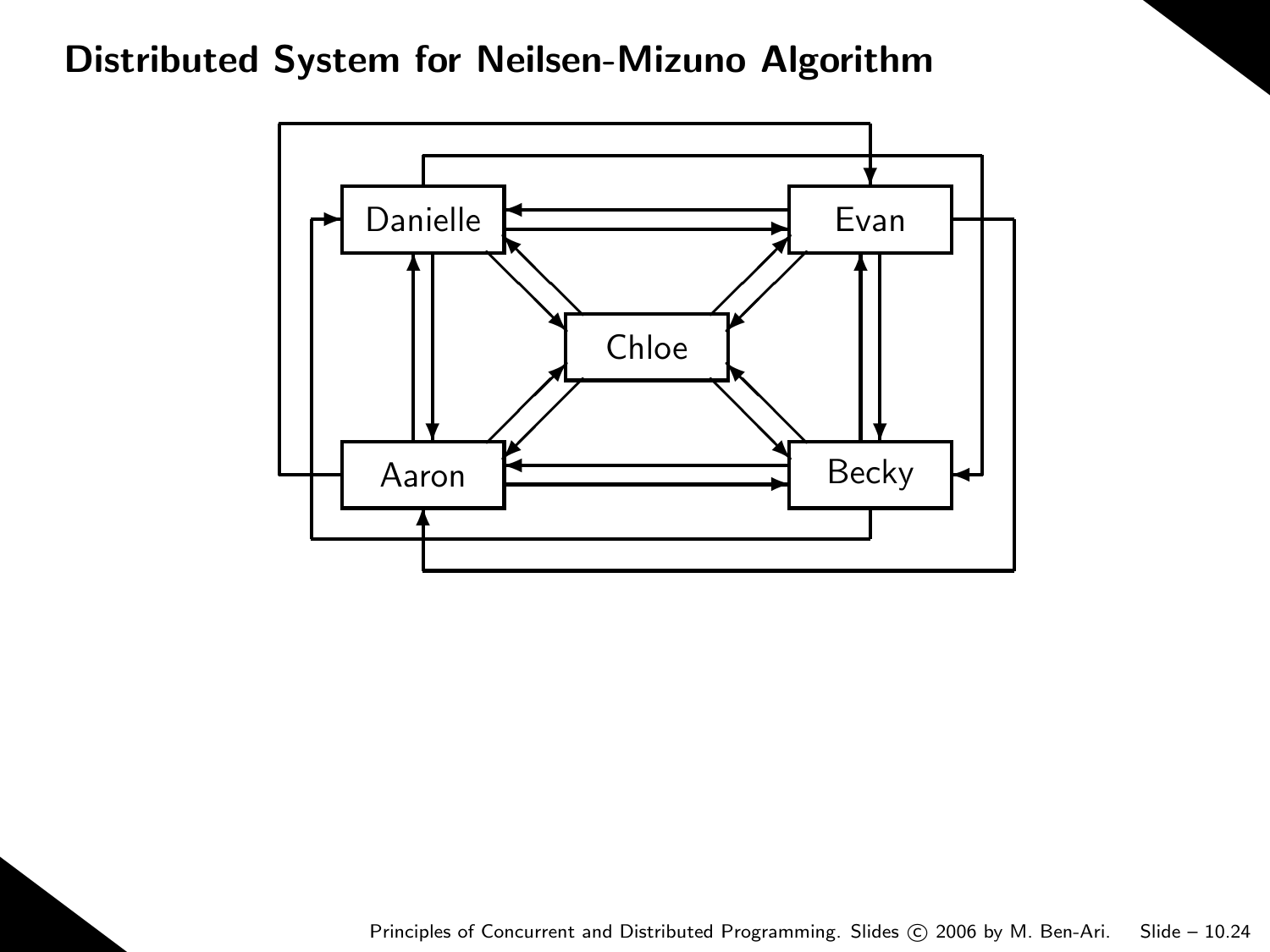# Distributed System for Neilsen-Mizuno Algorithm

Danielle

Evan

Chloe

Aaron

Becky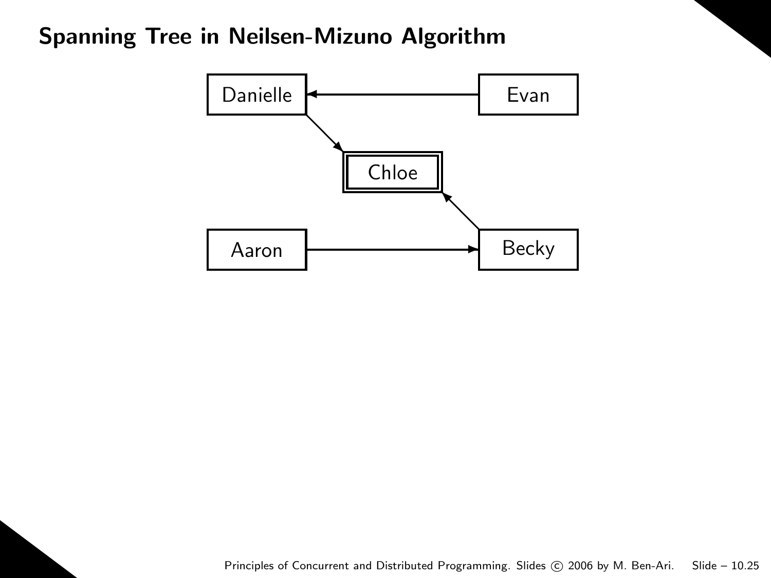# Spanning Tree in Neilsen-Mizuno Algorithm

Danielle

Evan

Chloe

Aaron

Becky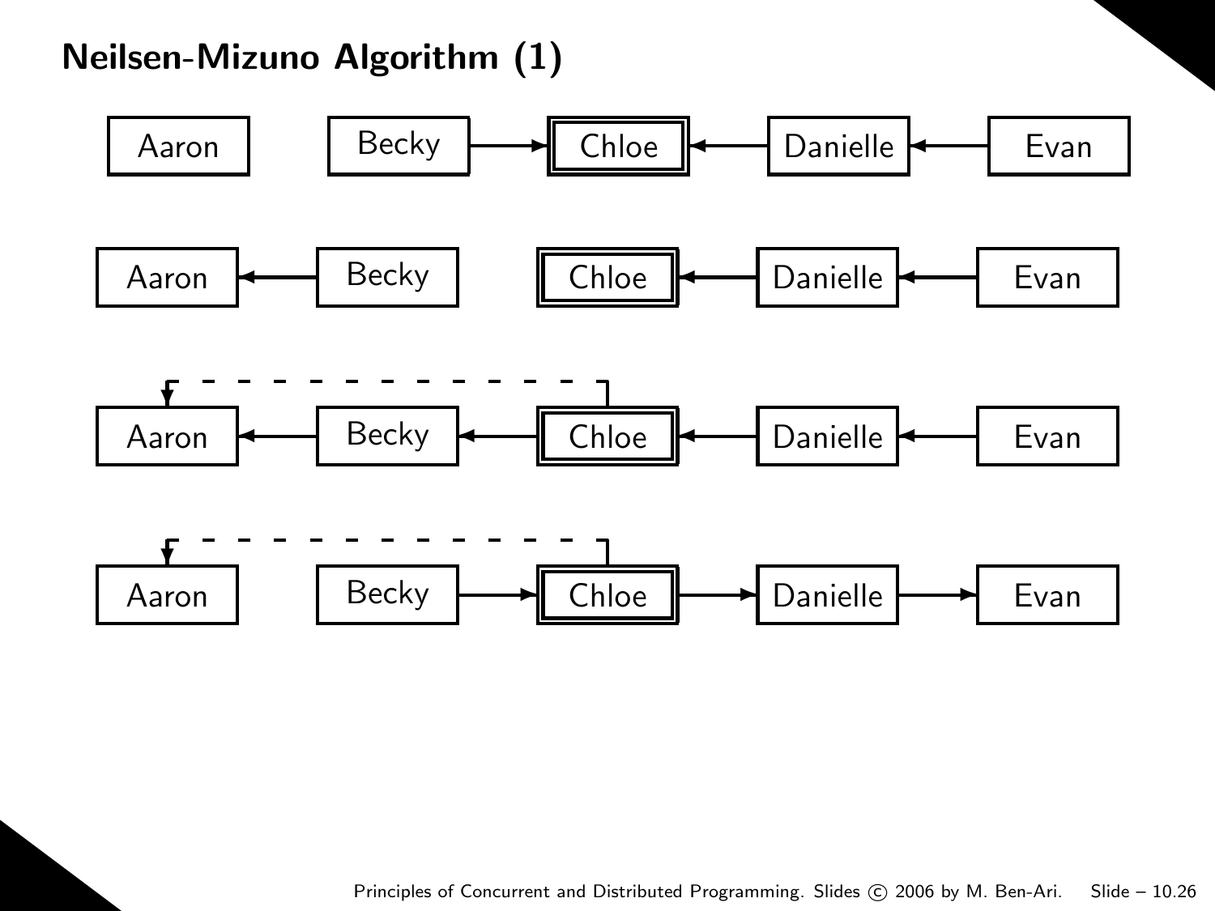# Neilsen-Mizuno Algorithm (1)

Aaron Becky Chloe Danielle Evan

Aaron Becky Chloe Danielle Evan

Aaron Becky Chloe Danielle Evan

Aaron Becky Chloe Danielle Evan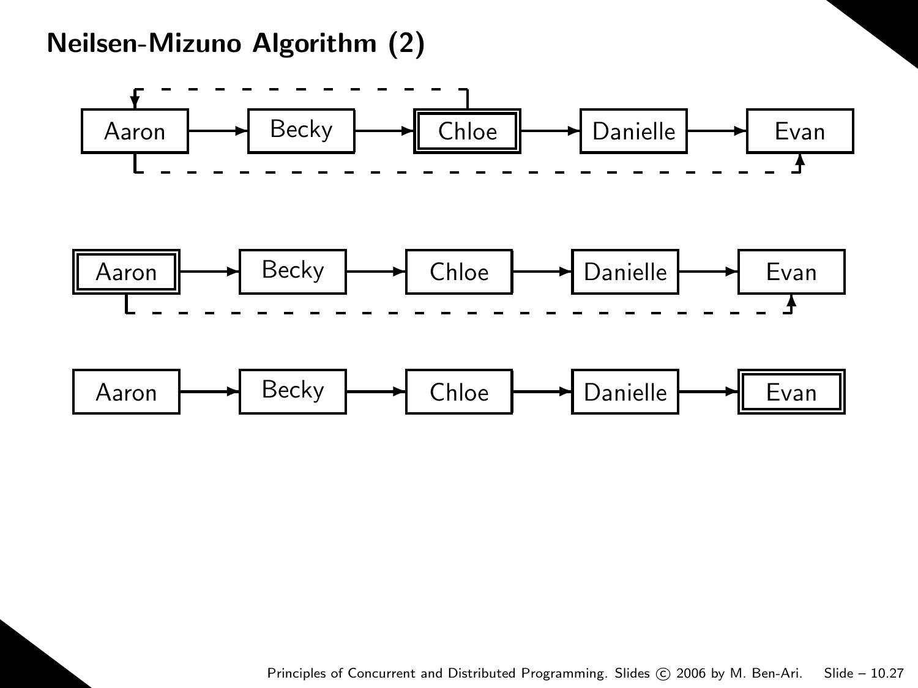# Neilsen-Mizuno Algorithm (2)

Aaron
Becky
Chloe
Danielle
Evan

Aaron
Becky
Chloe
Danielle
Evan

Aaron
Becky
Chloe
Danielle
Evan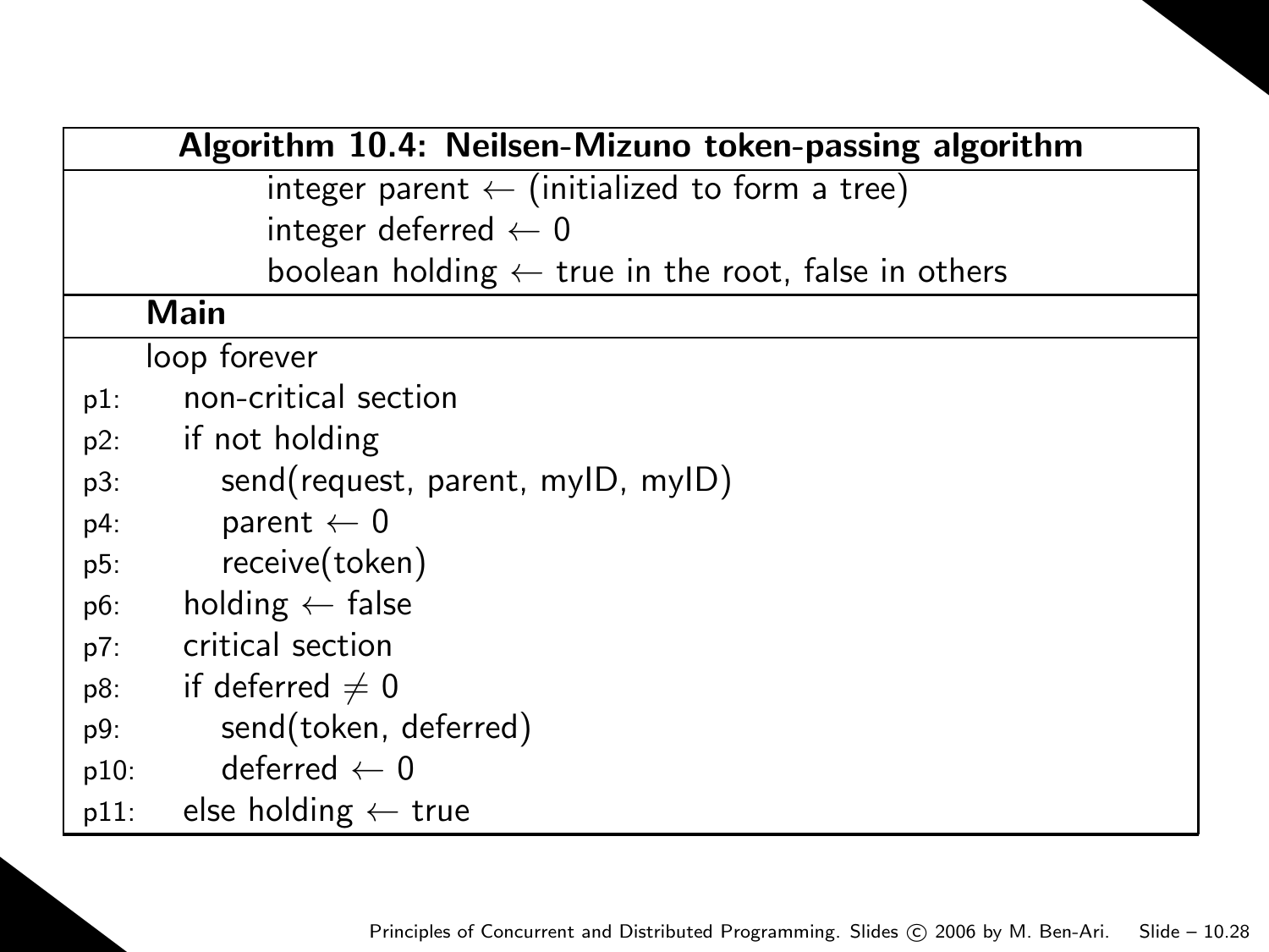**Algorithm 10.4: Neilsen-Mizuno token-passing algorithm**

```
        integer parent ← (initialized to form a tree)
        integer deferred ← 0
        boolean holding ← true in the root, false in others

     Main
     loop forever
p1:     non-critical section
p2:     if not holding
p3:        send(request, parent, myID, myID)
p4:        parent ← 0
p5:        receive(token)
p6:     holding ← false
p7:     critical section
p8:     if deferred ≠ 0
p9:        send(token, deferred)
p10:       deferred ← 0
p11:    else holding ← true
```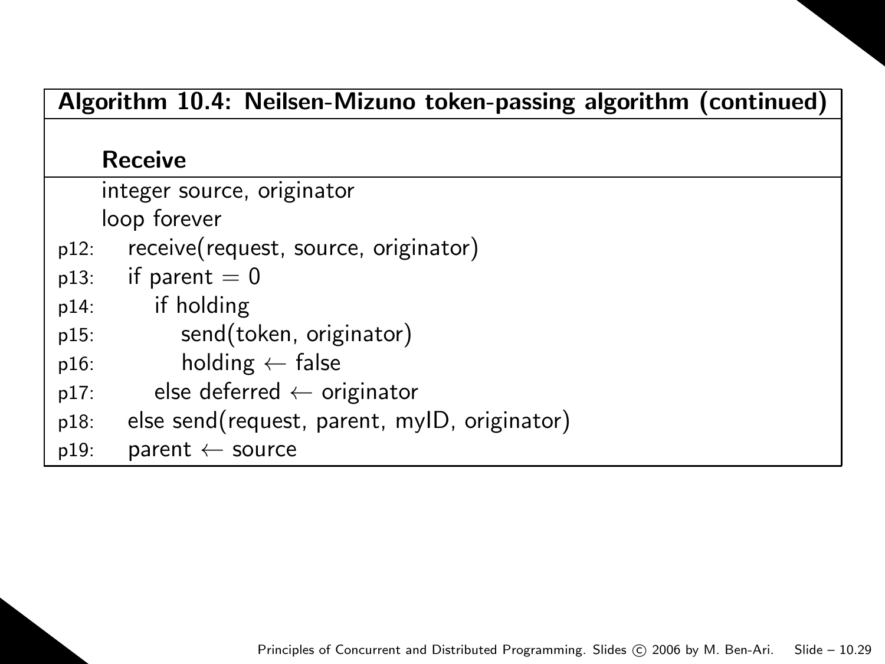**Algorithm 10.4: Neilsen-Mizuno token-passing algorithm (continued)**

**Receive**

```
     integer source, originator
     loop forever
p12:    receive(request, source, originator)
p13:    if parent = 0
p14:       if holding
p15:          send(token, originator)
p16:          holding ← false
p17:       else deferred ← originator
p18:    else send(request, parent, myID, originator)
p19:    parent ← source
```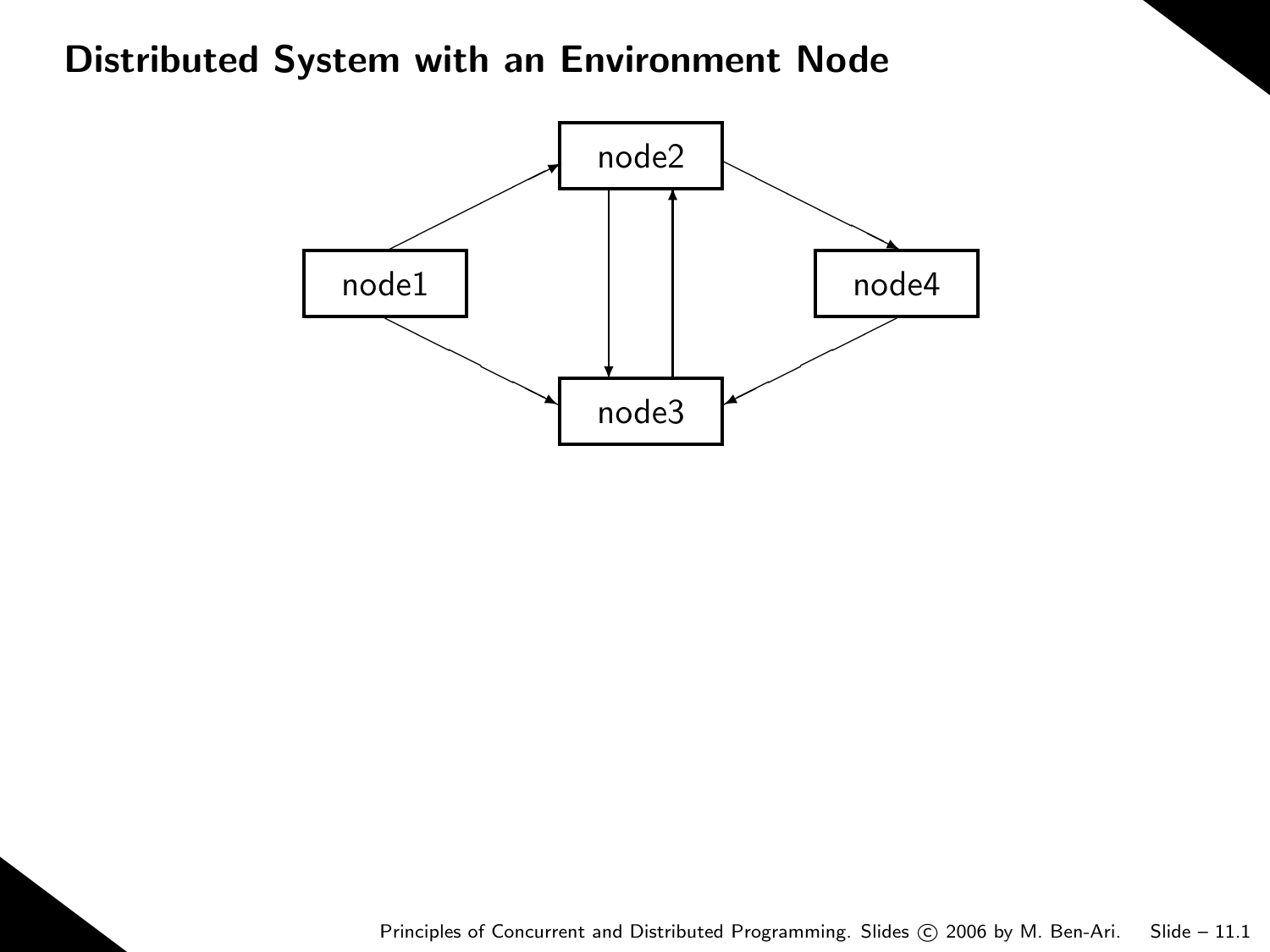# Distributed System with an Environment Node

node2

node1

node4

node3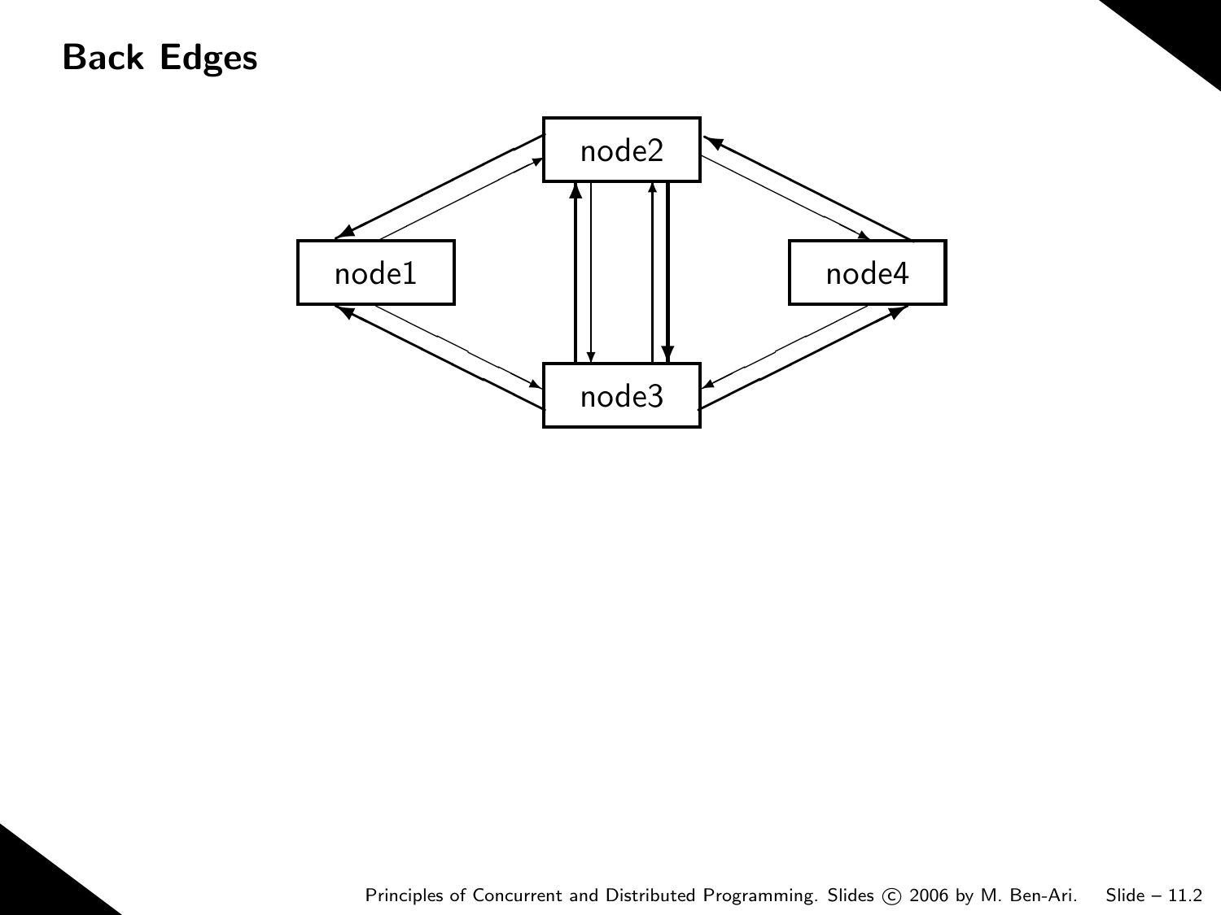## Back Edges

node2

node1

node4

node3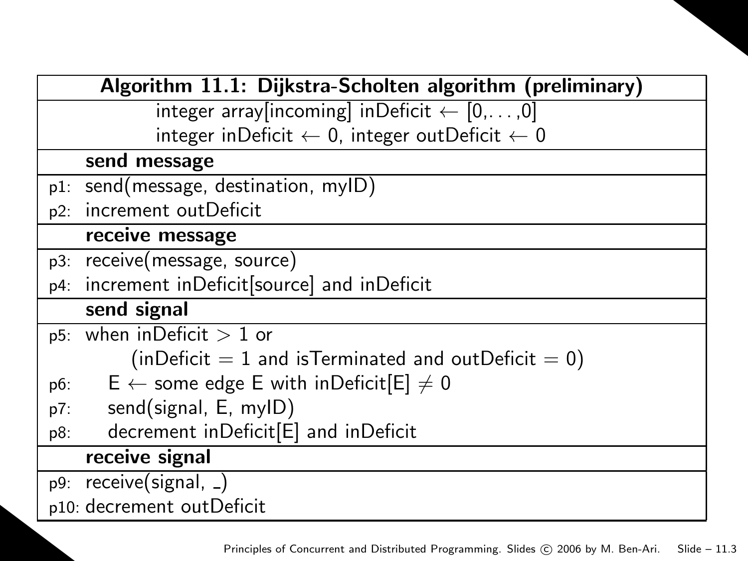**Algorithm 11.1: Dijkstra-Scholten algorithm (preliminary)**

```
            integer array[incoming] inDeficit ← [0,...,0]
            integer inDeficit ← 0, integer outDeficit ← 0
     send message
p1:  send(message, destination, myID)
p2:  increment outDeficit
     receive message
p3:  receive(message, source)
p4:  increment inDeficit[source] and inDeficit
     send signal
p5:  when inDeficit > 1 or
          (inDeficit = 1 and isTerminated and outDeficit = 0)
p6:     E ← some edge E with inDeficit[E] ≠ 0
p7:     send(signal, E, myID)
p8:     decrement inDeficit[E] and inDeficit
     receive signal
p9:  receive(signal, _)
p10: decrement outDeficit
```

Principles of Concurrent and Distributed Programming. Slides © 2006 by M. Ben-Ari. Slide – 11.3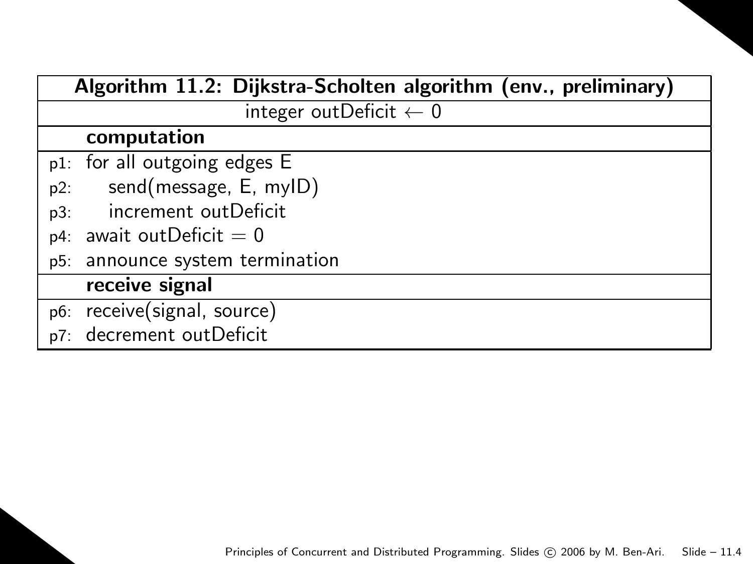| **Algorithm 11.2: Dijkstra-Scholten algorithm (env., preliminary)** | |
|---|---|
| | integer outDeficit ← 0 |
| | **computation** |
| p1: | for all outgoing edges E |
| p2: | &nbsp;&nbsp;&nbsp;&nbsp;send(message, E, myID) |
| p3: | &nbsp;&nbsp;&nbsp;&nbsp;increment outDeficit |
| p4: | await outDeficit = 0 |
| p5: | announce system termination |
| | **receive signal** |
| p6: | receive(signal, source) |
| p7: | decrement outDeficit |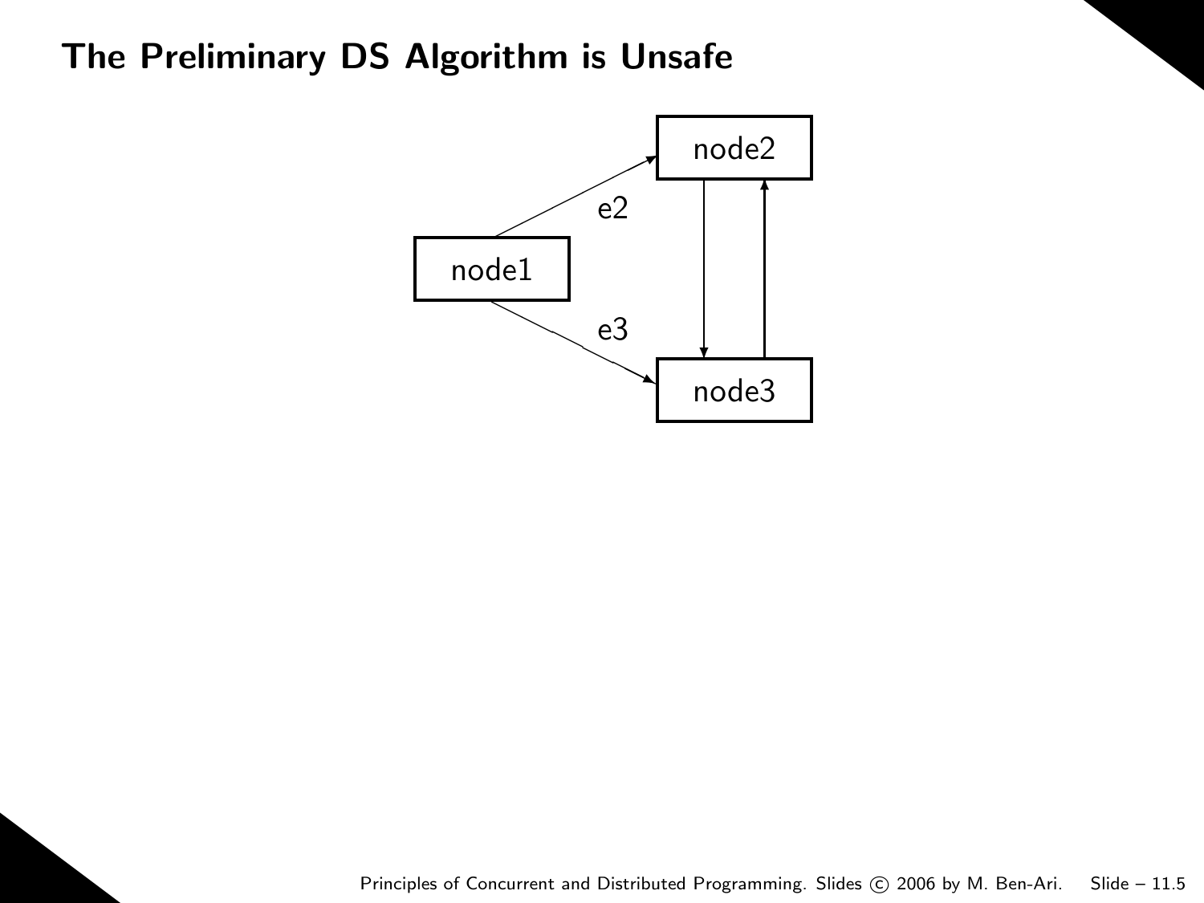# The Preliminary DS Algorithm is Unsafe

node2

e2

node1

e3

node3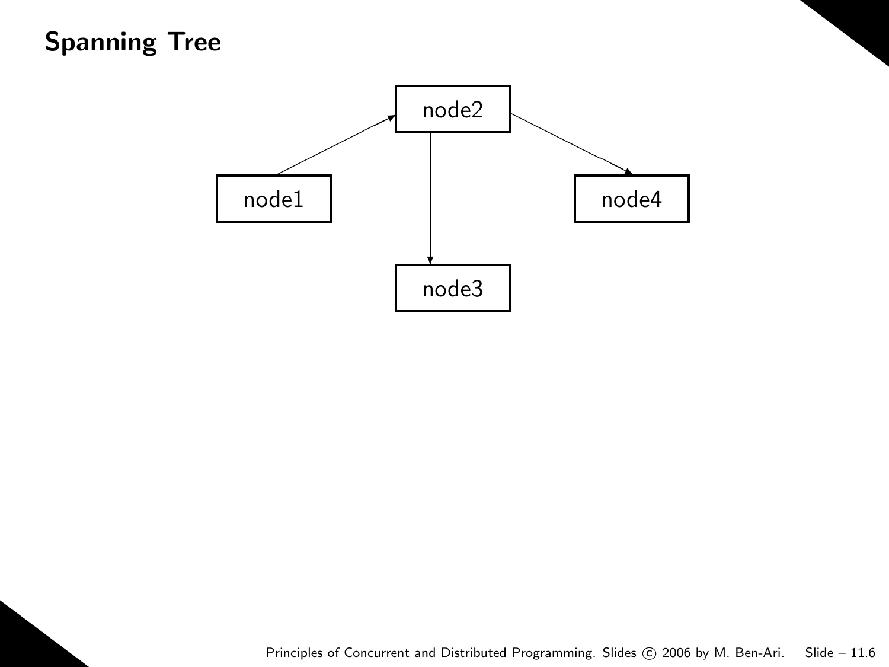# Spanning Tree

node2

node1

node4

node3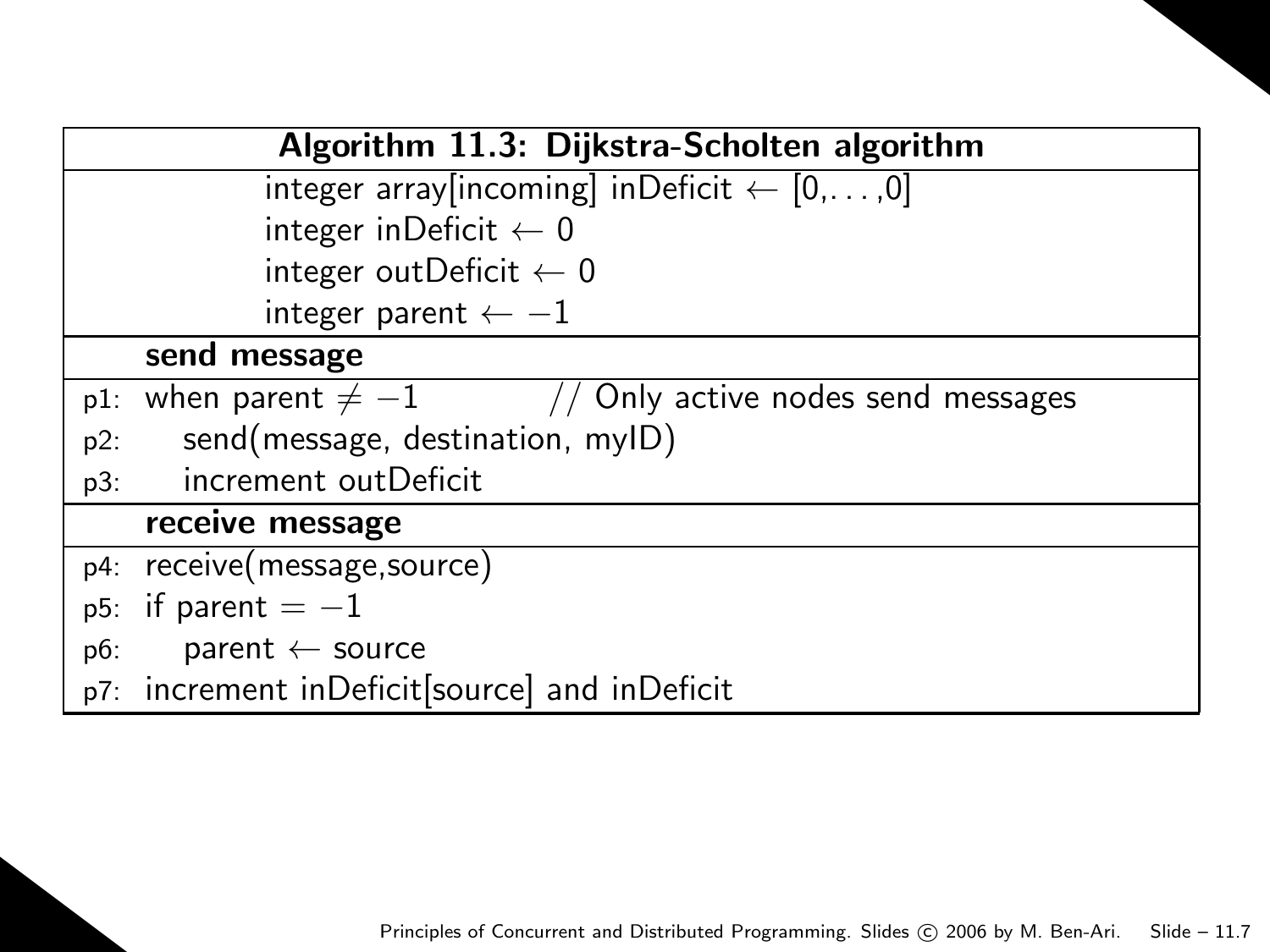**Algorithm 11.3: Dijkstra-Scholten algorithm**

```
            integer array[incoming] inDeficit ← [0,...,0]
            integer inDeficit ← 0
            integer outDeficit ← 0
            integer parent ← −1

      send message
p1:   when parent ≠ −1          // Only active nodes send messages
p2:      send(message, destination, myID)
p3:      increment outDeficit

      receive message
p4:   receive(message,source)
p5:   if parent = −1
p6:      parent ← source
p7:   increment inDeficit[source] and inDeficit
```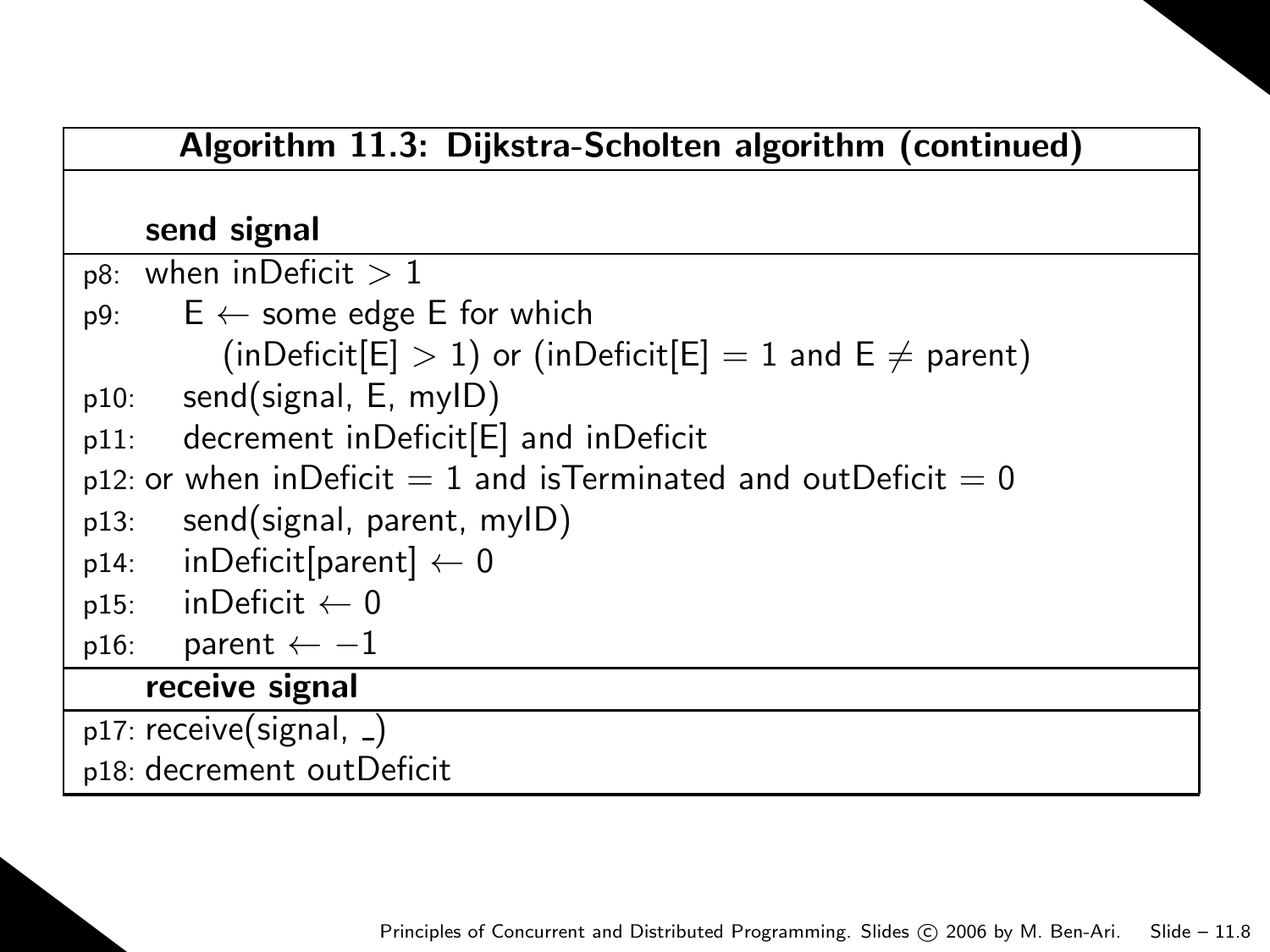## Algorithm 11.3: Dijkstra-Scholten algorithm (continued)

**send signal**

```
p8:  when inDeficit > 1
p9:     E ← some edge E for which
           (inDeficit[E] > 1) or (inDeficit[E] = 1 and E ≠ parent)
p10:    send(signal, E, myID)
p11:    decrement inDeficit[E] and inDeficit
p12: or when inDeficit = 1 and isTerminated and outDeficit = 0
p13:    send(signal, parent, myID)
p14:    inDeficit[parent] ← 0
p15:    inDeficit ← 0
p16:    parent ← −1
```

**receive signal**

```
p17: receive(signal, _)
p18: decrement outDeficit
```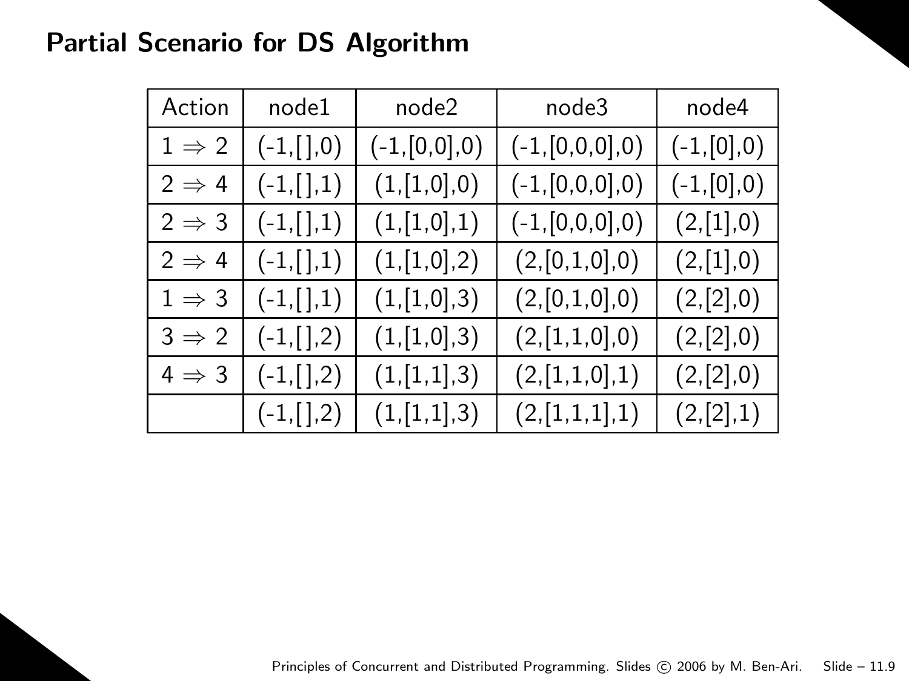# Partial Scenario for DS Algorithm

| Action | node1 | node2 | node3 | node4 |
|---|---|---|---|---|
| $1 \Rightarrow 2$ | (-1,[ ],0) | (-1,[0,0],0) | (-1,[0,0,0],0) | (-1,[0],0) |
| $2 \Rightarrow 4$ | (-1,[ ],1) | (1,[1,0],0) | (-1,[0,0,0],0) | (-1,[0],0) |
| $2 \Rightarrow 3$ | (-1,[ ],1) | (1,[1,0],1) | (-1,[0,0,0],0) | (2,[1],0) |
| $2 \Rightarrow 4$ | (-1,[ ],1) | (1,[1,0],2) | (2,[0,1,0],0) | (2,[1],0) |
| $1 \Rightarrow 3$ | (-1,[ ],1) | (1,[1,0],3) | (2,[0,1,0],0) | (2,[2],0) |
| $3 \Rightarrow 2$ | (-1,[ ],2) | (1,[1,0],3) | (2,[1,1,0],0) | (2,[2],0) |
| $4 \Rightarrow 3$ | (-1,[ ],2) | (1,[1,1],3) | (2,[1,1,0],1) | (2,[2],0) |
| | (-1,[ ],2) | (1,[1,1],3) | (2,[1,1,1],1) | (2,[2],1) |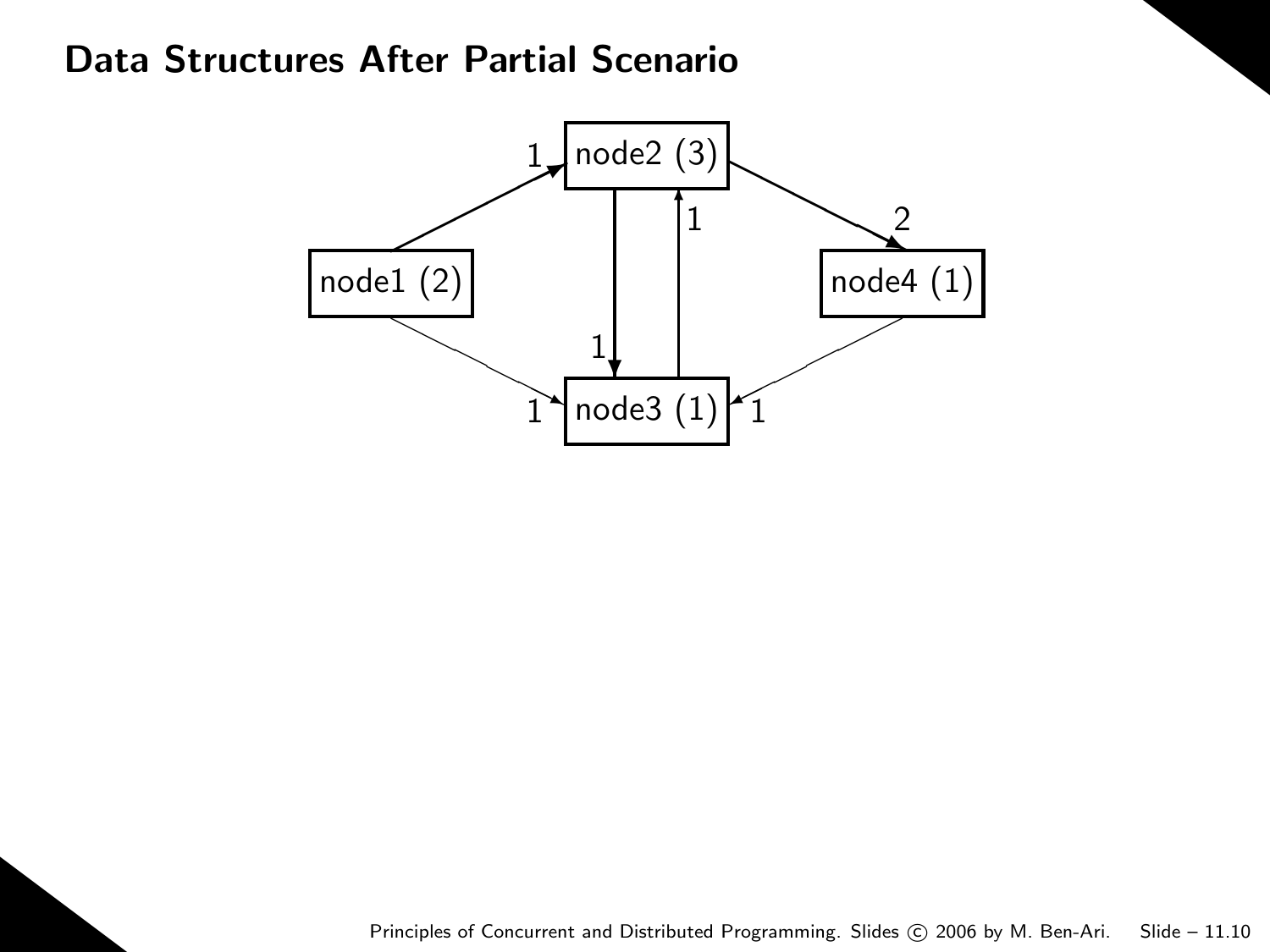## Data Structures After Partial Scenario

node2 (3)

node1 (2)

node4 (1)

node3 (1)

1

1

2

1

1

1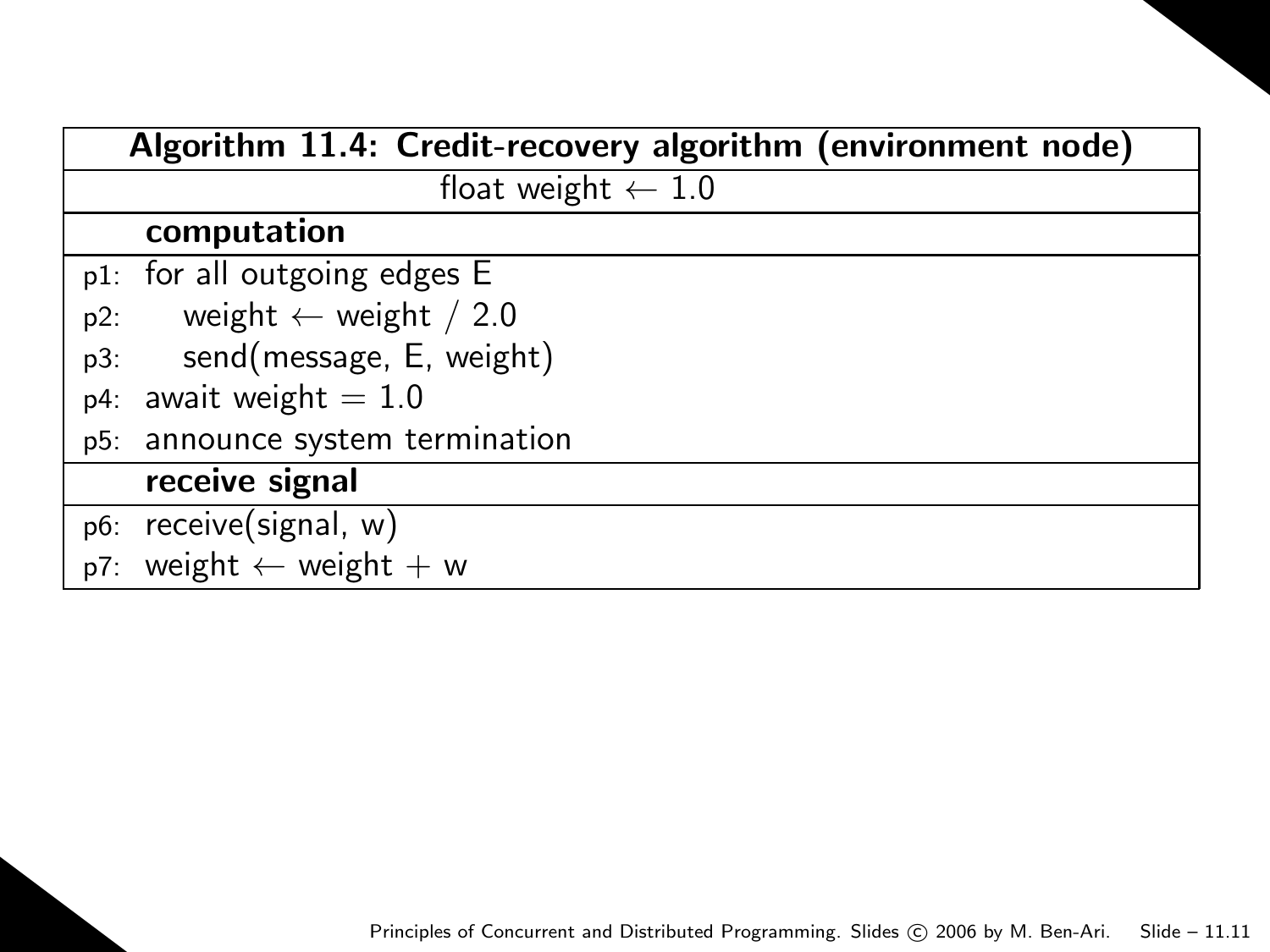**Algorithm 11.4: Credit-recovery algorithm (environment node)**

float weight ← 1.0

**computation**

```
p1: for all outgoing edges E
p2:    weight ← weight / 2.0
p3:    send(message, E, weight)
p4: await weight = 1.0
p5: announce system termination
```

**receive signal**

```
p6: receive(signal, w)
p7: weight ← weight + w
```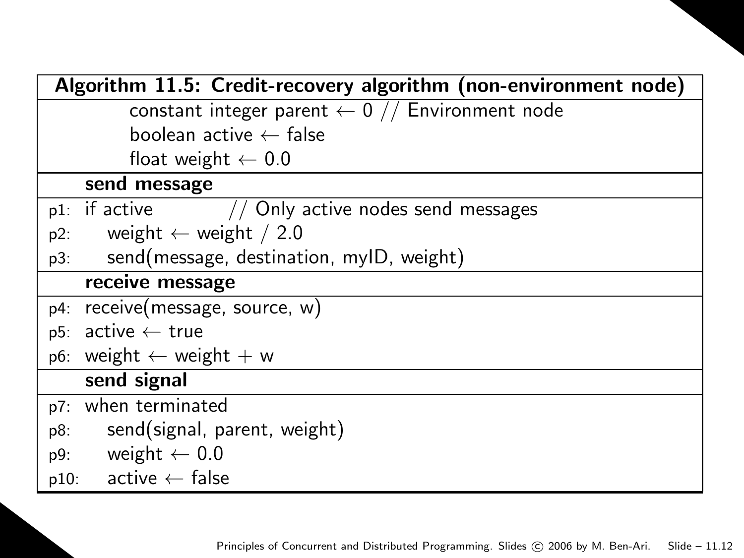**Algorithm 11.5: Credit-recovery algorithm (non-environment node)**

```
        constant integer parent ← 0 // Environment node
        boolean active ← false
        float weight ← 0.0
    send message
p1: if active           // Only active nodes send messages
p2:     weight ← weight / 2.0
p3:     send(message, destination, myID, weight)
    receive message
p4: receive(message, source, w)
p5: active ← true
p6: weight ← weight + w
    send signal
p7: when terminated
p8:     send(signal, parent, weight)
p9:     weight ← 0.0
p10:    active ← false
```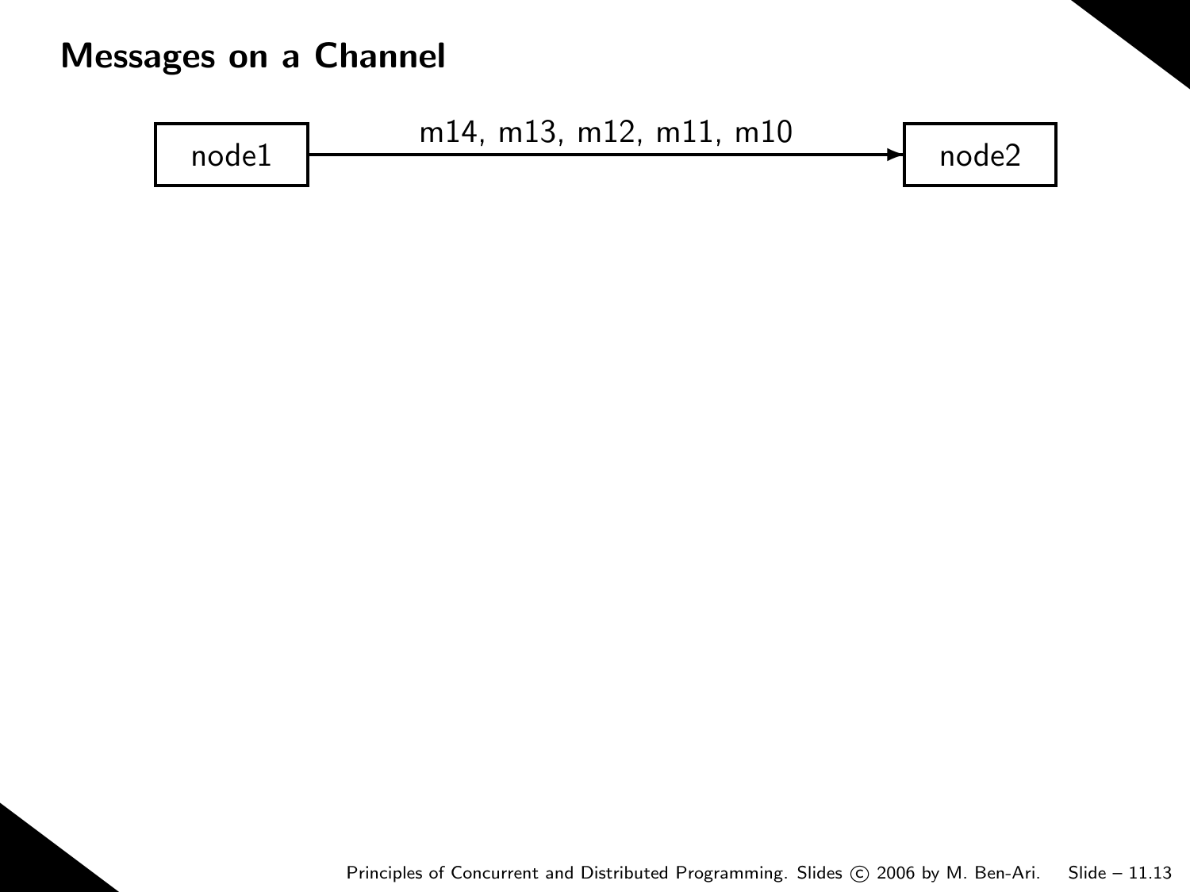## Messages on a Channel

node1

m14, m13, m12, m11, m10

node2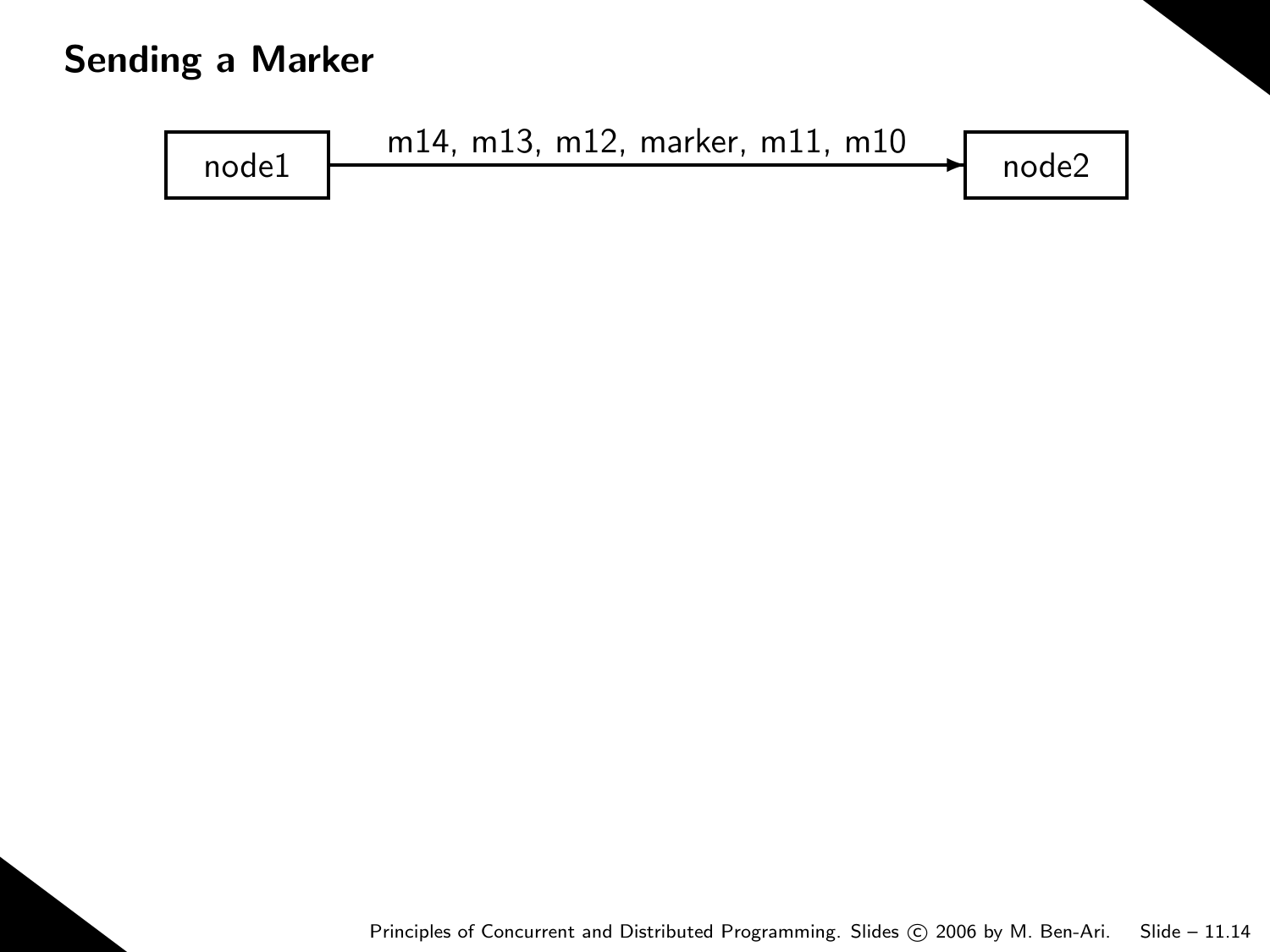# Sending a Marker

node1 → node2

m14, m13, m12, marker, m11, m10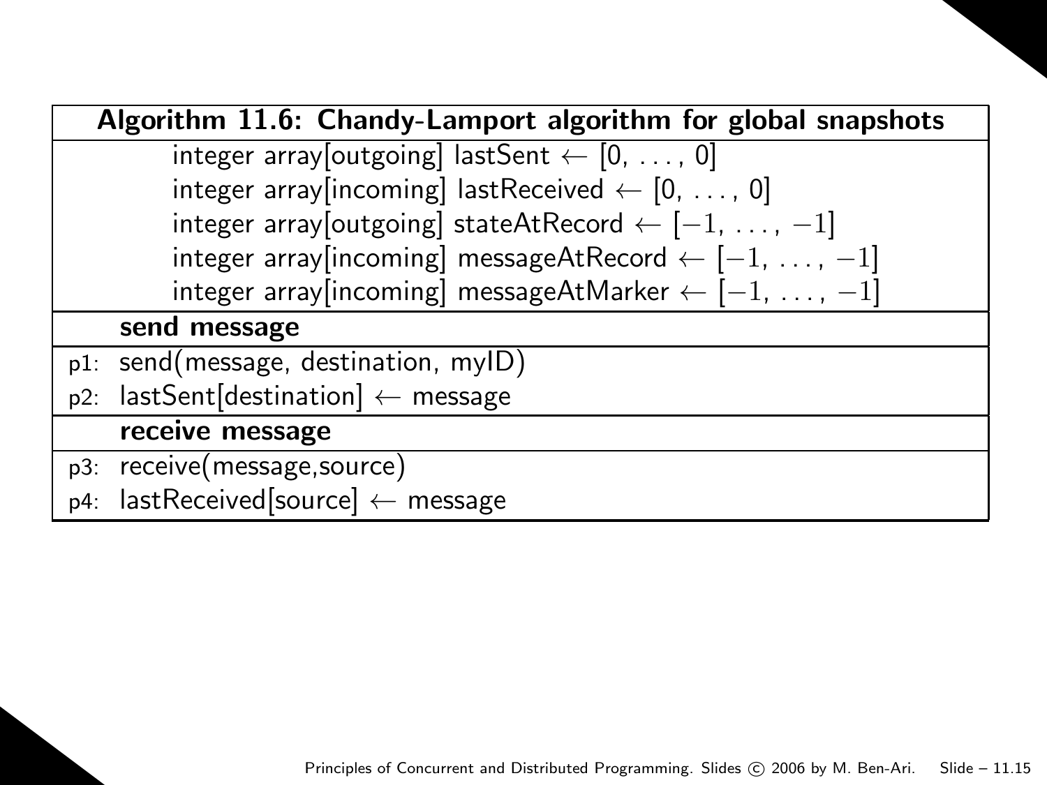**Algorithm 11.6: Chandy-Lamport algorithm for global snapshots**

```
        integer array[outgoing] lastSent ← [0, . . . , 0]
        integer array[incoming] lastReceived ← [0, . . . , 0]
        integer array[outgoing] stateAtRecord ← [−1, . . . , −1]
        integer array[incoming] messageAtRecord ← [−1, . . . , −1]
        integer array[incoming] messageAtMarker ← [−1, . . . , −1]
    send message
p1: send(message, destination, myID)
p2: lastSent[destination] ← message
    receive message
p3: receive(message,source)
p4: lastReceived[source] ← message
```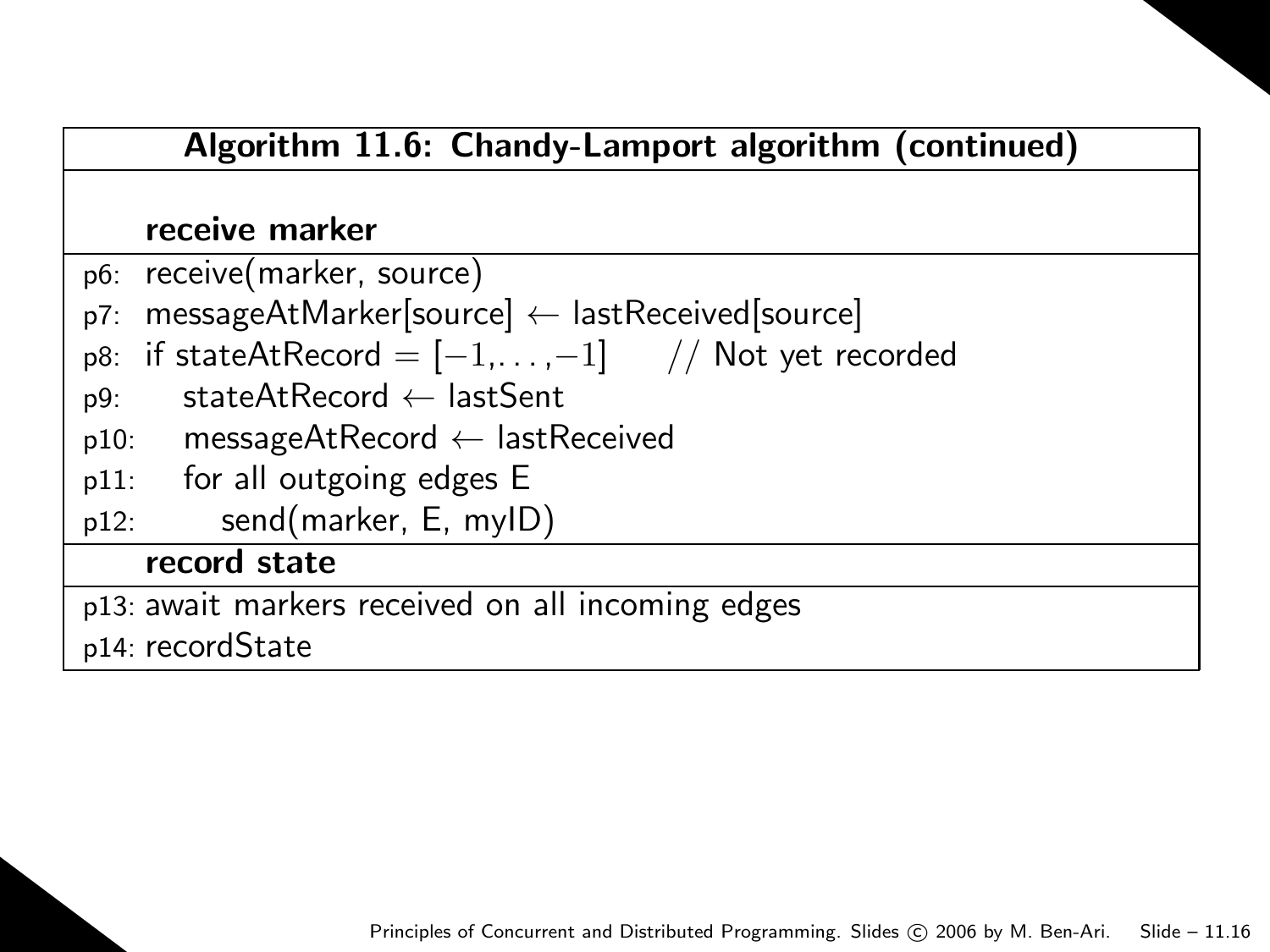**Algorithm 11.6: Chandy-Lamport algorithm (continued)**

**receive marker**

```
p6:  receive(marker, source)
p7:  messageAtMarker[source] ← lastReceived[source]
p8:  if stateAtRecord = [−1,...,−1]      // Not yet recorded
p9:     stateAtRecord ← lastSent
p10:    messageAtRecord ← lastReceived
p11:    for all outgoing edges E
p12:       send(marker, E, myID)
```

**record state**

```
p13: await markers received on all incoming edges
p14: recordState
```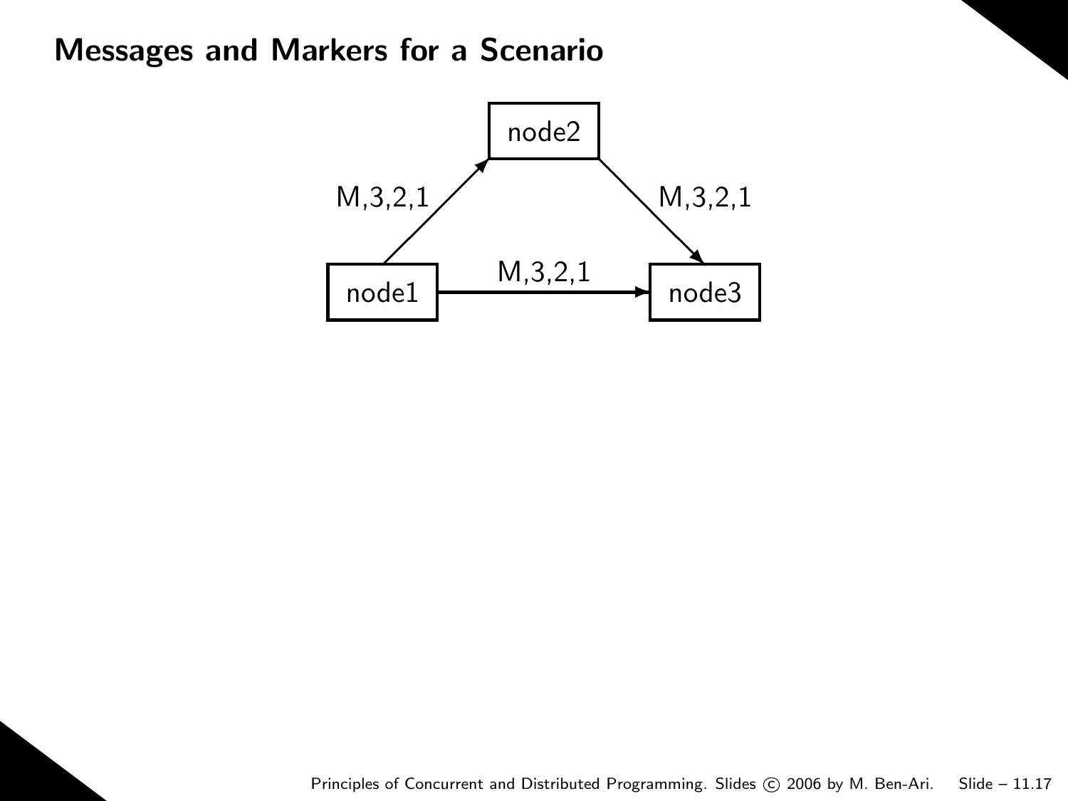# Messages and Markers for a Scenario

node2

M,3,2,1

M,3,2,1

node1

M,3,2,1

node3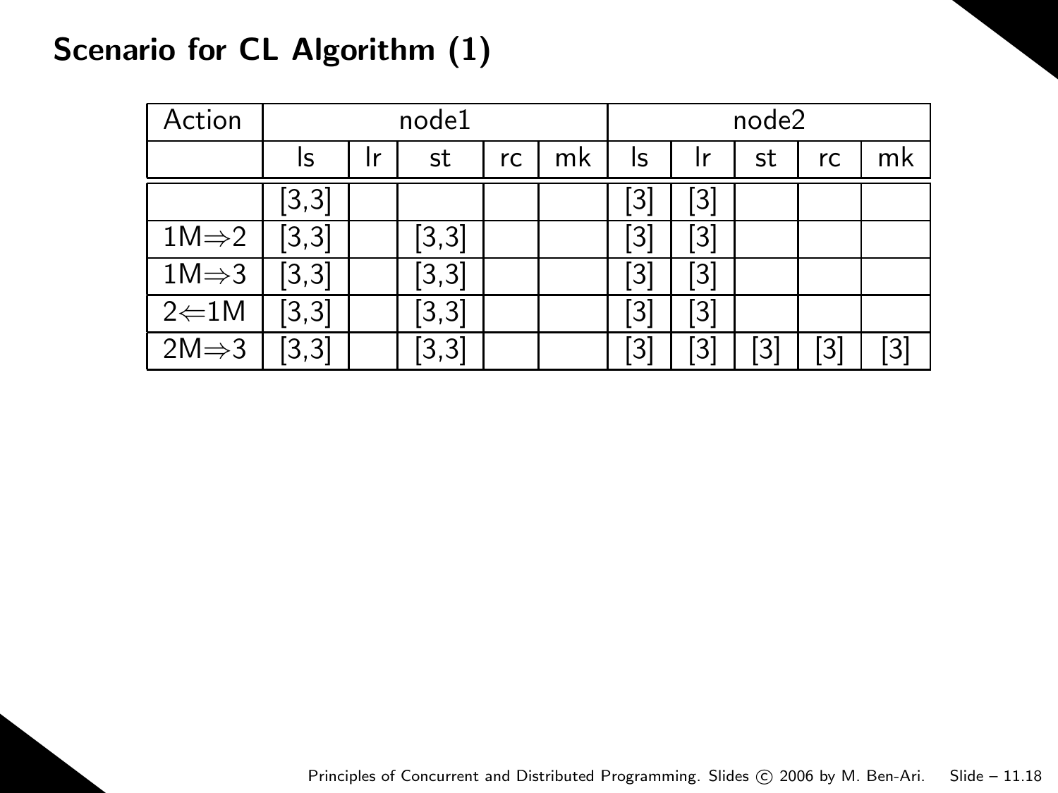# Scenario for CL Algorithm (1)

| Action | node1 | | | | | node2 | | | | |
|---|---|---|---|---|---|---|---|---|---|---|
| | ls | lr | st | rc | mk | ls | lr | st | rc | mk |
| | [3,3] | | | | | [3] | [3] | | | |
| 1M⇒2 | [3,3] | | [3,3] | | | [3] | [3] | | | |
| 1M⇒3 | [3,3] | | [3,3] | | | [3] | [3] | | | |
| 2⇐1M | [3,3] | | [3,3] | | | [3] | [3] | | | |
| 2M⇒3 | [3,3] | | [3,3] | | | [3] | [3] | [3] | [3] | [3] |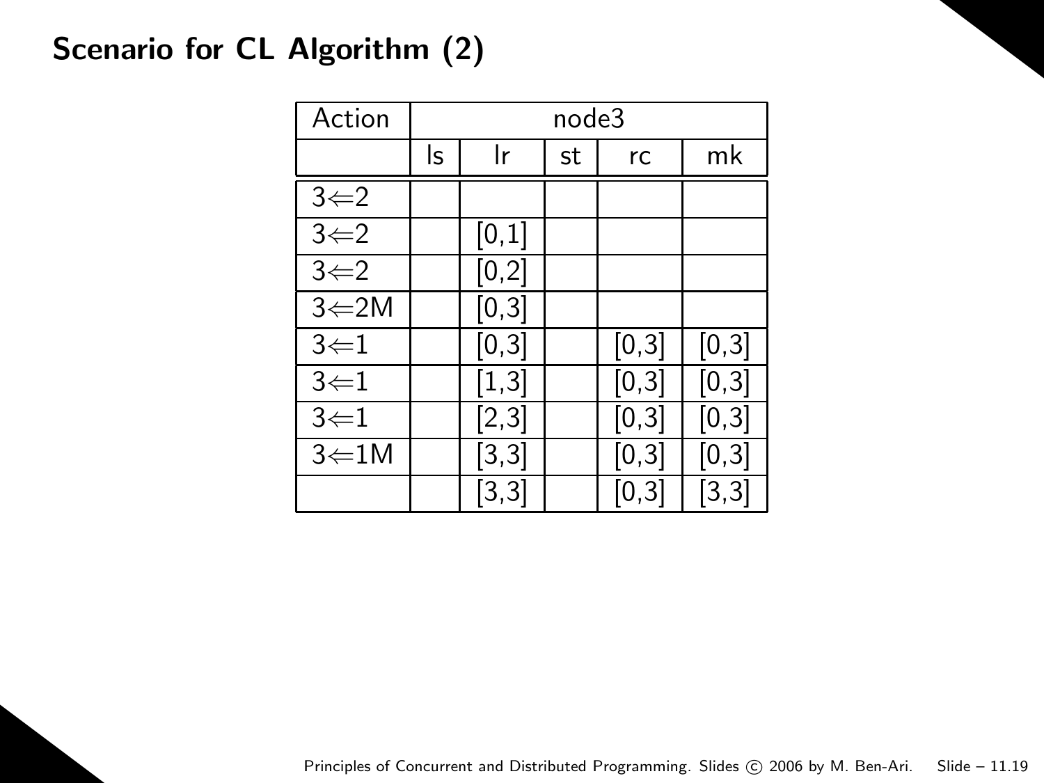# Scenario for CL Algorithm (2)

| Action | node3 | | | | |
|---|---|---|---|---|---|
| | ls | lr | st | rc | mk |
| $3 \Leftarrow 2$ | | | | | |
| $3 \Leftarrow 2$ | | [0,1] | | | |
| $3 \Leftarrow 2$ | | [0,2] | | | |
| $3 \Leftarrow 2$M | | [0,3] | | | |
| $3 \Leftarrow 1$ | | [0,3] | | [0,3] | [0,3] |
| $3 \Leftarrow 1$ | | [1,3] | | [0,3] | [0,3] |
| $3 \Leftarrow 1$ | | [2,3] | | [0,3] | [0,3] |
| $3 \Leftarrow 1$M | | [3,3] | | [0,3] | [0,3] |
| | | [3,3] | | [0,3] | [3,3] |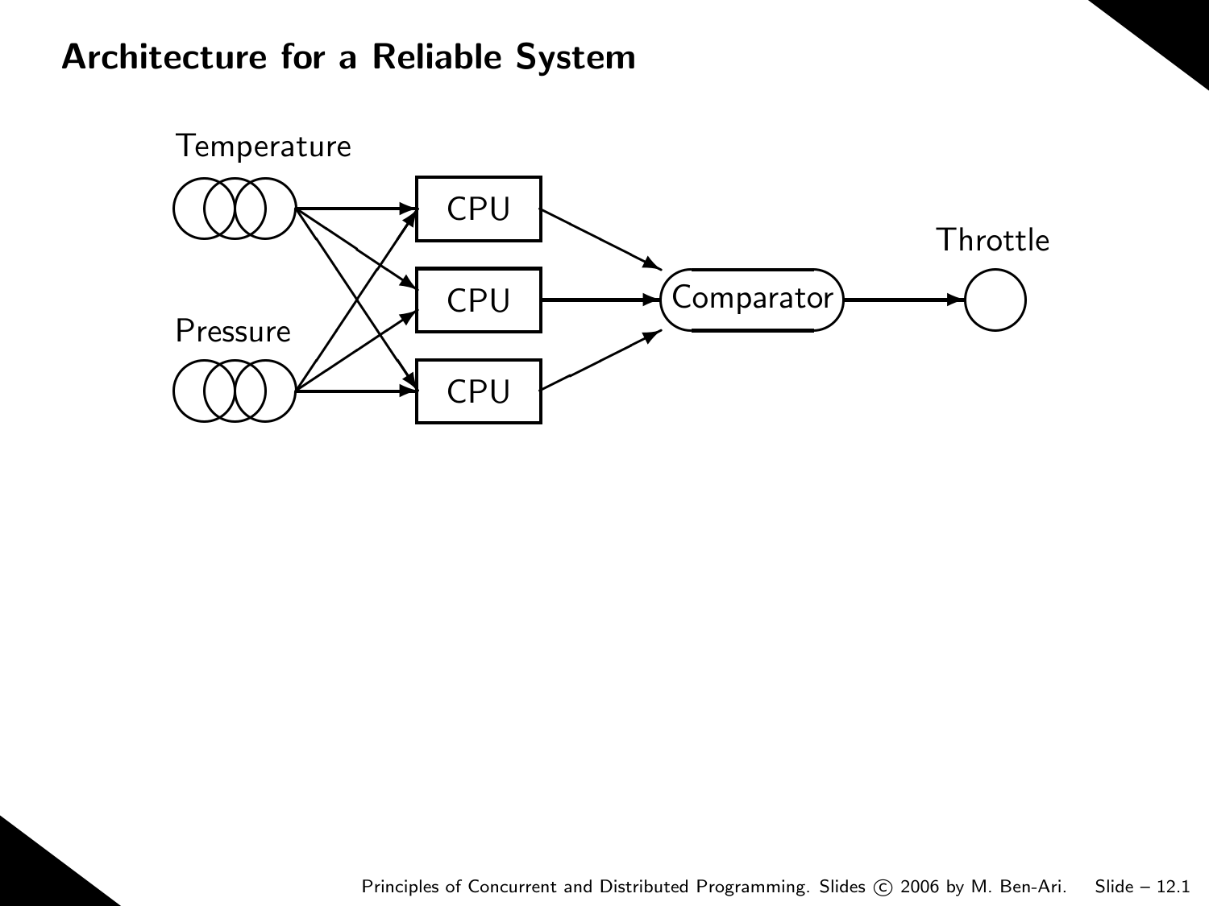## Architecture for a Reliable System

Temperature

CPU

CPU

CPU

Pressure

Comparator

Throttle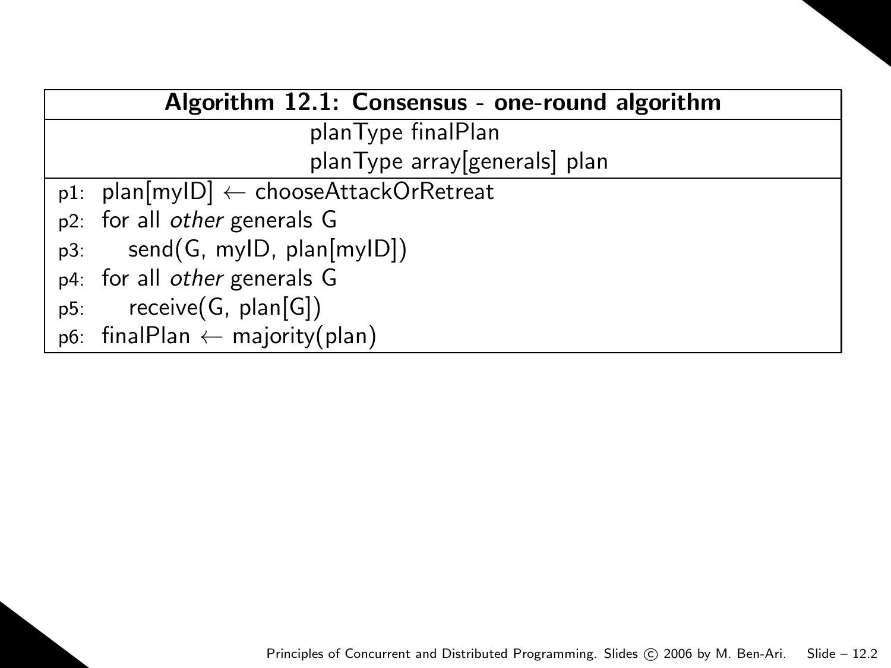**Algorithm 12.1: Consensus - one-round algorithm**

```
planType finalPlan
planType array[generals] plan

p1: plan[myID] ← chooseAttackOrRetreat
p2: for all other generals G
p3:    send(G, myID, plan[myID])
p4: for all other generals G
p5:    receive(G, plan[G])
p6: finalPlan ← majority(plan)
```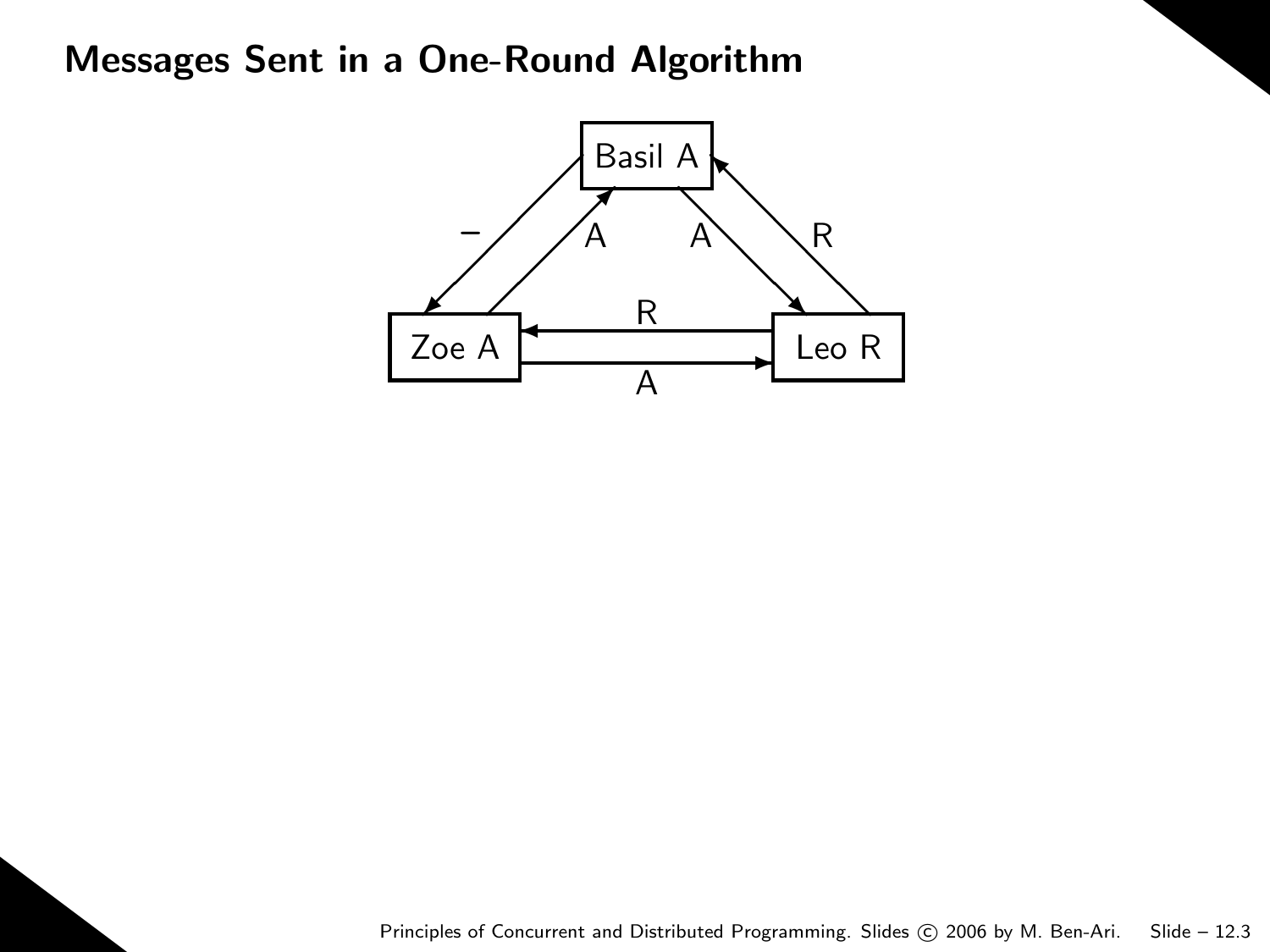# Messages Sent in a One-Round Algorithm

Basil A

Zoe A

Leo R

–

A

A

R

R

A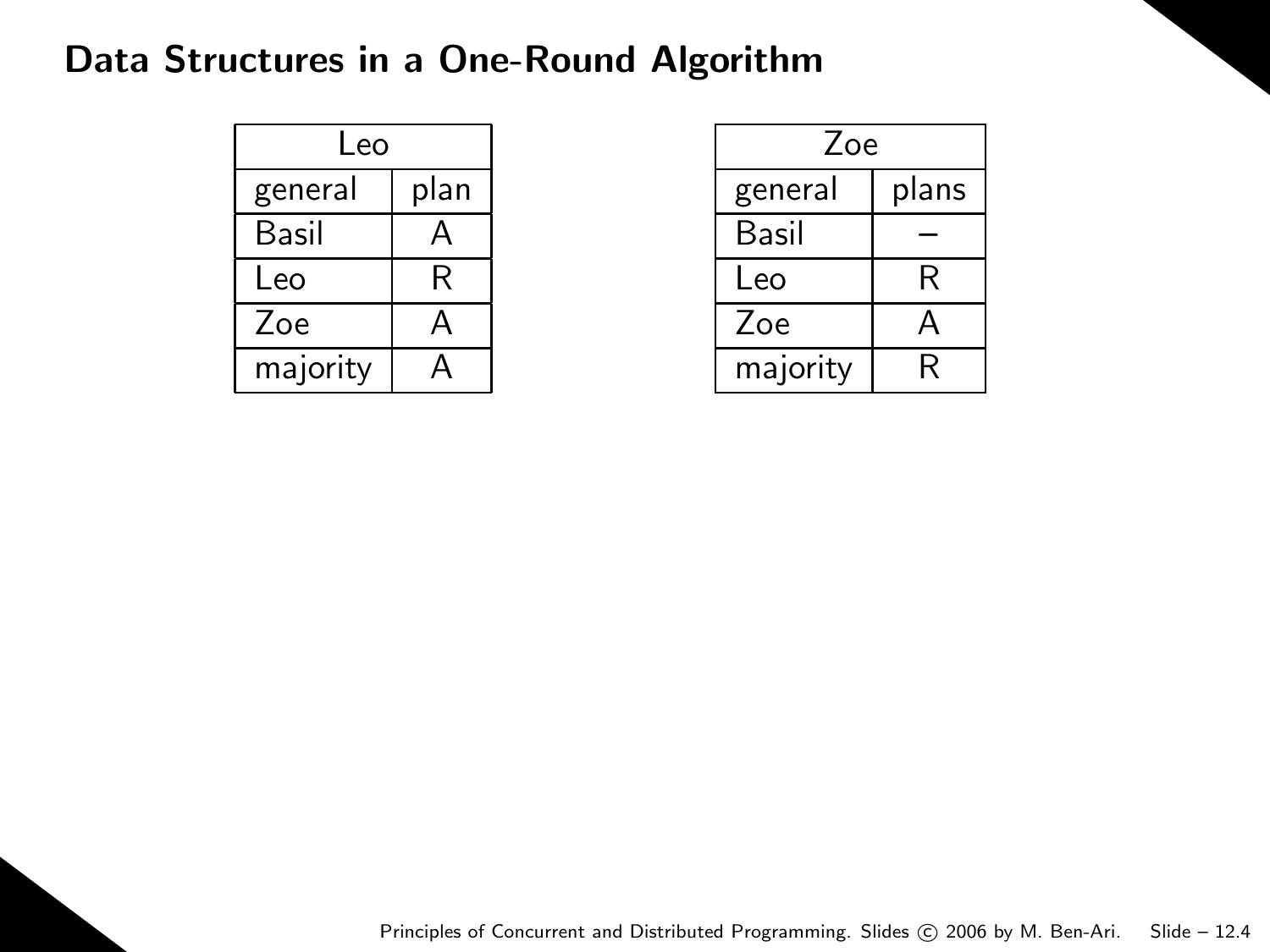# Data Structures in a One-Round Algorithm

| Leo | |
|---|---|
| general | plan |
| Basil | A |
| Leo | R |
| Zoe | A |
| majority | A |

| Zoe | |
|---|---|
| general | plans |
| Basil | – |
| Leo | R |
| Zoe | A |
| majority | R |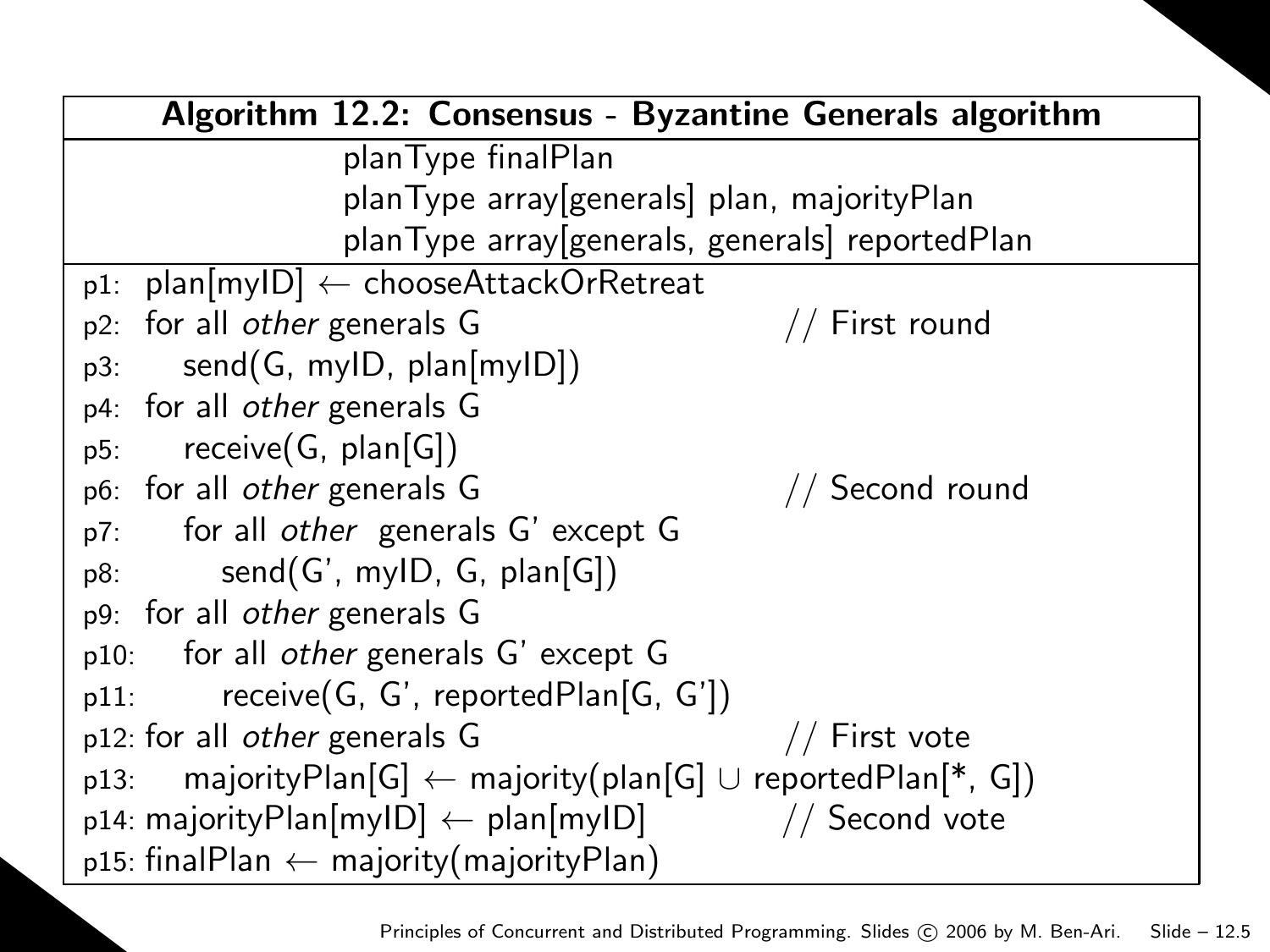**Algorithm 12.2: Consensus - Byzantine Generals algorithm**

```
                planType finalPlan
                planType array[generals] plan, majorityPlan
                planType array[generals, generals] reportedPlan

p1:  plan[myID] ← chooseAttackOrRetreat
p2:  for all other generals G                        // First round
p3:     send(G, myID, plan[myID])
p4:  for all other generals G
p5:     receive(G, plan[G])
p6:  for all other generals G                        // Second round
p7:     for all other generals G' except G
p8:        send(G', myID, G, plan[G])
p9:  for all other generals G
p10:    for all other generals G' except G
p11:       receive(G, G', reportedPlan[G, G'])
p12: for all other generals G                        // First vote
p13:    majorityPlan[G] ← majority(plan[G] ∪ reportedPlan[*, G])
p14: majorityPlan[myID] ← plan[myID]                 // Second vote
p15: finalPlan ← majority(majorityPlan)
```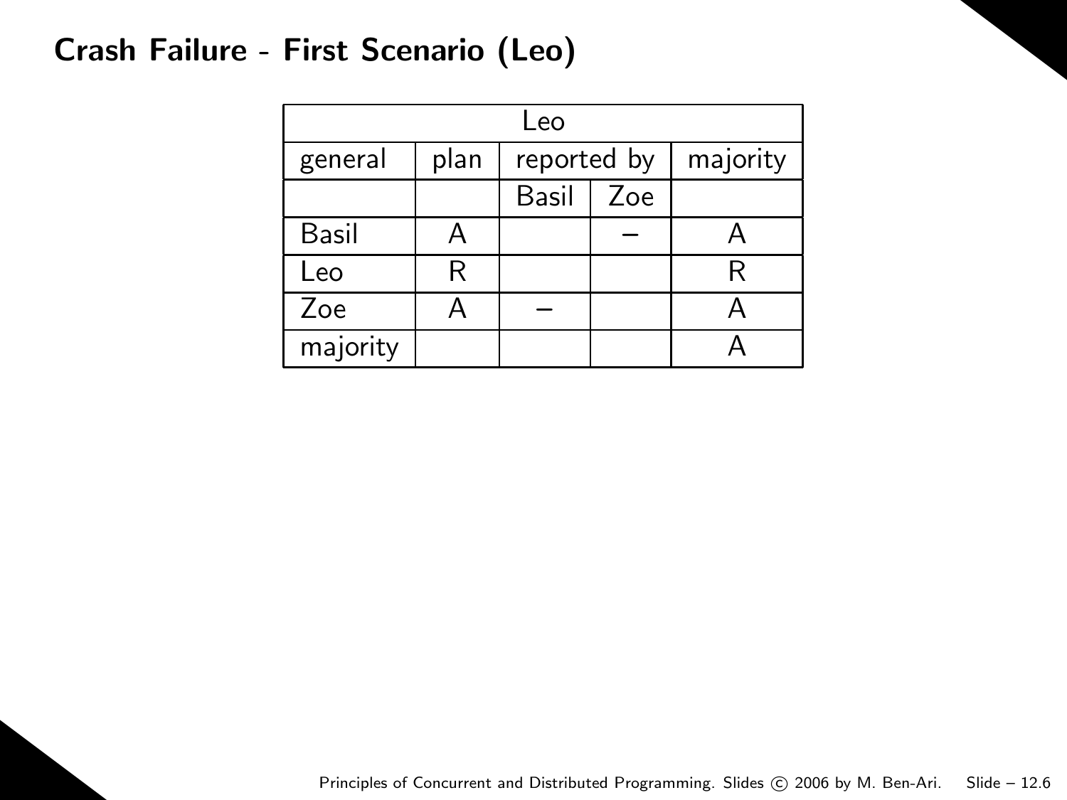# Crash Failure - First Scenario (Leo)

| Leo | | | | |
|---|---|---|---|---|
| general | plan | reported by | | majority |
| | | Basil | Zoe | |
| Basil | A | | – | A |
| Leo | R | | | R |
| Zoe | A | – | | A |
| majority | | | | A |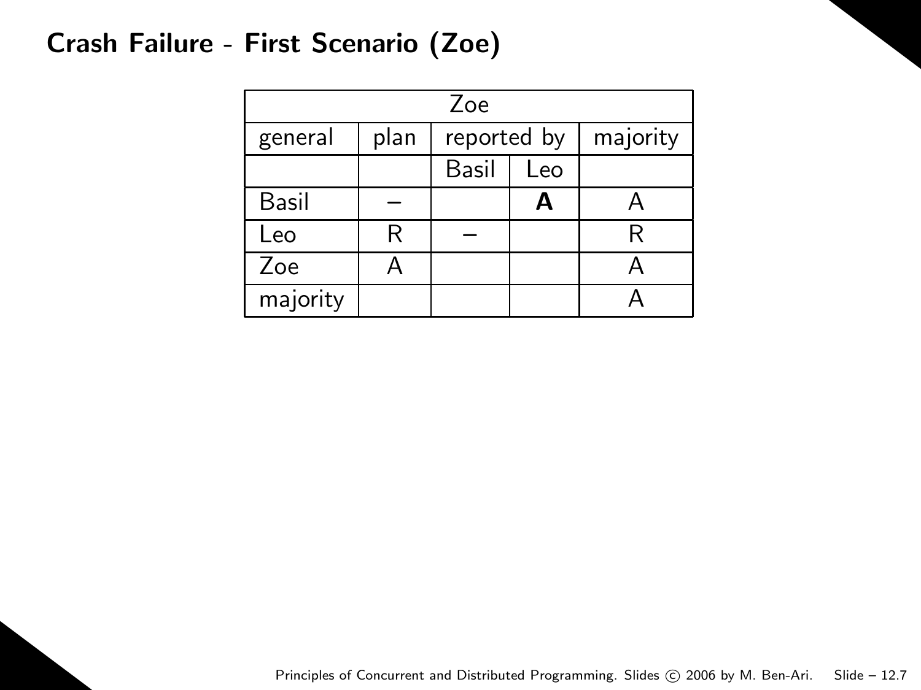# Crash Failure - First Scenario (Zoe)

| Zoe | | | | |
|---|---|---|---|---|
| general | plan | reported by | | majority |
| | | Basil | Leo | |
| Basil | – | | **A** | A |
| Leo | R | – | | R |
| Zoe | A | | | A |
| majority | | | | A |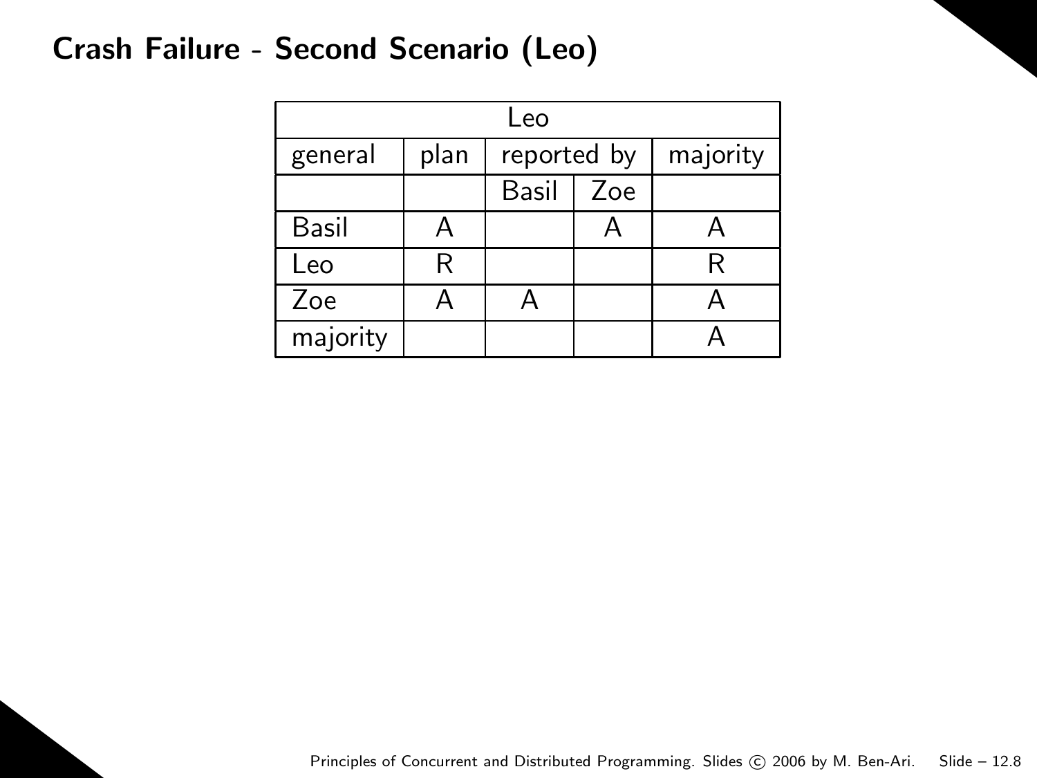# Crash Failure - Second Scenario (Leo)

| Leo | | | | |
|---|---|---|---|---|
| general | plan | reported by | | majority |
| | | Basil | Zoe | |
| Basil | A | | A | A |
| Leo | R | | | R |
| Zoe | A | A | | A |
| majority | | | | A |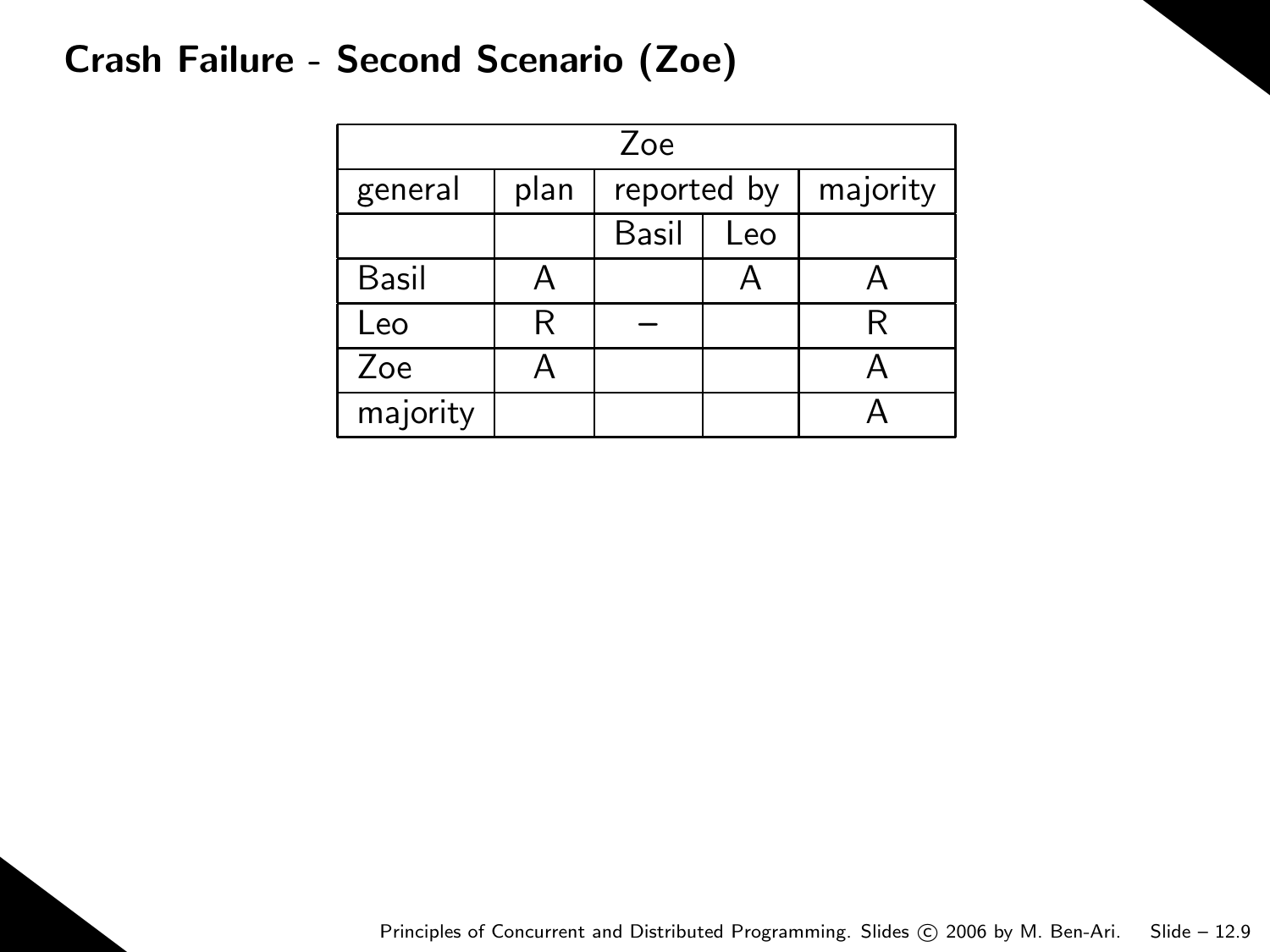# Crash Failure - Second Scenario (Zoe)

| Zoe | | | | |
|---|---|---|---|---|
| general | plan | reported by | | majority |
| | | Basil | Leo | |
| Basil | A | | A | A |
| Leo | R | – | | R |
| Zoe | A | | | A |
| majority | | | | A |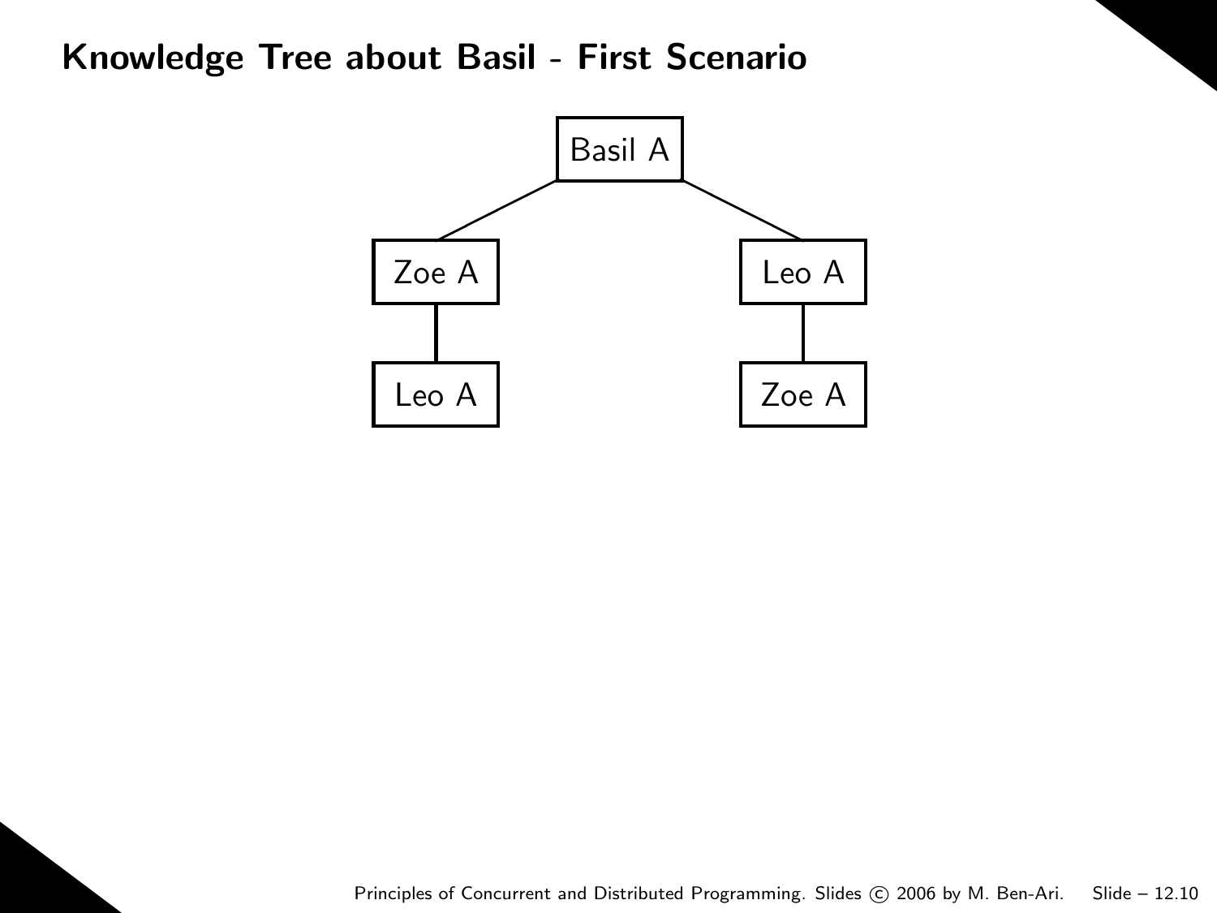# Knowledge Tree about Basil - First Scenario

Basil A

Zoe A

Leo A

Leo A

Zoe A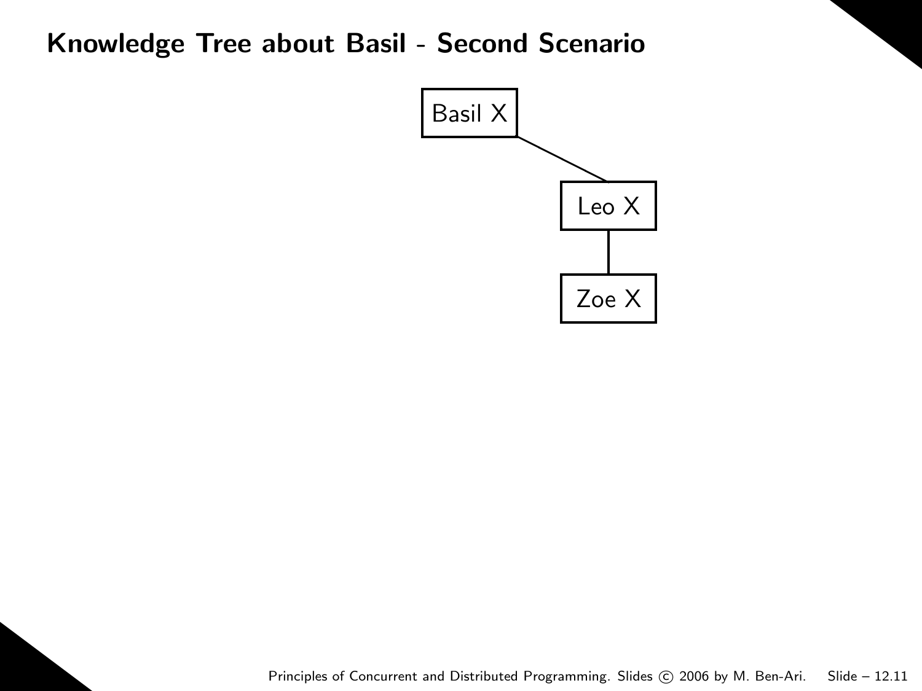# Knowledge Tree about Basil - Second Scenario

Basil X

Leo X

Zoe X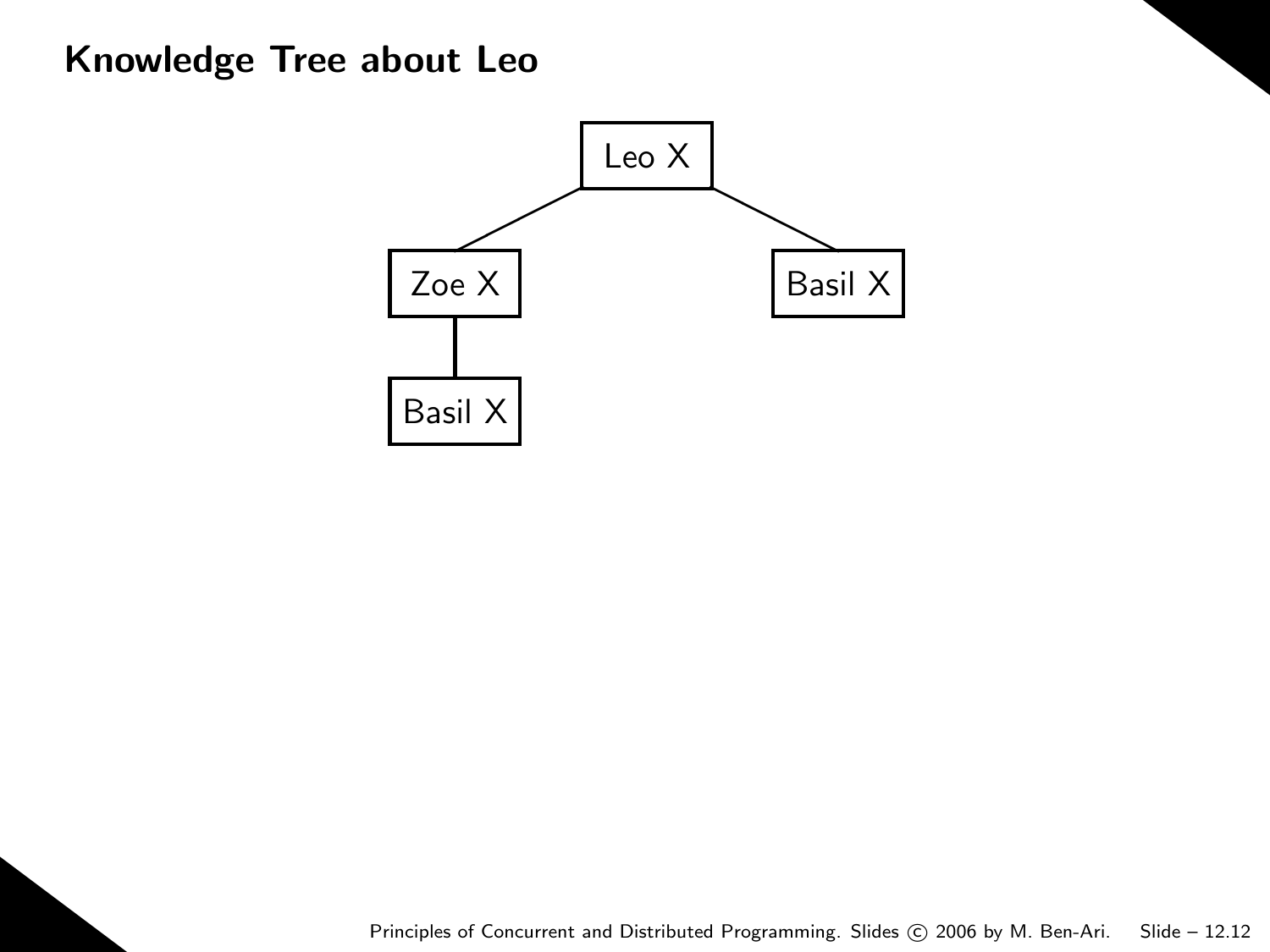# Knowledge Tree about Leo

Leo X

Zoe X

Basil X

Basil X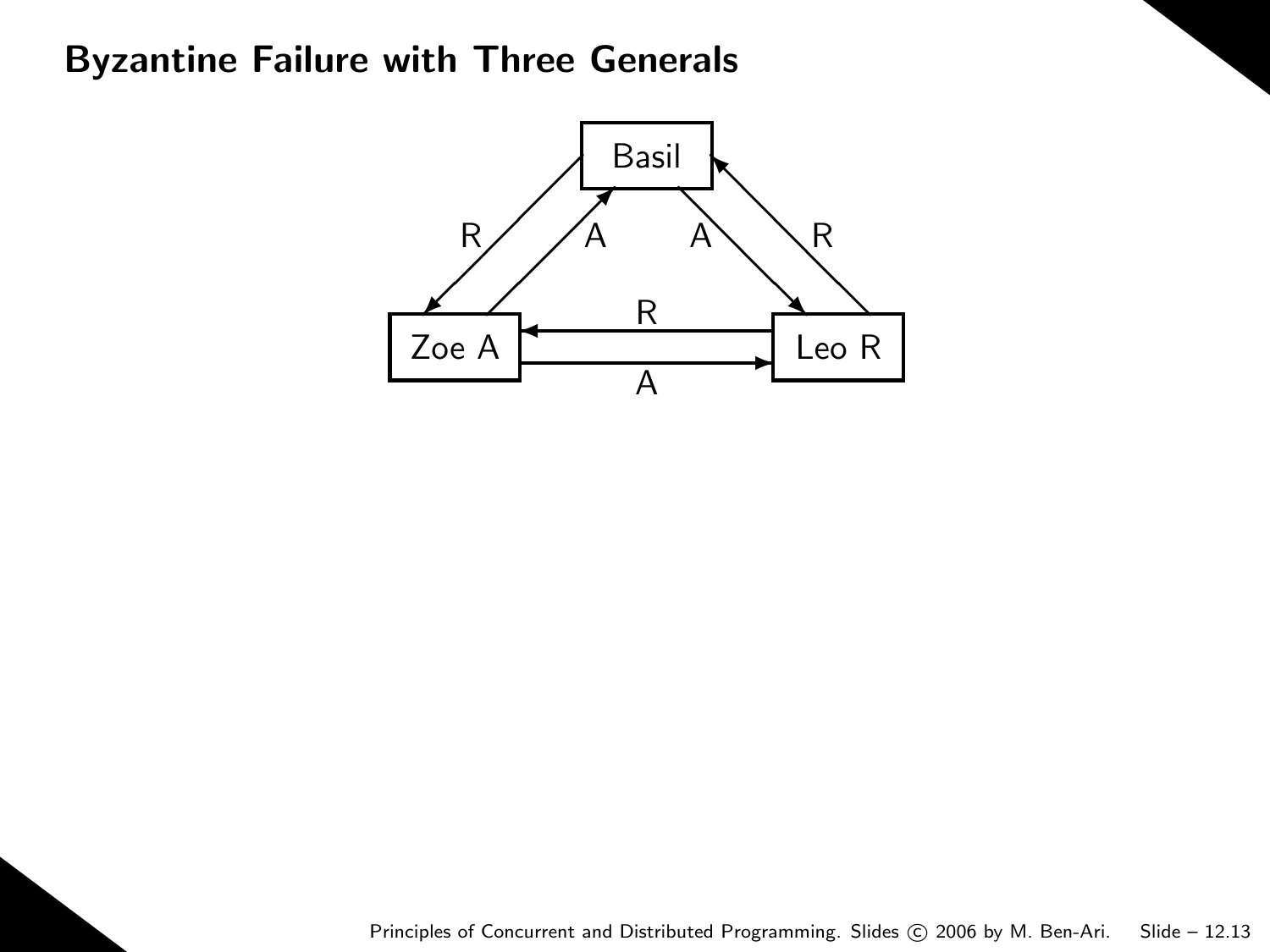# Byzantine Failure with Three Generals

Basil

R A A R

R

Zoe A

Leo R

A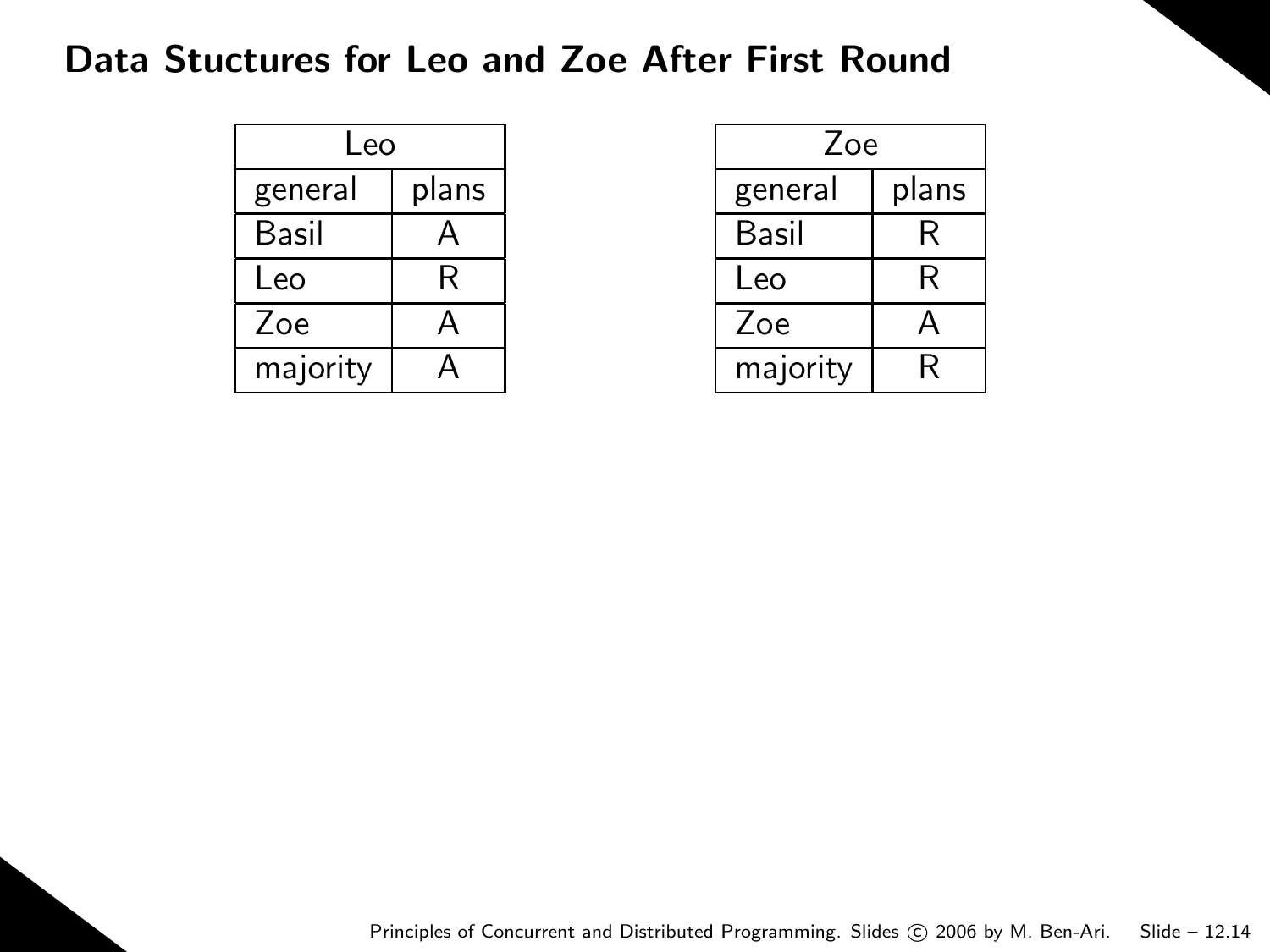# Data Stuctures for Leo and Zoe After First Round

| Leo | |
|---|---|
| general | plans |
| Basil | A |
| Leo | R |
| Zoe | A |
| majority | A |

| Zoe | |
|---|---|
| general | plans |
| Basil | R |
| Leo | R |
| Zoe | A |
| majority | R |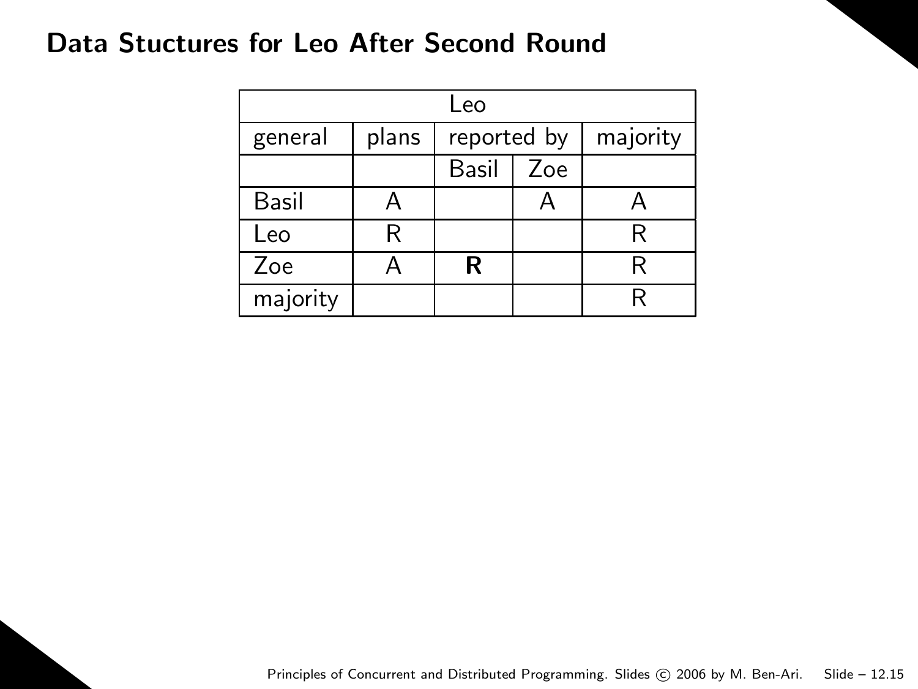# Data Stuctures for Leo After Second Round

| Leo | | | | |
|---|---|---|---|---|
| general | plans | reported by | | majority |
| | | Basil | Zoe | |
| Basil | A | | A | A |
| Leo | R | | | R |
| Zoe | A | **R** | | R |
| majority | | | | R |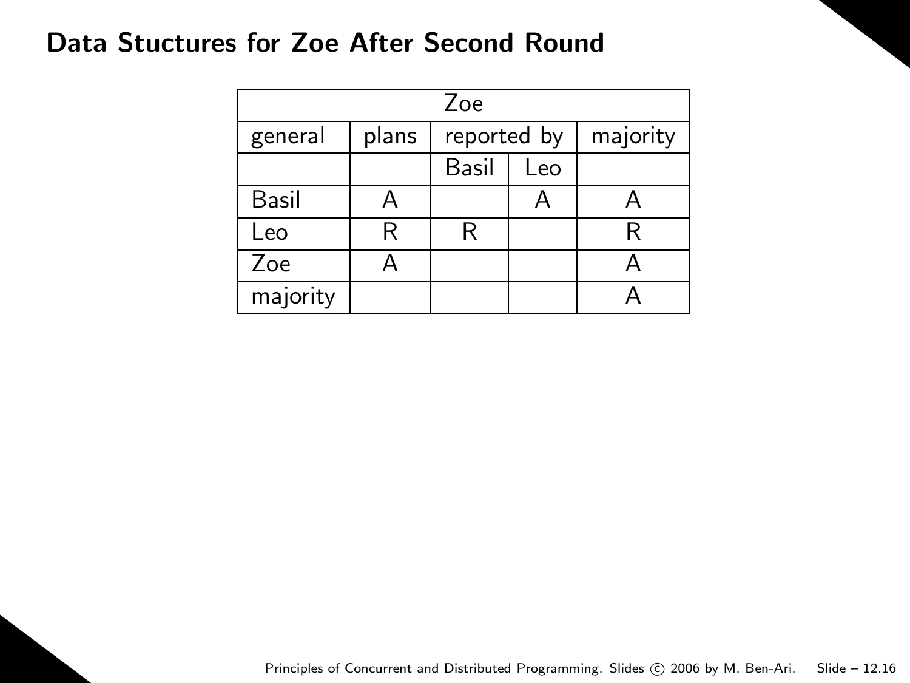# Data Stuctures for Zoe After Second Round

| Zoe | | | | |
|---|---|---|---|---|
| general | plans | reported by | | majority |
| | | Basil | Leo | |
| Basil | A | | A | A |
| Leo | R | R | | R |
| Zoe | A | | | A |
| majority | | | | A |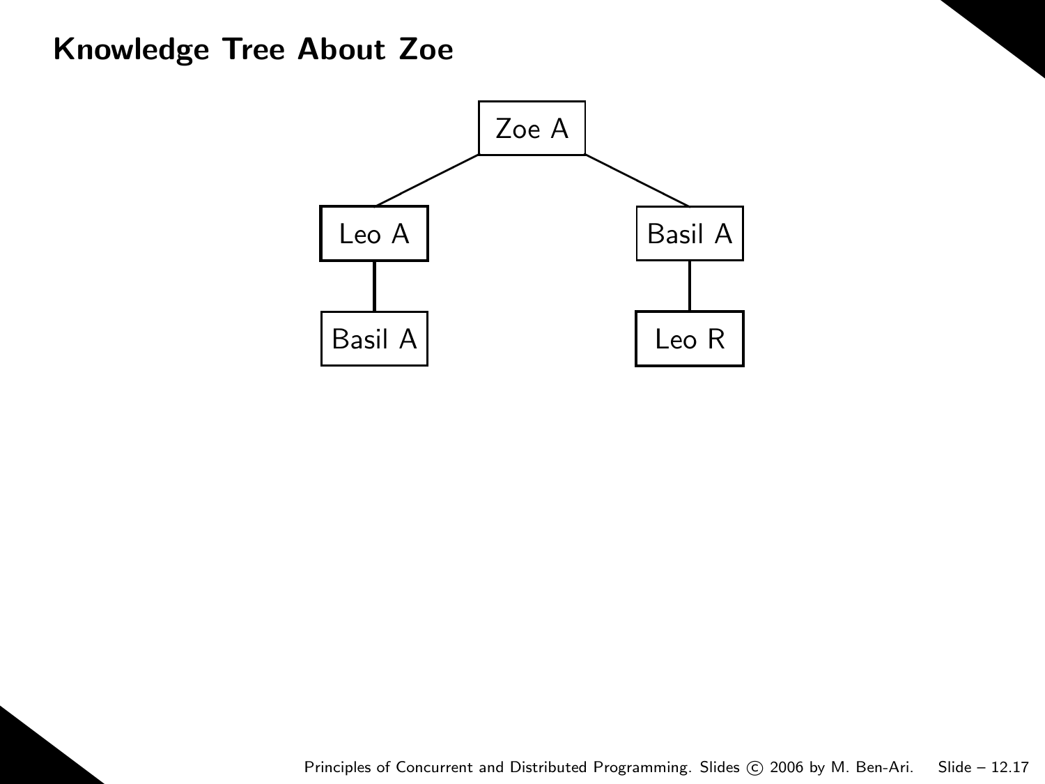# Knowledge Tree About Zoe

Zoe A

Leo A

Basil A

Basil A

Leo R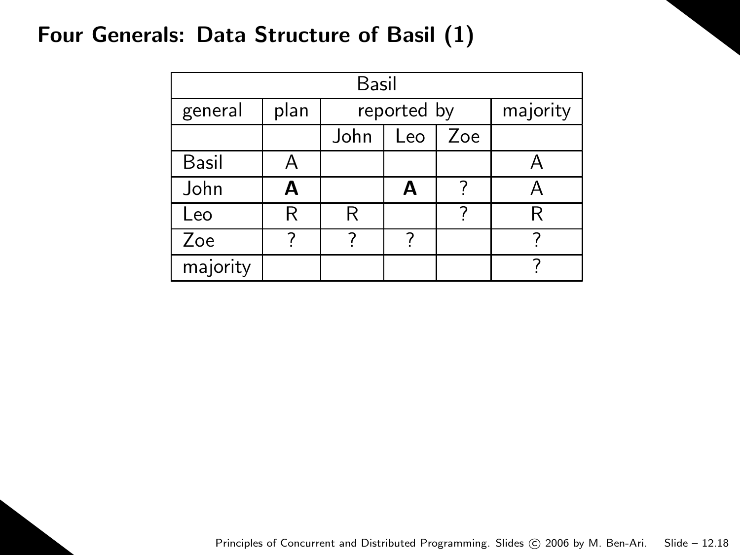# Four Generals: Data Structure of Basil (1)

| Basil | | | | | |
|---|---|---|---|---|---|
| general | plan | reported by | | | majority |
| | | John | Leo | Zoe | |
| Basil | A | | | | A |
| John | **A** | | **A** | ? | A |
| Leo | R | R | | ? | R |
| Zoe | ? | ? | ? | | ? |
| majority | | | | | ? |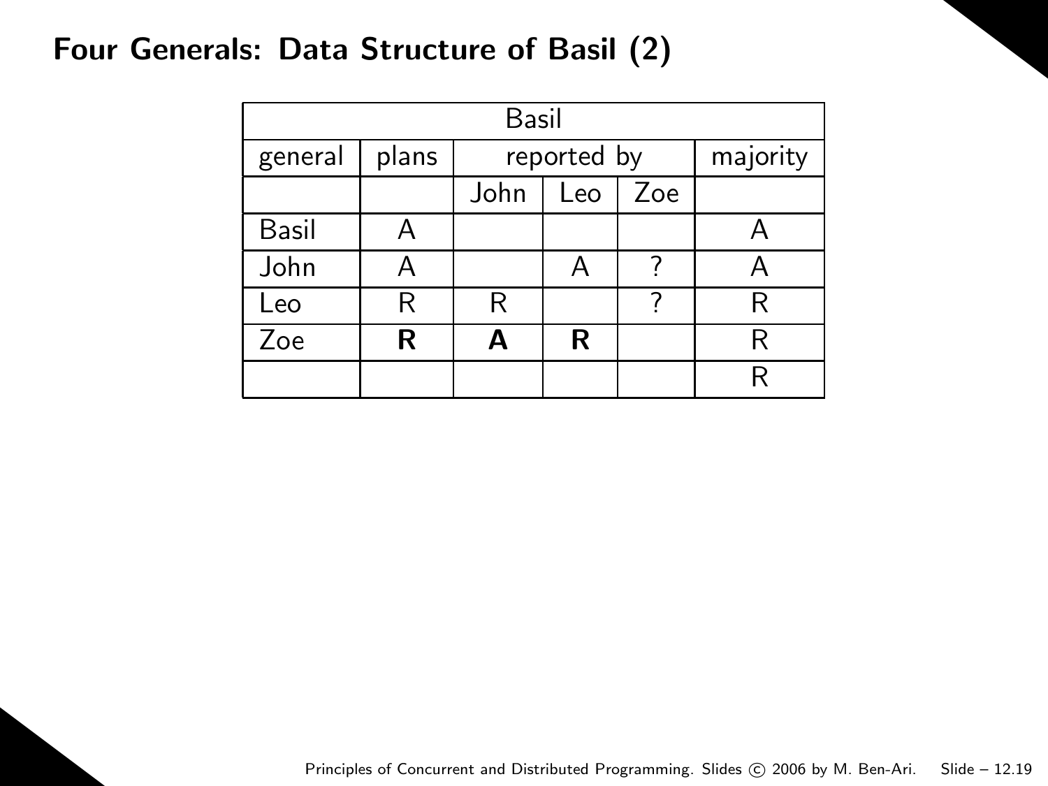## Four Generals: Data Structure of Basil (2)

| Basil | | | | | |
|---|---|---|---|---|---|
| general | plans | reported by | | | majority |
| | | John | Leo | Zoe | |
| Basil | A | | | | A |
| John | A | | A | ? | A |
| Leo | R | R | | ? | R |
| Zoe | **R** | **A** | **R** | | R |
| | | | | | R |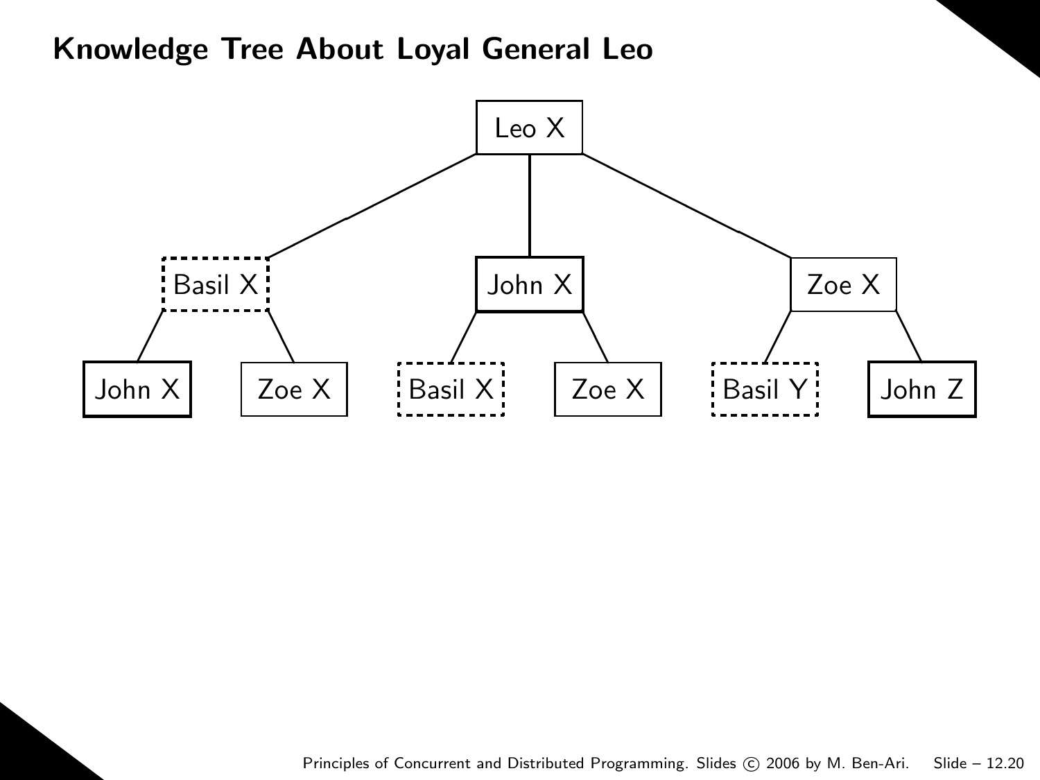# Knowledge Tree About Loyal General Leo

Leo X

Basil X

John X

Zoe X

John X

Zoe X

Basil X

Zoe X

Basil Y

John Z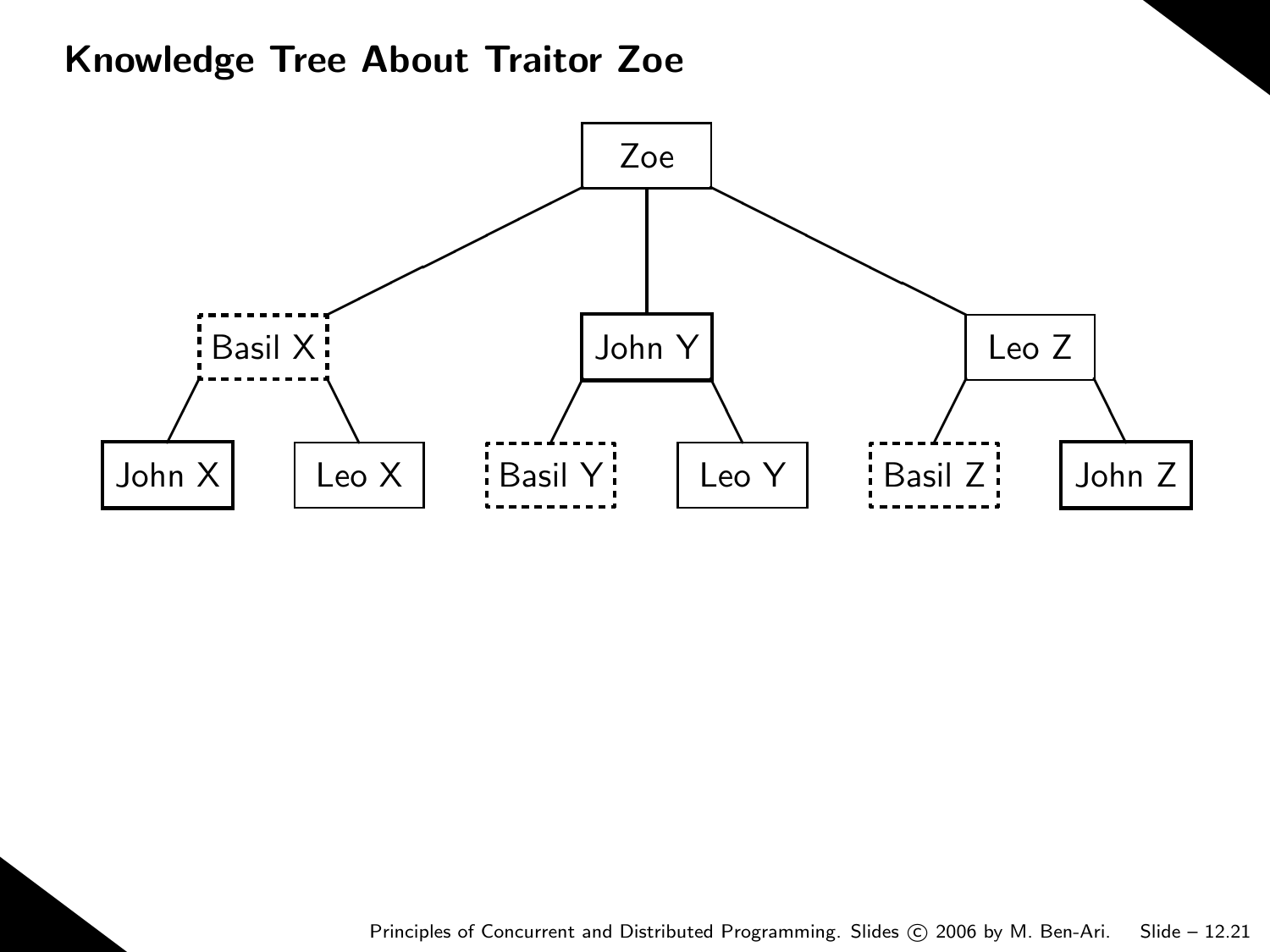# Knowledge Tree About Traitor Zoe

Zoe

Basil X | John Y | Leo Z

John X | Leo X | Basil Y | Leo Y | Basil Z | John Z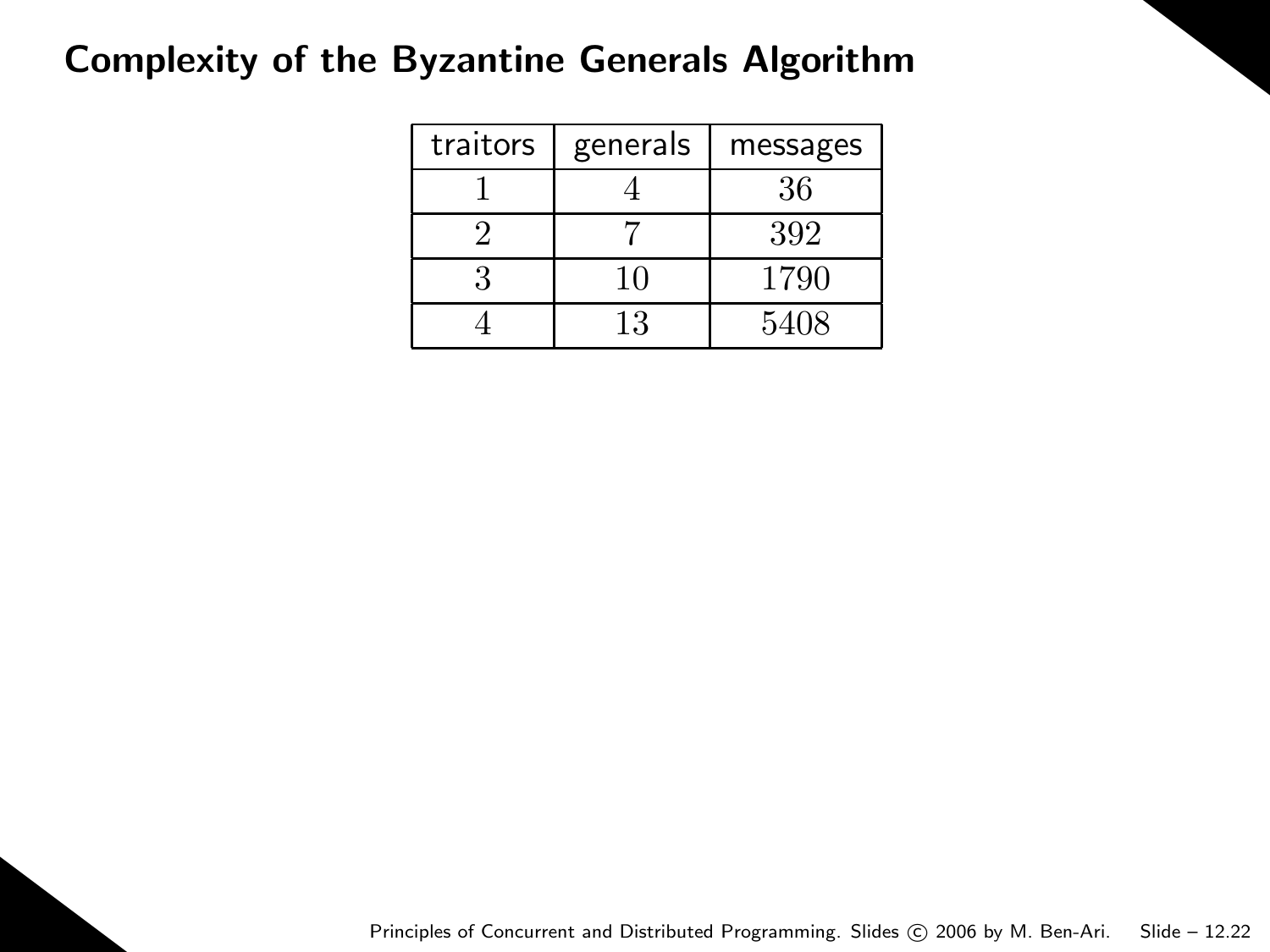# Complexity of the Byzantine Generals Algorithm

| traitors | generals | messages |
|---|---|---|
| 1 | 4 | 36 |
| 2 | 7 | 392 |
| 3 | 10 | 1790 |
| 4 | 13 | 5408 |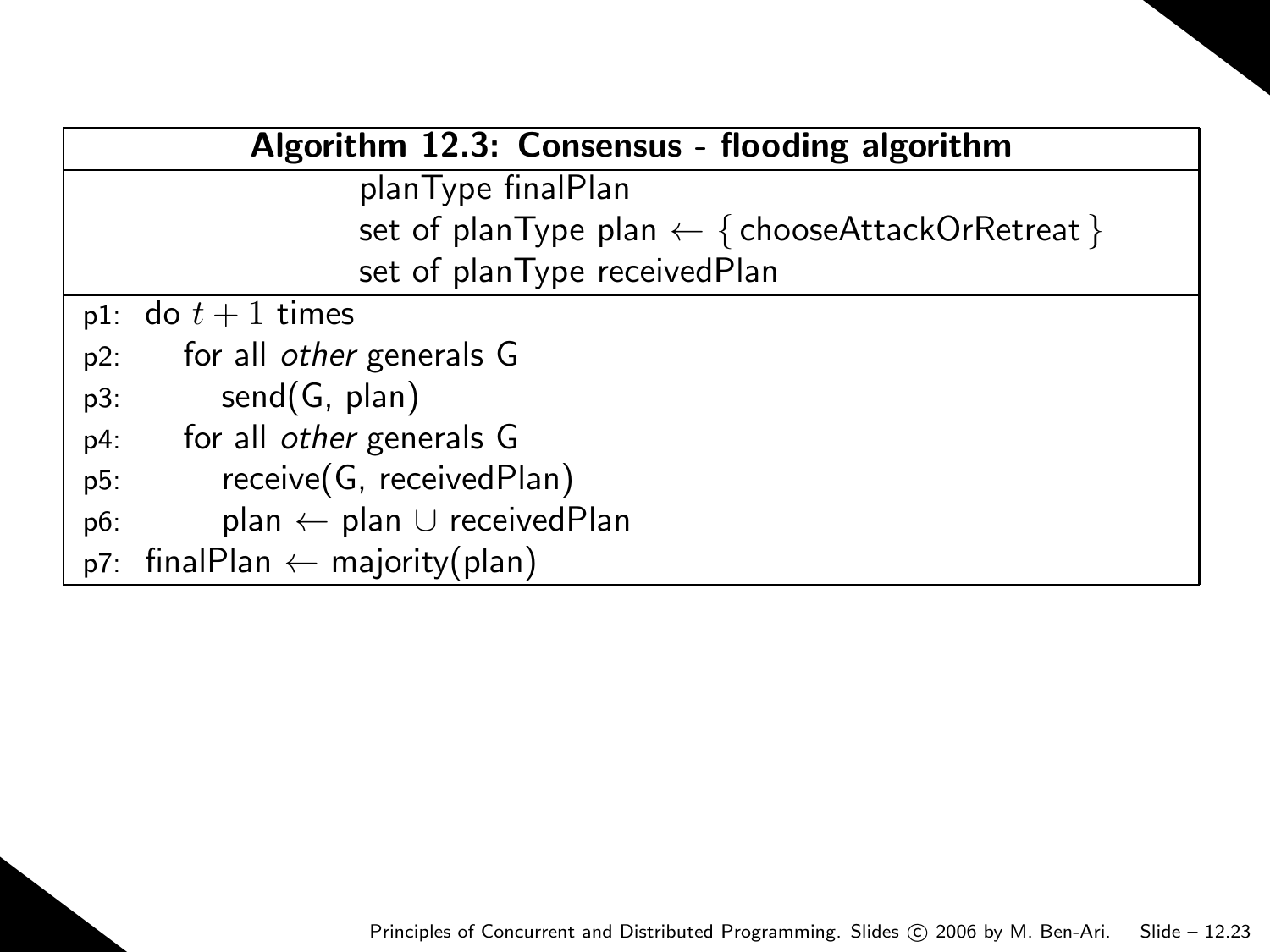**Algorithm 12.3: Consensus - flooding algorithm**

```
                    planType finalPlan
                    set of planType plan ← { chooseAttackOrRetreat }
                    set of planType receivedPlan

p1:  do t + 1 times
p2:     for all other generals G
p3:        send(G, plan)
p4:     for all other generals G
p5:        receive(G, receivedPlan)
p6:        plan ← plan ∪ receivedPlan
p7:  finalPlan ← majority(plan)
```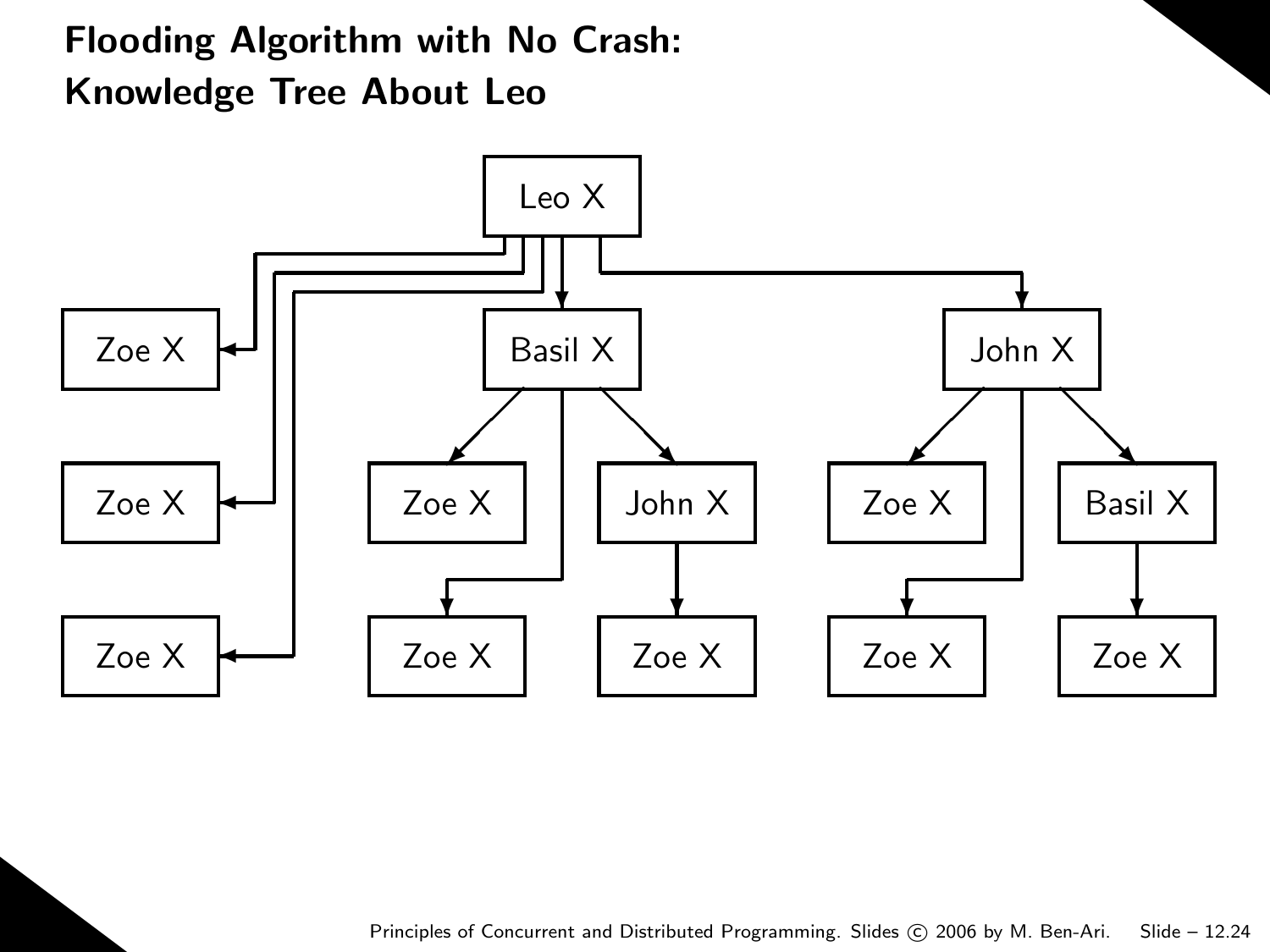# Flooding Algorithm with No Crash: Knowledge Tree About Leo

Leo X

Zoe X

Basil X

John X

Zoe X

Zoe X

John X

Zoe X

Basil X

Zoe X

Zoe X

Zoe X

Zoe X

Zoe X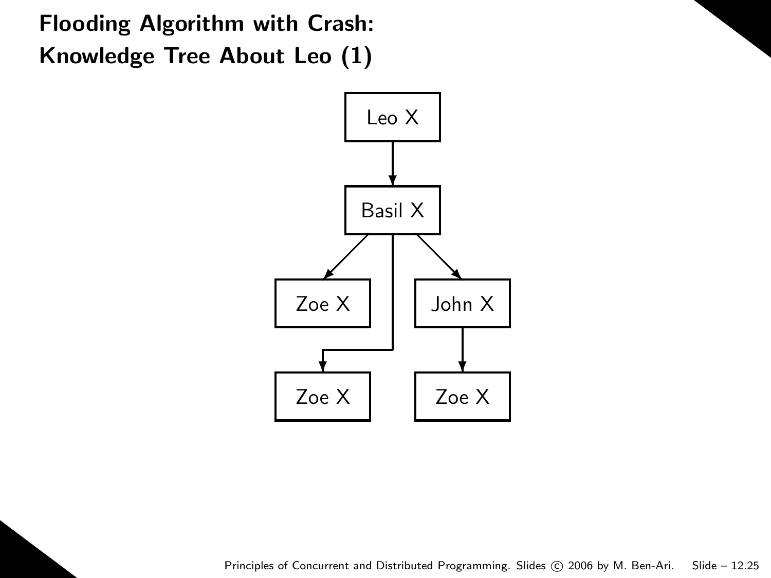# Flooding Algorithm with Crash: Knowledge Tree About Leo (1)

Leo X

Basil X

Zoe X

John X

Zoe X

Zoe X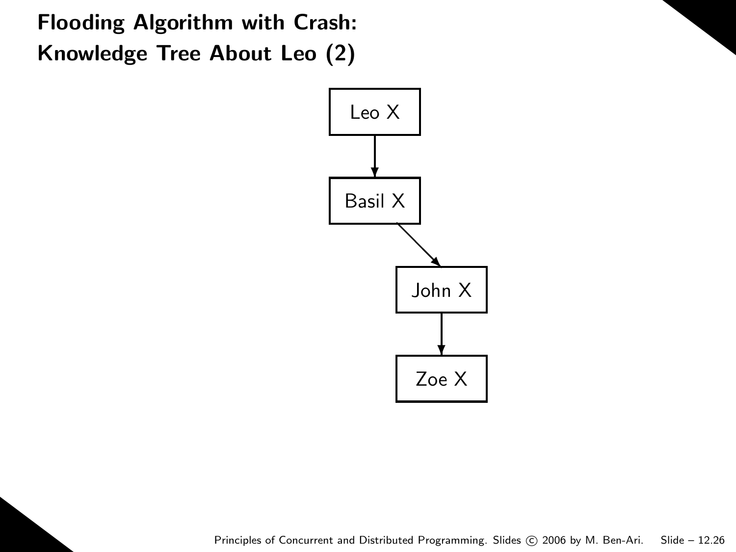# Flooding Algorithm with Crash: Knowledge Tree About Leo (2)

Leo X

Basil X

John X

Zoe X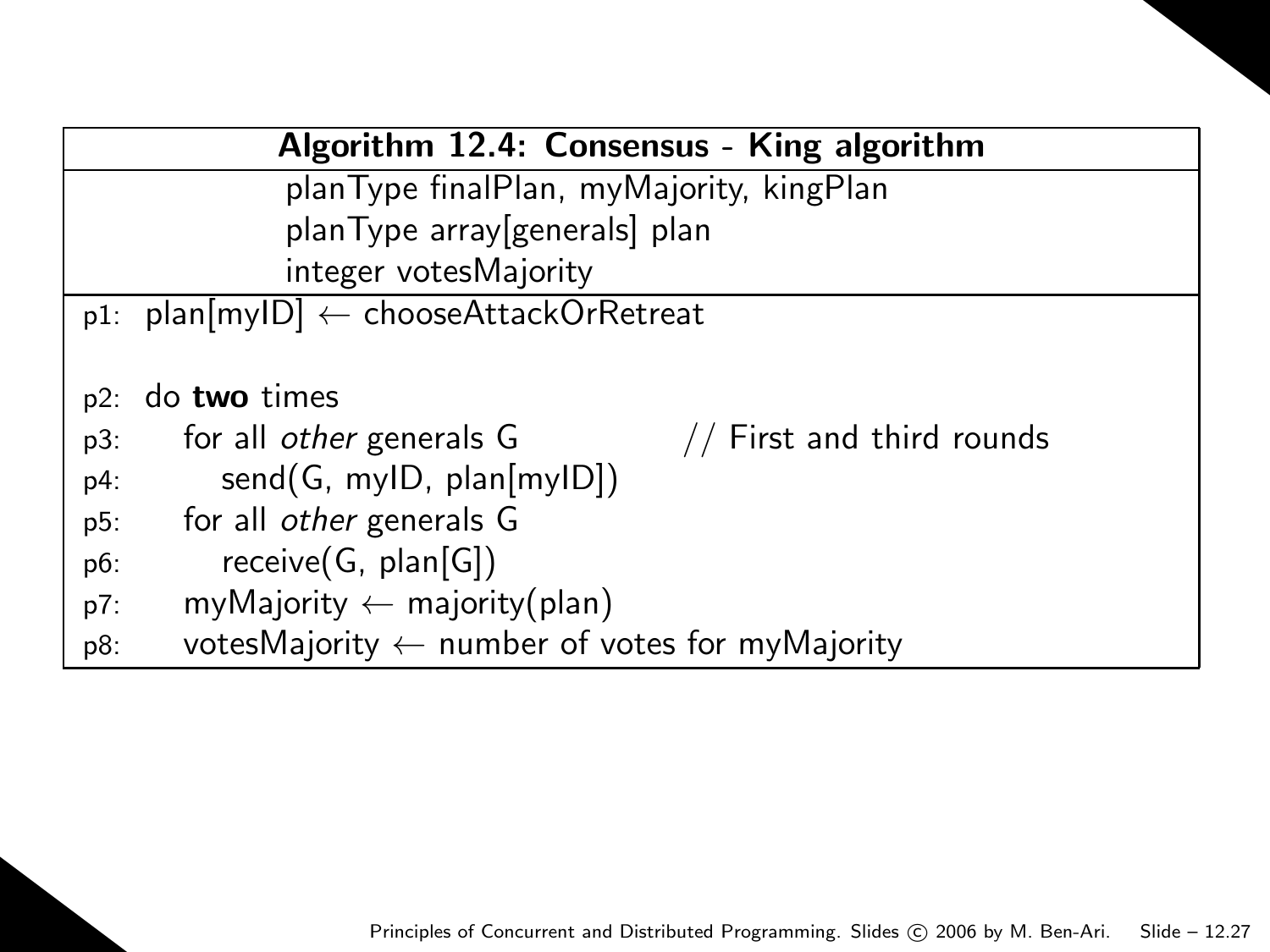**Algorithm 12.4: Consensus - King algorithm**

```
          planType finalPlan, myMajority, kingPlan
          planType array[generals] plan
          integer votesMajority

p1: plan[myID] ← chooseAttackOrRetreat

p2: do two times
p3:    for all other generals G            // First and third rounds
p4:       send(G, myID, plan[myID])
p5:    for all other generals G
p6:       receive(G, plan[G])
p7:    myMajority ← majority(plan)
p8:    votesMajority ← number of votes for myMajority
```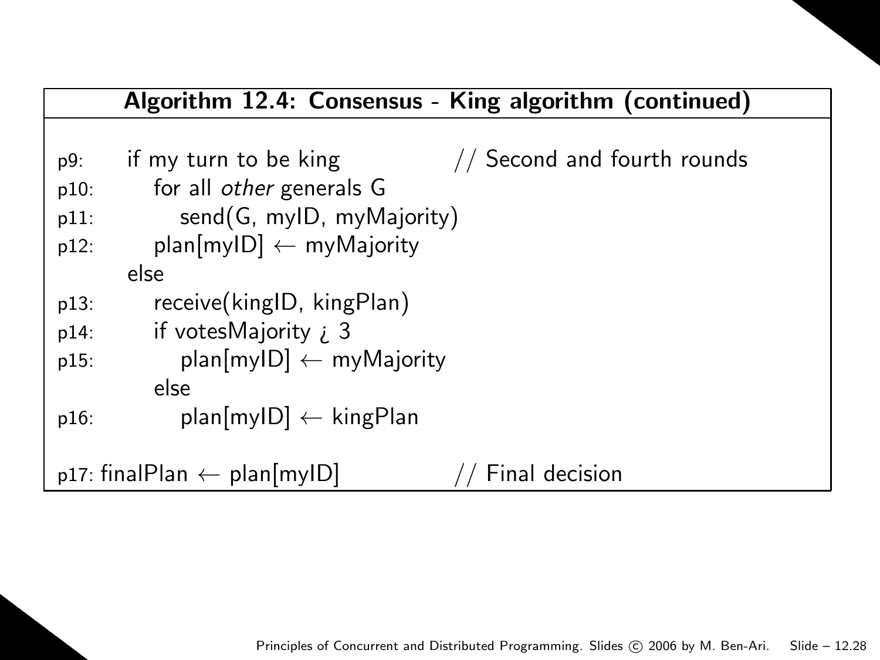**Algorithm 12.4: Consensus - King algorithm (continued)**

```
p9:   if my turn to be king          // Second and fourth rounds
p10:     for all other generals G
p11:        send(G, myID, myMajority)
p12:     plan[myID] ← myMajority
      else
p13:     receive(kingID, kingPlan)
p14:     if votesMajority ¿ 3
p15:        plan[myID] ← myMajority
         else
p16:        plan[myID] ← kingPlan

p17: finalPlan ← plan[myID]          // Final decision
```

Principles of Concurrent and Distributed Programming. Slides © 2006 by M. Ben-Ari.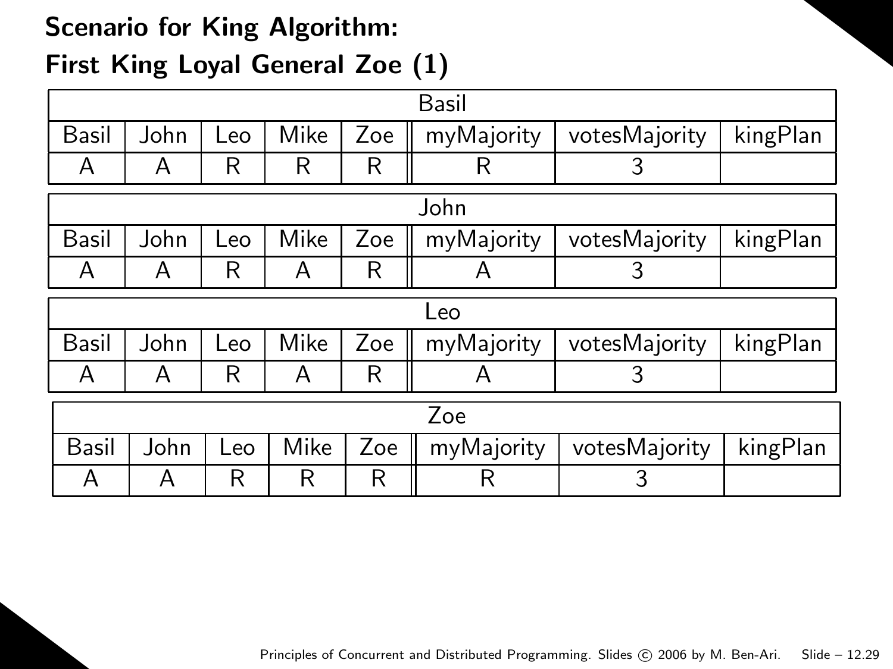# Scenario for King Algorithm:

# First King Loyal General Zoe (1)

| Basil | | | | | | | |
|---|---|---|---|---|---|---|---|
| Basil | John | Leo | Mike | Zoe | myMajority | votesMajority | kingPlan |
| A | A | R | R | R | R | 3 | |

| John | | | | | | | |
|---|---|---|---|---|---|---|---|
| Basil | John | Leo | Mike | Zoe | myMajority | votesMajority | kingPlan |
| A | A | R | A | R | A | 3 | |

| Leo | | | | | | | |
|---|---|---|---|---|---|---|---|
| Basil | John | Leo | Mike | Zoe | myMajority | votesMajority | kingPlan |
| A | A | R | A | R | A | 3 | |

| Zoe | | | | | | | |
|---|---|---|---|---|---|---|---|
| Basil | John | Leo | Mike | Zoe | myMajority | votesMajority | kingPlan |
| A | A | R | R | R | R | 3 | |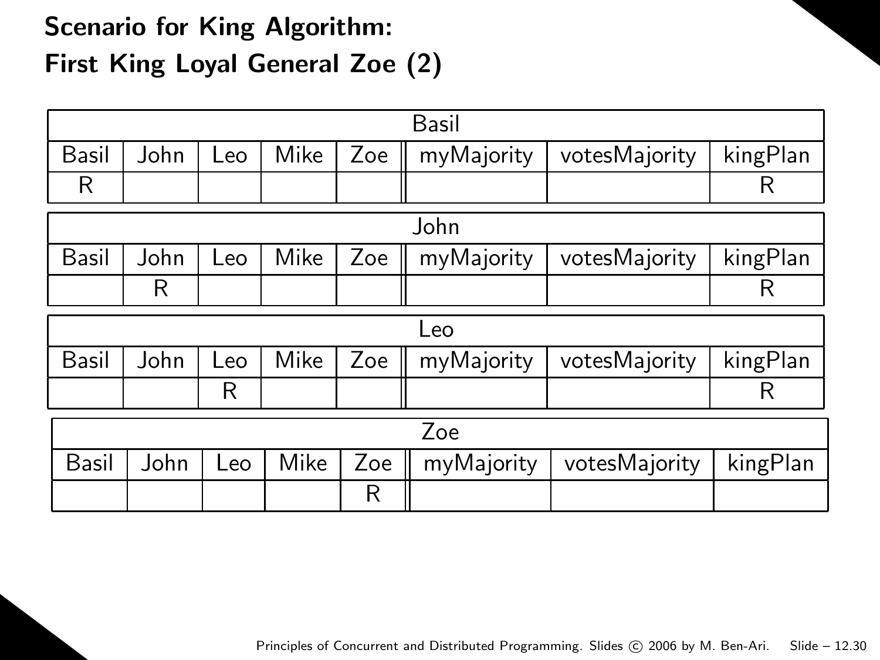# Scenario for King Algorithm: First King Loyal General Zoe (2)

| Basil | | | | | | | |
|---|---|---|---|---|---|---|---|
| Basil | John | Leo | Mike | Zoe | myMajority | votesMajority | kingPlan |
| R | | | | | | | R |

| John | | | | | | | |
|---|---|---|---|---|---|---|---|
| Basil | John | Leo | Mike | Zoe | myMajority | votesMajority | kingPlan |
| | R | | | | | | R |

| Leo | | | | | | | |
|---|---|---|---|---|---|---|---|
| Basil | John | Leo | Mike | Zoe | myMajority | votesMajority | kingPlan |
| | | R | | | | | R |

| Zoe | | | | | | | |
|---|---|---|---|---|---|---|---|
| Basil | John | Leo | Mike | Zoe | myMajority | votesMajority | kingPlan |
| | | | | R | | | |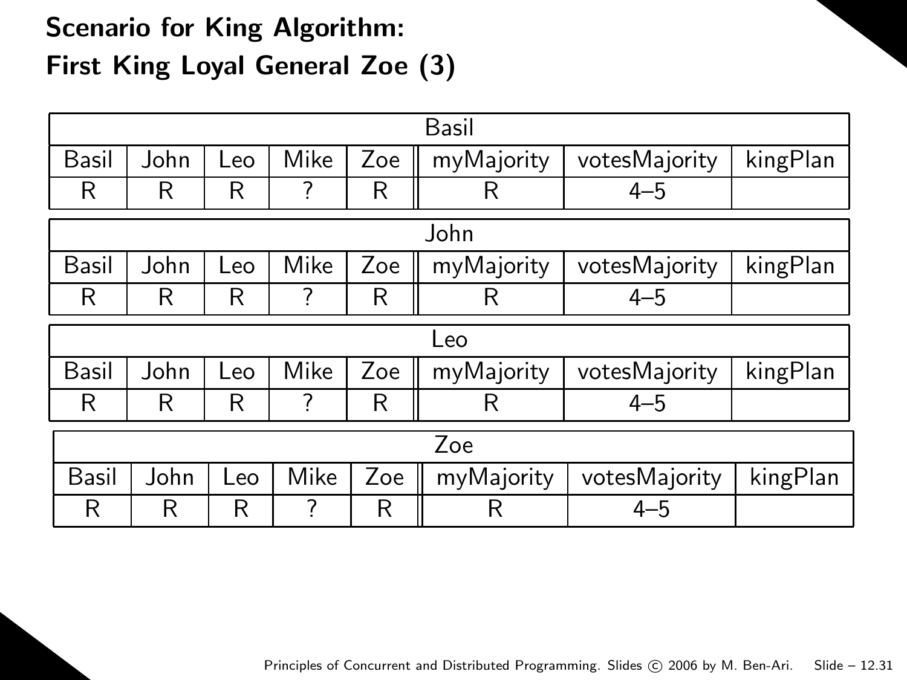# Scenario for King Algorithm: First King Loyal General Zoe (3)

| Basil | | | | | | | |
|---|---|---|---|---|---|---|---|
| Basil | John | Leo | Mike | Zoe | myMajority | votesMajority | kingPlan |
| R | R | R | ? | R | R | 4–5 | |

| John | | | | | | | |
|---|---|---|---|---|---|---|---|
| Basil | John | Leo | Mike | Zoe | myMajority | votesMajority | kingPlan |
| R | R | R | ? | R | R | 4–5 | |

| Leo | | | | | | | |
|---|---|---|---|---|---|---|---|
| Basil | John | Leo | Mike | Zoe | myMajority | votesMajority | kingPlan |
| R | R | R | ? | R | R | 4–5 | |

| Zoe | | | | | | | |
|---|---|---|---|---|---|---|---|
| Basil | John | Leo | Mike | Zoe | myMajority | votesMajority | kingPlan |
| R | R | R | ? | R | R | 4–5 | |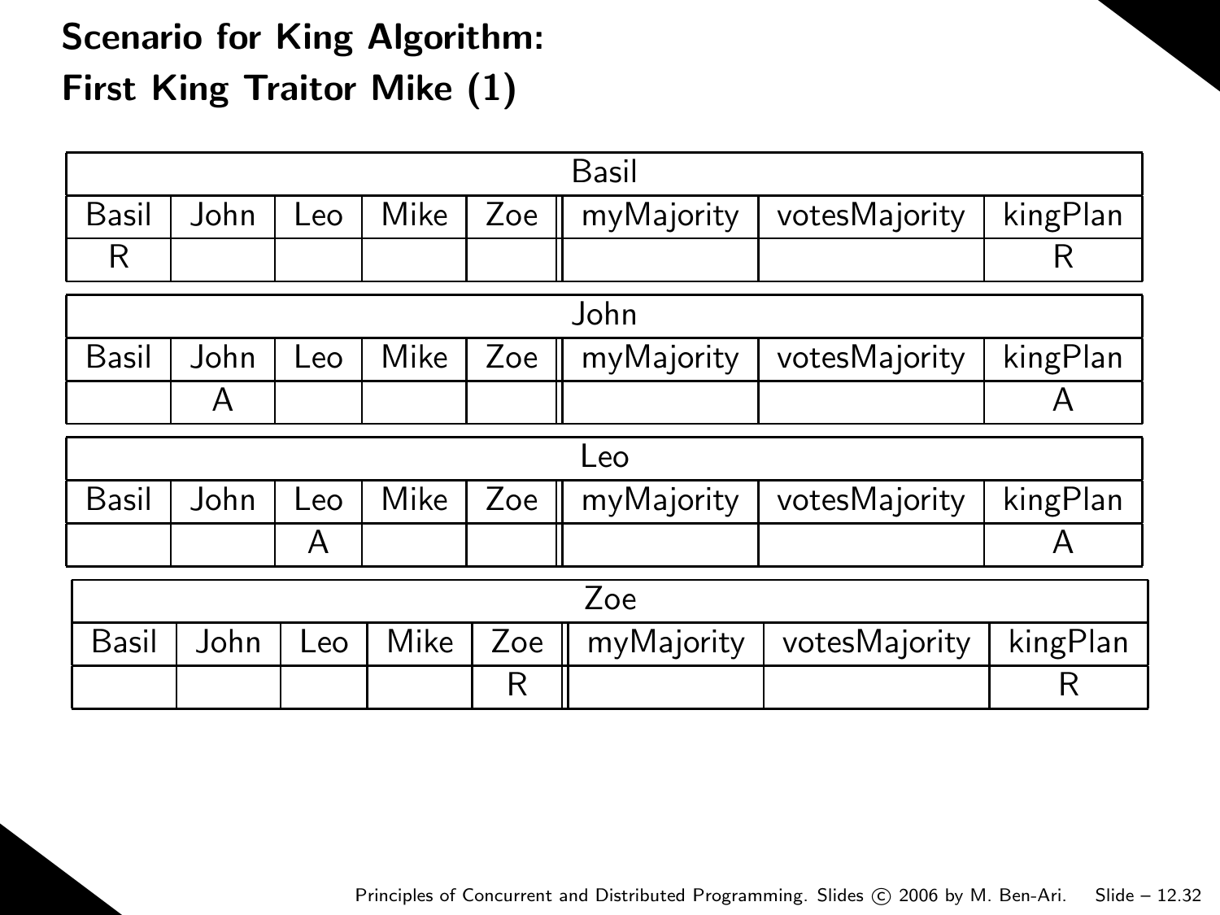# Scenario for King Algorithm: First King Traitor Mike (1)

| Basil | | | | | | | |
|---|---|---|---|---|---|---|---|
| Basil | John | Leo | Mike | Zoe | myMajority | votesMajority | kingPlan |
| R | | | | | | | R |

| John | | | | | | | |
|---|---|---|---|---|---|---|---|
| Basil | John | Leo | Mike | Zoe | myMajority | votesMajority | kingPlan |
| | A | | | | | | A |

| Leo | | | | | | | |
|---|---|---|---|---|---|---|---|
| Basil | John | Leo | Mike | Zoe | myMajority | votesMajority | kingPlan |
| | | A | | | | | A |

| Zoe | | | | | | | |
|---|---|---|---|---|---|---|---|
| Basil | John | Leo | Mike | Zoe | myMajority | votesMajority | kingPlan |
| | | | | R | | | R |

Principles of Concurrent and Distributed Programming. Slides © 2006 by M. Ben-Ari. Slide – 12.32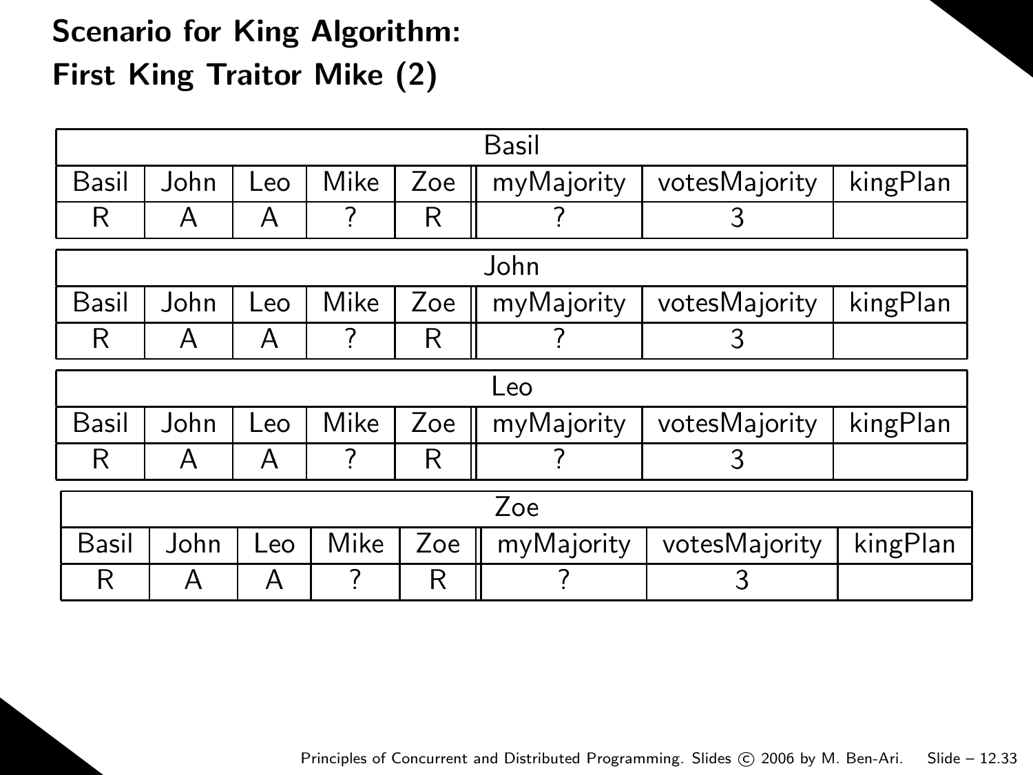# Scenario for King Algorithm: First King Traitor Mike (2)

| Basil | | | | | | | |
|---|---|---|---|---|---|---|---|
| Basil | John | Leo | Mike | Zoe | myMajority | votesMajority | kingPlan |
| R | A | A | ? | R | ? | 3 | |

| John | | | | | | | |
|---|---|---|---|---|---|---|---|
| Basil | John | Leo | Mike | Zoe | myMajority | votesMajority | kingPlan |
| R | A | A | ? | R | ? | 3 | |

| Leo | | | | | | | |
|---|---|---|---|---|---|---|---|
| Basil | John | Leo | Mike | Zoe | myMajority | votesMajority | kingPlan |
| R | A | A | ? | R | ? | 3 | |

| Zoe | | | | | | | |
|---|---|---|---|---|---|---|---|
| Basil | John | Leo | Mike | Zoe | myMajority | votesMajority | kingPlan |
| R | A | A | ? | R | ? | 3 | |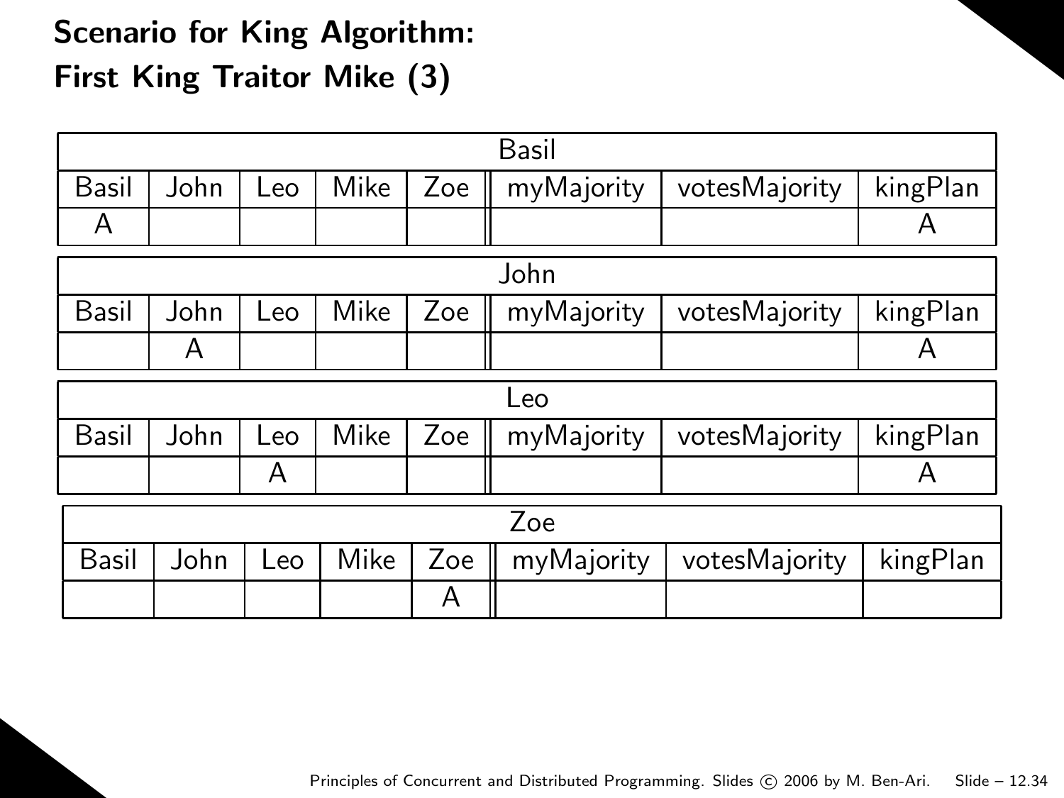# Scenario for King Algorithm: First King Traitor Mike (3)

| Basil | | | | | | | |
|---|---|---|---|---|---|---|---|
| Basil | John | Leo | Mike | Zoe | myMajority | votesMajority | kingPlan |
| A | | | | | | | A |

| John | | | | | | | |
|---|---|---|---|---|---|---|---|
| Basil | John | Leo | Mike | Zoe | myMajority | votesMajority | kingPlan |
| | A | | | | | | A |

| Leo | | | | | | | |
|---|---|---|---|---|---|---|---|
| Basil | John | Leo | Mike | Zoe | myMajority | votesMajority | kingPlan |
| | | A | | | | | A |

| Zoe | | | | | | | |
|---|---|---|---|---|---|---|---|
| Basil | John | Leo | Mike | Zoe | myMajority | votesMajority | kingPlan |
| | | | | A | | | |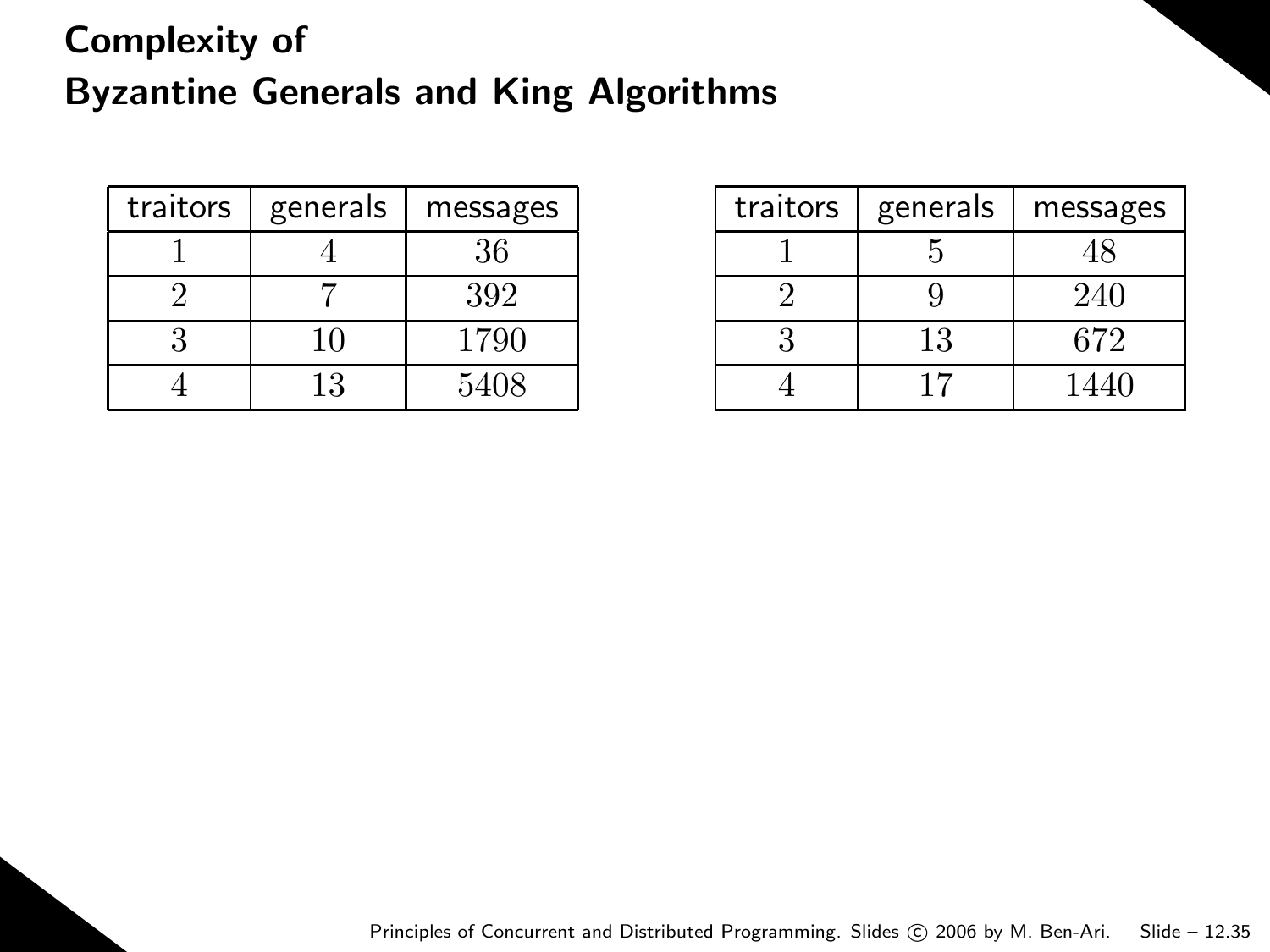# Complexity of Byzantine Generals and King Algorithms

| traitors | generals | messages |
|---|---|---|
| 1 | 4 | 36 |
| 2 | 7 | 392 |
| 3 | 10 | 1790 |
| 4 | 13 | 5408 |

| traitors | generals | messages |
|---|---|---|
| 1 | 5 | 48 |
| 2 | 9 | 240 |
| 3 | 13 | 672 |
| 4 | 17 | 1440 |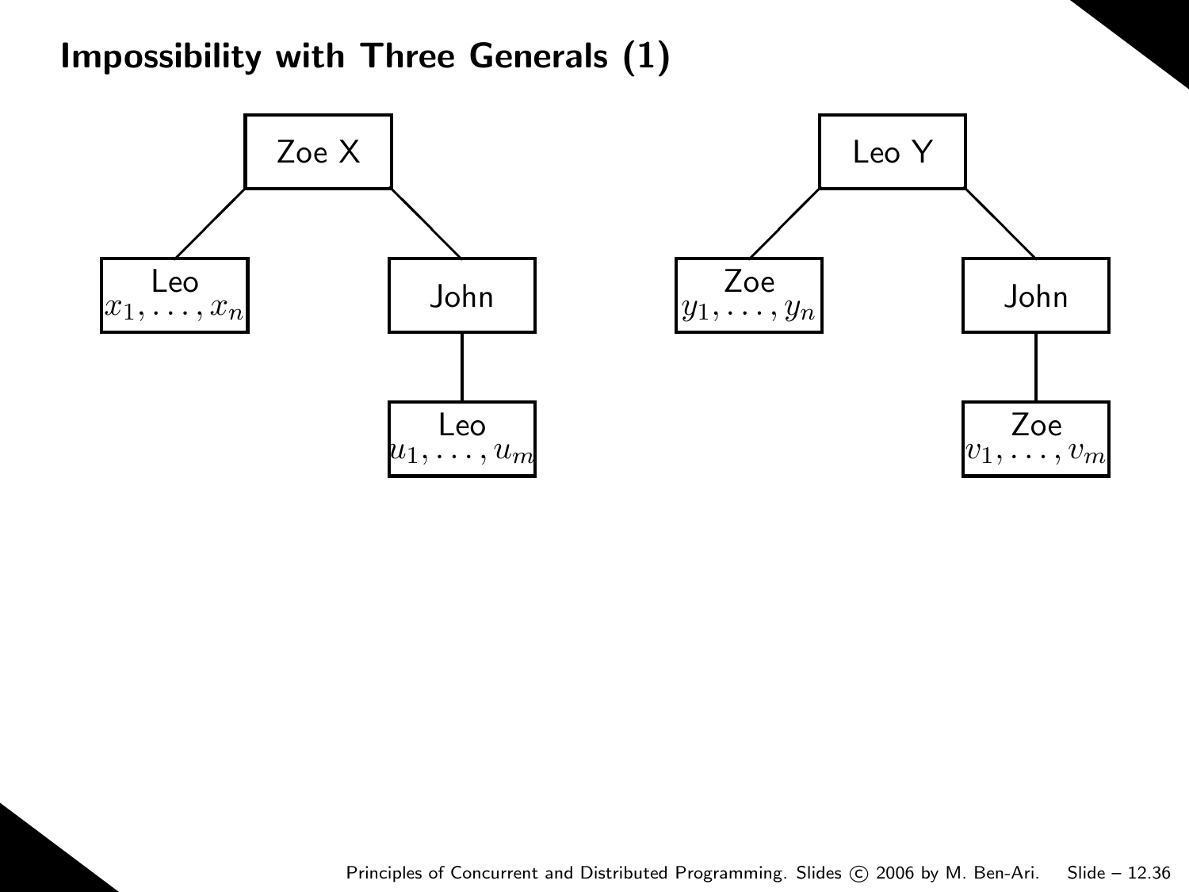# Impossibility with Three Generals (1)

Zoe X

Leo
$x_1, \ldots, x_n$

John

Leo
$u_1, \ldots, u_m$

Leo Y

Zoe
$y_1, \ldots, y_n$

John

Zoe
$v_1, \ldots, v_m$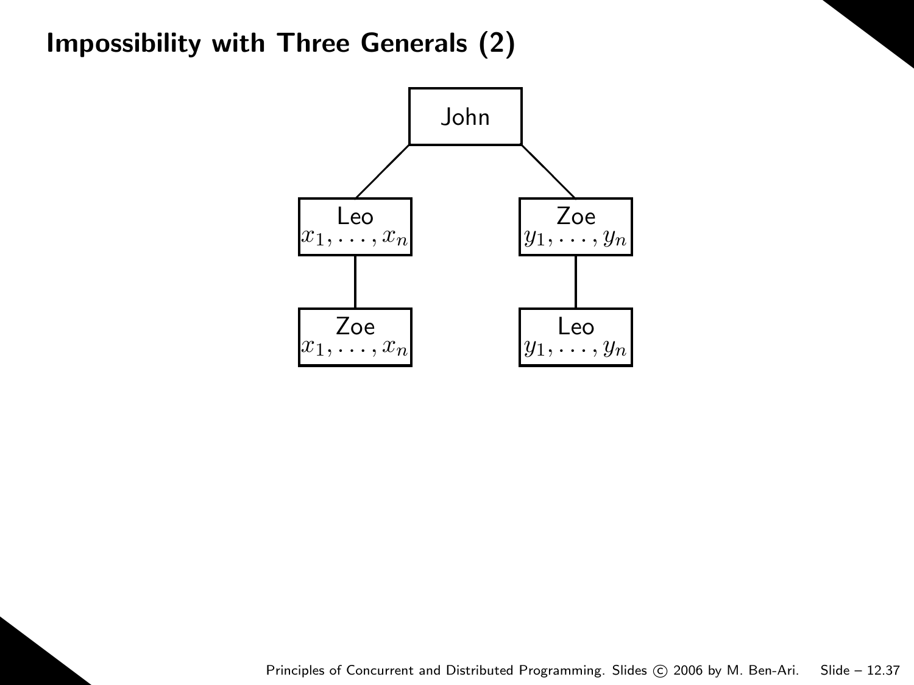# Impossibility with Three Generals (2)

John

Leo
$x_1, \ldots, x_n$

Zoe
$y_1, \ldots, y_n$

Zoe
$x_1, \ldots, x_n$

Leo
$y_1, \ldots, y_n$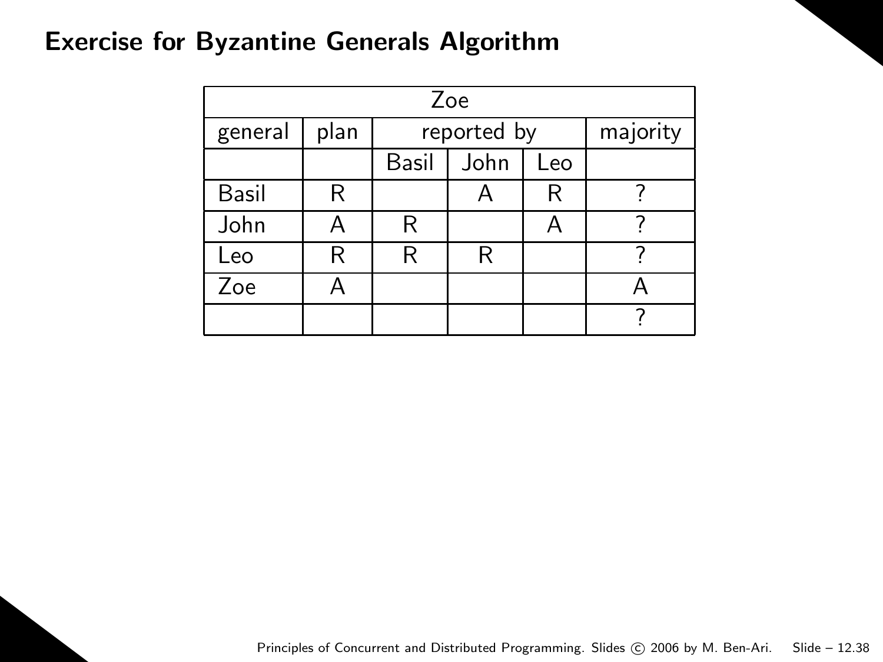# Exercise for Byzantine Generals Algorithm

| Zoe | | | | | |
|---|---|---|---|---|---|
| general | plan | reported by | | | majority |
| | | Basil | John | Leo | |
| Basil | R | | A | R | ? |
| John | A | R | | A | ? |
| Leo | R | R | R | | ? |
| Zoe | A | | | | A |
| | | | | | ? |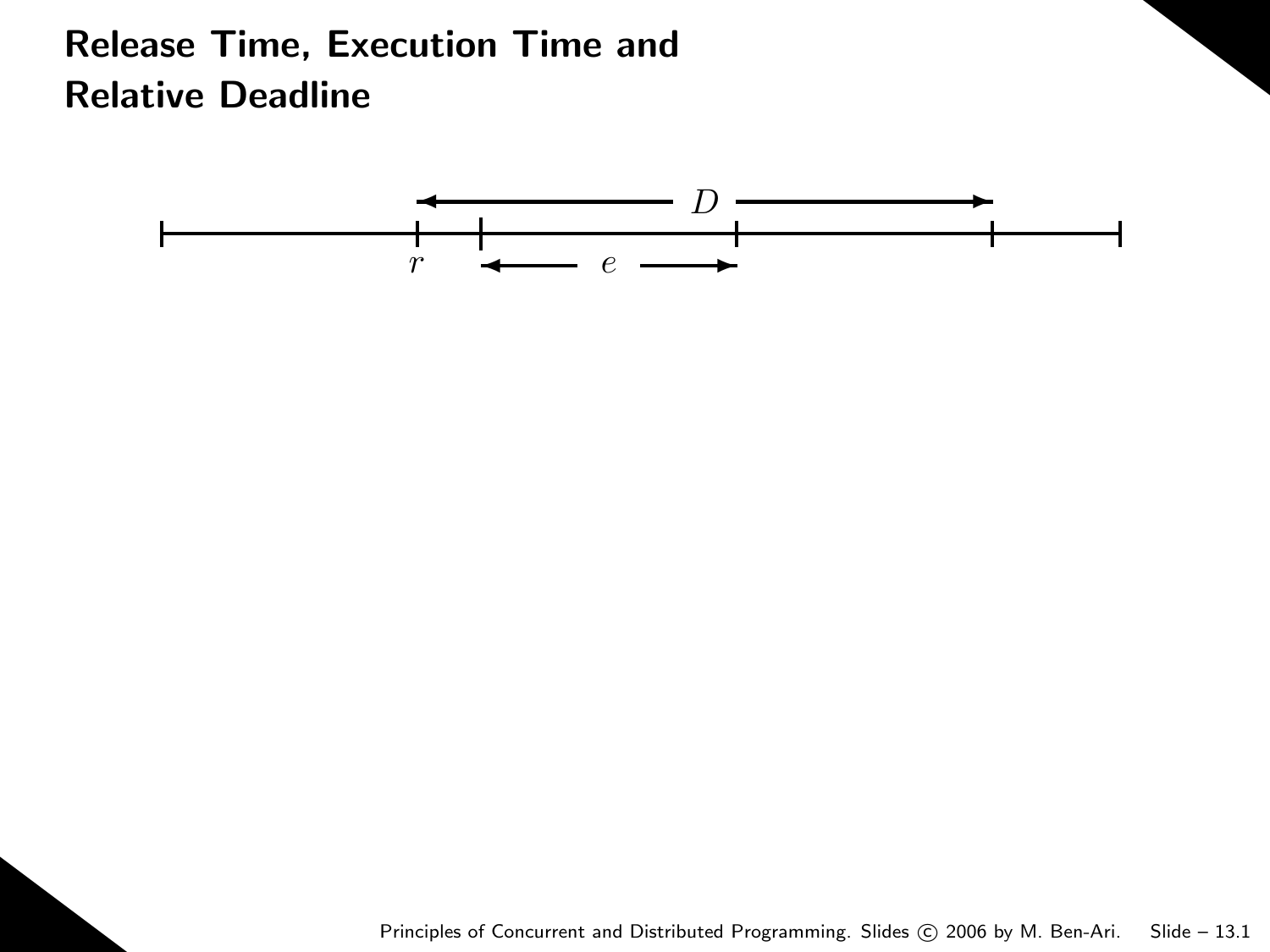# Release Time, Execution Time and Relative Deadline

$D$

$r$

$e$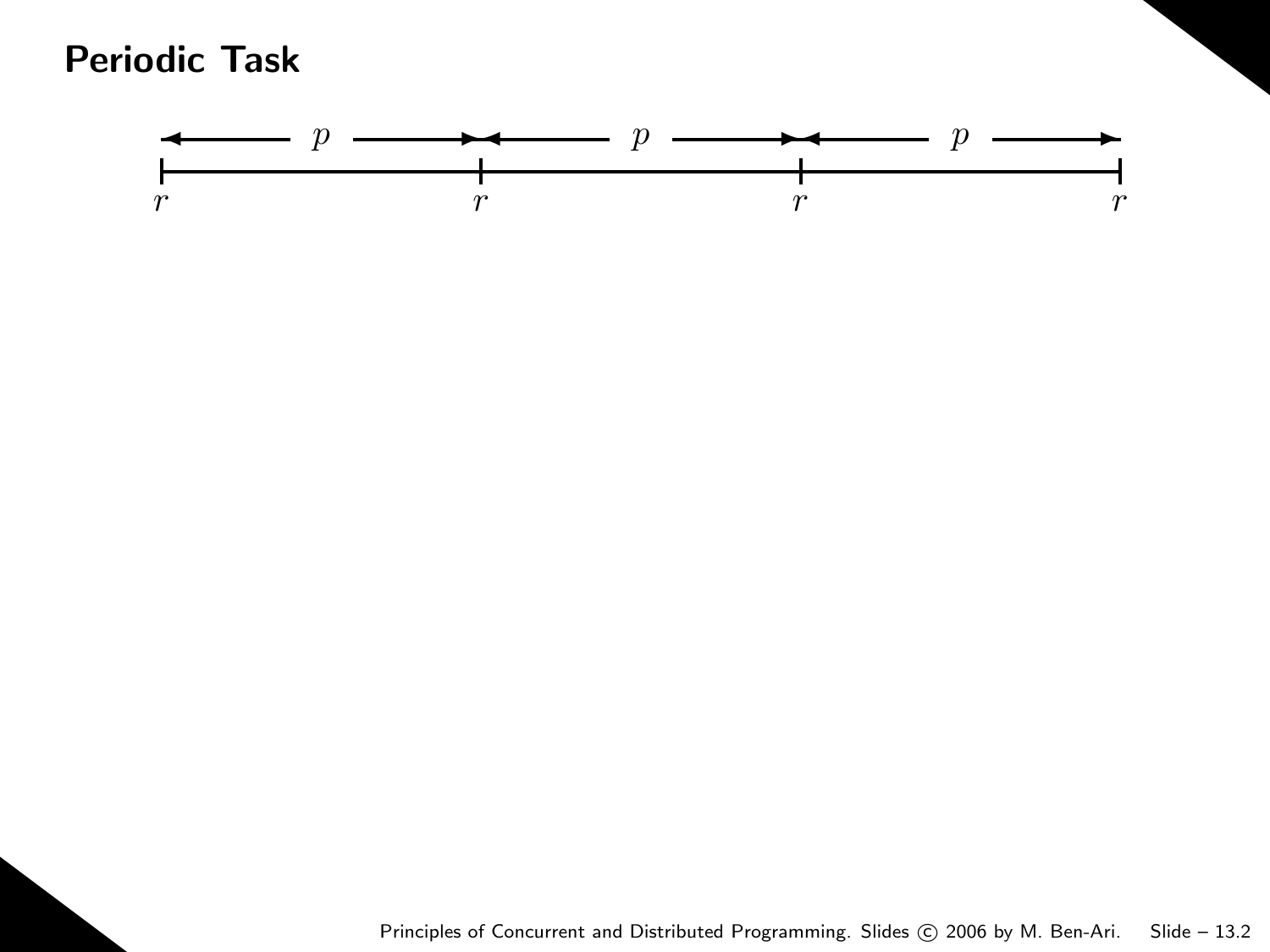# Periodic Task

$p$ $p$ $p$

$r$ $r$ $r$ $r$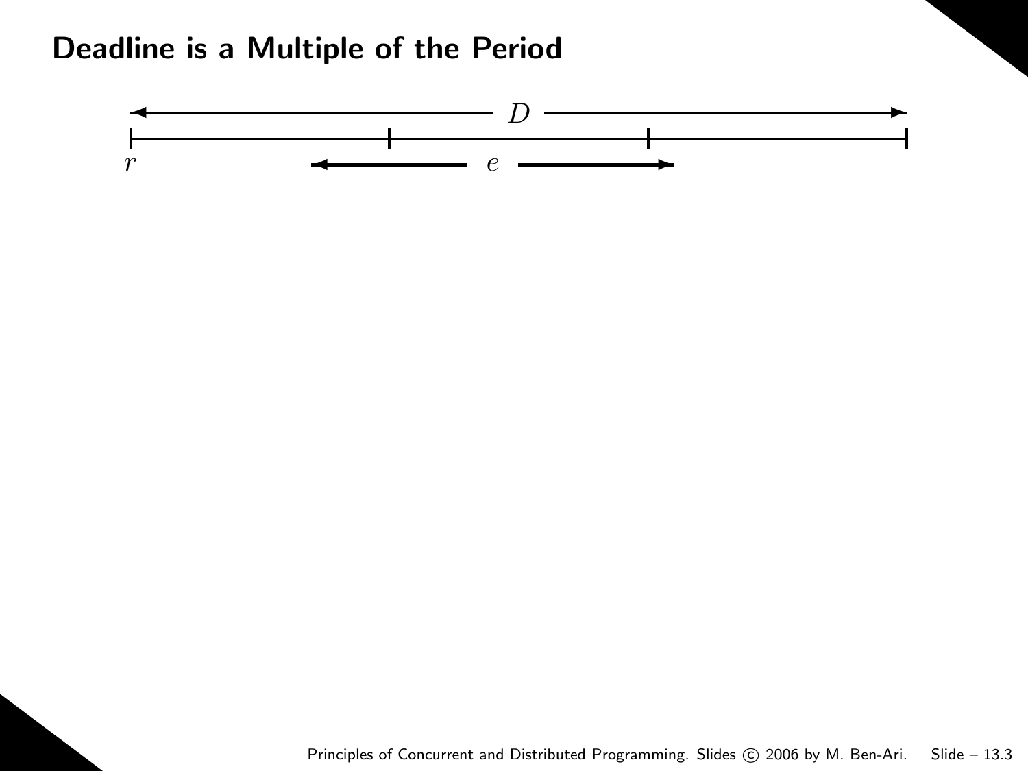## Deadline is a Multiple of the Period

$D$

$r$

$e$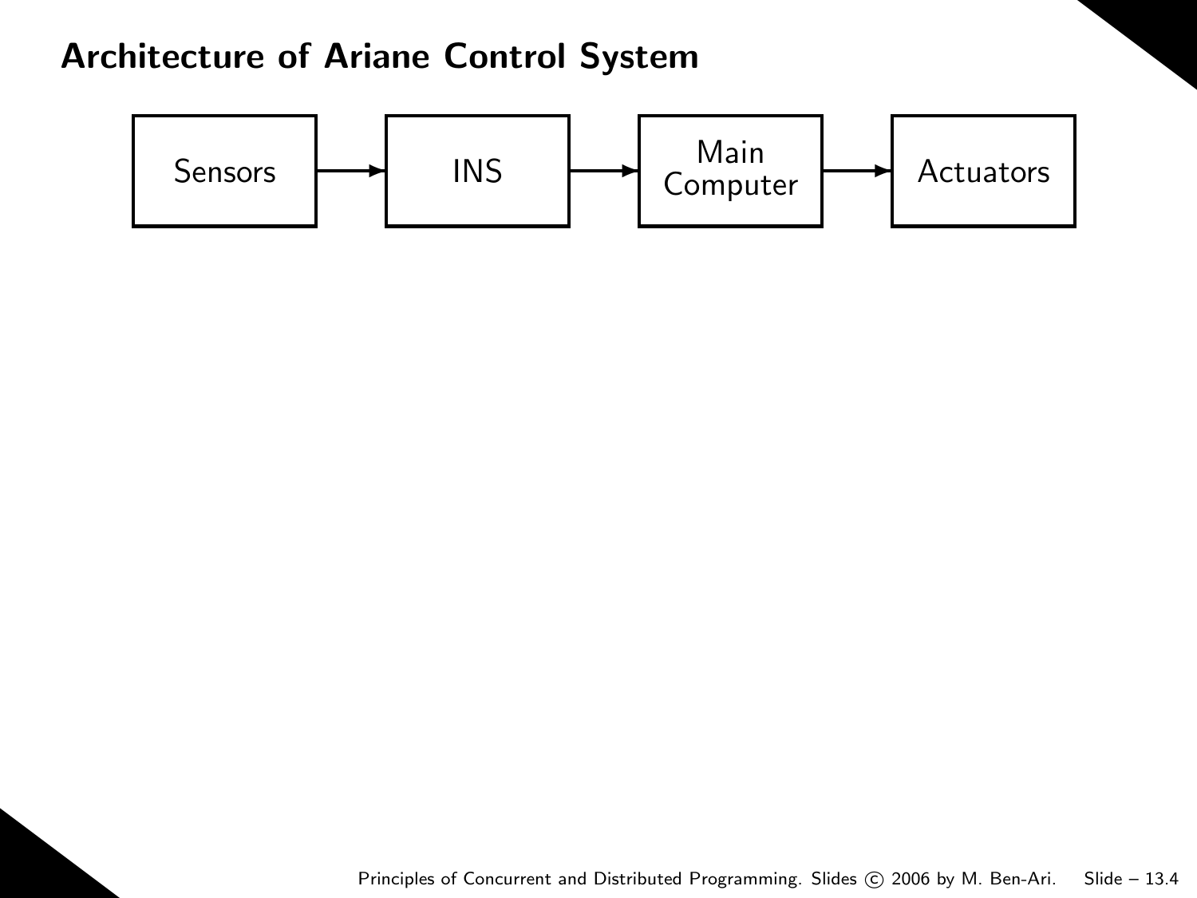## Architecture of Ariane Control System

Sensors

INS

Main Computer

Actuators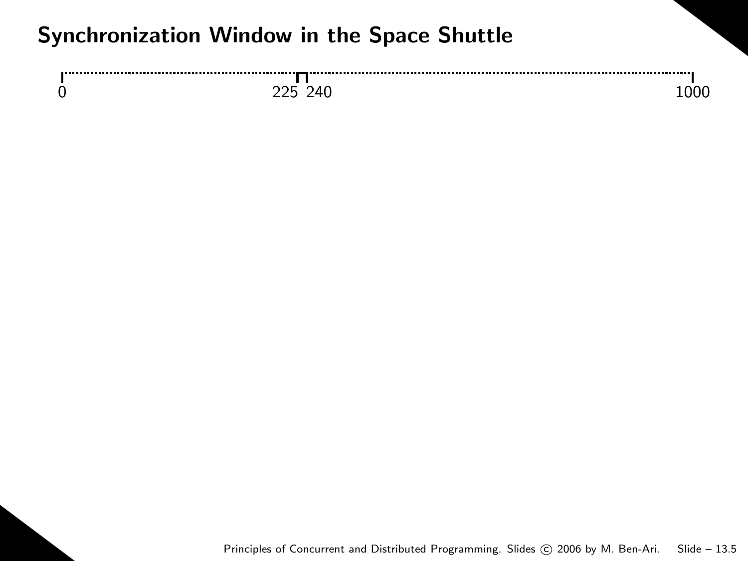# Synchronization Window in the Space Shuttle

0

225 240

1000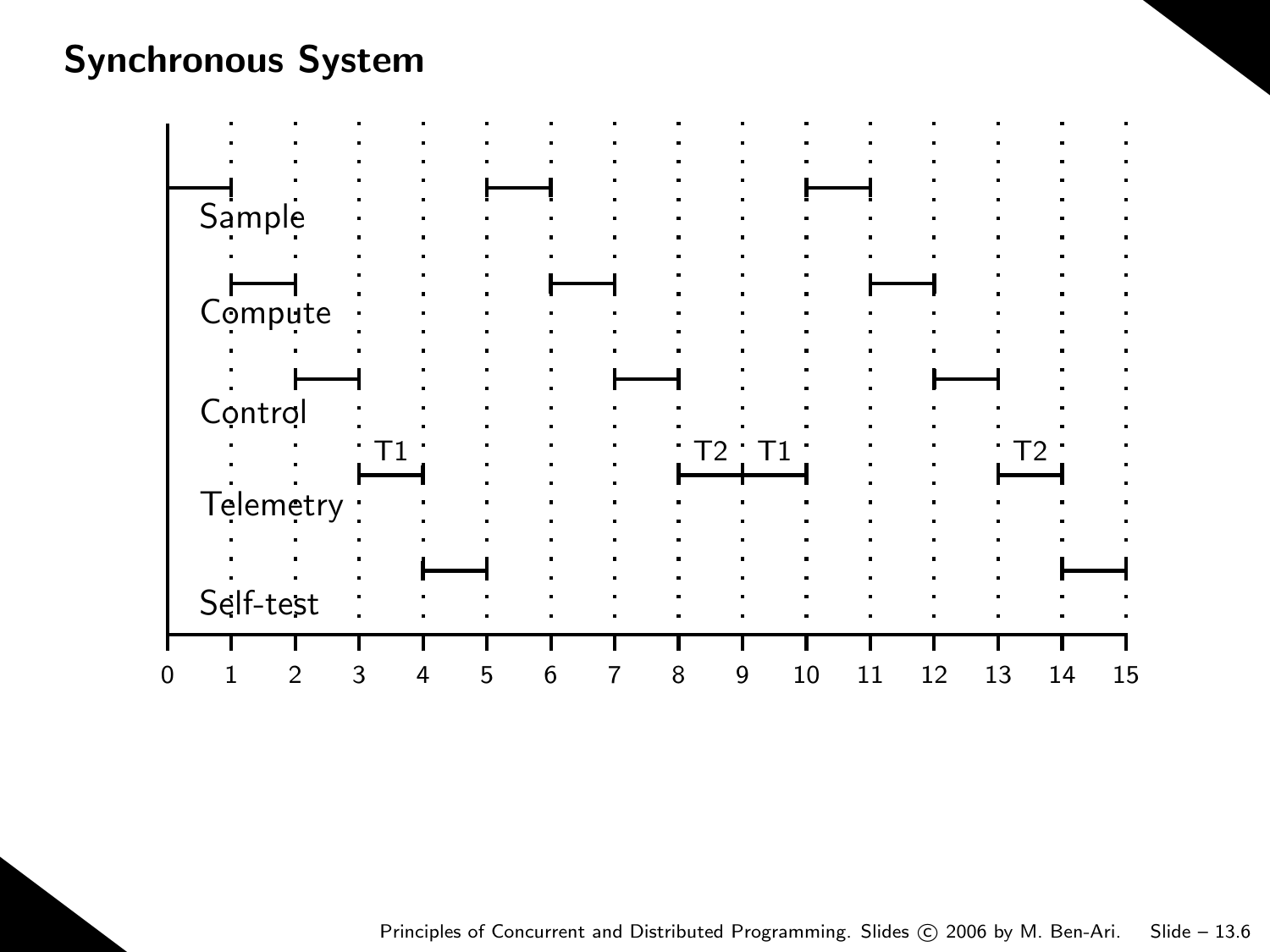## Synchronous System

Sample

Compute

Control

T1

T2 T1

T2

Telemetry

Self-test

0 1 2 3 4 5 6 7 8 9 10 11 12 13 14 15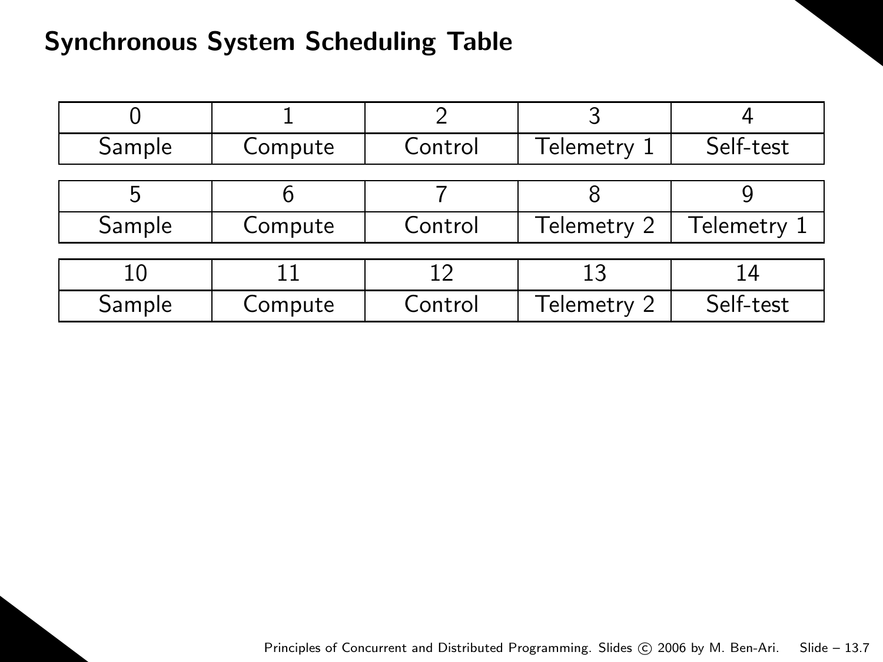# Synchronous System Scheduling Table

| 0 | 1 | 2 | 3 | 4 |
|---|---|---|---|---|
| Sample | Compute | Control | Telemetry 1 | Self-test |

| 5 | 6 | 7 | 8 | 9 |
|---|---|---|---|---|
| Sample | Compute | Control | Telemetry 2 | Telemetry 1 |

| 10 | 11 | 12 | 13 | 14 |
|---|---|---|---|---|
| Sample | Compute | Control | Telemetry 2 | Self-test |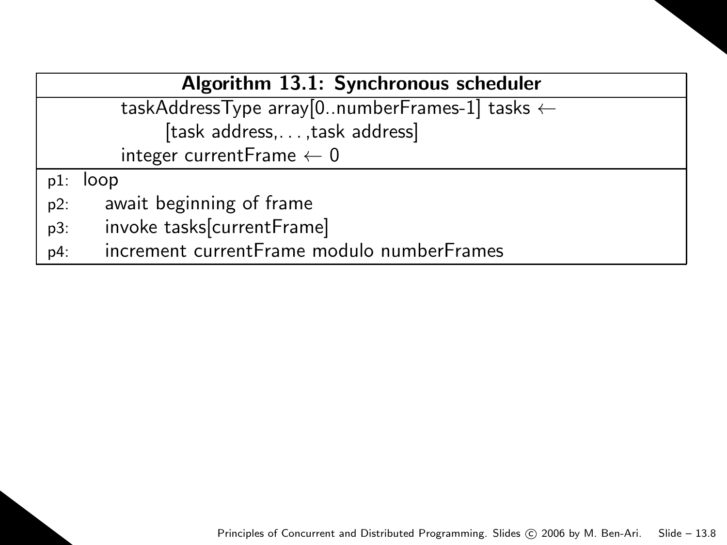**Algorithm 13.1: Synchronous scheduler**

```
        taskAddressType array[0..numberFrames-1] tasks ←
              [task address,. . . ,task address]
        integer currentFrame ← 0

p1: loop
p2:    await beginning of frame
p3:    invoke tasks[currentFrame]
p4:    increment currentFrame modulo numberFrames
```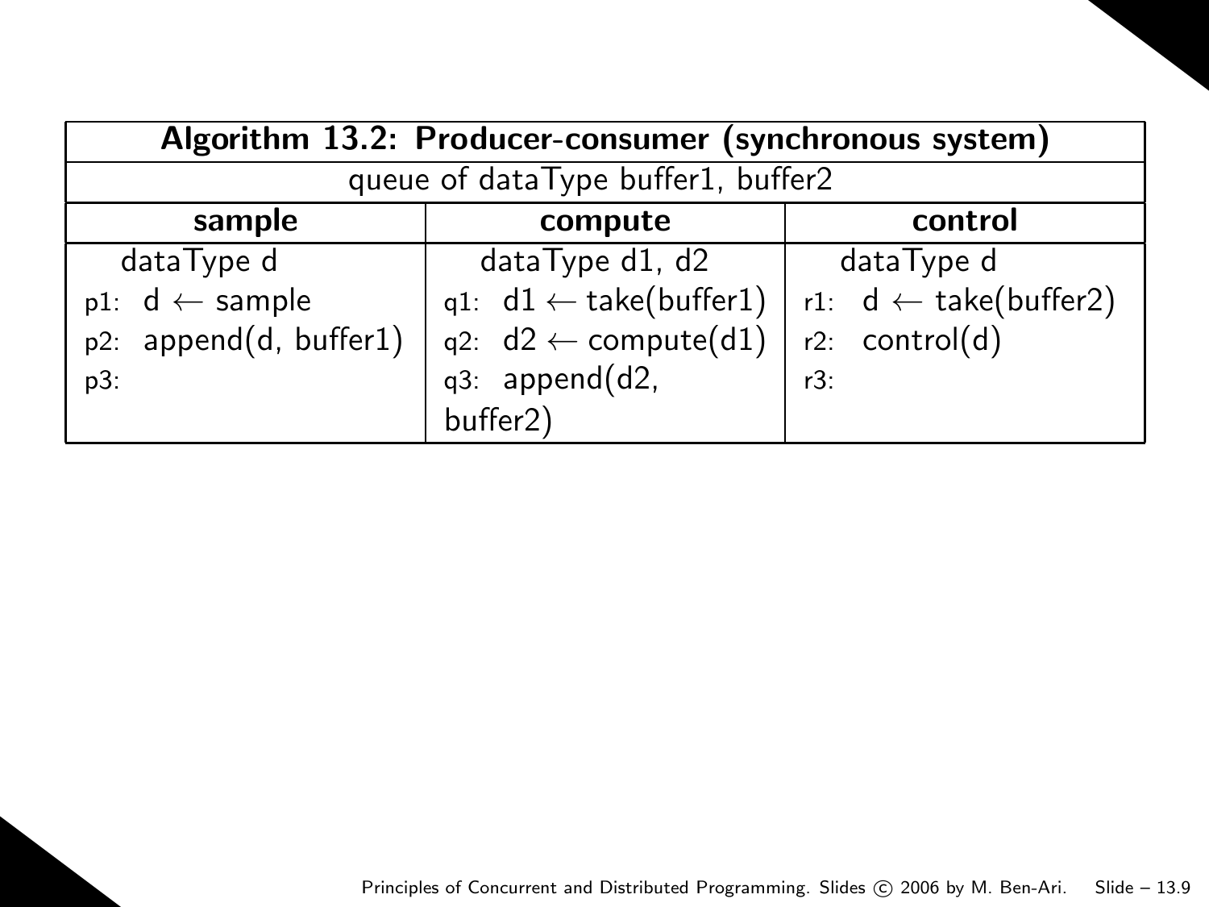| Algorithm 13.2: Producer-consumer (synchronous system) | | |
|---|---|---|
| queue of dataType buffer1, buffer2 | | |
| **sample** | **compute** | **control** |
| dataType d | dataType d1, d2 | dataType d |
| p1: d ← sample | q1: d1 ← take(buffer1) | r1: d ← take(buffer2) |
| p2: append(d, buffer1) | q2: d2 ← compute(d1) | r2: control(d) |
| p3: | q3: append(d2, buffer2) | r3: |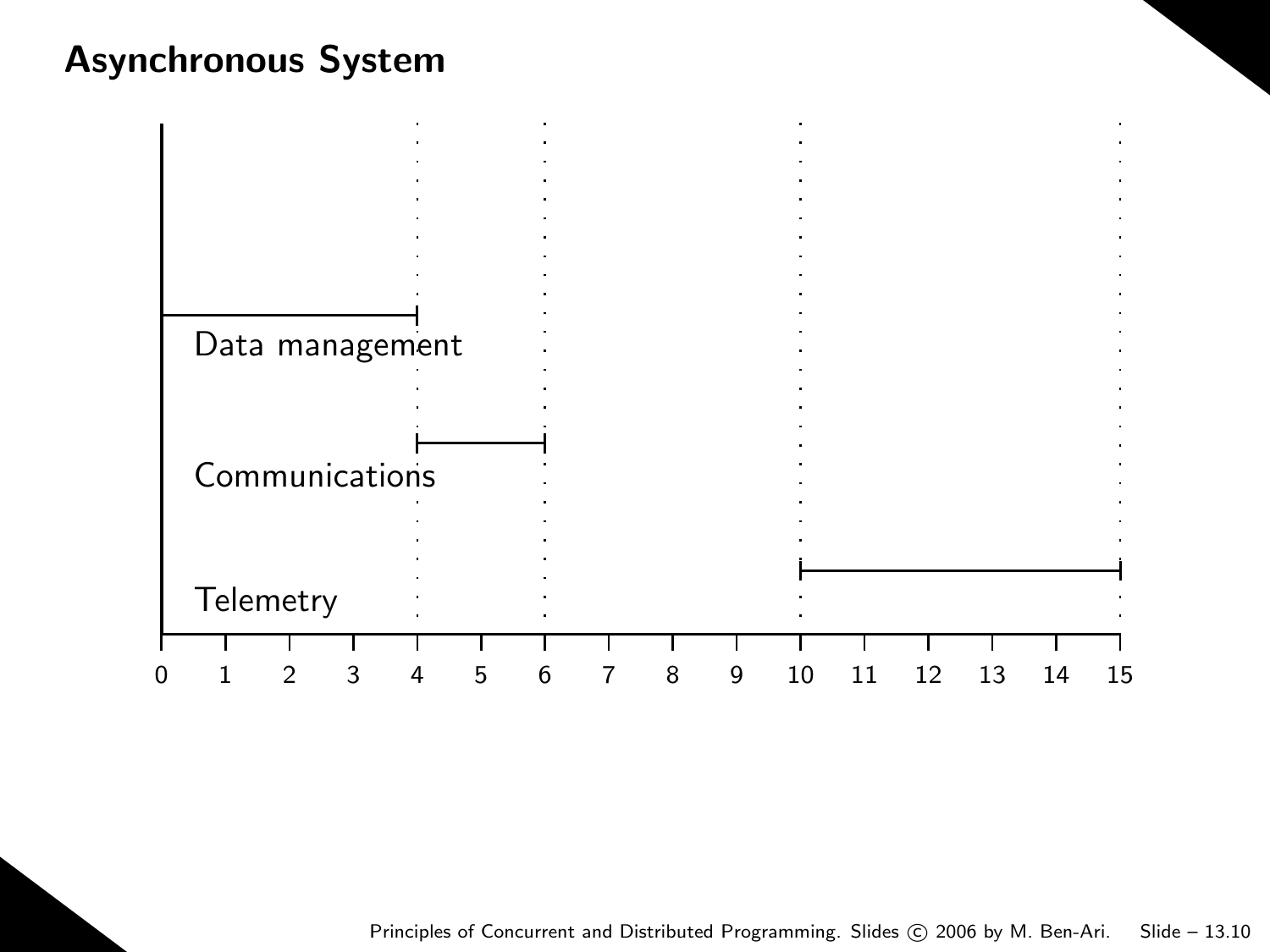# Asynchronous System

Data management

Communications

Telemetry

0 1 2 3 4 5 6 7 8 9 10 11 12 13 14 15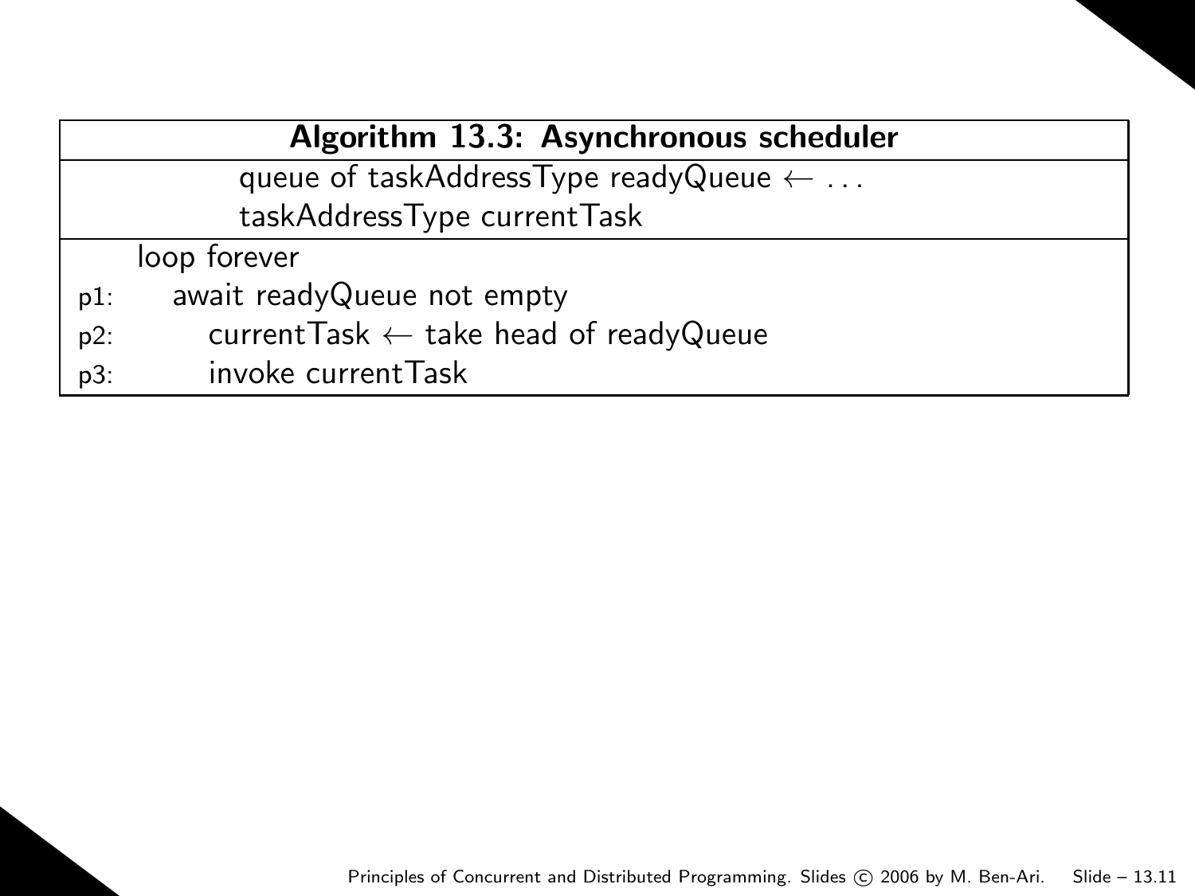**Algorithm 13.3: Asynchronous scheduler**

```
            queue of taskAddressType readyQueue ← . . .
            taskAddressType currentTask

      loop forever
p1:      await readyQueue not empty
p2:         currentTask ← take head of readyQueue
p3:         invoke currentTask
```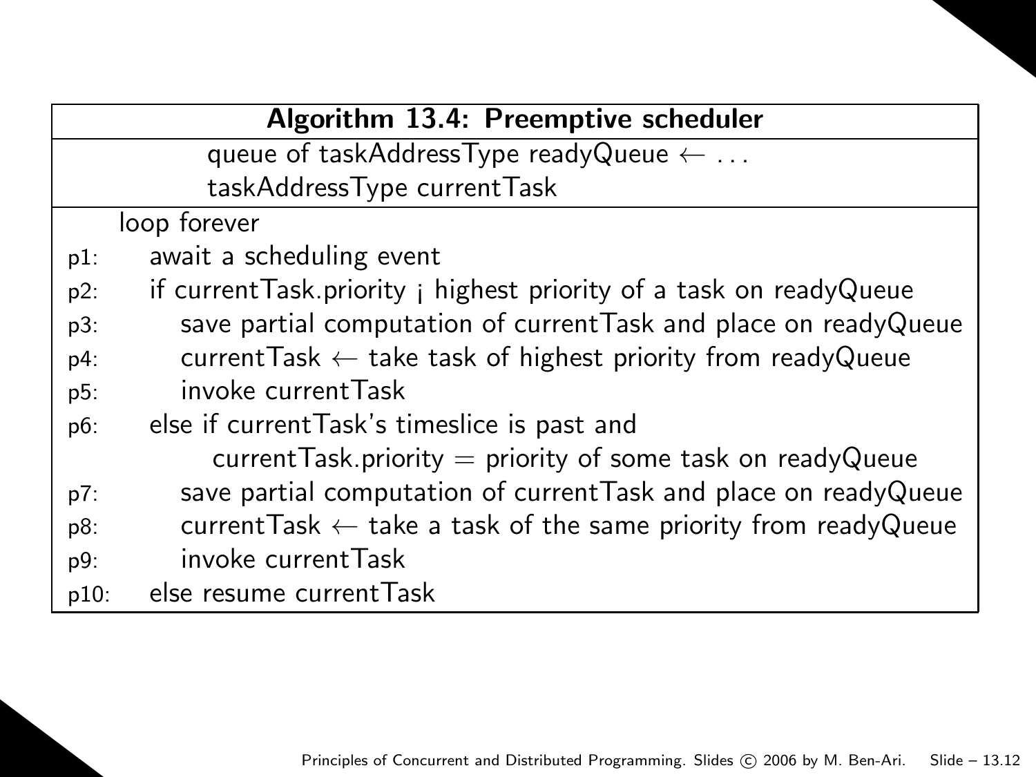**Algorithm 13.4: Preemptive scheduler**

```
            queue of taskAddressType readyQueue ← . . .
            taskAddressType currentTask

     loop forever
p1:     await a scheduling event
p2:     if currentTask.priority ¡ highest priority of a task on readyQueue
p3:        save partial computation of currentTask and place on readyQueue
p4:        currentTask ← take task of highest priority from readyQueue
p5:        invoke currentTask
p6:     else if currentTask's timeslice is past and
              currentTask.priority = priority of some task on readyQueue
p7:        save partial computation of currentTask and place on readyQueue
p8:        currentTask ← take a task of the same priority from readyQueue
p9:        invoke currentTask
p10:    else resume currentTask
```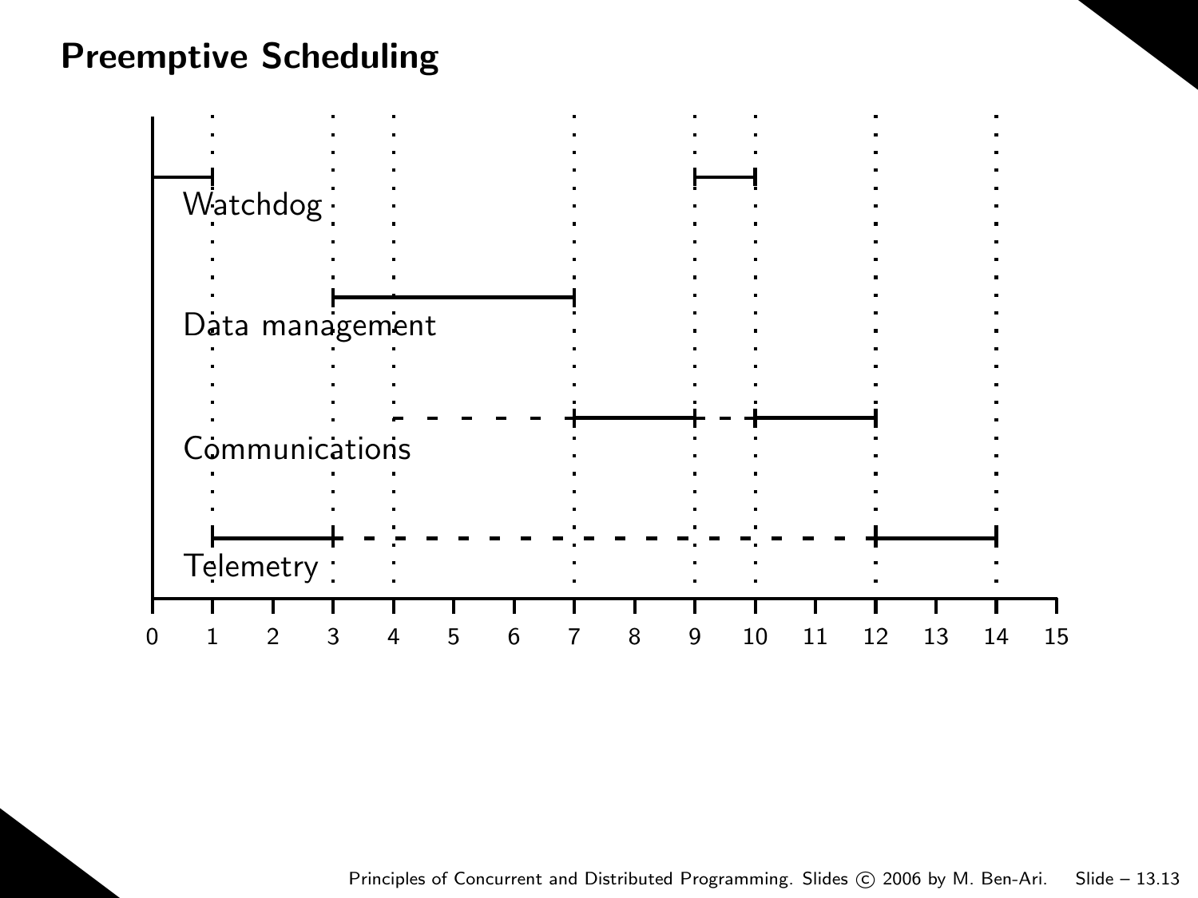# Preemptive Scheduling

Watchdog

Data management

Communications

Telemetry

0 1 2 3 4 5 6 7 8 9 10 11 12 13 14 15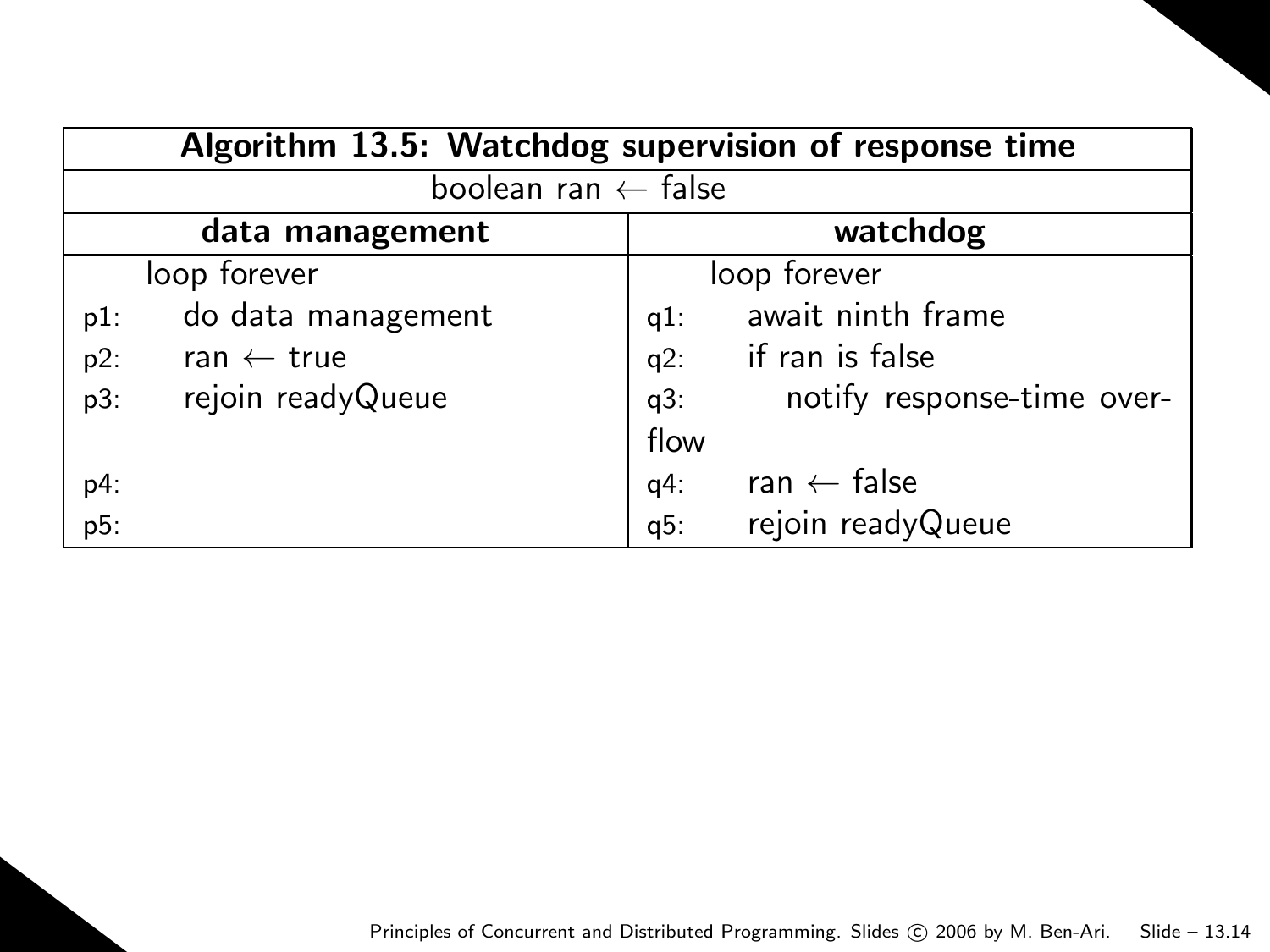| **Algorithm 13.5: Watchdog supervision of response time** | |
|---|---|
| boolean ran ← false | |
| **data management** | **watchdog** |
| loop forever | loop forever |
| p1: do data management | q1: await ninth frame |
| p2: ran ← true | q2: if ran is false |
| p3: rejoin readyQueue | q3: notify response-time overflow |
| p4: | q4: ran ← false |
| p5: | q5: rejoin readyQueue |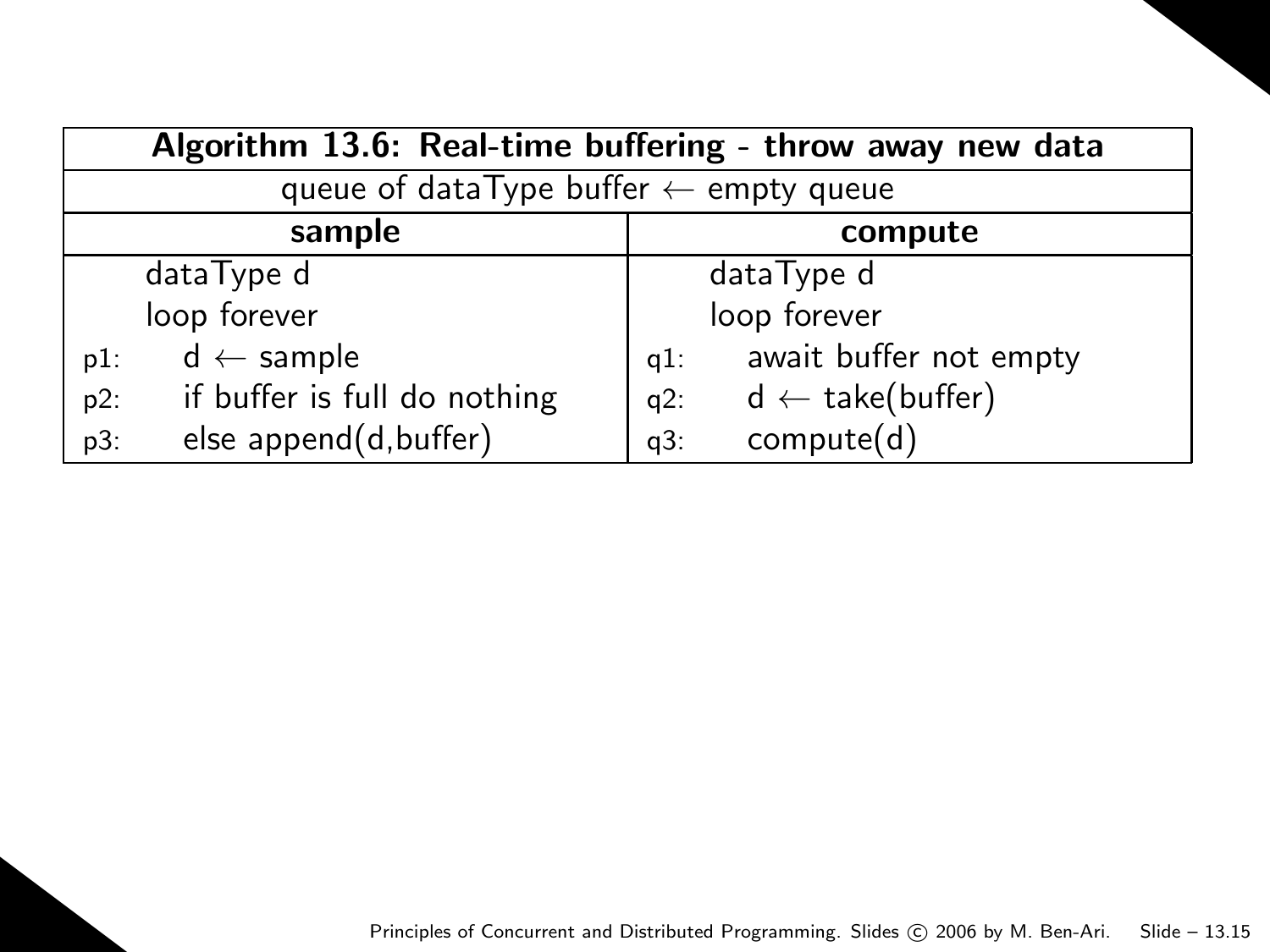| Algorithm 13.6: Real-time buffering - throw away new data | |
|---|---|
| queue of dataType buffer ← empty queue | |
| **sample** | **compute** |
| dataType d | dataType d |
| loop forever | loop forever |
| p1: d ← sample | q1: await buffer not empty |
| p2: if buffer is full do nothing | q2: d ← take(buffer) |
| p3: else append(d,buffer) | q3: compute(d) |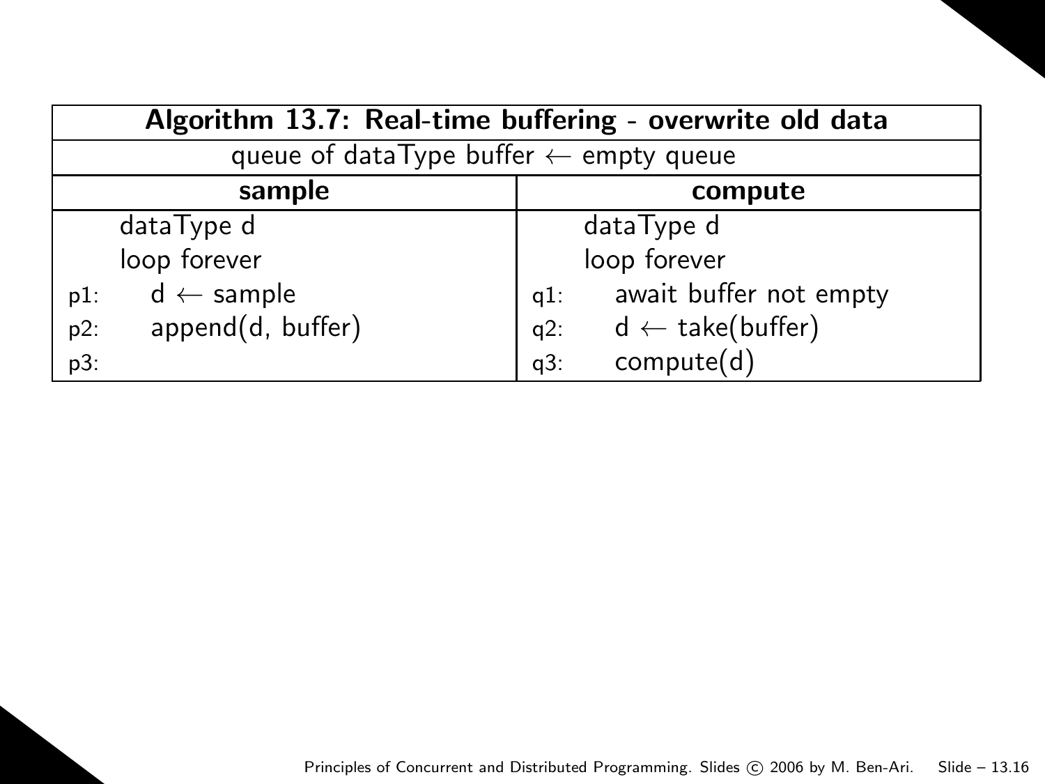| Algorithm 13.7: Real-time buffering - overwrite old data | |
|---|---|
| queue of dataType buffer ← empty queue | |
| **sample** | **compute** |
| dataType d | dataType d |
| loop forever | loop forever |
| p1: d ← sample | q1: await buffer not empty |
| p2: append(d, buffer) | q2: d ← take(buffer) |
| p3: | q3: compute(d) |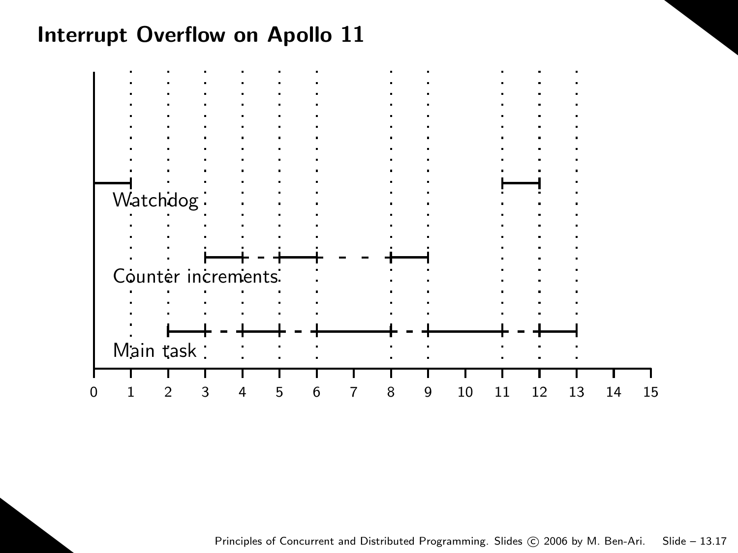# Interrupt Overflow on Apollo 11

Watchdog

Counter increments

Main task

0 1 2 3 4 5 6 7 8 9 10 11 12 13 14 15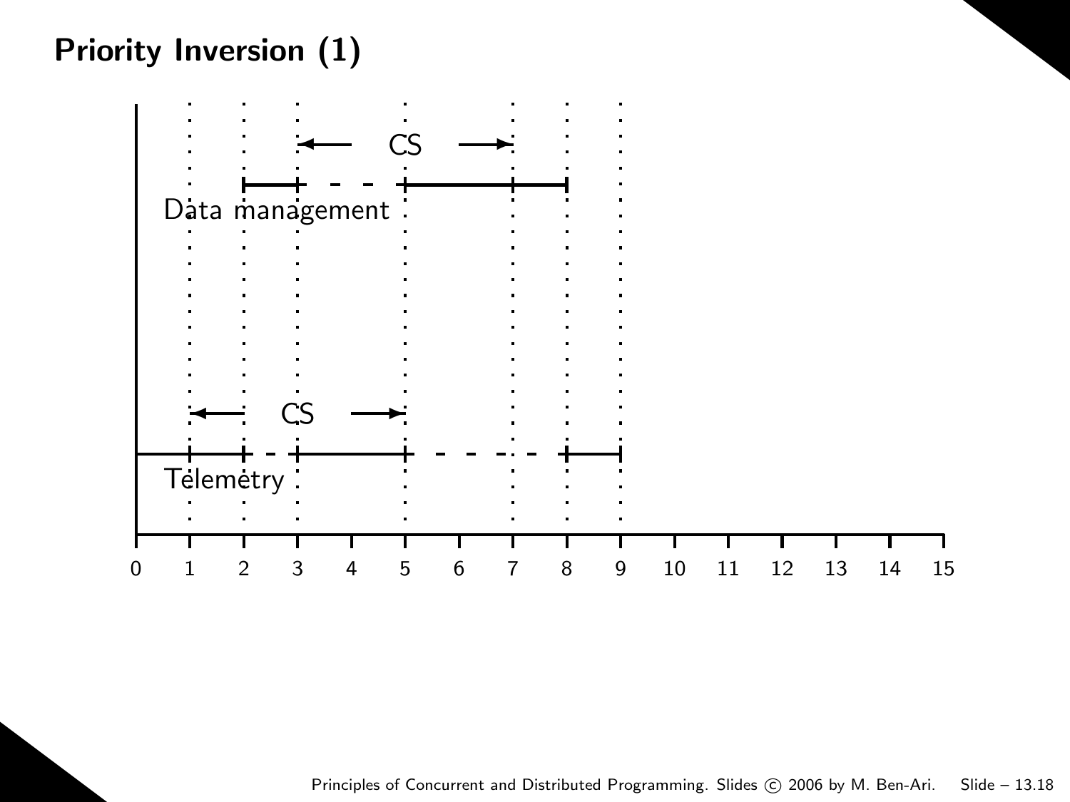# Priority Inversion (1)

CS

Data management

CS

Telemetry

0 1 2 3 4 5 6 7 8 9 10 11 12 13 14 15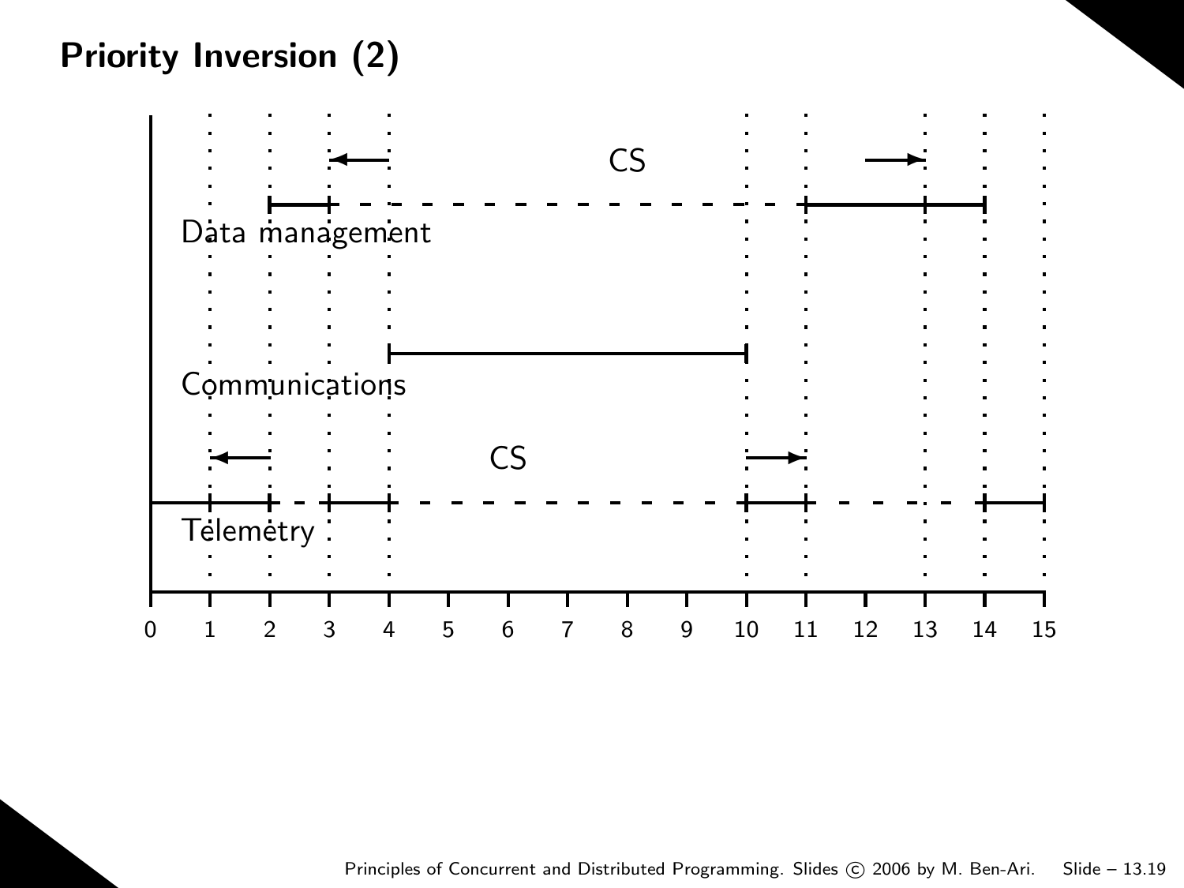# Priority Inversion (2)

CS

Data management

Communications

CS

Telemetry

0 1 2 3 4 5 6 7 8 9 10 11 12 13 14 15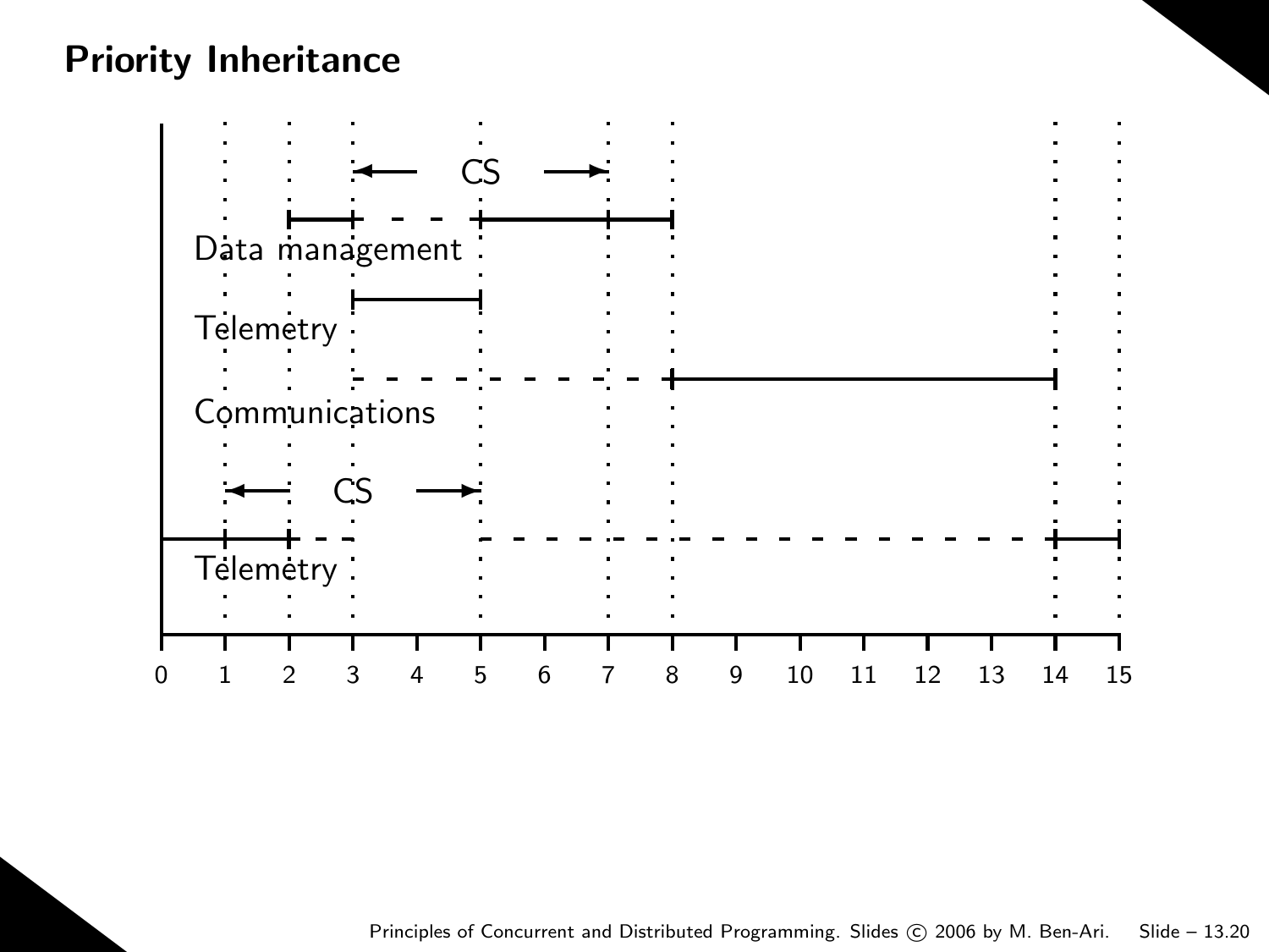# Priority Inheritance

CS

Data management

Telemetry

Communications

CS

Telemetry

0 1 2 3 4 5 6 7 8 9 10 11 12 13 14 15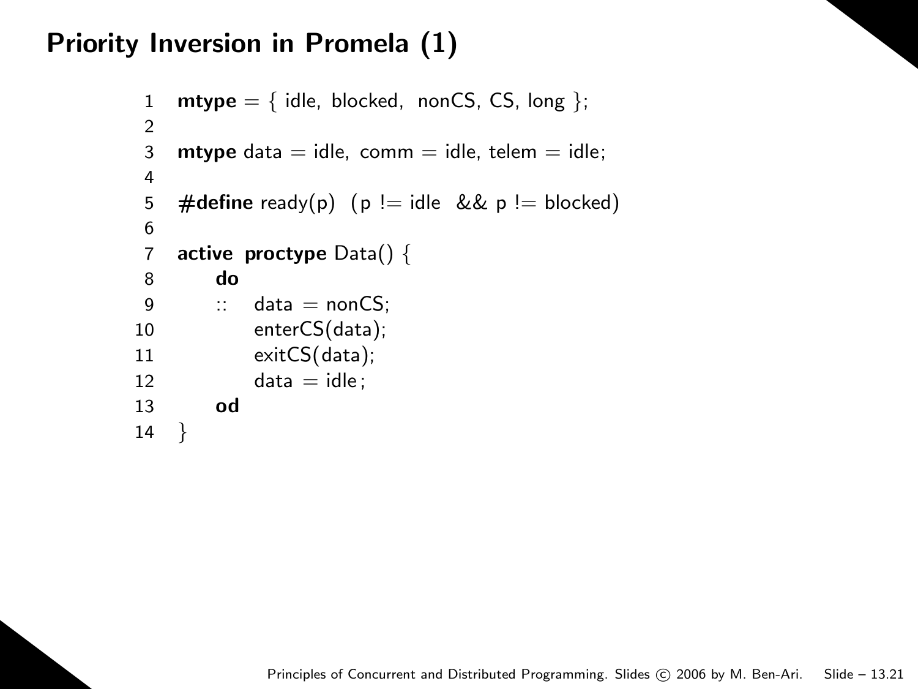# Priority Inversion in Promela (1)

```
1   mtype = { idle, blocked, nonCS, CS, long };
2
3   mtype data = idle, comm = idle, telem = idle;
4
5   #define ready(p) (p != idle && p != blocked)
6
7   active proctype Data() {
8       do
9       ::  data = nonCS;
10          enterCS(data);
11          exitCS(data);
12          data = idle;
13      od
14  }
```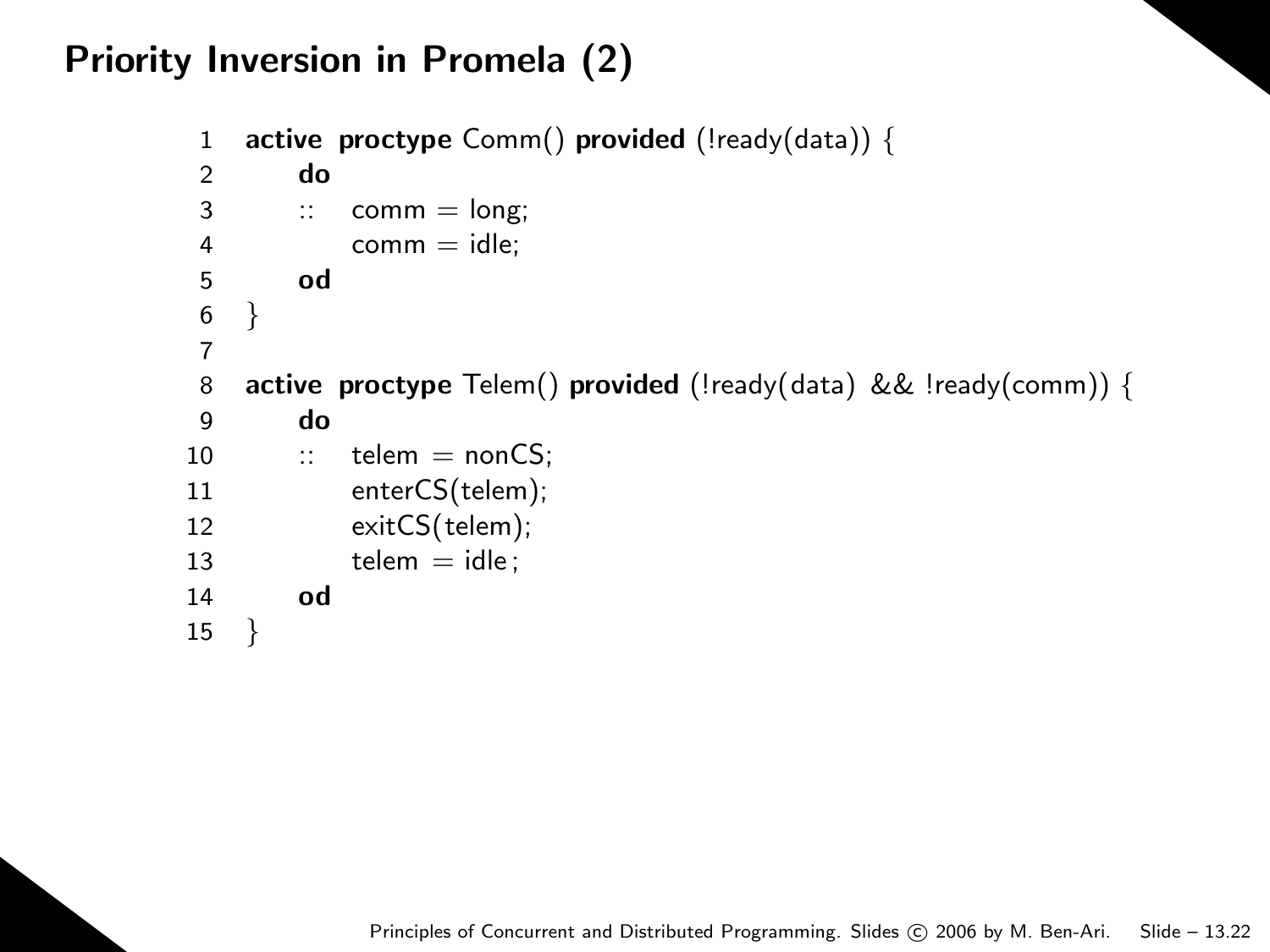# Priority Inversion in Promela (2)

```
1   active proctype Comm() provided (!ready(data)) {
2       do
3       ::  comm = long;
4           comm = idle;
5       od
6   }
7
8   active proctype Telem() provided (!ready(data) && !ready(comm)) {
9       do
10      ::  telem = nonCS;
11          enterCS(telem);
12          exitCS(telem);
13          telem = idle;
14      od
15  }
```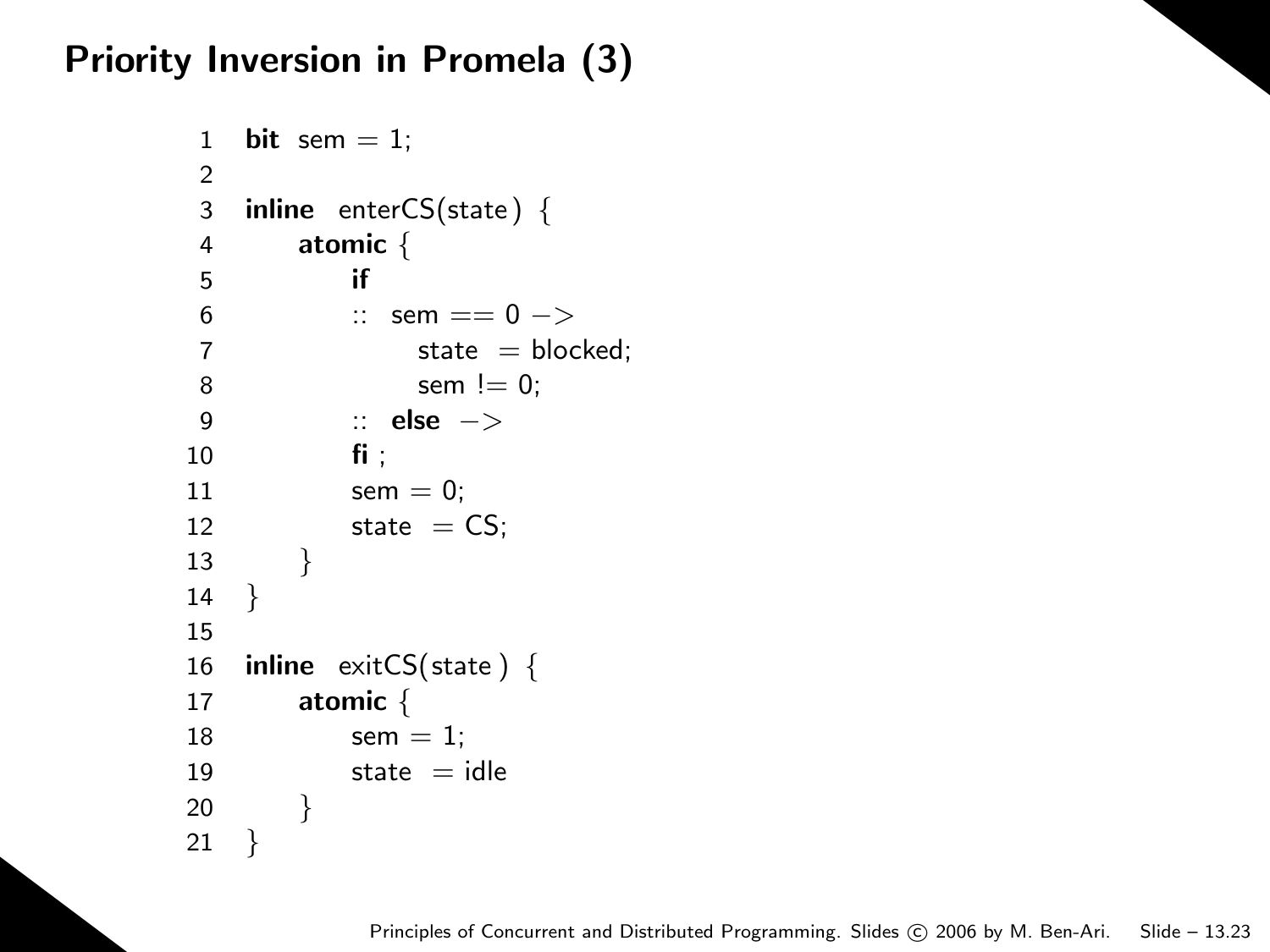# Priority Inversion in Promela (3)

```
1   bit sem = 1;
2
3   inline enterCS(state) {
4       atomic {
5           if
6           :: sem == 0 ->
7                   state = blocked;
8                   sem != 0;
9           :: else ->
10          fi ;
11          sem = 0;
12          state = CS;
13      }
14  }
15
16  inline exitCS(state) {
17      atomic {
18          sem = 1;
19          state = idle
20      }
21  }
```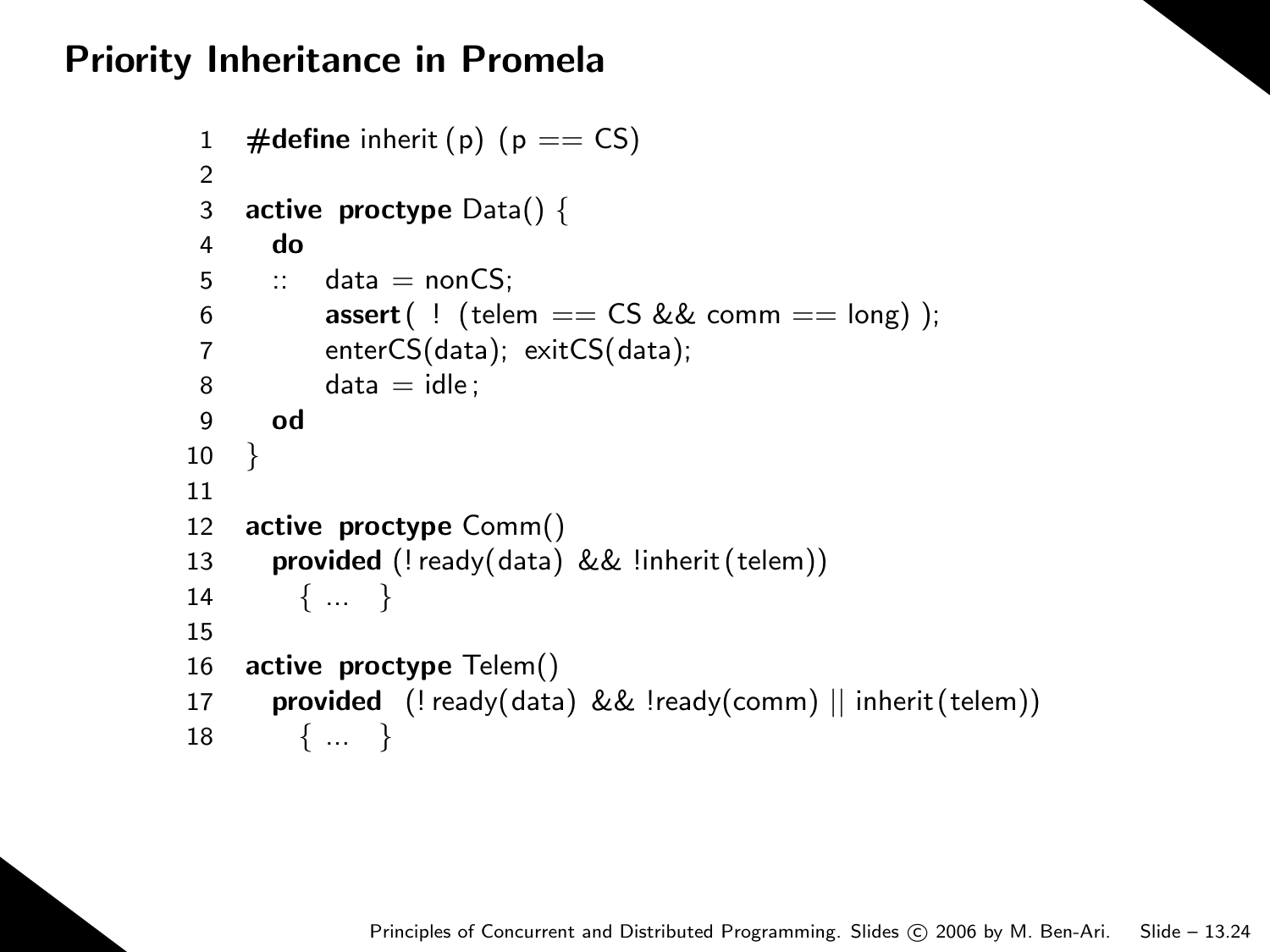# Priority Inheritance in Promela

```
1   #define inherit (p) (p == CS)
2
3   active proctype Data() {
4     do
5     ::   data = nonCS;
6          assert( ! (telem == CS && comm == long) );
7          enterCS(data); exitCS(data);
8          data = idle;
9     od
10  }
11
12  active proctype Comm()
13    provided (! ready(data) && !inherit (telem))
14      { ...  }
15
16  active proctype Telem()
17    provided  (! ready(data) && !ready(comm) || inherit (telem))
18      { ...  }
```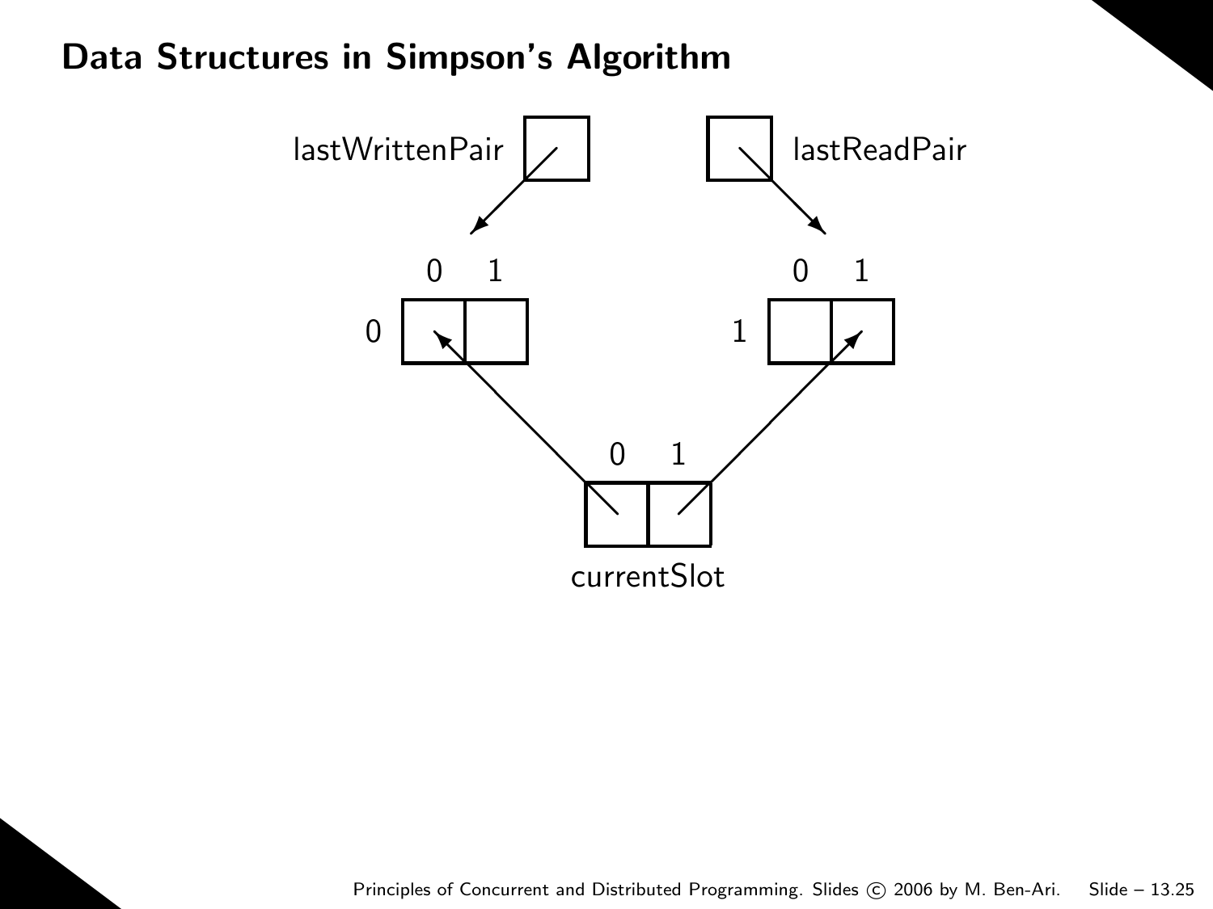## Data Structures in Simpson's Algorithm

lastWrittenPair

lastReadPair

0 1

0

0 1

1

0 1

currentSlot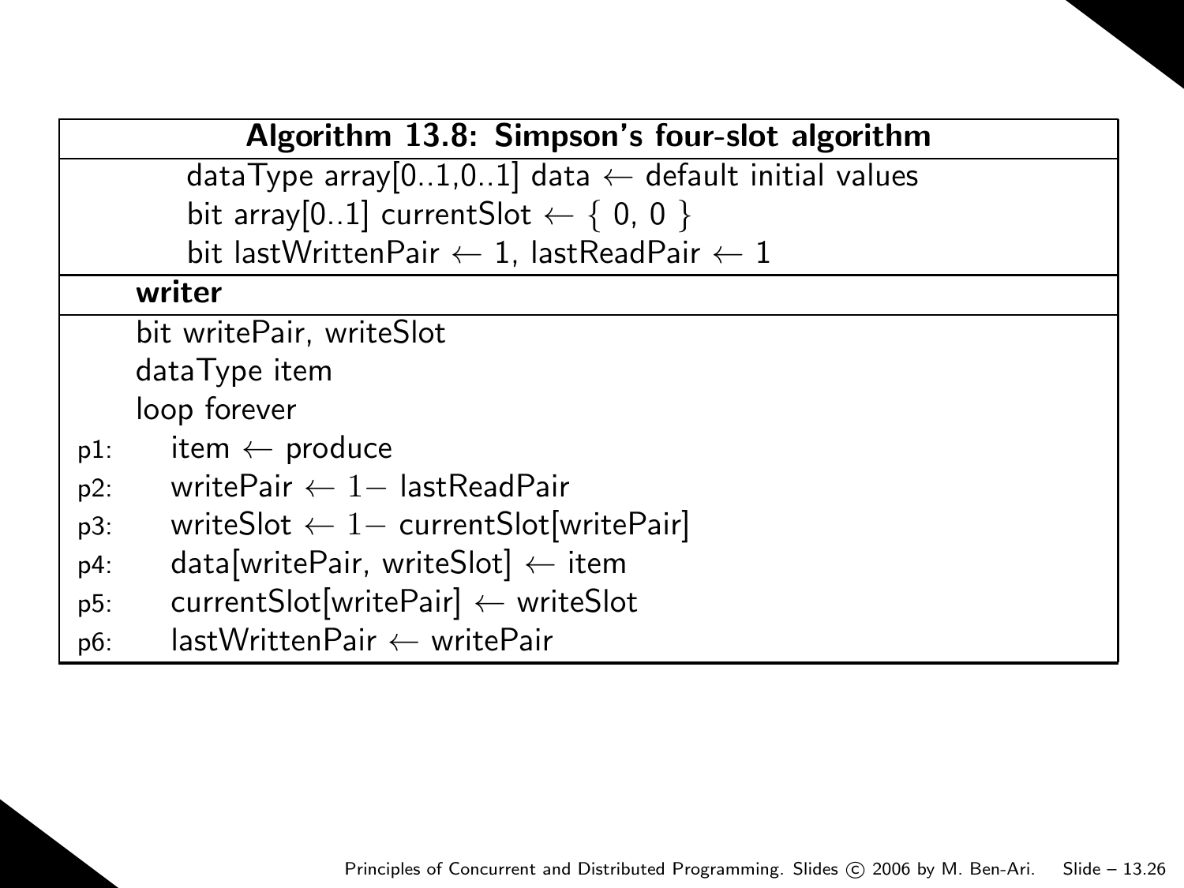**Algorithm 13.8: Simpson's four-slot algorithm**

```
        dataType array[0..1,0..1] data ← default initial values
        bit array[0..1] currentSlot ← { 0, 0 }
        bit lastWrittenPair ← 1, lastReadPair ← 1
```

**writer**

```
    bit writePair, writeSlot
    dataType item
    loop forever
p1:    item ← produce
p2:    writePair ← 1− lastReadPair
p3:    writeSlot ← 1− currentSlot[writePair]
p4:    data[writePair, writeSlot] ← item
p5:    currentSlot[writePair] ← writeSlot
p6:    lastWrittenPair ← writePair
```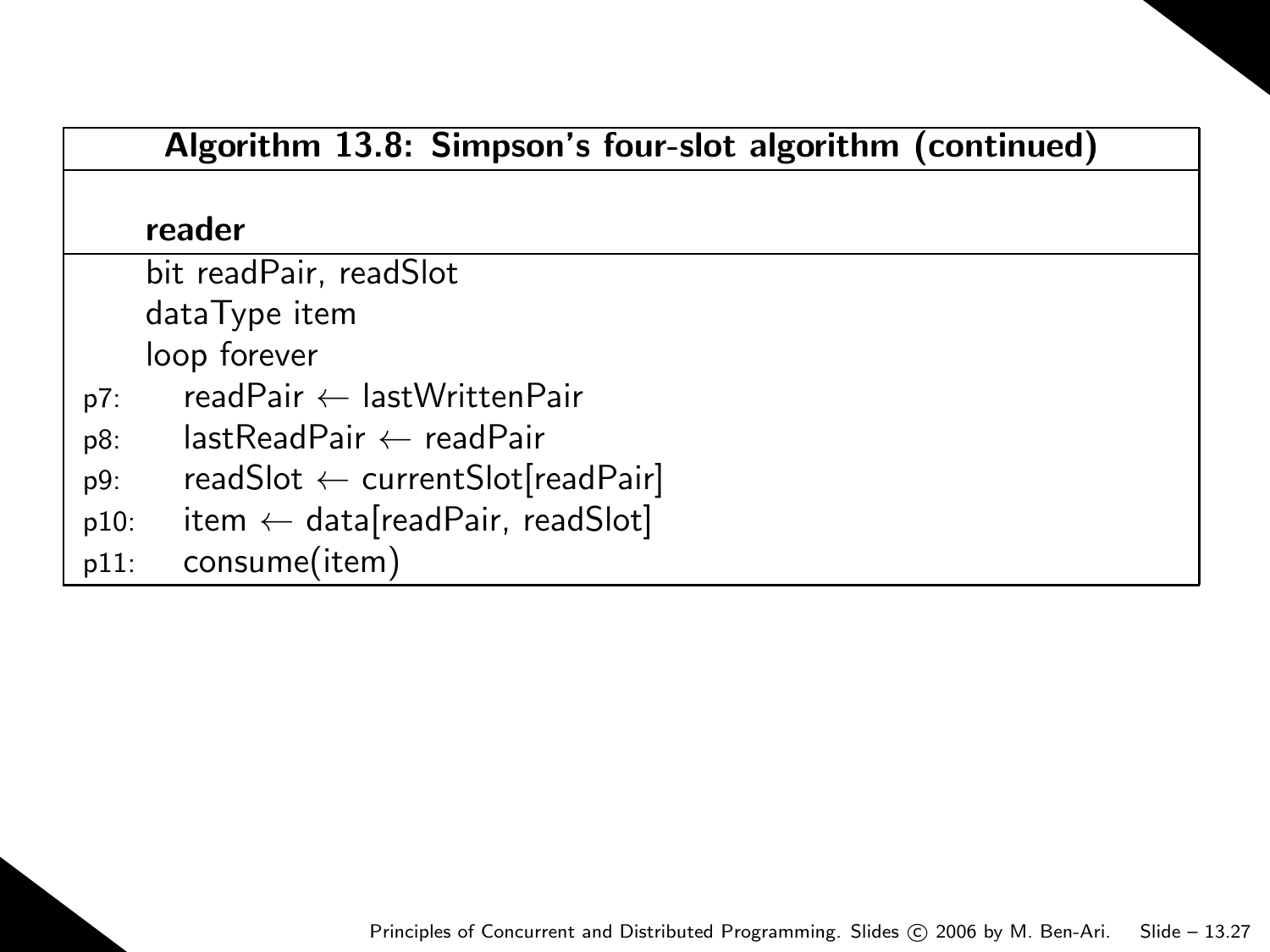**Algorithm 13.8: Simpson's four-slot algorithm (continued)**

**reader**

```
      bit readPair, readSlot
      dataType item
      loop forever
p7:      readPair ← lastWrittenPair
p8:      lastReadPair ← readPair
p9:      readSlot ← currentSlot[readPair]
p10:     item ← data[readPair, readSlot]
p11:     consume(item)
```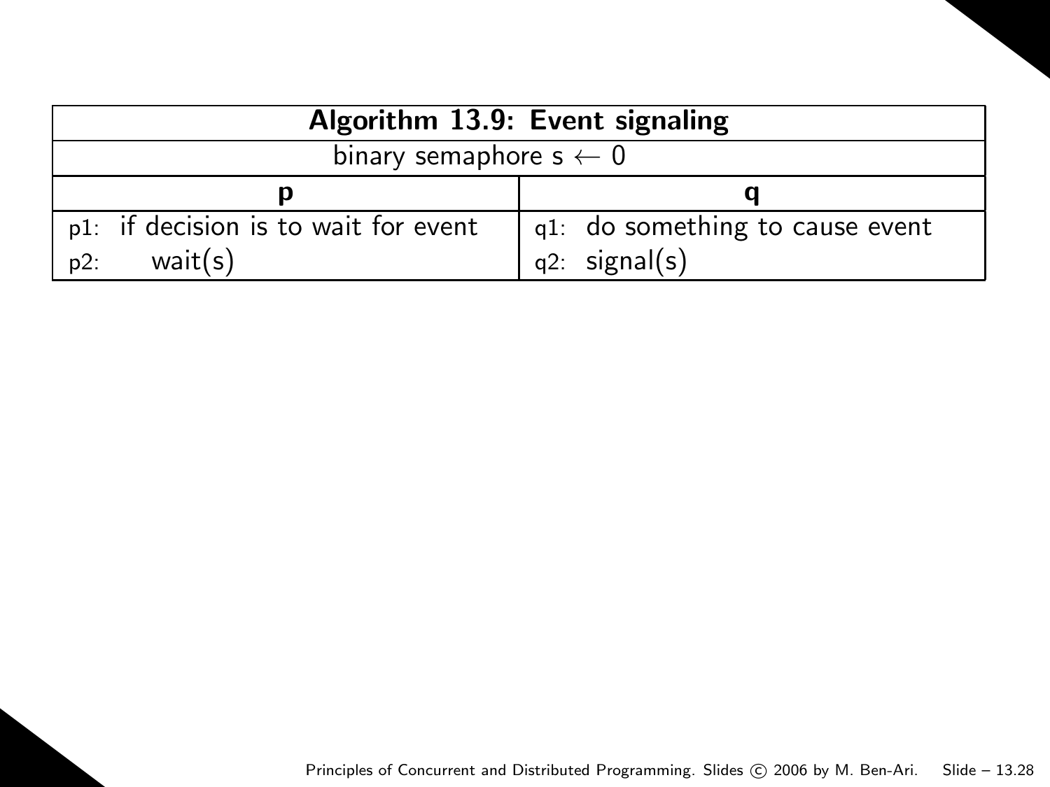| Algorithm 13.9: Event signaling | |
| --- | --- |
| binary semaphore s ← 0 | |
| **p** | **q** |
| p1: if decision is to wait for event | q1: do something to cause event |
| p2: wait(s) | q2: signal(s) |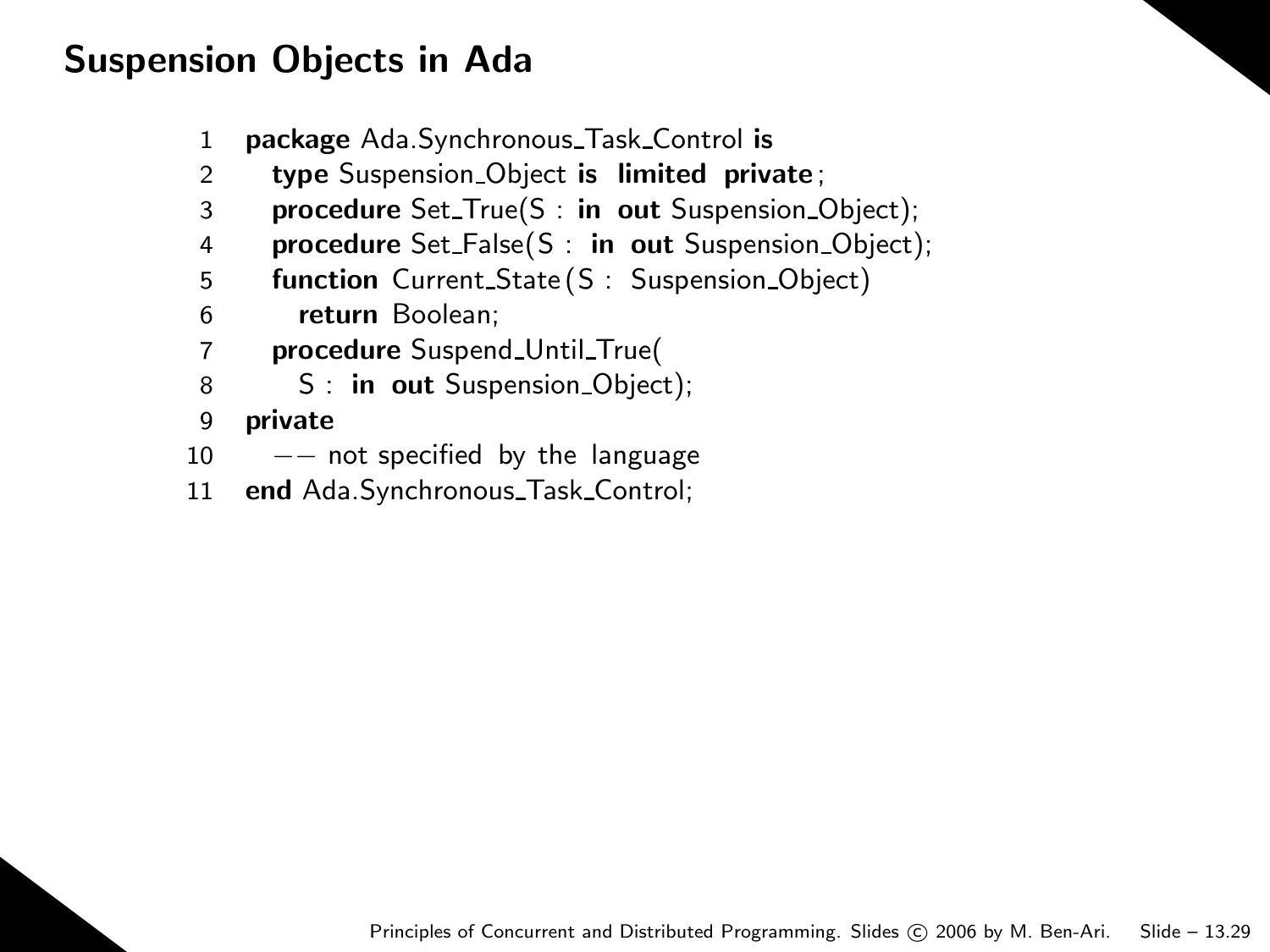# Suspension Objects in Ada

```
1   package Ada.Synchronous_Task_Control is
2     type Suspension_Object is limited private;
3     procedure Set_True(S : in out Suspension_Object);
4     procedure Set_False(S : in out Suspension_Object);
5     function Current_State(S : Suspension_Object)
6       return Boolean;
7     procedure Suspend_Until_True(
8       S : in out Suspension_Object);
9   private
10    -- not specified by the language
11  end Ada.Synchronous_Task_Control;
```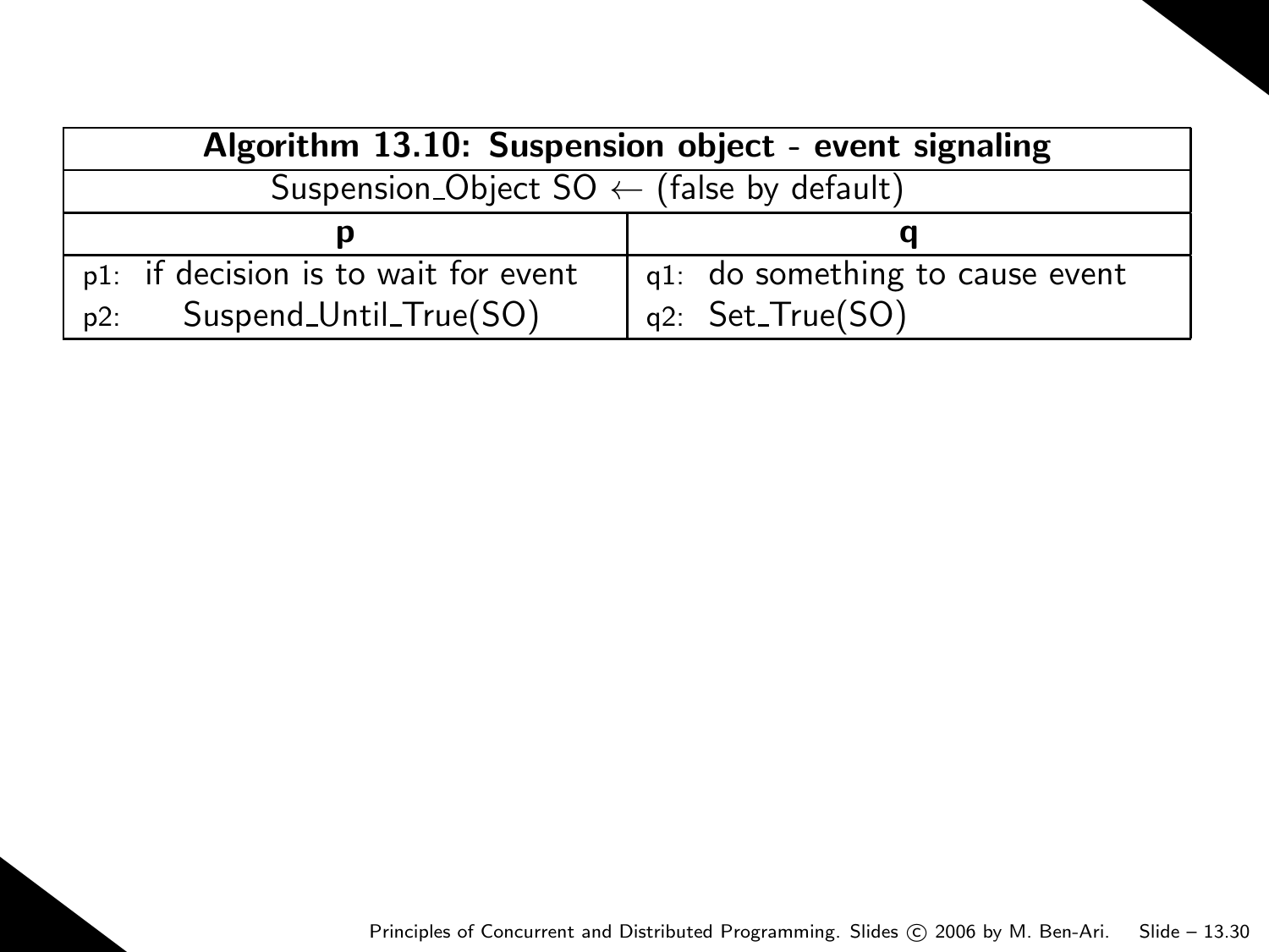| Algorithm 13.10: Suspension object - event signaling | |
|---|---|
| Suspension_Object SO ← (false by default) | |
| **p** | **q** |
| p1: if decision is to wait for event | q1: do something to cause event |
| p2: Suspend_Until_True(SO) | q2: Set_True(SO) |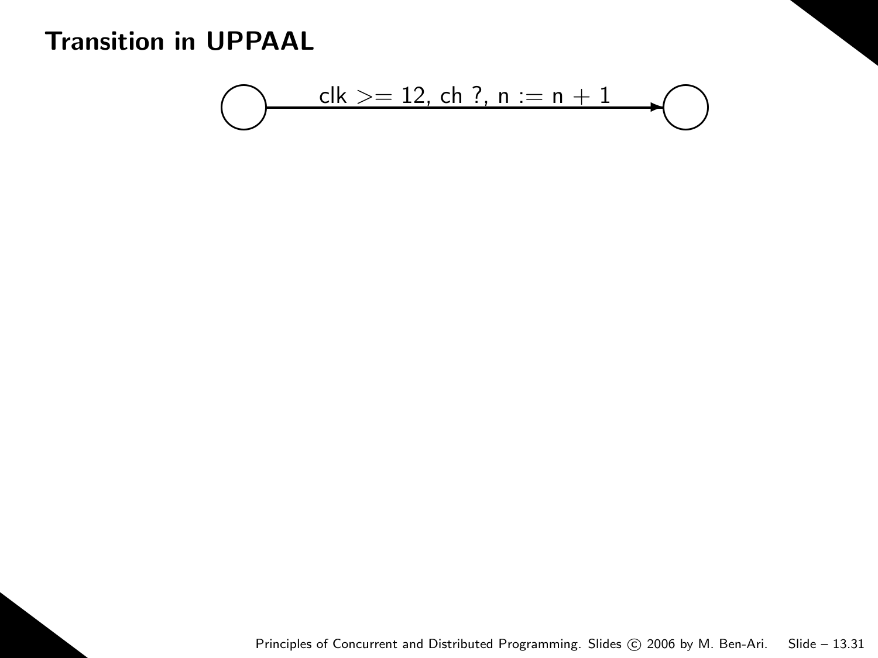# Transition in UPPAAL

clk >= 12, ch ?, n := n + 1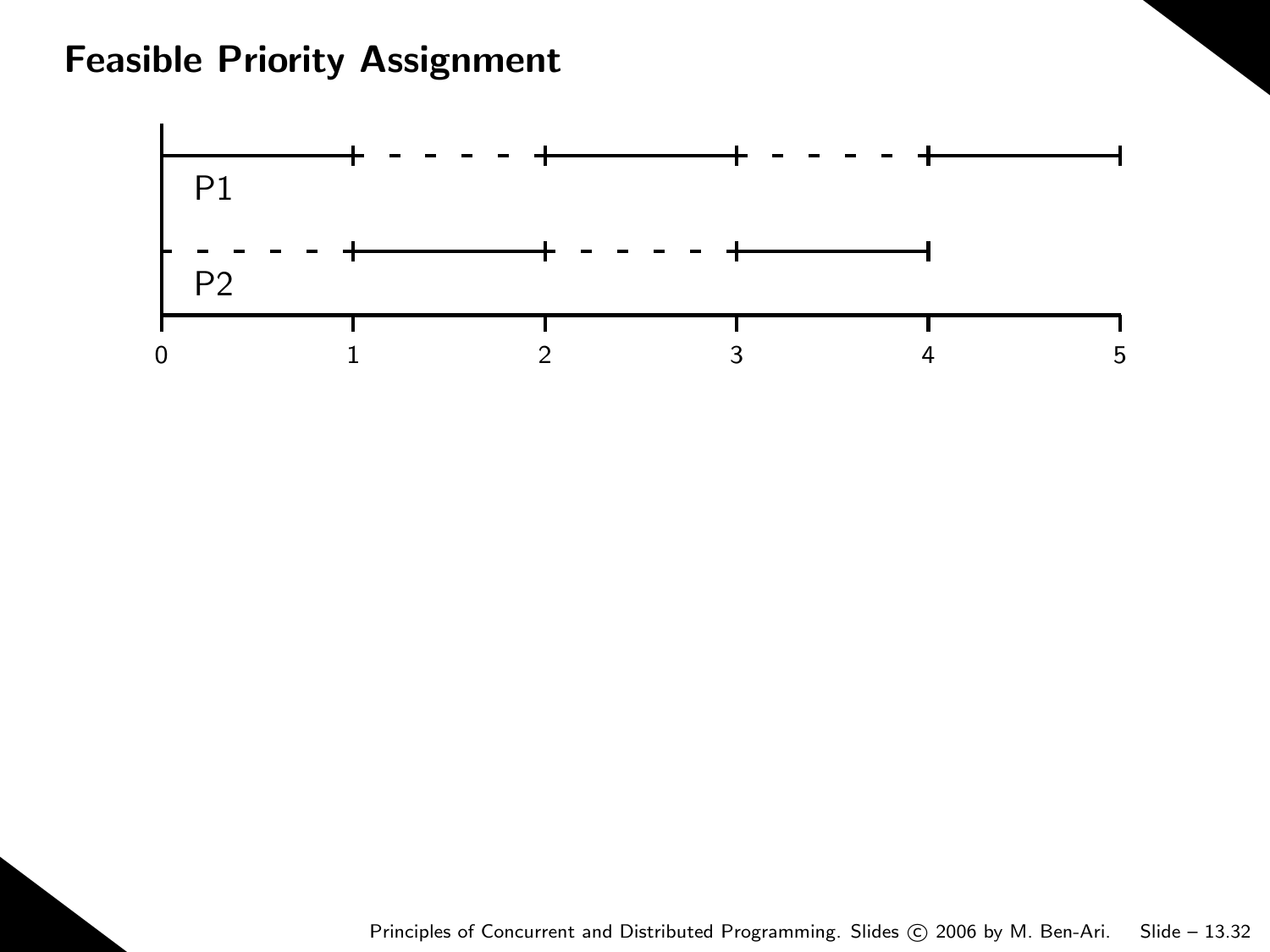# Feasible Priority Assignment

P1

P2

0
1
2
3
4
5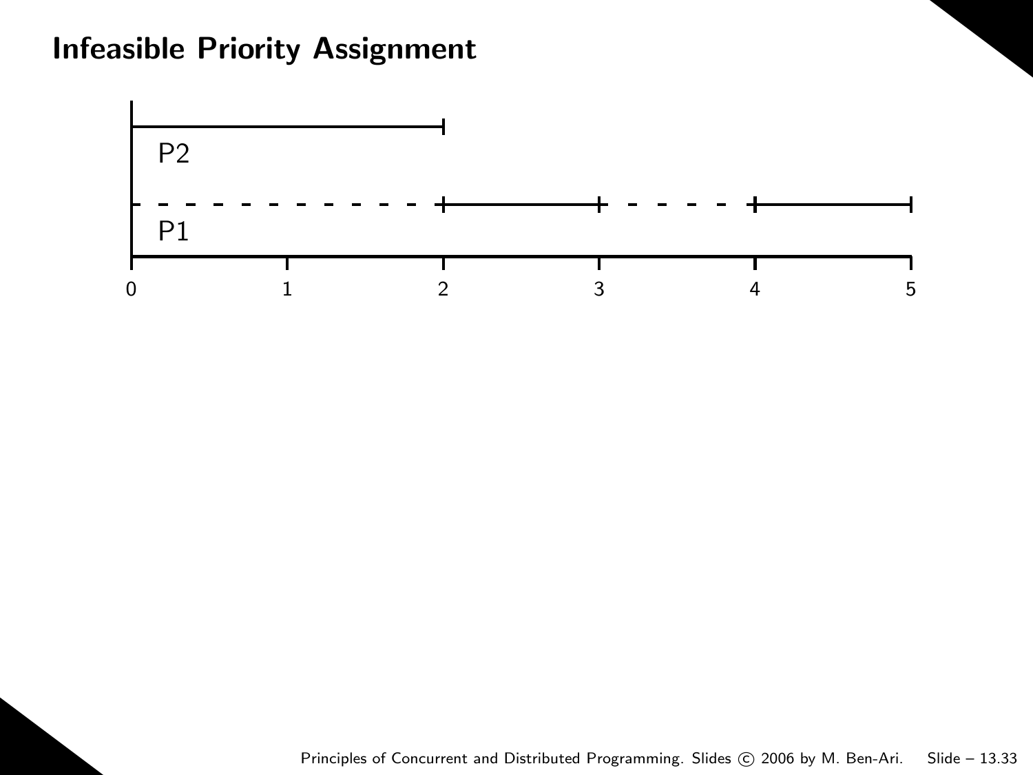# Infeasible Priority Assignment

P2

P1

0
1
2
3
4
5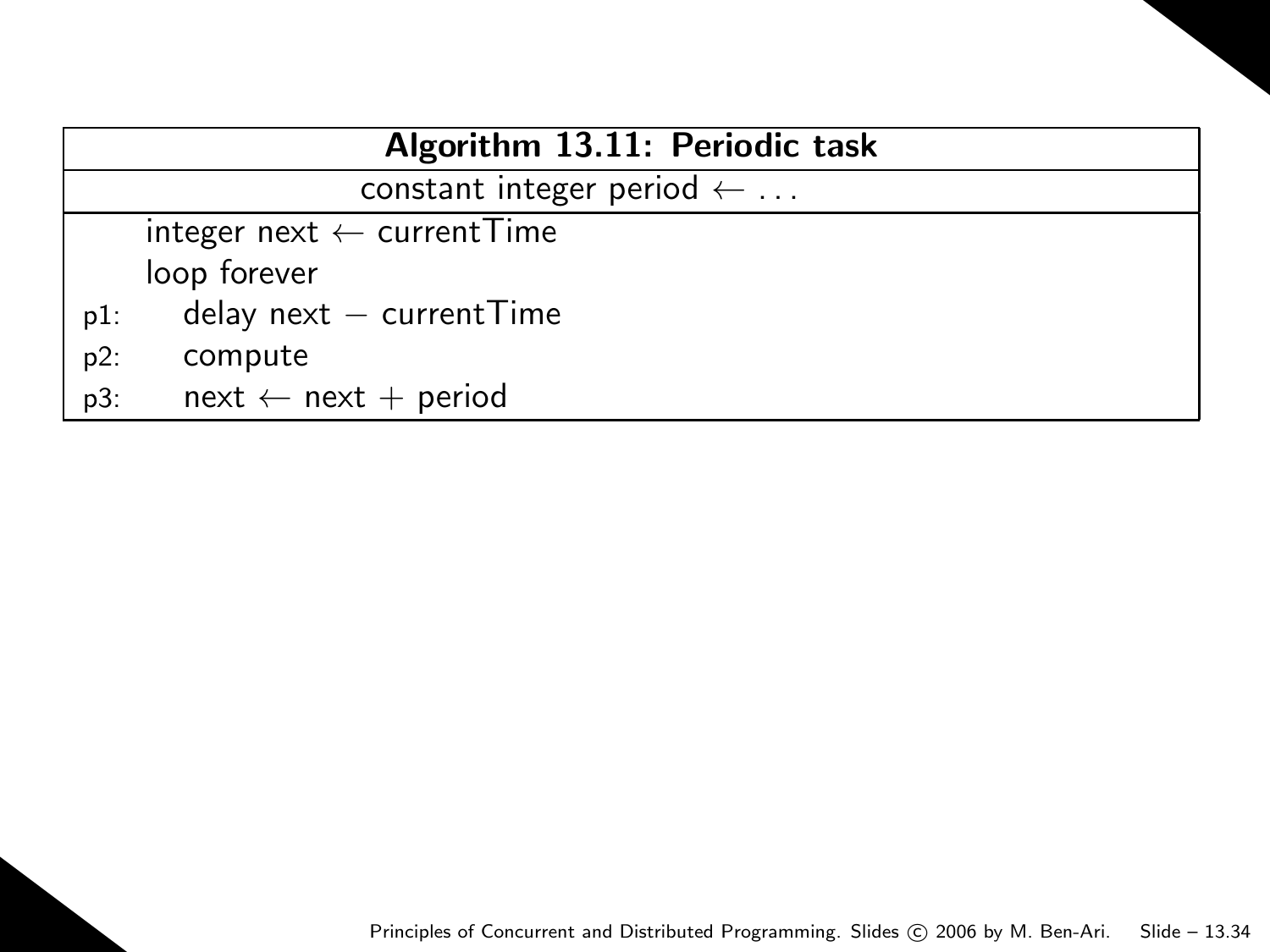**Algorithm 13.11: Periodic task**

constant integer period ← . . .

```
    integer next ← currentTime
    loop forever
p1:    delay next − currentTime
p2:    compute
p3:    next ← next + period
```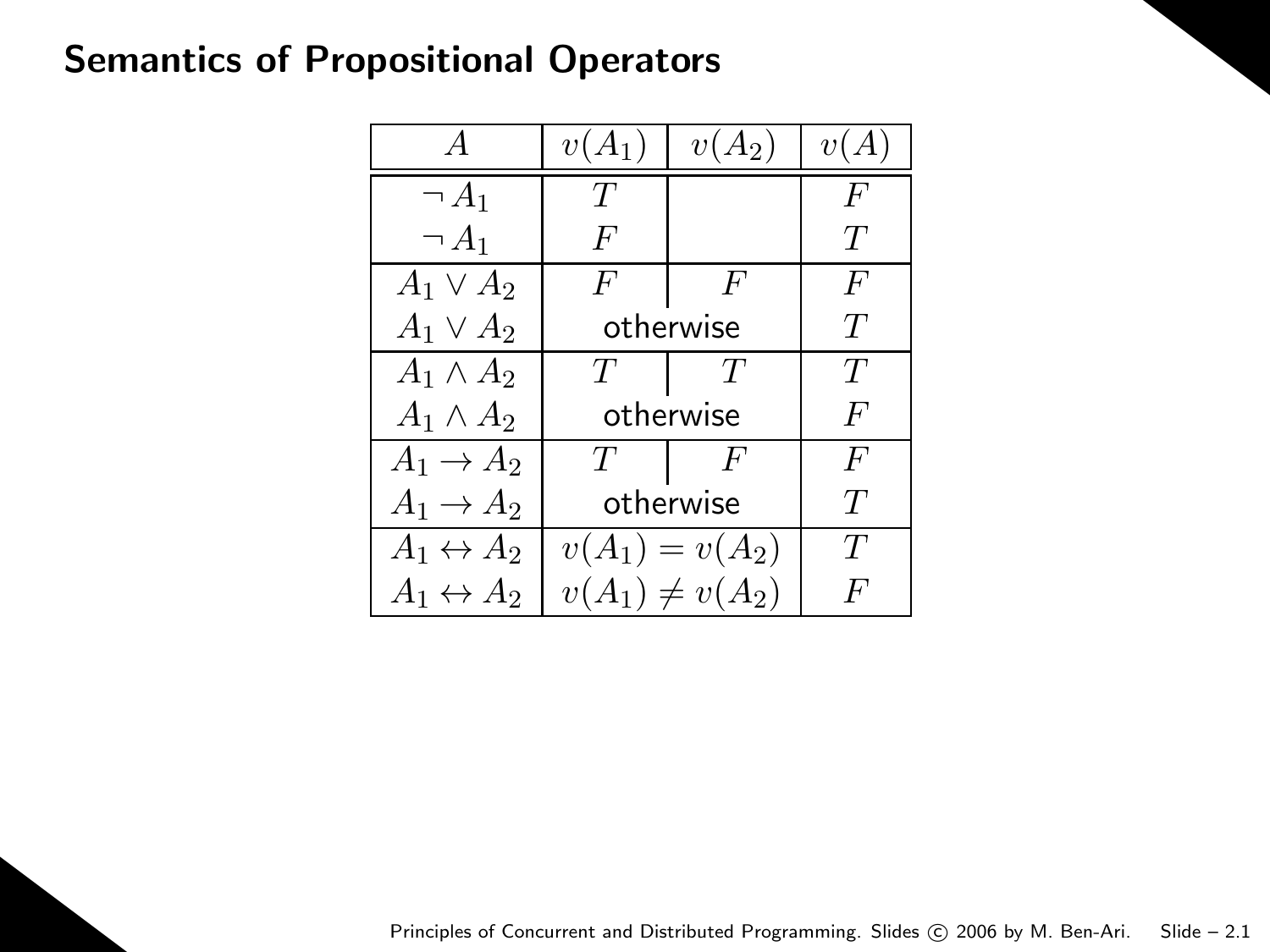## Semantics of Propositional Operators

| $A$ | $v(A_1)$ | $v(A_2)$ | $v(A)$ |
|---|---|---|---|
| $\neg A_1$ | $T$ | | $F$ |
| $\neg A_1$ | $F$ | | $T$ |
| $A_1 \vee A_2$ | $F$ | $F$ | $F$ |
| $A_1 \vee A_2$ | otherwise | | $T$ |
| $A_1 \wedge A_2$ | $T$ | $T$ | $T$ |
| $A_1 \wedge A_2$ | otherwise | | $F$ |
| $A_1 \rightarrow A_2$ | $T$ | $F$ | $F$ |
| $A_1 \rightarrow A_2$ | otherwise | | $T$ |
| $A_1 \leftrightarrow A_2$ | $v(A_1) = v(A_2)$ | | $T$ |
| $A_1 \leftrightarrow A_2$ | $v(A_1) \neq v(A_2)$ | | $F$ |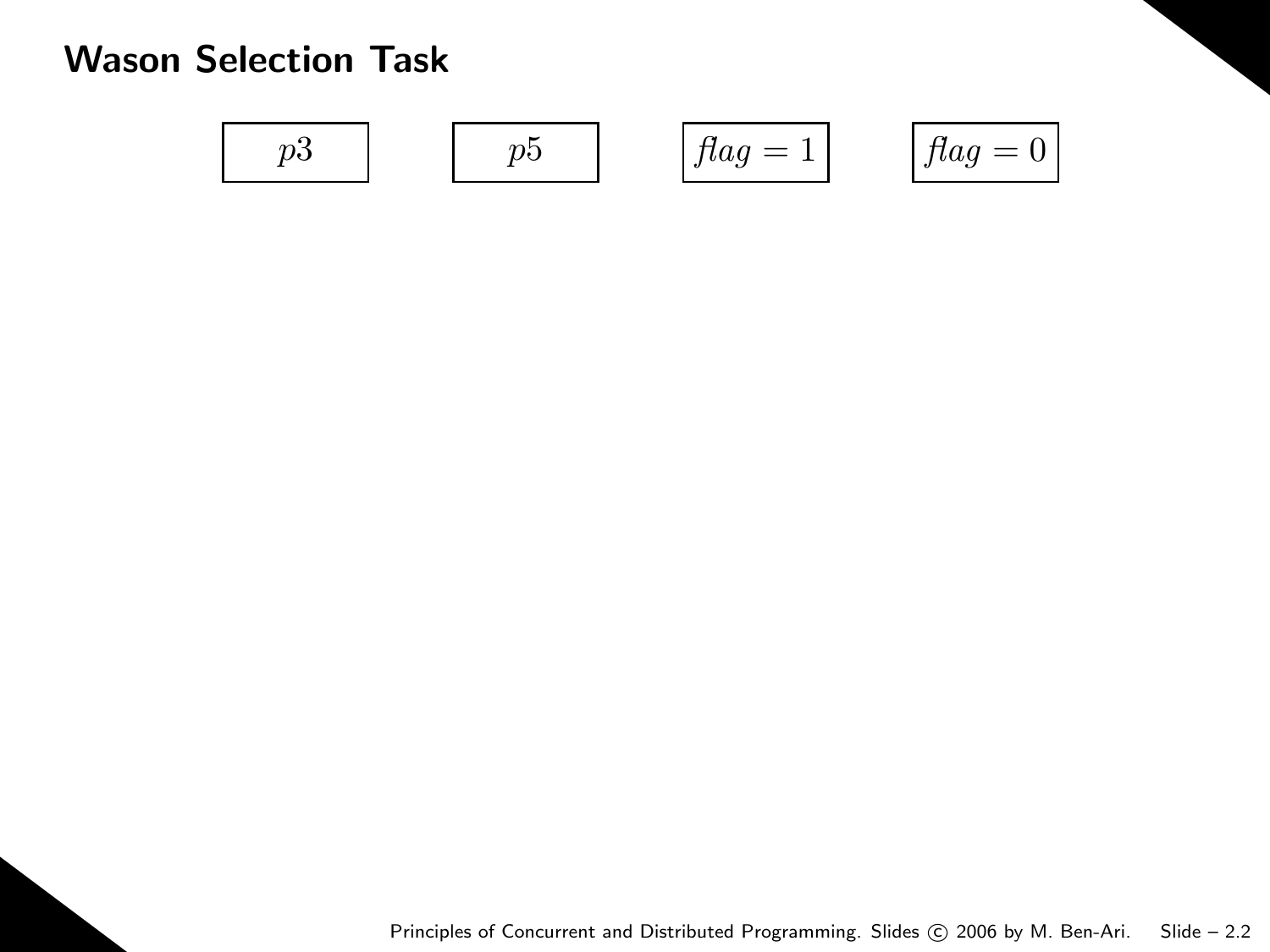# Wason Selection Task

| $p3$ | $p5$ | $\mathit{flag} = 1$ | $\mathit{flag} = 0$ |
|---|---|---|---|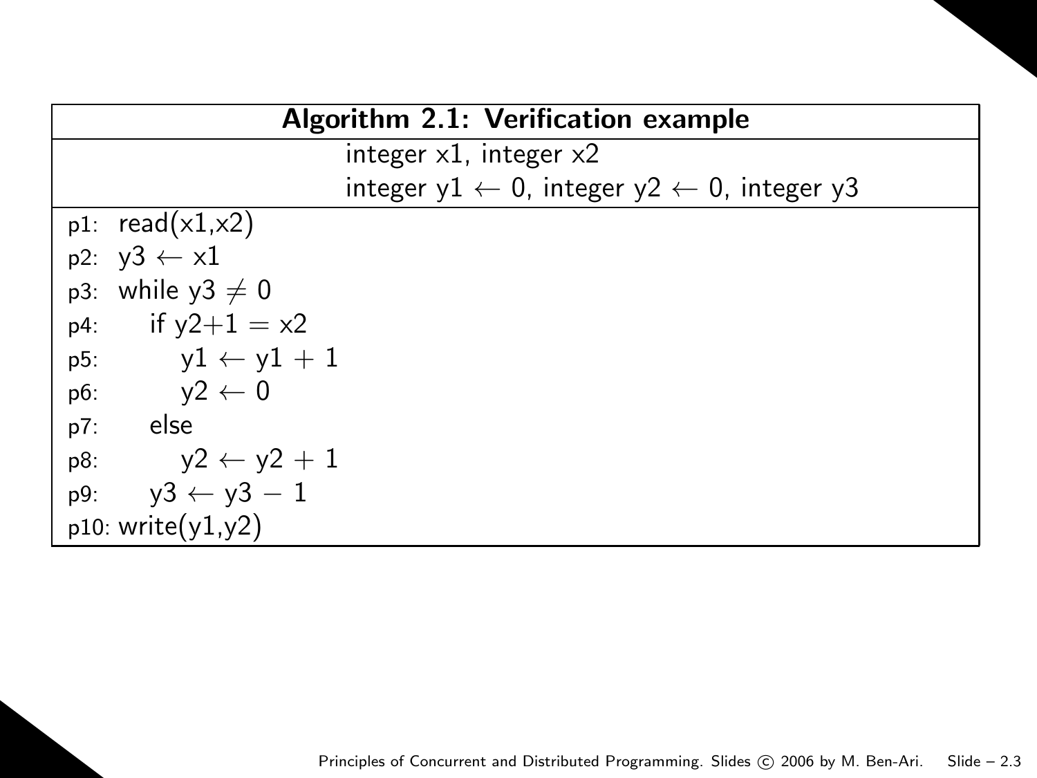## Algorithm 2.1: Verification example

```
integer x1, integer x2
integer y1 ← 0, integer y2 ← 0, integer y3

p1:  read(x1,x2)
p2:  y3 ← x1
p3:  while y3 ≠ 0
p4:     if y2+1 = x2
p5:        y1 ← y1 + 1
p6:        y2 ← 0
p7:     else
p8:        y2 ← y2 + 1
p9:     y3 ← y3 − 1
p10: write(y1,y2)
```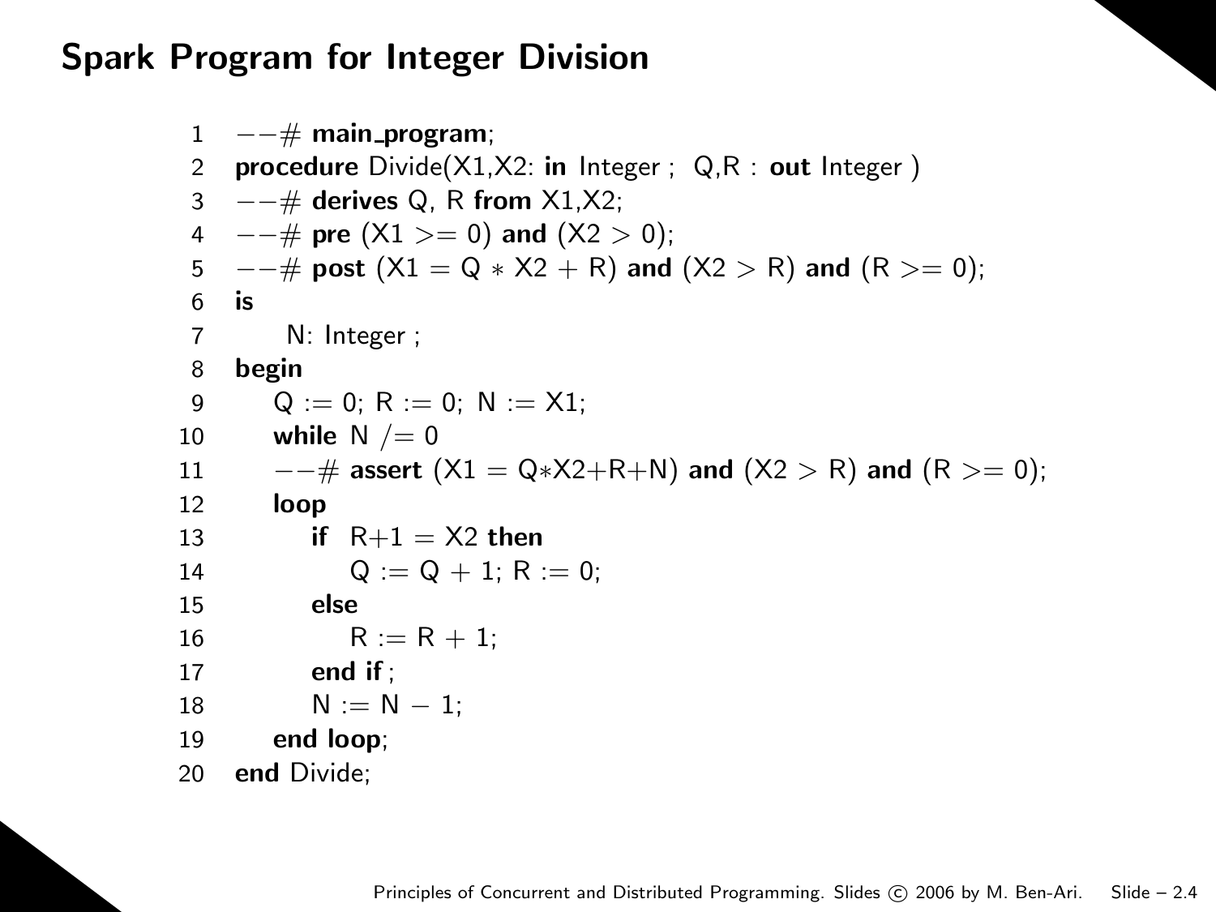# Spark Program for Integer Division

```
1   --# main_program;
2   procedure Divide(X1,X2: in Integer; Q,R : out Integer)
3   --# derives Q, R from X1,X2;
4   --# pre (X1 >= 0) and (X2 > 0);
5   --# post (X1 = Q * X2 + R) and (X2 > R) and (R >= 0);
6   is
7       N: Integer;
8   begin
9      Q := 0; R := 0; N := X1;
10     while N /= 0
11     --# assert (X1 = Q*X2+R+N) and (X2 > R) and (R >= 0);
12     loop
13        if R+1 = X2 then
14           Q := Q + 1; R := 0;
15        else
16           R := R + 1;
17        end if;
18        N := N - 1;
19     end loop;
20  end Divide;
```

Principles of Concurrent and Distributed Programming. Slides © 2006 by M. Ben-Ari.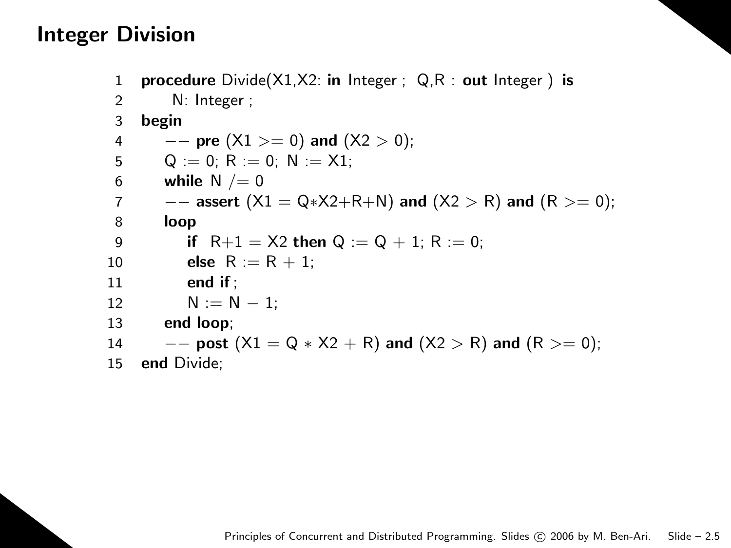## Integer Division

```
1   procedure Divide(X1,X2: in Integer ;  Q,R : out Integer ) is
2        N: Integer ;
3   begin
4       -- pre (X1 >= 0) and (X2 > 0);
5       Q := 0; R := 0; N := X1;
6       while N /= 0
7       -- assert (X1 = Q*X2+R+N) and (X2 > R) and (R >= 0);
8       loop
9           if  R+1 = X2 then Q := Q + 1; R := 0;
10          else  R := R + 1;
11          end if ;
12          N := N - 1;
13      end loop;
14      -- post (X1 = Q * X2 + R) and (X2 > R) and (R >= 0);
15  end Divide;
```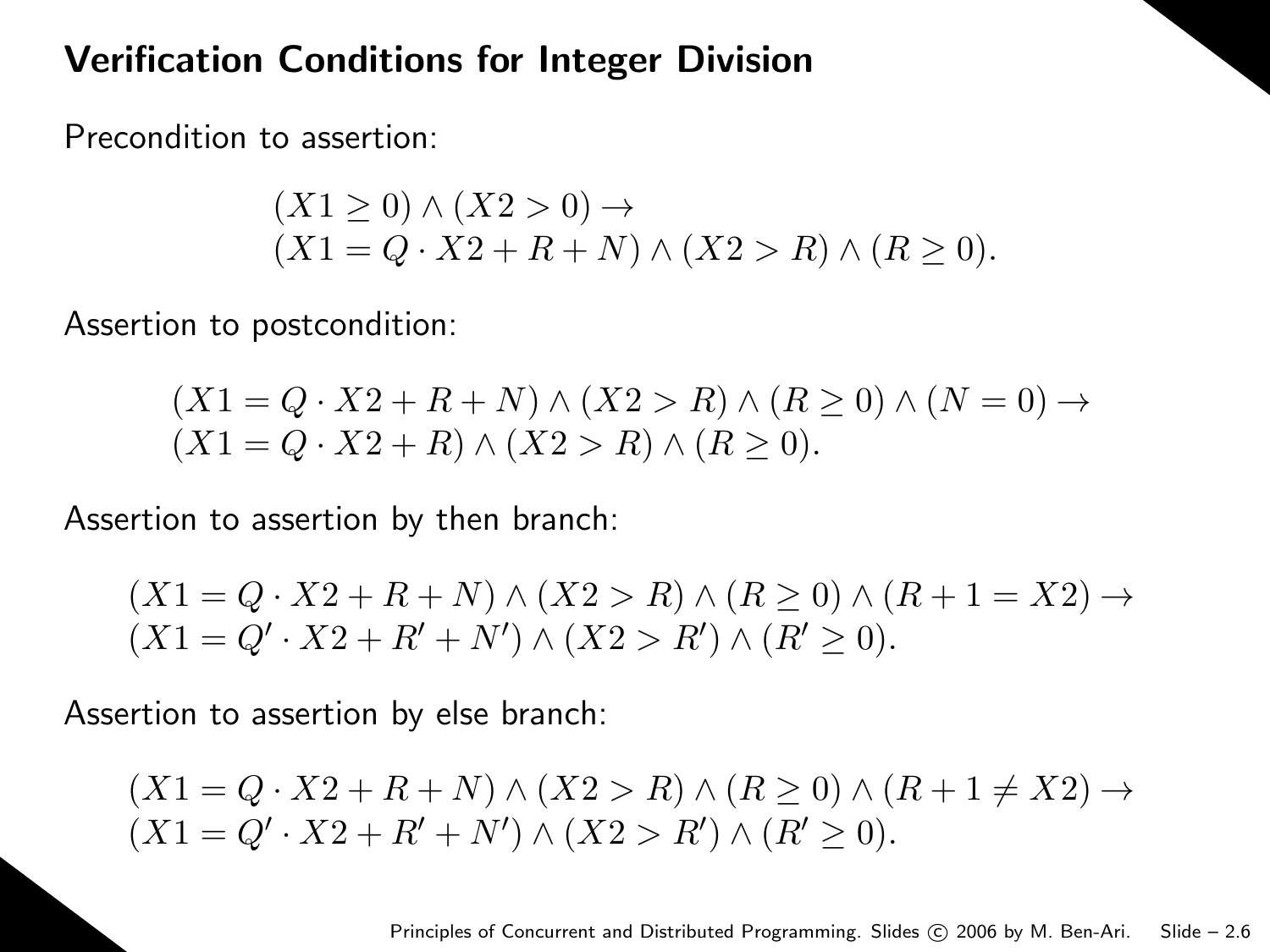## Verification Conditions for Integer Division

Precondition to assertion:

$$
\begin{array}{l}
(X1 \geq 0) \wedge (X2 > 0) \rightarrow \\
(X1 = Q \cdot X2 + R + N) \wedge (X2 > R) \wedge (R \geq 0).
\end{array}
$$

Assertion to postcondition:

$$
\begin{array}{l}
(X1 = Q \cdot X2 + R + N) \wedge (X2 > R) \wedge (R \geq 0) \wedge (N = 0) \rightarrow \\
(X1 = Q \cdot X2 + R) \wedge (X2 > R) \wedge (R \geq 0).
\end{array}
$$

Assertion to assertion by then branch:

$$
\begin{array}{l}
(X1 = Q \cdot X2 + R + N) \wedge (X2 > R) \wedge (R \geq 0) \wedge (R + 1 = X2) \rightarrow \\
(X1 = Q' \cdot X2 + R' + N') \wedge (X2 > R') \wedge (R' \geq 0).
\end{array}
$$

Assertion to assertion by else branch:

$$
\begin{array}{l}
(X1 = Q \cdot X2 + R + N) \wedge (X2 > R) \wedge (R \geq 0) \wedge (R + 1 \neq X2) \rightarrow \\
(X1 = Q' \cdot X2 + R' + N') \wedge (X2 > R') \wedge (R' \geq 0).
\end{array}
$$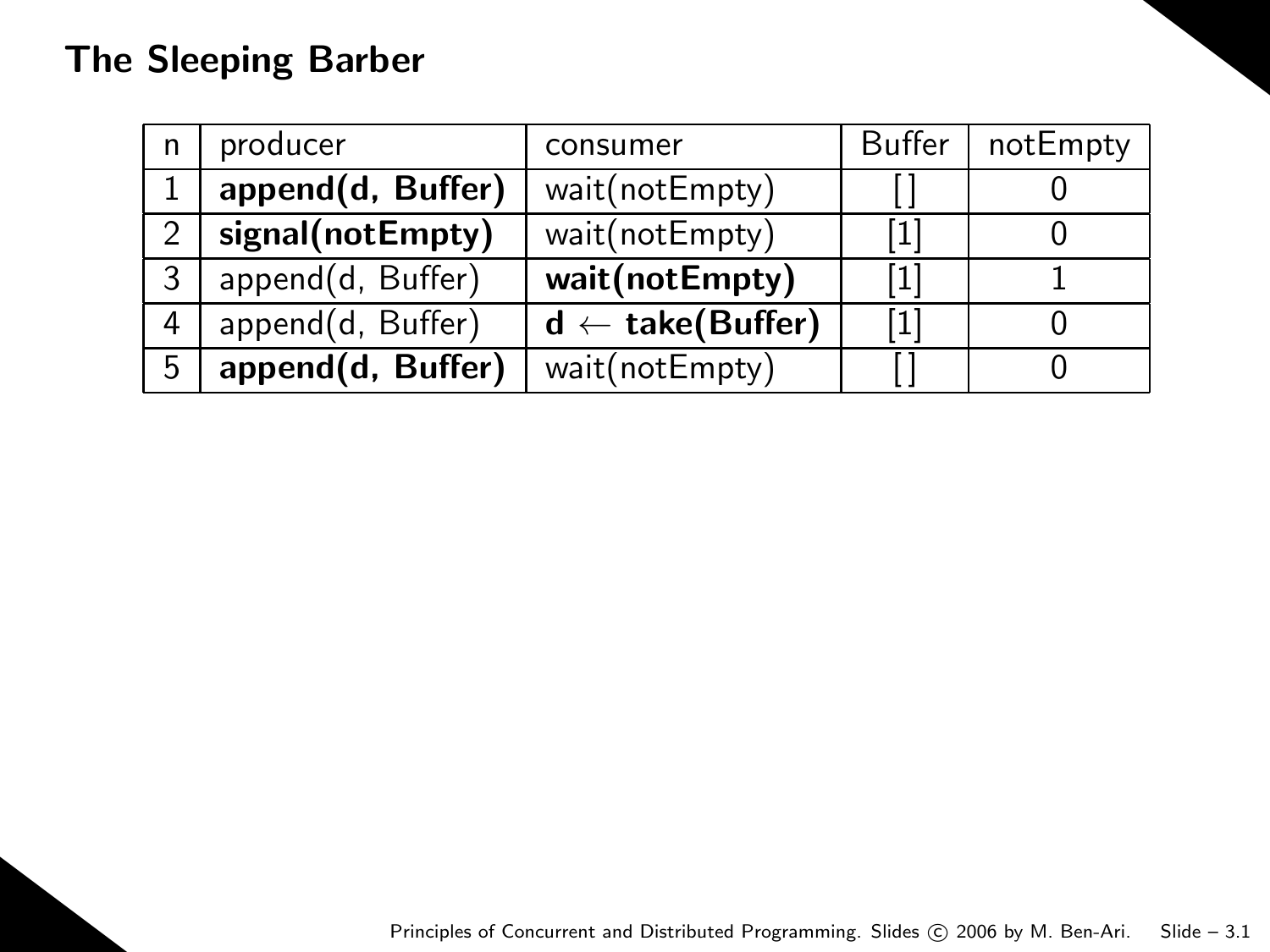# The Sleeping Barber

| n | producer | consumer | Buffer | notEmpty |
|---|---|---|---|---|
| 1 | **append(d, Buffer)** | wait(notEmpty) | [] | 0 |
| 2 | **signal(notEmpty)** | wait(notEmpty) | [1] | 0 |
| 3 | append(d, Buffer) | **wait(notEmpty)** | [1] | 1 |
| 4 | append(d, Buffer) | **d ← take(Buffer)** | [1] | 0 |
| 5 | **append(d, Buffer)** | wait(notEmpty) | [] | 0 |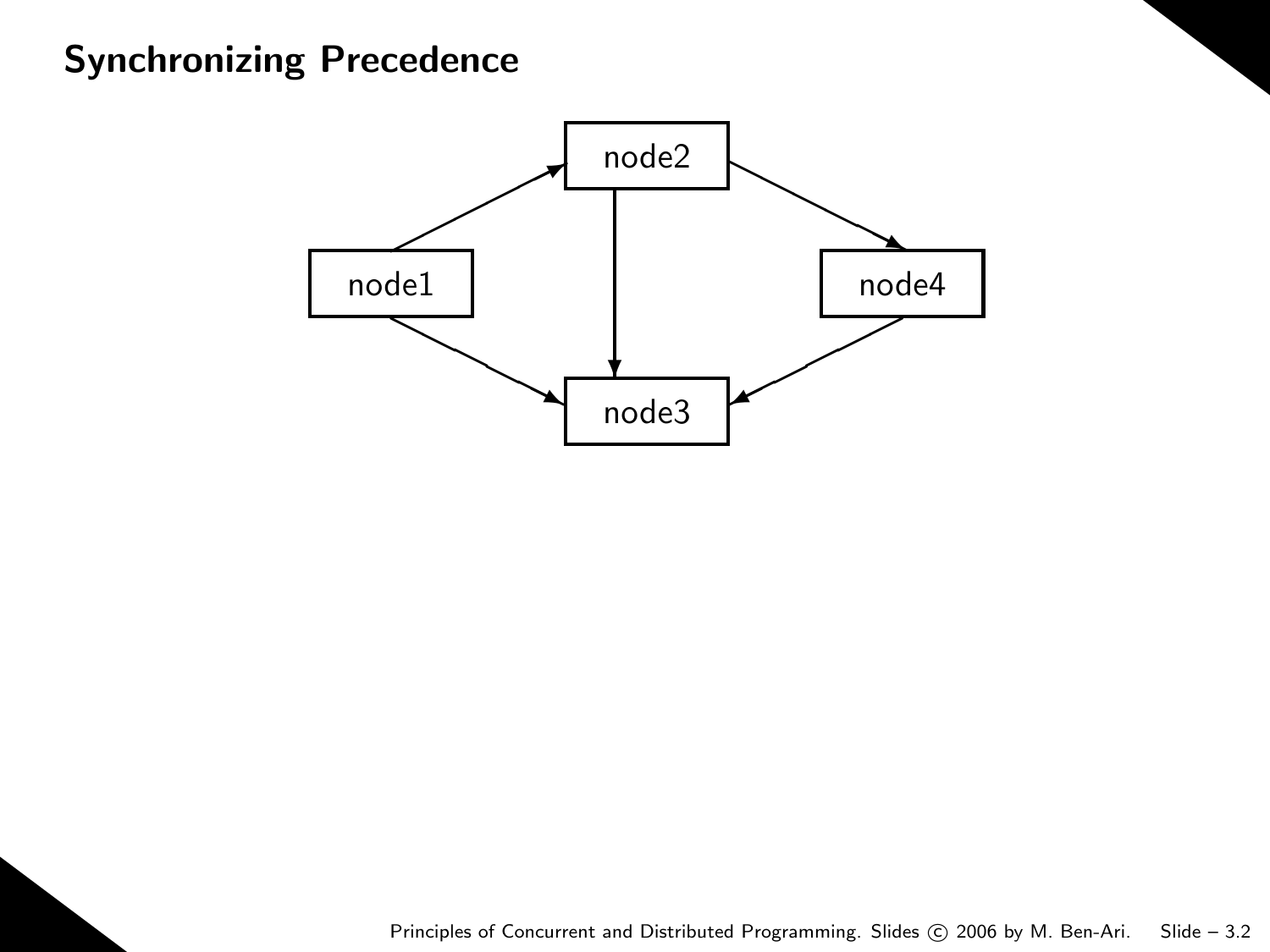# Synchronizing Precedence

node2

node1

node4

node3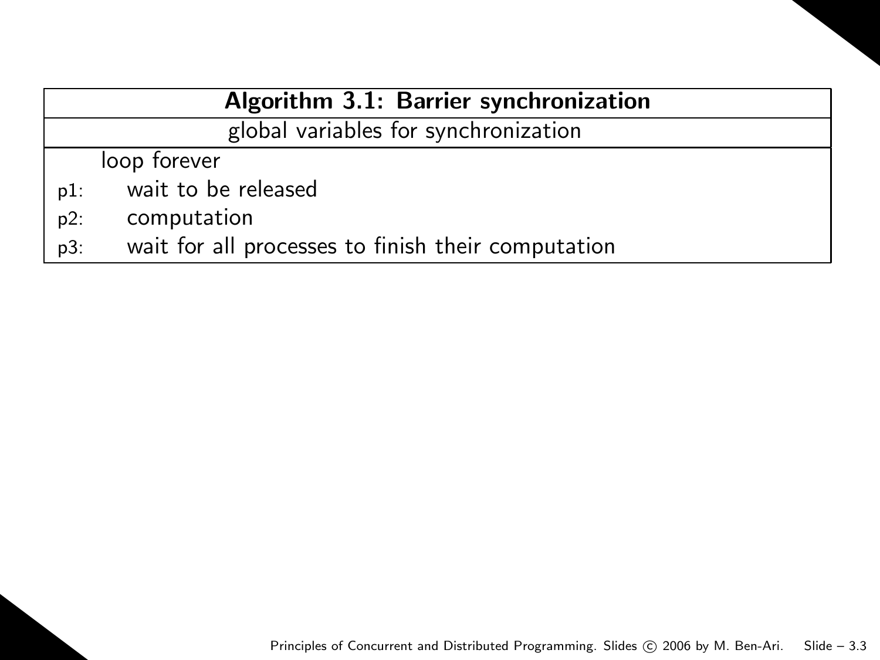**Algorithm 3.1: Barrier synchronization**

global variables for synchronization

```
     loop forever
p1:     wait to be released
p2:     computation
p3:     wait for all processes to finish their computation
```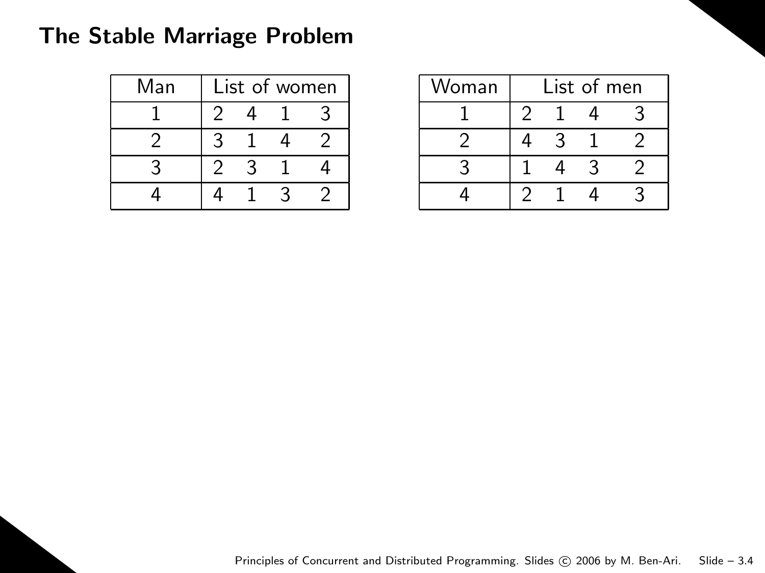# The Stable Marriage Problem

| Man | List of women | | | |
|---|---|---|---|---|
| 1 | 2 | 4 | 1 | 3 |
| 2 | 3 | 1 | 4 | 2 |
| 3 | 2 | 3 | 1 | 4 |
| 4 | 4 | 1 | 3 | 2 |

| Woman | List of men | | | |
|---|---|---|---|---|
| 1 | 2 | 1 | 4 | 3 |
| 2 | 4 | 3 | 1 | 2 |
| 3 | 1 | 4 | 3 | 2 |
| 4 | 2 | 1 | 4 | 3 |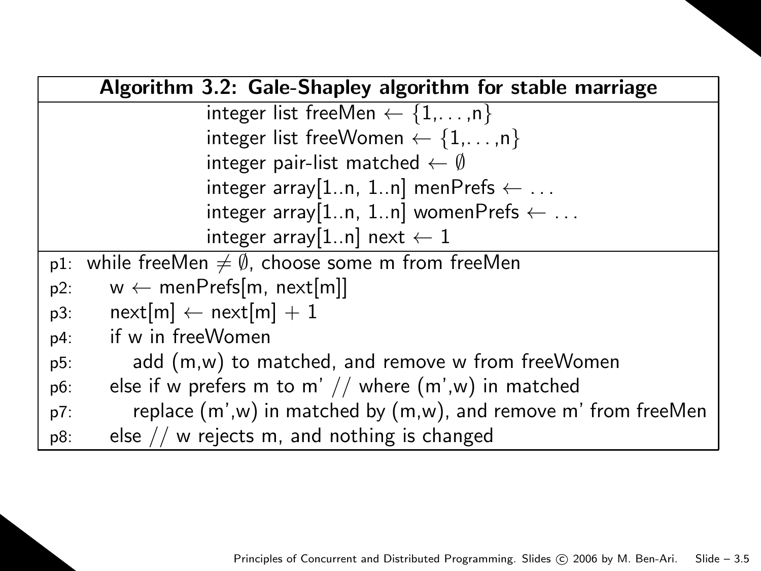**Algorithm 3.2: Gale-Shapley algorithm for stable marriage**

```
integer list freeMen ← {1,...,n}
integer list freeWomen ← {1,...,n}
integer pair-list matched ← ∅
integer array[1..n, 1..n] menPrefs ← ...
integer array[1..n, 1..n] womenPrefs ← ...
integer array[1..n] next ← 1

p1: while freeMen ≠ ∅, choose some m from freeMen
p2:    w ← menPrefs[m, next[m]]
p3:    next[m] ← next[m] + 1
p4:    if w in freeWomen
p5:       add (m,w) to matched, and remove w from freeWomen
p6:    else if w prefers m to m' // where (m',w) in matched
p7:       replace (m',w) in matched by (m,w), and remove m' from freeMen
p8:    else // w rejects m, and nothing is changed
```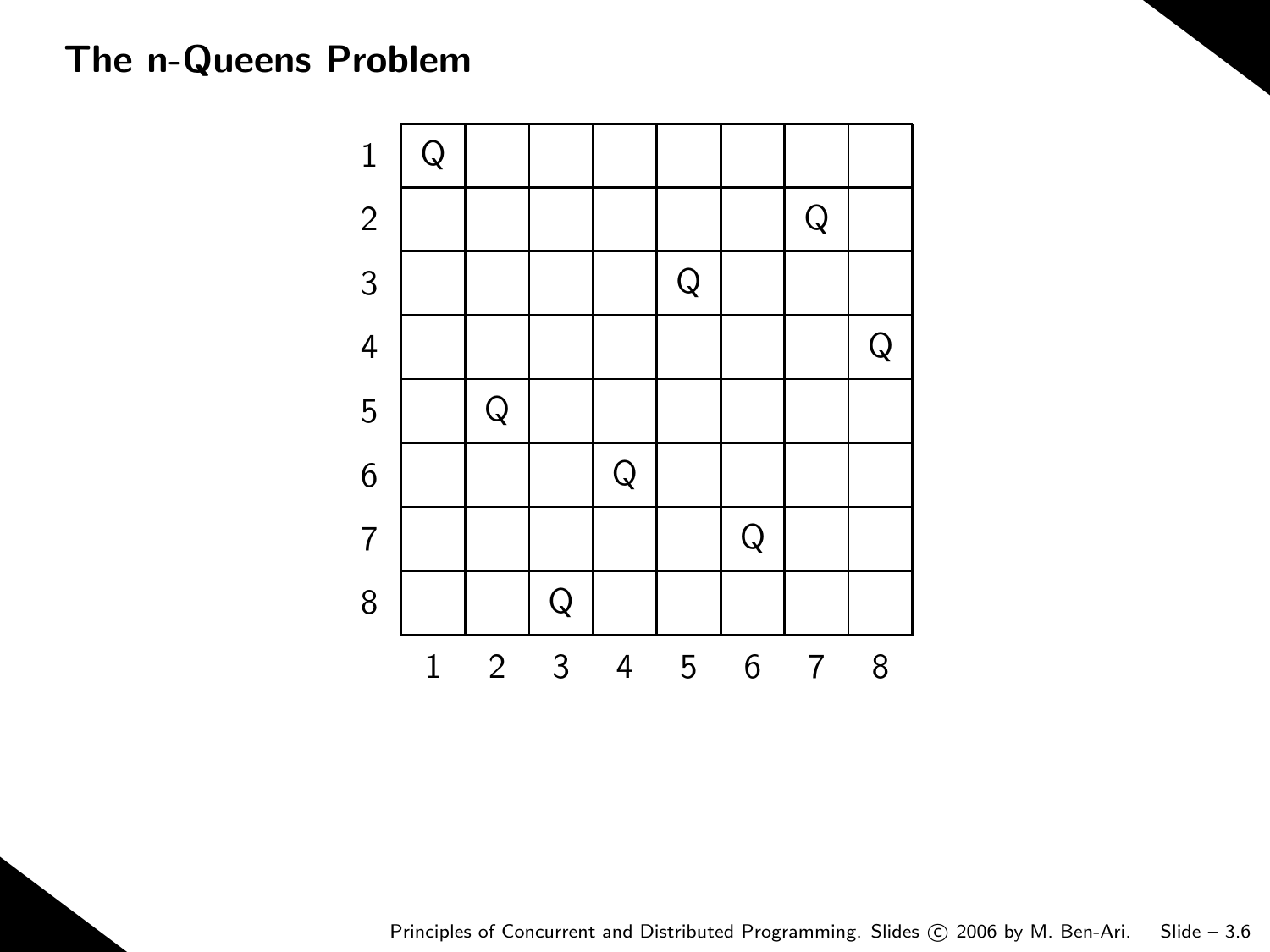# The n-Queens Problem

| | 1 | 2 | 3 | 4 | 5 | 6 | 7 | 8 |
|---|---|---|---|---|---|---|---|---|
| 1 | Q | | | | | | | |
| 2 | | | | | | | Q | |
| 3 | | | | | Q | | | |
| 4 | | | | | | | | Q |
| 5 | | Q | | | | | | |
| 6 | | | | Q | | | | |
| 7 | | | | | | Q | | |
| 8 | | | Q | | | | | |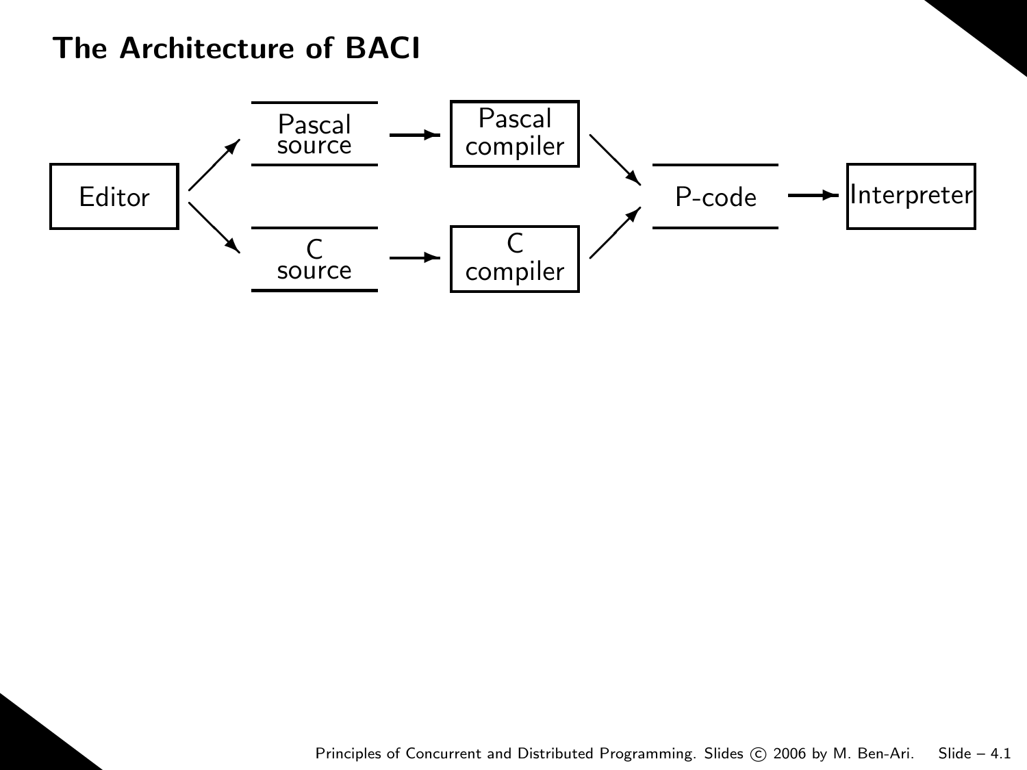# The Architecture of BACI

Editor

Pascal source

C source

Pascal compiler

C compiler

P-code

Interpreter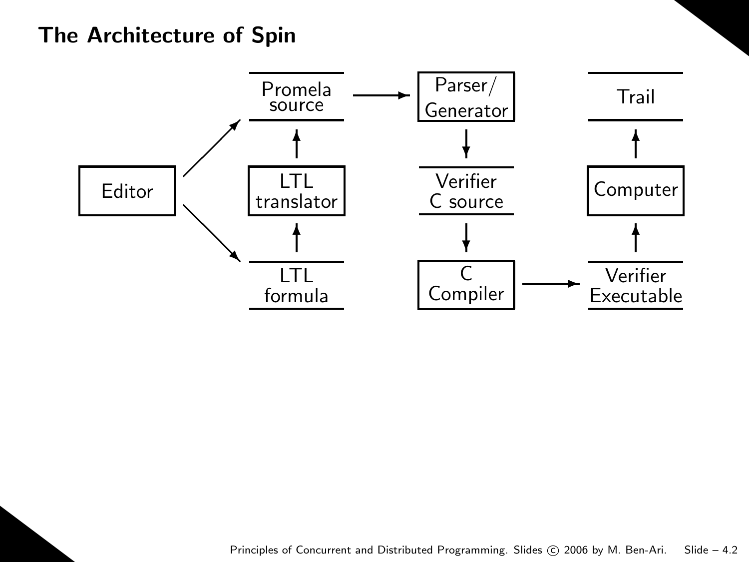## The Architecture of Spin

Editor

Promela source

LTL translator

LTL formula

Parser/ Generator

Verifier C source

C Compiler

Trail

Computer

Verifier Executable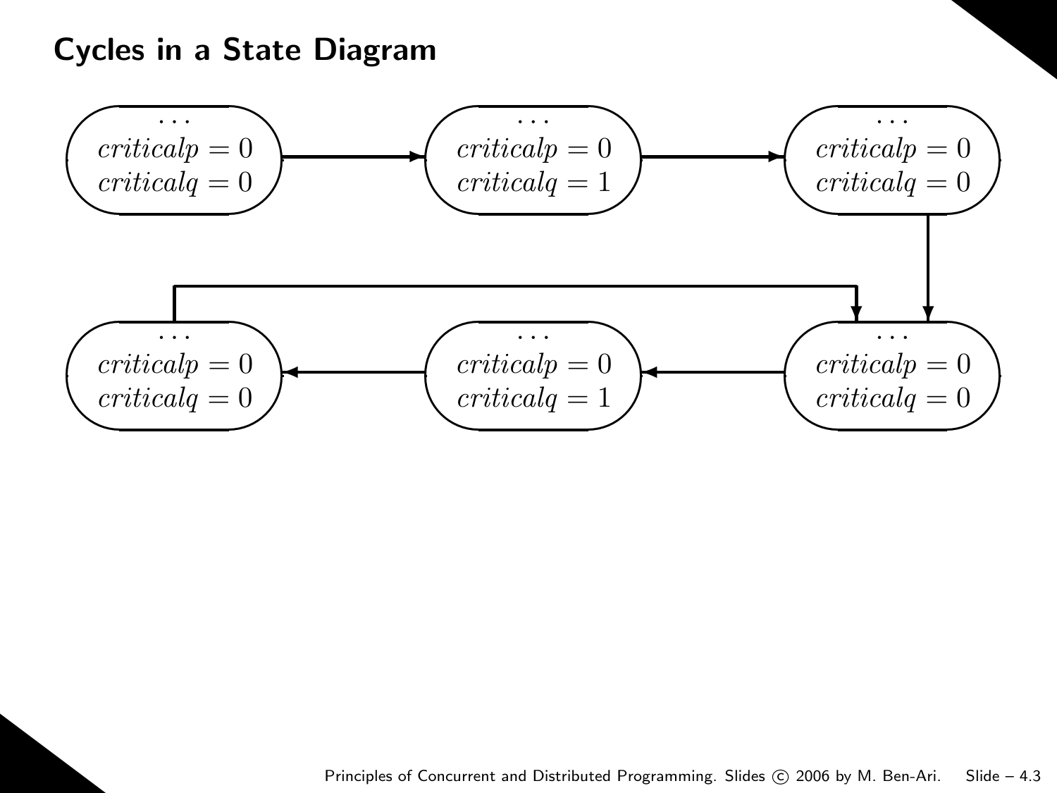# Cycles in a State Diagram

$\cdots$
$criticalp = 0$
$criticalq = 0$

$\cdots$
$criticalp = 0$
$criticalq = 1$

$\cdots$
$criticalp = 0$
$criticalq = 0$

$\cdots$
$criticalp = 0$
$criticalq = 0$

$\cdots$
$criticalp = 0$
$criticalq = 1$

$\cdots$
$criticalp = 0$
$criticalq = 0$